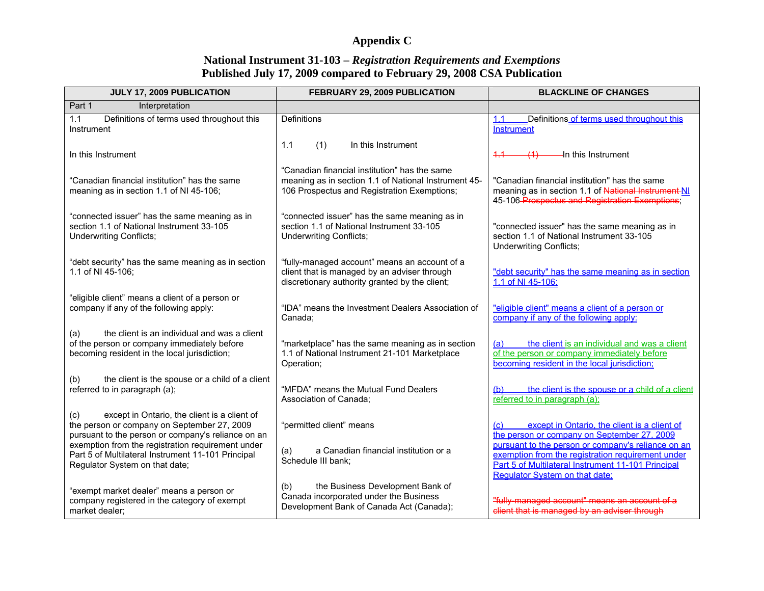# Appendix C

## National Instrument 31-103 – *Registration Requirements and Exemptions*
## Published July 17, 2009 compared to February 29, 2008 CSA Publication

| JULY 17, 2009 PUBLICATION | FEBRUARY 29, 2009 PUBLICATION | BLACKLINE OF CHANGES |
|---|---|---|
| Part 1 Interpretation | | |
| 1.1 Definitions of terms used throughout this Instrument<br><br>In this Instrument<br><br>"Canadian financial institution" has the same meaning as in section 1.1 of NI 45-106;<br><br>"connected issuer" has the same meaning as in section 1.1 of National Instrument 33-105 Underwriting Conflicts;<br><br>"debt security" has the same meaning as in section 1.1 of NI 45-106;<br><br>"eligible client" means a client of a person or company if any of the following apply:<br><br>(a) the client is an individual and was a client of the person or company immediately before becoming resident in the local jurisdiction;<br><br>(b) the client is the spouse or a child of a client referred to in paragraph (a);<br><br>(c) except in Ontario, the client is a client of the person or company on September 27, 2009 pursuant to the person or company's reliance on an exemption from the registration requirement under Part 5 of Multilateral Instrument 11-101 Principal Regulator System on that date;<br><br>"exempt market dealer" means a person or company registered in the category of exempt market dealer; | Definitions<br><br>1.1 (1) In this Instrument<br><br>"Canadian financial institution" has the same meaning as in section 1.1 of National Instrument 45-106 Prospectus and Registration Exemptions;<br><br>"connected issuer" has the same meaning as in section 1.1 of National Instrument 33-105 Underwriting Conflicts;<br><br>"fully-managed account" means an account of a client that is managed by an adviser through discretionary authority granted by the client;<br><br>"IDA" means the Investment Dealers Association of Canada;<br><br>"marketplace" has the same meaning as in section 1.1 of National Instrument 21-101 Marketplace Operation;<br><br>"MFDA" means the Mutual Fund Dealers Association of Canada;<br><br>"permitted client" means<br><br>(a) a Canadian financial institution or a Schedule III bank;<br><br>(b) the Business Development Bank of Canada incorporated under the Business Development Bank of Canada Act (Canada); | 1.1 Definitions of terms used throughout this Instrument<br><br>~~1.1 (1)~~ In this Instrument<br><br>"Canadian financial institution" has the same meaning as in section 1.1 of ~~National Instrument~~ NI 45-106 ~~Prospectus and Registration Exemptions~~;<br><br>"connected issuer" has the same meaning as in section 1.1 of National Instrument 33-105 Underwriting Conflicts;<br><br>"debt security" has the same meaning as in section 1.1 of NI 45-106;<br><br>"eligible client" means a client of a person or company if any of the following apply:<br><br>(a) the client is an individual and was a client of the person or company immediately before becoming resident in the local jurisdiction;<br><br>(b) the client is the spouse or a child of a client referred to in paragraph (a);<br><br>(c) except in Ontario, the client is a client of the person or company on September 27, 2009 pursuant to the person or company's reliance on an exemption from the registration requirement under Part 5 of Multilateral Instrument 11-101 Principal Regulator System on that date;<br><br>~~"fully-managed account" means an account of a client that is managed by an adviser through~~ |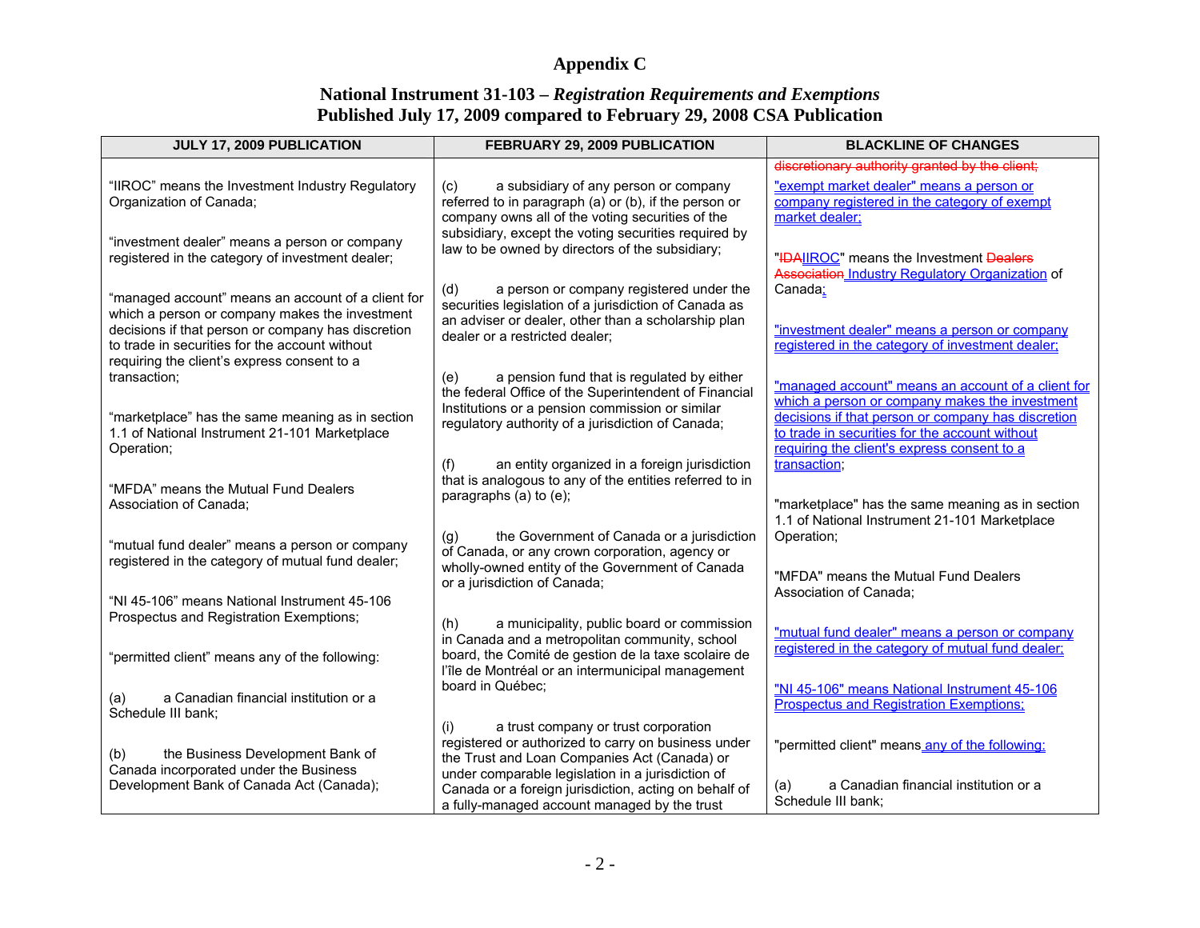# Appendix C

## National Instrument 31-103 – *Registration Requirements and Exemptions*
## Published July 17, 2009 compared to February 29, 2008 CSA Publication

| JULY 17, 2009 PUBLICATION | FEBRUARY 29, 2009 PUBLICATION | BLACKLINE OF CHANGES |
|---|---|---|
| "IIROC" means the Investment Industry Regulatory Organization of Canada;<br><br>"investment dealer" means a person or company registered in the category of investment dealer;<br><br>"managed account" means an account of a client for which a person or company makes the investment decisions if that person or company has discretion to trade in securities for the account without requiring the client's express consent to a transaction;<br><br>"marketplace" has the same meaning as in section 1.1 of National Instrument 21-101 Marketplace Operation;<br><br>"MFDA" means the Mutual Fund Dealers Association of Canada;<br><br>"mutual fund dealer" means a person or company registered in the category of mutual fund dealer;<br><br>"NI 45-106" means National Instrument 45-106 Prospectus and Registration Exemptions;<br><br>"permitted client" means any of the following:<br><br>(a) a Canadian financial institution or a Schedule III bank;<br><br>(b) the Business Development Bank of Canada incorporated under the Business Development Bank of Canada Act (Canada); | (c) a subsidiary of any person or company referred to in paragraph (a) or (b), if the person or company owns all of the voting securities of the subsidiary, except the voting securities required by law to be owned by directors of the subsidiary;<br><br>(d) a person or company registered under the securities legislation of a jurisdiction of Canada as an adviser or dealer, other than a scholarship plan dealer or a restricted dealer;<br><br>(e) a pension fund that is regulated by either the federal Office of the Superintendent of Financial Institutions or a pension commission or similar regulatory authority of a jurisdiction of Canada;<br><br>(f) an entity organized in a foreign jurisdiction that is analogous to any of the entities referred to in paragraphs (a) to (e);<br><br>(g) the Government of Canada or a jurisdiction of Canada, or any crown corporation, agency or wholly-owned entity of the Government of Canada or a jurisdiction of Canada;<br><br>(h) a municipality, public board or commission in Canada and a metropolitan community, school board, the Comité de gestion de la taxe scolaire de l'île de Montréal or an intermunicipal management board in Québec;<br><br>(i) a trust company or trust corporation registered or authorized to carry on business under the Trust and Loan Companies Act (Canada) or under comparable legislation in a jurisdiction of Canada or a foreign jurisdiction, acting on behalf of a fully-managed account managed by the trust | ~~discretionary authority granted by the client;~~<br><br>"exempt market dealer" means a person or company registered in the category of exempt market dealer;<br><br>"~~IDA~~IIROC" means the Investment ~~Dealers Association~~ Industry Regulatory Organization of Canada;<br><br>"investment dealer" means a person or company registered in the category of investment dealer;<br><br>"managed account" means an account of a client for which a person or company makes the investment decisions if that person or company has discretion to trade in securities for the account without requiring the client's express consent to a transaction;<br><br>"marketplace" has the same meaning as in section 1.1 of National Instrument 21-101 Marketplace Operation;<br><br>"MFDA" means the Mutual Fund Dealers Association of Canada;<br><br>"mutual fund dealer" means a person or company registered in the category of mutual fund dealer;<br><br>"NI 45-106" means National Instrument 45-106 Prospectus and Registration Exemptions;<br><br>"permitted client" means any of the following:<br><br>(a) a Canadian financial institution or a Schedule III bank; |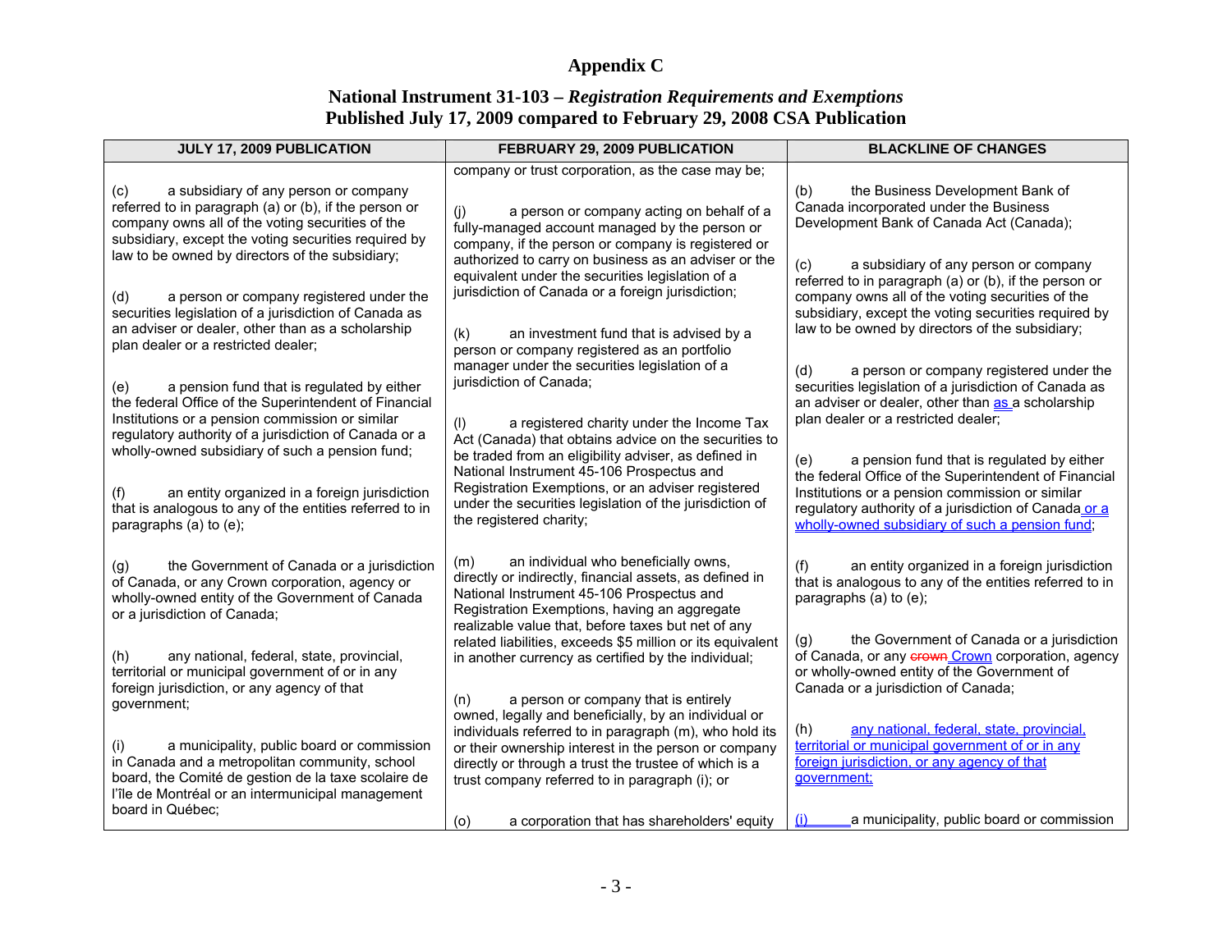# Appendix C

## National Instrument 31-103 – *Registration Requirements and Exemptions*
## Published July 17, 2009 compared to February 29, 2008 CSA Publication

| JULY 17, 2009 PUBLICATION | FEBRUARY 29, 2009 PUBLICATION | BLACKLINE OF CHANGES |
|---|---|---|
| (c) a subsidiary of any person or company referred to in paragraph (a) or (b), if the person or company owns all of the voting securities of the subsidiary, except the voting securities required by law to be owned by directors of the subsidiary;<br><br>(d) a person or company registered under the securities legislation of a jurisdiction of Canada as an adviser or dealer, other than as a scholarship plan dealer or a restricted dealer;<br><br>(e) a pension fund that is regulated by either the federal Office of the Superintendent of Financial Institutions or a pension commission or similar regulatory authority of a jurisdiction of Canada or a wholly-owned subsidiary of such a pension fund;<br><br>(f) an entity organized in a foreign jurisdiction that is analogous to any of the entities referred to in paragraphs (a) to (e);<br><br>(g) the Government of Canada or a jurisdiction of Canada, or any Crown corporation, agency or wholly-owned entity of the Government of Canada or a jurisdiction of Canada;<br><br>(h) any national, federal, state, provincial, territorial or municipal government of or in any foreign jurisdiction, or any agency of that government;<br><br>(i) a municipality, public board or commission in Canada and a metropolitan community, school board, the Comité de gestion de la taxe scolaire de l'île de Montréal or an intermunicipal management board in Québec; | company or trust corporation, as the case may be;<br><br>(j) a person or company acting on behalf of a fully-managed account managed by the person or company, if the person or company is registered or authorized to carry on business as an adviser or the equivalent under the securities legislation of a jurisdiction of Canada or a foreign jurisdiction;<br><br>(k) an investment fund that is advised by a person or company registered as an portfolio manager under the securities legislation of a jurisdiction of Canada;<br><br>(l) a registered charity under the Income Tax Act (Canada) that obtains advice on the securities to be traded from an eligibility adviser, as defined in National Instrument 45-106 Prospectus and Registration Exemptions, or an adviser registered under the securities legislation of the jurisdiction of the registered charity;<br><br>(m) an individual who beneficially owns, directly or indirectly, financial assets, as defined in National Instrument 45-106 Prospectus and Registration Exemptions, having an aggregate realizable value that, before taxes but net of any related liabilities, exceeds $5 million or its equivalent in another currency as certified by the individual;<br><br>(n) a person or company that is entirely owned, legally and beneficially, by an individual or individuals referred to in paragraph (m), who hold its or their ownership interest in the person or company directly or through a trust the trustee of which is a trust company referred to in paragraph (i); or<br><br>(o) a corporation that has shareholders' equity | (b) the Business Development Bank of Canada incorporated under the Business Development Bank of Canada Act (Canada);<br><br>(c) a subsidiary of any person or company referred to in paragraph (a) or (b), if the person or company owns all of the voting securities of the subsidiary, except the voting securities required by law to be owned by directors of the subsidiary;<br><br>(d) a person or company registered under the securities legislation of a jurisdiction of Canada as an adviser or dealer, other than as a scholarship plan dealer or a restricted dealer;<br><br>(e) a pension fund that is regulated by either the federal Office of the Superintendent of Financial Institutions or a pension commission or similar regulatory authority of a jurisdiction of Canada or a wholly-owned subsidiary of such a pension fund;<br><br>(f) an entity organized in a foreign jurisdiction that is analogous to any of the entities referred to in paragraphs (a) to (e);<br><br>(g) the Government of Canada or a jurisdiction of Canada, or any ~~crown~~ Crown corporation, agency or wholly-owned entity of the Government of Canada or a jurisdiction of Canada;<br><br>(h) any national, federal, state, provincial, territorial or municipal government of or in any foreign jurisdiction, or any agency of that government;<br><br>(i) a municipality, public board or commission |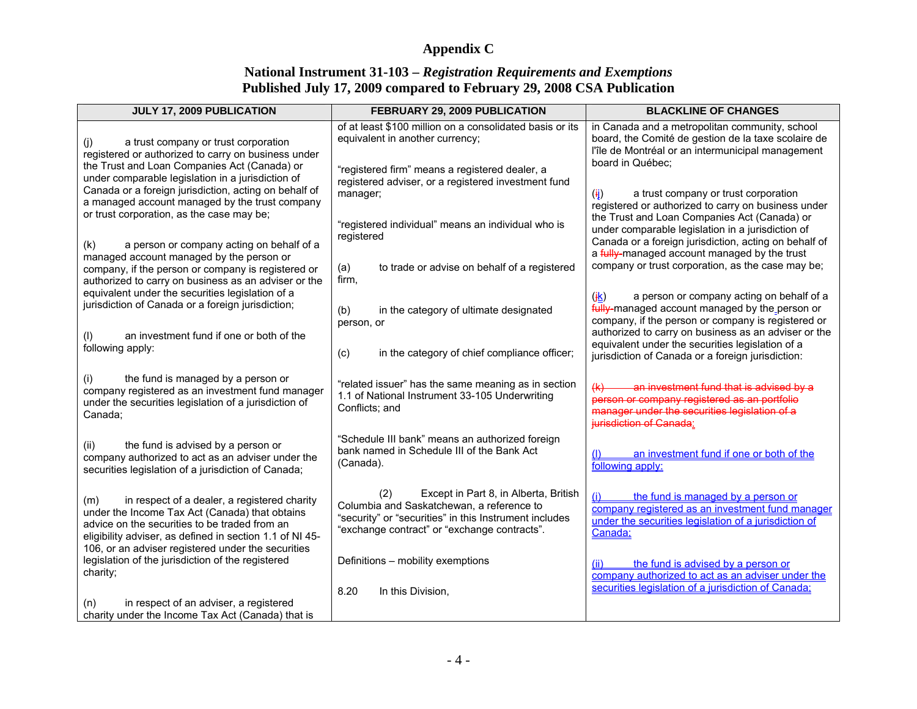# Appendix C

## National Instrument 31-103 – *Registration Requirements and Exemptions*
## Published July 17, 2009 compared to February 29, 2008 CSA Publication

| JULY 17, 2009 PUBLICATION | FEBRUARY 29, 2009 PUBLICATION | BLACKLINE OF CHANGES |
|---|---|---|
| (j) a trust company or trust corporation registered or authorized to carry on business under the Trust and Loan Companies Act (Canada) or under comparable legislation in a jurisdiction of Canada or a foreign jurisdiction, acting on behalf of a managed account managed by the trust company or trust corporation, as the case may be;<br><br>(k) a person or company acting on behalf of a managed account managed by the person or company, if the person or company is registered or authorized to carry on business as an adviser or the equivalent under the securities legislation of a jurisdiction of Canada or a foreign jurisdiction;<br><br>(l) an investment fund if one or both of the following apply:<br><br>(i) the fund is managed by a person or company registered as an investment fund manager under the securities legislation of a jurisdiction of Canada;<br><br>(ii) the fund is advised by a person or company authorized to act as an adviser under the securities legislation of a jurisdiction of Canada;<br><br>(m) in respect of a dealer, a registered charity under the Income Tax Act (Canada) that obtains advice on the securities to be traded from an eligibility adviser, as defined in section 1.1 of NI 45-106, or an adviser registered under the securities legislation of the jurisdiction of the registered charity;<br><br>(n) in respect of an adviser, a registered charity under the Income Tax Act (Canada) that is | of at least $100 million on a consolidated basis or its equivalent in another currency;<br><br>"registered firm" means a registered dealer, a registered adviser, or a registered investment fund manager;<br><br>"registered individual" means an individual who is registered<br><br>(a) to trade or advise on behalf of a registered firm,<br><br>(b) in the category of ultimate designated person, or<br><br>(c) in the category of chief compliance officer;<br><br>"related issuer" has the same meaning as in section 1.1 of National Instrument 33-105 Underwriting Conflicts; and<br><br>"Schedule III bank" means an authorized foreign bank named in Schedule III of the Bank Act (Canada).<br><br>(2) Except in Part 8, in Alberta, British Columbia and Saskatchewan, a reference to "security" or "securities" in this Instrument includes "exchange contract" or "exchange contracts".<br><br>Definitions – mobility exemptions<br><br>8.20 In this Division, | in Canada and a metropolitan community, school board, the Comité de gestion de la taxe scolaire de l'île de Montréal or an intermunicipal management board in Québec;<br><br>(~~i~~j) a trust company or trust corporation registered or authorized to carry on business under the Trust and Loan Companies Act (Canada) or under comparable legislation in a jurisdiction of Canada or a foreign jurisdiction, acting on behalf of a ~~fully~~ managed account managed by the trust company or trust corporation, as the case may be;<br><br>(~~j~~k) a person or company acting on behalf of a ~~fully~~ managed account managed by the person or company, if the person or company is registered or authorized to carry on business as an adviser or the equivalent under the securities legislation of a jurisdiction of Canada or a foreign jurisdiction;<br><br>~~(k) an investment fund that is advised by a person or company registered as an portfolio manager under the securities legislation of a jurisdiction of Canada;~~<br><br>(l) an investment fund if one or both of the following apply:<br><br>(i) the fund is managed by a person or company registered as an investment fund manager under the securities legislation of a jurisdiction of Canada;<br><br>(ii) the fund is advised by a person or company authorized to act as an adviser under the securities legislation of a jurisdiction of Canada; |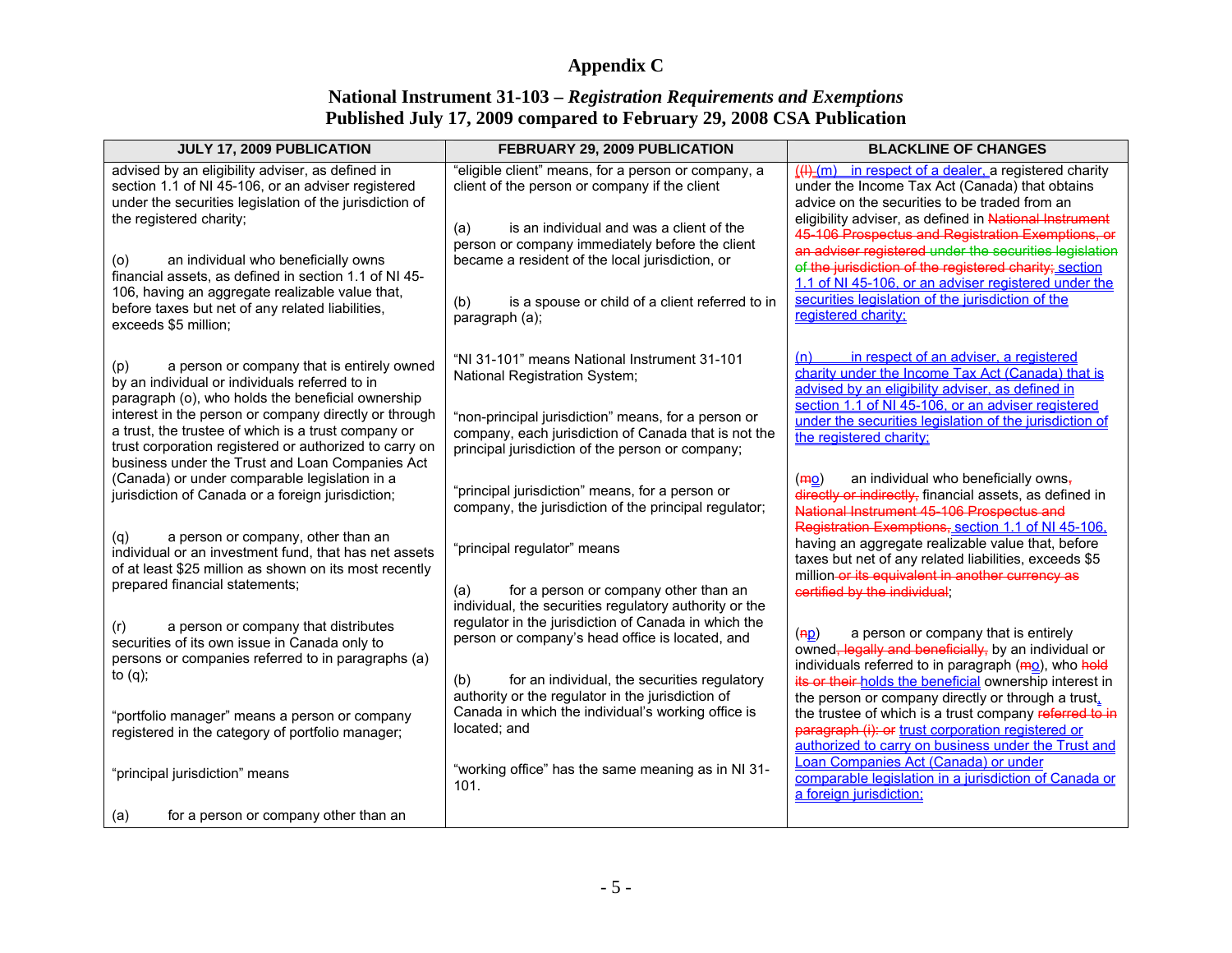# Appendix C

## National Instrument 31-103 – *Registration Requirements and Exemptions*
## Published July 17, 2009 compared to February 29, 2008 CSA Publication

| JULY 17, 2009 PUBLICATION | FEBRUARY 29, 2009 PUBLICATION | BLACKLINE OF CHANGES |
|---|---|---|
| advised by an eligibility adviser, as defined in section 1.1 of NI 45-106, or an adviser registered under the securities legislation of the jurisdiction of the registered charity;<br><br>(o) an individual who beneficially owns financial assets, as defined in section 1.1 of NI 45-106, having an aggregate realizable value that, before taxes but net of any related liabilities, exceeds $5 million;<br><br>(p) a person or company that is entirely owned by an individual or individuals referred to in paragraph (o), who holds the beneficial ownership interest in the person or company directly or through a trust, the trustee of which is a trust company or trust corporation registered or authorized to carry on business under the Trust and Loan Companies Act (Canada) or under comparable legislation in a jurisdiction of Canada or a foreign jurisdiction;<br><br>(q) a person or company, other than an individual or an investment fund, that has net assets of at least $25 million as shown on its most recently prepared financial statements;<br><br>(r) a person or company that distributes securities of its own issue in Canada only to persons or companies referred to in paragraphs (a) to (q);<br><br>"portfolio manager" means a person or company registered in the category of portfolio manager;<br><br>"principal jurisdiction" means<br><br>(a) for a person or company other than an | "eligible client" means, for a person or company, a client of the person or company if the client<br><br>(a) is an individual and was a client of the person or company immediately before the client became a resident of the local jurisdiction, or<br><br>(b) is a spouse or child of a client referred to in paragraph (a);<br><br>"NI 31-101" means National Instrument 31-101 National Registration System;<br><br>"non-principal jurisdiction" means, for a person or company, each jurisdiction of Canada that is not the principal jurisdiction of the person or company;<br><br>"principal jurisdiction" means, for a person or company, the jurisdiction of the principal regulator;<br><br>"principal regulator" means<br><br>(a) for a person or company other than an individual, the securities regulatory authority or the regulator in the jurisdiction of Canada in which the person or company's head office is located, and<br><br>(b) for an individual, the securities regulatory authority or the regulator in the jurisdiction of Canada in which the individual's working office is located; and<br><br>"working office" has the same meaning as in NI 31-101. | (~~(l)~~ (m) in respect of a dealer, a registered charity under the Income Tax Act (Canada) that obtains advice on the securities to be traded from an eligibility adviser, as defined in ~~National Instrument 45-106 Prospectus and Registration Exemptions, or an adviser registered under the securities legislation of the jurisdiction of the registered charity;~~ section 1.1 of NI 45-106, or an adviser registered under the securities legislation of the jurisdiction of the registered charity;<br><br>(n) in respect of an adviser, a registered charity under the Income Tax Act (Canada) that is advised by an eligibility adviser, as defined in section 1.1 of NI 45-106, or an adviser registered under the securities legislation of the jurisdiction of the registered charity;<br><br>(~~m~~o) an individual who beneficially owns~~, directly or indirectly,~~ financial assets, as defined in ~~National Instrument 45-106 Prospectus and Registration Exemptions,~~ section 1.1 of NI 45-106, having an aggregate realizable value that, before taxes but net of any related liabilities, exceeds $5 million~~ or its equivalent in another currency as certified by the individual~~;<br><br>(~~n~~p) a person or company that is entirely owned~~, legally and beneficially,~~ by an individual or individuals referred to in paragraph (~~m~~o), who ~~hold its or their~~ holds the beneficial ownership interest in the person or company directly or through a trust, the trustee of which is a trust company ~~referred to in paragraph (i); or~~ trust corporation registered or authorized to carry on business under the Trust and Loan Companies Act (Canada) or under comparable legislation in a jurisdiction of Canada or a foreign jurisdiction; |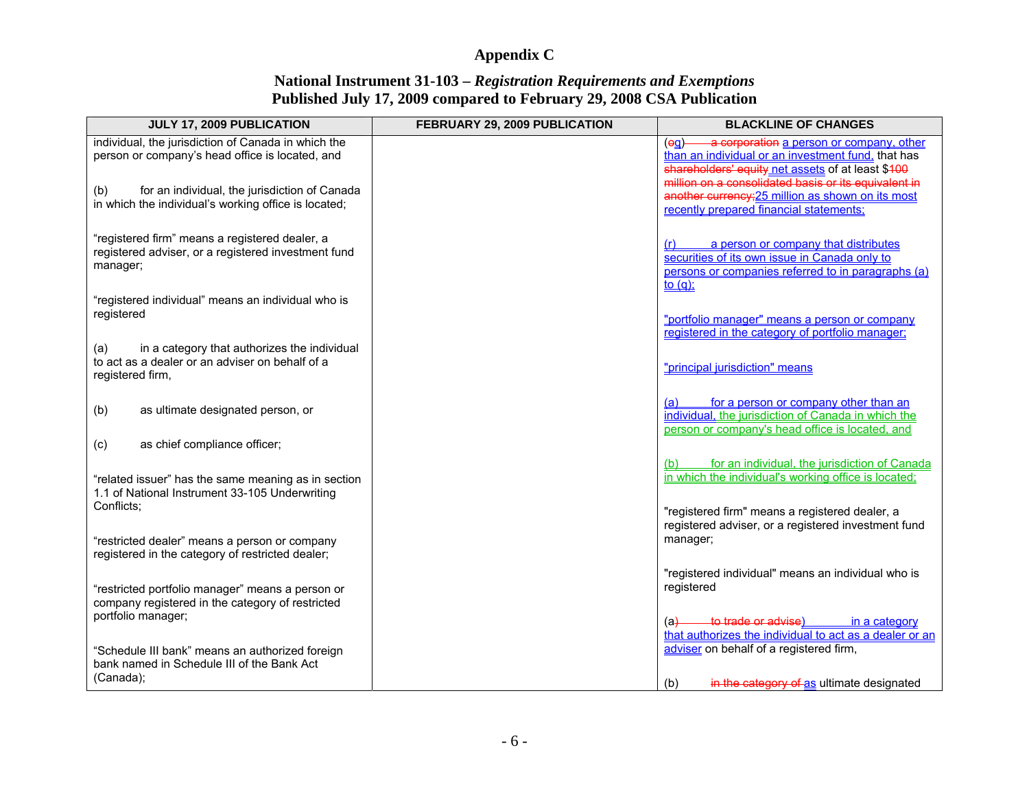# Appendix C

## National Instrument 31-103 – *Registration Requirements and Exemptions*
## Published July 17, 2009 compared to February 29, 2008 CSA Publication

| JULY 17, 2009 PUBLICATION | FEBRUARY 29, 2009 PUBLICATION | BLACKLINE OF CHANGES |
|---|---|---|
| individual, the jurisdiction of Canada in which the person or company's head office is located, and<br><br>(b) for an individual, the jurisdiction of Canada in which the individual's working office is located;<br><br>"registered firm" means a registered dealer, a registered adviser, or a registered investment fund manager;<br><br>"registered individual" means an individual who is registered<br><br>(a) in a category that authorizes the individual to act as a dealer or an adviser on behalf of a registered firm,<br><br>(b) as ultimate designated person, or<br><br>(c) as chief compliance officer;<br><br>"related issuer" has the same meaning as in section 1.1 of National Instrument 33-105 Underwriting Conflicts;<br><br>"restricted dealer" means a person or company registered in the category of restricted dealer;<br><br>"restricted portfolio manager" means a person or company registered in the category of restricted portfolio manager;<br><br>"Schedule III bank" means an authorized foreign bank named in Schedule III of the Bank Act (Canada); | | (~~o~~q) ~~a corporation~~ a person or company, other than an individual or an investment fund, that has ~~shareholders' equity~~ net assets of at least $~~100 million on a consolidated basis or its equivalent in another currency;~~25 million as shown on its most recently prepared financial statements;<br><br>(r) a person or company that distributes securities of its own issue in Canada only to persons or companies referred to in paragraphs (a) to (q);<br><br>"portfolio manager" means a person or company registered in the category of portfolio manager;<br><br>"principal jurisdiction" means<br><br>(a) for a person or company other than an individual, the jurisdiction of Canada in which the person or company's head office is located, and<br><br>(b) for an individual, the jurisdiction of Canada in which the individual's working office is located;<br><br>"registered firm" means a registered dealer, a registered adviser, or a registered investment fund manager;<br><br>"registered individual" means an individual who is registered<br><br>(a~~) to trade or advise~~) in a category that authorizes the individual to act as a dealer or an adviser on behalf of a registered firm,<br><br>(b) ~~in the category of~~ as ultimate designated |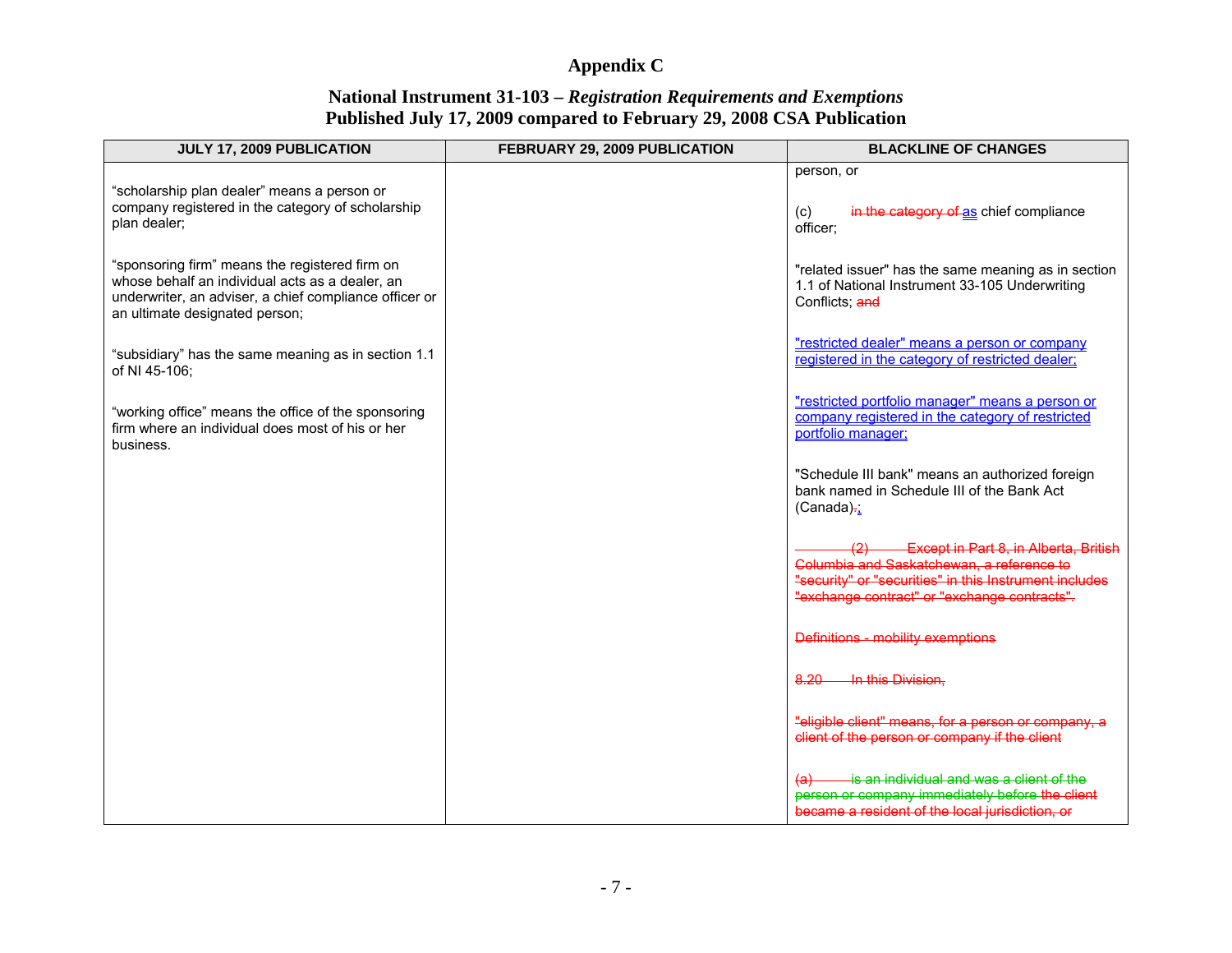# Appendix C

## National Instrument 31-103 – *Registration Requirements and Exemptions* Published July 17, 2009 compared to February 29, 2008 CSA Publication

| JULY 17, 2009 PUBLICATION | FEBRUARY 29, 2009 PUBLICATION | BLACKLINE OF CHANGES |
|---|---|---|
| "scholarship plan dealer" means a person or company registered in the category of scholarship plan dealer;<br><br>"sponsoring firm" means the registered firm on whose behalf an individual acts as a dealer, an underwriter, an adviser, a chief compliance officer or an ultimate designated person;<br><br>"subsidiary" has the same meaning as in section 1.1 of NI 45-106;<br><br>"working office" means the office of the sponsoring firm where an individual does most of his or her business. | | person, or<br><br>(c) ~~in the category of~~ as chief compliance officer;<br><br>"related issuer" has the same meaning as in section 1.1 of National Instrument 33-105 Underwriting Conflicts; ~~and~~<br><br>"restricted dealer" means a person or company registered in the category of restricted dealer;<br><br>"restricted portfolio manager" means a person or company registered in the category of restricted portfolio manager;<br><br>"Schedule III bank" means an authorized foreign bank named in Schedule III of the Bank Act (Canada)~~.~~;<br><br>~~(2) Except in Part 8, in Alberta, British Columbia and Saskatchewan, a reference to "security" or "securities" in this Instrument includes "exchange contract" or "exchange contracts".~~<br><br>~~Definitions - mobility exemptions~~<br><br>~~8.20 In this Division,~~<br><br>~~"eligible client" means, for a person or company, a client of the person or company if the client~~<br><br>~~(a) is an individual and was a client of the person or company immediately before the client became a resident of the local jurisdiction, or~~ |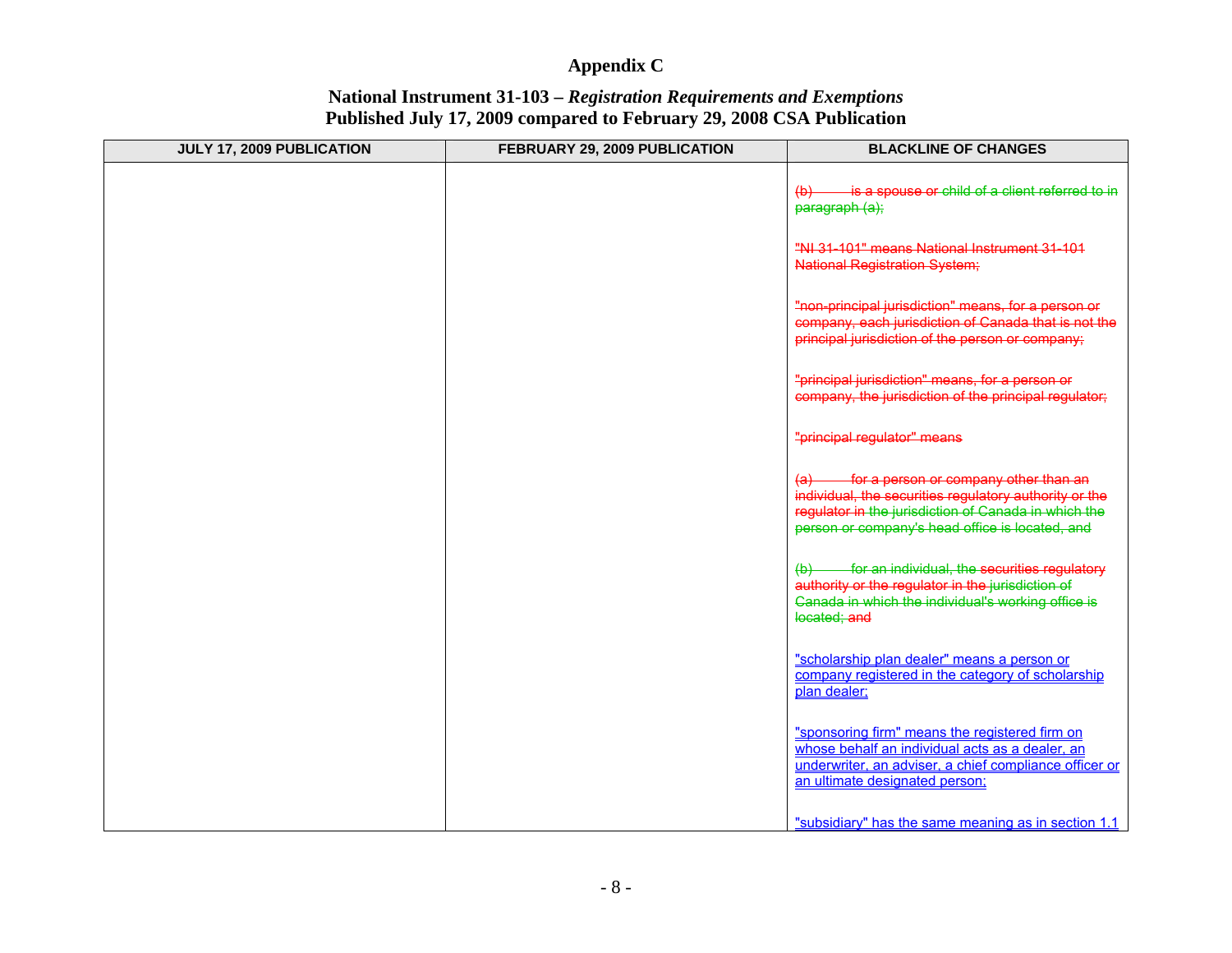# Appendix C

## National Instrument 31-103 – *Registration Requirements and Exemptions*
## Published July 17, 2009 compared to February 29, 2008 CSA Publication

| JULY 17, 2009 PUBLICATION | FEBRUARY 29, 2009 PUBLICATION | BLACKLINE OF CHANGES |
|---|---|---|
| | | ~~(b) is a spouse or child of a client referred to in paragraph (a);~~<br><br>~~"NI 31-101" means National Instrument 31-101 National Registration System;~~<br><br>~~"non-principal jurisdiction" means, for a person or company, each jurisdiction of Canada that is not the principal jurisdiction of the person or company;~~<br><br>~~"principal jurisdiction" means, for a person or company, the jurisdiction of the principal regulator;~~<br><br>~~"principal regulator" means~~<br><br>~~(a) for a person or company other than an individual, the securities regulatory authority or the regulator in the jurisdiction of Canada in which the person or company's head office is located, and~~<br><br>~~(b) for an individual, the securities regulatory authority or the regulator in the jurisdiction of Canada in which the individual's working office is located; and~~<br><br>"scholarship plan dealer" means a person or company registered in the category of scholarship plan dealer;<br><br>"sponsoring firm" means the registered firm on whose behalf an individual acts as a dealer, an underwriter, an adviser, a chief compliance officer or an ultimate designated person;<br><br>"subsidiary" has the same meaning as in section 1.1 |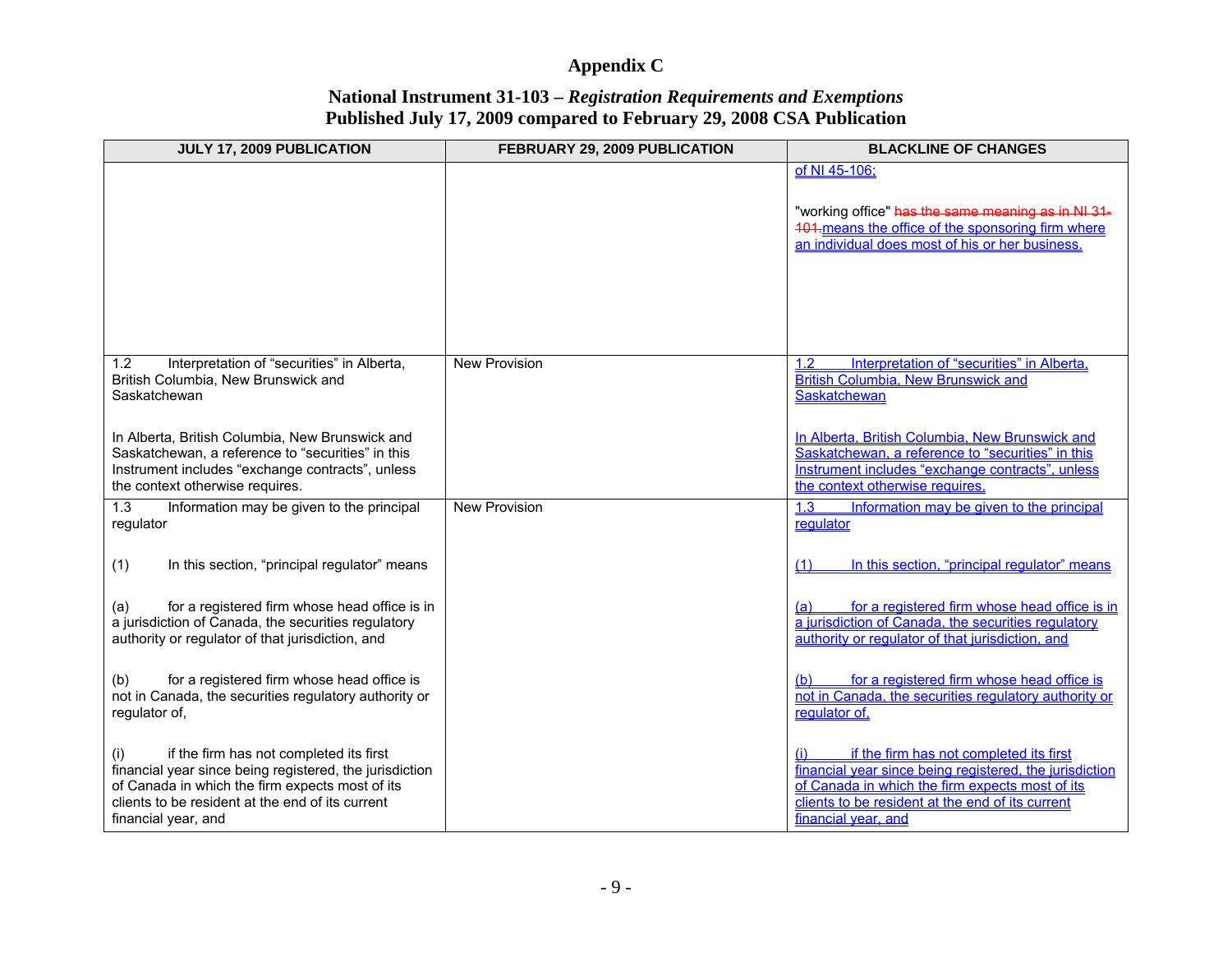# Appendix C

## National Instrument 31-103 – *Registration Requirements and Exemptions*
## Published July 17, 2009 compared to February 29, 2008 CSA Publication

| JULY 17, 2009 PUBLICATION | FEBRUARY 29, 2009 PUBLICATION | BLACKLINE OF CHANGES |
|---|---|---|
| | | of NI 45-106;<br><br>"working office" ~~has the same meaning as in NI 31-101.~~means the office of the sponsoring firm where an individual does most of his or her business. |
| 1.2 Interpretation of "securities" in Alberta, British Columbia, New Brunswick and Saskatchewan<br><br>In Alberta, British Columbia, New Brunswick and Saskatchewan, a reference to "securities" in this Instrument includes "exchange contracts", unless the context otherwise requires. | New Provision | 1.2 Interpretation of "securities" in Alberta, British Columbia, New Brunswick and Saskatchewan<br><br>In Alberta, British Columbia, New Brunswick and Saskatchewan, a reference to "securities" in this Instrument includes "exchange contracts", unless the context otherwise requires. |
| 1.3 Information may be given to the principal regulator<br><br>(1) In this section, "principal regulator" means<br><br>(a) for a registered firm whose head office is in a jurisdiction of Canada, the securities regulatory authority or regulator of that jurisdiction, and<br><br>(b) for a registered firm whose head office is not in Canada, the securities regulatory authority or regulator of,<br><br>(i) if the firm has not completed its first financial year since being registered, the jurisdiction of Canada in which the firm expects most of its clients to be resident at the end of its current financial year, and | New Provision | 1.3 Information may be given to the principal regulator<br><br>(1) In this section, "principal regulator" means<br><br>(a) for a registered firm whose head office is in a jurisdiction of Canada, the securities regulatory authority or regulator of that jurisdiction, and<br><br>(b) for a registered firm whose head office is not in Canada, the securities regulatory authority or regulator of,<br><br>(i) if the firm has not completed its first financial year since being registered, the jurisdiction of Canada in which the firm expects most of its clients to be resident at the end of its current financial year, and |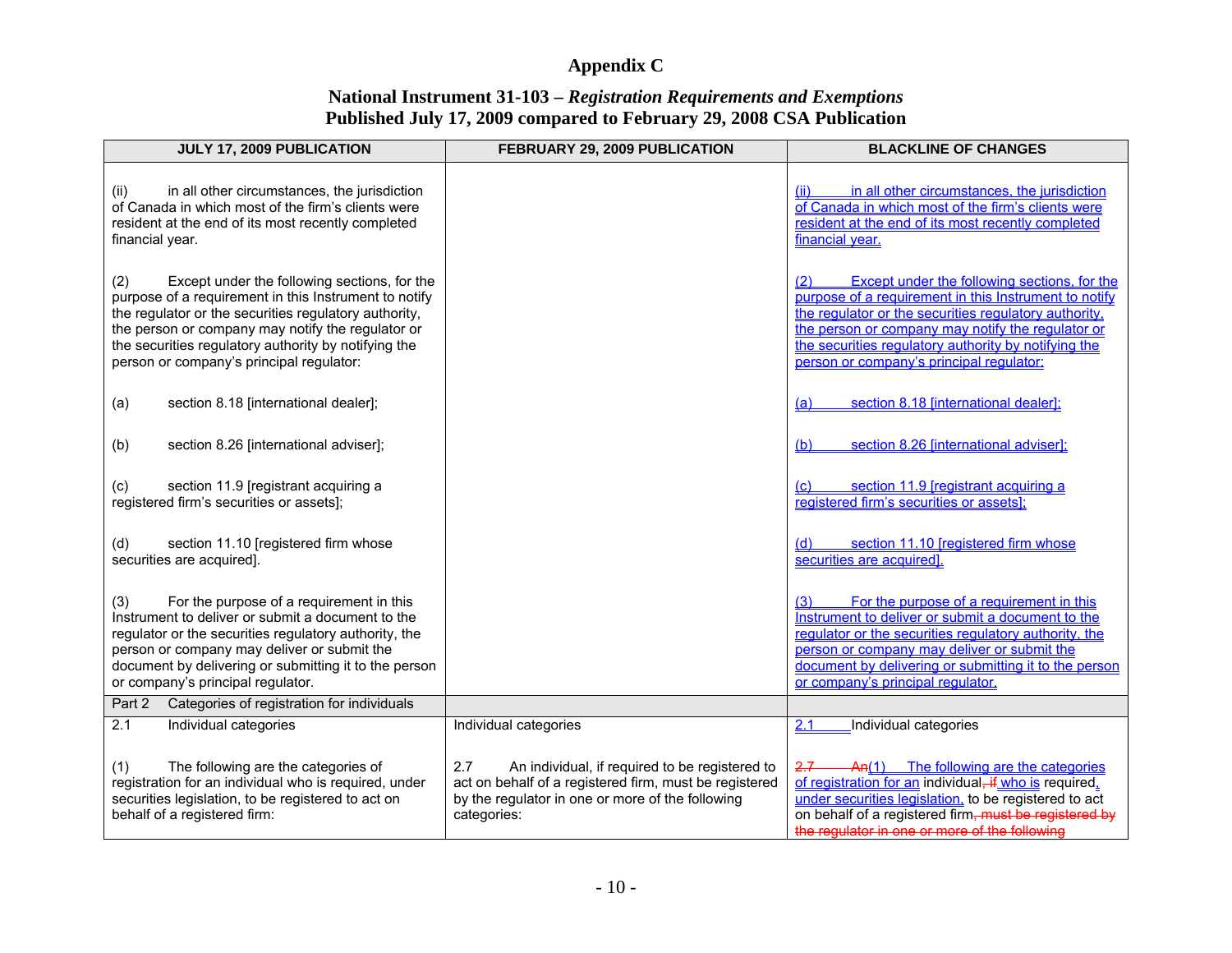# Appendix C

## National Instrument 31-103 – *Registration Requirements and Exemptions*
## Published July 17, 2009 compared to February 29, 2008 CSA Publication

| JULY 17, 2009 PUBLICATION | FEBRUARY 29, 2009 PUBLICATION | BLACKLINE OF CHANGES |
|---|---|---|
| (ii) in all other circumstances, the jurisdiction of Canada in which most of the firm's clients were resident at the end of its most recently completed financial year.<br><br>(2) Except under the following sections, for the purpose of a requirement in this Instrument to notify the regulator or the securities regulatory authority, the person or company may notify the regulator or the securities regulatory authority by notifying the person or company's principal regulator:<br><br>(a) section 8.18 [international dealer];<br><br>(b) section 8.26 [international adviser];<br><br>(c) section 11.9 [registrant acquiring a registered firm's securities or assets];<br><br>(d) section 11.10 [registered firm whose securities are acquired].<br><br>(3) For the purpose of a requirement in this Instrument to deliver or submit a document to the regulator or the securities regulatory authority, the person or company may deliver or submit the document by delivering or submitting it to the person or company's principal regulator. | | (ii) in all other circumstances, the jurisdiction of Canada in which most of the firm's clients were resident at the end of its most recently completed financial year.<br><br>(2) Except under the following sections, for the purpose of a requirement in this Instrument to notify the regulator or the securities regulatory authority, the person or company may notify the regulator or the securities regulatory authority by notifying the person or company's principal regulator:<br><br>(a) section 8.18 [international dealer];<br><br>(b) section 8.26 [international adviser];<br><br>(c) section 11.9 [registrant acquiring a registered firm's securities or assets];<br><br>(d) section 11.10 [registered firm whose securities are acquired].<br><br>(3) For the purpose of a requirement in this Instrument to deliver or submit a document to the regulator or the securities regulatory authority, the person or company may deliver or submit the document by delivering or submitting it to the person or company's principal regulator. |
| Part 2 Categories of registration for individuals | | |
| 2.1 Individual categories<br><br>(1) The following are the categories of registration for an individual who is required, under securities legislation, to be registered to act on behalf of a registered firm: | Individual categories<br><br>2.7 An individual, if required to be registered to act on behalf of a registered firm, must be registered by the regulator in one or more of the following categories: | 2.1 Individual categories<br><br>~~2.7 An~~(1) The following are the categories of registration for an individual~~, if~~ who is required, under securities legislation, to be registered to act on behalf of a registered firm~~, must be registered by the regulator in one or more of the following~~ |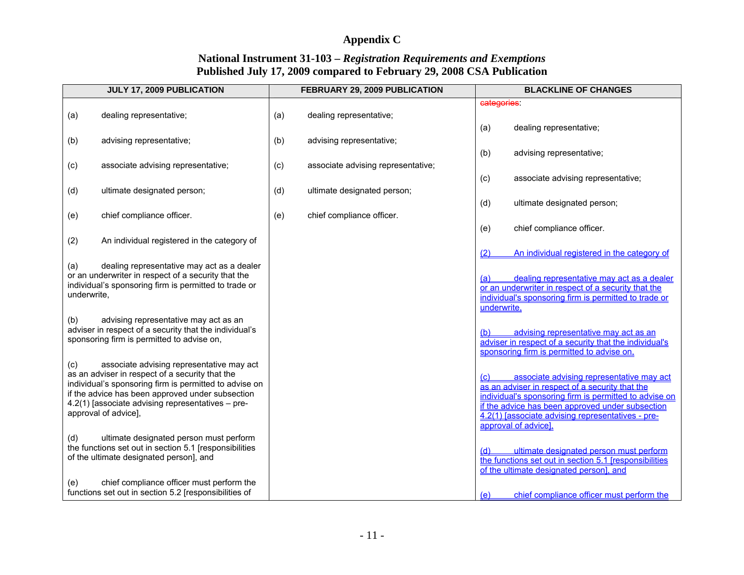# Appendix C

## National Instrument 31-103 – *Registration Requirements and Exemptions*
## Published July 17, 2009 compared to February 29, 2008 CSA Publication

| JULY 17, 2009 PUBLICATION | FEBRUARY 29, 2009 PUBLICATION | BLACKLINE OF CHANGES |
|---|---|---|
| | | ~~categories~~: |
| (a) dealing representative; | (a) dealing representative; | (a) dealing representative; |
| (b) advising representative; | (b) advising representative; | (b) advising representative; |
| (c) associate advising representative; | (c) associate advising representative; | (c) associate advising representative; |
| (d) ultimate designated person; | (d) ultimate designated person; | (d) ultimate designated person; |
| (e) chief compliance officer. | (e) chief compliance officer. | (e) chief compliance officer. |
| (2) An individual registered in the category of | | <u>(2) An individual registered in the category of</u> |
| (a) dealing representative may act as a dealer or an underwriter in respect of a security that the individual's sponsoring firm is permitted to trade or underwrite, | | <u>(a) dealing representative may act as a dealer or an underwriter in respect of a security that the individual's sponsoring firm is permitted to trade or underwrite,</u> |
| (b) advising representative may act as an adviser in respect of a security that the individual's sponsoring firm is permitted to advise on, | | <u>(b) advising representative may act as an adviser in respect of a security that the individual's sponsoring firm is permitted to advise on,</u> |
| (c) associate advising representative may act as an adviser in respect of a security that the individual's sponsoring firm is permitted to advise on if the advice has been approved under subsection 4.2(1) [associate advising representatives – pre-approval of advice], | | <u>(c) associate advising representative may act as an adviser in respect of a security that the individual's sponsoring firm is permitted to advise on if the advice has been approved under subsection 4.2(1) [associate advising representatives - pre-approval of advice],</u> |
| (d) ultimate designated person must perform the functions set out in section 5.1 [responsibilities of the ultimate designated person], and | | <u>(d) ultimate designated person must perform the functions set out in section 5.1 [responsibilities of the ultimate designated person], and</u> |
| (e) chief compliance officer must perform the functions set out in section 5.2 [responsibilities of | | <u>(e) chief compliance officer must perform the</u> |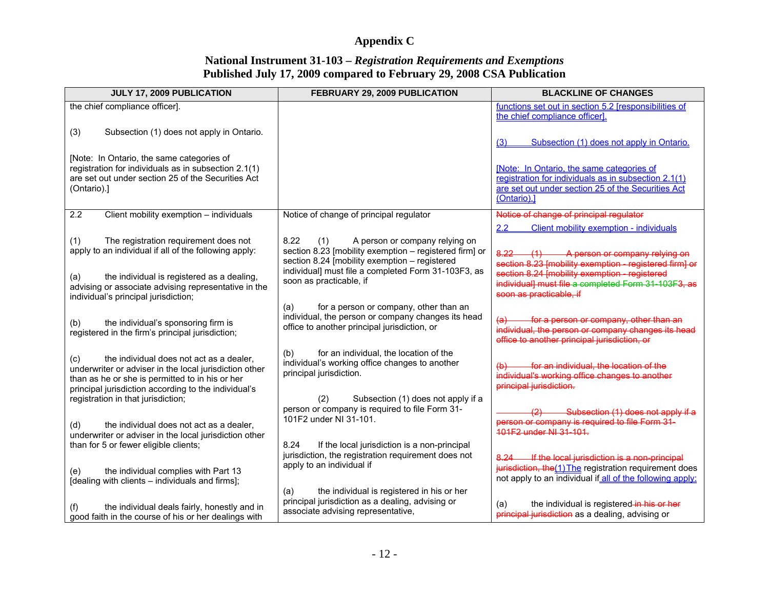# Appendix C

## National Instrument 31-103 – *Registration Requirements and Exemptions*
## Published July 17, 2009 compared to February 29, 2008 CSA Publication

| JULY 17, 2009 PUBLICATION | FEBRUARY 29, 2009 PUBLICATION | BLACKLINE OF CHANGES |
|---|---|---|
| the chief compliance officer].<br><br>(3) Subsection (1) does not apply in Ontario.<br><br>[Note: In Ontario, the same categories of registration for individuals as in subsection 2.1(1) are set out under section 25 of the Securities Act (Ontario).] | | functions set out in section 5.2 [responsibilities of the chief compliance officer].<br><br>(3) Subsection (1) does not apply in Ontario.<br><br>[Note: In Ontario, the same categories of registration for individuals as in subsection 2.1(1) are set out under section 25 of the Securities Act (Ontario).] |
| 2.2 Client mobility exemption – individuals<br><br>(1) The registration requirement does not apply to an individual if all of the following apply:<br><br>(a) the individual is registered as a dealing, advising or associate advising representative in the individual's principal jurisdiction;<br><br>(b) the individual's sponsoring firm is registered in the firm's principal jurisdiction;<br><br>(c) the individual does not act as a dealer, underwriter or adviser in the local jurisdiction other than as he or she is permitted to in his or her principal jurisdiction according to the individual's registration in that jurisdiction;<br><br>(d) the individual does not act as a dealer, underwriter or adviser in the local jurisdiction other than for 5 or fewer eligible clients;<br><br>(e) the individual complies with Part 13 [dealing with clients – individuals and firms];<br><br>(f) the individual deals fairly, honestly and in good faith in the course of his or her dealings with | Notice of change of principal regulator<br><br>8.22 (1) A person or company relying on section 8.23 [mobility exemption – registered firm] or section 8.24 [mobility exemption – registered individual] must file a completed Form 31-103F3, as soon as practicable, if<br><br>(a) for a person or company, other than an individual, the person or company changes its head office to another principal jurisdiction, or<br><br>(b) for an individual, the location of the individual's working office changes to another principal jurisdiction.<br><br>(2) Subsection (1) does not apply if a person or company is required to file Form 31-101F2 under NI 31-101.<br><br>8.24 If the local jurisdiction is a non-principal jurisdiction, the registration requirement does not apply to an individual if<br><br>(a) the individual is registered in his or her principal jurisdiction as a dealing, advising or associate advising representative, | ~~Notice of change of principal regulator~~<br>2.2 Client mobility exemption - individuals<br><br>~~8.22 (1) A person or company relying on section 8.23 [mobility exemption - registered firm] or section 8.24 [mobility exemption - registered individual] must file a completed Form 31-103F3, as soon as practicable, if~~<br><br>~~(a) for a person or company, other than an individual, the person or company changes its head office to another principal jurisdiction, or~~<br><br>~~(b) for an individual, the location of the individual's working office changes to another principal jurisdiction.~~<br><br>~~(2) Subsection (1) does not apply if a person or company is required to file Form 31-101F2 under NI 31-101.~~<br><br>~~8.24 If the local jurisdiction is a non-principal jurisdiction, the~~(1) The registration requirement does not apply to an individual if all of the following apply:<br><br>(a) the individual is registered ~~in his or her principal jurisdiction~~ as a dealing, advising or |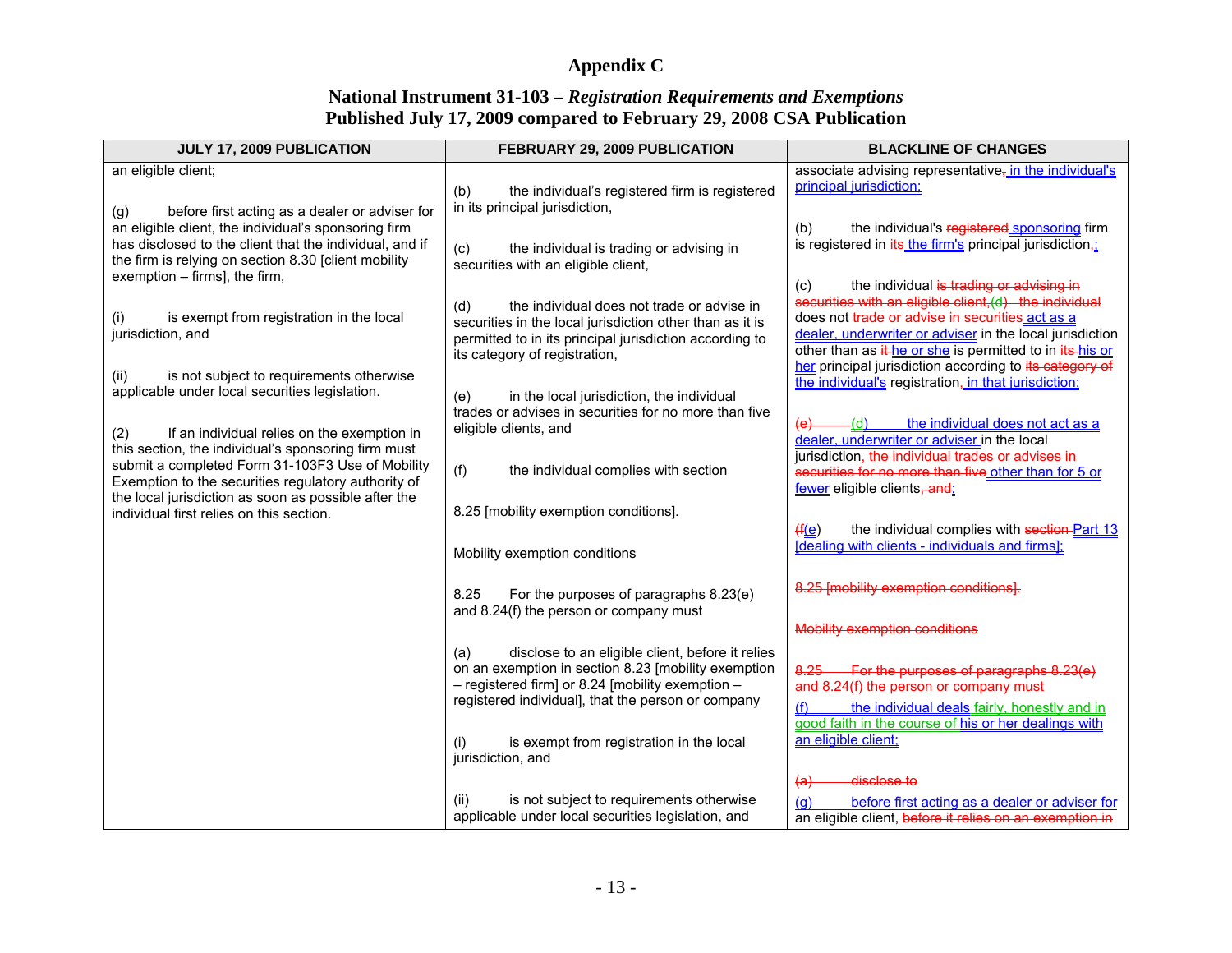# Appendix C

## National Instrument 31-103 – *Registration Requirements and Exemptions*
## Published July 17, 2009 compared to February 29, 2008 CSA Publication

| JULY 17, 2009 PUBLICATION | FEBRUARY 29, 2009 PUBLICATION | BLACKLINE OF CHANGES |
|---|---|---|
| an eligible client;<br><br>(g) before first acting as a dealer or adviser for an eligible client, the individual's sponsoring firm has disclosed to the client that the individual, and if the firm is relying on section 8.30 [client mobility exemption – firms], the firm,<br><br>(i) is exempt from registration in the local jurisdiction, and<br><br>(ii) is not subject to requirements otherwise applicable under local securities legislation.<br><br>(2) If an individual relies on the exemption in this section, the individual's sponsoring firm must submit a completed Form 31-103F3 Use of Mobility Exemption to the securities regulatory authority of the local jurisdiction as soon as possible after the individual first relies on this section. | (b) the individual's registered firm is registered in its principal jurisdiction,<br><br>(c) the individual is trading or advising in securities with an eligible client,<br><br>(d) the individual does not trade or advise in securities in the local jurisdiction other than as it is permitted to in its principal jurisdiction according to its category of registration,<br><br>(e) in the local jurisdiction, the individual trades or advises in securities for no more than five eligible clients, and<br><br>(f) the individual complies with section<br><br>8.25 [mobility exemption conditions].<br><br>Mobility exemption conditions<br><br>8.25 For the purposes of paragraphs 8.23(e) and 8.24(f) the person or company must<br><br>(a) disclose to an eligible client, before it relies on an exemption in section 8.23 [mobility exemption – registered firm] or 8.24 [mobility exemption – registered individual], that the person or company<br><br>(i) is exempt from registration in the local jurisdiction, and<br><br>(ii) is not subject to requirements otherwise applicable under local securities legislation, and | associate advising representative~~,~~ in the individual's principal jurisdiction;<br><br>(b) the individual's ~~registered~~ sponsoring firm is registered in ~~its~~ the firm's principal jurisdiction~~,~~;<br><br>(c) the individual ~~is trading or advising in securities with an eligible client,(d) the individual~~ does not ~~trade or advise in securities~~ act as a dealer, underwriter or adviser in the local jurisdiction other than as ~~it~~ he or she is permitted to in ~~its~~ his or her principal jurisdiction according to ~~its category of~~ the individual's registration~~,~~ in that jurisdiction;<br><br>~~(e)~~ (d) the individual does not act as a dealer, underwriter or adviser in the local jurisdiction~~, the individual trades or advises in securities for no more than five~~ other than for 5 or fewer eligible clients~~, and~~;<br><br>~~(f~~(e) the individual complies with ~~section~~ Part 13 [dealing with clients - individuals and firms];<br><br>~~8.25 [mobility exemption conditions].~~<br><br>~~Mobility exemption conditions~~<br><br>~~8.25 For the purposes of paragraphs 8.23(e) and 8.24(f) the person or company must~~<br>(f) the individual deals fairly, honestly and in good faith in the course of his or her dealings with an eligible client;<br><br>~~(a) disclose to~~<br>(g) before first acting as a dealer or adviser for an eligible client, ~~before it relies on an exemption in~~ |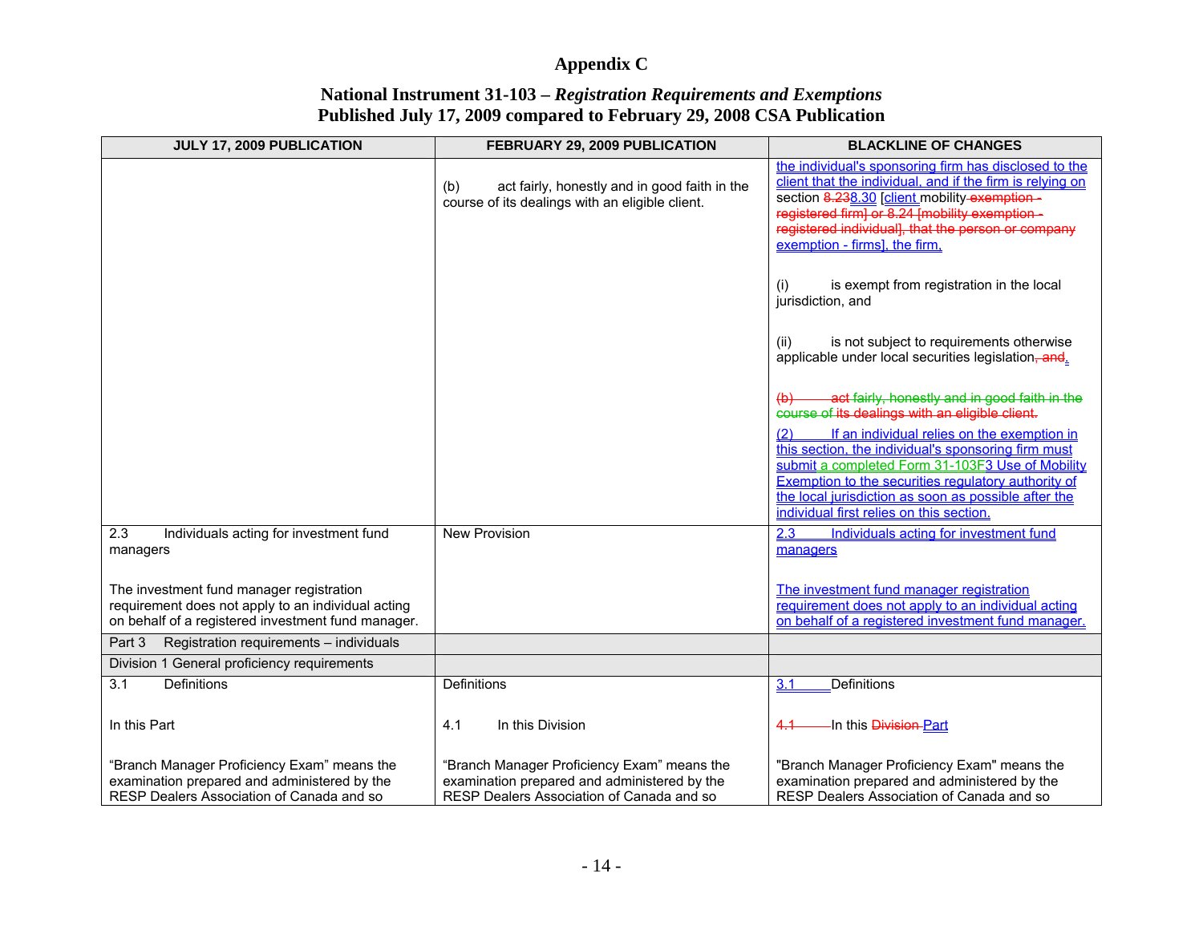# Appendix C

## National Instrument 31-103 – *Registration Requirements and Exemptions*
## Published July 17, 2009 compared to February 29, 2008 CSA Publication

| JULY 17, 2009 PUBLICATION | FEBRUARY 29, 2009 PUBLICATION | BLACKLINE OF CHANGES |
|---|---|---|
| | (b) act fairly, honestly and in good faith in the course of its dealings with an eligible client. | the individual's sponsoring firm has disclosed to the client that the individual, and if the firm is relying on section 8.238.30 [client mobility exemption - registered firm] or 8.24 [mobility exemption - registered individual], that the person or company exemption - firms], the firm,<br><br>(i) is exempt from registration in the local jurisdiction, and<br><br>(ii) is not subject to requirements otherwise applicable under local securities legislation, and.<br><br>(b) act fairly, honestly and in good faith in the course of its dealings with an eligible client.<br><br>(2) If an individual relies on the exemption in this section, the individual's sponsoring firm must submit a completed Form 31-103F3 Use of Mobility Exemption to the securities regulatory authority of the local jurisdiction as soon as possible after the individual first relies on this section. |
| 2.3 Individuals acting for investment fund managers<br><br>The investment fund manager registration requirement does not apply to an individual acting on behalf of a registered investment fund manager. | New Provision | 2.3 Individuals acting for investment fund managers<br><br>The investment fund manager registration requirement does not apply to an individual acting on behalf of a registered investment fund manager. |
| Part 3 Registration requirements – individuals | | |
| Division 1 General proficiency requirements | | |
| 3.1 Definitions<br><br>In this Part<br><br>"Branch Manager Proficiency Exam" means the examination prepared and administered by the RESP Dealers Association of Canada and so | Definitions<br><br>4.1 In this Division<br><br>"Branch Manager Proficiency Exam" means the examination prepared and administered by the RESP Dealers Association of Canada and so | 3.1 Definitions<br><br>4.1 In this Division Part<br><br>"Branch Manager Proficiency Exam" means the examination prepared and administered by the RESP Dealers Association of Canada and so |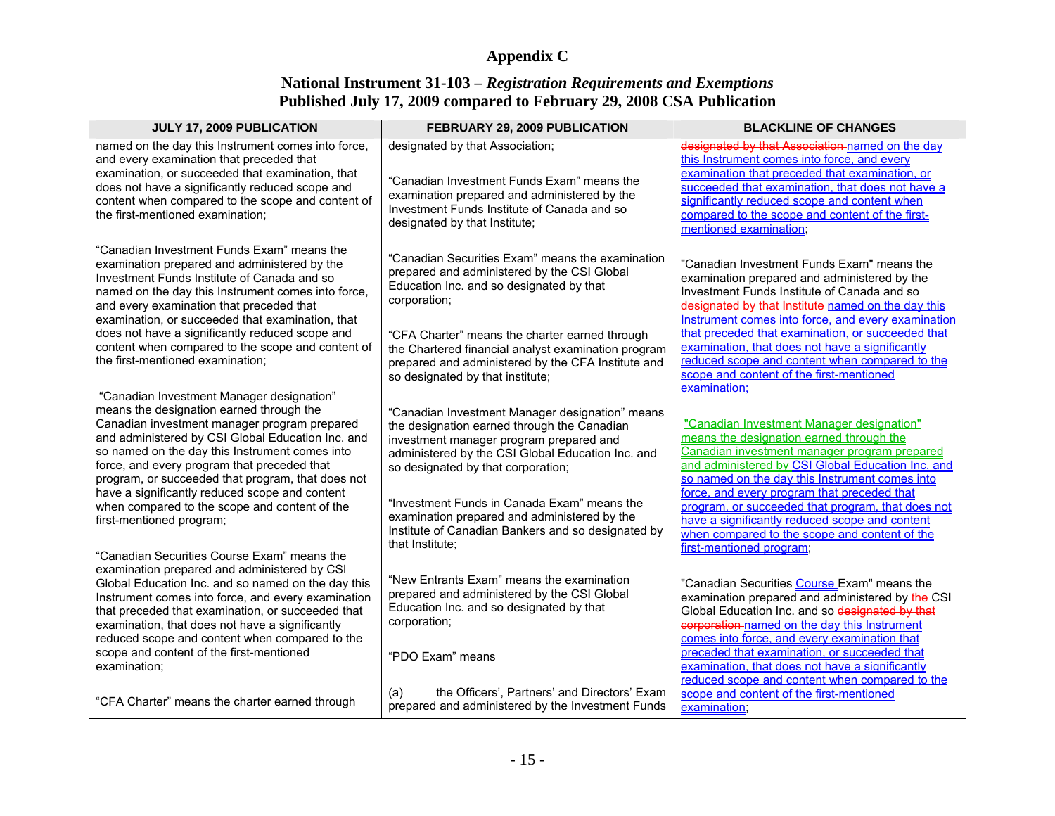# Appendix C

## National Instrument 31-103 – *Registration Requirements and Exemptions*
## Published July 17, 2009 compared to February 29, 2008 CSA Publication

| JULY 17, 2009 PUBLICATION | FEBRUARY 29, 2009 PUBLICATION | BLACKLINE OF CHANGES |
|---|---|---|
| named on the day this Instrument comes into force, and every examination that preceded that examination, or succeeded that examination, that does not have a significantly reduced scope and content when compared to the scope and content of the first-mentioned examination;<br><br>"Canadian Investment Funds Exam" means the examination prepared and administered by the Investment Funds Institute of Canada and so named on the day this Instrument comes into force, and every examination that preceded that examination, or succeeded that examination, that does not have a significantly reduced scope and content when compared to the scope and content of the first-mentioned examination;<br><br>"Canadian Investment Manager designation" means the designation earned through the Canadian investment manager program prepared and administered by CSI Global Education Inc. and so named on the day this Instrument comes into force, and every program that preceded that program, or succeeded that program, that does not have a significantly reduced scope and content when compared to the scope and content of the first-mentioned program;<br><br>"Canadian Securities Course Exam" means the examination prepared and administered by CSI Global Education Inc. and so named on the day this Instrument comes into force, and every examination that preceded that examination, or succeeded that examination, that does not have a significantly reduced scope and content when compared to the scope and content of the first-mentioned examination;<br><br>"CFA Charter" means the charter earned through | designated by that Association;<br><br>"Canadian Investment Funds Exam" means the examination prepared and administered by the Investment Funds Institute of Canada and so designated by that Institute;<br><br>"Canadian Securities Exam" means the examination prepared and administered by the CSI Global Education Inc. and so designated by that corporation;<br><br>"CFA Charter" means the charter earned through the Chartered financial analyst examination program prepared and administered by the CFA Institute and so designated by that institute;<br><br>"Canadian Investment Manager designation" means the designation earned through the Canadian investment manager program prepared and administered by the CSI Global Education Inc. and so designated by that corporation;<br><br>"Investment Funds in Canada Exam" means the examination prepared and administered by the Institute of Canadian Bankers and so designated by that Institute;<br><br>"New Entrants Exam" means the examination prepared and administered by the CSI Global Education Inc. and so designated by that corporation;<br><br>"PDO Exam" means<br><br>(a) the Officers', Partners' and Directors' Exam prepared and administered by the Investment Funds | ~~designated by that Association~~ named on the day this Instrument comes into force, and every examination that preceded that examination, or succeeded that examination, that does not have a significantly reduced scope and content when compared to the scope and content of the first-mentioned examination;<br><br>"Canadian Investment Funds Exam" means the examination prepared and administered by the Investment Funds Institute of Canada and so ~~designated by that Institute~~ named on the day this Instrument comes into force, and every examination that preceded that examination, or succeeded that examination, that does not have a significantly reduced scope and content when compared to the scope and content of the first-mentioned examination;<br><br>"Canadian Investment Manager designation" means the designation earned through the Canadian investment manager program prepared and administered by CSI Global Education Inc. and so named on the day this Instrument comes into force, and every program that preceded that program, or succeeded that program, that does not have a significantly reduced scope and content when compared to the scope and content of the first-mentioned program;<br><br>"Canadian Securities Course Exam" means the examination prepared and administered by ~~the~~ CSI Global Education Inc. and so ~~designated by that corporation~~ named on the day this Instrument comes into force, and every examination that preceded that examination, or succeeded that examination, that does not have a significantly reduced scope and content when compared to the scope and content of the first-mentioned examination; |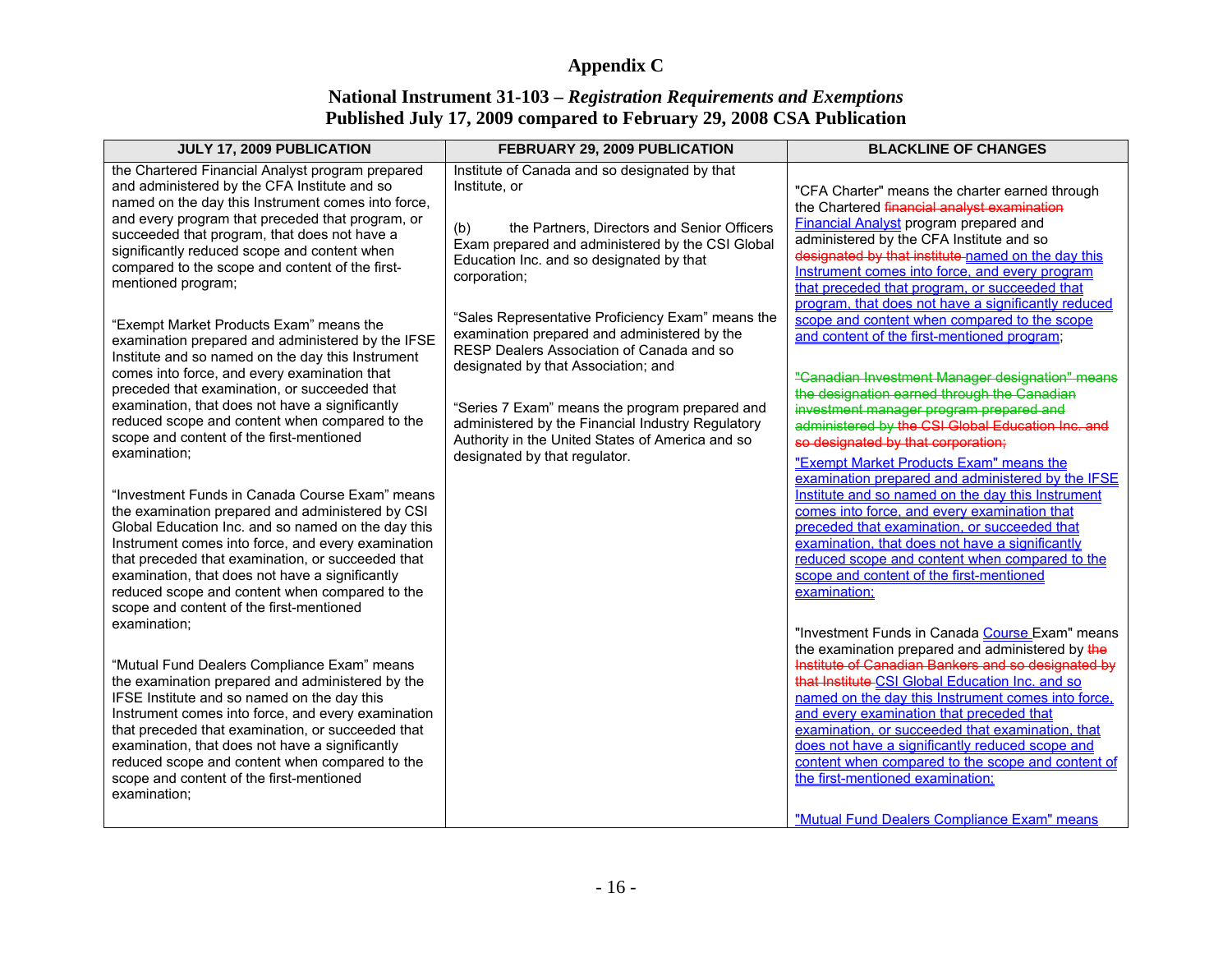# Appendix C

## National Instrument 31-103 – *Registration Requirements and Exemptions*
## Published July 17, 2009 compared to February 29, 2008 CSA Publication

| JULY 17, 2009 PUBLICATION | FEBRUARY 29, 2009 PUBLICATION | BLACKLINE OF CHANGES |
|---|---|---|
| the Chartered Financial Analyst program prepared and administered by the CFA Institute and so named on the day this Instrument comes into force, and every program that preceded that program, or succeeded that program, that does not have a significantly reduced scope and content when compared to the scope and content of the first-mentioned program;<br><br>"Exempt Market Products Exam" means the examination prepared and administered by the IFSE Institute and so named on the day this Instrument comes into force, and every examination that preceded that examination, or succeeded that examination, that does not have a significantly reduced scope and content when compared to the scope and content of the first-mentioned examination;<br><br>"Investment Funds in Canada Course Exam" means the examination prepared and administered by CSI Global Education Inc. and so named on the day this Instrument comes into force, and every examination that preceded that examination, or succeeded that examination, that does not have a significantly reduced scope and content when compared to the scope and content of the first-mentioned examination;<br><br>"Mutual Fund Dealers Compliance Exam" means the examination prepared and administered by the IFSE Institute and so named on the day this Instrument comes into force, and every examination that preceded that examination, or succeeded that examination, that does not have a significantly reduced scope and content when compared to the scope and content of the first-mentioned examination; | Institute of Canada and so designated by that Institute, or<br><br>(b) the Partners, Directors and Senior Officers Exam prepared and administered by the CSI Global Education Inc. and so designated by that corporation;<br><br>"Sales Representative Proficiency Exam" means the examination prepared and administered by the RESP Dealers Association of Canada and so designated by that Association; and<br><br>"Series 7 Exam" means the program prepared and administered by the Financial Industry Regulatory Authority in the United States of America and so designated by that regulator. | "CFA Charter" means the charter earned through the Chartered ~~financial analyst examination~~ Financial Analyst program prepared and administered by the CFA Institute and so ~~designated by that institute~~ named on the day this Instrument comes into force, and every program that preceded that program, or succeeded that program, that does not have a significantly reduced scope and content when compared to the scope and content of the first-mentioned program;<br><br>~~"Canadian Investment Manager designation" means the designation earned through the Canadian investment manager program prepared and administered by the CSI Global Education Inc. and so designated by that corporation;~~<br><br>"Exempt Market Products Exam" means the examination prepared and administered by the IFSE Institute and so named on the day this Instrument comes into force, and every examination that preceded that examination, or succeeded that examination, that does not have a significantly reduced scope and content when compared to the scope and content of the first-mentioned examination;<br><br>"Investment Funds in Canada Course Exam" means the examination prepared and administered by ~~the Institute of Canadian Bankers and so designated by that Institute~~ CSI Global Education Inc. and so named on the day this Instrument comes into force, and every examination that preceded that examination, or succeeded that examination, that does not have a significantly reduced scope and content when compared to the scope and content of the first-mentioned examination;<br><br>"Mutual Fund Dealers Compliance Exam" means |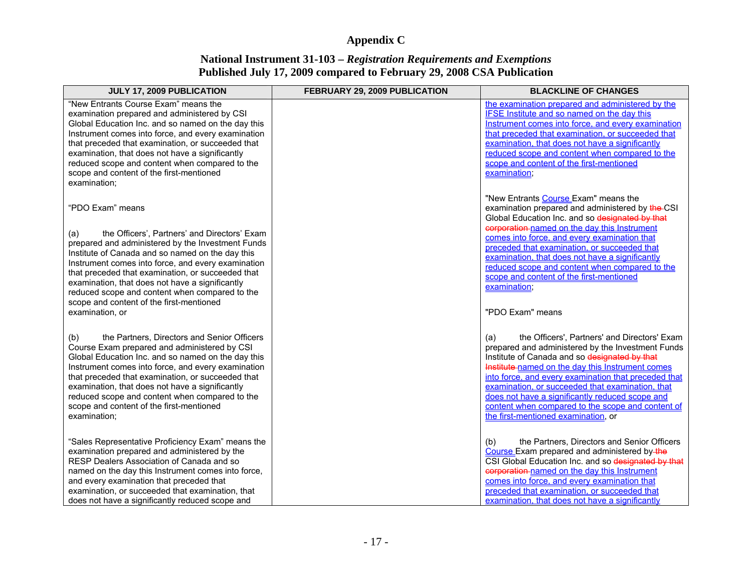# Appendix C

## National Instrument 31-103 – *Registration Requirements and Exemptions*
## Published July 17, 2009 compared to February 29, 2008 CSA Publication

| JULY 17, 2009 PUBLICATION | FEBRUARY 29, 2009 PUBLICATION | BLACKLINE OF CHANGES |
|---|---|---|
| "New Entrants Course Exam" means the examination prepared and administered by CSI Global Education Inc. and so named on the day this Instrument comes into force, and every examination that preceded that examination, or succeeded that examination, that does not have a significantly reduced scope and content when compared to the scope and content of the first-mentioned examination; | | the examination prepared and administered by the IFSE Institute and so named on the day this Instrument comes into force, and every examination that preceded that examination, or succeeded that examination, that does not have a significantly reduced scope and content when compared to the scope and content of the first-mentioned examination; |
| "PDO Exam" means<br><br>(a) the Officers', Partners' and Directors' Exam prepared and administered by the Investment Funds Institute of Canada and so named on the day this Instrument comes into force, and every examination that preceded that examination, or succeeded that examination, that does not have a significantly reduced scope and content when compared to the scope and content of the first-mentioned examination, or | | "New Entrants Course Exam" means the examination prepared and administered by ~~the~~ CSI Global Education Inc. and so ~~designated by that corporation~~ named on the day this Instrument comes into force, and every examination that preceded that examination, or succeeded that examination, that does not have a significantly reduced scope and content when compared to the scope and content of the first-mentioned examination;<br><br>"PDO Exam" means |
| (b) the Partners, Directors and Senior Officers Course Exam prepared and administered by CSI Global Education Inc. and so named on the day this Instrument comes into force, and every examination that preceded that examination, or succeeded that examination, that does not have a significantly reduced scope and content when compared to the scope and content of the first-mentioned examination; | | (a) the Officers', Partners' and Directors' Exam prepared and administered by the Investment Funds Institute of Canada and so ~~designated by that Institute~~ named on the day this Instrument comes into force, and every examination that preceded that examination, or succeeded that examination, that does not have a significantly reduced scope and content when compared to the scope and content of the first-mentioned examination, or |
| "Sales Representative Proficiency Exam" means the examination prepared and administered by the RESP Dealers Association of Canada and so named on the day this Instrument comes into force, and every examination that preceded that examination, or succeeded that examination, that does not have a significantly reduced scope and | | (b) the Partners, Directors and Senior Officers Course Exam prepared and administered by ~~the~~ CSI Global Education Inc. and so ~~designated by that corporation~~ named on the day this Instrument comes into force, and every examination that preceded that examination, or succeeded that examination, that does not have a significantly |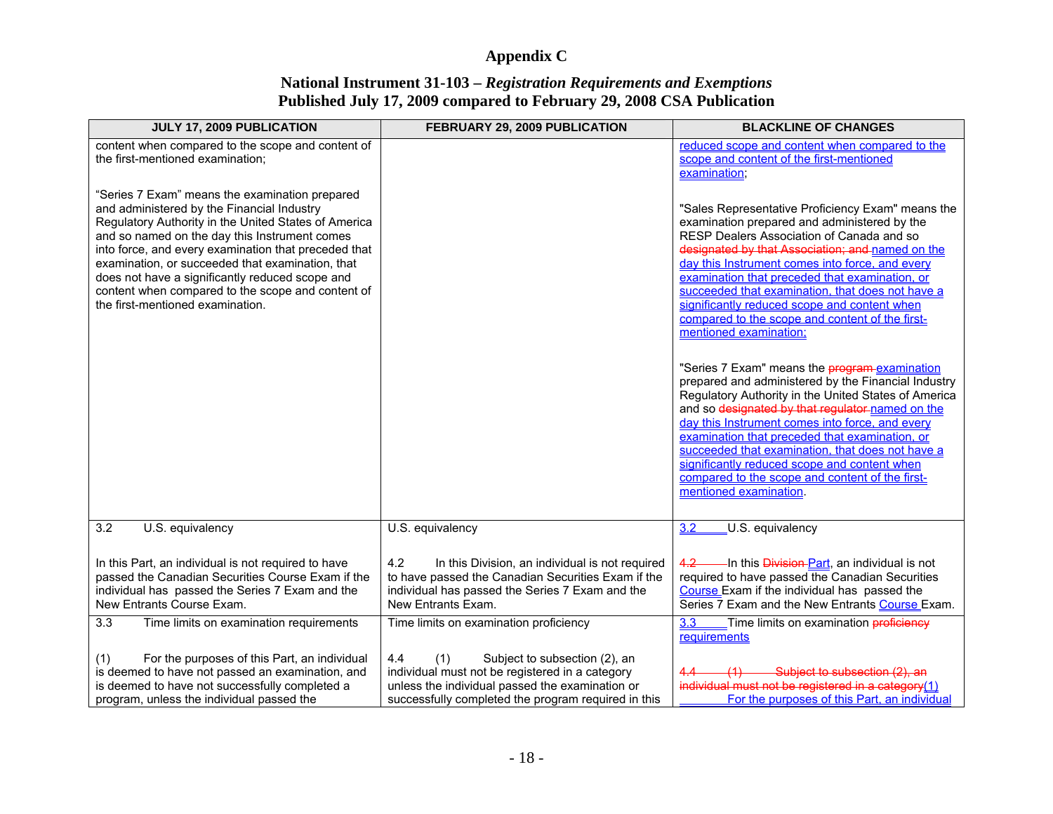# Appendix C

## National Instrument 31-103 – *Registration Requirements and Exemptions* Published July 17, 2009 compared to February 29, 2008 CSA Publication

| JULY 17, 2009 PUBLICATION | FEBRUARY 29, 2009 PUBLICATION | BLACKLINE OF CHANGES |
|---|---|---|
| content when compared to the scope and content of the first-mentioned examination;<br><br>"Series 7 Exam" means the examination prepared and administered by the Financial Industry Regulatory Authority in the United States of America and so named on the day this Instrument comes into force, and every examination that preceded that examination, or succeeded that examination, that does not have a significantly reduced scope and content when compared to the scope and content of the first-mentioned examination. | | reduced scope and content when compared to the scope and content of the first-mentioned examination;<br><br>"Sales Representative Proficiency Exam" means the examination prepared and administered by the RESP Dealers Association of Canada and so ~~designated by that Association; and~~ named on the day this Instrument comes into force, and every examination that preceded that examination, or succeeded that examination, that does not have a significantly reduced scope and content when compared to the scope and content of the first-mentioned examination;<br><br>"Series 7 Exam" means the ~~program~~ examination prepared and administered by the Financial Industry Regulatory Authority in the United States of America and so ~~designated by that regulator~~ named on the day this Instrument comes into force, and every examination that preceded that examination, or succeeded that examination, that does not have a significantly reduced scope and content when compared to the scope and content of the first-mentioned examination. |
| 3.2 U.S. equivalency<br><br>In this Part, an individual is not required to have passed the Canadian Securities Course Exam if the individual has passed the Series 7 Exam and the New Entrants Course Exam. | U.S. equivalency<br><br>4.2 In this Division, an individual is not required to have passed the Canadian Securities Exam if the individual has passed the Series 7 Exam and the New Entrants Exam. | 3.2 U.S. equivalency<br><br>~~4.2~~ In this ~~Division~~ Part, an individual is not required to have passed the Canadian Securities Course Exam if the individual has passed the Series 7 Exam and the New Entrants Course Exam. |
| 3.3 Time limits on examination requirements<br><br>(1) For the purposes of this Part, an individual is deemed to have not passed an examination, and is deemed to have not successfully completed a program, unless the individual passed the | Time limits on examination proficiency<br><br>4.4 (1) Subject to subsection (2), an individual must not be registered in a category unless the individual passed the examination or successfully completed the program required in this | 3.3 Time limits on examination ~~proficiency~~ requirements<br><br>~~4.4 (1) Subject to subsection (2), an individual must not be registered in a category~~(1) For the purposes of this Part, an individual |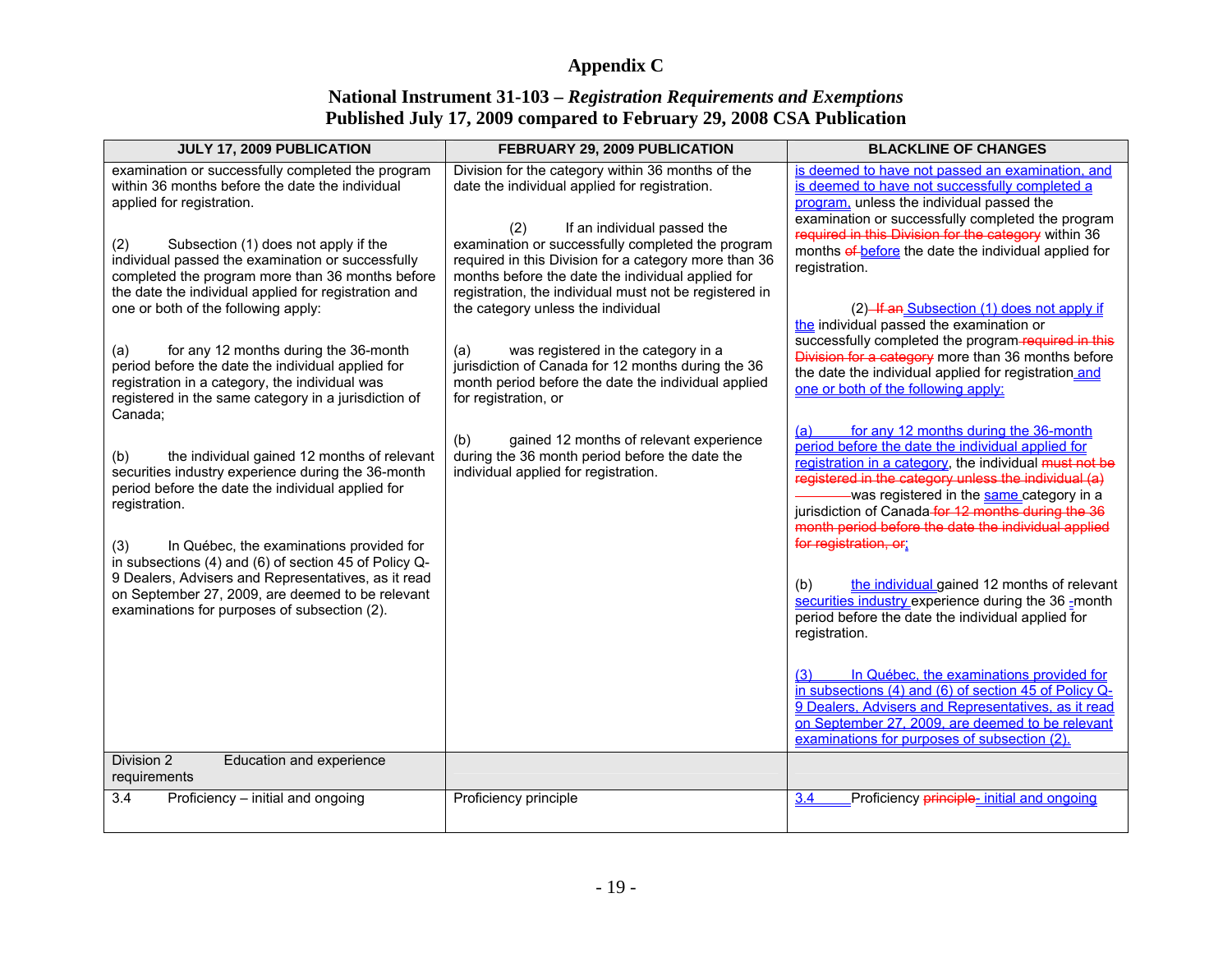# Appendix C

## National Instrument 31-103 – *Registration Requirements and Exemptions*
## Published July 17, 2009 compared to February 29, 2008 CSA Publication

| JULY 17, 2009 PUBLICATION | FEBRUARY 29, 2009 PUBLICATION | BLACKLINE OF CHANGES |
|---|---|---|
| examination or successfully completed the program within 36 months before the date the individual applied for registration.<br><br>(2) Subsection (1) does not apply if the individual passed the examination or successfully completed the program more than 36 months before the date the individual applied for registration and one or both of the following apply:<br><br>(a) for any 12 months during the 36-month period before the date the individual applied for registration in a category, the individual was registered in the same category in a jurisdiction of Canada;<br><br>(b) the individual gained 12 months of relevant securities industry experience during the 36-month period before the date the individual applied for registration.<br><br>(3) In Québec, the examinations provided for in subsections (4) and (6) of section 45 of Policy Q-9 Dealers, Advisers and Representatives, as it read on September 27, 2009, are deemed to be relevant examinations for purposes of subsection (2). | Division for the category within 36 months of the date the individual applied for registration.<br><br>(2) If an individual passed the examination or successfully completed the program required in this Division for a category more than 36 months before the date the individual applied for registration, the individual must not be registered in the category unless the individual<br><br>(a) was registered in the category in a jurisdiction of Canada for 12 months during the 36 month period before the date the individual applied for registration, or<br><br>(b) gained 12 months of relevant experience during the 36 month period before the date the individual applied for registration. | is deemed to have not passed an examination, and is deemed to have not successfully completed a program, unless the individual passed the examination or successfully completed the program ~~required in this Division for the category~~ within 36 months ~~of~~ before the date the individual applied for registration.<br><br>(2) ~~If an~~ Subsection (1) does not apply if the individual passed the examination or successfully completed the program ~~required in this Division for a category~~ more than 36 months before the date the individual applied for registration and one or both of the following apply:<br><br>(a) for any 12 months during the 36-month period before the date the individual applied for registration in a category, the individual ~~must not be registered in the category unless the individual (a)~~ was registered in the same category in a jurisdiction of Canada ~~for 12 months during the 36 month period before the date the individual applied for registration, or~~;<br><br>(b) the individual gained 12 months of relevant securities industry experience during the 36 -month period before the date the individual applied for registration.<br><br>(3) In Québec, the examinations provided for in subsections (4) and (6) of section 45 of Policy Q-9 Dealers, Advisers and Representatives, as it read on September 27, 2009, are deemed to be relevant examinations for purposes of subsection (2). |
| Division 2 Education and experience requirements | | |
| 3.4 Proficiency – initial and ongoing | Proficiency principle | 3.4 Proficiency ~~principle~~- initial and ongoing |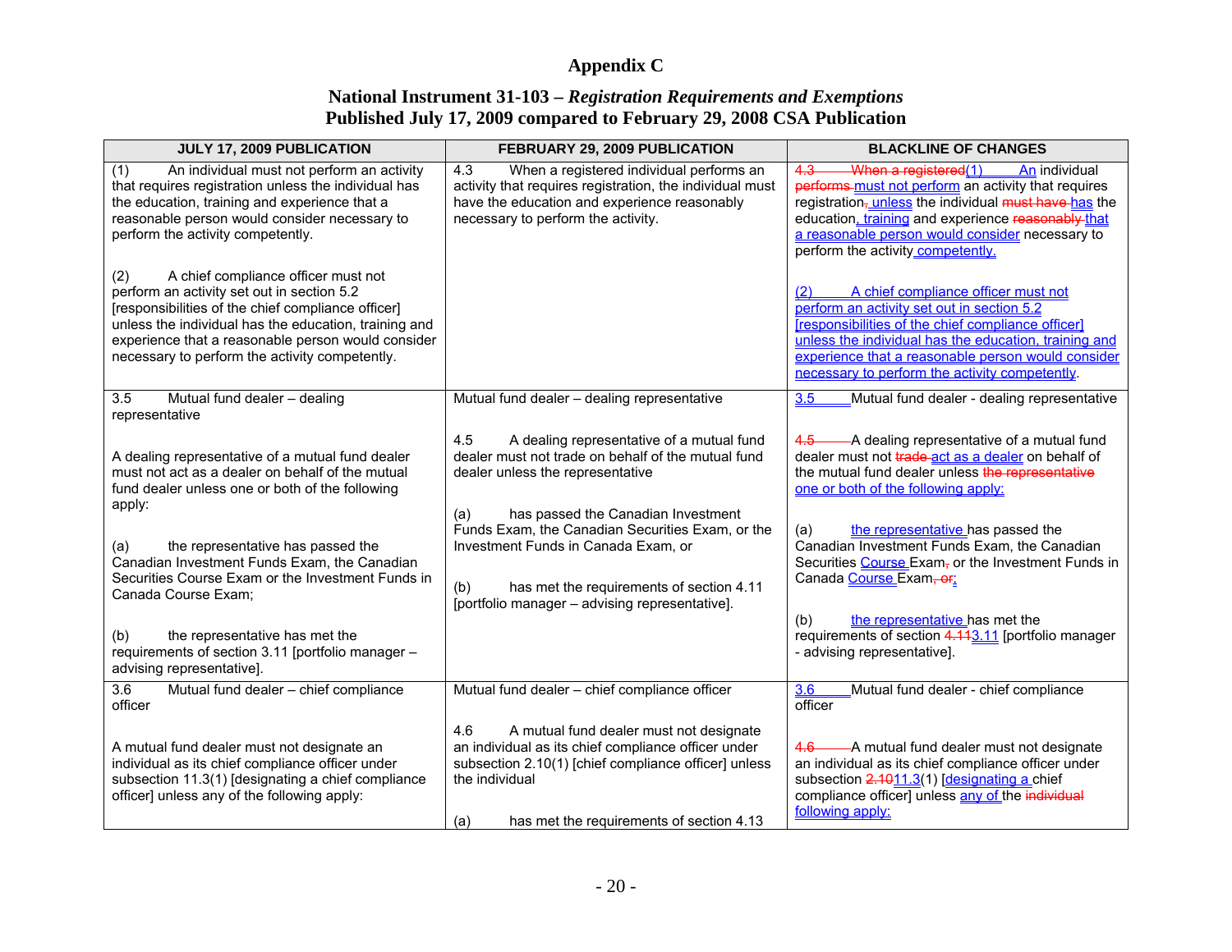# Appendix C

## National Instrument 31-103 – *Registration Requirements and Exemptions*
## Published July 17, 2009 compared to February 29, 2008 CSA Publication

| JULY 17, 2009 PUBLICATION | FEBRUARY 29, 2009 PUBLICATION | BLACKLINE OF CHANGES |
|---|---|---|
| (1) An individual must not perform an activity that requires registration unless the individual has the education, training and experience that a reasonable person would consider necessary to perform the activity competently.<br><br>(2) A chief compliance officer must not perform an activity set out in section 5.2 [responsibilities of the chief compliance officer] unless the individual has the education, training and experience that a reasonable person would consider necessary to perform the activity competently. | 4.3 When a registered individual performs an activity that requires registration, the individual must have the education and experience reasonably necessary to perform the activity. | ~~4.3 When a registered~~(1) An individual ~~performs~~ must not perform an activity that requires registration~~,~~ unless the individual ~~must have~~ has the education, training and experience ~~reasonably~~ that a reasonable person would consider necessary to perform the activity competently.<br><br>(2) A chief compliance officer must not perform an activity set out in section 5.2 [responsibilities of the chief compliance officer] unless the individual has the education, training and experience that a reasonable person would consider necessary to perform the activity competently. |
| 3.5 Mutual fund dealer – dealing representative<br><br>A dealing representative of a mutual fund dealer must not act as a dealer on behalf of the mutual fund dealer unless one or both of the following apply:<br><br>(a) the representative has passed the Canadian Investment Funds Exam, the Canadian Securities Course Exam or the Investment Funds in Canada Course Exam;<br><br>(b) the representative has met the requirements of section 3.11 [portfolio manager – advising representative]. | Mutual fund dealer – dealing representative<br><br>4.5 A dealing representative of a mutual fund dealer must not trade on behalf of the mutual fund dealer unless the representative<br><br>(a) has passed the Canadian Investment Funds Exam, the Canadian Securities Exam, or the Investment Funds in Canada Exam, or<br><br>(b) has met the requirements of section 4.11 [portfolio manager – advising representative]. | 3.5 Mutual fund dealer - dealing representative<br><br>~~4.5~~ A dealing representative of a mutual fund dealer must not ~~trade~~ act as a dealer on behalf of the mutual fund dealer unless ~~the representative~~ one or both of the following apply:<br><br>(a) the representative has passed the Canadian Investment Funds Exam, the Canadian Securities Course Exam~~,~~ or the Investment Funds in Canada Course Exam~~, or~~;<br><br>(b) the representative has met the requirements of section ~~4.11~~3.11 [portfolio manager - advising representative]. |
| 3.6 Mutual fund dealer – chief compliance officer<br><br>A mutual fund dealer must not designate an individual as its chief compliance officer under subsection 11.3(1) [designating a chief compliance officer] unless any of the following apply: | Mutual fund dealer – chief compliance officer<br><br>4.6 A mutual fund dealer must not designate an individual as its chief compliance officer under subsection 2.10(1) [chief compliance officer] unless the individual<br><br>(a) has met the requirements of section 4.13 | 3.6 Mutual fund dealer - chief compliance officer<br><br>~~4.6~~ A mutual fund dealer must not designate an individual as its chief compliance officer under subsection ~~2.10~~11.3(1) [designating a chief compliance officer] unless any of the ~~individual~~ following apply: |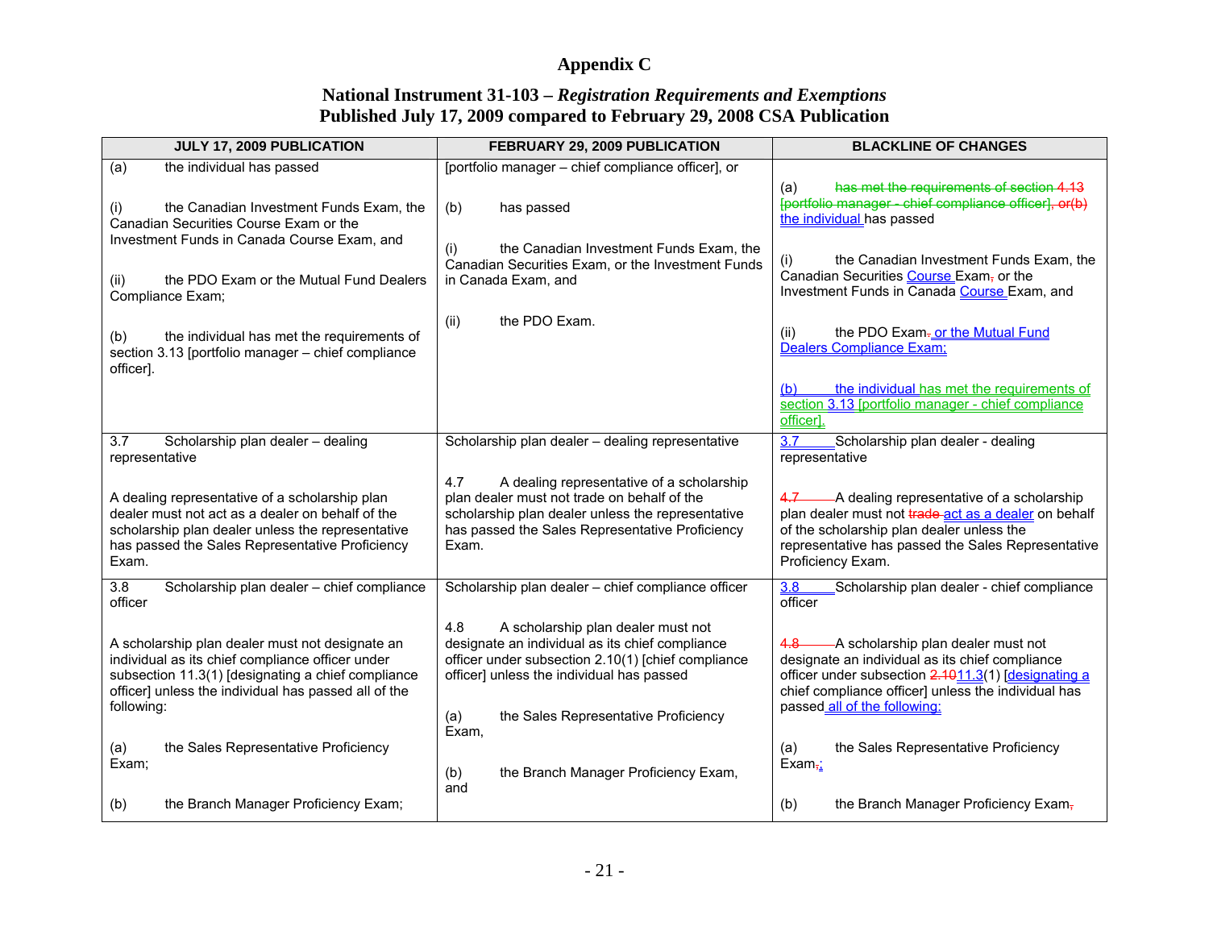# Appendix C

## National Instrument 31-103 – *Registration Requirements and Exemptions*
## Published July 17, 2009 compared to February 29, 2008 CSA Publication

| JULY 17, 2009 PUBLICATION | FEBRUARY 29, 2009 PUBLICATION | BLACKLINE OF CHANGES |
|---|---|---|
| (a) the individual has passed<br><br>(i) the Canadian Investment Funds Exam, the Canadian Securities Course Exam or the Investment Funds in Canada Course Exam, and<br><br>(ii) the PDO Exam or the Mutual Fund Dealers Compliance Exam;<br><br>(b) the individual has met the requirements of section 3.13 [portfolio manager – chief compliance officer]. | [portfolio manager – chief compliance officer], or<br><br>(b) has passed<br><br>(i) the Canadian Investment Funds Exam, the Canadian Securities Exam, or the Investment Funds in Canada Exam, and<br><br>(ii) the PDO Exam. | (a) has met the requirements of section 4.13 [portfolio manager - chief compliance officer], or(b) the individual has passed<br><br>(i) the Canadian Investment Funds Exam, the Canadian Securities Course Exam, or the Investment Funds in Canada Course Exam, and<br><br>(ii) the PDO Exam. or the Mutual Fund Dealers Compliance Exam;<br><br>(b) the individual has met the requirements of section 3.13 [portfolio manager - chief compliance officer]. |
| 3.7 Scholarship plan dealer – dealing representative<br><br>A dealing representative of a scholarship plan dealer must not act as a dealer on behalf of the scholarship plan dealer unless the representative has passed the Sales Representative Proficiency Exam. | Scholarship plan dealer – dealing representative<br><br>4.7 A dealing representative of a scholarship plan dealer must not trade on behalf of the scholarship plan dealer unless the representative has passed the Sales Representative Proficiency Exam. | 3.7 Scholarship plan dealer - dealing representative<br><br>4.7 A dealing representative of a scholarship plan dealer must not trade act as a dealer on behalf of the scholarship plan dealer unless the representative has passed the Sales Representative Proficiency Exam. |
| 3.8 Scholarship plan dealer – chief compliance officer<br><br>A scholarship plan dealer must not designate an individual as its chief compliance officer under subsection 11.3(1) [designating a chief compliance officer] unless the individual has passed all of the following:<br><br>(a) the Sales Representative Proficiency Exam;<br><br>(b) the Branch Manager Proficiency Exam; | Scholarship plan dealer – chief compliance officer<br><br>4.8 A scholarship plan dealer must not designate an individual as its chief compliance officer under subsection 2.10(1) [chief compliance officer] unless the individual has passed<br><br>(a) the Sales Representative Proficiency Exam,<br><br>(b) the Branch Manager Proficiency Exam, and | 3.8 Scholarship plan dealer - chief compliance officer<br><br>4.8 A scholarship plan dealer must not designate an individual as its chief compliance officer under subsection 2.1011.3(1) [designating a chief compliance officer] unless the individual has passed all of the following:<br><br>(a) the Sales Representative Proficiency Exam,;<br><br>(b) the Branch Manager Proficiency Exam, |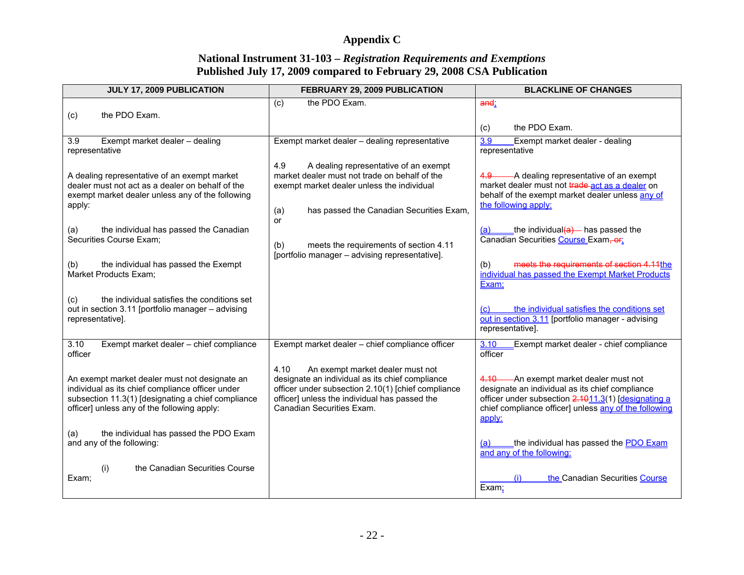# Appendix C

## National Instrument 31-103 – *Registration Requirements and Exemptions*
## Published July 17, 2009 compared to February 29, 2008 CSA Publication

| JULY 17, 2009 PUBLICATION | FEBRUARY 29, 2009 PUBLICATION | BLACKLINE OF CHANGES |
|---|---|---|
| (c) the PDO Exam. | (c) the PDO Exam. | ~~and~~; <br><br> (c) the PDO Exam. |
| 3.9 Exempt market dealer – dealing representative <br><br> A dealing representative of an exempt market dealer must not act as a dealer on behalf of the exempt market dealer unless any of the following apply: <br><br> (a) the individual has passed the Canadian Securities Course Exam; <br><br> (b) the individual has passed the Exempt Market Products Exam; <br><br> (c) the individual satisfies the conditions set out in section 3.11 [portfolio manager – advising representative]. | Exempt market dealer – dealing representative <br><br> 4.9 A dealing representative of an exempt market dealer must not trade on behalf of the exempt market dealer unless the individual <br><br> (a) has passed the Canadian Securities Exam, or <br><br> (b) meets the requirements of section 4.11 [portfolio manager – advising representative]. | 3.9 Exempt market dealer - dealing representative <br><br> ~~4.9~~ A dealing representative of an exempt market dealer must not ~~trade~~ act as a dealer on behalf of the exempt market dealer unless any of the following apply: <br><br> (a) the individual~~(a)~~ has passed the Canadian Securities Course Exam~~, or~~; <br><br> (b) ~~meets the requirements of section 4.11~~the individual has passed the Exempt Market Products Exam; <br><br> (c) the individual satisfies the conditions set out in section 3.11 [portfolio manager - advising representative]. |
| 3.10 Exempt market dealer – chief compliance officer <br><br> An exempt market dealer must not designate an individual as its chief compliance officer under subsection 11.3(1) [designating a chief compliance officer] unless any of the following apply: <br><br> (a) the individual has passed the PDO Exam and any of the following: <br><br> (i) the Canadian Securities Course Exam; | Exempt market dealer – chief compliance officer <br><br> 4.10 An exempt market dealer must not designate an individual as its chief compliance officer under subsection 2.10(1) [chief compliance officer] unless the individual has passed the Canadian Securities Exam. | 3.10 Exempt market dealer - chief compliance officer <br><br> ~~4.10~~ An exempt market dealer must not designate an individual as its chief compliance officer under subsection ~~2.10~~11.3(1) [designating a chief compliance officer] unless any of the following apply: <br><br> (a) the individual has passed the PDO Exam and any of the following: <br><br> (i) the Canadian Securities Course Exam; |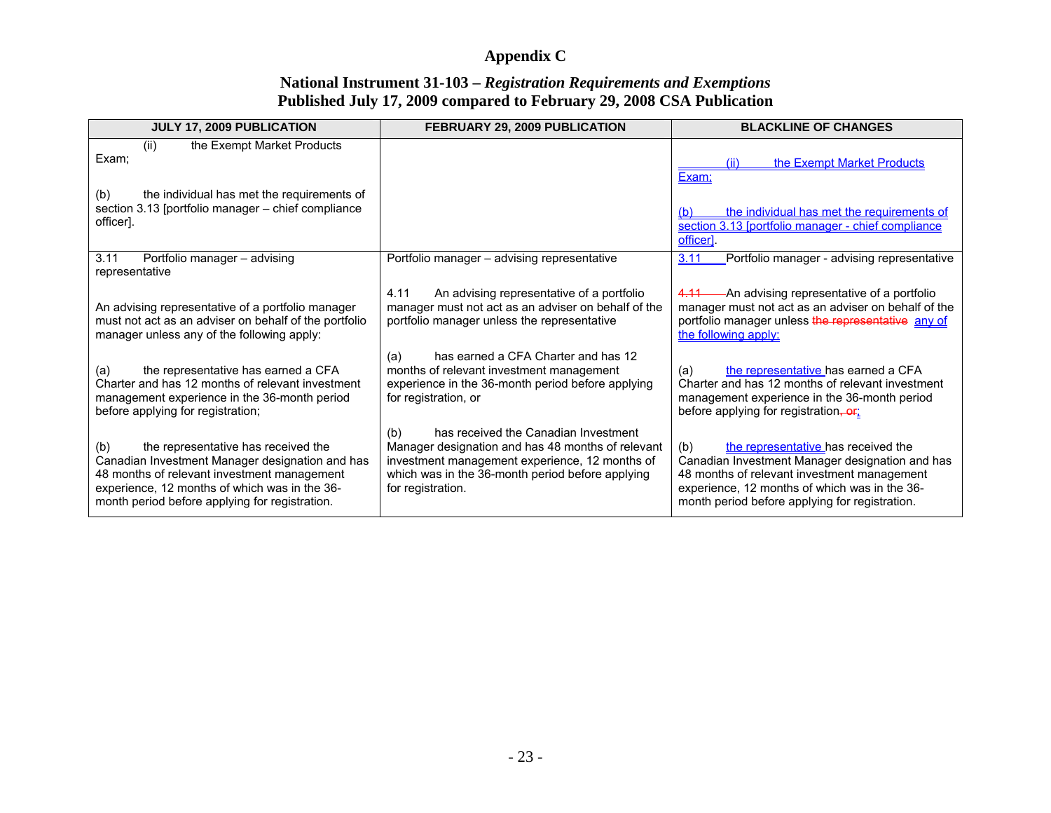# Appendix C

## National Instrument 31-103 – *Registration Requirements and Exemptions*
## Published July 17, 2009 compared to February 29, 2008 CSA Publication

| JULY 17, 2009 PUBLICATION | FEBRUARY 29, 2009 PUBLICATION | BLACKLINE OF CHANGES |
|---|---|---|
| (ii) the Exempt Market Products Exam;<br><br>(b) the individual has met the requirements of section 3.13 [portfolio manager – chief compliance officer]. | | (ii) the Exempt Market Products Exam;<br><br>(b) the individual has met the requirements of section 3.13 [portfolio manager - chief compliance officer]. |
| 3.11 Portfolio manager – advising representative<br><br>An advising representative of a portfolio manager must not act as an adviser on behalf of the portfolio manager unless any of the following apply:<br><br>(a) the representative has earned a CFA Charter and has 12 months of relevant investment management experience in the 36-month period before applying for registration;<br><br>(b) the representative has received the Canadian Investment Manager designation and has 48 months of relevant investment management experience, 12 months of which was in the 36-month period before applying for registration. | Portfolio manager – advising representative<br><br>4.11 An advising representative of a portfolio manager must not act as an adviser on behalf of the portfolio manager unless the representative<br><br>(a) has earned a CFA Charter and has 12 months of relevant investment management experience in the 36-month period before applying for registration, or<br><br>(b) has received the Canadian Investment Manager designation and has 48 months of relevant investment management experience, 12 months of which was in the 36-month period before applying for registration. | 3.11 Portfolio manager - advising representative<br><br>~~4.11~~ An advising representative of a portfolio manager must not act as an adviser on behalf of the portfolio manager unless ~~the representative~~ any of the following apply:<br><br>(a) the representative has earned a CFA Charter and has 12 months of relevant investment management experience in the 36-month period before applying for registration~~, or~~;<br><br>(b) the representative has received the Canadian Investment Manager designation and has 48 months of relevant investment management experience, 12 months of which was in the 36-month period before applying for registration. |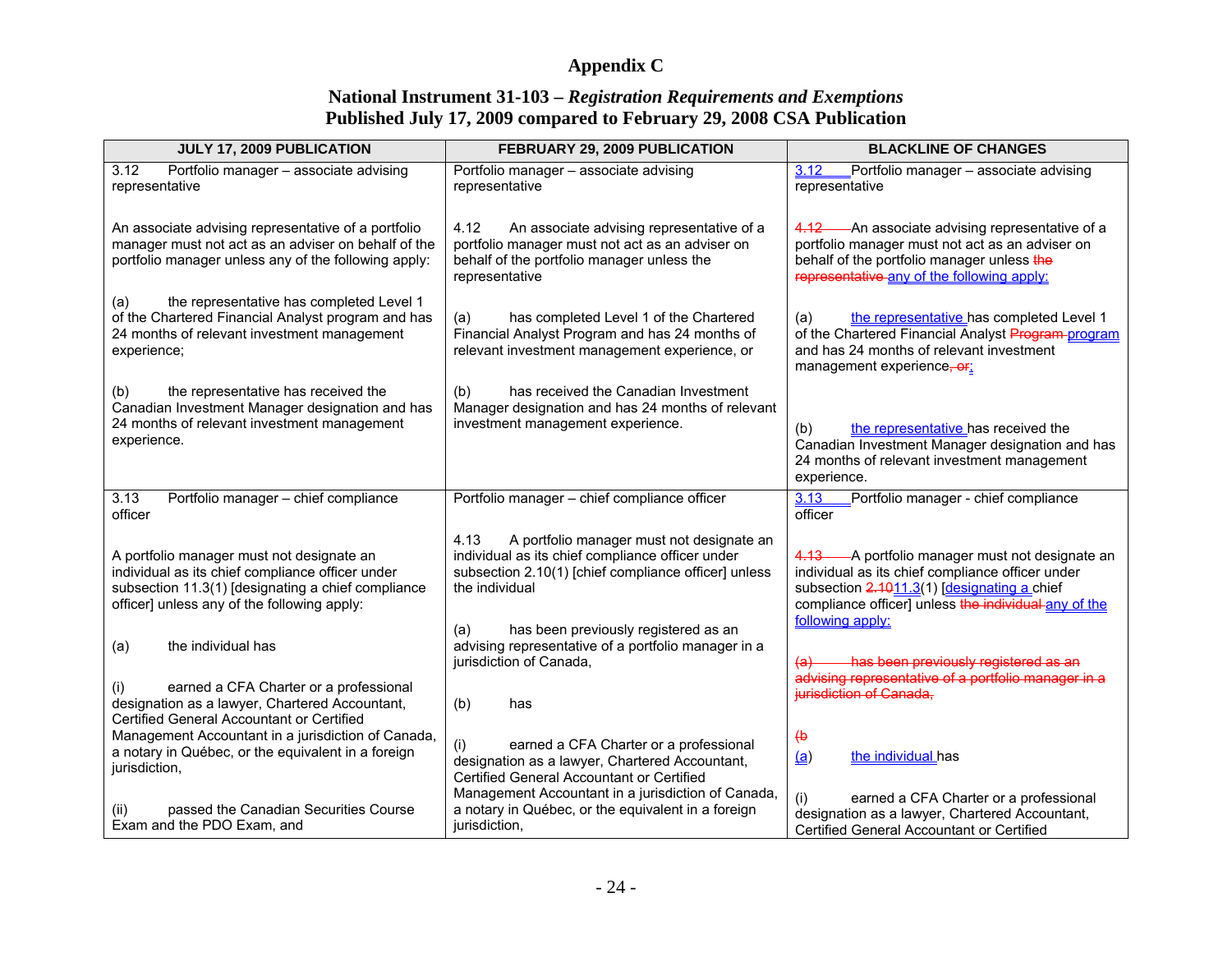## Appendix C

### National Instrument 31-103 – *Registration Requirements and Exemptions*
### Published July 17, 2009 compared to February 29, 2008 CSA Publication

| JULY 17, 2009 PUBLICATION | FEBRUARY 29, 2009 PUBLICATION | BLACKLINE OF CHANGES |
|---|---|---|
| 3.12 Portfolio manager – associate advising representative<br><br>An associate advising representative of a portfolio manager must not act as an adviser on behalf of the portfolio manager unless any of the following apply:<br><br>(a) the representative has completed Level 1 of the Chartered Financial Analyst program and has 24 months of relevant investment management experience;<br><br>(b) the representative has received the Canadian Investment Manager designation and has 24 months of relevant investment management experience. | Portfolio manager – associate advising representative<br><br>4.12 An associate advising representative of a portfolio manager must not act as an adviser on behalf of the portfolio manager unless the representative<br><br>(a) has completed Level 1 of the Chartered Financial Analyst Program and has 24 months of relevant investment management experience, or<br><br>(b) has received the Canadian Investment Manager designation and has 24 months of relevant investment management experience. | 3.12 Portfolio manager – associate advising representative<br><br>~~4.12~~ An associate advising representative of a portfolio manager must not act as an adviser on behalf of the portfolio manager unless ~~the representative~~ any of the following apply:<br><br>(a) the representative has completed Level 1 of the Chartered Financial Analyst ~~Program~~ program and has 24 months of relevant investment management experience~~, or~~;<br><br>(b) the representative has received the Canadian Investment Manager designation and has 24 months of relevant investment management experience. |
| 3.13 Portfolio manager – chief compliance officer<br><br>A portfolio manager must not designate an individual as its chief compliance officer under subsection 11.3(1) [designating a chief compliance officer] unless any of the following apply:<br><br>(a) the individual has<br><br>(i) earned a CFA Charter or a professional designation as a lawyer, Chartered Accountant, Certified General Accountant or Certified Management Accountant in a jurisdiction of Canada, a notary in Québec, or the equivalent in a foreign jurisdiction,<br><br>(ii) passed the Canadian Securities Course Exam and the PDO Exam, and | Portfolio manager – chief compliance officer<br><br>4.13 A portfolio manager must not designate an individual as its chief compliance officer under subsection 2.10(1) [chief compliance officer] unless the individual<br><br>(a) has been previously registered as an advising representative of a portfolio manager in a jurisdiction of Canada,<br><br>(b) has<br><br>(i) earned a CFA Charter or a professional designation as a lawyer, Chartered Accountant, Certified General Accountant or Certified Management Accountant in a jurisdiction of Canada, a notary in Québec, or the equivalent in a foreign jurisdiction, | 3.13 Portfolio manager - chief compliance officer<br><br>~~4.13~~ A portfolio manager must not designate an individual as its chief compliance officer under subsection ~~2.10~~11.3(1) [designating a chief compliance officer] unless ~~the individual~~ any of the following apply:<br><br>~~(a) has been previously registered as an advising representative of a portfolio manager in a jurisdiction of Canada,~~<br><br>~~(b~~<br>(a) the individual has<br><br>(i) earned a CFA Charter or a professional designation as a lawyer, Chartered Accountant, Certified General Accountant or Certified |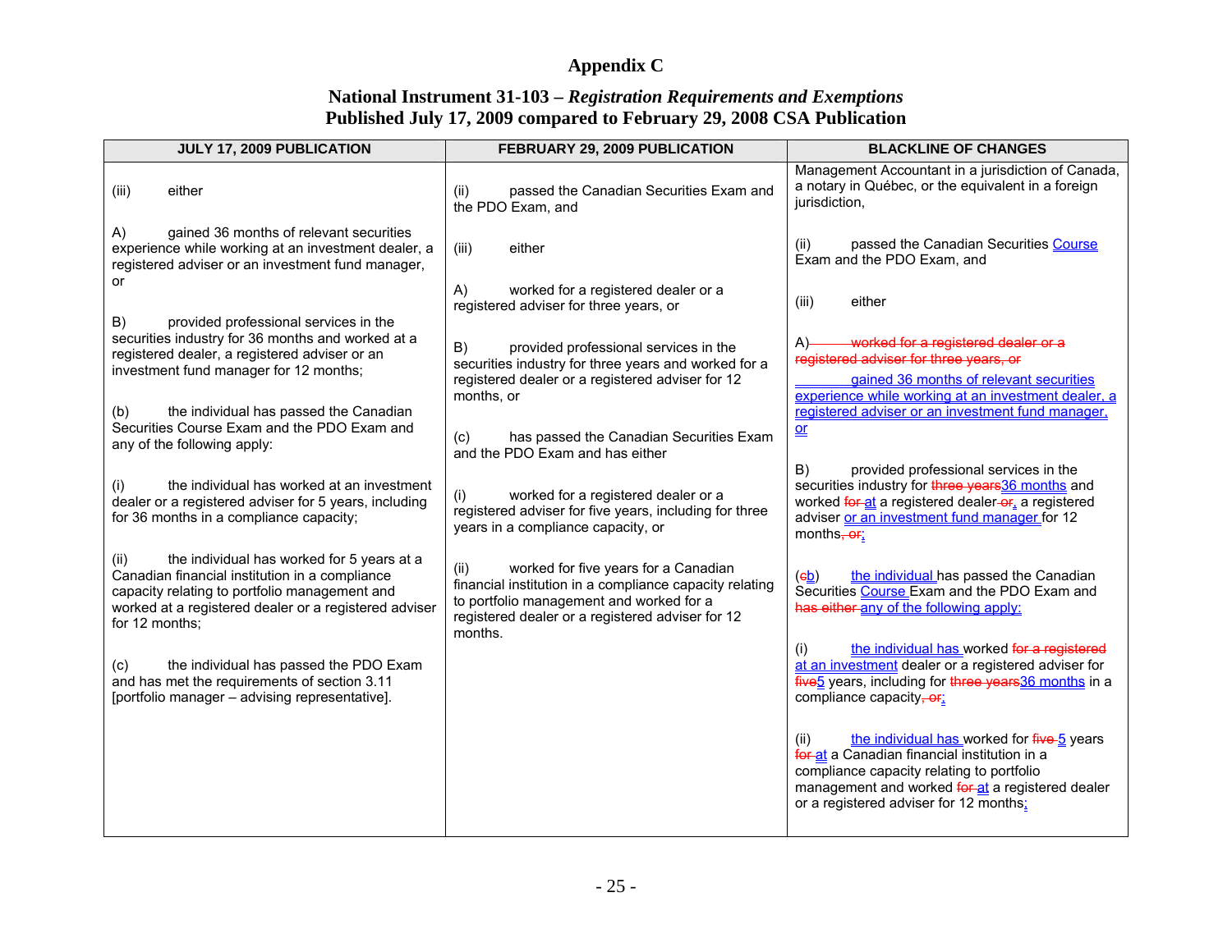# Appendix C

## National Instrument 31-103 – *Registration Requirements and Exemptions*
## Published July 17, 2009 compared to February 29, 2008 CSA Publication

| JULY 17, 2009 PUBLICATION | FEBRUARY 29, 2009 PUBLICATION | BLACKLINE OF CHANGES |
|---|---|---|
| (iii) either<br><br>A) gained 36 months of relevant securities experience while working at an investment dealer, a registered adviser or an investment fund manager, or<br><br>B) provided professional services in the securities industry for 36 months and worked at a registered dealer, a registered adviser or an investment fund manager for 12 months;<br><br>(b) the individual has passed the Canadian Securities Course Exam and the PDO Exam and any of the following apply:<br><br>(i) the individual has worked at an investment dealer or a registered adviser for 5 years, including for 36 months in a compliance capacity;<br><br>(ii) the individual has worked for 5 years at a Canadian financial institution in a compliance capacity relating to portfolio management and worked at a registered dealer or a registered adviser for 12 months;<br><br>(c) the individual has passed the PDO Exam and has met the requirements of section 3.11 [portfolio manager – advising representative]. | (ii) passed the Canadian Securities Exam and the PDO Exam, and<br><br>(iii) either<br><br>A) worked for a registered dealer or a registered adviser for three years, or<br><br>B) provided professional services in the securities industry for three years and worked for a registered dealer or a registered adviser for 12 months, or<br><br>(c) has passed the Canadian Securities Exam and the PDO Exam and has either<br><br>(i) worked for a registered dealer or a registered adviser for five years, including for three years in a compliance capacity, or<br><br>(ii) worked for five years for a Canadian financial institution in a compliance capacity relating to portfolio management and worked for a registered dealer or a registered adviser for 12 months. | Management Accountant in a jurisdiction of Canada, a notary in Québec, or the equivalent in a foreign jurisdiction,<br><br>(ii) passed the Canadian Securities Course Exam and the PDO Exam, and<br><br>(iii) either<br><br>A) ~~worked for a registered dealer or a registered adviser for three years, or~~<br>gained 36 months of relevant securities experience while working at an investment dealer, a registered adviser or an investment fund manager, or<br><br>B) provided professional services in the securities industry for ~~three years~~36 months and worked ~~for~~ at a registered dealer ~~or~~, a registered adviser or an investment fund manager for 12 months~~, or~~;<br><br>(~~c~~b) the individual has passed the Canadian Securities Course Exam and the PDO Exam and ~~has either~~ any of the following apply:<br><br>(i) the individual has worked ~~for a registered~~ at an investment dealer or a registered adviser for ~~five~~5 years, including for ~~three years~~36 months in a compliance capacity~~, or~~;<br><br>(ii) the individual has worked for ~~five~~ 5 years ~~for~~ at a Canadian financial institution in a compliance capacity relating to portfolio management and worked ~~for~~ at a registered dealer or a registered adviser for 12 months; |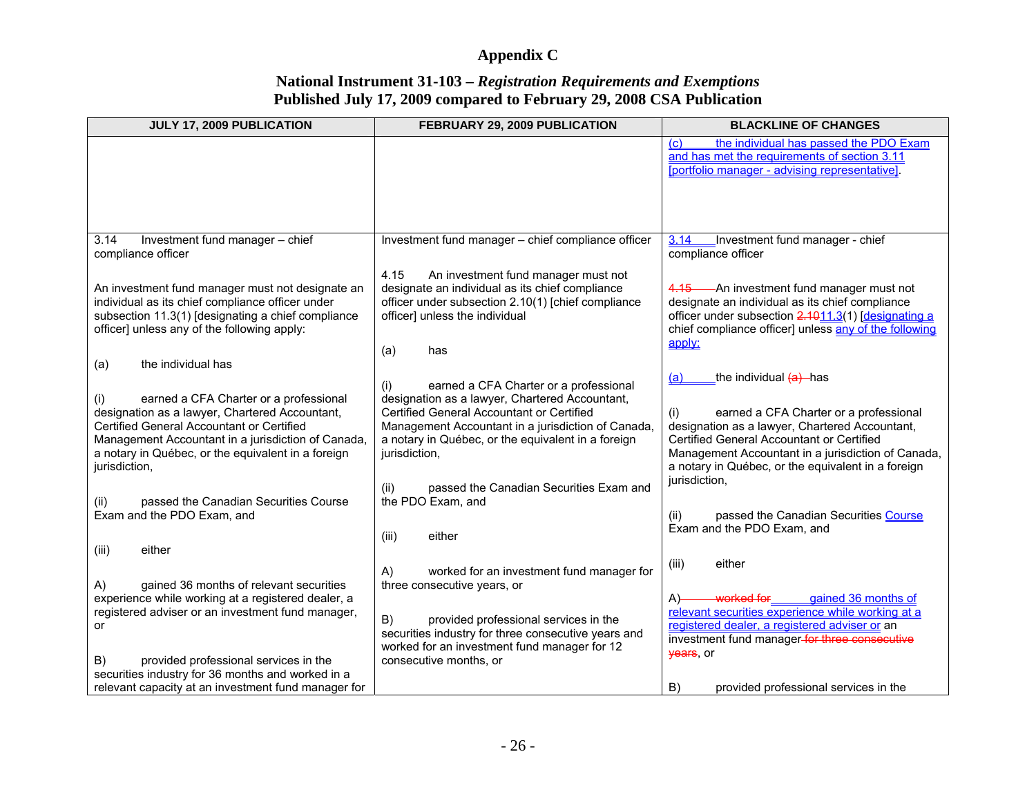# Appendix C

## National Instrument 31-103 – *Registration Requirements and Exemptions*
## Published July 17, 2009 compared to February 29, 2008 CSA Publication

| JULY 17, 2009 PUBLICATION | FEBRUARY 29, 2009 PUBLICATION | BLACKLINE OF CHANGES |
|---|---|---|
| | | (c) the individual has passed the PDO Exam and has met the requirements of section 3.11 [portfolio manager - advising representative]. |
| 3.14 Investment fund manager – chief compliance officer<br><br>An investment fund manager must not designate an individual as its chief compliance officer under subsection 11.3(1) [designating a chief compliance officer] unless any of the following apply:<br><br>(a) the individual has<br><br>(i) earned a CFA Charter or a professional designation as a lawyer, Chartered Accountant, Certified General Accountant or Certified Management Accountant in a jurisdiction of Canada, a notary in Québec, or the equivalent in a foreign jurisdiction,<br><br>(ii) passed the Canadian Securities Course Exam and the PDO Exam, and<br><br>(iii) either<br><br>A) gained 36 months of relevant securities experience while working at a registered dealer, a registered adviser or an investment fund manager, or<br><br>B) provided professional services in the securities industry for 36 months and worked in a relevant capacity at an investment fund manager for | Investment fund manager – chief compliance officer<br><br>4.15 An investment fund manager must not designate an individual as its chief compliance officer under subsection 2.10(1) [chief compliance officer] unless the individual<br><br>(a) has<br><br>(i) earned a CFA Charter or a professional designation as a lawyer, Chartered Accountant, Certified General Accountant or Certified Management Accountant in a jurisdiction of Canada, a notary in Québec, or the equivalent in a foreign jurisdiction,<br><br>(ii) passed the Canadian Securities Exam and the PDO Exam, and<br><br>(iii) either<br><br>A) worked for an investment fund manager for three consecutive years, or<br><br>B) provided professional services in the securities industry for three consecutive years and worked for an investment fund manager for 12 consecutive months, or | 3.14 Investment fund manager - chief compliance officer<br><br>~~4.15~~ An investment fund manager must not designate an individual as its chief compliance officer under subsection ~~2.10~~11.3(1) [designating a chief compliance officer] unless any of the following apply:<br><br>(a) the individual ~~(a)~~ has<br><br>(i) earned a CFA Charter or a professional designation as a lawyer, Chartered Accountant, Certified General Accountant or Certified Management Accountant in a jurisdiction of Canada, a notary in Québec, or the equivalent in a foreign jurisdiction,<br><br>(ii) passed the Canadian Securities Course Exam and the PDO Exam, and<br><br>(iii) either<br><br>A) ~~worked for~~ gained 36 months of relevant securities experience while working at a registered dealer, a registered adviser or an investment fund manager ~~for three consecutive years~~, or<br><br>B) provided professional services in the |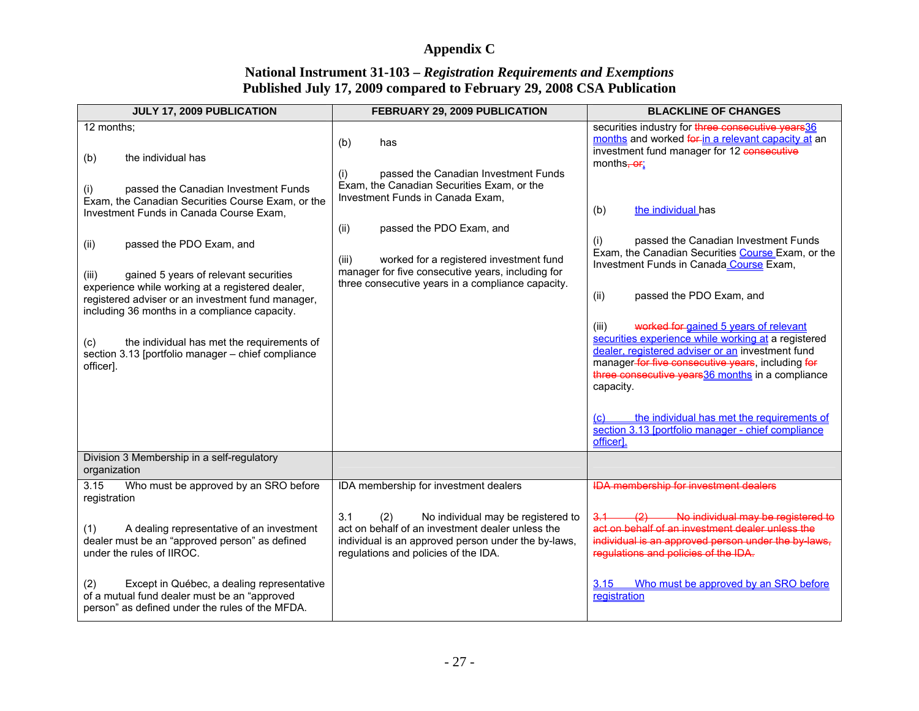# Appendix C

## National Instrument 31-103 – *Registration Requirements and Exemptions*
## Published July 17, 2009 compared to February 29, 2008 CSA Publication

| JULY 17, 2009 PUBLICATION | FEBRUARY 29, 2009 PUBLICATION | BLACKLINE OF CHANGES |
|---|---|---|
| 12 months;<br><br>(b) the individual has<br><br>(i) passed the Canadian Investment Funds Exam, the Canadian Securities Course Exam, or the Investment Funds in Canada Course Exam,<br><br>(ii) passed the PDO Exam, and<br><br>(iii) gained 5 years of relevant securities experience while working at a registered dealer, registered adviser or an investment fund manager, including 36 months in a compliance capacity.<br><br>(c) the individual has met the requirements of section 3.13 [portfolio manager – chief compliance officer]. | (b) has<br><br>(i) passed the Canadian Investment Funds Exam, the Canadian Securities Exam, or the Investment Funds in Canada Exam,<br><br>(ii) passed the PDO Exam, and<br><br>(iii) worked for a registered investment fund manager for five consecutive years, including for three consecutive years in a compliance capacity. | securities industry for ~~three consecutive years~~36 months and worked ~~for~~ in a relevant capacity at an investment fund manager for 12 ~~consecutive~~ months~~, or~~;<br><br>(b) the individual has<br><br>(i) passed the Canadian Investment Funds Exam, the Canadian Securities Course Exam, or the Investment Funds in Canada Course Exam,<br><br>(ii) passed the PDO Exam, and<br><br>(iii) ~~worked for~~ gained 5 years of relevant securities experience while working at a registered dealer, registered adviser or an investment fund manager ~~for five consecutive years~~, including ~~for three consecutive years~~36 months in a compliance capacity.<br><br>(c) the individual has met the requirements of section 3.13 [portfolio manager - chief compliance officer]. |
| Division 3 Membership in a self-regulatory organization | | |
| 3.15 Who must be approved by an SRO before registration<br><br>(1) A dealing representative of an investment dealer must be an "approved person" as defined under the rules of IIROC.<br><br>(2) Except in Québec, a dealing representative of a mutual fund dealer must be an "approved person" as defined under the rules of the MFDA. | IDA membership for investment dealers<br><br>3.1 (2) No individual may be registered to act on behalf of an investment dealer unless the individual is an approved person under the by-laws, regulations and policies of the IDA. | ~~IDA membership for investment dealers~~<br><br>~~3.1 (2) No individual may be registered to act on behalf of an investment dealer unless the individual is an approved person under the by-laws, regulations and policies of the IDA.~~<br><br>3.15 Who must be approved by an SRO before registration |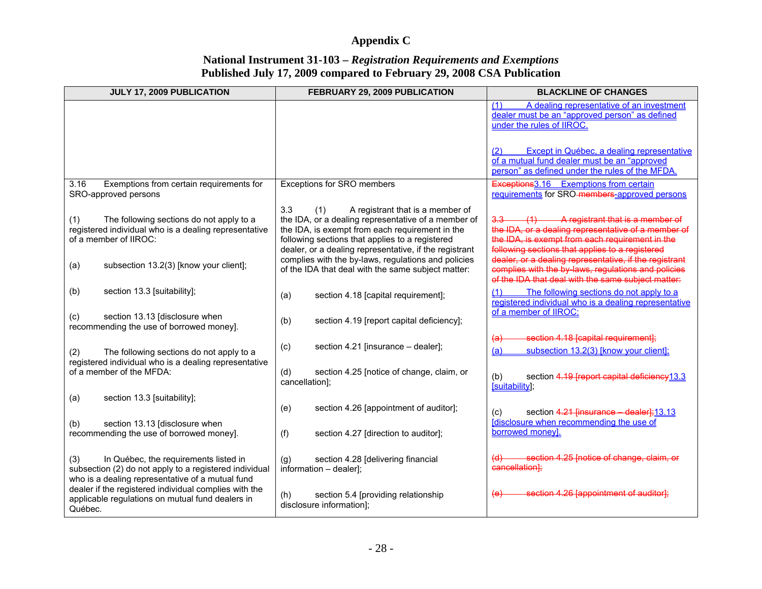# Appendix C

## National Instrument 31-103 – *Registration Requirements and Exemptions*
## Published July 17, 2009 compared to February 29, 2008 CSA Publication

| JULY 17, 2009 PUBLICATION | FEBRUARY 29, 2009 PUBLICATION | BLACKLINE OF CHANGES |
|---|---|---|
| | | (1) A dealing representative of an investment dealer must be an "approved person" as defined under the rules of IIROC.<br><br>(2) Except in Québec, a dealing representative of a mutual fund dealer must be an "approved person" as defined under the rules of the MFDA. |
| 3.16 Exemptions from certain requirements for SRO-approved persons<br><br>(1) The following sections do not apply to a registered individual who is a dealing representative of a member of IIROC:<br><br>(a) subsection 13.2(3) [know your client];<br><br>(b) section 13.3 [suitability];<br><br>(c) section 13.13 [disclosure when recommending the use of borrowed money].<br><br>(2) The following sections do not apply to a registered individual who is a dealing representative of a member of the MFDA:<br><br>(a) section 13.3 [suitability];<br><br>(b) section 13.13 [disclosure when recommending the use of borrowed money].<br><br>(3) In Québec, the requirements listed in subsection (2) do not apply to a registered individual who is a dealing representative of a mutual fund dealer if the registered individual complies with the applicable regulations on mutual fund dealers in Québec. | Exceptions for SRO members<br><br>3.3 (1) A registrant that is a member of the IDA, or a dealing representative of a member of the IDA, is exempt from each requirement in the following sections that applies to a registered dealer, or a dealing representative, if the registrant complies with the by-laws, regulations and policies of the IDA that deal with the same subject matter:<br><br>(a) section 4.18 [capital requirement];<br><br>(b) section 4.19 [report capital deficiency];<br><br>(c) section 4.21 [insurance – dealer];<br><br>(d) section 4.25 [notice of change, claim, or cancellation];<br><br>(e) section 4.26 [appointment of auditor];<br><br>(f) section 4.27 [direction to auditor];<br><br>(g) section 4.28 [delivering financial information – dealer];<br><br>(h) section 5.4 [providing relationship disclosure information]; | ~~Exceptions~~3.16 Exemptions from certain requirements for SRO ~~members~~ approved persons<br><br>~~3.3 (1) A registrant that is a member of the IDA, or a dealing representative of a member of the IDA, is exempt from each requirement in the following sections that applies to a registered dealer, or a dealing representative, if the registrant complies with the by-laws, regulations and policies of the IDA that deal with the same subject matter:~~<br><br>(1) The following sections do not apply to a registered individual who is a dealing representative of a member of IIROC:<br><br>~~(a) section 4.18 [capital requirement];~~<br>(a) subsection 13.2(3) [know your client];<br><br>(b) section ~~4.19 [report capital deficiency~~13.3 [suitability];<br><br>(c) section ~~4.21 [insurance – dealer];~~13.13 [disclosure when recommending the use of borrowed money].<br><br>~~(d) section 4.25 [notice of change, claim, or cancellation];~~<br><br>~~(e) section 4.26 [appointment of auditor];~~ |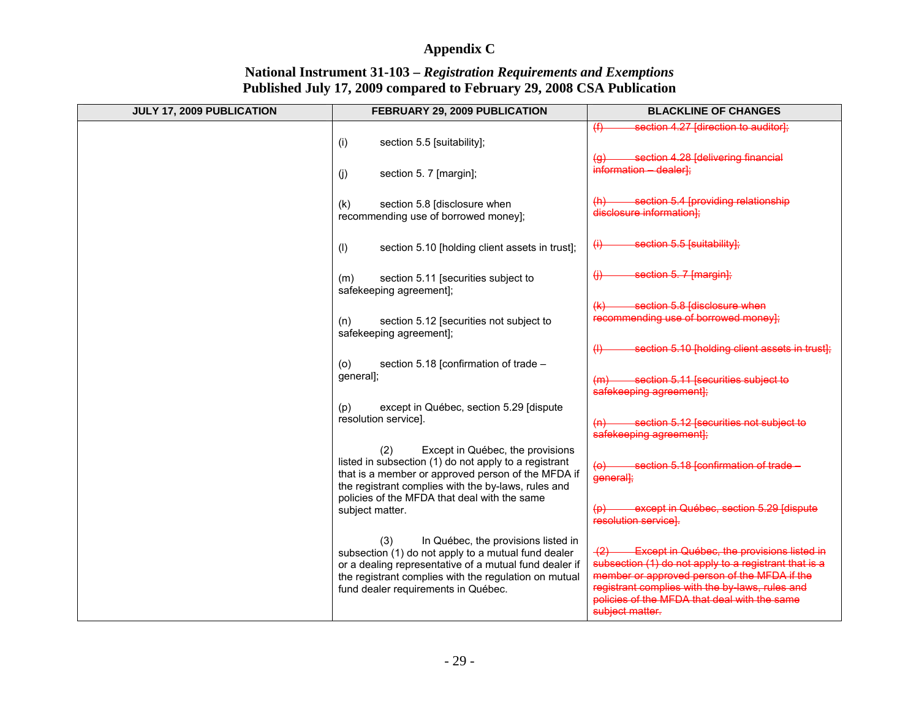# Appendix C

## National Instrument 31-103 – *Registration Requirements and Exemptions* Published July 17, 2009 compared to February 29, 2008 CSA Publication

| JULY 17, 2009 PUBLICATION | FEBRUARY 29, 2009 PUBLICATION | BLACKLINE OF CHANGES |
|---|---|---|
| | (i) section 5.5 [suitability];<br><br>(j) section 5. 7 [margin];<br><br>(k) section 5.8 [disclosure when recommending use of borrowed money];<br><br>(l) section 5.10 [holding client assets in trust];<br><br>(m) section 5.11 [securities subject to safekeeping agreement];<br><br>(n) section 5.12 [securities not subject to safekeeping agreement];<br><br>(o) section 5.18 [confirmation of trade – general];<br><br>(p) except in Québec, section 5.29 [dispute resolution service].<br><br>(2) Except in Québec, the provisions listed in subsection (1) do not apply to a registrant that is a member or approved person of the MFDA if the registrant complies with the by-laws, rules and policies of the MFDA that deal with the same subject matter.<br><br>(3) In Québec, the provisions listed in subsection (1) do not apply to a mutual fund dealer or a dealing representative of a mutual fund dealer if the registrant complies with the regulation on mutual fund dealer requirements in Québec. | ~~(f) section 4.27 [direction to auditor];~~<br><br>~~(g) section 4.28 [delivering financial information – dealer];~~<br><br>~~(h) section 5.4 [providing relationship disclosure information];~~<br><br>~~(i) section 5.5 [suitability];~~<br><br>~~(j) section 5. 7 [margin];~~<br><br>~~(k) section 5.8 [disclosure when recommending use of borrowed money];~~<br><br>~~(l) section 5.10 [holding client assets in trust];~~<br><br>~~(m) section 5.11 [securities subject to safekeeping agreement];~~<br><br>~~(n) section 5.12 [securities not subject to safekeeping agreement];~~<br><br>~~(o) section 5.18 [confirmation of trade – general];~~<br><br>~~(p) except in Québec, section 5.29 [dispute resolution service].~~<br><br>~~(2) Except in Québec, the provisions listed in subsection (1) do not apply to a registrant that is a member or approved person of the MFDA if the registrant complies with the by-laws, rules and policies of the MFDA that deal with the same subject matter.~~ |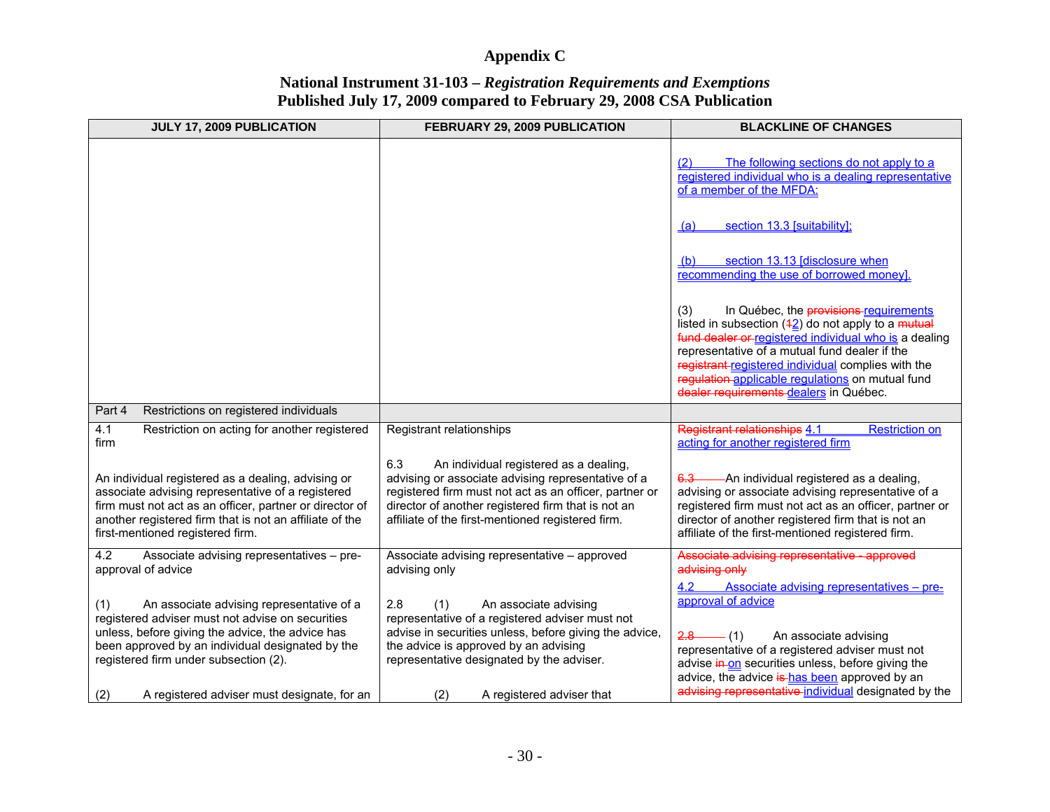# Appendix C

## National Instrument 31-103 – *Registration Requirements and Exemptions*
## Published July 17, 2009 compared to February 29, 2008 CSA Publication

| JULY 17, 2009 PUBLICATION | FEBRUARY 29, 2009 PUBLICATION | BLACKLINE OF CHANGES |
|---|---|---|
| | | (2) The following sections do not apply to a registered individual who is a dealing representative of a member of the MFDA:<br><br>(a) section 13.3 [suitability];<br><br>(b) section 13.13 [disclosure when recommending the use of borrowed money].<br><br>(3) In Québec, the ~~provisions~~ requirements listed in subsection (~~1~~2) do not apply to a ~~mutual fund dealer or~~ registered individual who is a dealing representative of a mutual fund dealer if the ~~registrant~~ registered individual complies with the ~~regulation~~ applicable regulations on mutual fund ~~dealer requirements~~ dealers in Québec. |
| Part 4 Restrictions on registered individuals | | |
| 4.1 Restriction on acting for another registered firm<br><br>An individual registered as a dealing, advising or associate advising representative of a registered firm must not act as an officer, partner or director of another registered firm that is not an affiliate of the first-mentioned registered firm. | Registrant relationships<br><br>6.3 An individual registered as a dealing, advising or associate advising representative of a registered firm must not act as an officer, partner or director of another registered firm that is not an affiliate of the first-mentioned registered firm. | ~~Registrant relationships~~ 4.1 Restriction on acting for another registered firm<br><br>~~6.3~~ An individual registered as a dealing, advising or associate advising representative of a registered firm must not act as an officer, partner or director of another registered firm that is not an affiliate of the first-mentioned registered firm. |
| 4.2 Associate advising representatives – pre-approval of advice<br><br>(1) An associate advising representative of a registered adviser must not advise on securities unless, before giving the advice, the advice has been approved by an individual designated by the registered firm under subsection (2).<br><br>(2) A registered adviser must designate, for an | Associate advising representative – approved advising only<br><br>2.8 (1) An associate advising representative of a registered adviser must not advise in securities unless, before giving the advice, the advice is approved by an advising representative designated by the adviser.<br><br>(2) A registered adviser that | ~~Associate advising representative - approved advising only~~<br><br>4.2 Associate advising representatives – pre-approval of advice<br><br>~~2.8~~ (1) An associate advising representative of a registered adviser must not advise ~~in~~ on securities unless, before giving the advice, the advice ~~is~~ has been approved by an ~~advising representative~~ individual designated by the |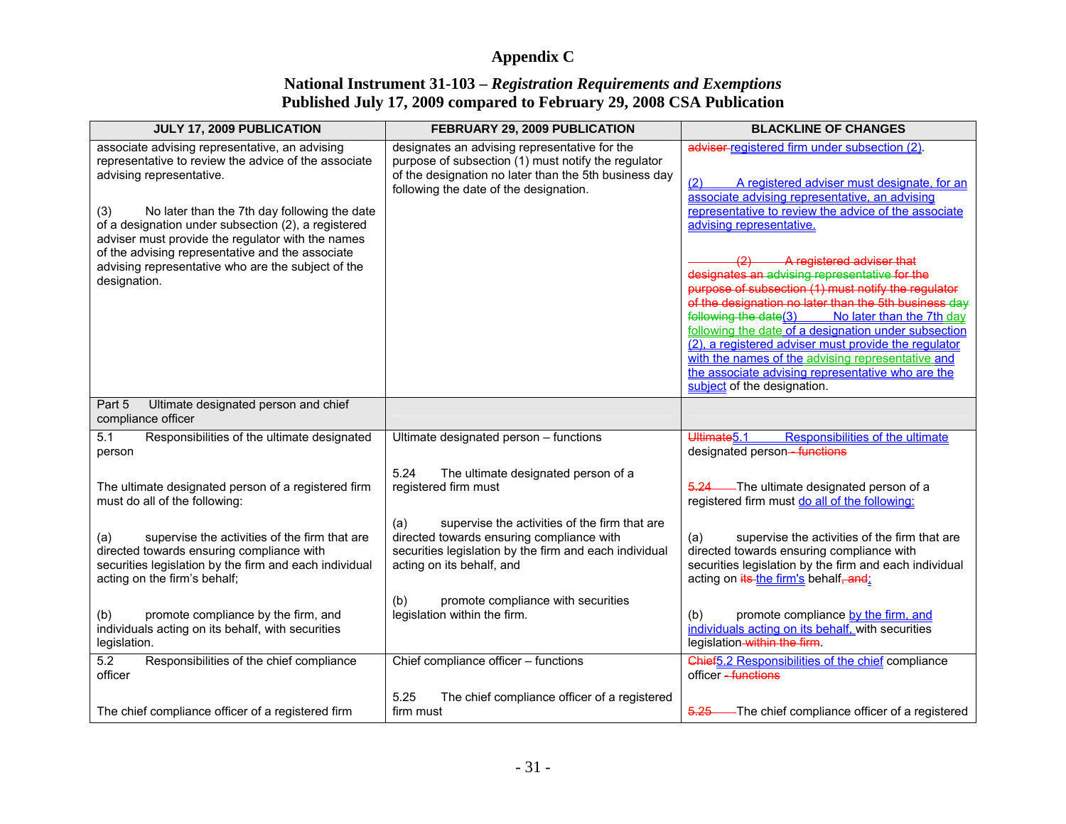# Appendix C

## National Instrument 31-103 – *Registration Requirements and Exemptions*
## Published July 17, 2009 compared to February 29, 2008 CSA Publication

| JULY 17, 2009 PUBLICATION | FEBRUARY 29, 2009 PUBLICATION | BLACKLINE OF CHANGES |
|---|---|---|
| associate advising representative, an advising representative to review the advice of the associate advising representative.<br><br>(3) No later than the 7th day following the date of a designation under subsection (2), a registered adviser must provide the regulator with the names of the advising representative and the associate advising representative who are the subject of the designation. | designates an advising representative for the purpose of subsection (1) must notify the regulator of the designation no later than the 5th business day following the date of the designation. | adviser registered firm under subsection (2).<br><br>(2) A registered adviser must designate, for an associate advising representative, an advising representative to review the advice of the associate advising representative.<br><br>(2) A registered adviser that designates an advising representative for the purpose of subsection (1) must notify the regulator of the designation no later than the 5th business day following the date(3) No later than the 7th day following the date of a designation under subsection (2), a registered adviser must provide the regulator with the names of the advising representative and the associate advising representative who are the subject of the designation. |
| Part 5 Ultimate designated person and chief compliance officer | | |
| 5.1 Responsibilities of the ultimate designated person<br><br>The ultimate designated person of a registered firm must do all of the following:<br><br>(a) supervise the activities of the firm that are directed towards ensuring compliance with securities legislation by the firm and each individual acting on the firm's behalf;<br><br>(b) promote compliance by the firm, and individuals acting on its behalf, with securities legislation. | Ultimate designated person – functions<br><br>5.24 The ultimate designated person of a registered firm must<br><br>(a) supervise the activities of the firm that are directed towards ensuring compliance with securities legislation by the firm and each individual acting on its behalf, and<br><br>(b) promote compliance with securities legislation within the firm. | Ultimate5.1 Responsibilities of the ultimate designated person - functions<br><br>5.24 The ultimate designated person of a registered firm must do all of the following:<br><br>(a) supervise the activities of the firm that are directed towards ensuring compliance with securities legislation by the firm and each individual acting on its the firm's behalf, and;<br><br>(b) promote compliance by the firm, and individuals acting on its behalf, with securities legislation within the firm. |
| 5.2 Responsibilities of the chief compliance officer<br><br>The chief compliance officer of a registered firm | Chief compliance officer – functions<br><br>5.25 The chief compliance officer of a registered firm must | Chief5.2 Responsibilities of the chief compliance officer - functions<br><br>5.25 The chief compliance officer of a registered |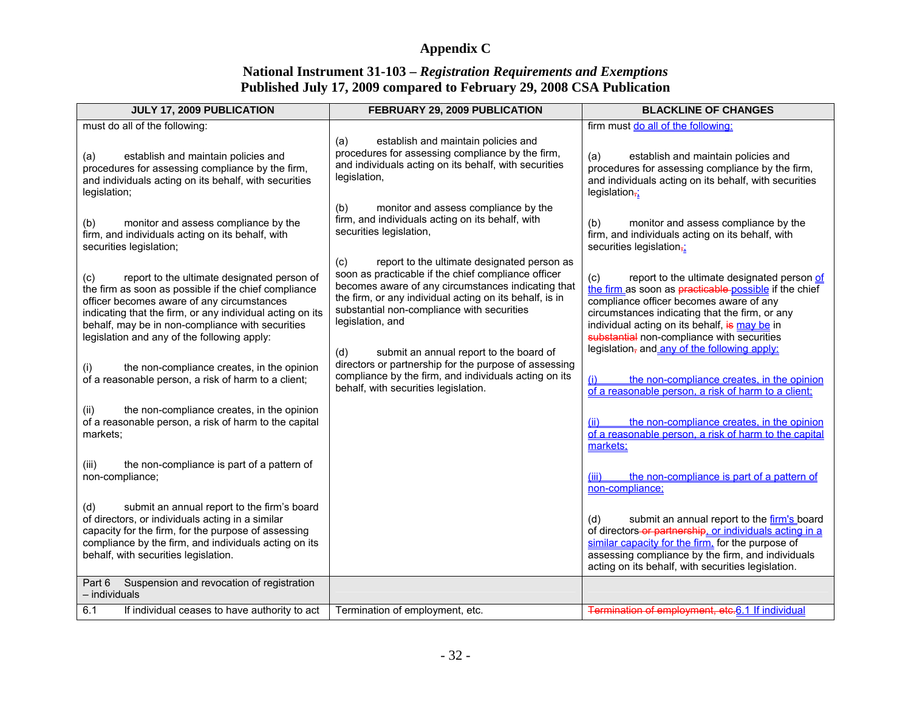# Appendix C

## National Instrument 31-103 – *Registration Requirements and Exemptions*
## Published July 17, 2009 compared to February 29, 2008 CSA Publication

| JULY 17, 2009 PUBLICATION | FEBRUARY 29, 2009 PUBLICATION | BLACKLINE OF CHANGES |
|---|---|---|
| must do all of the following:<br><br>(a) establish and maintain policies and procedures for assessing compliance by the firm, and individuals acting on its behalf, with securities legislation;<br><br>(b) monitor and assess compliance by the firm, and individuals acting on its behalf, with securities legislation;<br><br>(c) report to the ultimate designated person of the firm as soon as possible if the chief compliance officer becomes aware of any circumstances indicating that the firm, or any individual acting on its behalf, may be in non-compliance with securities legislation and any of the following apply:<br><br>(i) the non-compliance creates, in the opinion of a reasonable person, a risk of harm to a client;<br><br>(ii) the non-compliance creates, in the opinion of a reasonable person, a risk of harm to the capital markets;<br><br>(iii) the non-compliance is part of a pattern of non-compliance;<br><br>(d) submit an annual report to the firm's board of directors, or individuals acting in a similar capacity for the firm, for the purpose of assessing compliance by the firm, and individuals acting on its behalf, with securities legislation. | (a) establish and maintain policies and procedures for assessing compliance by the firm, and individuals acting on its behalf, with securities legislation,<br><br>(b) monitor and assess compliance by the firm, and individuals acting on its behalf, with securities legislation,<br><br>(c) report to the ultimate designated person as soon as practicable if the chief compliance officer becomes aware of any circumstances indicating that the firm, or any individual acting on its behalf, is in substantial non-compliance with securities legislation, and<br><br>(d) submit an annual report to the board of directors or partnership for the purpose of assessing compliance by the firm, and individuals acting on its behalf, with securities legislation. | firm must do all of the following:<br><br>(a) establish and maintain policies and procedures for assessing compliance by the firm, and individuals acting on its behalf, with securities legislation,;<br><br>(b) monitor and assess compliance by the firm, and individuals acting on its behalf, with securities legislation,;<br><br>(c) report to the ultimate designated person of the firm as soon as practicable possible if the chief compliance officer becomes aware of any circumstances indicating that the firm, or any individual acting on its behalf, is may be in substantial non-compliance with securities legislation, and any of the following apply:<br><br>(i) the non-compliance creates, in the opinion of a reasonable person, a risk of harm to a client;<br><br>(ii) the non-compliance creates, in the opinion of a reasonable person, a risk of harm to the capital markets;<br><br>(iii) the non-compliance is part of a pattern of non-compliance;<br><br>(d) submit an annual report to the firm's board of directors or partnership, or individuals acting in a similar capacity for the firm, for the purpose of assessing compliance by the firm, and individuals acting on its behalf, with securities legislation. |
| Part 6 Suspension and revocation of registration – individuals | | |
| 6.1 If individual ceases to have authority to act | Termination of employment, etc. | Termination of employment, etc.6.1 If individual |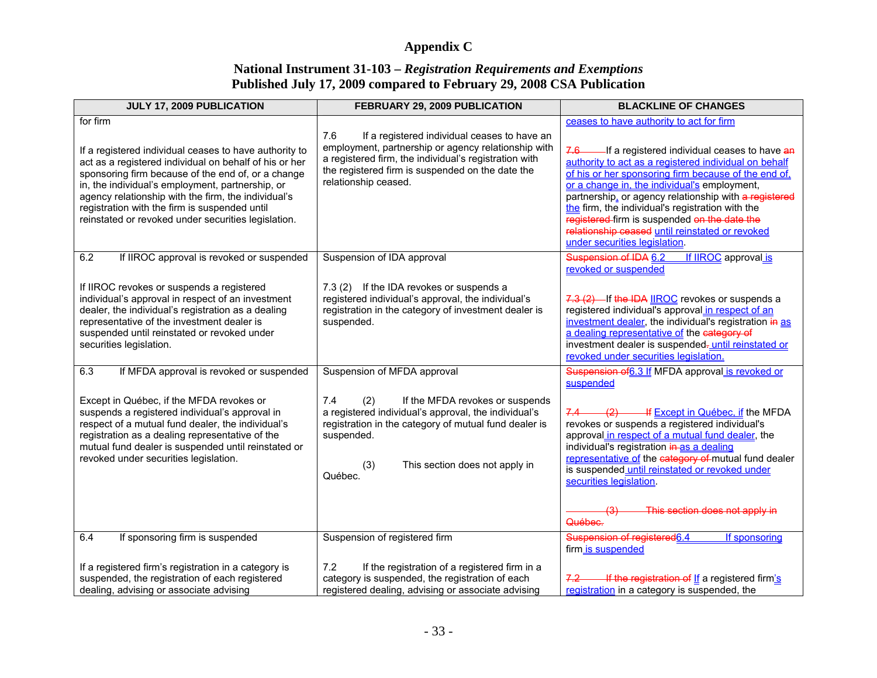# Appendix C

## National Instrument 31-103 – *Registration Requirements and Exemptions*
## Published July 17, 2009 compared to February 29, 2008 CSA Publication

| JULY 17, 2009 PUBLICATION | FEBRUARY 29, 2009 PUBLICATION | BLACKLINE OF CHANGES |
|---|---|---|
| for firm<br><br>If a registered individual ceases to have authority to act as a registered individual on behalf of his or her sponsoring firm because of the end of, or a change in, the individual's employment, partnership, or agency relationship with the firm, the individual's registration with the firm is suspended until reinstated or revoked under securities legislation. | 7.6 If a registered individual ceases to have an employment, partnership or agency relationship with a registered firm, the individual's registration with the registered firm is suspended on the date the relationship ceased. | ceases to have authority to act for firm<br><br>7.6 If a registered individual ceases to have an authority to act as a registered individual on behalf of his or her sponsoring firm because of the end of, or a change in, the individual's employment, partnership, or agency relationship with a registered the firm, the individual's registration with the registered firm is suspended on the date the relationship ceased until reinstated or revoked under securities legislation. |
| 6.2 If IIROC approval is revoked or suspended<br><br>If IIROC revokes or suspends a registered individual's approval in respect of an investment dealer, the individual's registration as a dealing representative of the investment dealer is suspended until reinstated or revoked under securities legislation. | Suspension of IDA approval<br><br>7.3 (2) If the IDA revokes or suspends a registered individual's approval, the individual's registration in the category of investment dealer is suspended. | Suspension of IDA 6.2 If IIROC approval is revoked or suspended<br><br>7.3 (2) If the IDA IIROC revokes or suspends a registered individual's approval in respect of an investment dealer, the individual's registration in as a dealing representative of the category of investment dealer is suspended. until reinstated or revoked under securities legislation. |
| 6.3 If MFDA approval is revoked or suspended<br><br>Except in Québec, if the MFDA revokes or suspends a registered individual's approval in respect of a mutual fund dealer, the individual's registration as a dealing representative of the mutual fund dealer is suspended until reinstated or revoked under securities legislation. | Suspension of MFDA approval<br><br>7.4 (2) If the MFDA revokes or suspends a registered individual's approval, the individual's registration in the category of mutual fund dealer is suspended.<br><br>(3) This section does not apply in Québec. | Suspension of6.3 If MFDA approval is revoked or suspended<br><br>7.4 (2) If Except in Québec, if the MFDA revokes or suspends a registered individual's approval in respect of a mutual fund dealer, the individual's registration in as a dealing representative of the category of mutual fund dealer is suspended until reinstated or revoked under securities legislation.<br><br>(3) This section does not apply in Québec. |
| 6.4 If sponsoring firm is suspended<br><br>If a registered firm's registration in a category is suspended, the registration of each registered dealing, advising or associate advising | Suspension of registered firm<br><br>7.2 If the registration of a registered firm in a category is suspended, the registration of each registered dealing, advising or associate advising | Suspension of registered6.4 If sponsoring firm is suspended<br><br>7.2 If the registration of If a registered firm's registration in a category is suspended, the |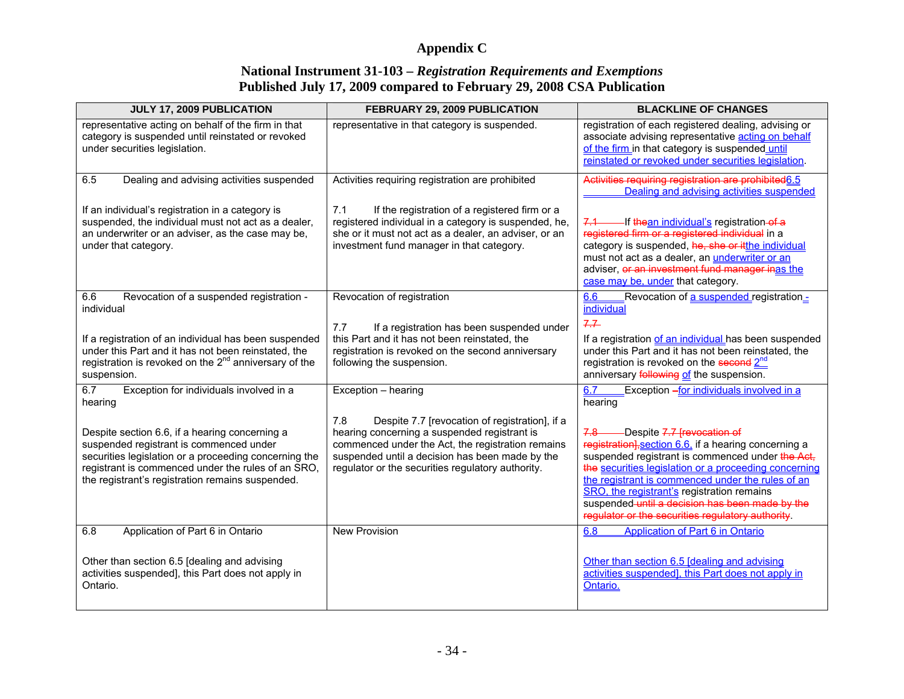# Appendix C

## National Instrument 31-103 – *Registration Requirements and Exemptions*
## Published July 17, 2009 compared to February 29, 2008 CSA Publication

| JULY 17, 2009 PUBLICATION | FEBRUARY 29, 2009 PUBLICATION | BLACKLINE OF CHANGES |
|---|---|---|
| representative acting on behalf of the firm in that category is suspended until reinstated or revoked under securities legislation. | representative in that category is suspended. | registration of each registered dealing, advising or associate advising representative acting on behalf of the firm in that category is suspended until reinstated or revoked under securities legislation. |
| 6.5 Dealing and advising activities suspended<br><br>If an individual's registration in a category is suspended, the individual must not act as a dealer, an underwriter or an adviser, as the case may be, under that category. | Activities requiring registration are prohibited<br><br>7.1 If the registration of a registered firm or a registered individual in a category is suspended, he, she or it must not act as a dealer, an adviser, or an investment fund manager in that category. | ~~Activities requiring registration are prohibited~~6.5 Dealing and advising activities suspended<br><br>~~7.1~~ If ~~the~~an individual's registration ~~of a registered firm or a registered individual~~ in a category is suspended, ~~he, she or it~~the individual must not act as a dealer, an underwriter or an adviser, ~~or an investment fund manager in~~as the case may be, under that category. |
| 6.6 Revocation of a suspended registration - individual<br><br>If a registration of an individual has been suspended under this Part and it has not been reinstated, the registration is revoked on the 2nd anniversary of the suspension. | Revocation of registration<br><br>7.7 If a registration has been suspended under this Part and it has not been reinstated, the registration is revoked on the second anniversary following the suspension. | 6.6 Revocation of a suspended registration - individual<br><br>~~7.7~~<br>If a registration of an individual has been suspended under this Part and it has not been reinstated, the registration is revoked on the ~~second~~ 2nd anniversary ~~following~~ of the suspension. |
| 6.7 Exception for individuals involved in a hearing<br><br>Despite section 6.6, if a hearing concerning a suspended registrant is commenced under securities legislation or a proceeding concerning the registrant is commenced under the rules of an SRO, the registrant's registration remains suspended. | Exception – hearing<br><br>7.8 Despite 7.7 [revocation of registration], if a hearing concerning a suspended registrant is commenced under the Act, the registration remains suspended until a decision has been made by the regulator or the securities regulatory authority. | 6.7 Exception ~~–~~for individuals involved in a hearing<br><br>~~7.8~~ Despite ~~7.7 [revocation of registration],~~section 6.6, if a hearing concerning a suspended registrant is commenced under ~~the Act, the~~ securities legislation or a proceeding concerning the registrant is commenced under the rules of an SRO, the registrant's registration remains suspended ~~until a decision has been made by the regulator or the securities regulatory authority~~. |
| 6.8 Application of Part 6 in Ontario<br><br>Other than section 6.5 [dealing and advising activities suspended], this Part does not apply in Ontario. | New Provision | 6.8 Application of Part 6 in Ontario<br><br>Other than section 6.5 [dealing and advising activities suspended], this Part does not apply in Ontario. |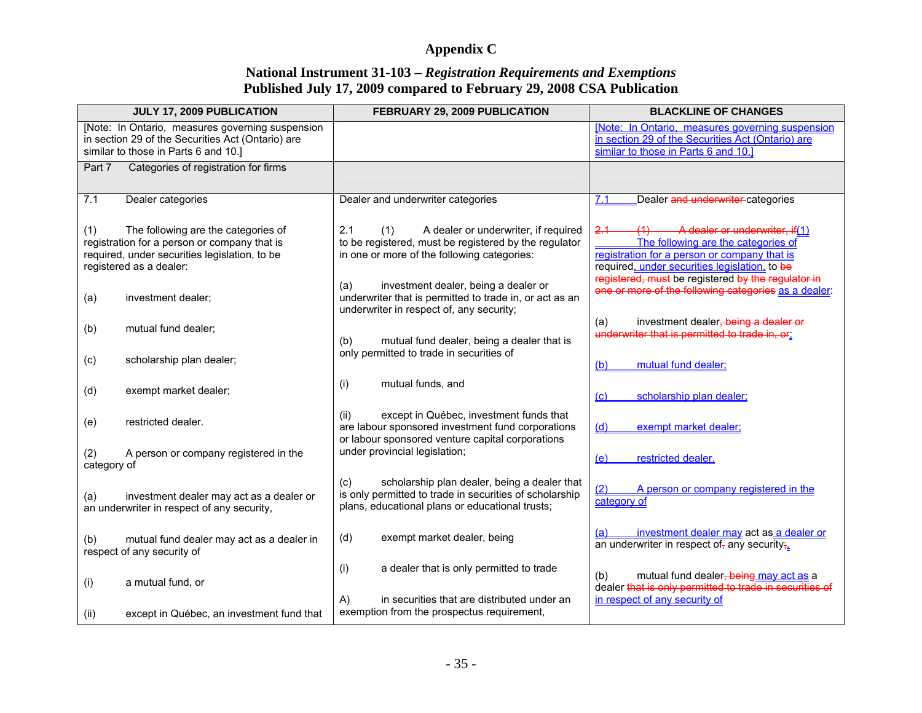# Appendix C

## National Instrument 31-103 – *Registration Requirements and Exemptions*
## Published July 17, 2009 compared to February 29, 2008 CSA Publication

| JULY 17, 2009 PUBLICATION | FEBRUARY 29, 2009 PUBLICATION | BLACKLINE OF CHANGES |
|---|---|---|
| [Note: In Ontario, measures governing suspension in section 29 of the Securities Act (Ontario) are similar to those in Parts 6 and 10.] | | [Note: In Ontario, measures governing suspension in section 29 of the Securities Act (Ontario) are similar to those in Parts 6 and 10.] |
| Part 7 Categories of registration for firms | | |
| 7.1 Dealer categories<br><br>(1) The following are the categories of registration for a person or company that is required, under securities legislation, to be registered as a dealer:<br><br>(a) investment dealer;<br><br>(b) mutual fund dealer;<br><br>(c) scholarship plan dealer;<br><br>(d) exempt market dealer;<br><br>(e) restricted dealer.<br><br>(2) A person or company registered in the category of<br><br>(a) investment dealer may act as a dealer or an underwriter in respect of any security,<br><br>(b) mutual fund dealer may act as a dealer in respect of any security of<br><br>(i) a mutual fund, or<br><br>(ii) except in Québec, an investment fund that | Dealer and underwriter categories<br><br>2.1 (1) A dealer or underwriter, if required to be registered, must be registered by the regulator in one or more of the following categories:<br><br>(a) investment dealer, being a dealer or underwriter that is permitted to trade in, or act as an underwriter in respect of, any security;<br><br>(b) mutual fund dealer, being a dealer that is only permitted to trade in securities of<br><br>(i) mutual funds, and<br><br>(ii) except in Québec, investment funds that are labour sponsored investment fund corporations or labour sponsored venture capital corporations under provincial legislation;<br><br>(c) scholarship plan dealer, being a dealer that is only permitted to trade in securities of scholarship plans, educational plans or educational trusts;<br><br>(d) exempt market dealer, being<br><br>(i) a dealer that is only permitted to trade<br><br>A) in securities that are distributed under an exemption from the prospectus requirement, | 7.1 Dealer ~~and underwriter~~ categories<br><br>~~2.1 (1) A dealer or underwriter, if~~(1) The following are the categories of registration for a person or company that is required, under securities legislation, to ~~be registered, must~~ be registered ~~by the regulator in one or more of the following categories~~ as a dealer:<br><br>(a) investment dealer~~, being a dealer or underwriter that is permitted to trade in, or~~;<br><br>(b) mutual fund dealer;<br><br>(c) scholarship plan dealer;<br><br>(d) exempt market dealer;<br><br>(e) restricted dealer.<br><br>(2) A person or company registered in the category of<br><br>(a) investment dealer may act as a dealer or an underwriter in respect of~~,~~ any security~~;~~,<br><br>(b) mutual fund dealer~~, being~~ may act as a dealer ~~that is only permitted to trade in securities of~~ in respect of any security of |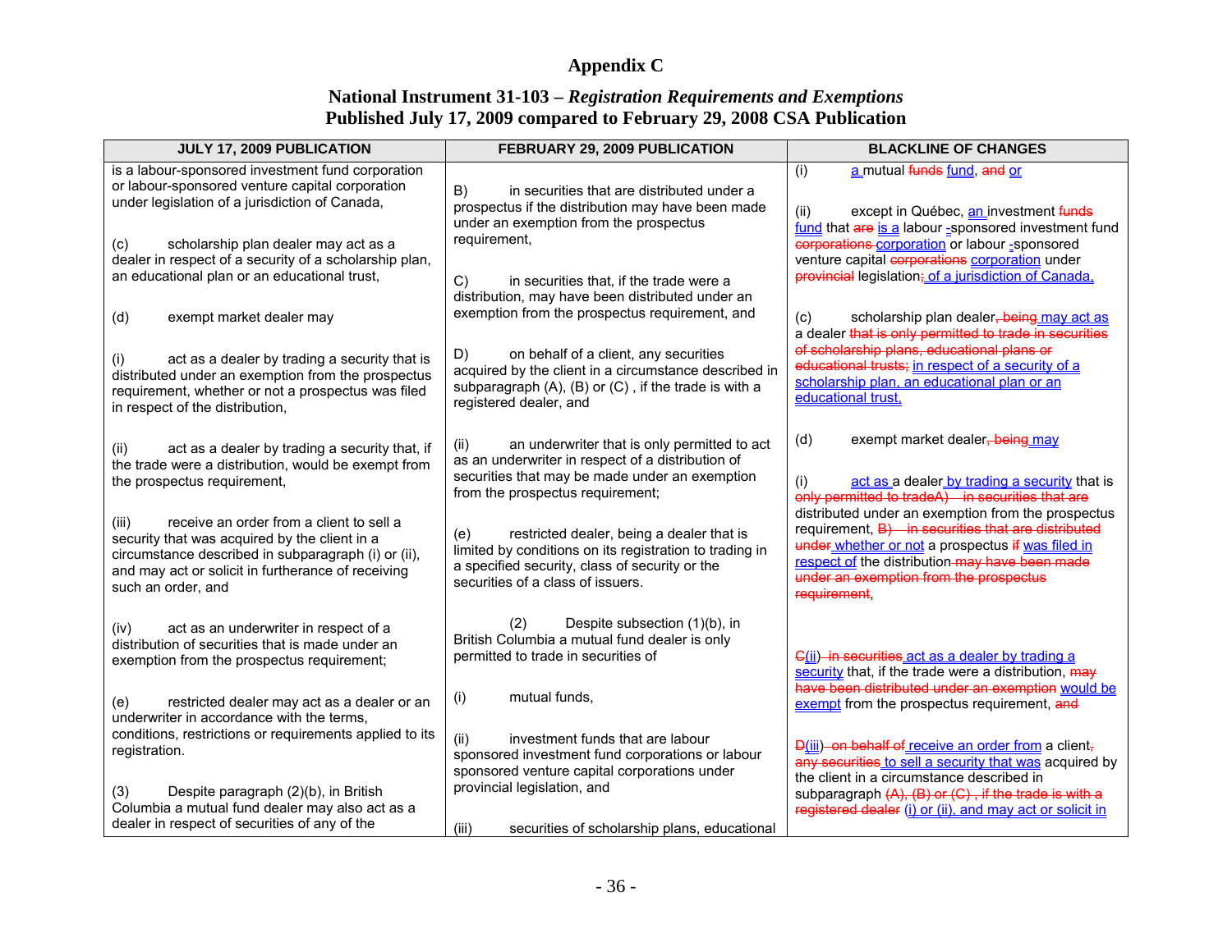# Appendix C

## National Instrument 31-103 – *Registration Requirements and Exemptions*
## Published July 17, 2009 compared to February 29, 2008 CSA Publication

| JULY 17, 2009 PUBLICATION | FEBRUARY 29, 2009 PUBLICATION | BLACKLINE OF CHANGES |
|---|---|---|
| is a labour-sponsored investment fund corporation or labour-sponsored venture capital corporation under legislation of a jurisdiction of Canada,<br><br>(c) scholarship plan dealer may act as a dealer in respect of a security of a scholarship plan, an educational plan or an educational trust,<br><br>(d) exempt market dealer may<br><br>(i) act as a dealer by trading a security that is distributed under an exemption from the prospectus requirement, whether or not a prospectus was filed in respect of the distribution,<br><br>(ii) act as a dealer by trading a security that, if the trade were a distribution, would be exempt from the prospectus requirement,<br><br>(iii) receive an order from a client to sell a security that was acquired by the client in a circumstance described in subparagraph (i) or (ii), and may act or solicit in furtherance of receiving such an order, and<br><br>(iv) act as an underwriter in respect of a distribution of securities that is made under an exemption from the prospectus requirement;<br><br>(e) restricted dealer may act as a dealer or an underwriter in accordance with the terms, conditions, restrictions or requirements applied to its registration.<br><br>(3) Despite paragraph (2)(b), in British Columbia a mutual fund dealer may also act as a dealer in respect of securities of any of the | B) in securities that are distributed under a prospectus if the distribution may have been made under an exemption from the prospectus requirement,<br><br>C) in securities that, if the trade were a distribution, may have been distributed under an exemption from the prospectus requirement, and<br><br>D) on behalf of a client, any securities acquired by the client in a circumstance described in subparagraph (A), (B) or (C) , if the trade is with a registered dealer, and<br><br>(ii) an underwriter that is only permitted to act as an underwriter in respect of a distribution of securities that may be made under an exemption from the prospectus requirement;<br><br>(e) restricted dealer, being a dealer that is limited by conditions on its registration to trading in a specified security, class of security or the securities of a class of issuers.<br><br>(2) Despite subsection (1)(b), in British Columbia a mutual fund dealer is only permitted to trade in securities of<br><br>(i) mutual funds,<br><br>(ii) investment funds that are labour sponsored investment fund corporations or labour sponsored venture capital corporations under provincial legislation, and<br><br>(iii) securities of scholarship plans, educational | (i) ~~a~~ a mutual ~~funds~~ fund, ~~and~~ or<br><br>(ii) except in Québec, an investment ~~funds~~ fund that ~~are~~ is a labour ~~-~~-sponsored investment fund ~~corporations~~ corporation or labour ~~-~~-sponsored venture capital ~~corporations~~ corporation under ~~provincial~~ legislation~~;~~ of a jurisdiction of Canada,<br><br>(c) scholarship plan dealer~~, being~~ may act as a dealer ~~that is only permitted to trade in securities of scholarship plans, educational plans or educational trusts;~~ in respect of a security of a scholarship plan, an educational plan or an educational trust,<br><br>(d) exempt market dealer~~, being~~ may<br><br>(i) act as a dealer by trading a security that is ~~only permitted to tradeA) in securities that are~~ distributed under an exemption from the prospectus requirement, ~~B) in securities that are distributed under~~ whether or not a prospectus ~~if~~ was filed in respect of the distribution ~~may have been made under an exemption from the prospectus requirement~~,<br><br>~~C~~(ii) ~~in securities~~ act as a dealer by trading a security that, if the trade were a distribution, ~~may have been distributed under an exemption~~ would be exempt from the prospectus requirement, ~~and~~<br><br>~~D~~(iii) ~~on behalf of~~ receive an order from a client~~, any securities~~ to sell a security that was acquired by the client in a circumstance described in subparagraph ~~(A), (B) or (C) , if the trade is with a registered dealer~~ (i) or (ii), and may act or solicit in |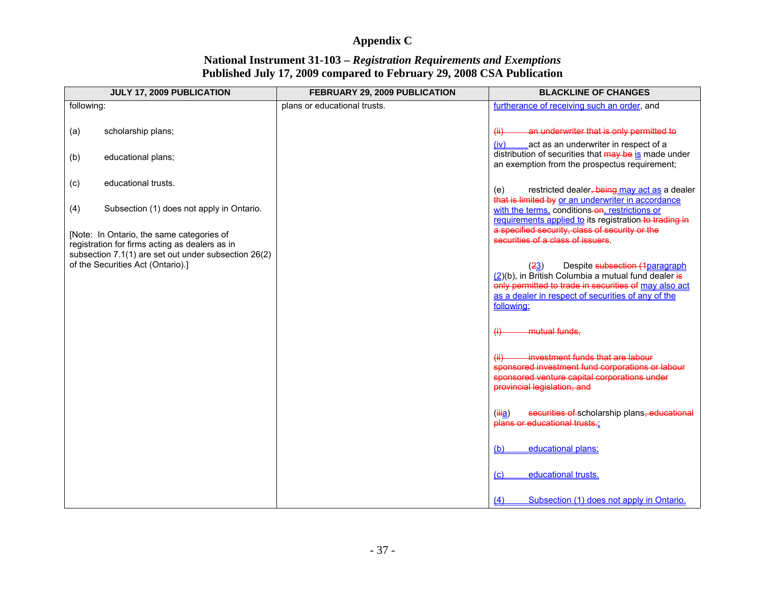# Appendix C

## National Instrument 31-103 – *Registration Requirements and Exemptions* Published July 17, 2009 compared to February 29, 2008 CSA Publication

| JULY 17, 2009 PUBLICATION | FEBRUARY 29, 2009 PUBLICATION | BLACKLINE OF CHANGES |
|---|---|---|
| following:<br><br>(a) scholarship plans;<br><br>(b) educational plans;<br><br>(c) educational trusts.<br><br>(4) Subsection (1) does not apply in Ontario.<br><br>[Note: In Ontario, the same categories of registration for firms acting as dealers as in subsection 7.1(1) are set out under subsection 26(2) of the Securities Act (Ontario).] | plans or educational trusts. | furtherance of receiving such an order, and<br><br>~~(ii) an underwriter that is only permitted to~~<br>(iv) act as an underwriter in respect of a distribution of securities that ~~may be~~ is made under an exemption from the prospectus requirement;<br><br>(e) restricted dealer~~, being~~ may act as a dealer ~~that is limited by~~ or an underwriter in accordance with the terms, conditions~~ on~~, restrictions or requirements applied to its registration~~ to trading in a specified security, class of security or the securities of a class of issuers~~.<br><br>(~~2~~3) Despite ~~subsection (1~~paragraph (2)(b), in British Columbia a mutual fund dealer ~~is only permitted to trade in securities of~~ may also act as a dealer in respect of securities of any of the following:<br><br>~~(i) mutual funds,~~<br><br>~~(ii) investment funds that are labour sponsored investment fund corporations or labour sponsored venture capital corporations under provincial legislation, and~~<br><br>(~~iii~~a) ~~securities of~~ scholarship plans~~, educational plans or educational trusts.~~;<br><br>(b) educational plans;<br><br>(c) educational trusts.<br><br>(4) Subsection (1) does not apply in Ontario. |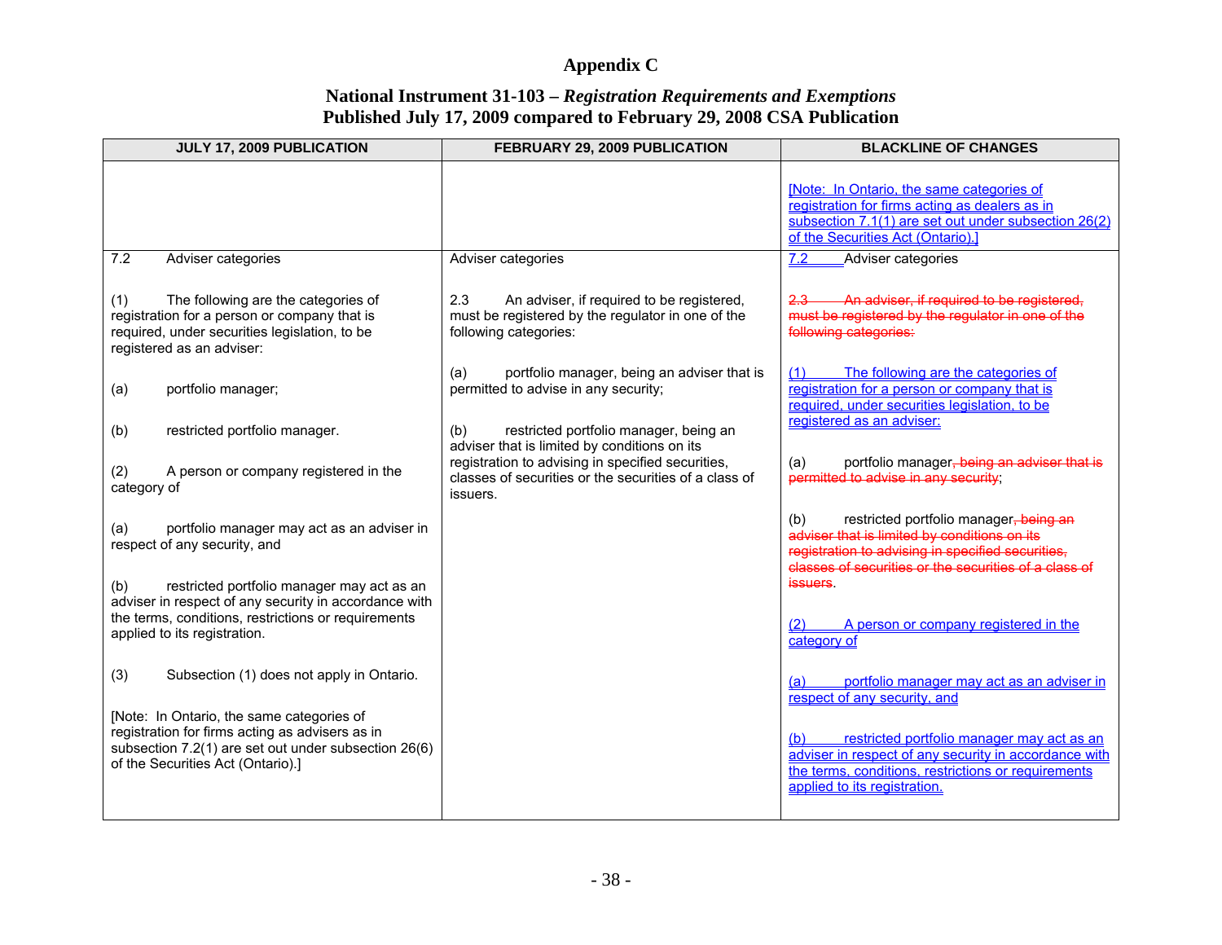# Appendix C

## National Instrument 31-103 – *Registration Requirements and Exemptions*
## Published July 17, 2009 compared to February 29, 2008 CSA Publication

| JULY 17, 2009 PUBLICATION | FEBRUARY 29, 2009 PUBLICATION | BLACKLINE OF CHANGES |
|---|---|---|
| | | [Note: In Ontario, the same categories of registration for firms acting as dealers as in subsection 7.1(1) are set out under subsection 26(2) of the Securities Act (Ontario).] |
| 7.2 Adviser categories<br><br>(1) The following are the categories of registration for a person or company that is required, under securities legislation, to be registered as an adviser:<br><br>(a) portfolio manager;<br><br>(b) restricted portfolio manager.<br><br>(2) A person or company registered in the category of<br><br>(a) portfolio manager may act as an adviser in respect of any security, and<br><br>(b) restricted portfolio manager may act as an adviser in respect of any security in accordance with the terms, conditions, restrictions or requirements applied to its registration.<br><br>(3) Subsection (1) does not apply in Ontario.<br><br>[Note: In Ontario, the same categories of registration for firms acting as advisers as in subsection 7.2(1) are set out under subsection 26(6) of the Securities Act (Ontario).] | Adviser categories<br><br>2.3 An adviser, if required to be registered, must be registered by the regulator in one of the following categories:<br><br>(a) portfolio manager, being an adviser that is permitted to advise in any security;<br><br>(b) restricted portfolio manager, being an adviser that is limited by conditions on its registration to advising in specified securities, classes of securities or the securities of a class of issuers. | 7.2 Adviser categories<br><br>~~2.3 An adviser, if required to be registered, must be registered by the regulator in one of the following categories:~~<br><br>(1) The following are the categories of registration for a person or company that is required, under securities legislation, to be registered as an adviser:<br><br>(a) portfolio manager~~, being an adviser that is permitted to advise in any security~~;<br><br>(b) restricted portfolio manager~~, being an adviser that is limited by conditions on its registration to advising in specified securities, classes of securities or the securities of a class of issuers~~.<br><br>(2) A person or company registered in the category of<br><br>(a) portfolio manager may act as an adviser in respect of any security, and<br><br>(b) restricted portfolio manager may act as an adviser in respect of any security in accordance with the terms, conditions, restrictions or requirements applied to its registration. |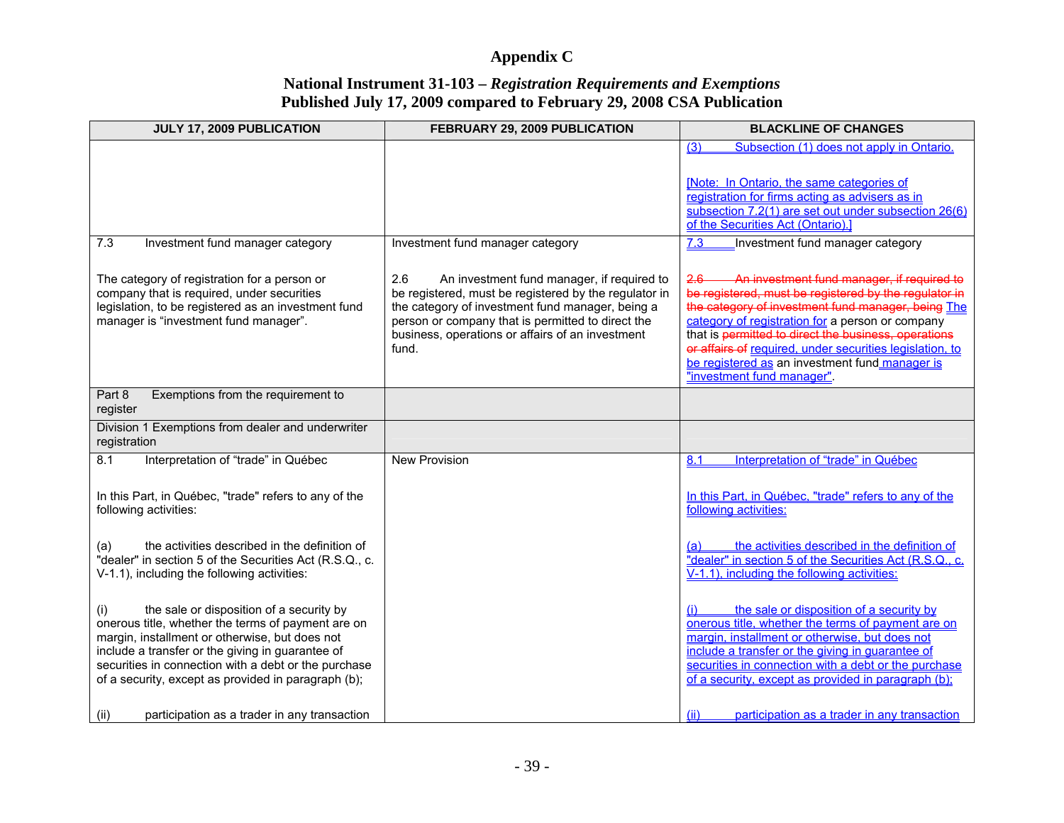## Appendix C

## National Instrument 31-103 – *Registration Requirements and Exemptions*
## Published July 17, 2009 compared to February 29, 2008 CSA Publication

| JULY 17, 2009 PUBLICATION | FEBRUARY 29, 2009 PUBLICATION | BLACKLINE OF CHANGES |
|---|---|---|
| | | (3) Subsection (1) does not apply in Ontario.<br><br>[Note: In Ontario, the same categories of registration for firms acting as advisers as in subsection 7.2(1) are set out under subsection 26(6) of the Securities Act (Ontario).] |
| 7.3 Investment fund manager category<br><br>The category of registration for a person or company that is required, under securities legislation, to be registered as an investment fund manager is "investment fund manager". | Investment fund manager category<br><br>2.6 An investment fund manager, if required to be registered, must be registered by the regulator in the category of investment fund manager, being a person or company that is permitted to direct the business, operations or affairs of an investment fund. | 7.3 Investment fund manager category<br><br>~~2.6 An investment fund manager, if required to be registered, must be registered by the regulator in the category of investment fund manager, being~~ The category of registration for a person or company that is ~~permitted to direct the business, operations or affairs of~~ required, under securities legislation, to be registered as an investment fund manager is "investment fund manager". |
| Part 8 Exemptions from the requirement to register | | |
| Division 1 Exemptions from dealer and underwriter registration | | |
| 8.1 Interpretation of "trade" in Québec<br><br>In this Part, in Québec, "trade" refers to any of the following activities:<br><br>(a) the activities described in the definition of "dealer" in section 5 of the Securities Act (R.S.Q., c. V-1.1), including the following activities:<br><br>(i) the sale or disposition of a security by onerous title, whether the terms of payment are on margin, installment or otherwise, but does not include a transfer or the giving in guarantee of securities in connection with a debt or the purchase of a security, except as provided in paragraph (b);<br><br>(ii) participation as a trader in any transaction | New Provision | 8.1 Interpretation of "trade" in Québec<br><br>In this Part, in Québec, "trade" refers to any of the following activities:<br><br>(a) the activities described in the definition of "dealer" in section 5 of the Securities Act (R.S.Q., c. V-1.1), including the following activities:<br><br>(i) the sale or disposition of a security by onerous title, whether the terms of payment are on margin, installment or otherwise, but does not include a transfer or the giving in guarantee of securities in connection with a debt or the purchase of a security, except as provided in paragraph (b);<br><br>(ii) participation as a trader in any transaction |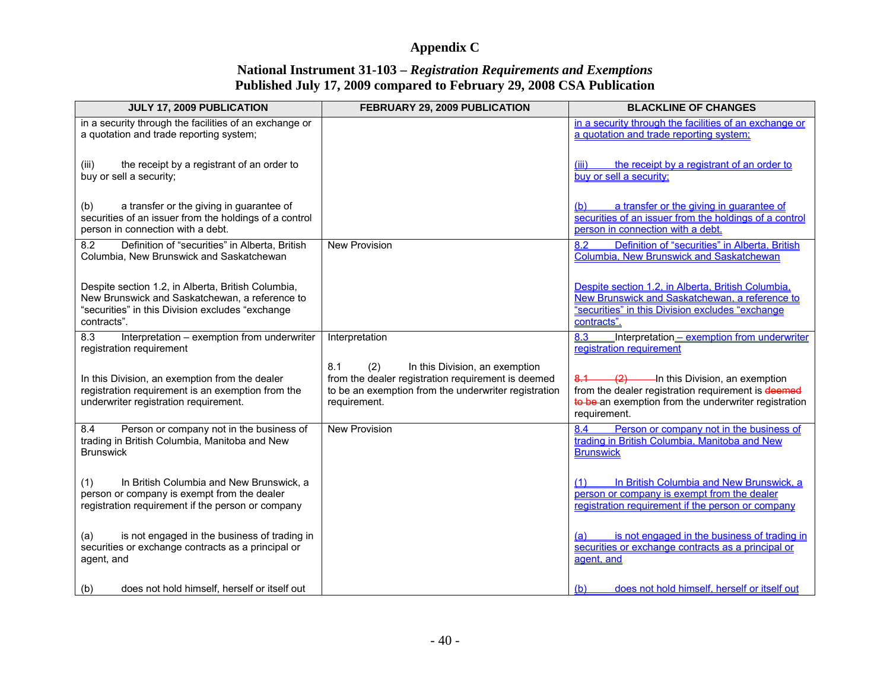# Appendix C

## National Instrument 31-103 – *Registration Requirements and Exemptions*
## Published July 17, 2009 compared to February 29, 2008 CSA Publication

| JULY 17, 2009 PUBLICATION | FEBRUARY 29, 2009 PUBLICATION | BLACKLINE OF CHANGES |
|---|---|---|
| in a security through the facilities of an exchange or a quotation and trade reporting system;<br><br>(iii) the receipt by a registrant of an order to buy or sell a security;<br><br>(b) a transfer or the giving in guarantee of securities of an issuer from the holdings of a control person in connection with a debt. | | in a security through the facilities of an exchange or a quotation and trade reporting system;<br><br>(iii) the receipt by a registrant of an order to buy or sell a security;<br><br>(b) a transfer or the giving in guarantee of securities of an issuer from the holdings of a control person in connection with a debt. |
| 8.2 Definition of "securities" in Alberta, British Columbia, New Brunswick and Saskatchewan<br><br>Despite section 1.2, in Alberta, British Columbia, New Brunswick and Saskatchewan, a reference to "securities" in this Division excludes "exchange contracts". | New Provision | 8.2 Definition of "securities" in Alberta, British Columbia, New Brunswick and Saskatchewan<br><br>Despite section 1.2, in Alberta, British Columbia, New Brunswick and Saskatchewan, a reference to "securities" in this Division excludes "exchange contracts". |
| 8.3 Interpretation – exemption from underwriter registration requirement<br><br>In this Division, an exemption from the dealer registration requirement is an exemption from the underwriter registration requirement. | Interpretation<br><br>8.1 (2) In this Division, an exemption from the dealer registration requirement is deemed to be an exemption from the underwriter registration requirement. | 8.3 Interpretation – exemption from underwriter registration requirement<br><br>~~8.1 (2)~~ In this Division, an exemption from the dealer registration requirement is ~~deemed to be~~ an exemption from the underwriter registration requirement. |
| 8.4 Person or company not in the business of trading in British Columbia, Manitoba and New Brunswick<br><br>(1) In British Columbia and New Brunswick, a person or company is exempt from the dealer registration requirement if the person or company<br><br>(a) is not engaged in the business of trading in securities or exchange contracts as a principal or agent, and<br><br>(b) does not hold himself, herself or itself out | New Provision | 8.4 Person or company not in the business of trading in British Columbia, Manitoba and New Brunswick<br><br>(1) In British Columbia and New Brunswick, a person or company is exempt from the dealer registration requirement if the person or company<br><br>(a) is not engaged in the business of trading in securities or exchange contracts as a principal or agent, and<br><br>(b) does not hold himself, herself or itself out |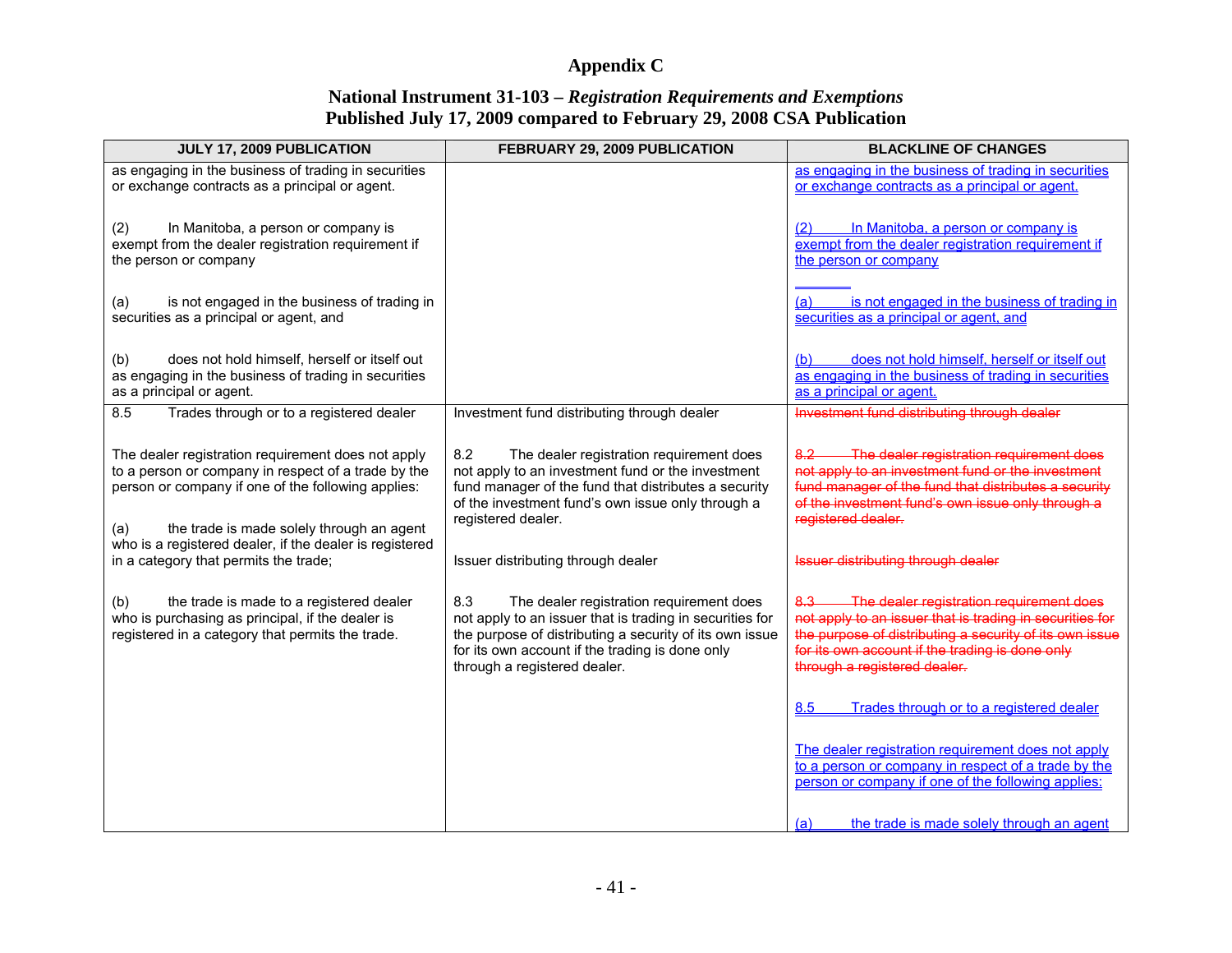# Appendix C

## National Instrument 31-103 – *Registration Requirements and Exemptions*
## Published July 17, 2009 compared to February 29, 2008 CSA Publication

| JULY 17, 2009 PUBLICATION | FEBRUARY 29, 2009 PUBLICATION | BLACKLINE OF CHANGES |
|---|---|---|
| as engaging in the business of trading in securities or exchange contracts as a principal or agent.<br><br>(2) In Manitoba, a person or company is exempt from the dealer registration requirement if the person or company<br><br>(a) is not engaged in the business of trading in securities as a principal or agent, and<br><br>(b) does not hold himself, herself or itself out as engaging in the business of trading in securities as a principal or agent. | | as engaging in the business of trading in securities or exchange contracts as a principal or agent.<br><br>(2) In Manitoba, a person or company is exempt from the dealer registration requirement if the person or company<br><br>(a) is not engaged in the business of trading in securities as a principal or agent, and<br><br>(b) does not hold himself, herself or itself out as engaging in the business of trading in securities as a principal or agent. |
| 8.5 Trades through or to a registered dealer<br><br>The dealer registration requirement does not apply to a person or company in respect of a trade by the person or company if one of the following applies:<br><br>(a) the trade is made solely through an agent who is a registered dealer, if the dealer is registered in a category that permits the trade;<br><br>(b) the trade is made to a registered dealer who is purchasing as principal, if the dealer is registered in a category that permits the trade. | Investment fund distributing through dealer<br><br>8.2 The dealer registration requirement does not apply to an investment fund or the investment fund manager of the fund that distributes a security of the investment fund's own issue only through a registered dealer.<br><br>Issuer distributing through dealer<br><br>8.3 The dealer registration requirement does not apply to an issuer that is trading in securities for the purpose of distributing a security of its own issue for its own account if the trading is done only through a registered dealer. | ~~Investment fund distributing through dealer~~<br><br>~~8.2 The dealer registration requirement does not apply to an investment fund or the investment fund manager of the fund that distributes a security of the investment fund's own issue only through a registered dealer.~~<br><br>~~Issuer distributing through dealer~~<br><br>~~8.3 The dealer registration requirement does not apply to an issuer that is trading in securities for the purpose of distributing a security of its own issue for its own account if the trading is done only through a registered dealer.~~<br><br>8.5 Trades through or to a registered dealer<br><br>The dealer registration requirement does not apply to a person or company in respect of a trade by the person or company if one of the following applies:<br><br>(a) the trade is made solely through an agent |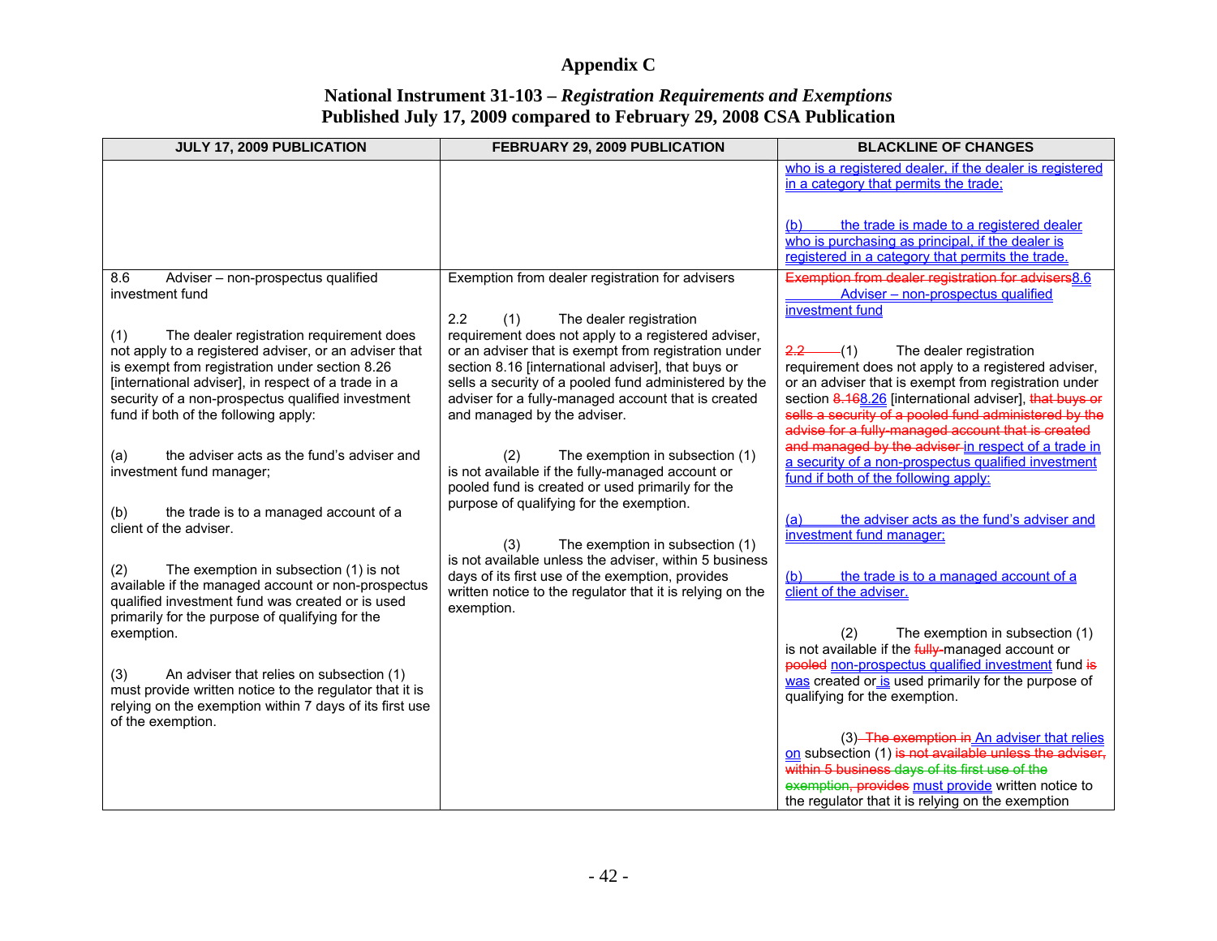# Appendix C

## National Instrument 31-103 – *Registration Requirements and Exemptions*
## Published July 17, 2009 compared to February 29, 2008 CSA Publication

| JULY 17, 2009 PUBLICATION | FEBRUARY 29, 2009 PUBLICATION | BLACKLINE OF CHANGES |
|---|---|---|
| | | who is a registered dealer, if the dealer is registered in a category that permits the trade;<br><br>(b) the trade is made to a registered dealer who is purchasing as principal, if the dealer is registered in a category that permits the trade. |
| 8.6 Adviser – non-prospectus qualified investment fund<br><br>(1) The dealer registration requirement does not apply to a registered adviser, or an adviser that is exempt from registration under section 8.26 [international adviser], in respect of a trade in a security of a non-prospectus qualified investment fund if both of the following apply:<br><br>(a) the adviser acts as the fund's adviser and investment fund manager;<br><br>(b) the trade is to a managed account of a client of the adviser.<br><br>(2) The exemption in subsection (1) is not available if the managed account or non-prospectus qualified investment fund was created or is used primarily for the purpose of qualifying for the exemption.<br><br>(3) An adviser that relies on subsection (1) must provide written notice to the regulator that it is relying on the exemption within 7 days of its first use of the exemption. | Exemption from dealer registration for advisers<br><br>2.2 (1) The dealer registration requirement does not apply to a registered adviser, or an adviser that is exempt from registration under section 8.16 [international adviser], that buys or sells a security of a pooled fund administered by the adviser for a fully-managed account that is created and managed by the adviser.<br><br>(2) The exemption in subsection (1) is not available if the fully-managed account or pooled fund is created or used primarily for the purpose of qualifying for the exemption.<br><br>(3) The exemption in subsection (1) is not available unless the adviser, within 5 business days of its first use of the exemption, provides written notice to the regulator that it is relying on the exemption. | ~~Exemption from dealer registration for advisers~~8.6 Adviser – non-prospectus qualified investment fund<br><br>~~2.2~~ (1) The dealer registration requirement does not apply to a registered adviser, or an adviser that is exempt from registration under section ~~8.16~~8.26 [international adviser], ~~that buys or sells a security of a pooled fund administered by the advise for a fully-managed account that is created and managed by the adviser~~ in respect of a trade in a security of a non-prospectus qualified investment fund if both of the following apply:<br><br>(a) the adviser acts as the fund's adviser and investment fund manager;<br><br>(b) the trade is to a managed account of a client of the adviser.<br><br>(2) The exemption in subsection (1) is not available if the ~~fully-~~managed account or ~~pooled~~ non-prospectus qualified investment fund ~~is~~ was created or is used primarily for the purpose of qualifying for the exemption.<br><br>(3) ~~The exemption in~~ An adviser that relies on subsection (1) ~~is not available unless the adviser, within 5 business days of its first use of the exemption, provides~~ must provide written notice to the regulator that it is relying on the exemption |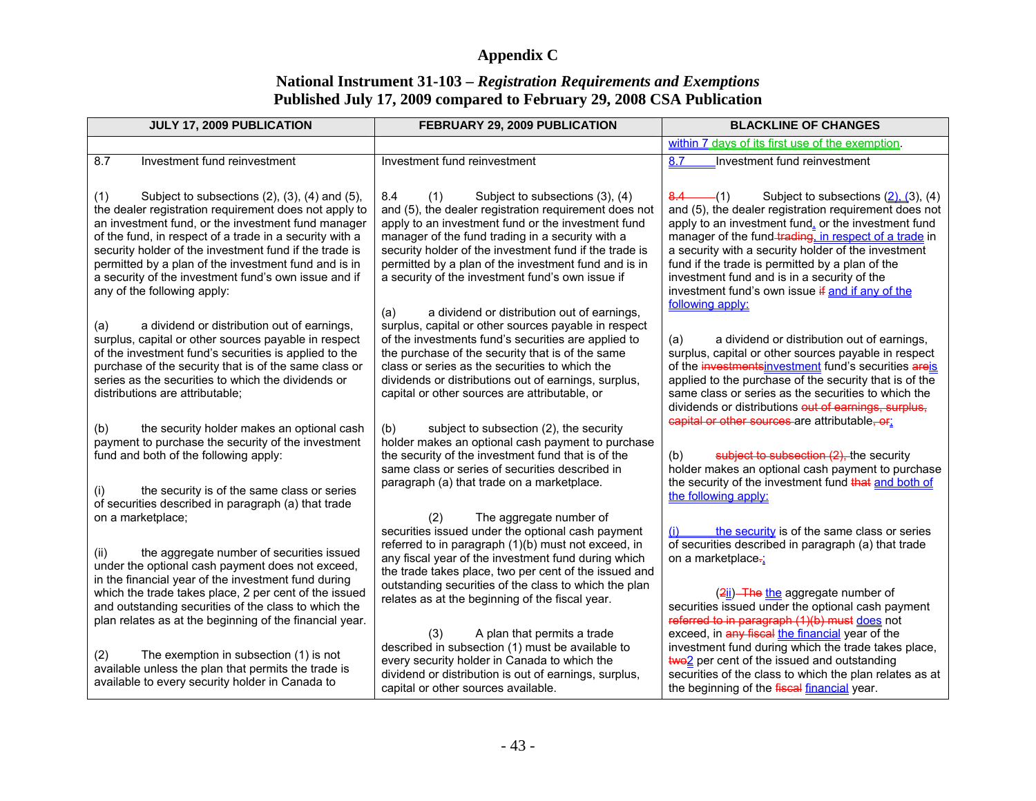# Appendix C

## National Instrument 31-103 – *Registration Requirements and Exemptions*
## Published July 17, 2009 compared to February 29, 2008 CSA Publication

| JULY 17, 2009 PUBLICATION | FEBRUARY 29, 2009 PUBLICATION | BLACKLINE OF CHANGES |
|---|---|---|
| | | within 7 days of its first use of the exemption. |
| 8.7 Investment fund reinvestment<br><br>(1) Subject to subsections (2), (3), (4) and (5), the dealer registration requirement does not apply to an investment fund, or the investment fund manager of the fund, in respect of a trade in a security with a security holder of the investment fund if the trade is permitted by a plan of the investment fund and is in a security of the investment fund's own issue and if any of the following apply:<br><br>(a) a dividend or distribution out of earnings, surplus, capital or other sources payable in respect of the investment fund's securities is applied to the purchase of the security that is of the same class or series as the securities to which the dividends or distributions are attributable;<br><br>(b) the security holder makes an optional cash payment to purchase the security of the investment fund and both of the following apply:<br><br>(i) the security is of the same class or series of securities described in paragraph (a) that trade on a marketplace;<br><br>(ii) the aggregate number of securities issued under the optional cash payment does not exceed, in the financial year of the investment fund during which the trade takes place, 2 per cent of the issued and outstanding securities of the class to which the plan relates as at the beginning of the financial year.<br><br>(2) The exemption in subsection (1) is not available unless the plan that permits the trade is available to every security holder in Canada to | Investment fund reinvestment<br><br>8.4 (1) Subject to subsections (3), (4) and (5), the dealer registration requirement does not apply to an investment fund or the investment fund manager of the fund trading in a security with a security holder of the investment fund if the trade is permitted by a plan of the investment fund and is in a security of the investment fund's own issue if<br><br>(a) a dividend or distribution out of earnings, surplus, capital or other sources payable in respect of the investments fund's securities are applied to the purchase of the security that is of the same class or series as the securities to which the dividends or distributions out of earnings, surplus, capital or other sources are attributable, or<br><br>(b) subject to subsection (2), the security holder makes an optional cash payment to purchase the security of the investment fund that is of the same class or series of securities described in paragraph (a) that trade on a marketplace.<br><br>(2) The aggregate number of securities issued under the optional cash payment referred to in paragraph (1)(b) must not exceed, in any fiscal year of the investment fund during which the trade takes place, two per cent of the issued and outstanding securities of the class to which the plan relates as at the beginning of the fiscal year.<br><br>(3) A plan that permits a trade described in subsection (1) must be available to every security holder in Canada to which the dividend or distribution is out of earnings, surplus, capital or other sources available. | 8.7 Investment fund reinvestment<br><br>~~8.4~~ (1) Subject to subsections (2), (3), (4) and (5), the dealer registration requirement does not apply to an investment fund, or the investment fund manager of the fund ~~trading~~, in respect of a trade in a security with a security holder of the investment fund if the trade is permitted by a plan of the investment fund and is in a security of the investment fund's own issue ~~if~~ and if any of the following apply:<br><br>(a) a dividend or distribution out of earnings, surplus, capital or other sources payable in respect of the ~~investments~~investment fund's securities ~~are~~is applied to the purchase of the security that is of the same class or series as the securities to which the dividends or distributions ~~out of earnings, surplus, capital or other sources~~ are attributable~~, or~~;<br><br>(b) ~~subject to subsection (2),~~ the security holder makes an optional cash payment to purchase the security of the investment fund ~~that~~ and both of the following apply:<br><br>(i) the security is of the same class or series of securities described in paragraph (a) that trade on a marketplace~~.~~;<br><br>(~~2~~ii) ~~The~~ the aggregate number of securities issued under the optional cash payment ~~referred to in paragraph (1)(b) must~~ does not exceed, in ~~any fiscal~~ the financial year of the investment fund during which the trade takes place, ~~two~~2 per cent of the issued and outstanding securities of the class to which the plan relates as at the beginning of the ~~fiscal~~ financial year. |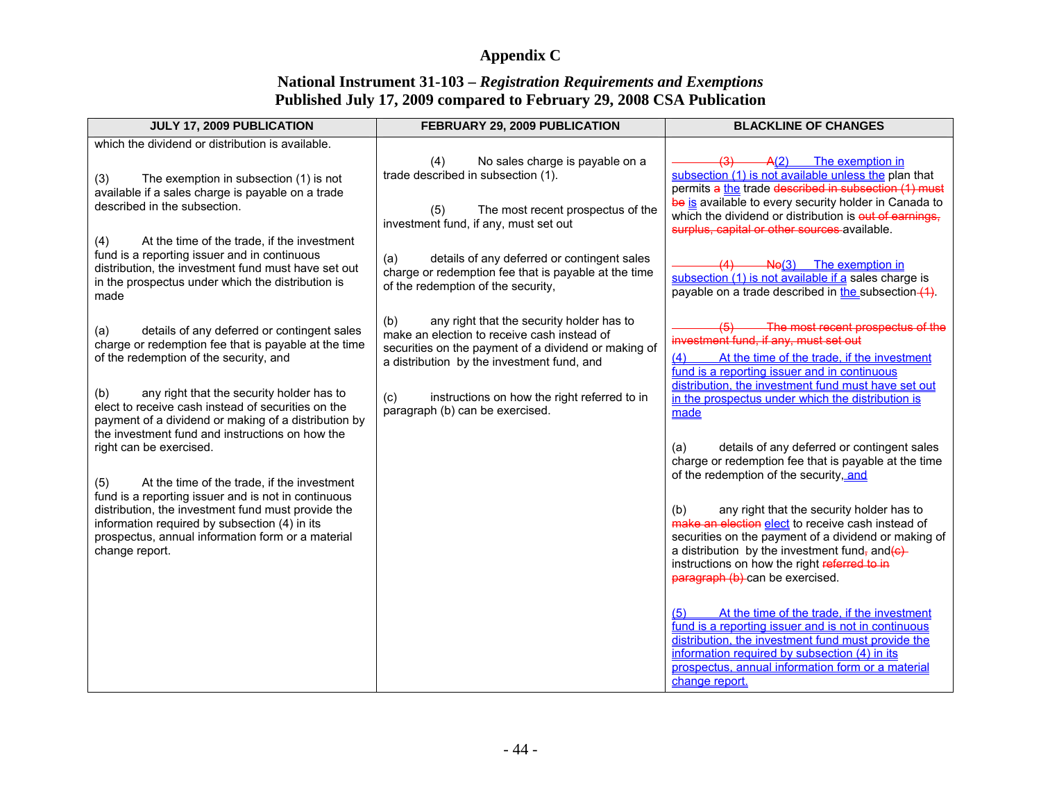# Appendix C

## National Instrument 31-103 – *Registration Requirements and Exemptions*
## Published July 17, 2009 compared to February 29, 2008 CSA Publication

| JULY 17, 2009 PUBLICATION | FEBRUARY 29, 2009 PUBLICATION | BLACKLINE OF CHANGES |
|---|---|---|
| which the dividend or distribution is available.<br><br>(3) The exemption in subsection (1) is not available if a sales charge is payable on a trade described in the subsection.<br><br>(4) At the time of the trade, if the investment fund is a reporting issuer and in continuous distribution, the investment fund must have set out in the prospectus under which the distribution is made<br><br>(a) details of any deferred or contingent sales charge or redemption fee that is payable at the time of the redemption of the security, and<br><br>(b) any right that the security holder has to elect to receive cash instead of securities on the payment of a dividend or making of a distribution by the investment fund and instructions on how the right can be exercised.<br><br>(5) At the time of the trade, if the investment fund is a reporting issuer and is not in continuous distribution, the investment fund must provide the information required by subsection (4) in its prospectus, annual information form or a material change report. | (4) No sales charge is payable on a trade described in subsection (1).<br><br>(5) The most recent prospectus of the investment fund, if any, must set out<br><br>(a) details of any deferred or contingent sales charge or redemption fee that is payable at the time of the redemption of the security,<br><br>(b) any right that the security holder has to make an election to receive cash instead of securities on the payment of a dividend or making of a distribution by the investment fund, and<br><br>(c) instructions on how the right referred to in paragraph (b) can be exercised. | ~~(3) A~~(2) The exemption in subsection (1) is not available unless the plan that permits ~~a~~ the trade ~~described in subsection (1) must be~~ is available to every security holder in Canada to which the dividend or distribution is ~~out of earnings, surplus, capital or other sources~~ available.<br><br>~~(4) No~~(3) The exemption in subsection (1) is not available if a sales charge is payable on a trade described in the subsection ~~(1)~~.<br><br>~~(5) The most recent prospectus of the investment fund, if any, must set out~~<br>(4) At the time of the trade, if the investment fund is a reporting issuer and in continuous distribution, the investment fund must have set out in the prospectus under which the distribution is made<br><br>(a) details of any deferred or contingent sales charge or redemption fee that is payable at the time of the redemption of the security, and<br><br>(b) any right that the security holder has to ~~make an election~~ elect to receive cash instead of securities on the payment of a dividend or making of a distribution by the investment fund~~,~~ and ~~(c)~~ instructions on how the right ~~referred to in paragraph (b)~~ can be exercised.<br><br>(5) At the time of the trade, if the investment fund is a reporting issuer and is not in continuous distribution, the investment fund must provide the information required by subsection (4) in its prospectus, annual information form or a material change report. |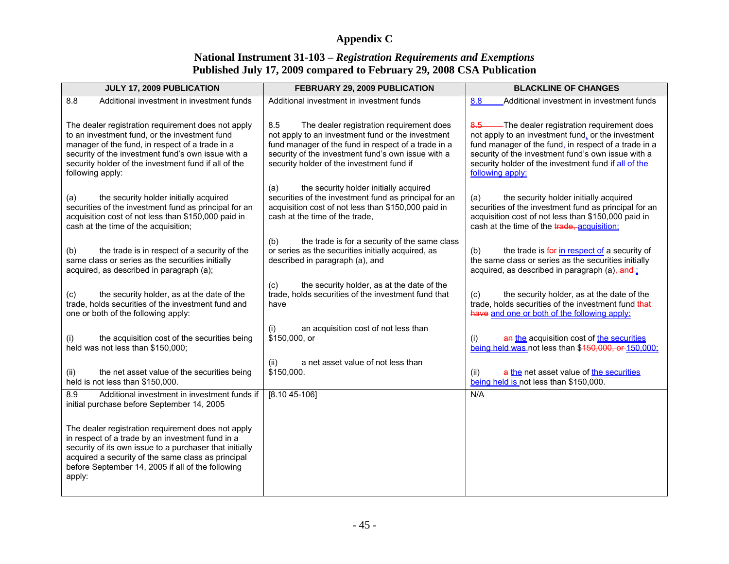# Appendix C

## National Instrument 31-103 – *Registration Requirements and Exemptions*
## Published July 17, 2009 compared to February 29, 2008 CSA Publication

| JULY 17, 2009 PUBLICATION | FEBRUARY 29, 2009 PUBLICATION | BLACKLINE OF CHANGES |
|---|---|---|
| 8.8 Additional investment in investment funds<br><br>The dealer registration requirement does not apply to an investment fund, or the investment fund manager of the fund, in respect of a trade in a security of the investment fund's own issue with a security holder of the investment fund if all of the following apply:<br><br>(a) the security holder initially acquired securities of the investment fund as principal for an acquisition cost of not less than $150,000 paid in cash at the time of the acquisition;<br><br>(b) the trade is in respect of a security of the same class or series as the securities initially acquired, as described in paragraph (a);<br><br>(c) the security holder, as at the date of the trade, holds securities of the investment fund and one or both of the following apply:<br><br>(i) the acquisition cost of the securities being held was not less than $150,000;<br><br>(ii) the net asset value of the securities being held is not less than $150,000. | Additional investment in investment funds<br><br>8.5 The dealer registration requirement does not apply to an investment fund or the investment fund manager of the fund in respect of a trade in a security of the investment fund's own issue with a security holder of the investment fund if<br><br>(a) the security holder initially acquired securities of the investment fund as principal for an acquisition cost of not less than $150,000 paid in cash at the time of the trade,<br><br>(b) the trade is for a security of the same class or series as the securities initially acquired, as described in paragraph (a), and<br><br>(c) the security holder, as at the date of the trade, holds securities of the investment fund that have<br><br>(i) an acquisition cost of not less than $150,000, or<br><br>(ii) a net asset value of not less than $150,000. | 8.8 Additional investment in investment funds<br><br>~~8.5~~ The dealer registration requirement does not apply to an investment fund, or the investment fund manager of the fund, in respect of a trade in a security of the investment fund's own issue with a security holder of the investment fund if all of the following apply:<br><br>(a) the security holder initially acquired securities of the investment fund as principal for an acquisition cost of not less than $150,000 paid in cash at the time of the ~~trade,~~ acquisition;<br><br>(b) the trade is ~~for~~ in respect of a security of the same class or series as the securities initially acquired, as described in paragraph (a)~~, and~~;<br><br>(c) the security holder, as at the date of the trade, holds securities of the investment fund ~~that have~~ and one or both of the following apply:<br><br>(i) ~~an~~ the acquisition cost of the securities being held was not less than $~~150,000, or~~ 150,000;<br><br>(ii) ~~a~~ the net asset value of the securities being held is not less than $150,000. |
| 8.9 Additional investment in investment funds if initial purchase before September 14, 2005<br><br>The dealer registration requirement does not apply in respect of a trade by an investment fund in a security of its own issue to a purchaser that initially acquired a security of the same class as principal before September 14, 2005 if all of the following apply: | [8.10 45-106] | N/A |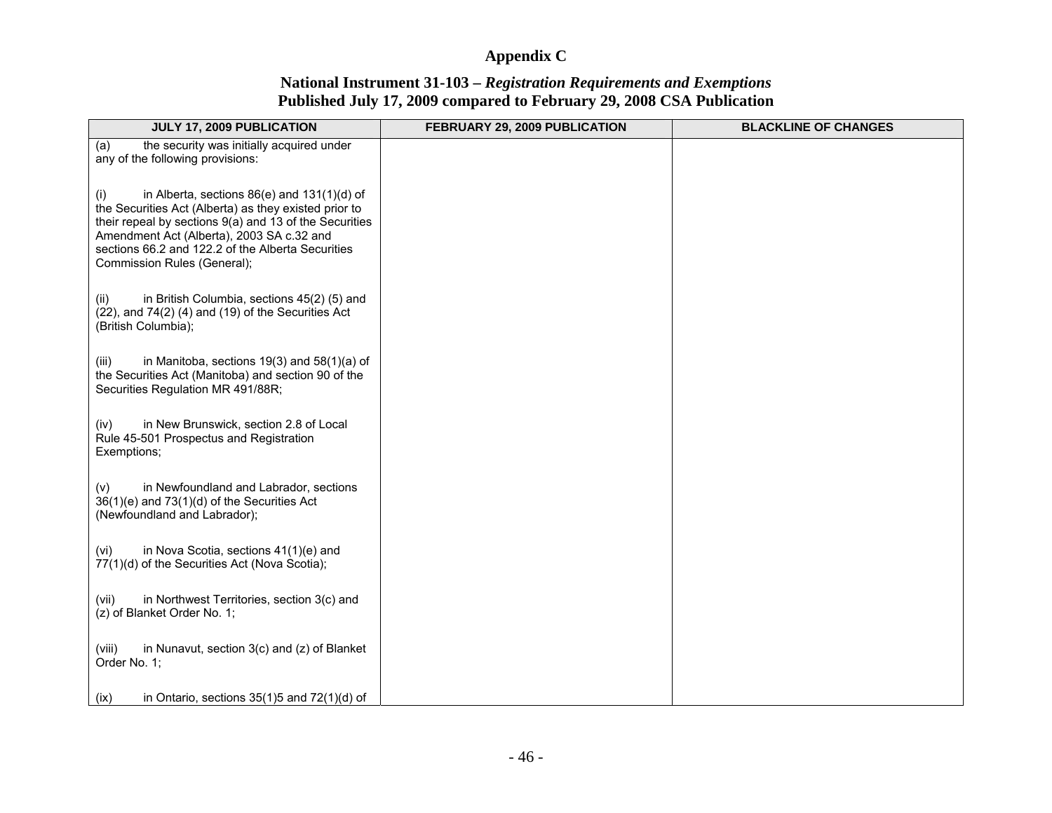# Appendix C

## National Instrument 31-103 – *Registration Requirements and Exemptions*
## Published July 17, 2009 compared to February 29, 2008 CSA Publication

| JULY 17, 2009 PUBLICATION | FEBRUARY 29, 2009 PUBLICATION | BLACKLINE OF CHANGES |
|---|---|---|
| (a) the security was initially acquired under any of the following provisions:<br><br>(i) in Alberta, sections 86(e) and 131(1)(d) of the Securities Act (Alberta) as they existed prior to their repeal by sections 9(a) and 13 of the Securities Amendment Act (Alberta), 2003 SA c.32 and sections 66.2 and 122.2 of the Alberta Securities Commission Rules (General);<br><br>(ii) in British Columbia, sections 45(2) (5) and (22), and 74(2) (4) and (19) of the Securities Act (British Columbia);<br><br>(iii) in Manitoba, sections 19(3) and 58(1)(a) of the Securities Act (Manitoba) and section 90 of the Securities Regulation MR 491/88R;<br><br>(iv) in New Brunswick, section 2.8 of Local Rule 45-501 Prospectus and Registration Exemptions;<br><br>(v) in Newfoundland and Labrador, sections 36(1)(e) and 73(1)(d) of the Securities Act (Newfoundland and Labrador);<br><br>(vi) in Nova Scotia, sections 41(1)(e) and 77(1)(d) of the Securities Act (Nova Scotia);<br><br>(vii) in Northwest Territories, section 3(c) and (z) of Blanket Order No. 1;<br><br>(viii) in Nunavut, section 3(c) and (z) of Blanket Order No. 1;<br><br>(ix) in Ontario, sections 35(1)5 and 72(1)(d) of | | |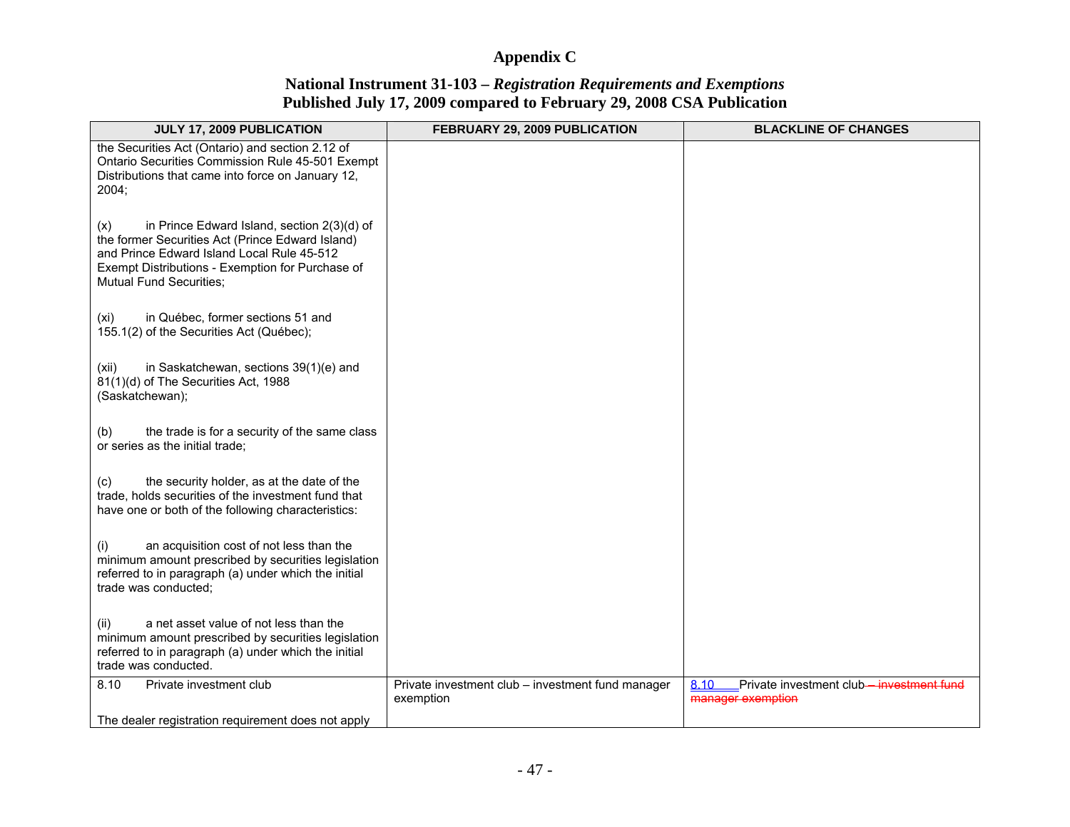# Appendix C

## National Instrument 31-103 – *Registration Requirements and Exemptions*
## Published July 17, 2009 compared to February 29, 2008 CSA Publication

| JULY 17, 2009 PUBLICATION | FEBRUARY 29, 2009 PUBLICATION | BLACKLINE OF CHANGES |
|---|---|---|
| the Securities Act (Ontario) and section 2.12 of Ontario Securities Commission Rule 45-501 Exempt Distributions that came into force on January 12, 2004;<br><br>(x) in Prince Edward Island, section 2(3)(d) of the former Securities Act (Prince Edward Island) and Prince Edward Island Local Rule 45-512 Exempt Distributions - Exemption for Purchase of Mutual Fund Securities;<br><br>(xi) in Québec, former sections 51 and 155.1(2) of the Securities Act (Québec);<br><br>(xii) in Saskatchewan, sections 39(1)(e) and 81(1)(d) of The Securities Act, 1988 (Saskatchewan);<br><br>(b) the trade is for a security of the same class or series as the initial trade;<br><br>(c) the security holder, as at the date of the trade, holds securities of the investment fund that have one or both of the following characteristics:<br><br>(i) an acquisition cost of not less than the minimum amount prescribed by securities legislation referred to in paragraph (a) under which the initial trade was conducted;<br><br>(ii) a net asset value of not less than the minimum amount prescribed by securities legislation referred to in paragraph (a) under which the initial trade was conducted. | | |
| 8.10 Private investment club<br><br>The dealer registration requirement does not apply | Private investment club – investment fund manager exemption | 8.10 Private investment club ~~– investment fund manager exemption~~ |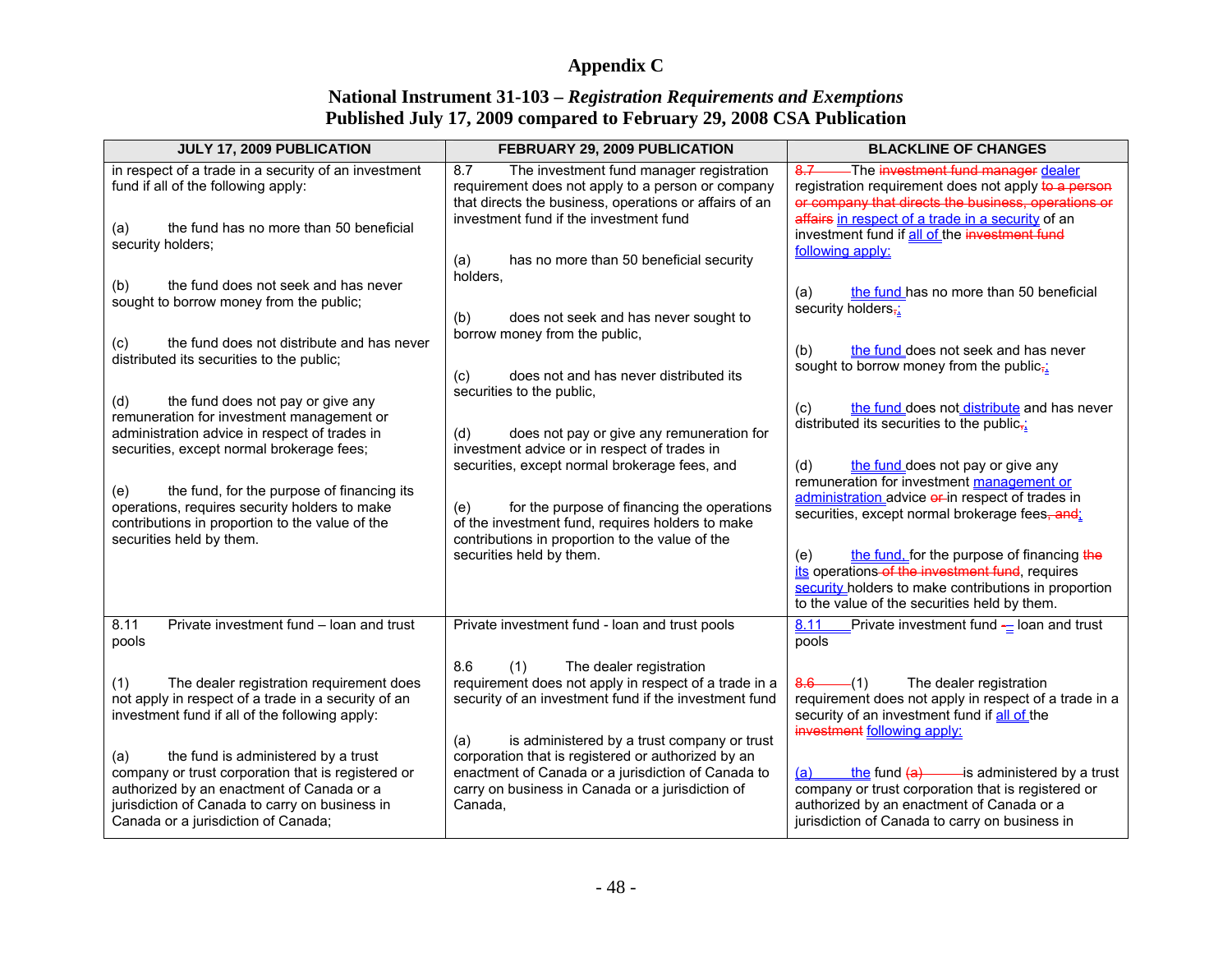# Appendix C

## National Instrument 31-103 – *Registration Requirements and Exemptions*
## Published July 17, 2009 compared to February 29, 2008 CSA Publication

| JULY 17, 2009 PUBLICATION | FEBRUARY 29, 2009 PUBLICATION | BLACKLINE OF CHANGES |
|---|---|---|
| in respect of a trade in a security of an investment fund if all of the following apply:<br><br>(a) the fund has no more than 50 beneficial security holders;<br><br>(b) the fund does not seek and has never sought to borrow money from the public;<br><br>(c) the fund does not distribute and has never distributed its securities to the public;<br><br>(d) the fund does not pay or give any remuneration for investment management or administration advice in respect of trades in securities, except normal brokerage fees;<br><br>(e) the fund, for the purpose of financing its operations, requires security holders to make contributions in proportion to the value of the securities held by them. | 8.7 The investment fund manager registration requirement does not apply to a person or company that directs the business, operations or affairs of an investment fund if the investment fund<br><br>(a) has no more than 50 beneficial security holders,<br><br>(b) does not seek and has never sought to borrow money from the public,<br><br>(c) does not and has never distributed its securities to the public,<br><br>(d) does not pay or give any remuneration for investment advice or in respect of trades in securities, except normal brokerage fees, and<br><br>(e) for the purpose of financing the operations of the investment fund, requires holders to make contributions in proportion to the value of the securities held by them. | ~~8.7~~ The ~~investment fund manager~~ dealer registration requirement does not apply ~~to a person or company that directs the business, operations or affairs~~ in respect of a trade in a security of an investment fund if all of the ~~investment fund~~ following apply:<br><br>(a) the fund has no more than 50 beneficial security holders~~,~~;<br><br>(b) the fund does not seek and has never sought to borrow money from the public~~,~~;<br><br>(c) the fund does not distribute and has never distributed its securities to the public~~,~~;<br><br>(d) the fund does not pay or give any remuneration for investment management or administration advice ~~or~~ in respect of trades in securities, except normal brokerage fees~~, and~~;<br><br>(e) the fund, for the purpose of financing ~~the~~ its operations ~~of the investment fund~~, requires security holders to make contributions in proportion to the value of the securities held by them. |
| 8.11 Private investment fund – loan and trust pools<br><br>(1) The dealer registration requirement does not apply in respect of a trade in a security of an investment fund if all of the following apply:<br><br>(a) the fund is administered by a trust company or trust corporation that is registered or authorized by an enactment of Canada or a jurisdiction of Canada to carry on business in Canada or a jurisdiction of Canada; | Private investment fund - loan and trust pools<br><br>8.6 (1) The dealer registration requirement does not apply in respect of a trade in a security of an investment fund if the investment fund<br><br>(a) is administered by a trust company or trust corporation that is registered or authorized by an enactment of Canada or a jurisdiction of Canada to carry on business in Canada or a jurisdiction of Canada, | 8.11 Private investment fund ~~-~~– loan and trust pools<br><br>~~8.6~~ (1) The dealer registration requirement does not apply in respect of a trade in a security of an investment fund if all of the ~~investment~~ following apply:<br><br>(a) the fund ~~(a)~~ is administered by a trust company or trust corporation that is registered or authorized by an enactment of Canada or a jurisdiction of Canada to carry on business in |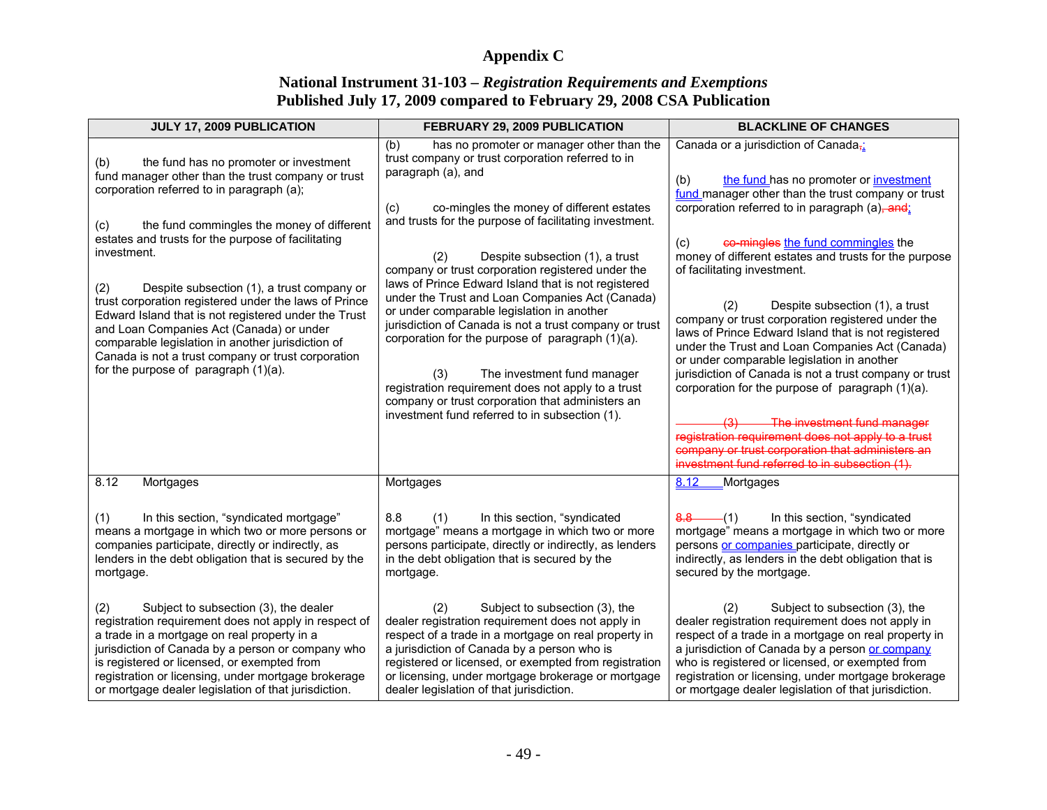# Appendix C

## National Instrument 31-103 – *Registration Requirements and Exemptions*
## Published July 17, 2009 compared to February 29, 2008 CSA Publication

| JULY 17, 2009 PUBLICATION | FEBRUARY 29, 2009 PUBLICATION | BLACKLINE OF CHANGES |
|---|---|---|
| (b) the fund has no promoter or investment fund manager other than the trust company or trust corporation referred to in paragraph (a);<br><br>(c) the fund commingles the money of different estates and trusts for the purpose of facilitating investment.<br><br>(2) Despite subsection (1), a trust company or trust corporation registered under the laws of Prince Edward Island that is not registered under the Trust and Loan Companies Act (Canada) or under comparable legislation in another jurisdiction of Canada is not a trust company or trust corporation for the purpose of paragraph (1)(a). | (b) has no promoter or manager other than the trust company or trust corporation referred to in paragraph (a), and<br><br>(c) co-mingles the money of different estates and trusts for the purpose of facilitating investment.<br><br>(2) Despite subsection (1), a trust company or trust corporation registered under the laws of Prince Edward Island that is not registered under the Trust and Loan Companies Act (Canada) or under comparable legislation in another jurisdiction of Canada is not a trust company or trust corporation for the purpose of paragraph (1)(a).<br><br>(3) The investment fund manager registration requirement does not apply to a trust company or trust corporation that administers an investment fund referred to in subsection (1). | Canada or a jurisdiction of Canada~~.~~;<br><br>(b) the fund has no promoter or investment fund manager other than the trust company or trust corporation referred to in paragraph (a)~~, and~~;<br><br>(c) ~~co-mingles~~ the fund commingles the money of different estates and trusts for the purpose of facilitating investment.<br><br>(2) Despite subsection (1), a trust company or trust corporation registered under the laws of Prince Edward Island that is not registered under the Trust and Loan Companies Act (Canada) or under comparable legislation in another jurisdiction of Canada is not a trust company or trust corporation for the purpose of paragraph (1)(a).<br><br>~~(3) The investment fund manager registration requirement does not apply to a trust company or trust corporation that administers an investment fund referred to in subsection (1).~~ |
| 8.12 Mortgages<br><br>(1) In this section, "syndicated mortgage" means a mortgage in which two or more persons or companies participate, directly or indirectly, as lenders in the debt obligation that is secured by the mortgage.<br><br>(2) Subject to subsection (3), the dealer registration requirement does not apply in respect of a trade in a mortgage on real property in a jurisdiction of Canada by a person or company who is registered or licensed, or exempted from registration or licensing, under mortgage brokerage or mortgage dealer legislation of that jurisdiction. | Mortgages<br><br>8.8 (1) In this section, "syndicated mortgage" means a mortgage in which two or more persons participate, directly or indirectly, as lenders in the debt obligation that is secured by the mortgage.<br><br>(2) Subject to subsection (3), the dealer registration requirement does not apply in respect of a trade in a mortgage on real property in a jurisdiction of Canada by a person who is registered or licensed, or exempted from registration or licensing, under mortgage brokerage or mortgage dealer legislation of that jurisdiction. | 8.12 Mortgages<br><br>~~8.8~~ (1) In this section, "syndicated mortgage" means a mortgage in which two or more persons or companies participate, directly or indirectly, as lenders in the debt obligation that is secured by the mortgage.<br><br>(2) Subject to subsection (3), the dealer registration requirement does not apply in respect of a trade in a mortgage on real property in a jurisdiction of Canada by a person or company who is registered or licensed, or exempted from registration or licensing, under mortgage brokerage or mortgage dealer legislation of that jurisdiction. |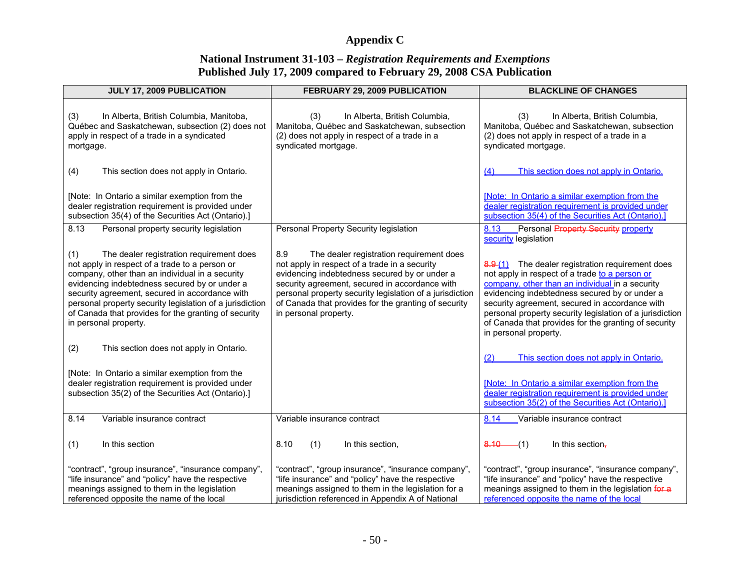# Appendix C

## National Instrument 31-103 – *Registration Requirements and Exemptions*
## Published July 17, 2009 compared to February 29, 2008 CSA Publication

| JULY 17, 2009 PUBLICATION | FEBRUARY 29, 2009 PUBLICATION | BLACKLINE OF CHANGES |
|---|---|---|
| (3) In Alberta, British Columbia, Manitoba, Québec and Saskatchewan, subsection (2) does not apply in respect of a trade in a syndicated mortgage.<br><br>(4) This section does not apply in Ontario.<br><br>[Note: In Ontario a similar exemption from the dealer registration requirement is provided under subsection 35(4) of the Securities Act (Ontario).] | (3) In Alberta, British Columbia, Manitoba, Québec and Saskatchewan, subsection (2) does not apply in respect of a trade in a syndicated mortgage. | (3) In Alberta, British Columbia, Manitoba, Québec and Saskatchewan, subsection (2) does not apply in respect of a trade in a syndicated mortgage.<br><br>(4) This section does not apply in Ontario.<br><br>[Note: In Ontario a similar exemption from the dealer registration requirement is provided under subsection 35(4) of the Securities Act (Ontario).] |
| 8.13 Personal property security legislation<br><br>(1) The dealer registration requirement does not apply in respect of a trade to a person or company, other than an individual in a security evidencing indebtedness secured by or under a security agreement, secured in accordance with personal property security legislation of a jurisdiction of Canada that provides for the granting of security in personal property.<br><br>(2) This section does not apply in Ontario.<br><br>[Note: In Ontario a similar exemption from the dealer registration requirement is provided under subsection 35(2) of the Securities Act (Ontario).] | Personal Property Security legislation<br><br>8.9 The dealer registration requirement does not apply in respect of a trade in a security evidencing indebtedness secured by or under a security agreement, secured in accordance with personal property security legislation of a jurisdiction of Canada that provides for the granting of security in personal property. | 8.13 Personal ~~Property Security~~ property security legislation<br><br>~~8.9~~ (1) The dealer registration requirement does not apply in respect of a trade to a person or company, other than an individual in a security evidencing indebtedness secured by or under a security agreement, secured in accordance with personal property security legislation of a jurisdiction of Canada that provides for the granting of security in personal property.<br><br>(2) This section does not apply in Ontario.<br><br>[Note: In Ontario a similar exemption from the dealer registration requirement is provided under subsection 35(2) of the Securities Act (Ontario).] |
| 8.14 Variable insurance contract<br><br>(1) In this section<br><br>"contract", "group insurance", "insurance company", "life insurance" and "policy" have the respective meanings assigned to them in the legislation referenced opposite the name of the local | Variable insurance contract<br><br>8.10 (1) In this section,<br><br>"contract", "group insurance", "insurance company", "life insurance" and "policy" have the respective meanings assigned to them in the legislation for a jurisdiction referenced in Appendix A of National | 8.14 Variable insurance contract<br><br>~~8.10~~ (1) In this section~~,~~<br><br>"contract", "group insurance", "insurance company", "life insurance" and "policy" have the respective meanings assigned to them in the legislation ~~for a~~ referenced opposite the name of the local |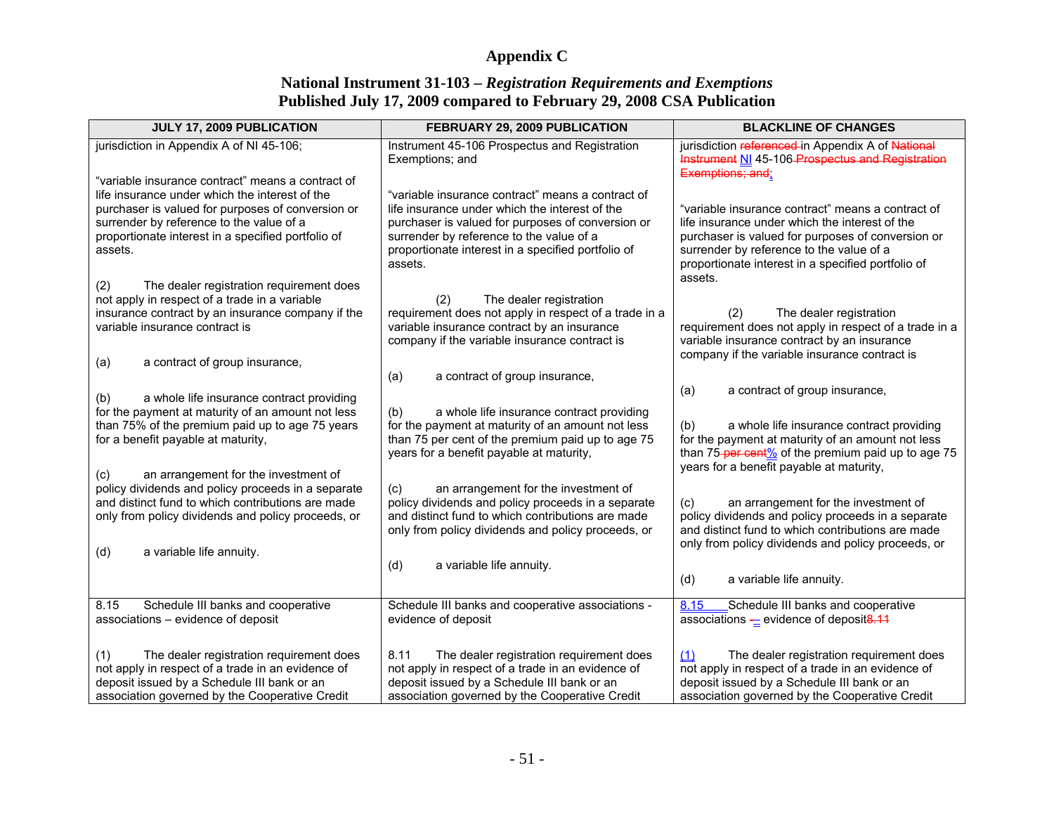# Appendix C

## National Instrument 31-103 – *Registration Requirements and Exemptions*
## Published July 17, 2009 compared to February 29, 2008 CSA Publication

| JULY 17, 2009 PUBLICATION | FEBRUARY 29, 2009 PUBLICATION | BLACKLINE OF CHANGES |
|---|---|---|
| jurisdiction in Appendix A of NI 45-106;<br><br>"variable insurance contract" means a contract of life insurance under which the interest of the purchaser is valued for purposes of conversion or surrender by reference to the value of a proportionate interest in a specified portfolio of assets.<br><br>(2) The dealer registration requirement does not apply in respect of a trade in a variable insurance contract by an insurance company if the variable insurance contract is<br><br>(a) a contract of group insurance,<br><br>(b) a whole life insurance contract providing for the payment at maturity of an amount not less than 75% of the premium paid up to age 75 years for a benefit payable at maturity,<br><br>(c) an arrangement for the investment of policy dividends and policy proceeds in a separate and distinct fund to which contributions are made only from policy dividends and policy proceeds, or<br><br>(d) a variable life annuity. | Instrument 45-106 Prospectus and Registration Exemptions; and<br><br>"variable insurance contract" means a contract of life insurance under which the interest of the purchaser is valued for purposes of conversion or surrender by reference to the value of a proportionate interest in a specified portfolio of assets.<br><br>(2) The dealer registration requirement does not apply in respect of a trade in a variable insurance contract by an insurance company if the variable insurance contract is<br><br>(a) a contract of group insurance,<br><br>(b) a whole life insurance contract providing for the payment at maturity of an amount not less than 75 per cent of the premium paid up to age 75 years for a benefit payable at maturity,<br><br>(c) an arrangement for the investment of policy dividends and policy proceeds in a separate and distinct fund to which contributions are made only from policy dividends and policy proceeds, or<br><br>(d) a variable life annuity. | jurisdiction ~~referenced~~ in Appendix A of ~~National Instrument~~ NI 45-106 ~~Prospectus and Registration Exemptions; and~~;<br><br>"variable insurance contract" means a contract of life insurance under which the interest of the purchaser is valued for purposes of conversion or surrender by reference to the value of a proportionate interest in a specified portfolio of assets.<br><br>(2) The dealer registration requirement does not apply in respect of a trade in a variable insurance contract by an insurance company if the variable insurance contract is<br><br>(a) a contract of group insurance,<br><br>(b) a whole life insurance contract providing for the payment at maturity of an amount not less than 75 ~~per cent~~% of the premium paid up to age 75 years for a benefit payable at maturity,<br><br>(c) an arrangement for the investment of policy dividends and policy proceeds in a separate and distinct fund to which contributions are made only from policy dividends and policy proceeds, or<br><br>(d) a variable life annuity. |
| 8.15 Schedule III banks and cooperative associations – evidence of deposit<br><br>(1) The dealer registration requirement does not apply in respect of a trade in an evidence of deposit issued by a Schedule III bank or an association governed by the Cooperative Credit | Schedule III banks and cooperative associations - evidence of deposit<br><br>8.11 The dealer registration requirement does not apply in respect of a trade in an evidence of deposit issued by a Schedule III bank or an association governed by the Cooperative Credit | 8.15 Schedule III banks and cooperative associations ~~-~~ – evidence of deposit ~~8.11~~<br><br>(1) The dealer registration requirement does not apply in respect of a trade in an evidence of deposit issued by a Schedule III bank or an association governed by the Cooperative Credit |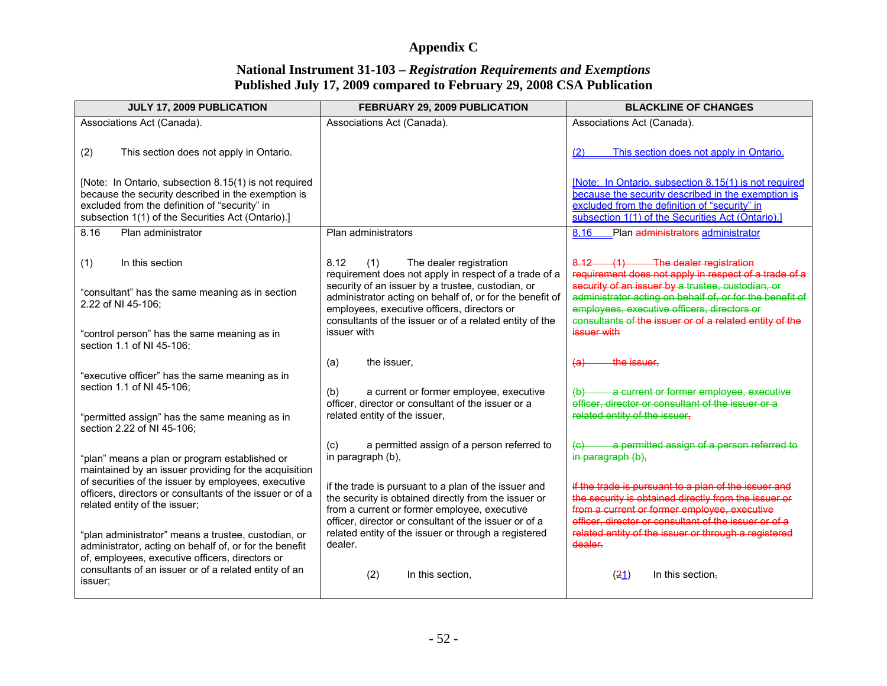# Appendix C

## National Instrument 31-103 – *Registration Requirements and Exemptions*
## Published July 17, 2009 compared to February 29, 2008 CSA Publication

| JULY 17, 2009 PUBLICATION | FEBRUARY 29, 2009 PUBLICATION | BLACKLINE OF CHANGES |
|---|---|---|
| Associations Act (Canada).<br><br>(2) This section does not apply in Ontario.<br><br>[Note: In Ontario, subsection 8.15(1) is not required because the security described in the exemption is excluded from the definition of "security" in subsection 1(1) of the Securities Act (Ontario).] | Associations Act (Canada). | Associations Act (Canada).<br><br>(2) This section does not apply in Ontario.<br><br>[Note: In Ontario, subsection 8.15(1) is not required because the security described in the exemption is excluded from the definition of "security" in subsection 1(1) of the Securities Act (Ontario).] |
| 8.16 Plan administrator<br><br>(1) In this section<br><br>"consultant" has the same meaning as in section 2.22 of NI 45-106;<br><br>"control person" has the same meaning as in section 1.1 of NI 45-106;<br><br>"executive officer" has the same meaning as in section 1.1 of NI 45-106;<br><br>"permitted assign" has the same meaning as in section 2.22 of NI 45-106;<br><br>"plan" means a plan or program established or maintained by an issuer providing for the acquisition of securities of the issuer by employees, executive officers, directors or consultants of the issuer or of a related entity of the issuer;<br><br>"plan administrator" means a trustee, custodian, or administrator, acting on behalf of, or for the benefit of, employees, executive officers, directors or consultants of an issuer or of a related entity of an issuer; | Plan administrators<br><br>8.12 (1) The dealer registration requirement does not apply in respect of a trade of a security of an issuer by a trustee, custodian, or administrator acting on behalf of, or for the benefit of employees, executive officers, directors or consultants of the issuer or of a related entity of the issuer with<br><br>(a) the issuer,<br><br>(b) a current or former employee, executive officer, director or consultant of the issuer or a related entity of the issuer,<br><br>(c) a permitted assign of a person referred to in paragraph (b),<br><br>if the trade is pursuant to a plan of the issuer and the security is obtained directly from the issuer or from a current or former employee, executive officer, director or consultant of the issuer or of a related entity of the issuer or through a registered dealer.<br><br>(2) In this section, | 8.16 Plan ~~administrators~~ administrator<br><br>~~8.12 (1) The dealer registration requirement does not apply in respect of a trade of a security of an issuer by a trustee, custodian, or administrator acting on behalf of, or for the benefit of employees, executive officers, directors or consultants of the issuer or of a related entity of the issuer with~~<br><br>~~(a) the issuer,~~<br><br>~~(b) a current or former employee, executive officer, director or consultant of the issuer or a related entity of the issuer,~~<br><br>~~(c) a permitted assign of a person referred to in paragraph (b),~~<br><br>~~if the trade is pursuant to a plan of the issuer and the security is obtained directly from the issuer or from a current or former employee, executive officer, director or consultant of the issuer or of a related entity of the issuer or through a registered dealer.~~<br><br>(~~2~~1) In this section~~,~~ |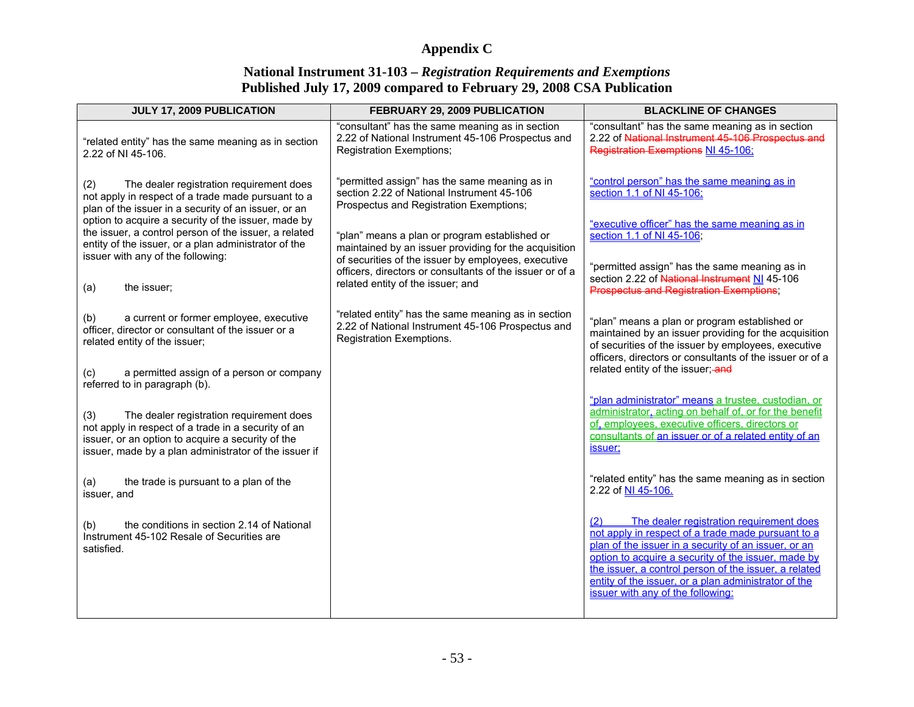# Appendix C

## National Instrument 31-103 – *Registration Requirements and Exemptions*
## Published July 17, 2009 compared to February 29, 2008 CSA Publication

| JULY 17, 2009 PUBLICATION | FEBRUARY 29, 2009 PUBLICATION | BLACKLINE OF CHANGES |
|---|---|---|
| "related entity" has the same meaning as in section 2.22 of NI 45-106.<br><br>(2) The dealer registration requirement does not apply in respect of a trade made pursuant to a plan of the issuer in a security of an issuer, or an option to acquire a security of the issuer, made by the issuer, a control person of the issuer, a related entity of the issuer, or a plan administrator of the issuer with any of the following:<br><br>(a) the issuer;<br><br>(b) a current or former employee, executive officer, director or consultant of the issuer or a related entity of the issuer;<br><br>(c) a permitted assign of a person or company referred to in paragraph (b).<br><br>(3) The dealer registration requirement does not apply in respect of a trade in a security of an issuer, or an option to acquire a security of the issuer, made by a plan administrator of the issuer if<br><br>(a) the trade is pursuant to a plan of the issuer, and<br><br>(b) the conditions in section 2.14 of National Instrument 45-102 Resale of Securities are satisfied. | "consultant" has the same meaning as in section 2.22 of National Instrument 45-106 Prospectus and Registration Exemptions;<br><br>"permitted assign" has the same meaning as in section 2.22 of National Instrument 45-106 Prospectus and Registration Exemptions;<br><br>"plan" means a plan or program established or maintained by an issuer providing for the acquisition of securities of the issuer by employees, executive officers, directors or consultants of the issuer or of a related entity of the issuer; and<br><br>"related entity" has the same meaning as in section 2.22 of National Instrument 45-106 Prospectus and Registration Exemptions. | "consultant" has the same meaning as in section 2.22 of ~~National Instrument 45-106 Prospectus and Registration Exemptions~~ NI 45-106;<br><br>"control person" has the same meaning as in section 1.1 of NI 45-106;<br><br>"executive officer" has the same meaning as in section 1.1 of NI 45-106;<br><br>"permitted assign" has the same meaning as in section 2.22 of ~~National Instrument~~ NI 45-106 ~~Prospectus and Registration Exemptions~~;<br><br>"plan" means a plan or program established or maintained by an issuer providing for the acquisition of securities of the issuer by employees, executive officers, directors or consultants of the issuer or of a related entity of the issuer; ~~and~~<br><br>"plan administrator" means a trustee, custodian, or administrator, acting on behalf of, or for the benefit of, employees, executive officers, directors or consultants of an issuer or of a related entity of an issuer;<br><br>"related entity" has the same meaning as in section 2.22 of NI 45-106.<br><br>(2) The dealer registration requirement does not apply in respect of a trade made pursuant to a plan of the issuer in a security of an issuer, or an option to acquire a security of the issuer, made by the issuer, a control person of the issuer, a related entity of the issuer, or a plan administrator of the issuer with any of the following: |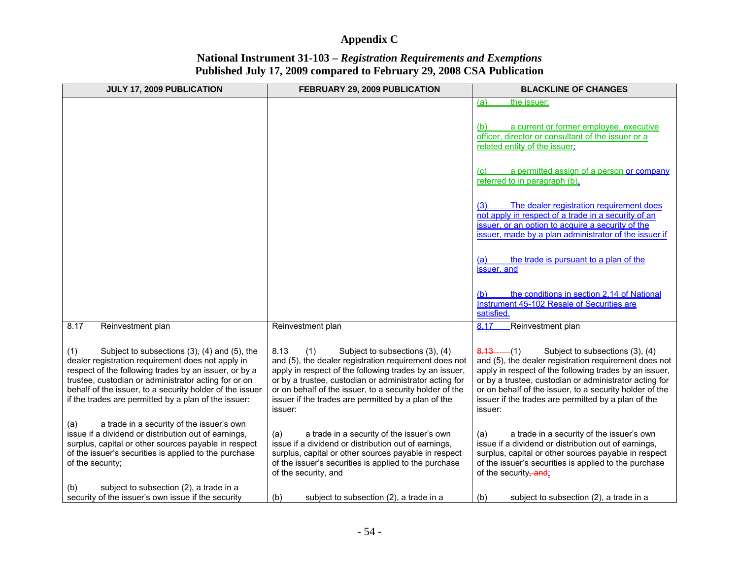# Appendix C

## National Instrument 31-103 – *Registration Requirements and Exemptions*
## Published July 17, 2009 compared to February 29, 2008 CSA Publication

| JULY 17, 2009 PUBLICATION | FEBRUARY 29, 2009 PUBLICATION | BLACKLINE OF CHANGES |
|---|---|---|
| | | (a) the issuer;<br><br>(b) a current or former employee, executive officer, director or consultant of the issuer or a related entity of the issuer;<br><br>(c) a permitted assign of a person or company referred to in paragraph (b).<br><br>(3) The dealer registration requirement does not apply in respect of a trade in a security of an issuer, or an option to acquire a security of the issuer, made by a plan administrator of the issuer if<br><br>(a) the trade is pursuant to a plan of the issuer, and<br><br>(b) the conditions in section 2.14 of National Instrument 45-102 Resale of Securities are satisfied. |
| 8.17 Reinvestment plan<br><br>(1) Subject to subsections (3), (4) and (5), the dealer registration requirement does not apply in respect of the following trades by an issuer, or by a trustee, custodian or administrator acting for or on behalf of the issuer, to a security holder of the issuer if the trades are permitted by a plan of the issuer:<br><br>(a) a trade in a security of the issuer's own issue if a dividend or distribution out of earnings, surplus, capital or other sources payable in respect of the issuer's securities is applied to the purchase of the security;<br><br>(b) subject to subsection (2), a trade in a security of the issuer's own issue if the security | Reinvestment plan<br><br>8.13 (1) Subject to subsections (3), (4) and (5), the dealer registration requirement does not apply in respect of the following trades by an issuer, or by a trustee, custodian or administrator acting for or on behalf of the issuer, to a security holder of the issuer if the trades are permitted by a plan of the issuer:<br><br>(a) a trade in a security of the issuer's own issue if a dividend or distribution out of earnings, surplus, capital or other sources payable in respect of the issuer's securities is applied to the purchase of the security, and<br><br>(b) subject to subsection (2), a trade in a | 8.17 Reinvestment plan<br><br>~~8.13~~ (1) Subject to subsections (3), (4) and (5), the dealer registration requirement does not apply in respect of the following trades by an issuer, or by a trustee, custodian or administrator acting for or on behalf of the issuer, to a security holder of the issuer if the trades are permitted by a plan of the issuer:<br><br>(a) a trade in a security of the issuer's own issue if a dividend or distribution out of earnings, surplus, capital or other sources payable in respect of the issuer's securities is applied to the purchase of the security~~, and~~;<br><br>(b) subject to subsection (2), a trade in a |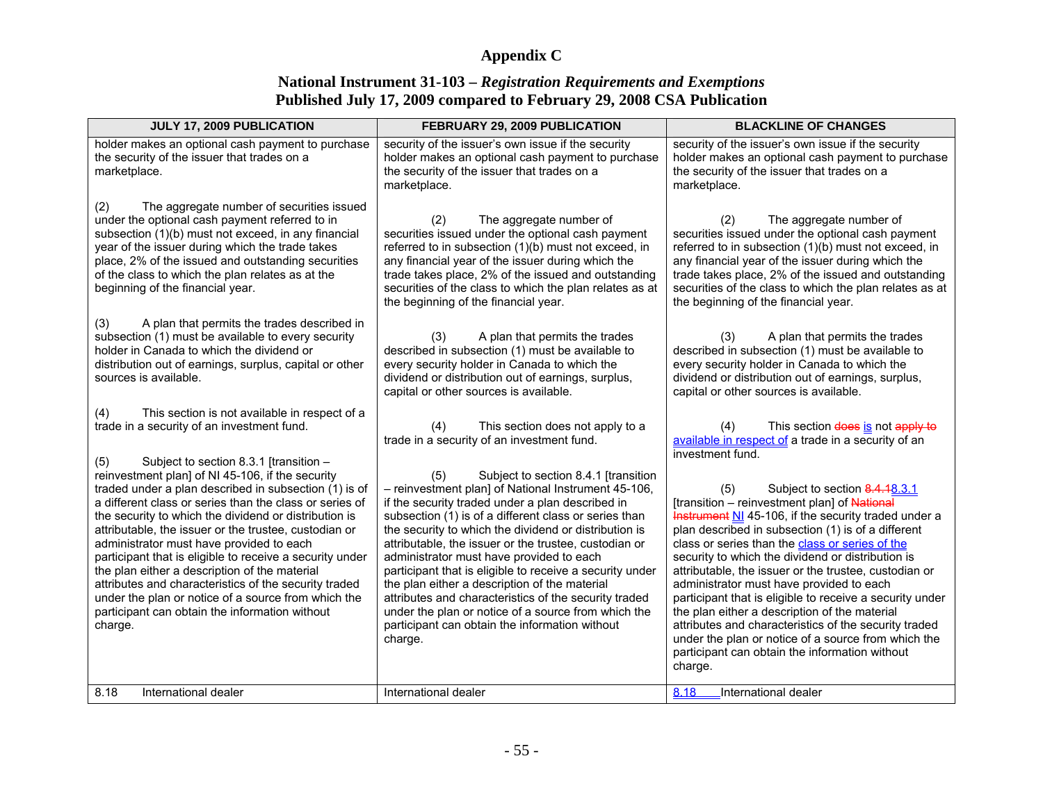# Appendix C

## National Instrument 31-103 – *Registration Requirements and Exemptions*
## Published July 17, 2009 compared to February 29, 2008 CSA Publication

| JULY 17, 2009 PUBLICATION | FEBRUARY 29, 2009 PUBLICATION | BLACKLINE OF CHANGES |
|---|---|---|
| holder makes an optional cash payment to purchase the security of the issuer that trades on a marketplace.<br><br>(2) The aggregate number of securities issued under the optional cash payment referred to in subsection (1)(b) must not exceed, in any financial year of the issuer during which the trade takes place, 2% of the issued and outstanding securities of the class to which the plan relates as at the beginning of the financial year.<br><br>(3) A plan that permits the trades described in subsection (1) must be available to every security holder in Canada to which the dividend or distribution out of earnings, surplus, capital or other sources is available.<br><br>(4) This section is not available in respect of a trade in a security of an investment fund.<br><br>(5) Subject to section 8.3.1 [transition – reinvestment plan] of NI 45-106, if the security traded under a plan described in subsection (1) is of a different class or series than the class or series of the security to which the dividend or distribution is attributable, the issuer or the trustee, custodian or administrator must have provided to each participant that is eligible to receive a security under the plan either a description of the material attributes and characteristics of the security traded under the plan or notice of a source from which the participant can obtain the information without charge. | security of the issuer's own issue if the security holder makes an optional cash payment to purchase the security of the issuer that trades on a marketplace.<br><br>(2) The aggregate number of securities issued under the optional cash payment referred to in subsection (1)(b) must not exceed, in any financial year of the issuer during which the trade takes place, 2% of the issued and outstanding securities of the class to which the plan relates as at the beginning of the financial year.<br><br>(3) A plan that permits the trades described in subsection (1) must be available to every security holder in Canada to which the dividend or distribution out of earnings, surplus, capital or other sources is available.<br><br>(4) This section does not apply to a trade in a security of an investment fund.<br><br>(5) Subject to section 8.4.1 [transition – reinvestment plan] of National Instrument 45-106, if the security traded under a plan described in subsection (1) is of a different class or series than the security to which the dividend or distribution is attributable, the issuer or the trustee, custodian or administrator must have provided to each participant that is eligible to receive a security under the plan either a description of the material attributes and characteristics of the security traded under the plan or notice of a source from which the participant can obtain the information without charge. | security of the issuer's own issue if the security holder makes an optional cash payment to purchase the security of the issuer that trades on a marketplace.<br><br>(2) The aggregate number of securities issued under the optional cash payment referred to in subsection (1)(b) must not exceed, in any financial year of the issuer during which the trade takes place, 2% of the issued and outstanding securities of the class to which the plan relates as at the beginning of the financial year.<br><br>(3) A plan that permits the trades described in subsection (1) must be available to every security holder in Canada to which the dividend or distribution out of earnings, surplus, capital or other sources is available.<br><br>(4) This section ~~does~~ is not ~~apply to~~ available in respect of a trade in a security of an investment fund.<br><br>(5) Subject to section ~~8.4.1~~8.3.1 [transition – reinvestment plan] of ~~National Instrument~~ NI 45-106, if the security traded under a plan described in subsection (1) is of a different class or series than the class or series of the security to which the dividend or distribution is attributable, the issuer or the trustee, custodian or administrator must have provided to each participant that is eligible to receive a security under the plan either a description of the material attributes and characteristics of the security traded under the plan or notice of a source from which the participant can obtain the information without charge. |
| 8.18 International dealer | International dealer | 8.18 International dealer |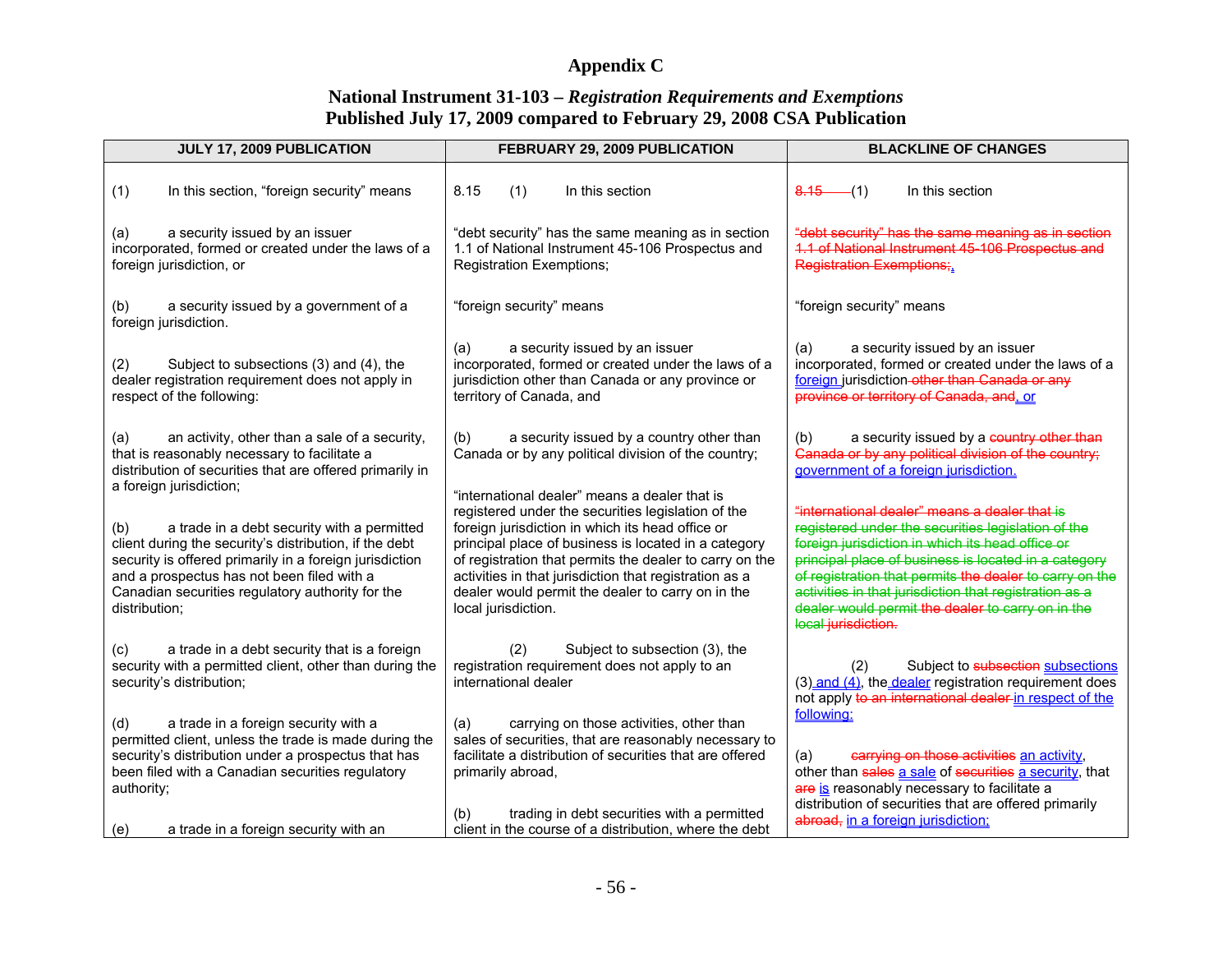# Appendix C

## National Instrument 31-103 – *Registration Requirements and Exemptions*
## Published July 17, 2009 compared to February 29, 2008 CSA Publication

| JULY 17, 2009 PUBLICATION | FEBRUARY 29, 2009 PUBLICATION | BLACKLINE OF CHANGES |
|---|---|---|
| (1) In this section, "foreign security" means | 8.15 (1) In this section | ~~8.15~~ (1) In this section |
| (a) a security issued by an issuer incorporated, formed or created under the laws of a foreign jurisdiction, or | "debt security" has the same meaning as in section 1.1 of National Instrument 45-106 Prospectus and Registration Exemptions; | ~~"debt security" has the same meaning as in section 1.1 of National Instrument 45-106 Prospectus and Registration Exemptions;~~, |
| (b) a security issued by a government of a foreign jurisdiction. | "foreign security" means | "foreign security" means |
| (2) Subject to subsections (3) and (4), the dealer registration requirement does not apply in respect of the following: | (a) a security issued by an issuer incorporated, formed or created under the laws of a jurisdiction other than Canada or any province or territory of Canada, and | (a) a security issued by an issuer incorporated, formed or created under the laws of a foreign jurisdiction ~~other than Canada or any province or territory of Canada, and~~, or |
| (a) an activity, other than a sale of a security, that is reasonably necessary to facilitate a distribution of securities that are offered primarily in a foreign jurisdiction; | (b) a security issued by a country other than Canada or by any political division of the country; | (b) a security issued by a ~~country other than Canada or by any political division of the country;~~ government of a foreign jurisdiction. |
| (b) a trade in a debt security with a permitted client during the security's distribution, if the debt security is offered primarily in a foreign jurisdiction and a prospectus has not been filed with a Canadian securities regulatory authority for the distribution; | "international dealer" means a dealer that is registered under the securities legislation of the foreign jurisdiction in which its head office or principal place of business is located in a category of registration that permits the dealer to carry on the activities in that jurisdiction that registration as a dealer would permit the dealer to carry on in the local jurisdiction. | ~~"international dealer" means a dealer that is registered under the securities legislation of the foreign jurisdiction in which its head office or principal place of business is located in a category of registration that permits the dealer to carry on the activities in that jurisdiction that registration as a dealer would permit the dealer to carry on in the local jurisdiction.~~ |
| (c) a trade in a debt security that is a foreign security with a permitted client, other than during the security's distribution; | (2) Subject to subsection (3), the registration requirement does not apply to an international dealer | (2) Subject to ~~subsection~~ subsections (3) and (4), the dealer registration requirement does not apply ~~to an international dealer~~ in respect of the following: |
| (d) a trade in a foreign security with a permitted client, unless the trade is made during the security's distribution under a prospectus that has been filed with a Canadian securities regulatory authority; | (a) carrying on those activities, other than sales of securities, that are reasonably necessary to facilitate a distribution of securities that are offered primarily abroad, | (a) ~~carrying on those activities~~ an activity, other than ~~sales~~ a sale of ~~securities~~ a security, that ~~are~~ is reasonably necessary to facilitate a distribution of securities that are offered primarily ~~abroad,~~ in a foreign jurisdiction; |
| (e) a trade in a foreign security with an | (b) trading in debt securities with a permitted client in the course of a distribution, where the debt | |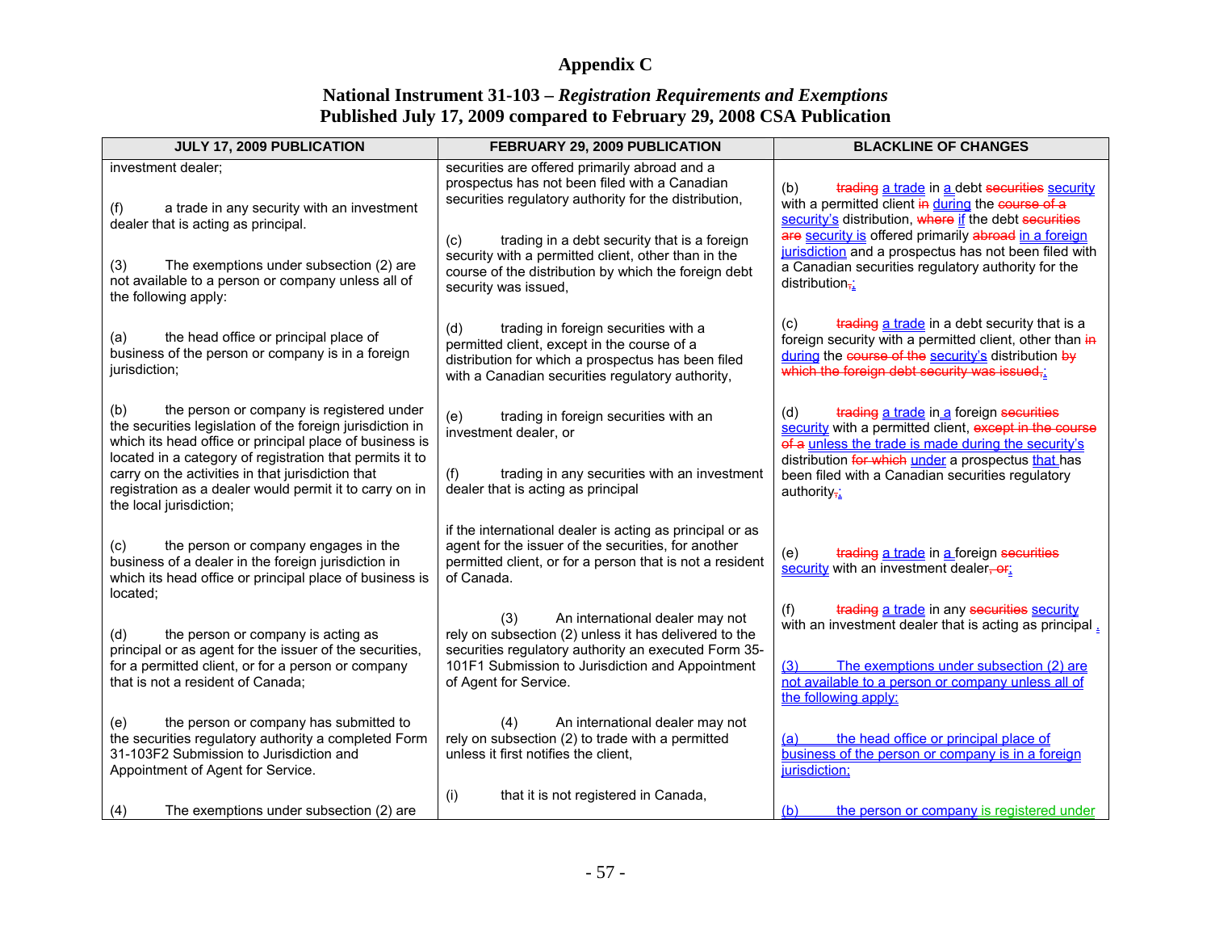# Appendix C

## National Instrument 31-103 – *Registration Requirements and Exemptions*
## Published July 17, 2009 compared to February 29, 2008 CSA Publication

| JULY 17, 2009 PUBLICATION | FEBRUARY 29, 2009 PUBLICATION | BLACKLINE OF CHANGES |
|---|---|---|
| investment dealer;<br><br>(f) a trade in any security with an investment dealer that is acting as principal.<br><br>(3) The exemptions under subsection (2) are not available to a person or company unless all of the following apply:<br><br>(a) the head office or principal place of business of the person or company is in a foreign jurisdiction;<br><br>(b) the person or company is registered under the securities legislation of the foreign jurisdiction in which its head office or principal place of business is located in a category of registration that permits it to carry on the activities in that jurisdiction that registration as a dealer would permit it to carry on in the local jurisdiction;<br><br>(c) the person or company engages in the business of a dealer in the foreign jurisdiction in which its head office or principal place of business is located;<br><br>(d) the person or company is acting as principal or as agent for the issuer of the securities, for a permitted client, or for a person or company that is not a resident of Canada;<br><br>(e) the person or company has submitted to the securities regulatory authority a completed Form 31-103F2 Submission to Jurisdiction and Appointment of Agent for Service.<br><br>(4) The exemptions under subsection (2) are | securities are offered primarily abroad and a prospectus has not been filed with a Canadian securities regulatory authority for the distribution,<br><br>(c) trading in a debt security that is a foreign security with a permitted client, other than in the course of the distribution by which the foreign debt security was issued,<br><br>(d) trading in foreign securities with a permitted client, except in the course of a distribution for which a prospectus has been filed with a Canadian securities regulatory authority,<br><br>(e) trading in foreign securities with an investment dealer, or<br><br>(f) trading in any securities with an investment dealer that is acting as principal<br><br>if the international dealer is acting as principal or as agent for the issuer of the securities, for another permitted client, or for a person that is not a resident of Canada.<br><br>(3) An international dealer may not rely on subsection (2) unless it has delivered to the securities regulatory authority an executed Form 35-101F1 Submission to Jurisdiction and Appointment of Agent for Service.<br><br>(4) An international dealer may not rely on subsection (2) to trade with a permitted unless it first notifies the client,<br><br>(i) that it is not registered in Canada, | (b) ~~trading~~ a trade in a debt ~~securities~~ security with a permitted client ~~in~~ during the ~~course of a~~ security's distribution, ~~where~~ if the debt ~~securities are~~ security is offered primarily ~~abroad~~ in a foreign jurisdiction and a prospectus has not been filed with a Canadian securities regulatory authority for the distribution~~,~~;<br><br>(c) ~~trading~~ a trade in a debt security that is a foreign security with a permitted client, other than ~~in~~ during the ~~course of the~~ security's distribution ~~by which the foreign debt security was issued,~~;<br><br>(d) ~~trading~~ a trade in a foreign ~~securities~~ security with a permitted client, ~~except in the course of a~~ unless the trade is made during the security's distribution ~~for which~~ under a prospectus that has been filed with a Canadian securities regulatory authority~~,~~;<br><br>(e) ~~trading~~ a trade in a foreign ~~securities~~ security with an investment dealer~~, or~~;<br><br>(f) ~~trading~~ a trade in any ~~securities~~ security with an investment dealer that is acting as principal .<br><br>(3) The exemptions under subsection (2) are not available to a person or company unless all of the following apply:<br><br>(a) the head office or principal place of business of the person or company is in a foreign jurisdiction;<br><br>(b) the person or company is registered under |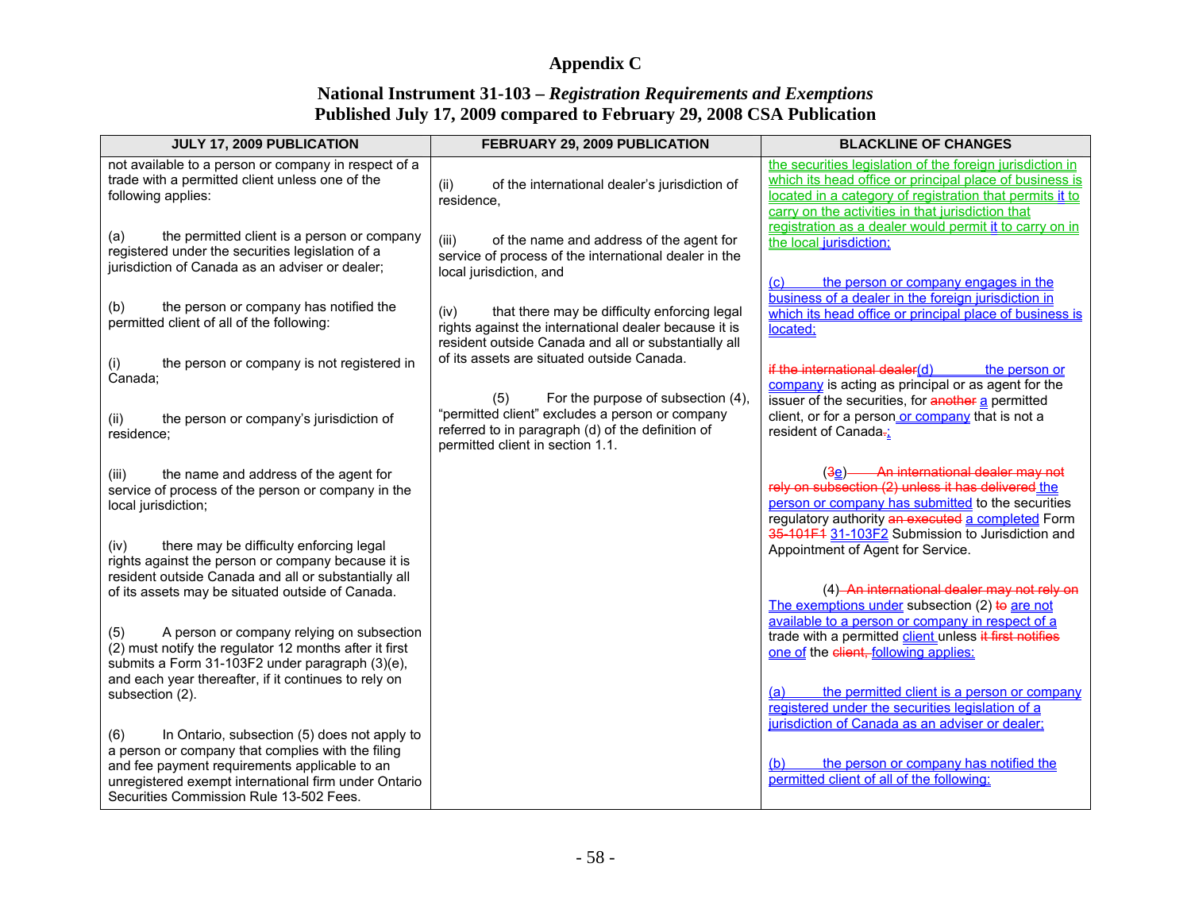# Appendix C

## National Instrument 31-103 – *Registration Requirements and Exemptions*
## Published July 17, 2009 compared to February 29, 2008 CSA Publication

| JULY 17, 2009 PUBLICATION | FEBRUARY 29, 2009 PUBLICATION | BLACKLINE OF CHANGES |
|---|---|---|
| not available to a person or company in respect of a trade with a permitted client unless one of the following applies:<br><br>(a) the permitted client is a person or company registered under the securities legislation of a jurisdiction of Canada as an adviser or dealer;<br><br>(b) the person or company has notified the permitted client of all of the following:<br><br>(i) the person or company is not registered in Canada;<br><br>(ii) the person or company's jurisdiction of residence;<br><br>(iii) the name and address of the agent for service of process of the person or company in the local jurisdiction;<br><br>(iv) there may be difficulty enforcing legal rights against the person or company because it is resident outside Canada and all or substantially all of its assets may be situated outside of Canada.<br><br>(5) A person or company relying on subsection (2) must notify the regulator 12 months after it first submits a Form 31-103F2 under paragraph (3)(e), and each year thereafter, if it continues to rely on subsection (2).<br><br>(6) In Ontario, subsection (5) does not apply to a person or company that complies with the filing and fee payment requirements applicable to an unregistered exempt international firm under Ontario Securities Commission Rule 13-502 Fees. | (ii) of the international dealer's jurisdiction of residence,<br><br>(iii) of the name and address of the agent for service of process of the international dealer in the local jurisdiction, and<br><br>(iv) that there may be difficulty enforcing legal rights against the international dealer because it is resident outside Canada and all or substantially all of its assets are situated outside Canada.<br><br>(5) For the purpose of subsection (4), "permitted client" excludes a person or company referred to in paragraph (d) of the definition of permitted client in section 1.1. | the securities legislation of the foreign jurisdiction in which its head office or principal place of business is located in a category of registration that permits it to carry on the activities in that jurisdiction that registration as a dealer would permit it to carry on in the local jurisdiction;<br><br>(c) the person or company engages in the business of a dealer in the foreign jurisdiction in which its head office or principal place of business is located;<br><br>~~if the international dealer~~(d) the person or company is acting as principal or as agent for the issuer of the securities, for ~~another~~ a permitted client, or for a person or company that is not a resident of Canada~~.~~;<br><br>(~~3~~e) ~~An international dealer may not rely on subsection (2) unless it has delivered~~ the person or company has submitted to the securities regulatory authority ~~an executed~~ a completed Form ~~35-101F1~~ 31-103F2 Submission to Jurisdiction and Appointment of Agent for Service.<br><br>(4) ~~An international dealer may not rely on~~ The exemptions under subsection (2) ~~to~~ are not available to a person or company in respect of a trade with a permitted client unless ~~it first notifies~~ one of the ~~client,~~ following applies:<br><br>(a) the permitted client is a person or company registered under the securities legislation of a jurisdiction of Canada as an adviser or dealer;<br><br>(b) the person or company has notified the permitted client of all of the following: |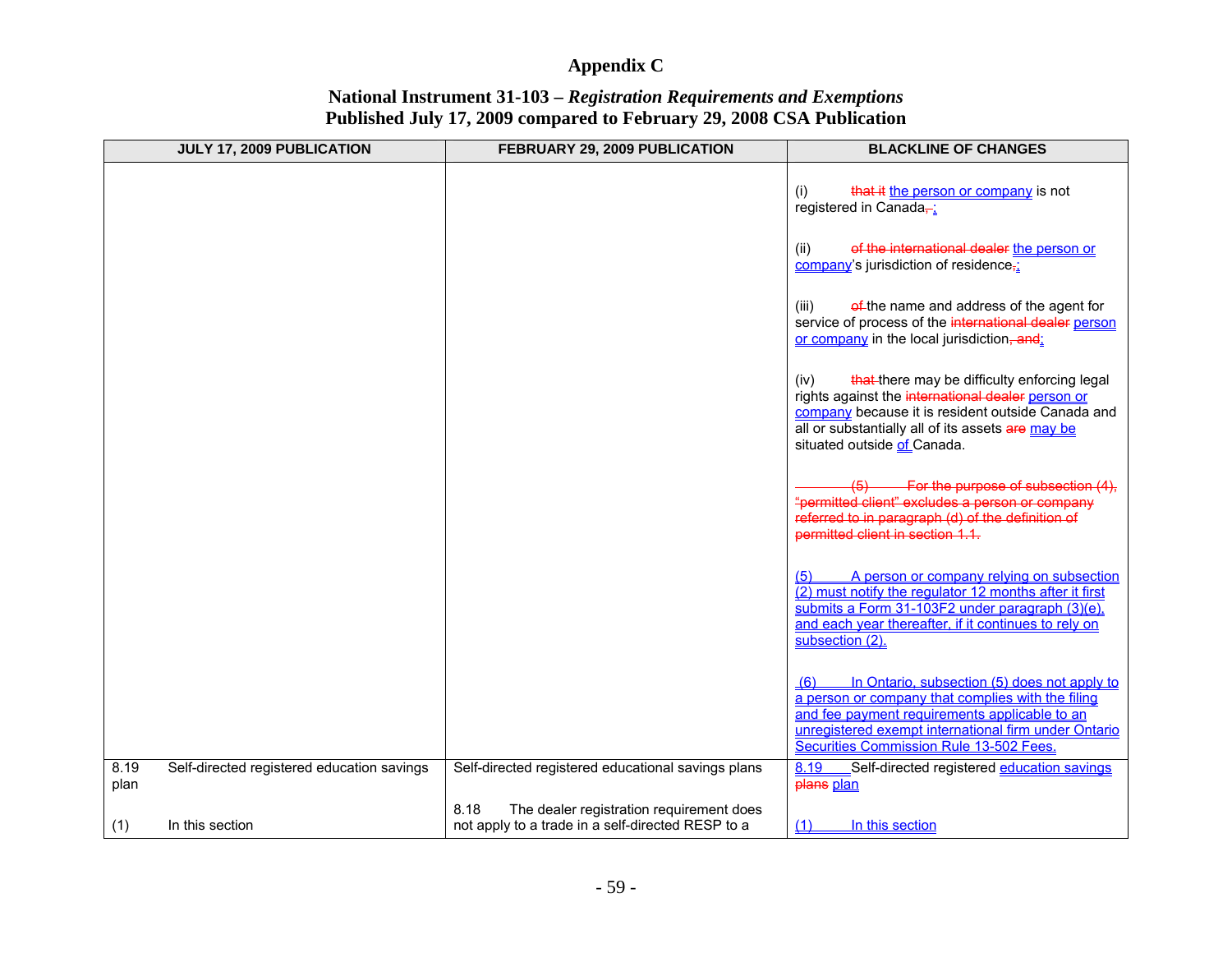# Appendix C

## National Instrument 31-103 – *Registration Requirements and Exemptions*
## Published July 17, 2009 compared to February 29, 2008 CSA Publication

| JULY 17, 2009 PUBLICATION | FEBRUARY 29, 2009 PUBLICATION | BLACKLINE OF CHANGES |
|---|---|---|
| | | (i) that it the person or company is not registered in Canada, ;<br><br>(ii) of the international dealer the person or company's jurisdiction of residence, ;<br><br>(iii) of the name and address of the agent for service of process of the international dealer person or company in the local jurisdiction, and;<br><br>(iv) that there may be difficulty enforcing legal rights against the international dealer person or company because it is resident outside Canada and all or substantially all of its assets are may be situated outside of Canada.<br><br>(5) For the purpose of subsection (4), "permitted client" excludes a person or company referred to in paragraph (d) of the definition of permitted client in section 1.1.<br><br>(5) A person or company relying on subsection (2) must notify the regulator 12 months after it first submits a Form 31-103F2 under paragraph (3)(e), and each year thereafter, if it continues to rely on subsection (2).<br><br>(6) In Ontario, subsection (5) does not apply to a person or company that complies with the filing and fee payment requirements applicable to an unregistered exempt international firm under Ontario Securities Commission Rule 13-502 Fees. |
| 8.19 Self-directed registered education savings plan<br><br>(1) In this section | Self-directed registered educational savings plans<br><br>8.18 The dealer registration requirement does not apply to a trade in a self-directed RESP to a | 8.19 Self-directed registered education savings plans plan<br><br>(1) In this section |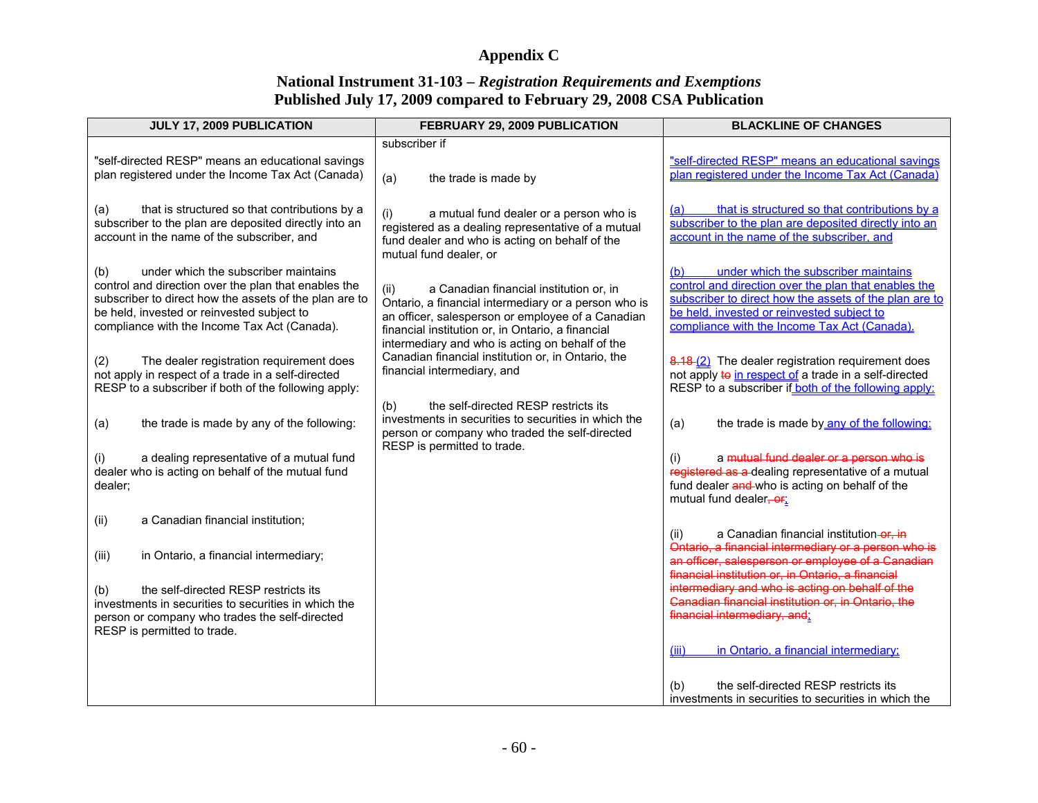# Appendix C

## National Instrument 31-103 – *Registration Requirements and Exemptions*
## Published July 17, 2009 compared to February 29, 2008 CSA Publication

| JULY 17, 2009 PUBLICATION | FEBRUARY 29, 2009 PUBLICATION | BLACKLINE OF CHANGES |
|---|---|---|
| "self-directed RESP" means an educational savings plan registered under the Income Tax Act (Canada)<br><br>(a) that is structured so that contributions by a subscriber to the plan are deposited directly into an account in the name of the subscriber, and<br><br>(b) under which the subscriber maintains control and direction over the plan that enables the subscriber to direct how the assets of the plan are to be held, invested or reinvested subject to compliance with the Income Tax Act (Canada).<br><br>(2) The dealer registration requirement does not apply in respect of a trade in a self-directed RESP to a subscriber if both of the following apply:<br><br>(a) the trade is made by any of the following:<br><br>(i) a dealing representative of a mutual fund dealer who is acting on behalf of the mutual fund dealer;<br><br>(ii) a Canadian financial institution;<br><br>(iii) in Ontario, a financial intermediary;<br><br>(b) the self-directed RESP restricts its investments in securities to securities in which the person or company who trades the self-directed RESP is permitted to trade. | subscriber if<br><br>(a) the trade is made by<br><br>(i) a mutual fund dealer or a person who is registered as a dealing representative of a mutual fund dealer and who is acting on behalf of the mutual fund dealer, or<br><br>(ii) a Canadian financial institution or, in Ontario, a financial intermediary or a person who is an officer, salesperson or employee of a Canadian financial institution or, in Ontario, a financial intermediary and who is acting on behalf of the Canadian financial institution or, in Ontario, the financial intermediary, and<br><br>(b) the self-directed RESP restricts its investments in securities to securities in which the person or company who traded the self-directed RESP is permitted to trade. | "self-directed RESP" means an educational savings plan registered under the Income Tax Act (Canada)<br><br>(a) that is structured so that contributions by a subscriber to the plan are deposited directly into an account in the name of the subscriber, and<br><br>(b) under which the subscriber maintains control and direction over the plan that enables the subscriber to direct how the assets of the plan are to be held, invested or reinvested subject to compliance with the Income Tax Act (Canada).<br><br>~~8.18~~ (2) The dealer registration requirement does not apply ~~to~~ in respect of a trade in a self-directed RESP to a subscriber if both of the following apply:<br><br>(a) the trade is made by any of the following:<br><br>(i) a ~~mutual fund dealer or a person who is registered as a~~ dealing representative of a mutual fund dealer ~~and~~ who is acting on behalf of the mutual fund dealer~~, or~~;<br><br>(ii) a Canadian financial institution ~~or, in Ontario, a financial intermediary or a person who is an officer, salesperson or employee of a Canadian financial institution or, in Ontario, a financial intermediary and who is acting on behalf of the Canadian financial institution or, in Ontario, the financial intermediary, and~~;<br><br>(iii) in Ontario, a financial intermediary;<br><br>(b) the self-directed RESP restricts its investments in securities to securities in which the |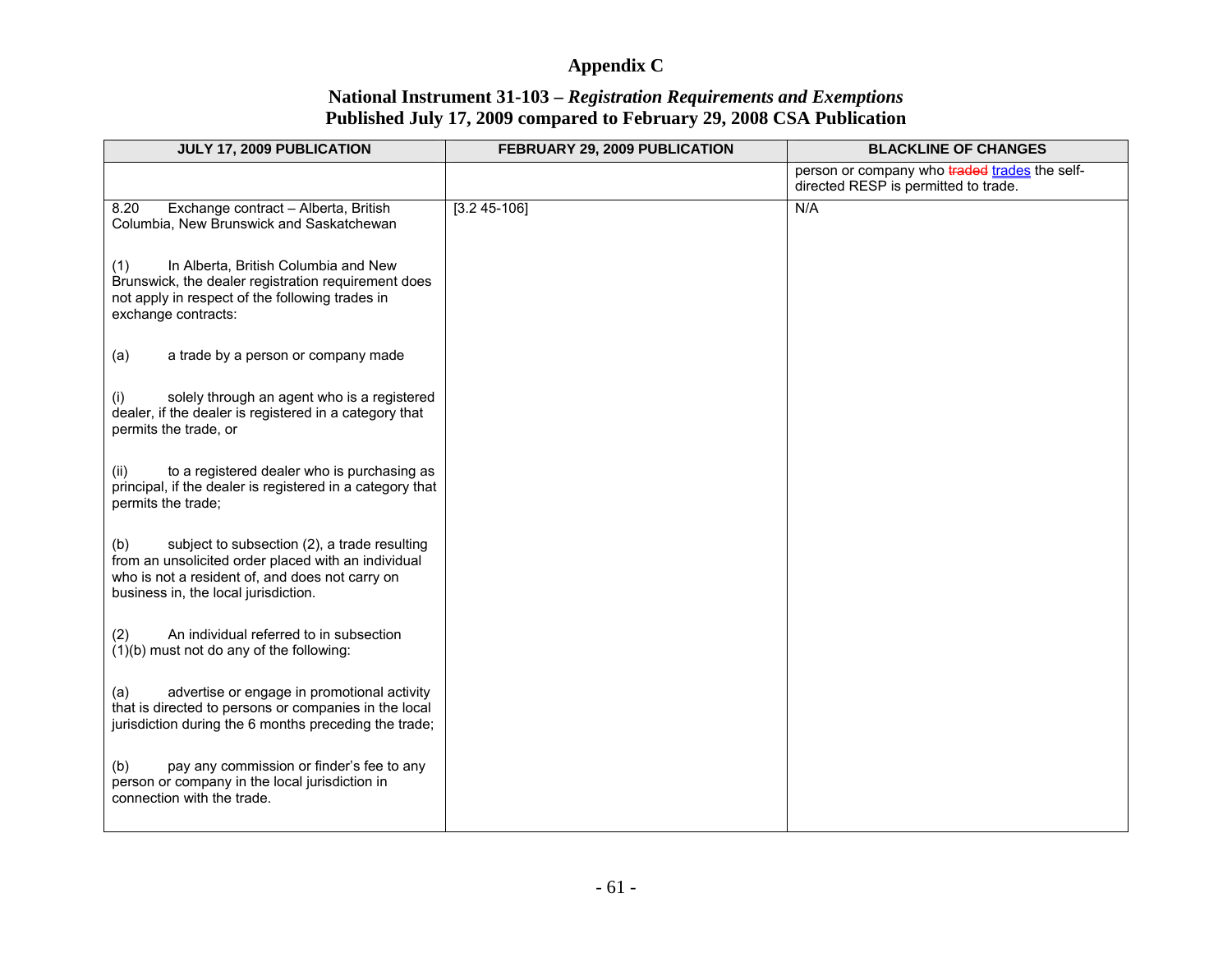# Appendix C

## National Instrument 31-103 – *Registration Requirements and Exemptions*
## Published July 17, 2009 compared to February 29, 2008 CSA Publication

| JULY 17, 2009 PUBLICATION | FEBRUARY 29, 2009 PUBLICATION | BLACKLINE OF CHANGES |
|---|---|---|
| | | person or company who ~~traded~~ trades the self-directed RESP is permitted to trade. |
| 8.20 Exchange contract – Alberta, British Columbia, New Brunswick and Saskatchewan<br><br>(1) In Alberta, British Columbia and New Brunswick, the dealer registration requirement does not apply in respect of the following trades in exchange contracts:<br><br>(a) a trade by a person or company made<br><br>(i) solely through an agent who is a registered dealer, if the dealer is registered in a category that permits the trade, or<br><br>(ii) to a registered dealer who is purchasing as principal, if the dealer is registered in a category that permits the trade;<br><br>(b) subject to subsection (2), a trade resulting from an unsolicited order placed with an individual who is not a resident of, and does not carry on business in, the local jurisdiction.<br><br>(2) An individual referred to in subsection (1)(b) must not do any of the following:<br><br>(a) advertise or engage in promotional activity that is directed to persons or companies in the local jurisdiction during the 6 months preceding the trade;<br><br>(b) pay any commission or finder's fee to any person or company in the local jurisdiction in connection with the trade. | [3.2 45-106] | N/A |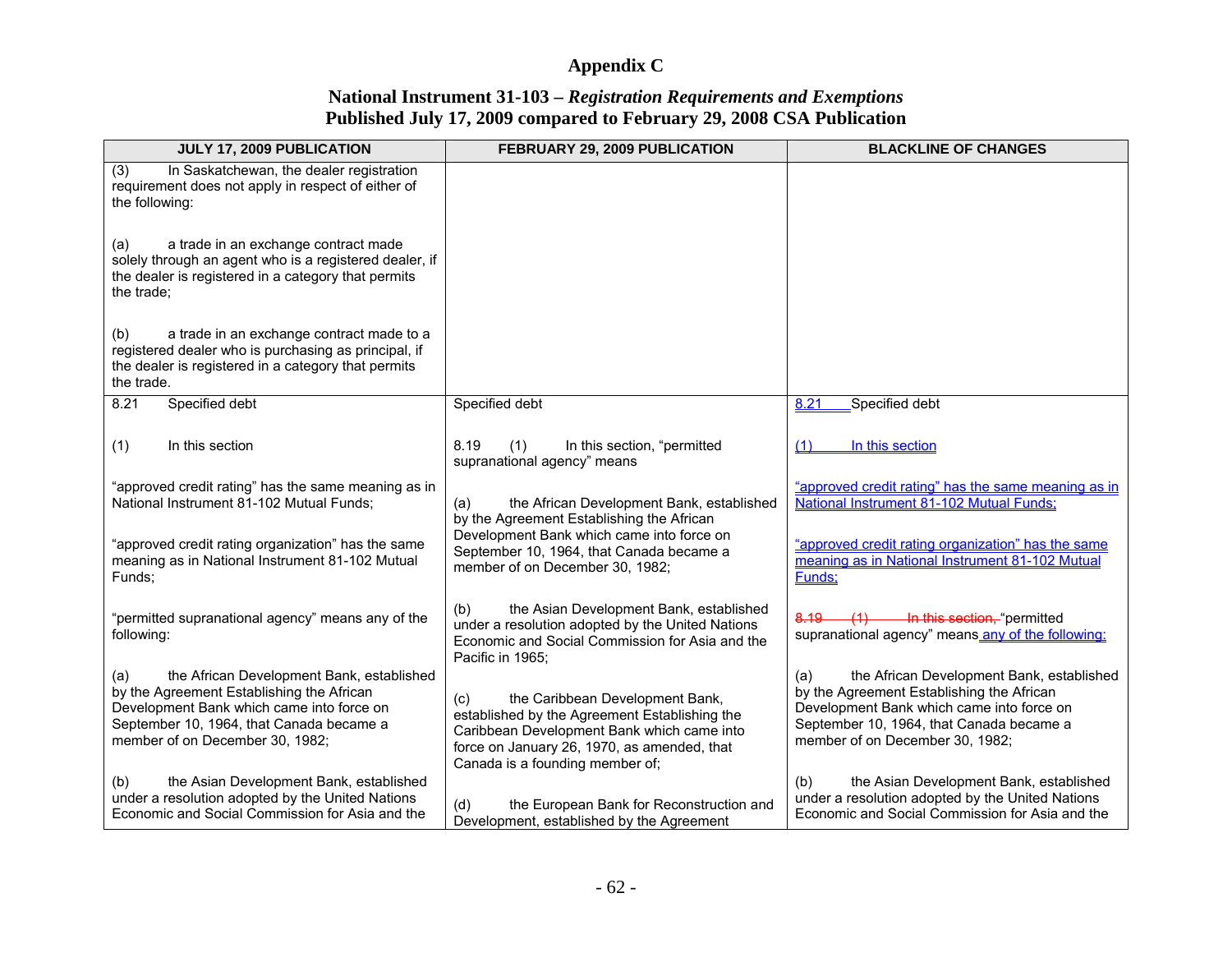# Appendix C

## National Instrument 31-103 – *Registration Requirements and Exemptions*
## Published July 17, 2009 compared to February 29, 2008 CSA Publication

| JULY 17, 2009 PUBLICATION | FEBRUARY 29, 2009 PUBLICATION | BLACKLINE OF CHANGES |
|---|---|---|
| (3) In Saskatchewan, the dealer registration requirement does not apply in respect of either of the following:<br><br>(a) a trade in an exchange contract made solely through an agent who is a registered dealer, if the dealer is registered in a category that permits the trade;<br><br>(b) a trade in an exchange contract made to a registered dealer who is purchasing as principal, if the dealer is registered in a category that permits the trade. | | |
| 8.21 Specified debt<br><br>(1) In this section<br><br>"approved credit rating" has the same meaning as in National Instrument 81-102 Mutual Funds;<br><br>"approved credit rating organization" has the same meaning as in National Instrument 81-102 Mutual Funds;<br><br>"permitted supranational agency" means any of the following:<br><br>(a) the African Development Bank, established by the Agreement Establishing the African Development Bank which came into force on September 10, 1964, that Canada became a member of on December 30, 1982;<br><br>(b) the Asian Development Bank, established under a resolution adopted by the United Nations Economic and Social Commission for Asia and the | Specified debt<br><br>8.19 (1) In this section, "permitted supranational agency" means<br><br>(a) the African Development Bank, established by the Agreement Establishing the African Development Bank which came into force on September 10, 1964, that Canada became a member of on December 30, 1982;<br><br>(b) the Asian Development Bank, established under a resolution adopted by the United Nations Economic and Social Commission for Asia and the Pacific in 1965;<br><br>(c) the Caribbean Development Bank, established by the Agreement Establishing the Caribbean Development Bank which came into force on January 26, 1970, as amended, that Canada is a founding member of;<br><br>(d) the European Bank for Reconstruction and Development, established by the Agreement | 8.21 Specified debt<br><br>(1) In this section<br><br>"approved credit rating" has the same meaning as in National Instrument 81-102 Mutual Funds;<br><br>"approved credit rating organization" has the same meaning as in National Instrument 81-102 Mutual Funds;<br><br>~~8.19 (1) In this section,~~ "permitted supranational agency" means any of the following:<br><br>(a) the African Development Bank, established by the Agreement Establishing the African Development Bank which came into force on September 10, 1964, that Canada became a member of on December 30, 1982;<br><br>(b) the Asian Development Bank, established under a resolution adopted by the United Nations Economic and Social Commission for Asia and the |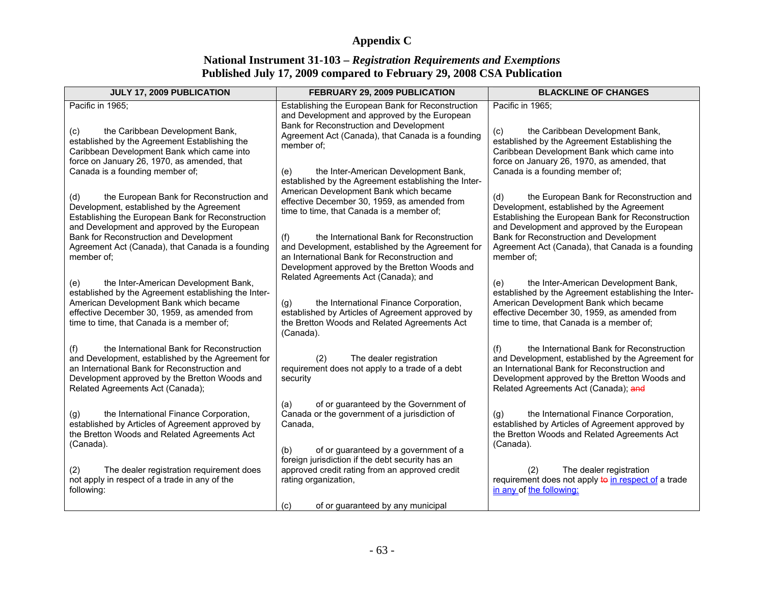# Appendix C

## National Instrument 31-103 – *Registration Requirements and Exemptions*
## Published July 17, 2009 compared to February 29, 2008 CSA Publication

| JULY 17, 2009 PUBLICATION | FEBRUARY 29, 2009 PUBLICATION | BLACKLINE OF CHANGES |
|---|---|---|
| Pacific in 1965;<br><br>(c) the Caribbean Development Bank, established by the Agreement Establishing the Caribbean Development Bank which came into force on January 26, 1970, as amended, that Canada is a founding member of;<br><br>(d) the European Bank for Reconstruction and Development, established by the Agreement Establishing the European Bank for Reconstruction and Development and approved by the European Bank for Reconstruction and Development Agreement Act (Canada), that Canada is a founding member of;<br><br>(e) the Inter-American Development Bank, established by the Agreement establishing the Inter-American Development Bank which became effective December 30, 1959, as amended from time to time, that Canada is a member of;<br><br>(f) the International Bank for Reconstruction and Development, established by the Agreement for an International Bank for Reconstruction and Development approved by the Bretton Woods and Related Agreements Act (Canada);<br><br>(g) the International Finance Corporation, established by Articles of Agreement approved by the Bretton Woods and Related Agreements Act (Canada).<br><br>(2) The dealer registration requirement does not apply in respect of a trade in any of the following: | Establishing the European Bank for Reconstruction and Development and approved by the European Bank for Reconstruction and Development Agreement Act (Canada), that Canada is a founding member of;<br><br>(e) the Inter-American Development Bank, established by the Agreement establishing the Inter-American Development Bank which became effective December 30, 1959, as amended from time to time, that Canada is a member of;<br><br>(f) the International Bank for Reconstruction and Development, established by the Agreement for an International Bank for Reconstruction and Development approved by the Bretton Woods and Related Agreements Act (Canada); and<br><br>(g) the International Finance Corporation, established by Articles of Agreement approved by the Bretton Woods and Related Agreements Act (Canada).<br><br>(2) The dealer registration requirement does not apply to a trade of a debt security<br><br>(a) of or guaranteed by the Government of Canada or the government of a jurisdiction of Canada,<br><br>(b) of or guaranteed by a government of a foreign jurisdiction if the debt security has an approved credit rating from an approved credit rating organization,<br><br>(c) of or guaranteed by any municipal | Pacific in 1965;<br><br>(c) the Caribbean Development Bank, established by the Agreement Establishing the Caribbean Development Bank which came into force on January 26, 1970, as amended, that Canada is a founding member of;<br><br>(d) the European Bank for Reconstruction and Development, established by the Agreement Establishing the European Bank for Reconstruction and Development and approved by the European Bank for Reconstruction and Development Agreement Act (Canada), that Canada is a founding member of;<br><br>(e) the Inter-American Development Bank, established by the Agreement establishing the Inter-American Development Bank which became effective December 30, 1959, as amended from time to time, that Canada is a member of;<br><br>(f) the International Bank for Reconstruction and Development, established by the Agreement for an International Bank for Reconstruction and Development approved by the Bretton Woods and Related Agreements Act (Canada); ~~and~~<br><br>(g) the International Finance Corporation, established by Articles of Agreement approved by the Bretton Woods and Related Agreements Act (Canada).<br><br>(2) The dealer registration requirement does not apply ~~to~~ in respect of a trade in any of the following: |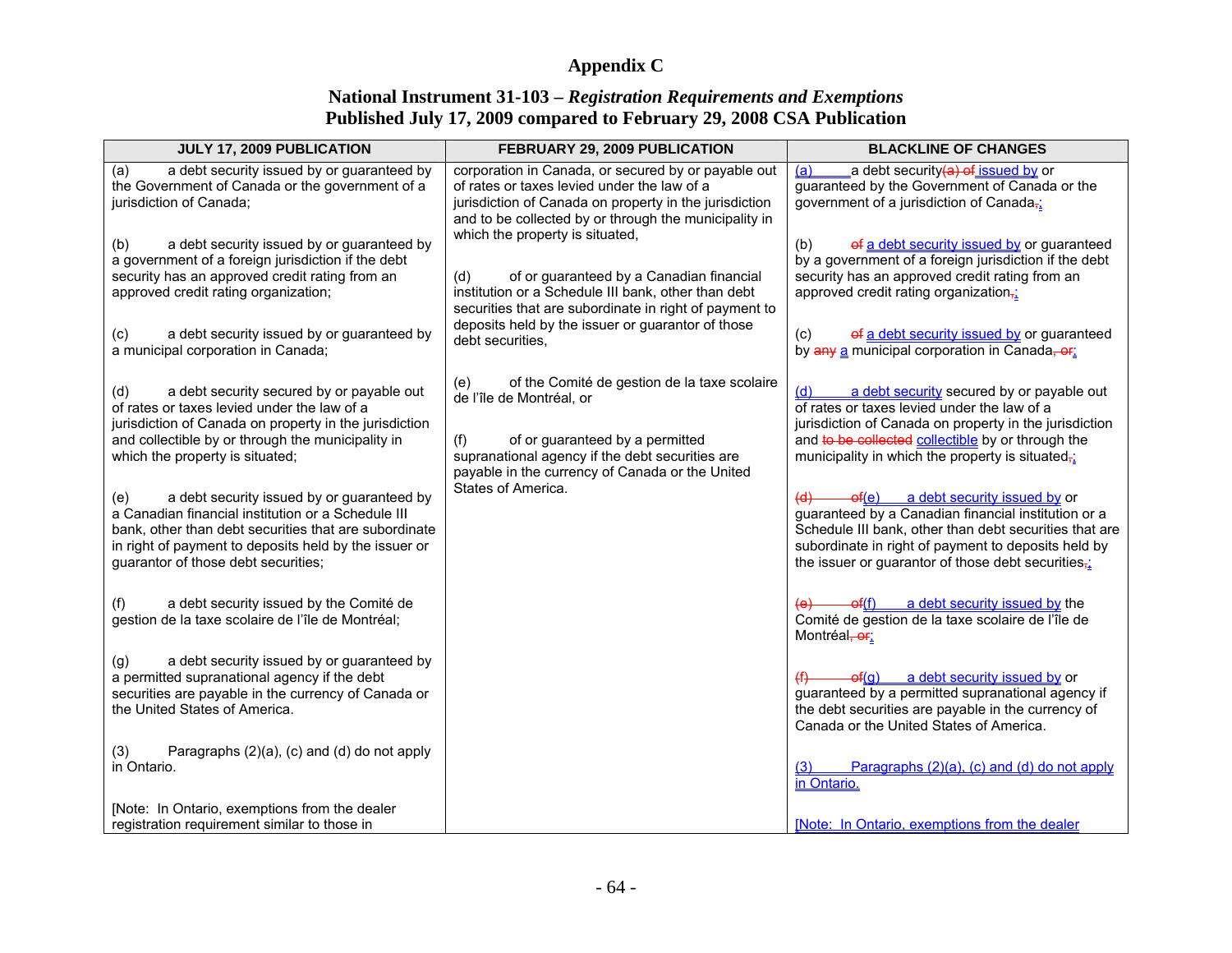# Appendix C

## National Instrument 31-103 – *Registration Requirements and Exemptions*
## Published July 17, 2009 compared to February 29, 2008 CSA Publication

| JULY 17, 2009 PUBLICATION | FEBRUARY 29, 2009 PUBLICATION | BLACKLINE OF CHANGES |
|---|---|---|
| (a) a debt security issued by or guaranteed by the Government of Canada or the government of a jurisdiction of Canada; | corporation in Canada, or secured by or payable out of rates or taxes levied under the law of a jurisdiction of Canada on property in the jurisdiction and to be collected by or through the municipality in which the property is situated, | (a) a debt security(a) of issued by or guaranteed by the Government of Canada or the government of a jurisdiction of Canada,; |
| (b) a debt security issued by or guaranteed by a government of a foreign jurisdiction if the debt security has an approved credit rating from an approved credit rating organization; | (d) of or guaranteed by a Canadian financial institution or a Schedule III bank, other than debt securities that are subordinate in right of payment to deposits held by the issuer or guarantor of those debt securities, | (b) of a debt security issued by or guaranteed by a government of a foreign jurisdiction if the debt security has an approved credit rating from an approved credit rating organization,; |
| (c) a debt security issued by or guaranteed by a municipal corporation in Canada; | | (c) of a debt security issued by or guaranteed by any a municipal corporation in Canada, or; |
| (d) a debt security secured by or payable out of rates or taxes levied under the law of a jurisdiction of Canada on property in the jurisdiction and collectible by or through the municipality in which the property is situated; | (e) of the Comité de gestion de la taxe scolaire de l'île de Montréal, or | (d) a debt security secured by or payable out of rates or taxes levied under the law of a jurisdiction of Canada on property in the jurisdiction and to be collected collectible by or through the municipality in which the property is situated,; |
| (e) a debt security issued by or guaranteed by a Canadian financial institution or a Schedule III bank, other than debt securities that are subordinate in right of payment to deposits held by the issuer or guarantor of those debt securities; | (f) of or guaranteed by a permitted supranational agency if the debt securities are payable in the currency of Canada or the United States of America. | (d) of(e) a debt security issued by or guaranteed by a Canadian financial institution or a Schedule III bank, other than debt securities that are subordinate in right of payment to deposits held by the issuer or guarantor of those debt securities,; |
| (f) a debt security issued by the Comité de gestion de la taxe scolaire de l'île de Montréal; | | (e) of(f) a debt security issued by the Comité de gestion de la taxe scolaire de l'île de Montréal, or; |
| (g) a debt security issued by or guaranteed by a permitted supranational agency if the debt securities are payable in the currency of Canada or the United States of America. | | (f) of(g) a debt security issued by or guaranteed by a permitted supranational agency if the debt securities are payable in the currency of Canada or the United States of America. |
| (3) Paragraphs (2)(a), (c) and (d) do not apply in Ontario. | | (3) Paragraphs (2)(a), (c) and (d) do not apply in Ontario. |
| [Note: In Ontario, exemptions from the dealer registration requirement similar to those in | | [Note: In Ontario, exemptions from the dealer |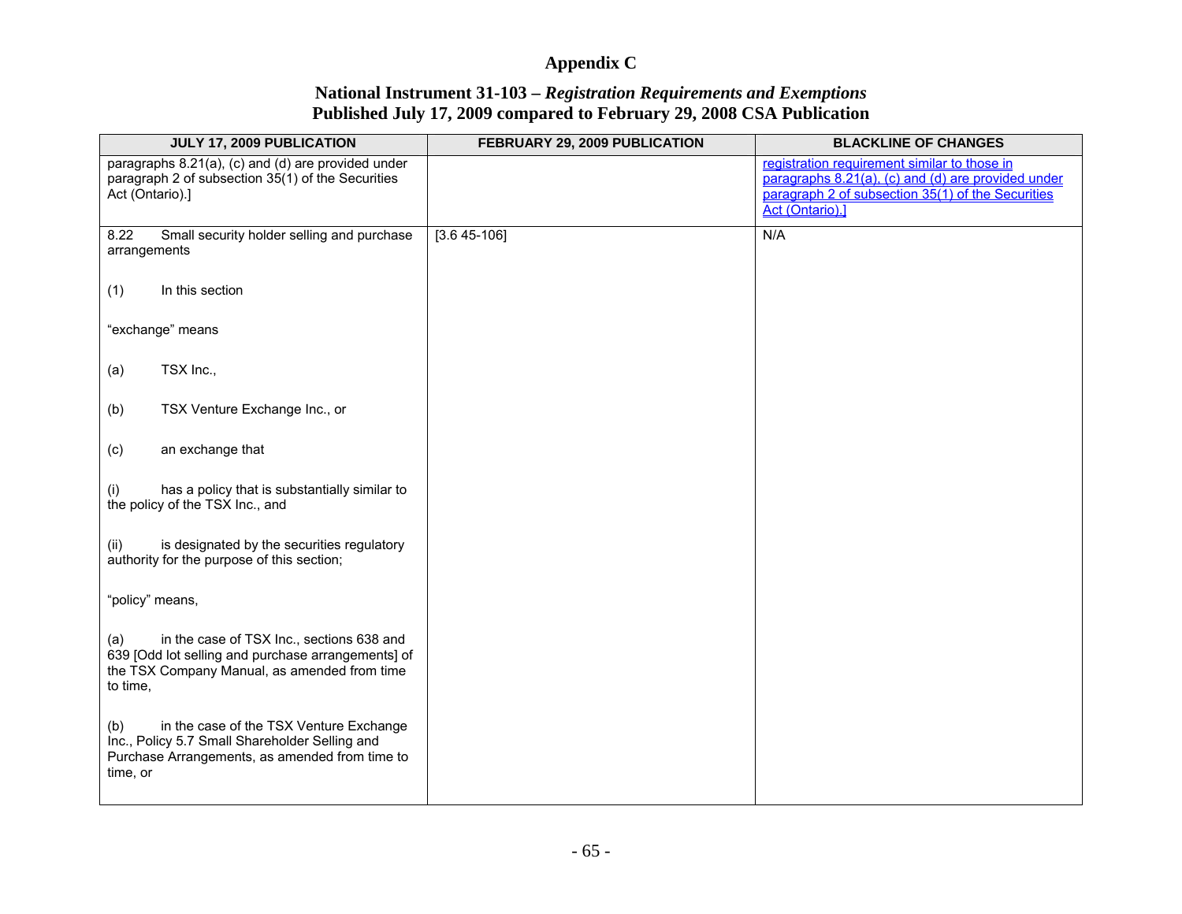# Appendix C

## National Instrument 31-103 – *Registration Requirements and Exemptions*
## Published July 17, 2009 compared to February 29, 2008 CSA Publication

| JULY 17, 2009 PUBLICATION | FEBRUARY 29, 2009 PUBLICATION | BLACKLINE OF CHANGES |
|---|---|---|
| paragraphs 8.21(a), (c) and (d) are provided under paragraph 2 of subsection 35(1) of the Securities Act (Ontario).] | | registration requirement similar to those in paragraphs 8.21(a), (c) and (d) are provided under paragraph 2 of subsection 35(1) of the Securities Act (Ontario).] |
| 8.22 Small security holder selling and purchase arrangements<br><br>(1) In this section<br><br>"exchange" means<br><br>(a) TSX Inc.,<br><br>(b) TSX Venture Exchange Inc., or<br><br>(c) an exchange that<br><br>(i) has a policy that is substantially similar to the policy of the TSX Inc., and<br><br>(ii) is designated by the securities regulatory authority for the purpose of this section;<br><br>"policy" means,<br><br>(a) in the case of TSX Inc., sections 638 and 639 [Odd lot selling and purchase arrangements] of the TSX Company Manual, as amended from time to time,<br><br>(b) in the case of the TSX Venture Exchange Inc., Policy 5.7 Small Shareholder Selling and Purchase Arrangements, as amended from time to time, or | [3.6 45-106] | N/A |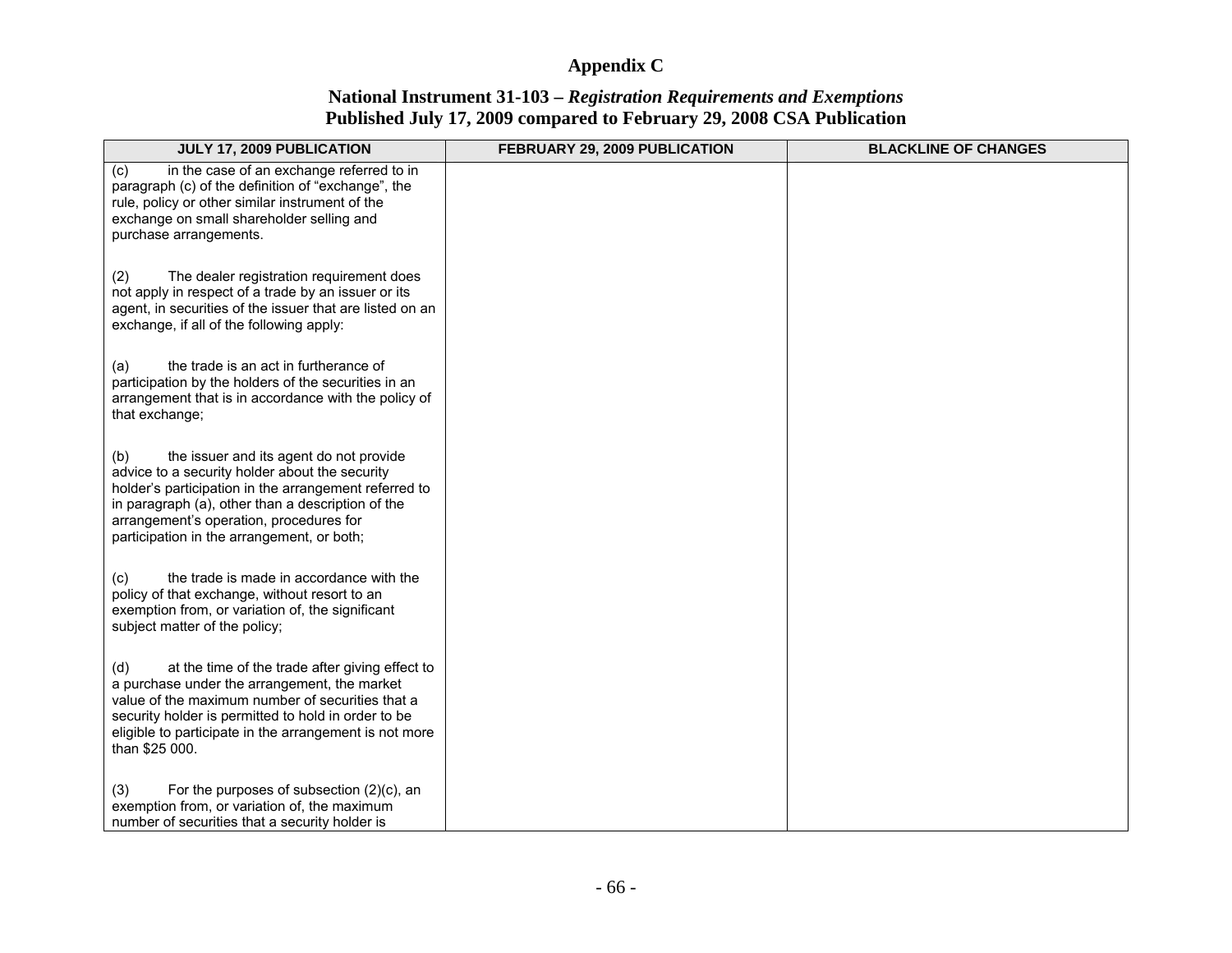# Appendix C

## National Instrument 31-103 – *Registration Requirements and Exemptions*
## Published July 17, 2009 compared to February 29, 2008 CSA Publication

| JULY 17, 2009 PUBLICATION | FEBRUARY 29, 2009 PUBLICATION | BLACKLINE OF CHANGES |
|---|---|---|
| (c) in the case of an exchange referred to in paragraph (c) of the definition of "exchange", the rule, policy or other similar instrument of the exchange on small shareholder selling and purchase arrangements. | | |
| (2) The dealer registration requirement does not apply in respect of a trade by an issuer or its agent, in securities of the issuer that are listed on an exchange, if all of the following apply: | | |
| (a) the trade is an act in furtherance of participation by the holders of the securities in an arrangement that is in accordance with the policy of that exchange; | | |
| (b) the issuer and its agent do not provide advice to a security holder about the security holder's participation in the arrangement referred to in paragraph (a), other than a description of the arrangement's operation, procedures for participation in the arrangement, or both; | | |
| (c) the trade is made in accordance with the policy of that exchange, without resort to an exemption from, or variation of, the significant subject matter of the policy; | | |
| (d) at the time of the trade after giving effect to a purchase under the arrangement, the market value of the maximum number of securities that a security holder is permitted to hold in order to be eligible to participate in the arrangement is not more than $25 000. | | |
| (3) For the purposes of subsection (2)(c), an exemption from, or variation of, the maximum number of securities that a security holder is | | |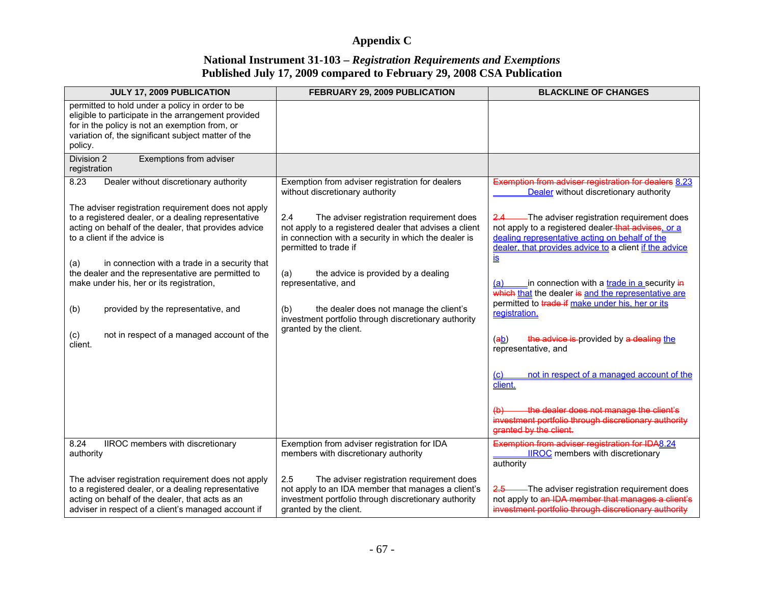# Appendix C

## National Instrument 31-103 – *Registration Requirements and Exemptions*
## Published July 17, 2009 compared to February 29, 2008 CSA Publication

| JULY 17, 2009 PUBLICATION | FEBRUARY 29, 2009 PUBLICATION | BLACKLINE OF CHANGES |
|---|---|---|
| permitted to hold under a policy in order to be eligible to participate in the arrangement provided for in the policy is not an exemption from, or variation of, the significant subject matter of the policy. | | |
| Division 2 Exemptions from adviser registration | | |
| 8.23 Dealer without discretionary authority<br><br>The adviser registration requirement does not apply to a registered dealer, or a dealing representative acting on behalf of the dealer, that provides advice to a client if the advice is<br><br>(a) in connection with a trade in a security that the dealer and the representative are permitted to make under his, her or its registration,<br><br>(b) provided by the representative, and<br><br>(c) not in respect of a managed account of the client. | Exemption from adviser registration for dealers without discretionary authority<br><br>2.4 The adviser registration requirement does not apply to a registered dealer that advises a client in connection with a security in which the dealer is permitted to trade if<br><br>(a) the advice is provided by a dealing representative, and<br><br>(b) the dealer does not manage the client's investment portfolio through discretionary authority granted by the client. | ~~Exemption from adviser registration for dealers~~ 8.23 Dealer without discretionary authority<br><br>~~2.4~~ The adviser registration requirement does not apply to a registered dealer ~~that advises~~, or a dealing representative acting on behalf of the dealer, that provides advice to a client if the advice is<br><br>(a) in connection with a ~~trade in a~~ security ~~in which~~ that the dealer ~~is~~ and the representative are permitted to ~~trade if~~ make under his, her or its registration,<br><br>(~~a~~b) ~~the advice is~~ provided by ~~a dealing~~ the representative, and<br><br>(c) not in respect of a managed account of the client.<br><br>~~(b) the dealer does not manage the client's investment portfolio through discretionary authority granted by the client.~~ |
| 8.24 IIROC members with discretionary authority<br><br>The adviser registration requirement does not apply to a registered dealer, or a dealing representative acting on behalf of the dealer, that acts as an adviser in respect of a client's managed account if | Exemption from adviser registration for IDA members with discretionary authority<br><br>2.5 The adviser registration requirement does not apply to an IDA member that manages a client's investment portfolio through discretionary authority granted by the client. | ~~Exemption from adviser registration for IDA~~8.24 IIROC members with discretionary authority<br><br>~~2.5~~ The adviser registration requirement does not apply to ~~an IDA member that manages a client's investment portfolio through discretionary authority~~ |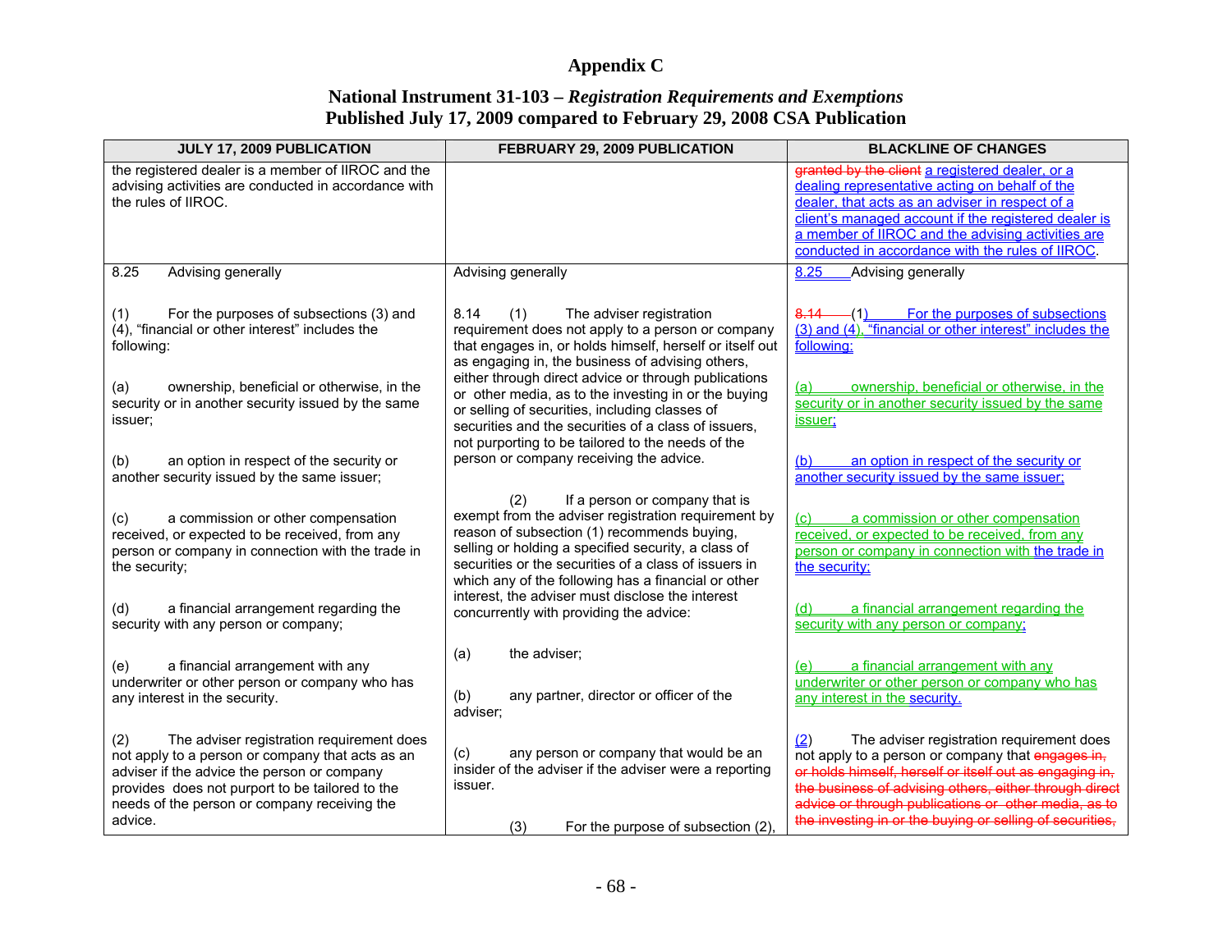# Appendix C

## National Instrument 31-103 – *Registration Requirements and Exemptions*
## Published July 17, 2009 compared to February 29, 2008 CSA Publication

| JULY 17, 2009 PUBLICATION | FEBRUARY 29, 2009 PUBLICATION | BLACKLINE OF CHANGES |
|---|---|---|
| the registered dealer is a member of IIROC and the advising activities are conducted in accordance with the rules of IIROC. | | ~~granted by the client~~ a registered dealer, or a dealing representative acting on behalf of the dealer, that acts as an adviser in respect of a client's managed account if the registered dealer is a member of IIROC and the advising activities are conducted in accordance with the rules of IIROC. |
| 8.25 Advising generally<br><br>(1) For the purposes of subsections (3) and (4), "financial or other interest" includes the following:<br><br>(a) ownership, beneficial or otherwise, in the security or in another security issued by the same issuer;<br><br>(b) an option in respect of the security or another security issued by the same issuer;<br><br>(c) a commission or other compensation received, or expected to be received, from any person or company in connection with the trade in the security;<br><br>(d) a financial arrangement regarding the security with any person or company;<br><br>(e) a financial arrangement with any underwriter or other person or company who has any interest in the security.<br><br>(2) The adviser registration requirement does not apply to a person or company that acts as an adviser if the advice the person or company provides does not purport to be tailored to the needs of the person or company receiving the advice. | Advising generally<br><br>8.14 (1) The adviser registration requirement does not apply to a person or company that engages in, or holds himself, herself or itself out as engaging in, the business of advising others, either through direct advice or through publications or other media, as to the investing in or the buying or selling of securities, including classes of securities and the securities of a class of issuers, not purporting to be tailored to the needs of the person or company receiving the advice.<br><br>(2) If a person or company that is exempt from the adviser registration requirement by reason of subsection (1) recommends buying, selling or holding a specified security, a class of securities or the securities of a class of issuers in which any of the following has a financial or other interest, the adviser must disclose the interest concurrently with providing the advice:<br><br>(a) the adviser;<br><br>(b) any partner, director or officer of the adviser;<br><br>(c) any person or company that would be an insider of the adviser if the adviser were a reporting issuer.<br><br>(3) For the purpose of subsection (2), | 8.25 Advising generally<br><br>~~8.14~~ (1) For the purposes of subsections (3) and (4), "financial or other interest" includes the following:<br><br>(a) ownership, beneficial or otherwise, in the security or in another security issued by the same issuer;<br><br>(b) an option in respect of the security or another security issued by the same issuer;<br><br>(c) a commission or other compensation received, or expected to be received, from any person or company in connection with the trade in the security;<br><br>(d) a financial arrangement regarding the security with any person or company;<br><br>(e) a financial arrangement with any underwriter or other person or company who has any interest in the security.<br><br>(2) The adviser registration requirement does not apply to a person or company that ~~engages in, or holds himself, herself or itself out as engaging in, the business of advising others, either through direct advice or through publications or other media, as to the investing in or the buying or selling of securities,~~ |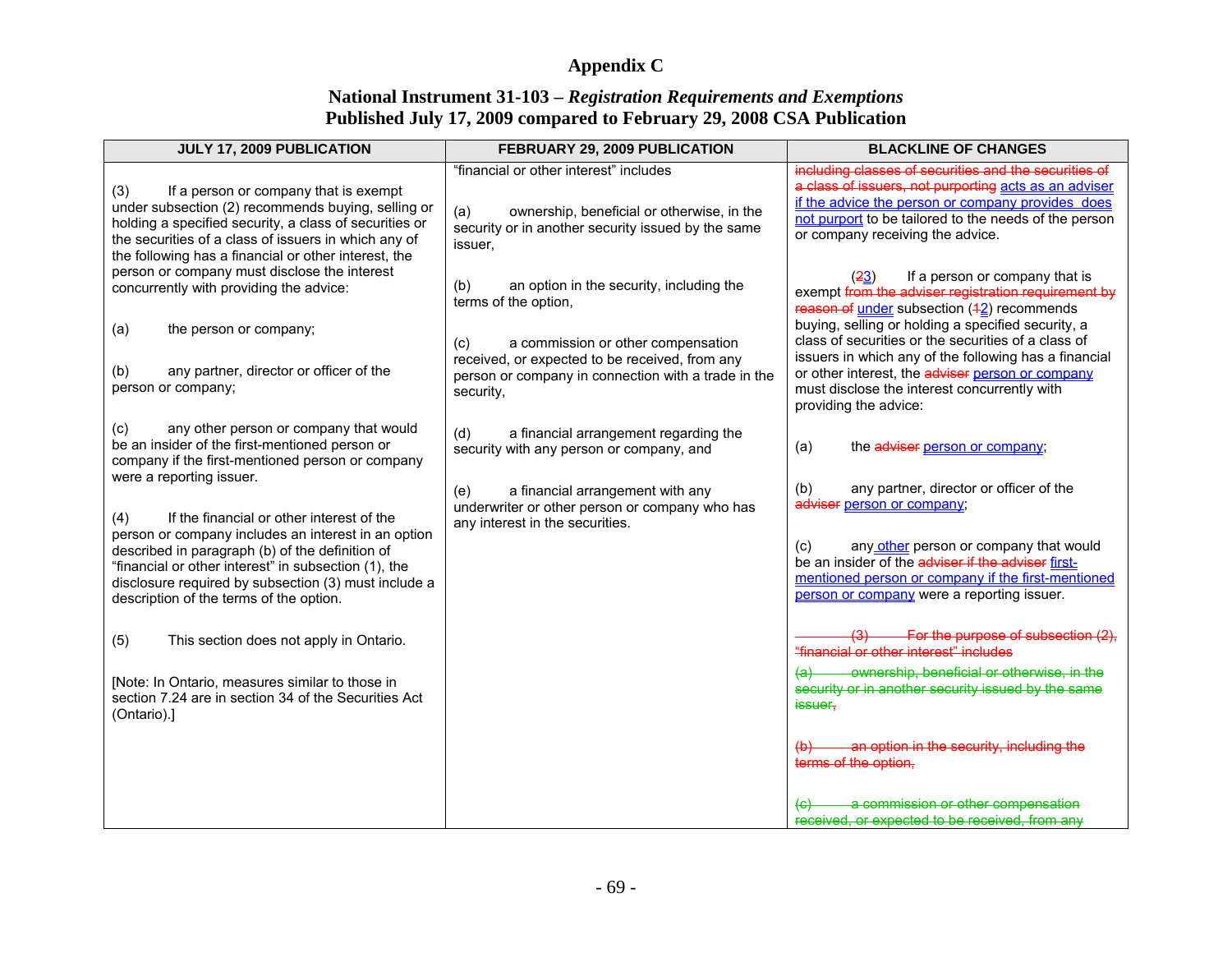# Appendix C

## National Instrument 31-103 – *Registration Requirements and Exemptions*
## Published July 17, 2009 compared to February 29, 2008 CSA Publication

| JULY 17, 2009 PUBLICATION | FEBRUARY 29, 2009 PUBLICATION | BLACKLINE OF CHANGES |
|---|---|---|
| (3) If a person or company that is exempt under subsection (2) recommends buying, selling or holding a specified security, a class of securities or the securities of a class of issuers in which any of the following has a financial or other interest, the person or company must disclose the interest concurrently with providing the advice:<br><br>(a) the person or company;<br><br>(b) any partner, director or officer of the person or company;<br><br>(c) any other person or company that would be an insider of the first-mentioned person or company if the first-mentioned person or company were a reporting issuer.<br><br>(4) If the financial or other interest of the person or company includes an interest in an option described in paragraph (b) of the definition of "financial or other interest" in subsection (1), the disclosure required by subsection (3) must include a description of the terms of the option.<br><br>(5) This section does not apply in Ontario.<br><br>[Note: In Ontario, measures similar to those in section 7.24 are in section 34 of the Securities Act (Ontario).] | "financial or other interest" includes<br><br>(a) ownership, beneficial or otherwise, in the security or in another security issued by the same issuer,<br><br>(b) an option in the security, including the terms of the option,<br><br>(c) a commission or other compensation received, or expected to be received, from any person or company in connection with a trade in the security,<br><br>(d) a financial arrangement regarding the security with any person or company, and<br><br>(e) a financial arrangement with any underwriter or other person or company who has any interest in the securities. | ~~including classes of securities and the securities of a class of issuers, not purporting~~ acts as an adviser if the advice the person or company provides does not purport to be tailored to the needs of the person or company receiving the advice.<br><br>(~~2~~3) If a person or company that is exempt ~~from the adviser registration requirement by reason of~~ under subsection (~~1~~2) recommends buying, selling or holding a specified security, a class of securities or the securities of a class of issuers in which any of the following has a financial or other interest, the ~~adviser~~ person or company must disclose the interest concurrently with providing the advice:<br><br>(a) the ~~adviser~~ person or company;<br><br>(b) any partner, director or officer of the ~~adviser~~ person or company;<br><br>(c) any other person or company that would be an insider of the ~~adviser if the adviser~~ first-mentioned person or company if the first-mentioned person or company were a reporting issuer.<br><br>~~(3) For the purpose of subsection (2), "financial or other interest" includes~~<br><br>~~(a) ownership, beneficial or otherwise, in the security or in another security issued by the same issuer,~~<br><br>~~(b) an option in the security, including the terms of the option,~~<br><br>~~(c) a commission or other compensation received, or expected to be received, from any~~ |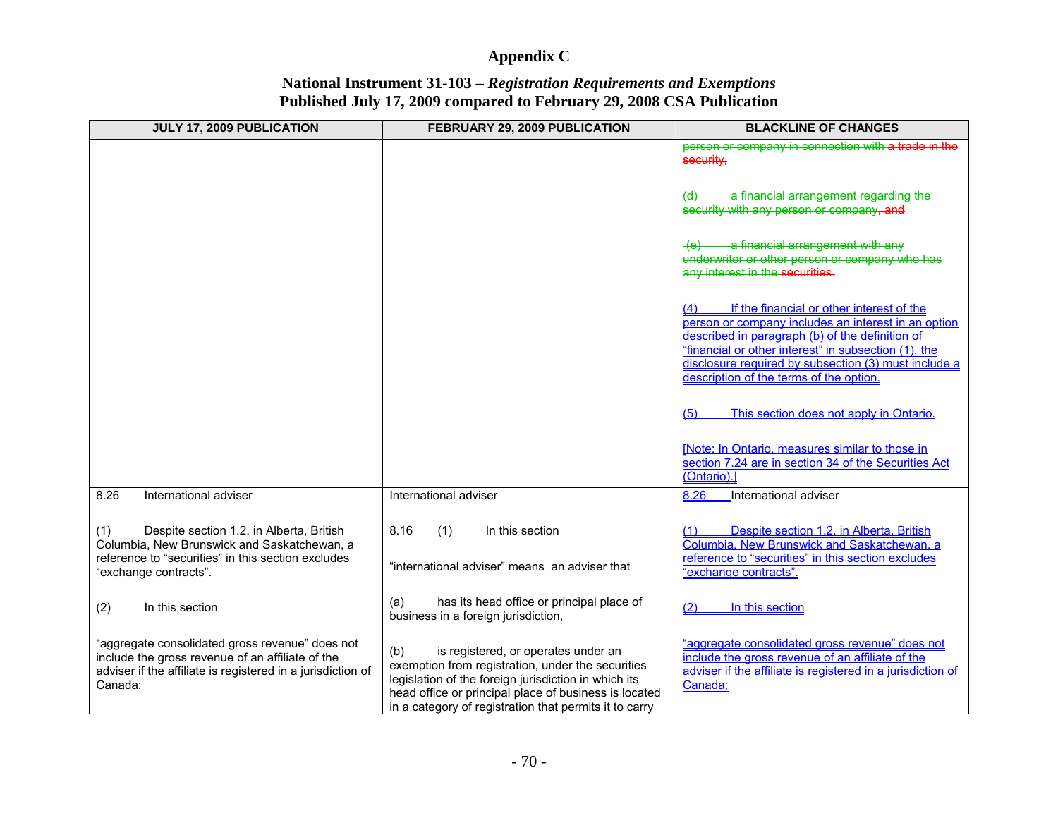# Appendix C

## National Instrument 31-103 – *Registration Requirements and Exemptions*
## Published July 17, 2009 compared to February 29, 2008 CSA Publication

| JULY 17, 2009 PUBLICATION | FEBRUARY 29, 2009 PUBLICATION | BLACKLINE OF CHANGES |
|---|---|---|
| | | person or company in connection with a trade in the security,<br><br>(d) a financial arrangement regarding the security with any person or company, and<br><br>(e) a financial arrangement with any underwriter or other person or company who has any interest in the securities.<br><br>(4) If the financial or other interest of the person or company includes an interest in an option described in paragraph (b) of the definition of "financial or other interest" in subsection (1), the disclosure required by subsection (3) must include a description of the terms of the option.<br><br>(5) This section does not apply in Ontario.<br><br>[Note: In Ontario, measures similar to those in section 7.24 are in section 34 of the Securities Act (Ontario).] |
| 8.26 International adviser<br><br>(1) Despite section 1.2, in Alberta, British Columbia, New Brunswick and Saskatchewan, a reference to "securities" in this section excludes "exchange contracts".<br><br>(2) In this section<br><br>"aggregate consolidated gross revenue" does not include the gross revenue of an affiliate of the adviser if the affiliate is registered in a jurisdiction of Canada; | International adviser<br><br>8.16 (1) In this section<br><br>"international adviser" means an adviser that<br><br>(a) has its head office or principal place of business in a foreign jurisdiction,<br><br>(b) is registered, or operates under an exemption from registration, under the securities legislation of the foreign jurisdiction in which its head office or principal place of business is located in a category of registration that permits it to carry | 8.26 International adviser<br><br>(1) Despite section 1.2, in Alberta, British Columbia, New Brunswick and Saskatchewan, a reference to "securities" in this section excludes "exchange contracts".<br><br>(2) In this section<br><br>"aggregate consolidated gross revenue" does not include the gross revenue of an affiliate of the adviser if the affiliate is registered in a jurisdiction of Canada; |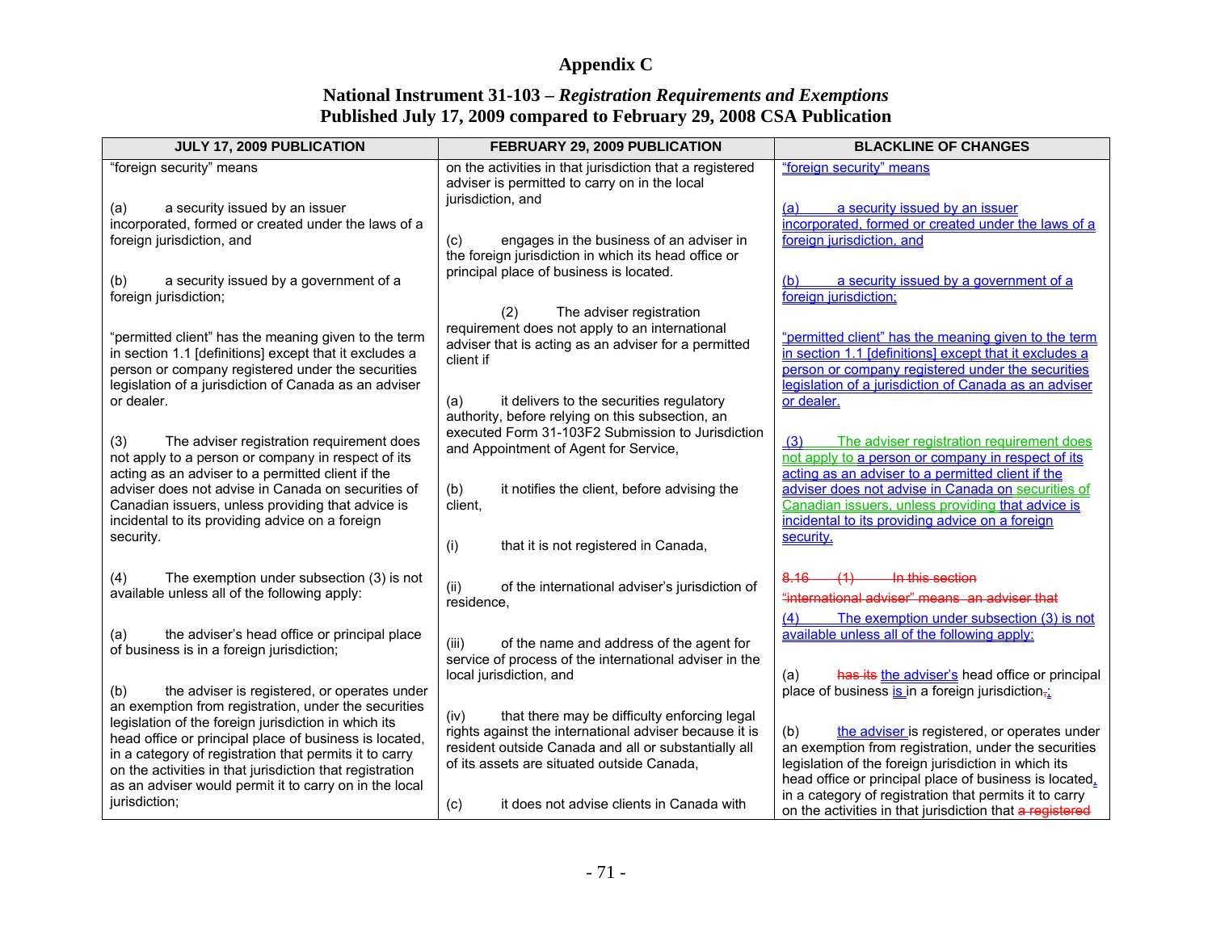# Appendix C

## National Instrument 31-103 – *Registration Requirements and Exemptions*
## Published July 17, 2009 compared to February 29, 2008 CSA Publication

| JULY 17, 2009 PUBLICATION | FEBRUARY 29, 2009 PUBLICATION | BLACKLINE OF CHANGES |
|---|---|---|
| "foreign security" means<br><br>(a) a security issued by an issuer incorporated, formed or created under the laws of a foreign jurisdiction, and<br><br>(b) a security issued by a government of a foreign jurisdiction;<br><br>"permitted client" has the meaning given to the term in section 1.1 [definitions] except that it excludes a person or company registered under the securities legislation of a jurisdiction of Canada as an adviser or dealer.<br><br>(3) The adviser registration requirement does not apply to a person or company in respect of its acting as an adviser to a permitted client if the adviser does not advise in Canada on securities of Canadian issuers, unless providing that advice is incidental to its providing advice on a foreign security.<br><br>(4) The exemption under subsection (3) is not available unless all of the following apply:<br><br>(a) the adviser's head office or principal place of business is in a foreign jurisdiction;<br><br>(b) the adviser is registered, or operates under an exemption from registration, under the securities legislation of the foreign jurisdiction in which its head office or principal place of business is located, in a category of registration that permits it to carry on the activities in that jurisdiction that registration as an adviser would permit it to carry on in the local jurisdiction; | on the activities in that jurisdiction that a registered adviser is permitted to carry on in the local jurisdiction, and<br><br>(c) engages in the business of an adviser in the foreign jurisdiction in which its head office or principal place of business is located.<br><br>(2) The adviser registration requirement does not apply to an international adviser that is acting as an adviser for a permitted client if<br><br>(a) it delivers to the securities regulatory authority, before relying on this subsection, an executed Form 31-103F2 Submission to Jurisdiction and Appointment of Agent for Service,<br><br>(b) it notifies the client, before advising the client,<br><br>(i) that it is not registered in Canada,<br><br>(ii) of the international adviser's jurisdiction of residence,<br><br>(iii) of the name and address of the agent for service of process of the international adviser in the local jurisdiction, and<br><br>(iv) that there may be difficulty enforcing legal rights against the international adviser because it is resident outside Canada and all or substantially all of its assets are situated outside Canada,<br><br>(c) it does not advise clients in Canada with | "foreign security" means<br><br>(a) a security issued by an issuer incorporated, formed or created under the laws of a foreign jurisdiction, and<br><br>(b) a security issued by a government of a foreign jurisdiction;<br><br>"permitted client" has the meaning given to the term in section 1.1 [definitions] except that it excludes a person or company registered under the securities legislation of a jurisdiction of Canada as an adviser or dealer.<br><br>(3) The adviser registration requirement does not apply to a person or company in respect of its acting as an adviser to a permitted client if the adviser does not advise in Canada on securities of Canadian issuers, unless providing that advice is incidental to its providing advice on a foreign security.<br><br>~~8.16 (1) In this section~~<br>~~"international adviser" means an adviser that~~<br>(4) The exemption under subsection (3) is not available unless all of the following apply:<br><br>(a) ~~has its~~ the adviser's head office or principal place of business is in a foreign jurisdiction~~,~~;<br><br>(b) the adviser is registered, or operates under an exemption from registration, under the securities legislation of the foreign jurisdiction in which its head office or principal place of business is located, in a category of registration that permits it to carry on the activities in that jurisdiction that ~~a registered~~ |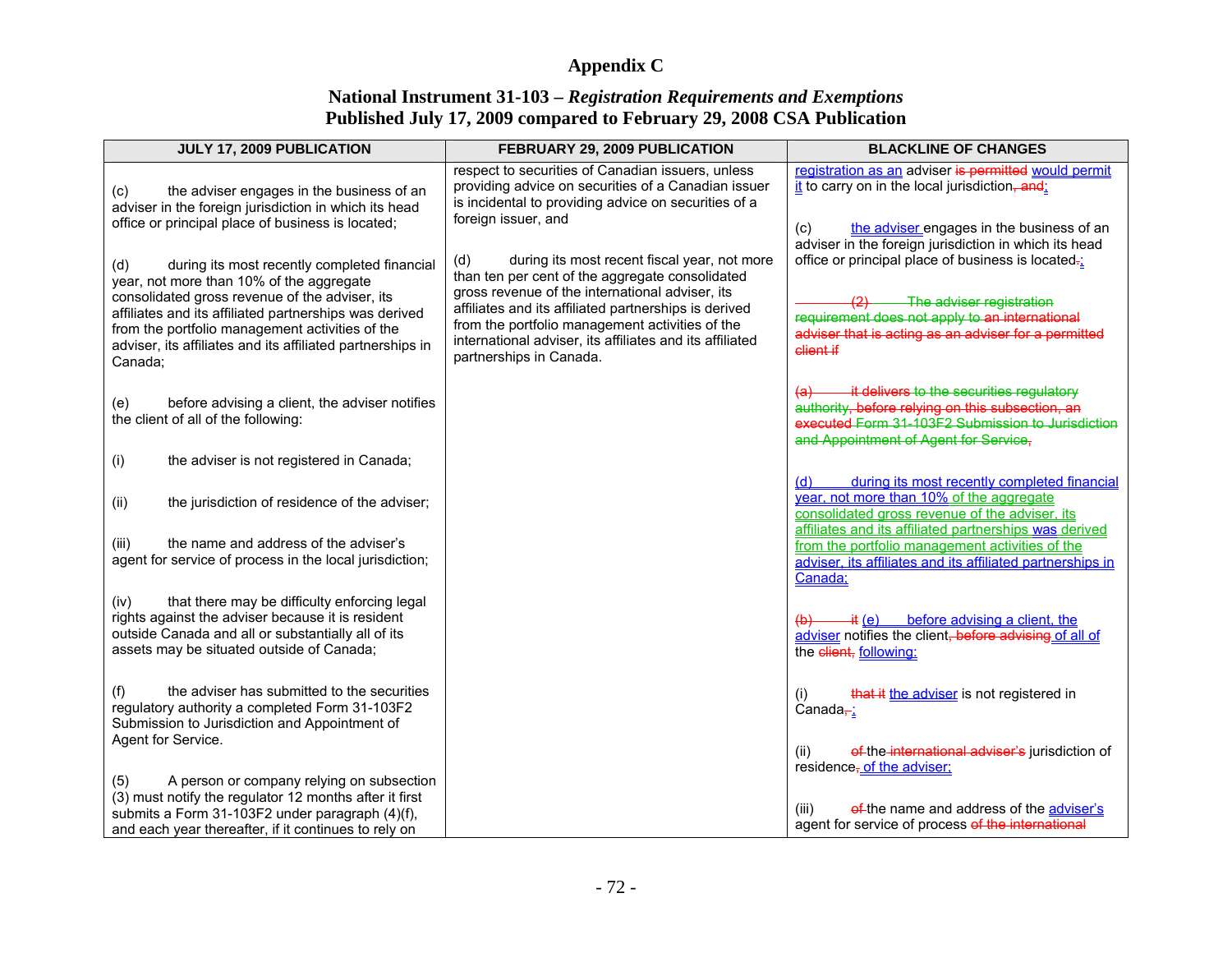# Appendix C

## National Instrument 31-103 – *Registration Requirements and Exemptions*
## Published July 17, 2009 compared to February 29, 2008 CSA Publication

| JULY 17, 2009 PUBLICATION | FEBRUARY 29, 2009 PUBLICATION | BLACKLINE OF CHANGES |
|---|---|---|
| (c) the adviser engages in the business of an adviser in the foreign jurisdiction in which its head office or principal place of business is located;<br><br>(d) during its most recently completed financial year, not more than 10% of the aggregate consolidated gross revenue of the adviser, its affiliates and its affiliated partnerships was derived from the portfolio management activities of the adviser, its affiliates and its affiliated partnerships in Canada;<br><br>(e) before advising a client, the adviser notifies the client of all of the following:<br><br>(i) the adviser is not registered in Canada;<br><br>(ii) the jurisdiction of residence of the adviser;<br><br>(iii) the name and address of the adviser's agent for service of process in the local jurisdiction;<br><br>(iv) that there may be difficulty enforcing legal rights against the adviser because it is resident outside Canada and all or substantially all of its assets may be situated outside of Canada;<br><br>(f) the adviser has submitted to the securities regulatory authority a completed Form 31-103F2 Submission to Jurisdiction and Appointment of Agent for Service.<br><br>(5) A person or company relying on subsection (3) must notify the regulator 12 months after it first submits a Form 31-103F2 under paragraph (4)(f), and each year thereafter, if it continues to rely on | respect to securities of Canadian issuers, unless providing advice on securities of a Canadian issuer is incidental to providing advice on securities of a foreign issuer, and<br><br>(d) during its most recent fiscal year, not more than ten per cent of the aggregate consolidated gross revenue of the international adviser, its affiliates and its affiliated partnerships is derived from the portfolio management activities of the international adviser, its affiliates and its affiliated partnerships in Canada. | registration as an adviser ~~is permitted~~ would permit it to carry on in the local jurisdiction~~, and~~;<br><br>(c) the adviser engages in the business of an adviser in the foreign jurisdiction in which its head office or principal place of business is located~~.~~;<br><br>~~(2) The adviser registration requirement does not apply to an international adviser that is acting as an adviser for a permitted client if~~<br><br>~~(a) it delivers to the securities regulatory authority, before relying on this subsection, an executed Form 31-103F2 Submission to Jurisdiction and Appointment of Agent for Service,~~<br><br>(d) during its most recently completed financial year, not more than 10% of the aggregate consolidated gross revenue of the adviser, its affiliates and its affiliated partnerships was derived from the portfolio management activities of the adviser, its affiliates and its affiliated partnerships in Canada;<br><br>~~(b) it~~ (e) before advising a client, the adviser notifies the client~~, before advising~~ of all of the ~~client,~~ following:<br><br>(i) ~~that it~~ the adviser is not registered in Canada~~,~~;<br><br>(ii) ~~of~~ the ~~international adviser's~~ jurisdiction of residence~~,~~ of the adviser;<br><br>(iii) ~~of~~ the name and address of the adviser's agent for service of process ~~of the international~~ |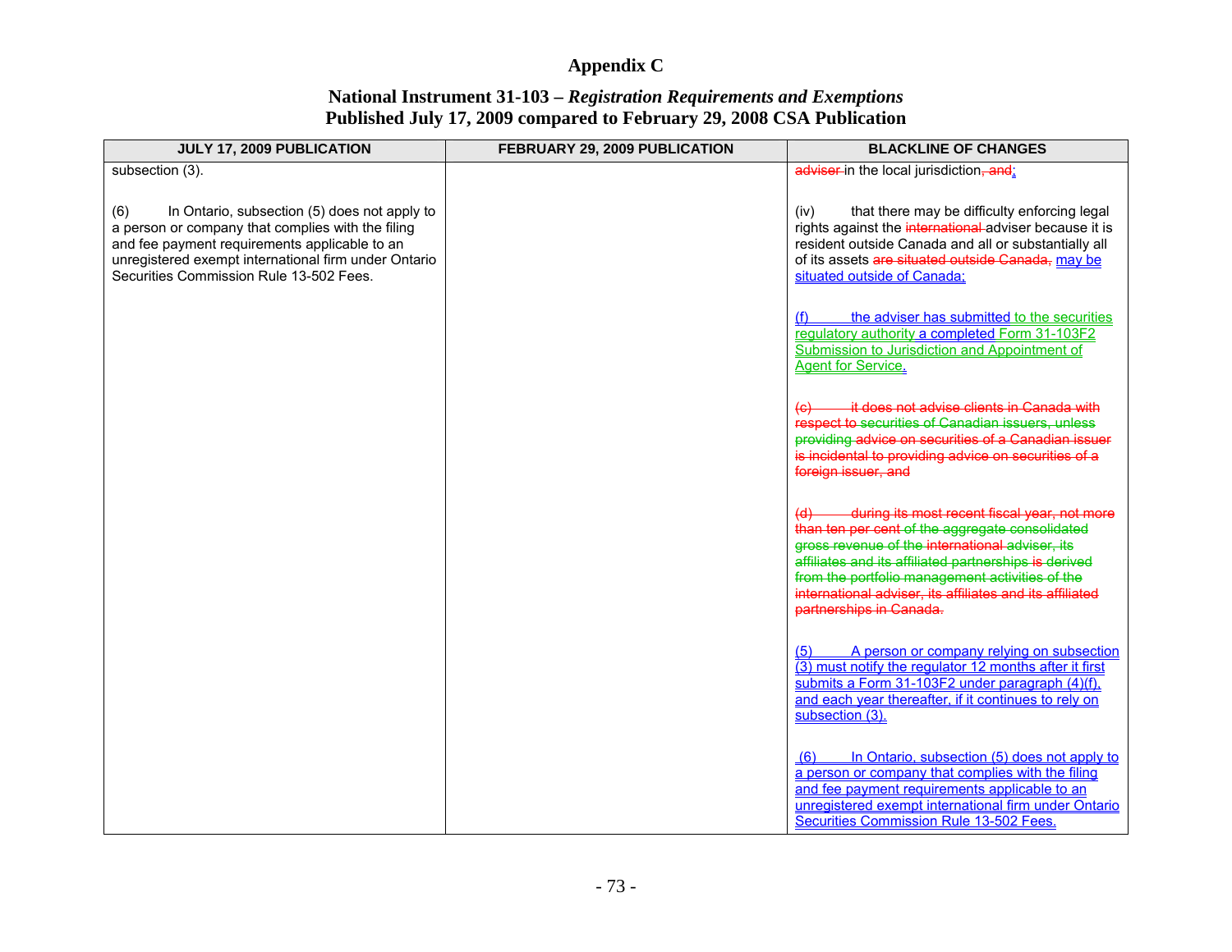# Appendix C

## National Instrument 31-103 – *Registration Requirements and Exemptions* Published July 17, 2009 compared to February 29, 2008 CSA Publication

| JULY 17, 2009 PUBLICATION | FEBRUARY 29, 2009 PUBLICATION | BLACKLINE OF CHANGES |
|---|---|---|
| subsection (3).<br><br>(6) In Ontario, subsection (5) does not apply to a person or company that complies with the filing and fee payment requirements applicable to an unregistered exempt international firm under Ontario Securities Commission Rule 13-502 Fees. | | ~~adviser~~ in the local jurisdiction~~, and~~;<br><br>(iv) that there may be difficulty enforcing legal rights against the ~~international~~ adviser because it is resident outside Canada and all or substantially all of its assets ~~are situated outside Canada,~~ may be situated outside of Canada;<br><br>(f) the adviser has submitted to the securities regulatory authority a completed Form 31-103F2 Submission to Jurisdiction and Appointment of Agent for Service.<br><br>~~(c) it does not advise clients in Canada with respect to securities of Canadian issuers, unless providing advice on securities of a Canadian issuer is incidental to providing advice on securities of a foreign issuer, and~~<br><br>~~(d) during its most recent fiscal year, not more than ten per cent of the aggregate consolidated gross revenue of the international adviser, its affiliates and its affiliated partnerships is derived from the portfolio management activities of the international adviser, its affiliates and its affiliated partnerships in Canada.~~<br><br>(5) A person or company relying on subsection (3) must notify the regulator 12 months after it first submits a Form 31-103F2 under paragraph (4)(f), and each year thereafter, if it continues to rely on subsection (3).<br><br>(6) In Ontario, subsection (5) does not apply to a person or company that complies with the filing and fee payment requirements applicable to an unregistered exempt international firm under Ontario Securities Commission Rule 13-502 Fees. |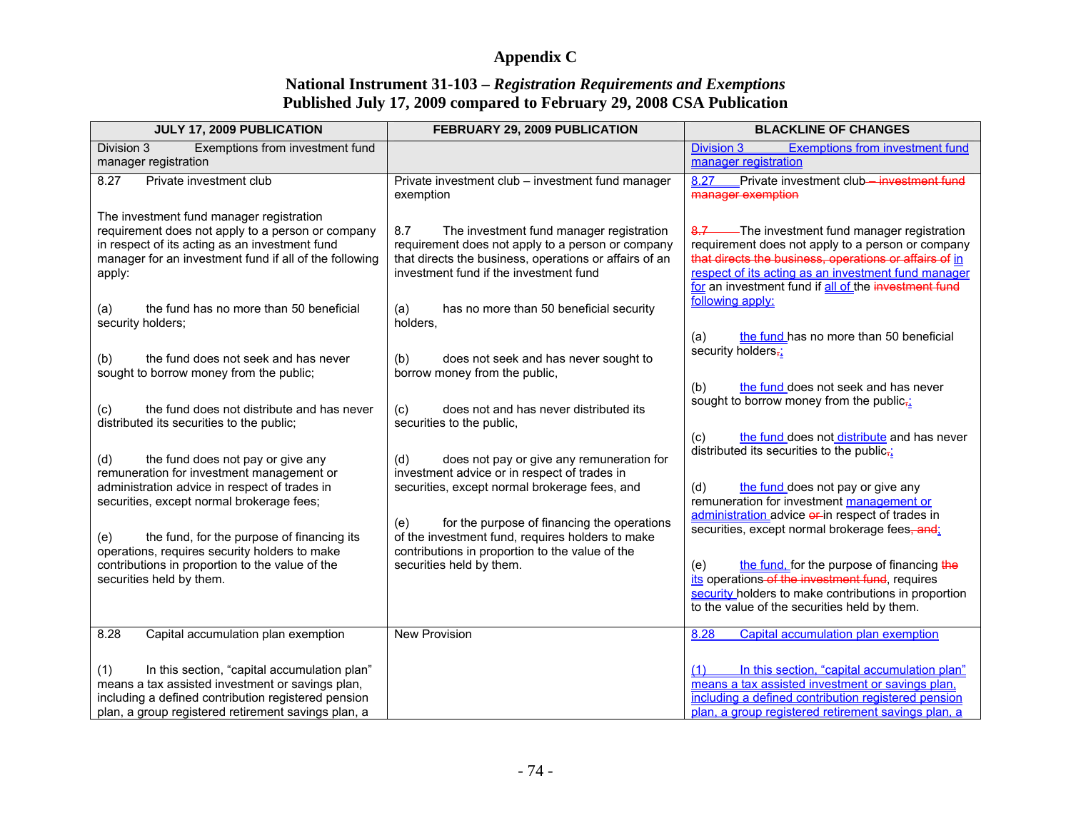# Appendix C

## National Instrument 31-103 – *Registration Requirements and Exemptions*
## Published July 17, 2009 compared to February 29, 2008 CSA Publication

| JULY 17, 2009 PUBLICATION | FEBRUARY 29, 2009 PUBLICATION | BLACKLINE OF CHANGES |
|---|---|---|
| Division 3 Exemptions from investment fund manager registration | | Division 3 Exemptions from investment fund manager registration |
| 8.27 Private investment club<br><br>The investment fund manager registration requirement does not apply to a person or company in respect of its acting as an investment fund manager for an investment fund if all of the following apply:<br><br>(a) the fund has no more than 50 beneficial security holders;<br><br>(b) the fund does not seek and has never sought to borrow money from the public;<br><br>(c) the fund does not distribute and has never distributed its securities to the public;<br><br>(d) the fund does not pay or give any remuneration for investment management or administration advice in respect of trades in securities, except normal brokerage fees;<br><br>(e) the fund, for the purpose of financing its operations, requires security holders to make contributions in proportion to the value of the securities held by them. | Private investment club – investment fund manager exemption<br><br>8.7 The investment fund manager registration requirement does not apply to a person or company that directs the business, operations or affairs of an investment fund if the investment fund<br><br>(a) has no more than 50 beneficial security holders,<br><br>(b) does not seek and has never sought to borrow money from the public,<br><br>(c) does not and has never distributed its securities to the public,<br><br>(d) does not pay or give any remuneration for investment advice or in respect of trades in securities, except normal brokerage fees, and<br><br>(e) for the purpose of financing the operations of the investment fund, requires holders to make contributions in proportion to the value of the securities held by them. | 8.27 Private investment club ~~– investment fund manager exemption~~<br><br>~~8.7~~ The investment fund manager registration requirement does not apply to a person or company ~~that directs the business, operations or affairs of~~ in respect of its acting as an investment fund manager for an investment fund if all of the ~~investment fund~~ following apply:<br><br>(a) the fund has no more than 50 beneficial security holders~~,~~;<br><br>(b) the fund does not seek and has never sought to borrow money from the public~~,~~;<br><br>(c) the fund does not distribute and has never distributed its securities to the public~~,~~;<br><br>(d) the fund does not pay or give any remuneration for investment management or administration advice ~~or~~ in respect of trades in securities, except normal brokerage fees~~, and~~;<br><br>(e) the fund, for the purpose of financing ~~the~~ its operations ~~of the investment fund~~, requires security holders to make contributions in proportion to the value of the securities held by them. |
| 8.28 Capital accumulation plan exemption<br><br>(1) In this section, "capital accumulation plan" means a tax assisted investment or savings plan, including a defined contribution registered pension plan, a group registered retirement savings plan, a | New Provision | 8.28 Capital accumulation plan exemption<br><br>(1) In this section, "capital accumulation plan" means a tax assisted investment or savings plan, including a defined contribution registered pension plan, a group registered retirement savings plan, a |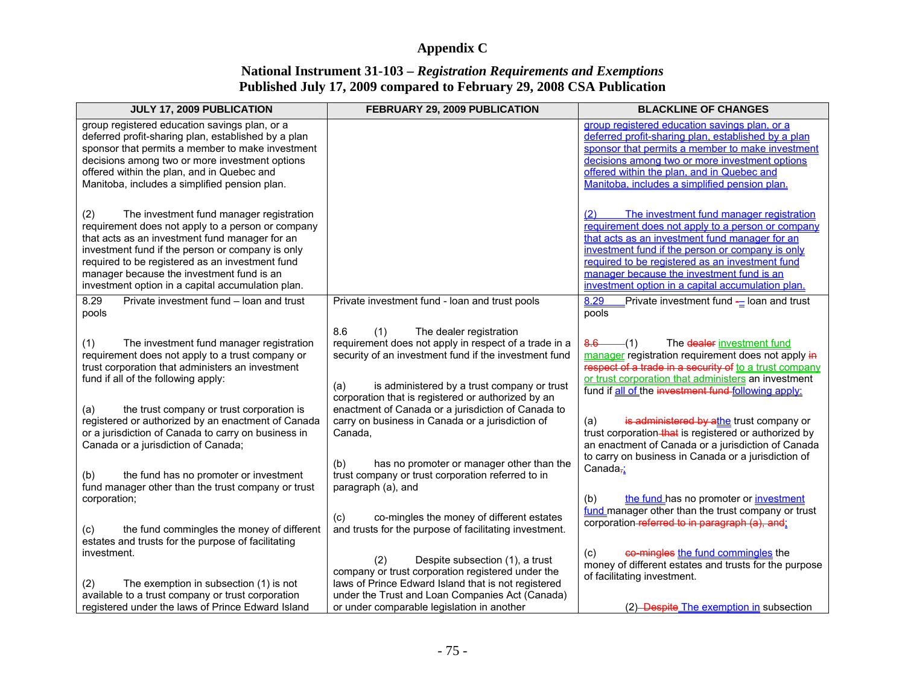# Appendix C

## National Instrument 31-103 – *Registration Requirements and Exemptions*
## Published July 17, 2009 compared to February 29, 2008 CSA Publication

| JULY 17, 2009 PUBLICATION | FEBRUARY 29, 2009 PUBLICATION | BLACKLINE OF CHANGES |
|---|---|---|
| group registered education savings plan, or a deferred profit-sharing plan, established by a plan sponsor that permits a member to make investment decisions among two or more investment options offered within the plan, and in Quebec and Manitoba, includes a simplified pension plan.<br><br>(2) The investment fund manager registration requirement does not apply to a person or company that acts as an investment fund manager for an investment fund if the person or company is only required to be registered as an investment fund manager because the investment fund is an investment option in a capital accumulation plan. | | group registered education savings plan, or a deferred profit-sharing plan, established by a plan sponsor that permits a member to make investment decisions among two or more investment options offered within the plan, and in Quebec and Manitoba, includes a simplified pension plan.<br><br>(2) The investment fund manager registration requirement does not apply to a person or company that acts as an investment fund manager for an investment fund if the person or company is only required to be registered as an investment fund manager because the investment fund is an investment option in a capital accumulation plan. |
| 8.29 Private investment fund – loan and trust pools<br><br>(1) The investment fund manager registration requirement does not apply to a trust company or trust corporation that administers an investment fund if all of the following apply:<br><br>(a) the trust company or trust corporation is registered or authorized by an enactment of Canada or a jurisdiction of Canada to carry on business in Canada or a jurisdiction of Canada;<br><br>(b) the fund has no promoter or investment fund manager other than the trust company or trust corporation;<br><br>(c) the fund commingles the money of different estates and trusts for the purpose of facilitating investment.<br><br>(2) The exemption in subsection (1) is not available to a trust company or trust corporation registered under the laws of Prince Edward Island | Private investment fund - loan and trust pools<br><br>8.6 (1) The dealer registration requirement does not apply in respect of a trade in a security of an investment fund if the investment fund<br><br>(a) is administered by a trust company or trust corporation that is registered or authorized by an enactment of Canada or a jurisdiction of Canada to carry on business in Canada or a jurisdiction of Canada,<br><br>(b) has no promoter or manager other than the trust company or trust corporation referred to in paragraph (a), and<br><br>(c) co-mingles the money of different estates and trusts for the purpose of facilitating investment.<br><br>(2) Despite subsection (1), a trust company or trust corporation registered under the laws of Prince Edward Island that is not registered under the Trust and Loan Companies Act (Canada) or under comparable legislation in another | 8.29 Private investment fund ~~-~~ – loan and trust pools<br><br>~~8.6~~ (1) The ~~dealer~~ investment fund manager registration requirement does not apply ~~in respect of a trade in a security of~~ to a trust company or trust corporation that administers an investment fund if all of the ~~investment fund~~ following apply:<br><br>(a) ~~is administered by a~~the trust company or trust corporation ~~that~~ is registered or authorized by an enactment of Canada or a jurisdiction of Canada to carry on business in Canada or a jurisdiction of Canada~~,~~;<br><br>(b) the fund has no promoter or investment fund manager other than the trust company or trust corporation ~~referred to in paragraph (a), and~~;<br><br>(c) ~~co-mingles~~ the fund commingles the money of different estates and trusts for the purpose of facilitating investment.<br><br>(2) ~~Despite~~ The exemption in subsection |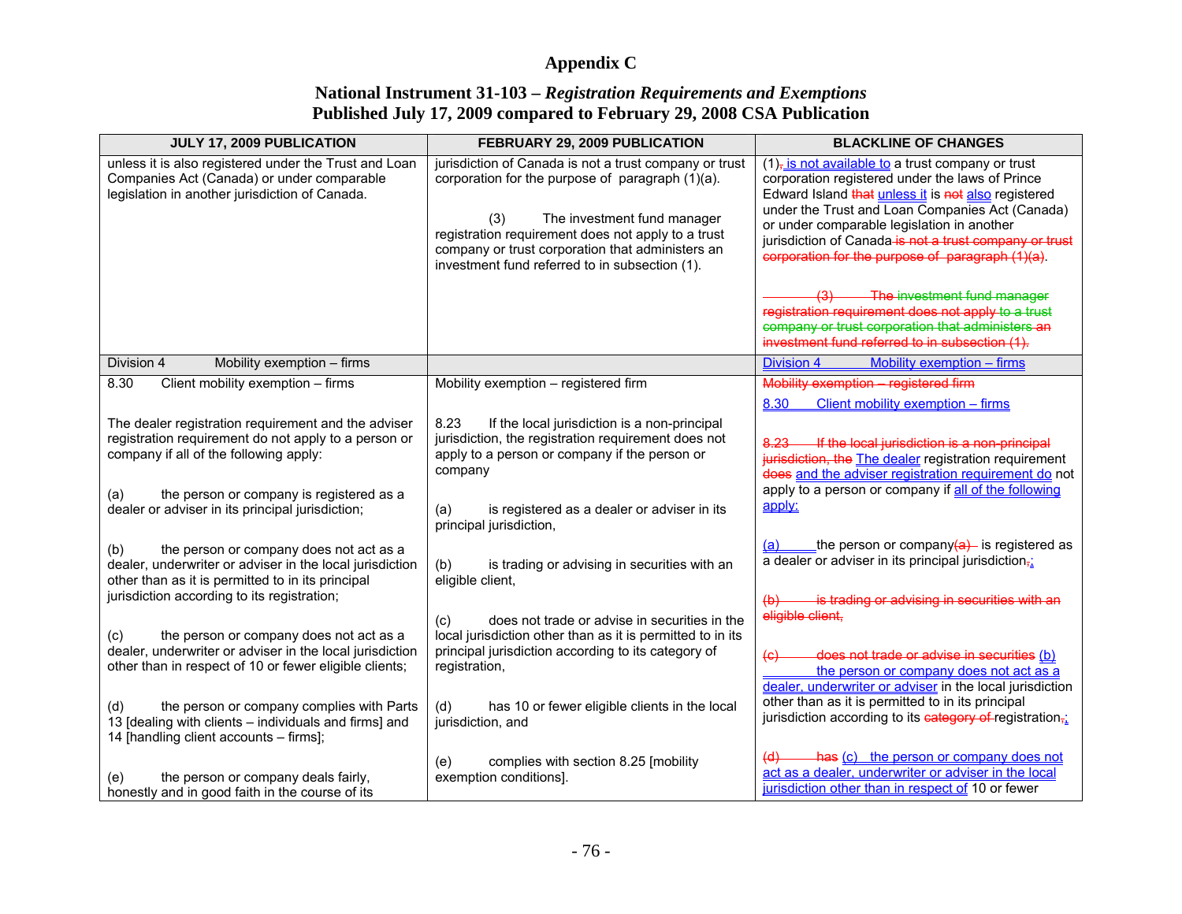# Appendix C

## National Instrument 31-103 – *Registration Requirements and Exemptions*
## Published July 17, 2009 compared to February 29, 2008 CSA Publication

| JULY 17, 2009 PUBLICATION | FEBRUARY 29, 2009 PUBLICATION | BLACKLINE OF CHANGES |
|---|---|---|
| unless it is also registered under the Trust and Loan Companies Act (Canada) or under comparable legislation in another jurisdiction of Canada. | jurisdiction of Canada is not a trust company or trust corporation for the purpose of paragraph (1)(a).<br><br>(3) The investment fund manager registration requirement does not apply to a trust company or trust corporation that administers an investment fund referred to in subsection (1). | (1), is not available to a trust company or trust corporation registered under the laws of Prince Edward Island that unless it is not also registered under the Trust and Loan Companies Act (Canada) or under comparable legislation in another jurisdiction of Canada is not a trust company or trust corporation for the purpose of paragraph (1)(a).<br><br>(3) The investment fund manager registration requirement does not apply to a trust company or trust corporation that administers an investment fund referred to in subsection (1). |
| Division 4 Mobility exemption – firms | | Division 4 Mobility exemption – firms |
| 8.30 Client mobility exemption – firms<br><br>The dealer registration requirement and the adviser registration requirement do not apply to a person or company if all of the following apply:<br><br>(a) the person or company is registered as a dealer or adviser in its principal jurisdiction;<br><br>(b) the person or company does not act as a dealer, underwriter or adviser in the local jurisdiction other than as it is permitted to in its principal jurisdiction according to its registration;<br><br>(c) the person or company does not act as a dealer, underwriter or adviser in the local jurisdiction other than in respect of 10 or fewer eligible clients;<br><br>(d) the person or company complies with Parts 13 [dealing with clients – individuals and firms] and 14 [handling client accounts – firms];<br><br>(e) the person or company deals fairly, honestly and in good faith in the course of its | Mobility exemption – registered firm<br><br>8.23 If the local jurisdiction is a non-principal jurisdiction, the registration requirement does not apply to a person or company if the person or company<br><br>(a) is registered as a dealer or adviser in its principal jurisdiction,<br><br>(b) is trading or advising in securities with an eligible client,<br><br>(c) does not trade or advise in securities in the local jurisdiction other than as it is permitted to in its principal jurisdiction according to its category of registration,<br><br>(d) has 10 or fewer eligible clients in the local jurisdiction, and<br><br>(e) complies with section 8.25 [mobility exemption conditions]. | Mobility exemption – registered firm<br><br>8.30 Client mobility exemption – firms<br><br>8.23 If the local jurisdiction is a non-principal jurisdiction, the The dealer registration requirement does and the adviser registration requirement do not apply to a person or company if all of the following apply:<br><br>(a) the person or company (a) is registered as a dealer or adviser in its principal jurisdiction,;<br><br>(b) is trading or advising in securities with an eligible client,<br><br>(c) does not trade or advise in securities (b) the person or company does not act as a dealer, underwriter or adviser in the local jurisdiction other than as it is permitted to in its principal jurisdiction according to its category of registration,;<br><br>(d) has (c) the person or company does not act as a dealer, underwriter or adviser in the local jurisdiction other than in respect of 10 or fewer |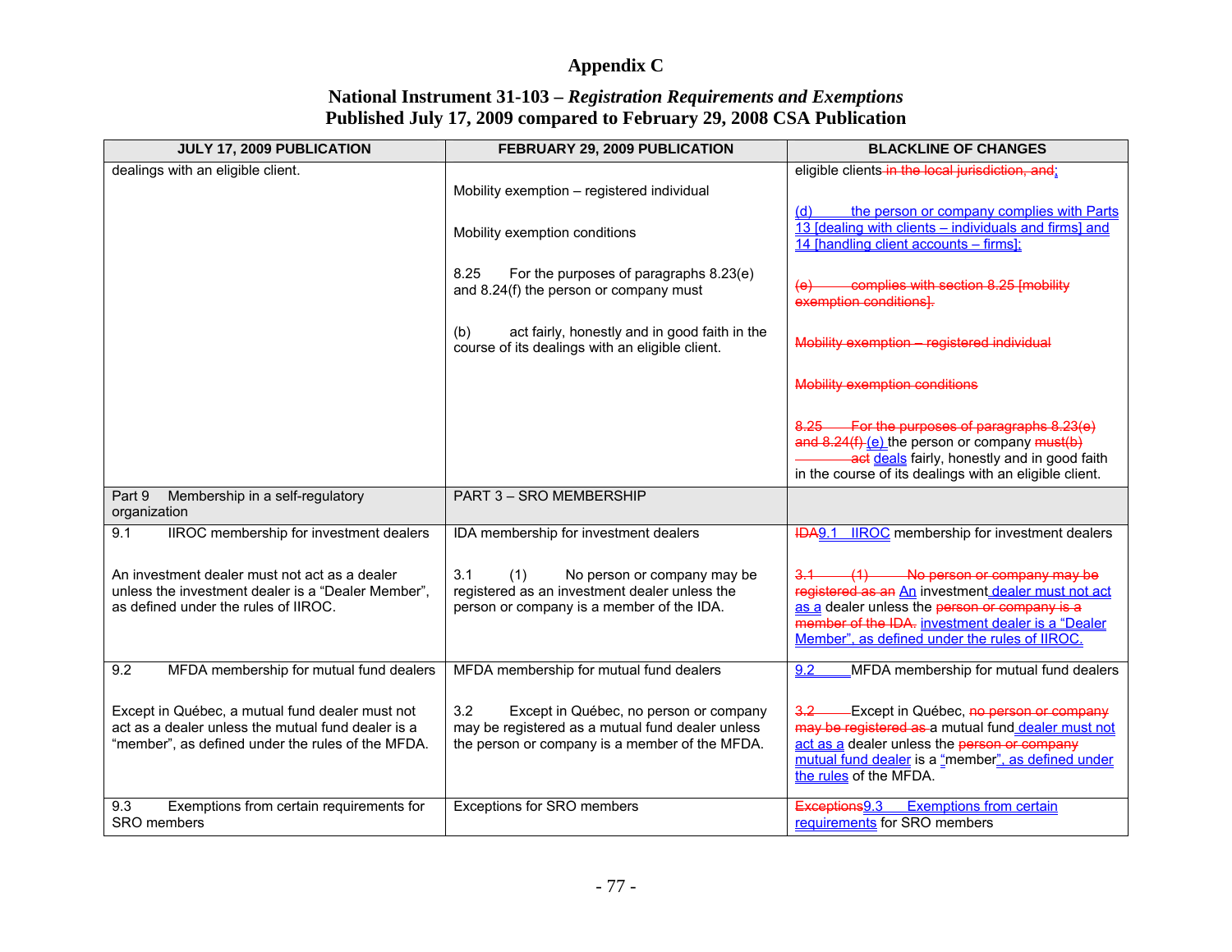# Appendix C

## National Instrument 31-103 – *Registration Requirements and Exemptions*
## Published July 17, 2009 compared to February 29, 2008 CSA Publication

| JULY 17, 2009 PUBLICATION | FEBRUARY 29, 2009 PUBLICATION | BLACKLINE OF CHANGES |
|---|---|---|
| dealings with an eligible client. | Mobility exemption – registered individual<br><br>Mobility exemption conditions<br><br>8.25 For the purposes of paragraphs 8.23(e) and 8.24(f) the person or company must<br><br>(b) act fairly, honestly and in good faith in the course of its dealings with an eligible client. | eligible clients in the local jurisdiction, and;<br><br>(d) the person or company complies with Parts 13 [dealing with clients – individuals and firms] and 14 [handling client accounts – firms];<br><br>(e) complies with section 8.25 [mobility exemption conditions].<br><br>Mobility exemption – registered individual<br><br>Mobility exemption conditions<br><br>8.25 For the purposes of paragraphs 8.23(e) and 8.24(f) (e) the person or company must(b) act deals fairly, honestly and in good faith in the course of its dealings with an eligible client. |
| Part 9 Membership in a self-regulatory organization | PART 3 – SRO MEMBERSHIP | |
| 9.1 IIROC membership for investment dealers<br><br>An investment dealer must not act as a dealer unless the investment dealer is a "Dealer Member", as defined under the rules of IIROC. | IDA membership for investment dealers<br><br>3.1 (1) No person or company may be registered as an investment dealer unless the person or company is a member of the IDA. | IDA9.1 IIROC membership for investment dealers<br><br>3.1 (1) No person or company may be registered as an An investment dealer must not act as a dealer unless the person or company is a member of the IDA. investment dealer is a "Dealer Member", as defined under the rules of IIROC. |
| 9.2 MFDA membership for mutual fund dealers<br><br>Except in Québec, a mutual fund dealer must not act as a dealer unless the mutual fund dealer is a "member", as defined under the rules of the MFDA. | MFDA membership for mutual fund dealers<br><br>3.2 Except in Québec, no person or company may be registered as a mutual fund dealer unless the person or company is a member of the MFDA. | 9.2 MFDA membership for mutual fund dealers<br><br>3.2 Except in Québec, no person or company may be registered as a mutual fund dealer must not act as a dealer unless the person or company mutual fund dealer is a "member", as defined under the rules of the MFDA. |
| 9.3 Exemptions from certain requirements for SRO members | Exceptions for SRO members | Exceptions9.3 Exemptions from certain requirements for SRO members |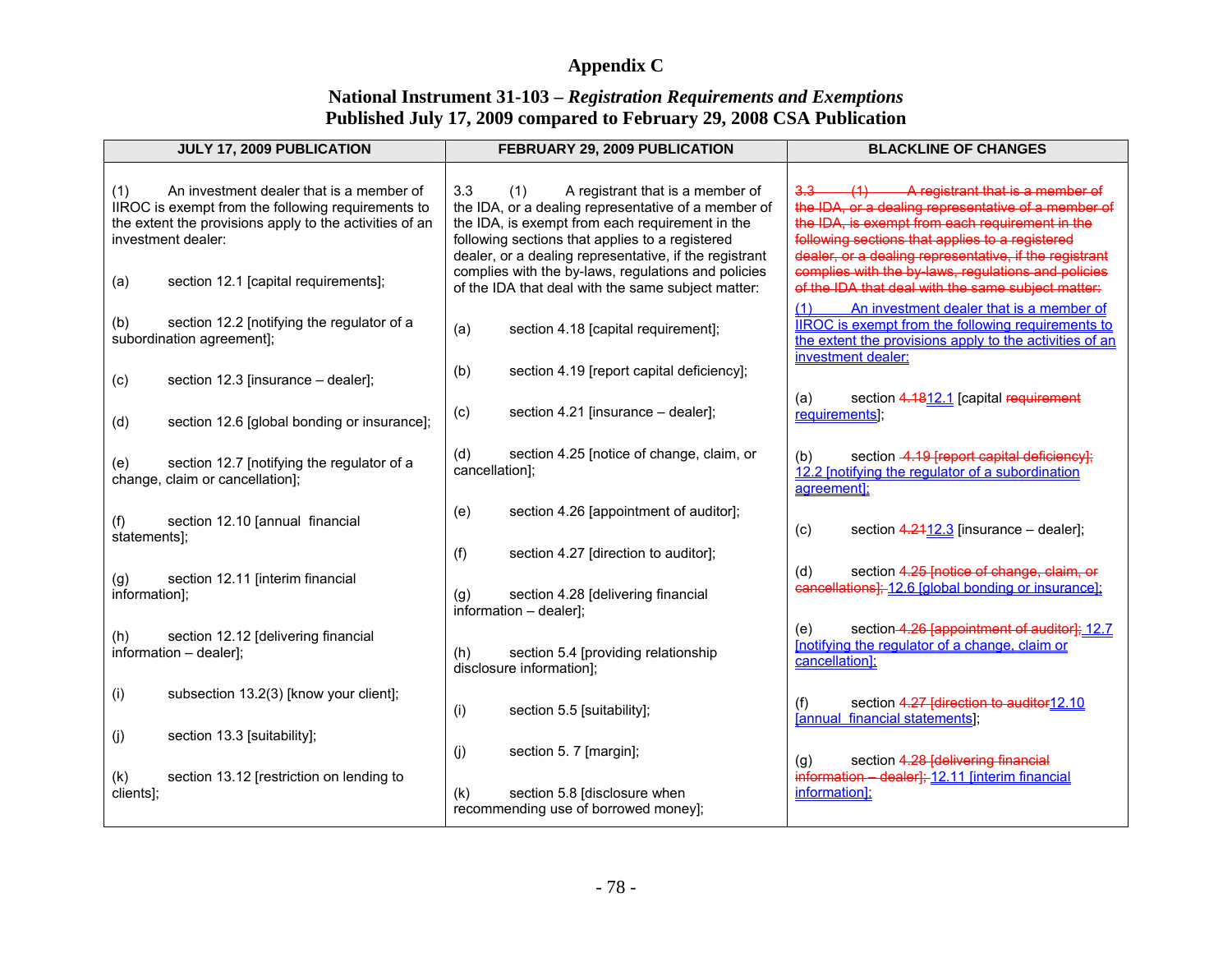# Appendix C

## National Instrument 31-103 – *Registration Requirements and Exemptions*
## Published July 17, 2009 compared to February 29, 2008 CSA Publication

| JULY 17, 2009 PUBLICATION | FEBRUARY 29, 2009 PUBLICATION | BLACKLINE OF CHANGES |
|---|---|---|
| (1) An investment dealer that is a member of IIROC is exempt from the following requirements to the extent the provisions apply to the activities of an investment dealer:<br><br>(a) section 12.1 [capital requirements];<br><br>(b) section 12.2 [notifying the regulator of a subordination agreement];<br><br>(c) section 12.3 [insurance – dealer];<br><br>(d) section 12.6 [global bonding or insurance];<br><br>(e) section 12.7 [notifying the regulator of a change, claim or cancellation];<br><br>(f) section 12.10 [annual financial statements];<br><br>(g) section 12.11 [interim financial information];<br><br>(h) section 12.12 [delivering financial information – dealer];<br><br>(i) subsection 13.2(3) [know your client];<br><br>(j) section 13.3 [suitability];<br><br>(k) section 13.12 [restriction on lending to clients]; | 3.3 (1) A registrant that is a member of the IDA, or a dealing representative of a member of the IDA, is exempt from each requirement in the following sections that applies to a registered dealer, or a dealing representative, if the registrant complies with the by-laws, regulations and policies of the IDA that deal with the same subject matter:<br><br>(a) section 4.18 [capital requirement];<br><br>(b) section 4.19 [report capital deficiency];<br><br>(c) section 4.21 [insurance – dealer];<br><br>(d) section 4.25 [notice of change, claim, or cancellation];<br><br>(e) section 4.26 [appointment of auditor];<br><br>(f) section 4.27 [direction to auditor];<br><br>(g) section 4.28 [delivering financial information – dealer];<br><br>(h) section 5.4 [providing relationship disclosure information];<br><br>(i) section 5.5 [suitability];<br><br>(j) section 5. 7 [margin];<br><br>(k) section 5.8 [disclosure when recommending use of borrowed money]; | ~~3.3 (1) A registrant that is a member of the IDA, or a dealing representative of a member of the IDA, is exempt from each requirement in the following sections that applies to a registered dealer, or a dealing representative, if the registrant complies with the by-laws, regulations and policies of the IDA that deal with the same subject matter:~~<br><u>(1) An investment dealer that is a member of IIROC is exempt from the following requirements to the extent the provisions apply to the activities of an investment dealer:</u><br><br>(a) section ~~4.18~~<u>12.1</u> [capital ~~requirement~~ <u>requirements</u>];<br><br>(b) section ~~4.19 [report capital deficiency];~~ <u>12.2 [notifying the regulator of a subordination agreement];</u><br><br>(c) section ~~4.21~~<u>12.3</u> [insurance – dealer];<br><br>(d) section ~~4.25 [notice of change, claim, or cancellations];~~ <u>12.6 [global bonding or insurance];</u><br><br>(e) section ~~4.26 [appointment of auditor];~~ <u>12.7 [notifying the regulator of a change, claim or cancellation];</u><br><br>(f) section ~~4.27 [direction to auditor~~<u>12.10 [annual financial statements</u>];<br><br>(g) section ~~4.28 [delivering financial information – dealer];~~ <u>12.11 [interim financial information];</u> |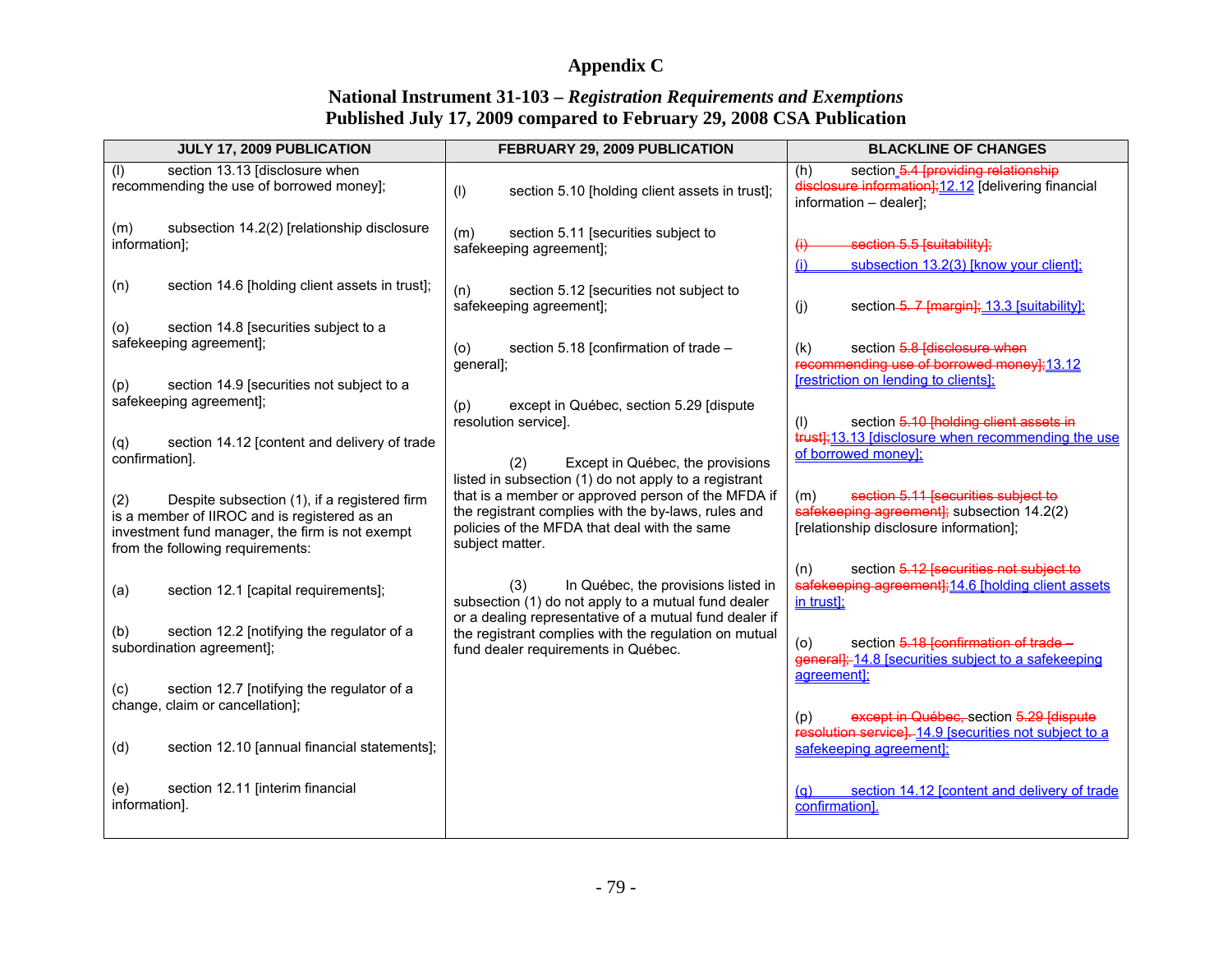# Appendix C

## National Instrument 31-103 – *Registration Requirements and Exemptions*
## Published July 17, 2009 compared to February 29, 2008 CSA Publication

| JULY 17, 2009 PUBLICATION | FEBRUARY 29, 2009 PUBLICATION | BLACKLINE OF CHANGES |
|---|---|---|
| (l) section 13.13 [disclosure when recommending the use of borrowed money];<br><br>(m) subsection 14.2(2) [relationship disclosure information];<br><br>(n) section 14.6 [holding client assets in trust];<br><br>(o) section 14.8 [securities subject to a safekeeping agreement];<br><br>(p) section 14.9 [securities not subject to a safekeeping agreement];<br><br>(q) section 14.12 [content and delivery of trade confirmation].<br><br>(2) Despite subsection (1), if a registered firm is a member of IIROC and is registered as an investment fund manager, the firm is not exempt from the following requirements:<br><br>(a) section 12.1 [capital requirements];<br><br>(b) section 12.2 [notifying the regulator of a subordination agreement];<br><br>(c) section 12.7 [notifying the regulator of a change, claim or cancellation];<br><br>(d) section 12.10 [annual financial statements];<br><br>(e) section 12.11 [interim financial information]. | (l) section 5.10 [holding client assets in trust];<br><br>(m) section 5.11 [securities subject to safekeeping agreement];<br><br>(n) section 5.12 [securities not subject to safekeeping agreement];<br><br>(o) section 5.18 [confirmation of trade – general];<br><br>(p) except in Québec, section 5.29 [dispute resolution service].<br><br>(2) Except in Québec, the provisions listed in subsection (1) do not apply to a registrant that is a member or approved person of the MFDA if the registrant complies with the by-laws, rules and policies of the MFDA that deal with the same subject matter.<br><br>(3) In Québec, the provisions listed in subsection (1) do not apply to a mutual fund dealer or a dealing representative of a mutual fund dealer if the registrant complies with the regulation on mutual fund dealer requirements in Québec. | (h) section ~~5.4 [providing relationship disclosure information];~~12.12 [delivering financial information – dealer];<br><br>~~(i) section 5.5 [suitability];~~<br>(i) subsection 13.2(3) [know your client];<br><br>(j) section ~~5. 7 [margin];~~ 13.3 [suitability];<br><br>(k) section ~~5.8 [disclosure when recommending use of borrowed money];~~13.12 [restriction on lending to clients];<br><br>(l) section ~~5.10 [holding client assets in trust];~~13.13 [disclosure when recommending the use of borrowed money];<br><br>(m) ~~section 5.11 [securities subject to safekeeping agreement];~~ subsection 14.2(2) [relationship disclosure information];<br><br>(n) section ~~5.12 [securities not subject to safekeeping agreement];~~14.6 [holding client assets in trust];<br><br>(o) section ~~5.18 [confirmation of trade – general];~~ 14.8 [securities subject to a safekeeping agreement];<br><br>(p) ~~except in Québec,~~ section ~~5.29 [dispute resolution service].~~ 14.9 [securities not subject to a safekeeping agreement];<br><br>(q) section 14.12 [content and delivery of trade confirmation]. |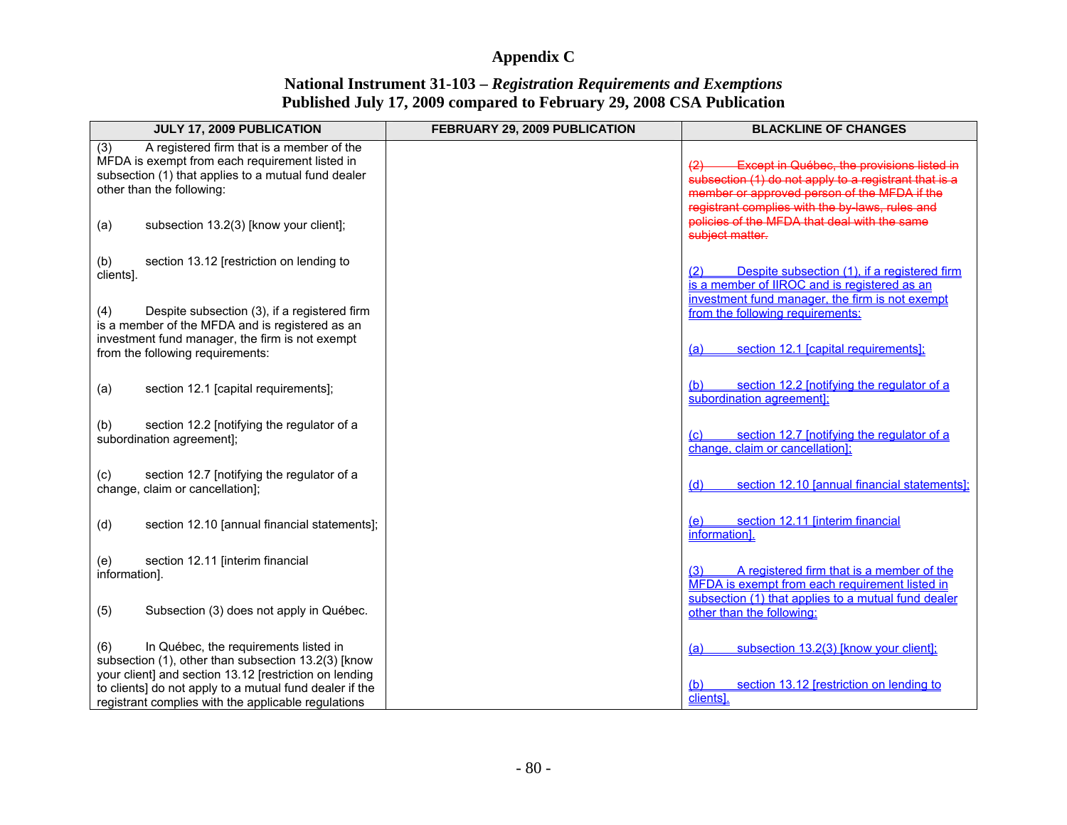# Appendix C

## National Instrument 31-103 – *Registration Requirements and Exemptions*
## Published July 17, 2009 compared to February 29, 2008 CSA Publication

| JULY 17, 2009 PUBLICATION | FEBRUARY 29, 2009 PUBLICATION | BLACKLINE OF CHANGES |
|---|---|---|
| (3) A registered firm that is a member of the MFDA is exempt from each requirement listed in subsection (1) that applies to a mutual fund dealer other than the following:<br><br>(a) subsection 13.2(3) [know your client];<br><br>(b) section 13.12 [restriction on lending to clients].<br><br>(4) Despite subsection (3), if a registered firm is a member of the MFDA and is registered as an investment fund manager, the firm is not exempt from the following requirements:<br><br>(a) section 12.1 [capital requirements];<br><br>(b) section 12.2 [notifying the regulator of a subordination agreement];<br><br>(c) section 12.7 [notifying the regulator of a change, claim or cancellation];<br><br>(d) section 12.10 [annual financial statements];<br><br>(e) section 12.11 [interim financial information].<br><br>(5) Subsection (3) does not apply in Québec.<br><br>(6) In Québec, the requirements listed in subsection (1), other than subsection 13.2(3) [know your client] and section 13.12 [restriction on lending to clients] do not apply to a mutual fund dealer if the registrant complies with the applicable regulations | | ~~(2) Except in Québec, the provisions listed in subsection (1) do not apply to a registrant that is a member or approved person of the MFDA if the registrant complies with the by-laws, rules and policies of the MFDA that deal with the same subject matter.~~<br><br>(2) Despite subsection (1), if a registered firm is a member of IIROC and is registered as an investment fund manager, the firm is not exempt from the following requirements:<br><br>(a) section 12.1 [capital requirements];<br><br>(b) section 12.2 [notifying the regulator of a subordination agreement];<br><br>(c) section 12.7 [notifying the regulator of a change, claim or cancellation];<br><br>(d) section 12.10 [annual financial statements];<br><br>(e) section 12.11 [interim financial information].<br><br>(3) A registered firm that is a member of the MFDA is exempt from each requirement listed in subsection (1) that applies to a mutual fund dealer other than the following:<br><br>(a) subsection 13.2(3) [know your client];<br><br>(b) section 13.12 [restriction on lending to clients]. |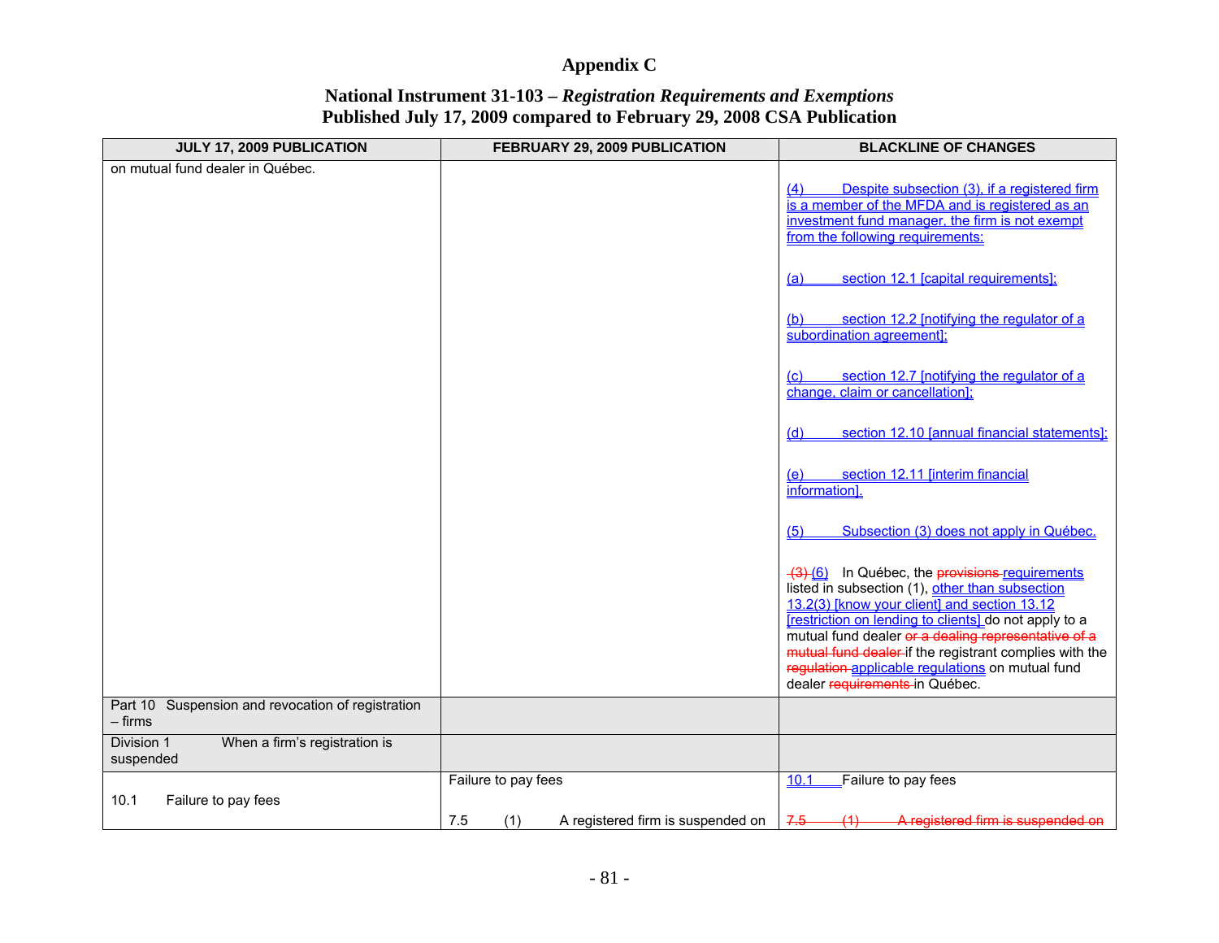# Appendix C

## National Instrument 31-103 – *Registration Requirements and Exemptions*
## Published July 17, 2009 compared to February 29, 2008 CSA Publication

| JULY 17, 2009 PUBLICATION | FEBRUARY 29, 2009 PUBLICATION | BLACKLINE OF CHANGES |
|---|---|---|
| on mutual fund dealer in Québec. | | (4) Despite subsection (3), if a registered firm is a member of the MFDA and is registered as an investment fund manager, the firm is not exempt from the following requirements:<br><br>(a) section 12.1 [capital requirements];<br><br>(b) section 12.2 [notifying the regulator of a subordination agreement];<br><br>(c) section 12.7 [notifying the regulator of a change, claim or cancellation];<br><br>(d) section 12.10 [annual financial statements];<br><br>(e) section 12.11 [interim financial information].<br><br>(5) Subsection (3) does not apply in Québec.<br><br>~~(3)~~ (6) In Québec, the ~~provisions~~ requirements listed in subsection (1), other than subsection 13.2(3) [know your client] and section 13.12 [restriction on lending to clients] do not apply to a mutual fund dealer ~~or a dealing representative of a mutual fund dealer~~ if the registrant complies with the ~~regulation~~ applicable regulations on mutual fund dealer ~~requirements~~ in Québec. |
| Part 10 Suspension and revocation of registration – firms | | |
| Division 1 When a firm's registration is suspended | | |
| 10.1 Failure to pay fees | Failure to pay fees<br><br>7.5 (1) A registered firm is suspended on | 10.1 Failure to pay fees<br><br>~~7.5 (1) A registered firm is suspended on~~ |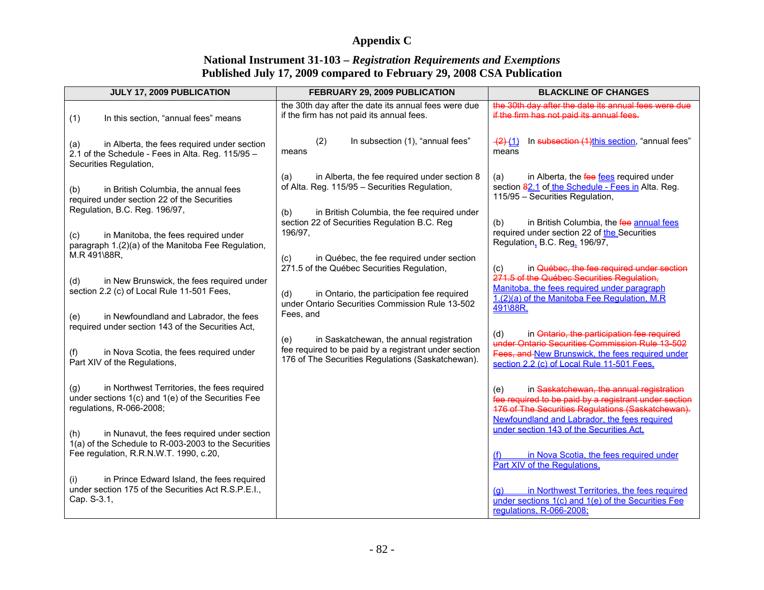# Appendix C

## National Instrument 31-103 – *Registration Requirements and Exemptions*
## Published July 17, 2009 compared to February 29, 2008 CSA Publication

| JULY 17, 2009 PUBLICATION | FEBRUARY 29, 2009 PUBLICATION | BLACKLINE OF CHANGES |
|---|---|---|
| | the 30th day after the date its annual fees were due if the firm has not paid its annual fees. | ~~the 30th day after the date its annual fees were due if the firm has not paid its annual fees.~~ |
| (1) In this section, "annual fees" means | (2) In subsection (1), "annual fees" means | ~~(2)~~ (1) In ~~subsection (1)~~this section, "annual fees" means |
| (a) in Alberta, the fees required under section 2.1 of the Schedule - Fees in Alta. Reg. 115/95 – Securities Regulation, | (a) in Alberta, the fee required under section 8 of Alta. Reg. 115/95 – Securities Regulation, | (a) in Alberta, the ~~fee~~ fees required under section ~~8~~2.1 of the Schedule - Fees in Alta. Reg. 115/95 – Securities Regulation, |
| (b) in British Columbia, the annual fees required under section 22 of the Securities Regulation, B.C. Reg. 196/97, | (b) in British Columbia, the fee required under section 22 of Securities Regulation B.C. Reg 196/97, | (b) in British Columbia, the ~~fee~~ annual fees required under section 22 of the Securities Regulation, B.C. Reg. 196/97, |
| (c) in Manitoba, the fees required under paragraph 1.(2)(a) of the Manitoba Fee Regulation, M.R 491\88R, | (c) in Québec, the fee required under section 271.5 of the Québec Securities Regulation, | (c) in ~~Québec, the fee required under section 271.5 of the Québec Securities Regulation,~~ Manitoba, the fees required under paragraph 1.(2)(a) of the Manitoba Fee Regulation, M.R 491\88R, |
| (d) in New Brunswick, the fees required under section 2.2 (c) of Local Rule 11-501 Fees, | (d) in Ontario, the participation fee required under Ontario Securities Commission Rule 13-502 Fees, and | (d) in ~~Ontario, the participation fee required under Ontario Securities Commission Rule 13-502 Fees, and~~ New Brunswick, the fees required under section 2.2 (c) of Local Rule 11-501 Fees, |
| (e) in Newfoundland and Labrador, the fees required under section 143 of the Securities Act, | (e) in Saskatchewan, the annual registration fee required to be paid by a registrant under section 176 of The Securities Regulations (Saskatchewan). | (e) in ~~Saskatchewan, the annual registration fee required to be paid by a registrant under section 176 of The Securities Regulations (Saskatchewan).~~ Newfoundland and Labrador, the fees required under section 143 of the Securities Act, |
| (f) in Nova Scotia, the fees required under Part XIV of the Regulations, | | (f) in Nova Scotia, the fees required under Part XIV of the Regulations, |
| (g) in Northwest Territories, the fees required under sections 1(c) and 1(e) of the Securities Fee regulations, R-066-2008; | | (g) in Northwest Territories, the fees required under sections 1(c) and 1(e) of the Securities Fee regulations, R-066-2008; |
| (h) in Nunavut, the fees required under section 1(a) of the Schedule to R-003-2003 to the Securities Fee regulation, R.R.N.W.T. 1990, c.20, | | |
| (i) in Prince Edward Island, the fees required under section 175 of the Securities Act R.S.P.E.I., Cap. S-3.1, | | |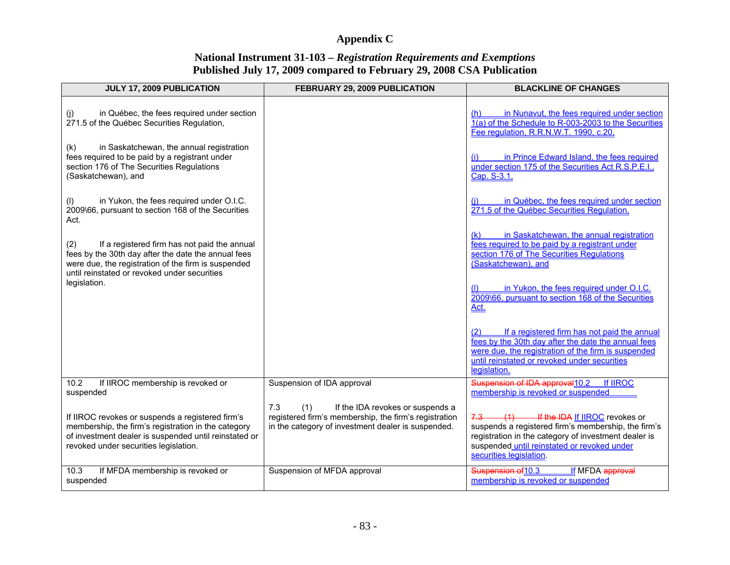# Appendix C

## National Instrument 31-103 – *Registration Requirements and Exemptions*
## Published July 17, 2009 compared to February 29, 2008 CSA Publication

| JULY 17, 2009 PUBLICATION | FEBRUARY 29, 2009 PUBLICATION | BLACKLINE OF CHANGES |
|---|---|---|
| (j) in Québec, the fees required under section 271.5 of the Québec Securities Regulation,<br><br>(k) in Saskatchewan, the annual registration fees required to be paid by a registrant under section 176 of The Securities Regulations (Saskatchewan), and<br><br>(l) in Yukon, the fees required under O.I.C. 2009\66, pursuant to section 168 of the Securities Act.<br><br>(2) If a registered firm has not paid the annual fees by the 30th day after the date the annual fees were due, the registration of the firm is suspended until reinstated or revoked under securities legislation. | | (h) in Nunavut, the fees required under section 1(a) of the Schedule to R-003-2003 to the Securities Fee regulation, R.R.N.W.T. 1990, c.20,<br><br>(i) in Prince Edward Island, the fees required under section 175 of the Securities Act R.S.P.E.I., Cap. S-3.1,<br><br>(j) in Québec, the fees required under section 271.5 of the Québec Securities Regulation,<br><br>(k) in Saskatchewan, the annual registration fees required to be paid by a registrant under section 176 of The Securities Regulations (Saskatchewan), and<br><br>(l) in Yukon, the fees required under O.I.C. 2009\66, pursuant to section 168 of the Securities Act.<br><br>(2) If a registered firm has not paid the annual fees by the 30th day after the date the annual fees were due, the registration of the firm is suspended until reinstated or revoked under securities legislation. |
| 10.2 If IIROC membership is revoked or suspended<br><br>If IIROC revokes or suspends a registered firm's membership, the firm's registration in the category of investment dealer is suspended until reinstated or revoked under securities legislation. | Suspension of IDA approval<br><br>7.3 (1) If the IDA revokes or suspends a registered firm's membership, the firm's registration in the category of investment dealer is suspended. | ~~Suspension of IDA approval~~10.2 If IIROC membership is revoked or suspended<br><br>~~7.3 (1) If the IDA~~ If IIROC revokes or suspends a registered firm's membership, the firm's registration in the category of investment dealer is suspended until reinstated or revoked under securities legislation. |
| 10.3 If MFDA membership is revoked or suspended | Suspension of MFDA approval | ~~Suspension of~~10.3 If MFDA ~~approval~~ membership is revoked or suspended |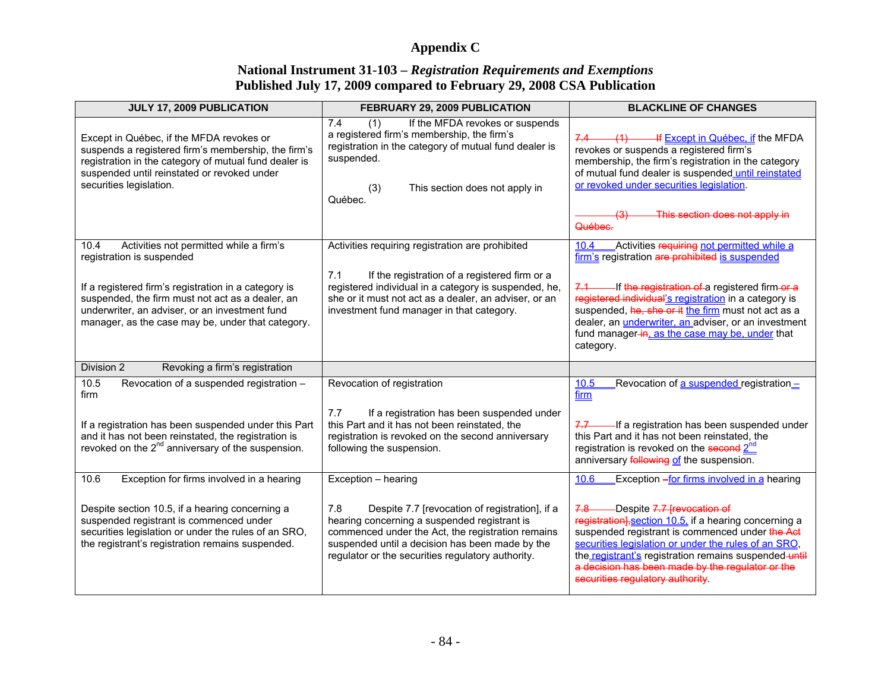# Appendix C

## National Instrument 31-103 – *Registration Requirements and Exemptions*
## Published July 17, 2009 compared to February 29, 2008 CSA Publication

| JULY 17, 2009 PUBLICATION | FEBRUARY 29, 2009 PUBLICATION | BLACKLINE OF CHANGES |
|---|---|---|
| Except in Québec, if the MFDA revokes or suspends a registered firm's membership, the firm's registration in the category of mutual fund dealer is suspended until reinstated or revoked under securities legislation. | 7.4 (1) If the MFDA revokes or suspends a registered firm's membership, the firm's registration in the category of mutual fund dealer is suspended.<br><br>(3) This section does not apply in Québec. | ~~7.4 (1) If~~ Except in Québec, if the MFDA revokes or suspends a registered firm's membership, the firm's registration in the category of mutual fund dealer is suspended until reinstated or revoked under securities legislation.<br><br>~~(3) This section does not apply in Québec.~~ |
| 10.4 Activities not permitted while a firm's registration is suspended<br><br>If a registered firm's registration in a category is suspended, the firm must not act as a dealer, an underwriter, an adviser, or an investment fund manager, as the case may be, under that category. | Activities requiring registration are prohibited<br><br>7.1 If the registration of a registered firm or a registered individual in a category is suspended, he, she or it must not act as a dealer, an adviser, or an investment fund manager in that category. | 10.4 Activities ~~requiring~~ not permitted while a firm's registration ~~are prohibited~~ is suspended<br><br>~~7.1~~ If ~~the registration of~~ a registered firm ~~or a registered individual~~'s registration in a category is suspended, ~~he, she or it~~ the firm must not act as a dealer, an underwriter, an adviser, or an investment fund manager ~~in~~, as the case may be, under that category. |
| Division 2 Revoking a firm's registration | | |
| 10.5 Revocation of a suspended registration – firm<br><br>If a registration has been suspended under this Part and it has not been reinstated, the registration is revoked on the 2nd anniversary of the suspension. | Revocation of registration<br><br>7.7 If a registration has been suspended under this Part and it has not been reinstated, the registration is revoked on the second anniversary following the suspension. | 10.5 Revocation of a suspended registration – firm<br><br>~~7.7~~ If a registration has been suspended under this Part and it has not been reinstated, the registration is revoked on the ~~second~~ 2nd anniversary ~~following~~ of the suspension. |
| 10.6 Exception for firms involved in a hearing<br><br>Despite section 10.5, if a hearing concerning a suspended registrant is commenced under securities legislation or under the rules of an SRO, the registrant's registration remains suspended. | Exception – hearing<br><br>7.8 Despite 7.7 [revocation of registration], if a hearing concerning a suspended registrant is commenced under the Act, the registration remains suspended until a decision has been made by the regulator or the securities regulatory authority. | 10.6 Exception ~~–~~for firms involved in a hearing<br><br>~~7.8~~ Despite ~~7.7 [revocation of registration],~~ section 10.5, if a hearing concerning a suspended registrant is commenced under ~~the Act~~ securities legislation or under the rules of an SRO, the registrant's registration remains suspended ~~until a decision has been made by the regulator or the securities regulatory authority~~. |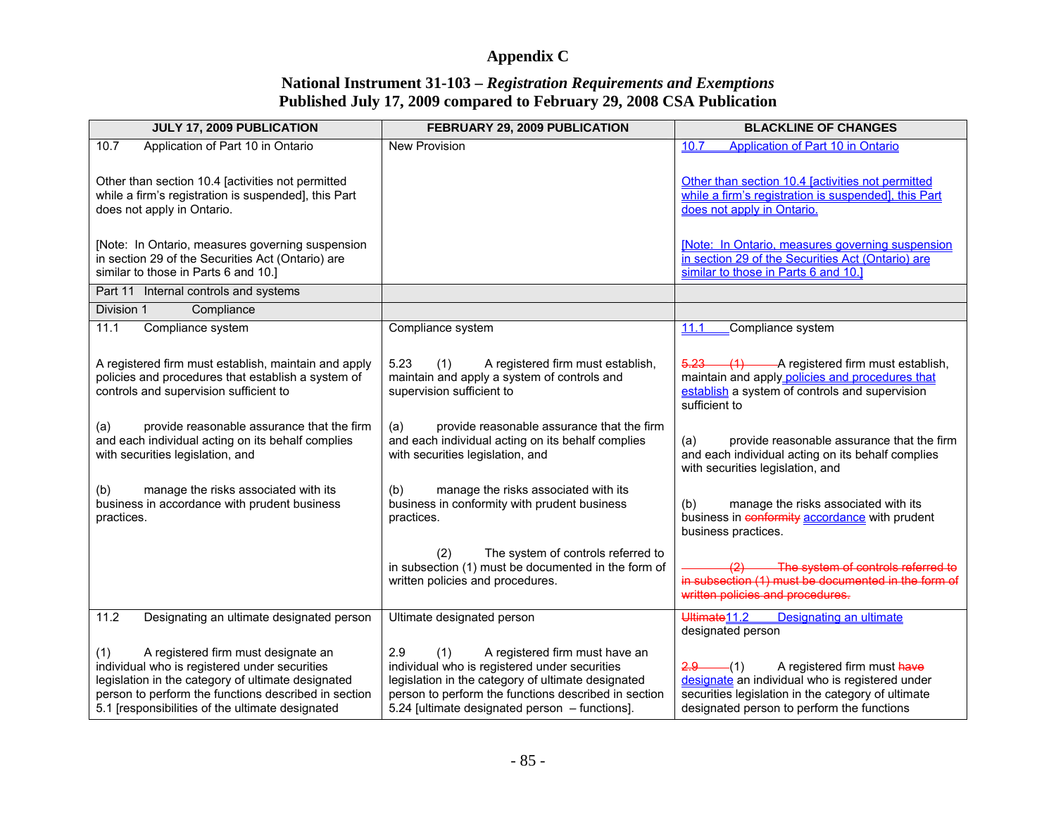# Appendix C

## National Instrument 31-103 – *Registration Requirements and Exemptions*
## Published July 17, 2009 compared to February 29, 2008 CSA Publication

| JULY 17, 2009 PUBLICATION | FEBRUARY 29, 2009 PUBLICATION | BLACKLINE OF CHANGES |
|---|---|---|
| 10.7 Application of Part 10 in Ontario<br><br>Other than section 10.4 [activities not permitted while a firm's registration is suspended], this Part does not apply in Ontario.<br><br>[Note: In Ontario, measures governing suspension in section 29 of the Securities Act (Ontario) are similar to those in Parts 6 and 10.] | New Provision | 10.7 Application of Part 10 in Ontario<br><br>Other than section 10.4 [activities not permitted while a firm's registration is suspended], this Part does not apply in Ontario.<br><br>[Note: In Ontario, measures governing suspension in section 29 of the Securities Act (Ontario) are similar to those in Parts 6 and 10.] |
| Part 11 Internal controls and systems | | |
| Division 1 Compliance | | |
| 11.1 Compliance system<br><br>A registered firm must establish, maintain and apply policies and procedures that establish a system of controls and supervision sufficient to<br><br>(a) provide reasonable assurance that the firm and each individual acting on its behalf complies with securities legislation, and<br><br>(b) manage the risks associated with its business in accordance with prudent business practices. | Compliance system<br><br>5.23 (1) A registered firm must establish, maintain and apply a system of controls and supervision sufficient to<br><br>(a) provide reasonable assurance that the firm and each individual acting on its behalf complies with securities legislation, and<br><br>(b) manage the risks associated with its business in conformity with prudent business practices.<br><br>(2) The system of controls referred to in subsection (1) must be documented in the form of written policies and procedures. | 11.1 Compliance system<br><br>~~5.23 (1)~~ A registered firm must establish, maintain and apply policies and procedures that establish a system of controls and supervision sufficient to<br><br>(a) provide reasonable assurance that the firm and each individual acting on its behalf complies with securities legislation, and<br><br>(b) manage the risks associated with its business in ~~conformity~~ accordance with prudent business practices.<br><br>~~(2) The system of controls referred to in subsection (1) must be documented in the form of written policies and procedures.~~ |
| 11.2 Designating an ultimate designated person<br><br>(1) A registered firm must designate an individual who is registered under securities legislation in the category of ultimate designated person to perform the functions described in section 5.1 [responsibilities of the ultimate designated | Ultimate designated person<br><br>2.9 (1) A registered firm must have an individual who is registered under securities legislation in the category of ultimate designated person to perform the functions described in section 5.24 [ultimate designated person – functions]. | ~~Ultimate~~11.2 Designating an ultimate designated person<br><br>~~2.9~~ (1) A registered firm must ~~have~~ designate an individual who is registered under securities legislation in the category of ultimate designated person to perform the functions |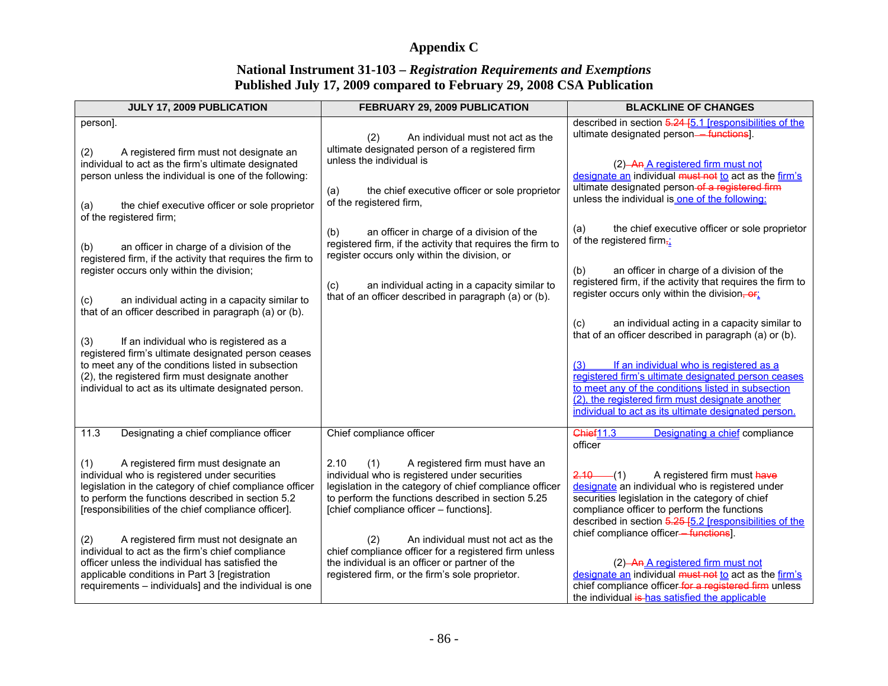# Appendix C

## National Instrument 31-103 – *Registration Requirements and Exemptions*
## Published July 17, 2009 compared to February 29, 2008 CSA Publication

| JULY 17, 2009 PUBLICATION | FEBRUARY 29, 2009 PUBLICATION | BLACKLINE OF CHANGES |
|---|---|---|
| person].<br><br>(2) A registered firm must not designate an individual to act as the firm's ultimate designated person unless the individual is one of the following:<br><br>(a) the chief executive officer or sole proprietor of the registered firm;<br><br>(b) an officer in charge of a division of the registered firm, if the activity that requires the firm to register occurs only within the division;<br><br>(c) an individual acting in a capacity similar to that of an officer described in paragraph (a) or (b).<br><br>(3) If an individual who is registered as a registered firm's ultimate designated person ceases to meet any of the conditions listed in subsection (2), the registered firm must designate another individual to act as its ultimate designated person. | (2) An individual must not act as the ultimate designated person of a registered firm unless the individual is<br><br>(a) the chief executive officer or sole proprietor of the registered firm,<br><br>(b) an officer in charge of a division of the registered firm, if the activity that requires the firm to register occurs only within the division, or<br><br>(c) an individual acting in a capacity similar to that of an officer described in paragraph (a) or (b). | described in section 5.24 [5.1 [responsibilities of the ultimate designated person – functions].<br><br>(2) An A registered firm must not designate an individual must not to act as the firm's ultimate designated person of a registered firm unless the individual is one of the following:<br><br>(a) the chief executive officer or sole proprietor of the registered firm,;<br><br>(b) an officer in charge of a division of the registered firm, if the activity that requires the firm to register occurs only within the division, or;<br><br>(c) an individual acting in a capacity similar to that of an officer described in paragraph (a) or (b).<br><br>(3) If an individual who is registered as a registered firm's ultimate designated person ceases to meet any of the conditions listed in subsection (2), the registered firm must designate another individual to act as its ultimate designated person. |
| 11.3 Designating a chief compliance officer<br><br>(1) A registered firm must designate an individual who is registered under securities legislation in the category of chief compliance officer to perform the functions described in section 5.2 [responsibilities of the chief compliance officer].<br><br>(2) A registered firm must not designate an individual to act as the firm's chief compliance officer unless the individual has satisfied the applicable conditions in Part 3 [registration requirements – individuals] and the individual is one | Chief compliance officer<br><br>2.10 (1) A registered firm must have an individual who is registered under securities legislation in the category of chief compliance officer to perform the functions described in section 5.25 [chief compliance officer – functions].<br><br>(2) An individual must not act as the chief compliance officer for a registered firm unless the individual is an officer or partner of the registered firm, or the firm's sole proprietor. | Chief11.3 Designating a chief compliance officer<br><br>2.10 (1) A registered firm must have designate an individual who is registered under securities legislation in the category of chief compliance officer to perform the functions described in section 5.25 [5.2 [responsibilities of the chief compliance officer – functions].<br><br>(2) An A registered firm must not designate an individual must not to act as the firm's chief compliance officer for a registered firm unless the individual is has satisfied the applicable |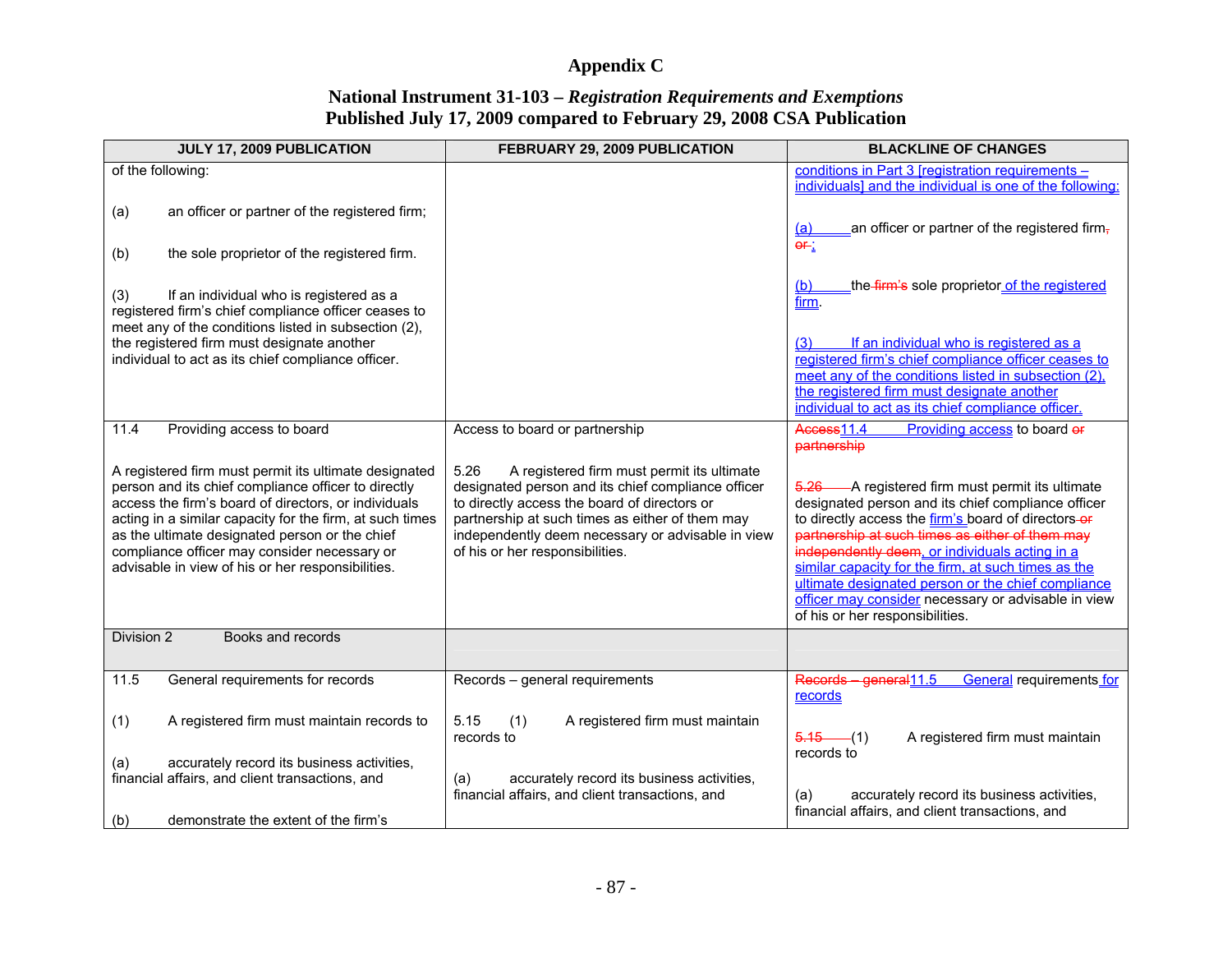# Appendix C

## National Instrument 31-103 – *Registration Requirements and Exemptions*
## Published July 17, 2009 compared to February 29, 2008 CSA Publication

| JULY 17, 2009 PUBLICATION | FEBRUARY 29, 2009 PUBLICATION | BLACKLINE OF CHANGES |
|---|---|---|
| of the following:<br><br>(a) an officer or partner of the registered firm;<br><br>(b) the sole proprietor of the registered firm.<br><br>(3) If an individual who is registered as a registered firm's chief compliance officer ceases to meet any of the conditions listed in subsection (2), the registered firm must designate another individual to act as its chief compliance officer. | | conditions in Part 3 [registration requirements – individuals] and the individual is one of the following:<br><br>(a) an officer or partner of the registered firm, or ;<br><br>(b) the firm's sole proprietor of the registered firm.<br><br>(3) If an individual who is registered as a registered firm's chief compliance officer ceases to meet any of the conditions listed in subsection (2), the registered firm must designate another individual to act as its chief compliance officer. |
| 11.4 Providing access to board<br><br>A registered firm must permit its ultimate designated person and its chief compliance officer to directly access the firm's board of directors, or individuals acting in a similar capacity for the firm, at such times as the ultimate designated person or the chief compliance officer may consider necessary or advisable in view of his or her responsibilities. | Access to board or partnership<br><br>5.26 A registered firm must permit its ultimate designated person and its chief compliance officer to directly access the board of directors or partnership at such times as either of them may independently deem necessary or advisable in view of his or her responsibilities. | Access11.4 Providing access to board or partnership<br><br>5.26 A registered firm must permit its ultimate designated person and its chief compliance officer to directly access the firm's board of directors or partnership at such times as either of them may independently deem, or individuals acting in a similar capacity for the firm, at such times as the ultimate designated person or the chief compliance officer may consider necessary or advisable in view of his or her responsibilities. |
| Division 2 Books and records | | |
| 11.5 General requirements for records<br><br>(1) A registered firm must maintain records to<br><br>(a) accurately record its business activities, financial affairs, and client transactions, and<br><br>(b) demonstrate the extent of the firm's | Records – general requirements<br><br>5.15 (1) A registered firm must maintain records to<br><br>(a) accurately record its business activities, financial affairs, and client transactions, and | Records – general11.5 General requirements for records<br><br>5.15 (1) A registered firm must maintain records to<br><br>(a) accurately record its business activities, financial affairs, and client transactions, and |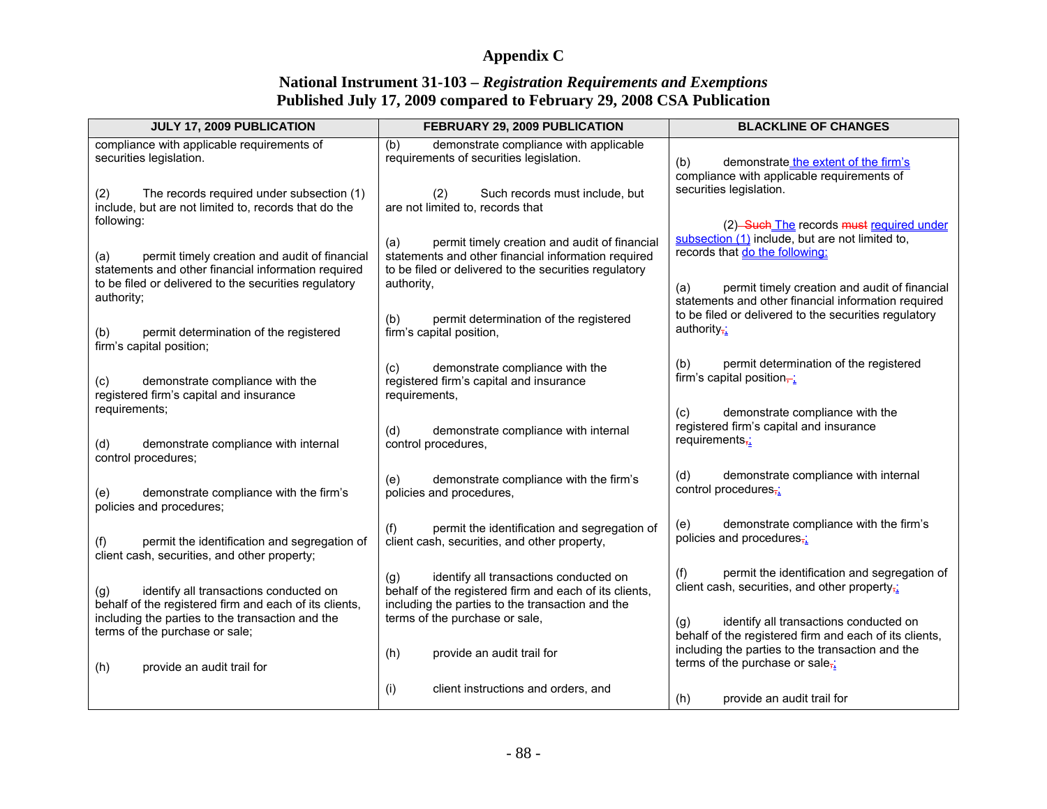# Appendix C

## National Instrument 31-103 – *Registration Requirements and Exemptions*
## Published July 17, 2009 compared to February 29, 2008 CSA Publication

| JULY 17, 2009 PUBLICATION | FEBRUARY 29, 2009 PUBLICATION | BLACKLINE OF CHANGES |
|---|---|---|
| compliance with applicable requirements of securities legislation.<br><br>(2) The records required under subsection (1) include, but are not limited to, records that do the following:<br><br>(a) permit timely creation and audit of financial statements and other financial information required to be filed or delivered to the securities regulatory authority;<br><br>(b) permit determination of the registered firm's capital position;<br><br>(c) demonstrate compliance with the registered firm's capital and insurance requirements;<br><br>(d) demonstrate compliance with internal control procedures;<br><br>(e) demonstrate compliance with the firm's policies and procedures;<br><br>(f) permit the identification and segregation of client cash, securities, and other property;<br><br>(g) identify all transactions conducted on behalf of the registered firm and each of its clients, including the parties to the transaction and the terms of the purchase or sale;<br><br>(h) provide an audit trail for | (b) demonstrate compliance with applicable requirements of securities legislation.<br><br>(2) Such records must include, but are not limited to, records that<br><br>(a) permit timely creation and audit of financial statements and other financial information required to be filed or delivered to the securities regulatory authority,<br><br>(b) permit determination of the registered firm's capital position,<br><br>(c) demonstrate compliance with the registered firm's capital and insurance requirements,<br><br>(d) demonstrate compliance with internal control procedures,<br><br>(e) demonstrate compliance with the firm's policies and procedures,<br><br>(f) permit the identification and segregation of client cash, securities, and other property,<br><br>(g) identify all transactions conducted on behalf of the registered firm and each of its clients, including the parties to the transaction and the terms of the purchase or sale,<br><br>(h) provide an audit trail for<br><br>(i) client instructions and orders, and | (b) demonstrate the extent of the firm's compliance with applicable requirements of securities legislation.<br><br>(2) ~~Such~~ The records ~~must~~ required under subsection (1) include, but are not limited to, records that do the following:<br><br>(a) permit timely creation and audit of financial statements and other financial information required to be filed or delivered to the securities regulatory authority~~,~~;<br><br>(b) permit determination of the registered firm's capital position~~,~~;<br><br>(c) demonstrate compliance with the registered firm's capital and insurance requirements~~,~~;<br><br>(d) demonstrate compliance with internal control procedures~~,~~;<br><br>(e) demonstrate compliance with the firm's policies and procedures~~,~~;<br><br>(f) permit the identification and segregation of client cash, securities, and other property~~,~~;<br><br>(g) identify all transactions conducted on behalf of the registered firm and each of its clients, including the parties to the transaction and the terms of the purchase or sale~~,~~;<br><br>(h) provide an audit trail for |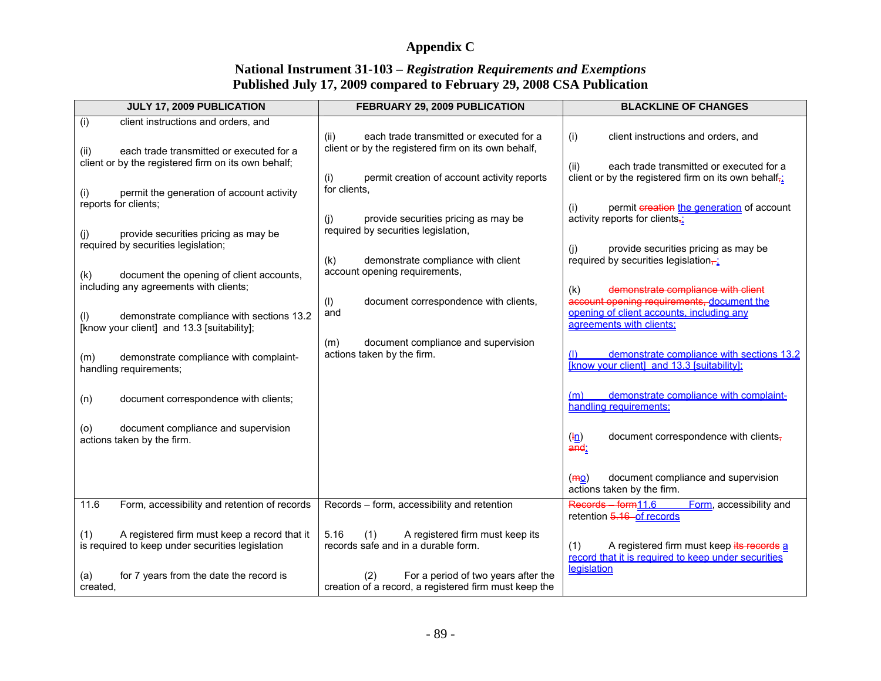# Appendix C

## National Instrument 31-103 – *Registration Requirements and Exemptions*
## Published July 17, 2009 compared to February 29, 2008 CSA Publication

| JULY 17, 2009 PUBLICATION | FEBRUARY 29, 2009 PUBLICATION | BLACKLINE OF CHANGES |
|---|---|---|
| (i) client instructions and orders, and<br><br>(ii) each trade transmitted or executed for a client or by the registered firm on its own behalf;<br><br>(i) permit the generation of account activity reports for clients;<br><br>(j) provide securities pricing as may be required by securities legislation;<br><br>(k) document the opening of client accounts, including any agreements with clients;<br><br>(l) demonstrate compliance with sections 13.2 [know your client] and 13.3 [suitability];<br><br>(m) demonstrate compliance with complaint-handling requirements;<br><br>(n) document correspondence with clients;<br><br>(o) document compliance and supervision actions taken by the firm. | (ii) each trade transmitted or executed for a client or by the registered firm on its own behalf,<br><br>(i) permit creation of account activity reports for clients,<br><br>(j) provide securities pricing as may be required by securities legislation,<br><br>(k) demonstrate compliance with client account opening requirements,<br><br>(l) document correspondence with clients, and<br><br>(m) document compliance and supervision actions taken by the firm. | (i) client instructions and orders, and<br><br>(ii) each trade transmitted or executed for a client or by the registered firm on its own behalf,;<br><br>(i) permit creation the generation of account activity reports for clients,;<br><br>(j) provide securities pricing as may be required by securities legislation,;<br><br>(k) demonstrate compliance with client account opening requirements, document the opening of client accounts, including any agreements with clients;<br><br>(l) demonstrate compliance with sections 13.2 [know your client] and 13.3 [suitability];<br><br>(m) demonstrate compliance with complaint-handling requirements;<br><br>(ln) document correspondence with clients, and;<br><br>(mo) document compliance and supervision actions taken by the firm. |
| 11.6 Form, accessibility and retention of records<br><br>(1) A registered firm must keep a record that it is required to keep under securities legislation<br><br>(a) for 7 years from the date the record is created, | Records – form, accessibility and retention<br><br>5.16 (1) A registered firm must keep its records safe and in a durable form.<br><br>(2) For a period of two years after the creation of a record, a registered firm must keep the | Records – form11.6 Form, accessibility and retention 5.16 of records<br><br>(1) A registered firm must keep its records a record that it is required to keep under securities legislation |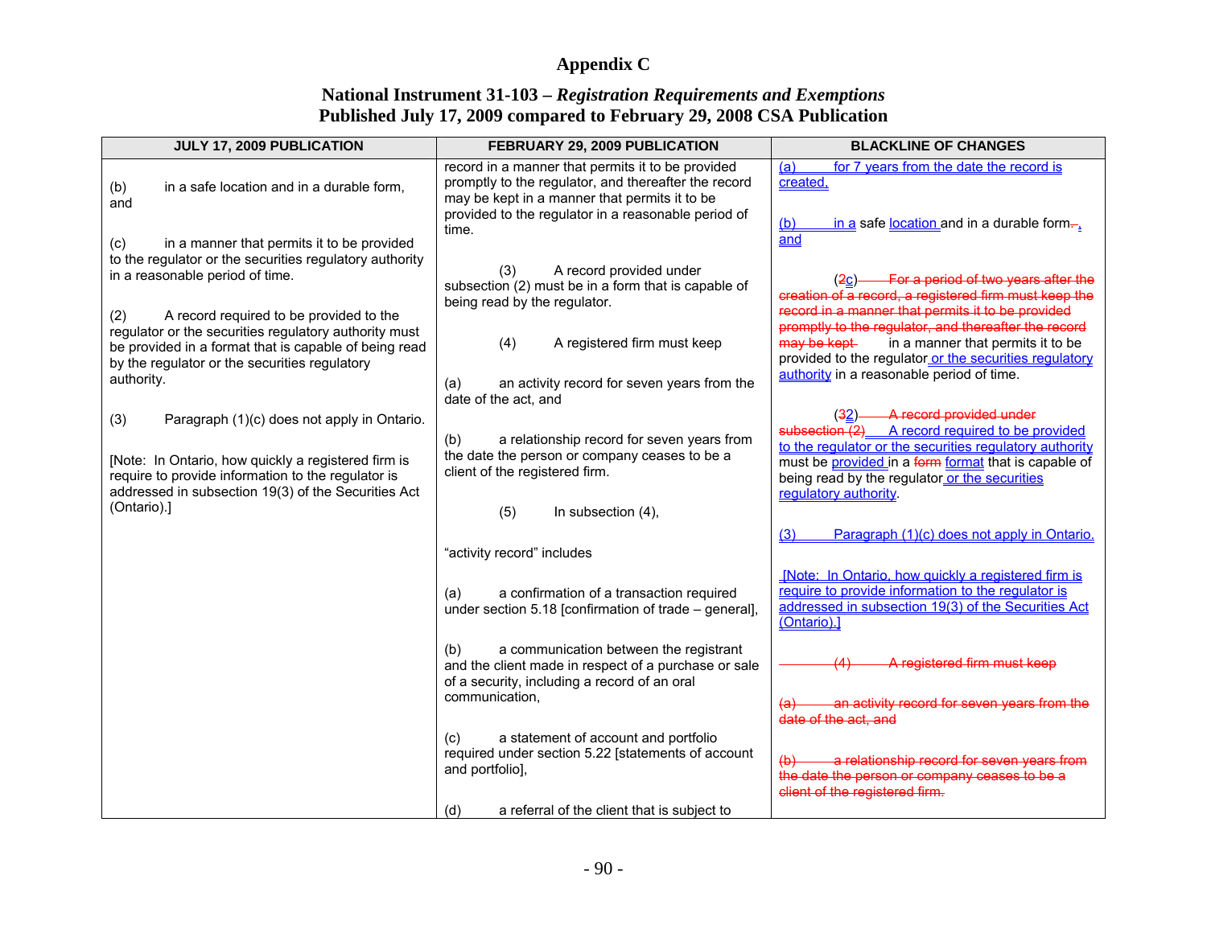# Appendix C

## National Instrument 31-103 – *Registration Requirements and Exemptions*
## Published July 17, 2009 compared to February 29, 2008 CSA Publication

| JULY 17, 2009 PUBLICATION | FEBRUARY 29, 2009 PUBLICATION | BLACKLINE OF CHANGES |
|---|---|---|
| (b) in a safe location and in a durable form, and<br><br>(c) in a manner that permits it to be provided to the regulator or the securities regulatory authority in a reasonable period of time.<br><br>(2) A record required to be provided to the regulator or the securities regulatory authority must be provided in a format that is capable of being read by the regulator or the securities regulatory authority.<br><br>(3) Paragraph (1)(c) does not apply in Ontario.<br><br>[Note: In Ontario, how quickly a registered firm is require to provide information to the regulator is addressed in subsection 19(3) of the Securities Act (Ontario).] | record in a manner that permits it to be provided promptly to the regulator, and thereafter the record may be kept in a manner that permits it to be provided to the regulator in a reasonable period of time.<br><br>(3) A record provided under subsection (2) must be in a form that is capable of being read by the regulator.<br><br>(4) A registered firm must keep<br><br>(a) an activity record for seven years from the date of the act, and<br><br>(b) a relationship record for seven years from the date the person or company ceases to be a client of the registered firm.<br><br>(5) In subsection (4),<br><br>"activity record" includes<br><br>(a) a confirmation of a transaction required under section 5.18 [confirmation of trade – general],<br><br>(b) a communication between the registrant and the client made in respect of a purchase or sale of a security, including a record of an oral communication,<br><br>(c) a statement of account and portfolio required under section 5.22 [statements of account and portfolio],<br><br>(d) a referral of the client that is subject to | (a) for 7 years from the date the record is created,<br><br>(b) in a safe location and in a durable form~~.~~, and<br><br>(~~2~~c) ~~For a period of two years after the creation of a record, a registered firm must keep the record in a manner that permits it to be provided promptly to the regulator, and thereafter the record may be kept~~ in a manner that permits it to be provided to the regulator or the securities regulatory authority in a reasonable period of time.<br><br>(~~3~~2) ~~A record provided under subsection (2)~~ A record required to be provided to the regulator or the securities regulatory authority must be provided in a ~~form~~ format that is capable of being read by the regulator or the securities regulatory authority.<br><br>(3) Paragraph (1)(c) does not apply in Ontario.<br><br>[Note: In Ontario, how quickly a registered firm is require to provide information to the regulator is addressed in subsection 19(3) of the Securities Act (Ontario).]<br><br>~~(4) A registered firm must keep~~<br><br>~~(a) an activity record for seven years from the date of the act, and~~<br><br>~~(b) a relationship record for seven years from the date the person or company ceases to be a client of the registered firm.~~ |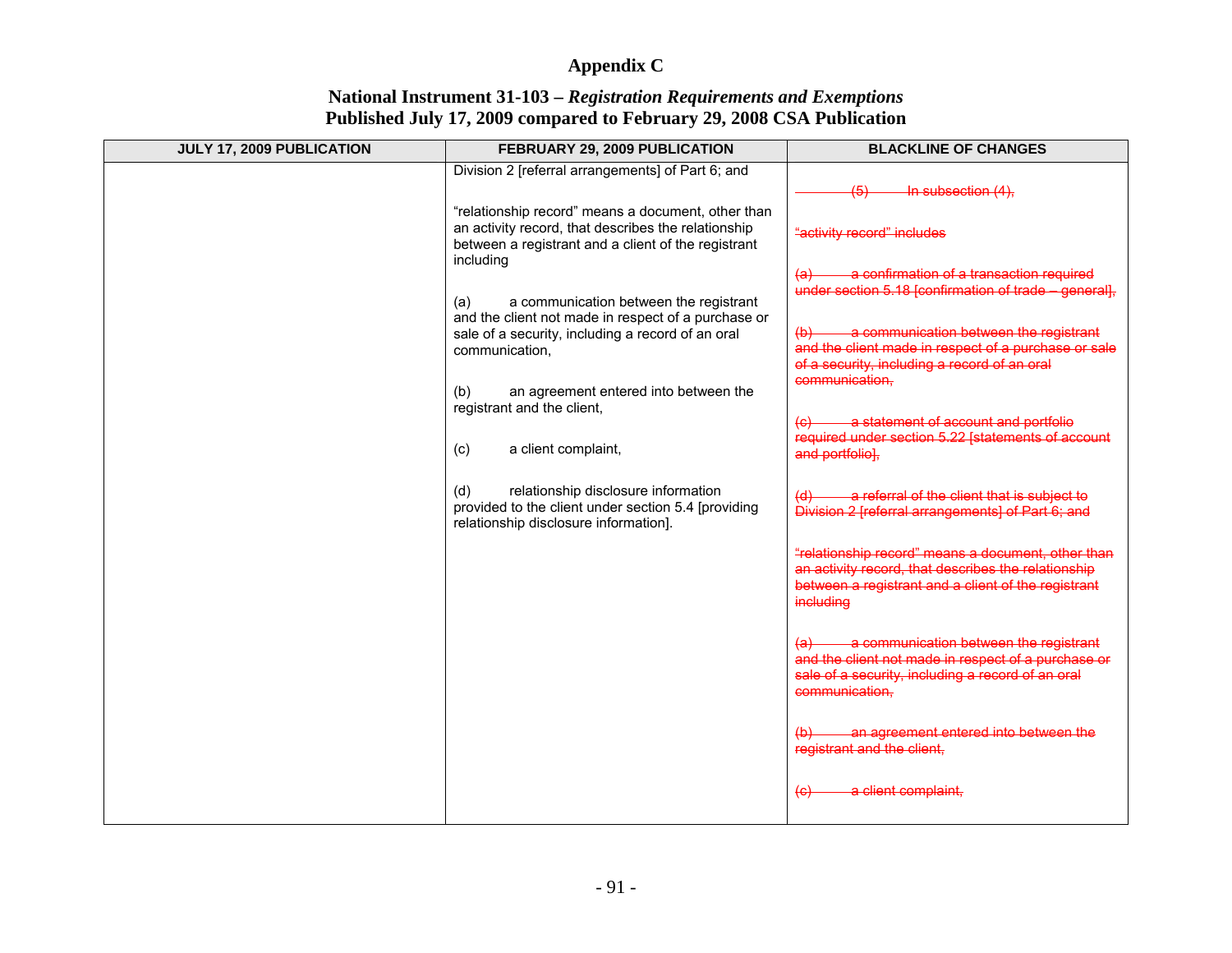# Appendix C

## National Instrument 31-103 – *Registration Requirements and Exemptions*
## Published July 17, 2009 compared to February 29, 2008 CSA Publication

| JULY 17, 2009 PUBLICATION | FEBRUARY 29, 2009 PUBLICATION | BLACKLINE OF CHANGES |
|---|---|---|
| | Division 2 [referral arrangements] of Part 6; and<br><br>"relationship record" means a document, other than an activity record, that describes the relationship between a registrant and a client of the registrant including<br><br>(a) a communication between the registrant and the client not made in respect of a purchase or sale of a security, including a record of an oral communication,<br><br>(b) an agreement entered into between the registrant and the client,<br><br>(c) a client complaint,<br><br>(d) relationship disclosure information provided to the client under section 5.4 [providing relationship disclosure information]. | ~~(5) In subsection (4),~~<br><br>~~"activity record" includes~~<br><br>~~(a) a confirmation of a transaction required under section 5.18 [confirmation of trade – general],~~<br><br>~~(b) a communication between the registrant and the client made in respect of a purchase or sale of a security, including a record of an oral communication,~~<br><br>~~(c) a statement of account and portfolio required under section 5.22 [statements of account and portfolio],~~<br><br>~~(d) a referral of the client that is subject to Division 2 [referral arrangements] of Part 6; and~~<br><br>~~"relationship record" means a document, other than an activity record, that describes the relationship between a registrant and a client of the registrant including~~<br><br>~~(a) a communication between the registrant and the client not made in respect of a purchase or sale of a security, including a record of an oral communication,~~<br><br>~~(b) an agreement entered into between the registrant and the client,~~<br><br>~~(c) a client complaint,~~ |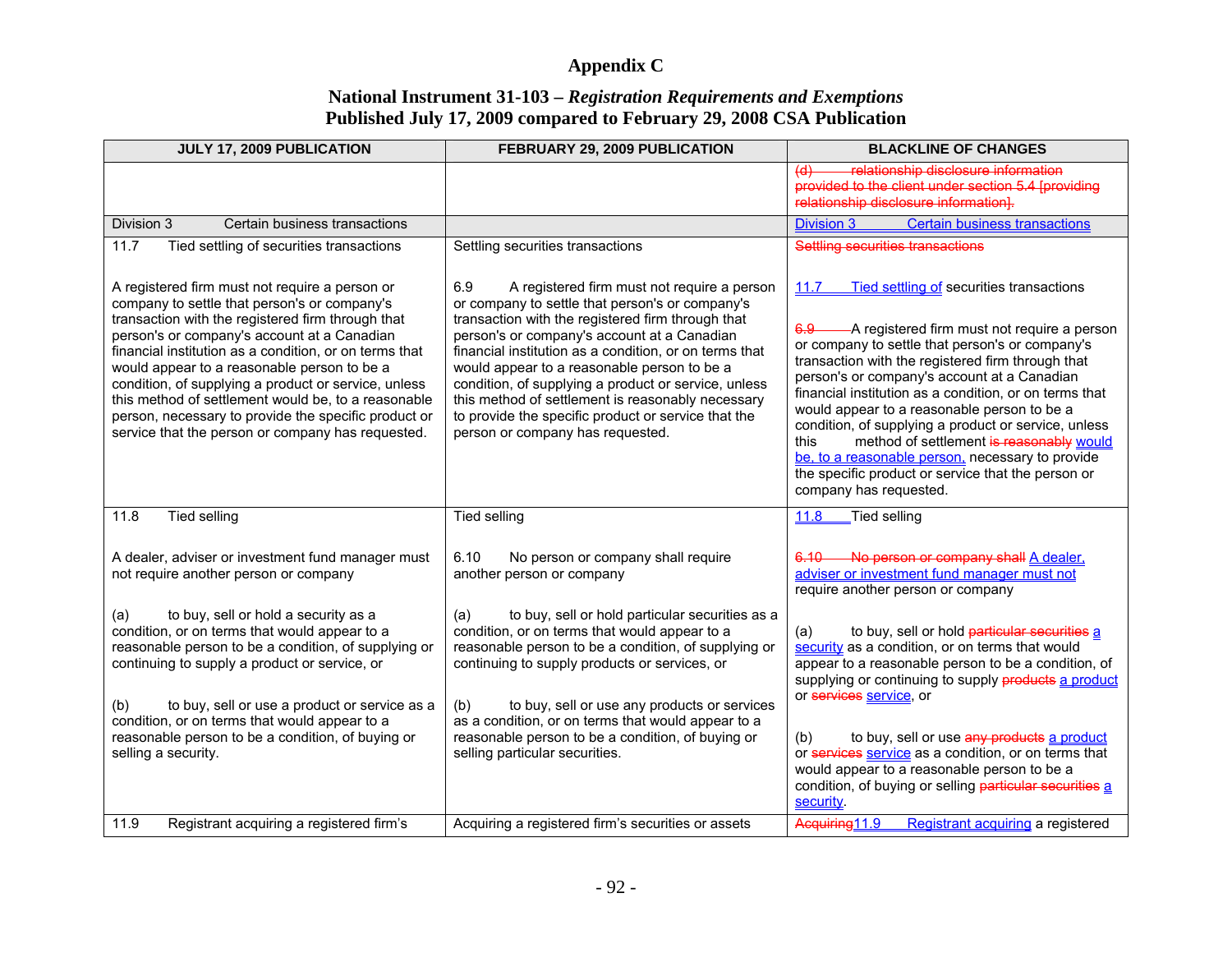# Appendix C

## National Instrument 31-103 – *Registration Requirements and Exemptions*
## Published July 17, 2009 compared to February 29, 2008 CSA Publication

| JULY 17, 2009 PUBLICATION | FEBRUARY 29, 2009 PUBLICATION | BLACKLINE OF CHANGES |
|---|---|---|
| | | ~~(d) relationship disclosure information provided to the client under section 5.4 [providing relationship disclosure information].~~ |
| Division 3 Certain business transactions | | Division 3 Certain business transactions |
| 11.7 Tied settling of securities transactions<br><br>A registered firm must not require a person or company to settle that person's or company's transaction with the registered firm through that person's or company's account at a Canadian financial institution as a condition, or on terms that would appear to a reasonable person to be a condition, of supplying a product or service, unless this method of settlement would be, to a reasonable person, necessary to provide the specific product or service that the person or company has requested. | Settling securities transactions<br><br>6.9 A registered firm must not require a person or company to settle that person's or company's transaction with the registered firm through that person's or company's account at a Canadian financial institution as a condition, or on terms that would appear to a reasonable person to be a condition, of supplying a product or service, unless this method of settlement is reasonably necessary to provide the specific product or service that the person or company has requested. | ~~Settling securities transactions~~<br><br>11.7 Tied settling of securities transactions<br><br>~~6.9~~ A registered firm must not require a person or company to settle that person's or company's transaction with the registered firm through that person's or company's account at a Canadian financial institution as a condition, or on terms that would appear to a reasonable person to be a condition, of supplying a product or service, unless this method of settlement ~~is reasonably~~ would be, to a reasonable person, necessary to provide the specific product or service that the person or company has requested. |
| 11.8 Tied selling<br><br>A dealer, adviser or investment fund manager must not require another person or company<br><br>(a) to buy, sell or hold a security as a condition, or on terms that would appear to a reasonable person to be a condition, of supplying or continuing to supply a product or service, or<br><br>(b) to buy, sell or use a product or service as a condition, or on terms that would appear to a reasonable person to be a condition, of buying or selling a security. | Tied selling<br><br>6.10 No person or company shall require another person or company<br><br>(a) to buy, sell or hold particular securities as a condition, or on terms that would appear to a reasonable person to be a condition, of supplying or continuing to supply products or services, or<br><br>(b) to buy, sell or use any products or services as a condition, or on terms that would appear to a reasonable person to be a condition, of buying or selling particular securities. | 11.8 Tied selling<br><br>~~6.10 No person or company shall~~ A dealer, adviser or investment fund manager must not require another person or company<br><br>(a) to buy, sell or hold ~~particular securities~~ a security as a condition, or on terms that would appear to a reasonable person to be a condition, of supplying or continuing to supply ~~products~~ a product or ~~services~~ service, or<br><br>(b) to buy, sell or use ~~any products~~ a product or ~~services~~ service as a condition, or on terms that would appear to a reasonable person to be a condition, of buying or selling ~~particular securities~~ a security. |
| 11.9 Registrant acquiring a registered firm's | Acquiring a registered firm's securities or assets | ~~Acquiring~~11.9 Registrant acquiring a registered |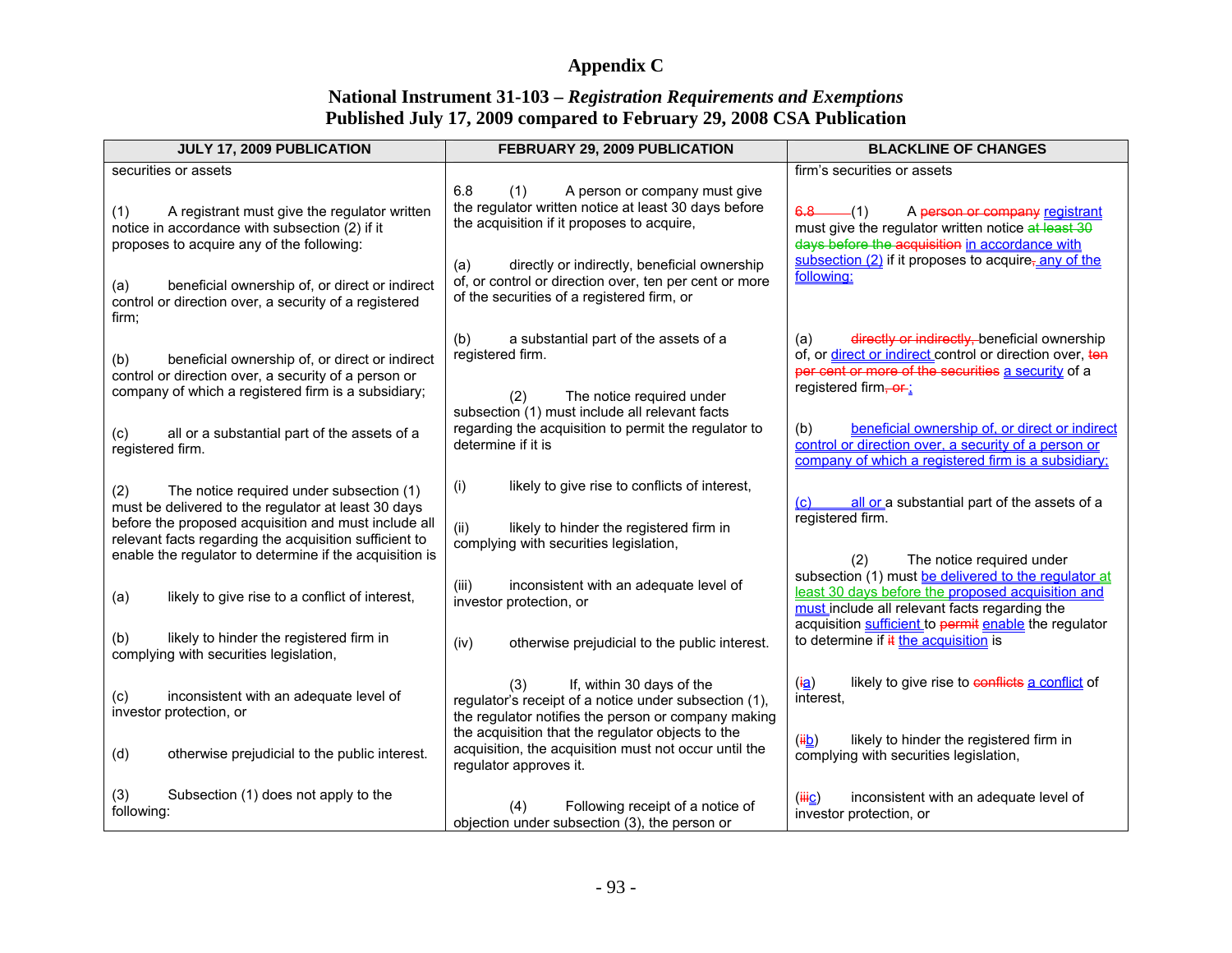# Appendix C

## National Instrument 31-103 – *Registration Requirements and Exemptions*
## Published July 17, 2009 compared to February 29, 2008 CSA Publication

| JULY 17, 2009 PUBLICATION | FEBRUARY 29, 2009 PUBLICATION | BLACKLINE OF CHANGES |
|---|---|---|
| securities or assets<br><br>(1) A registrant must give the regulator written notice in accordance with subsection (2) if it proposes to acquire any of the following:<br><br>(a) beneficial ownership of, or direct or indirect control or direction over, a security of a registered firm;<br><br>(b) beneficial ownership of, or direct or indirect control or direction over, a security of a person or company of which a registered firm is a subsidiary;<br><br>(c) all or a substantial part of the assets of a registered firm.<br><br>(2) The notice required under subsection (1) must be delivered to the regulator at least 30 days before the proposed acquisition and must include all relevant facts regarding the acquisition sufficient to enable the regulator to determine if the acquisition is<br><br>(a) likely to give rise to a conflict of interest,<br><br>(b) likely to hinder the registered firm in complying with securities legislation,<br><br>(c) inconsistent with an adequate level of investor protection, or<br><br>(d) otherwise prejudicial to the public interest.<br><br>(3) Subsection (1) does not apply to the following: | 6.8 (1) A person or company must give the regulator written notice at least 30 days before the acquisition if it proposes to acquire,<br><br>(a) directly or indirectly, beneficial ownership of, or control or direction over, ten per cent or more of the securities of a registered firm, or<br><br>(b) a substantial part of the assets of a registered firm.<br><br>(2) The notice required under subsection (1) must include all relevant facts regarding the acquisition to permit the regulator to determine if it is<br><br>(i) likely to give rise to conflicts of interest,<br><br>(ii) likely to hinder the registered firm in complying with securities legislation,<br><br>(iii) inconsistent with an adequate level of investor protection, or<br><br>(iv) otherwise prejudicial to the public interest.<br><br>(3) If, within 30 days of the regulator's receipt of a notice under subsection (1), the regulator notifies the person or company making the acquisition that the regulator objects to the acquisition, the acquisition must not occur until the regulator approves it.<br><br>(4) Following receipt of a notice of objection under subsection (3), the person or | firm's securities or assets<br><br>~~6.8~~ (1) A ~~person or company~~ registrant must give the regulator written notice ~~at least 30 days before the acquisition~~ in accordance with subsection (2) if it proposes to acquire~~,~~ any of the following:<br><br>(a) ~~directly or indirectly,~~ beneficial ownership of, or direct or indirect control or direction over, ~~ten per cent or more of the securities~~ a security of a registered firm~~, or~~;<br><br>(b) beneficial ownership of, or direct or indirect control or direction over, a security of a person or company of which a registered firm is a subsidiary;<br><br>(c) all or a substantial part of the assets of a registered firm.<br><br>(2) The notice required under subsection (1) must be delivered to the regulator at least 30 days before the proposed acquisition and must include all relevant facts regarding the acquisition sufficient to ~~permit~~ enable the regulator to determine if ~~it~~ the acquisition is<br><br>(~~i~~a) likely to give rise to ~~conflicts~~ a conflict of interest,<br><br>(~~ii~~b) likely to hinder the registered firm in complying with securities legislation,<br><br>(~~iii~~c) inconsistent with an adequate level of investor protection, or |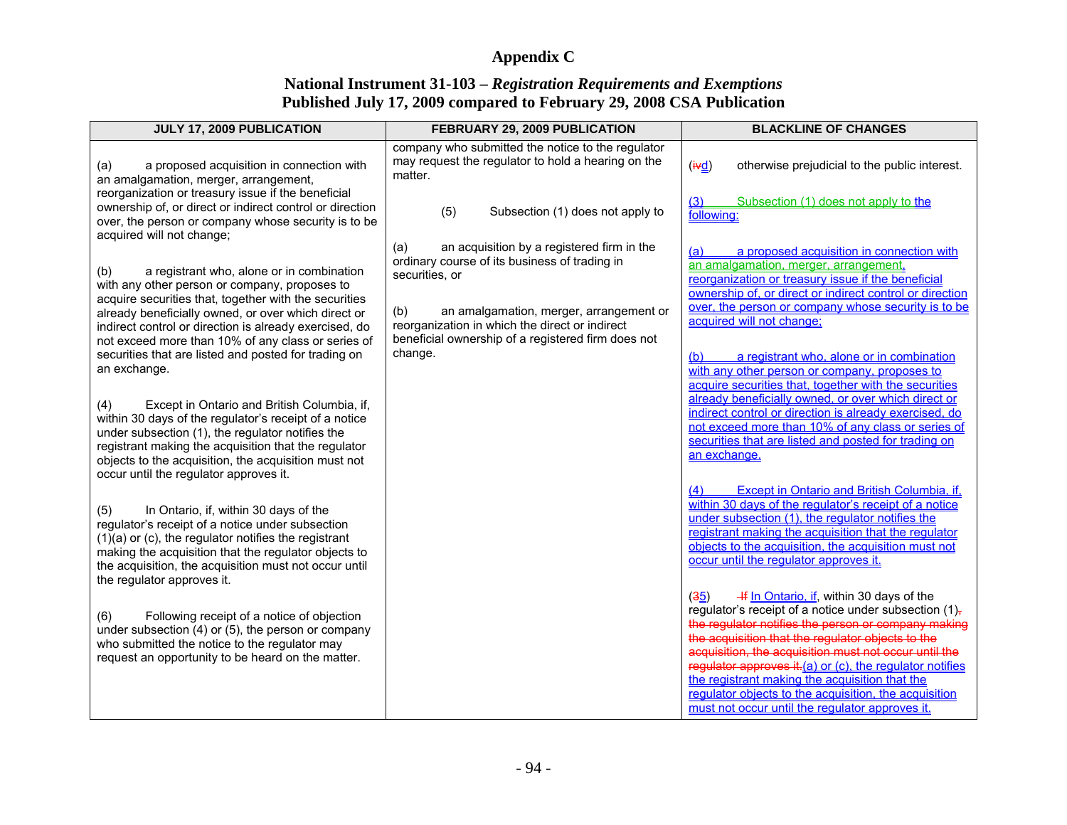# Appendix C

## National Instrument 31-103 – *Registration Requirements and Exemptions*
## Published July 17, 2009 compared to February 29, 2008 CSA Publication

| JULY 17, 2009 PUBLICATION | FEBRUARY 29, 2009 PUBLICATION | BLACKLINE OF CHANGES |
|---|---|---|
| (a) a proposed acquisition in connection with an amalgamation, merger, arrangement, reorganization or treasury issue if the beneficial ownership of, or direct or indirect control or direction over, the person or company whose security is to be acquired will not change;<br><br>(b) a registrant who, alone or in combination with any other person or company, proposes to acquire securities that, together with the securities already beneficially owned, or over which direct or indirect control or direction is already exercised, do not exceed more than 10% of any class or series of securities that are listed and posted for trading on an exchange.<br><br>(4) Except in Ontario and British Columbia, if, within 30 days of the regulator's receipt of a notice under subsection (1), the regulator notifies the registrant making the acquisition that the regulator objects to the acquisition, the acquisition must not occur until the regulator approves it.<br><br>(5) In Ontario, if, within 30 days of the regulator's receipt of a notice under subsection (1)(a) or (c), the regulator notifies the registrant making the acquisition that the regulator objects to the acquisition, the acquisition must not occur until the regulator approves it.<br><br>(6) Following receipt of a notice of objection under subsection (4) or (5), the person or company who submitted the notice to the regulator may request an opportunity to be heard on the matter. | company who submitted the notice to the regulator may request the regulator to hold a hearing on the matter.<br><br>(5) Subsection (1) does not apply to<br><br>(a) an acquisition by a registered firm in the ordinary course of its business of trading in securities, or<br><br>(b) an amalgamation, merger, arrangement or reorganization in which the direct or indirect beneficial ownership of a registered firm does not change. | (~~iv~~d) otherwise prejudicial to the public interest.<br><br>(3) Subsection (1) does not apply to the following:<br><br>(a) a proposed acquisition in connection with an amalgamation, merger, arrangement, reorganization or treasury issue if the beneficial ownership of, or direct or indirect control or direction over, the person or company whose security is to be acquired will not change;<br><br>(b) a registrant who, alone or in combination with any other person or company, proposes to acquire securities that, together with the securities already beneficially owned, or over which direct or indirect control or direction is already exercised, do not exceed more than 10% of any class or series of securities that are listed and posted for trading on an exchange.<br><br>(4) Except in Ontario and British Columbia, if, within 30 days of the regulator's receipt of a notice under subsection (1), the regulator notifies the registrant making the acquisition that the regulator objects to the acquisition, the acquisition must not occur until the regulator approves it.<br><br>(~~3~~5) ~~If~~ In Ontario, if, within 30 days of the regulator's receipt of a notice under subsection (1)~~, the regulator notifies the person or company making the acquisition that the regulator objects to the acquisition, the acquisition must not occur until the regulator approves it.~~(a) or (c), the regulator notifies the registrant making the acquisition that the regulator objects to the acquisition, the acquisition must not occur until the regulator approves it. |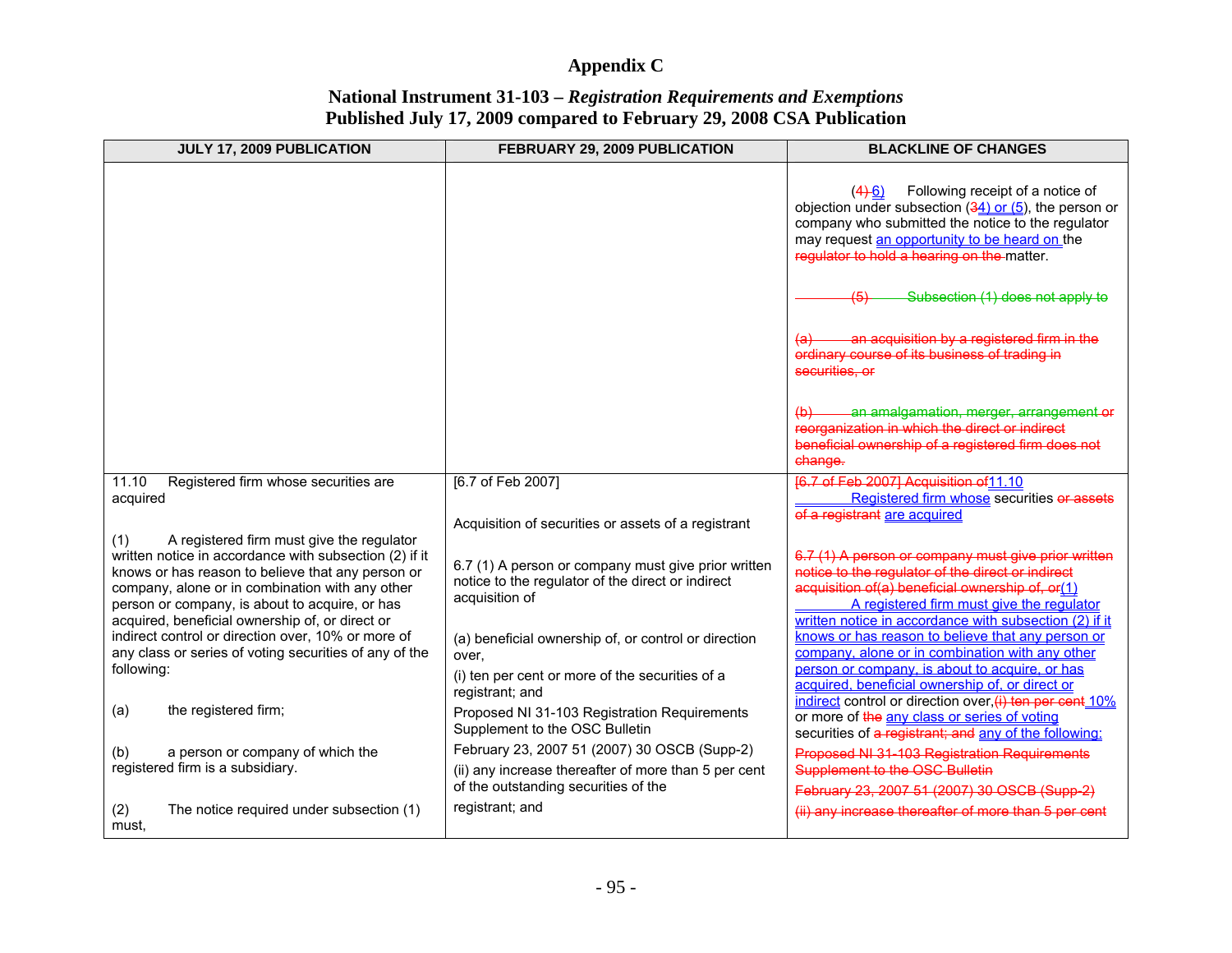# Appendix C

## National Instrument 31-103 – *Registration Requirements and Exemptions*
## Published July 17, 2009 compared to February 29, 2008 CSA Publication

| JULY 17, 2009 PUBLICATION | FEBRUARY 29, 2009 PUBLICATION | BLACKLINE OF CHANGES |
|---|---|---|
| | | (4) 6) Following receipt of a notice of objection under subsection (34) or (5), the person or company who submitted the notice to the regulator may request an opportunity to be heard on the regulator to hold a hearing on the matter.<br><br>(5) Subsection (1) does not apply to<br><br>(a) an acquisition by a registered firm in the ordinary course of its business of trading in securities, or<br><br>(b) an amalgamation, merger, arrangement or reorganization in which the direct or indirect beneficial ownership of a registered firm does not change. |
| 11.10 Registered firm whose securities are acquired<br><br>(1) A registered firm must give the regulator written notice in accordance with subsection (2) if it knows or has reason to believe that any person or company, alone or in combination with any other person or company, is about to acquire, or has acquired, beneficial ownership of, or direct or indirect control or direction over, 10% or more of any class or series of voting securities of any of the following:<br><br>(a) the registered firm;<br><br>(b) a person or company of which the registered firm is a subsidiary.<br><br>(2) The notice required under subsection (1) must, | [6.7 of Feb 2007]<br><br>Acquisition of securities or assets of a registrant<br><br>6.7 (1) A person or company must give prior written notice to the regulator of the direct or indirect acquisition of<br><br>(a) beneficial ownership of, or control or direction over,<br>(i) ten per cent or more of the securities of a registrant; and<br>Proposed NI 31-103 Registration Requirements Supplement to the OSC Bulletin<br>February 23, 2007 51 (2007) 30 OSCB (Supp-2)<br>(ii) any increase thereafter of more than 5 per cent of the outstanding securities of the registrant; and | [6.7 of Feb 2007] Acquisition of11.10 Registered firm whose securities or assets of a registrant are acquired<br><br>6.7 (1) A person or company must give prior written notice to the regulator of the direct or indirect acquisition of(a) beneficial ownership of, or(1) A registered firm must give the regulator written notice in accordance with subsection (2) if it knows or has reason to believe that any person or company, alone or in combination with any other person or company, is about to acquire, or has acquired, beneficial ownership of, or direct or indirect control or direction over,(i) ten per cent 10% or more of the any class or series of voting securities of a registrant; and any of the following:<br>Proposed NI 31-103 Registration Requirements Supplement to the OSC Bulletin<br>February 23, 2007 51 (2007) 30 OSCB (Supp-2)<br>(ii) any increase thereafter of more than 5 per cent |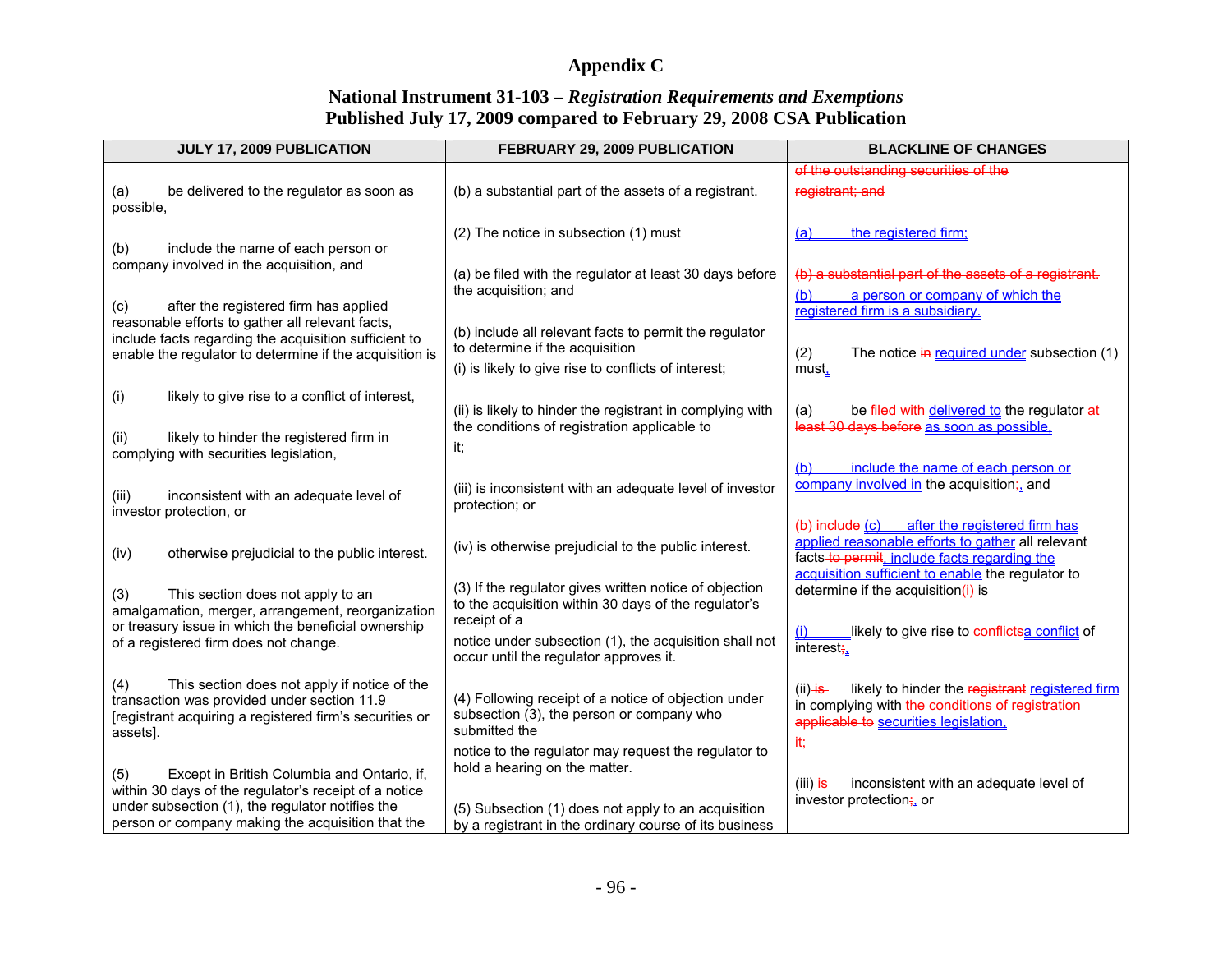# Appendix C

## National Instrument 31-103 – *Registration Requirements and Exemptions*
## Published July 17, 2009 compared to February 29, 2008 CSA Publication

| JULY 17, 2009 PUBLICATION | FEBRUARY 29, 2009 PUBLICATION | BLACKLINE OF CHANGES |
|---|---|---|
| (a) be delivered to the regulator as soon as possible,<br><br>(b) include the name of each person or company involved in the acquisition, and<br><br>(c) after the registered firm has applied reasonable efforts to gather all relevant facts, include facts regarding the acquisition sufficient to enable the regulator to determine if the acquisition is<br><br>(i) likely to give rise to a conflict of interest,<br><br>(ii) likely to hinder the registered firm in complying with securities legislation,<br><br>(iii) inconsistent with an adequate level of investor protection, or<br><br>(iv) otherwise prejudicial to the public interest.<br><br>(3) This section does not apply to an amalgamation, merger, arrangement, reorganization or treasury issue in which the beneficial ownership of a registered firm does not change.<br><br>(4) This section does not apply if notice of the transaction was provided under section 11.9 [registrant acquiring a registered firm's securities or assets].<br><br>(5) Except in British Columbia and Ontario, if, within 30 days of the regulator's receipt of a notice under subsection (1), the regulator notifies the person or company making the acquisition that the | (b) a substantial part of the assets of a registrant.<br><br>(2) The notice in subsection (1) must<br><br>(a) be filed with the regulator at least 30 days before the acquisition; and<br><br>(b) include all relevant facts to permit the regulator to determine if the acquisition<br>(i) is likely to give rise to conflicts of interest;<br><br>(ii) is likely to hinder the registrant in complying with the conditions of registration applicable to<br>it;<br><br>(iii) is inconsistent with an adequate level of investor protection; or<br><br>(iv) is otherwise prejudicial to the public interest.<br><br>(3) If the regulator gives written notice of objection to the acquisition within 30 days of the regulator's receipt of a<br>notice under subsection (1), the acquisition shall not occur until the regulator approves it.<br><br>(4) Following receipt of a notice of objection under subsection (3), the person or company who submitted the<br>notice to the regulator may request the regulator to hold a hearing on the matter.<br><br>(5) Subsection (1) does not apply to an acquisition by a registrant in the ordinary course of its business | ~~of the outstanding securities of the registrant; and~~<br><br>(a) the registered firm;<br><br>~~(b) a substantial part of the assets of a registrant.~~<br>(b) a person or company of which the registered firm is a subsidiary.<br><br>(2) The notice ~~in~~ required under subsection (1) must,<br><br>(a) be ~~filed with~~ delivered to the regulator ~~at least 30 days before~~ as soon as possible,<br><br>(b) include the name of each person or company involved in the acquisition~~;~~, and<br><br>~~(b) include~~ (c) after the registered firm has applied reasonable efforts to gather all relevant facts ~~to permit~~, include facts regarding the acquisition sufficient to enable the regulator to determine if the acquisition~~(i)~~ is<br><br>(i) likely to give rise to ~~conflicts~~a conflict of interest~~;~~,<br><br>(ii) ~~is~~ likely to hinder the ~~registrant~~ registered firm in complying with ~~the conditions of registration applicable to~~ securities legislation,<br>~~it;~~<br><br>(iii) ~~is~~ inconsistent with an adequate level of investor protection~~;~~, or |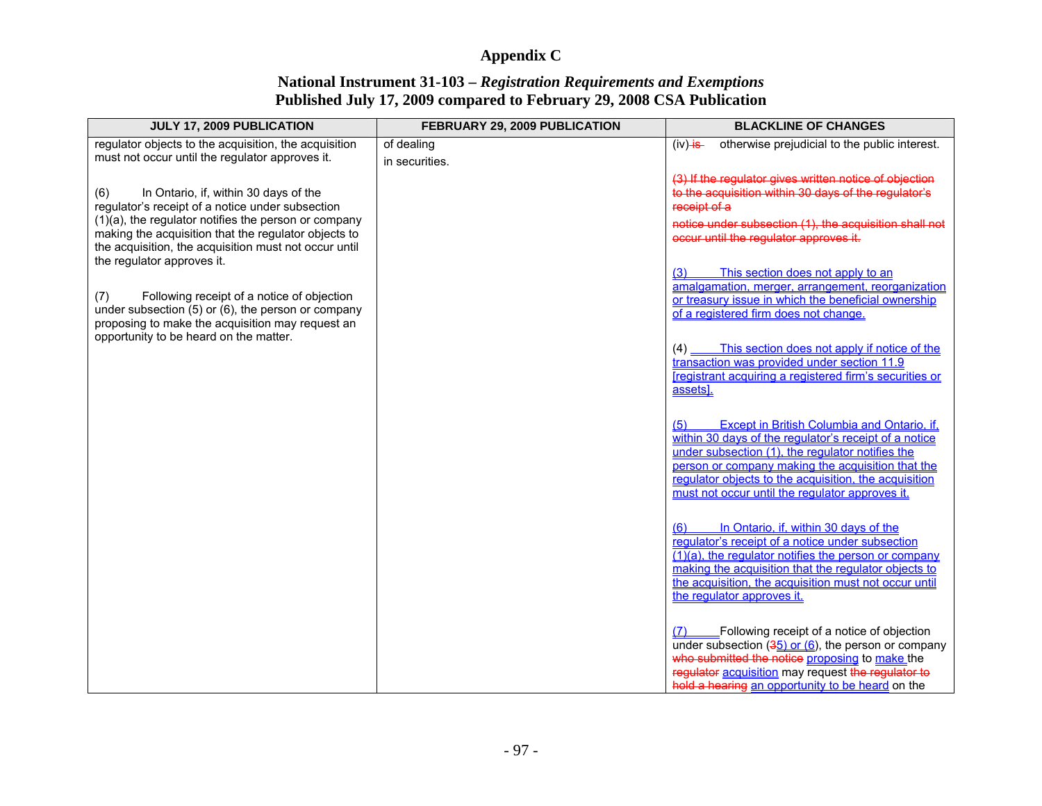# Appendix C

## National Instrument 31-103 – *Registration Requirements and Exemptions*
## Published July 17, 2009 compared to February 29, 2008 CSA Publication

| JULY 17, 2009 PUBLICATION | FEBRUARY 29, 2009 PUBLICATION | BLACKLINE OF CHANGES |
|---|---|---|
| regulator objects to the acquisition, the acquisition must not occur until the regulator approves it.<br><br>(6) In Ontario, if, within 30 days of the regulator's receipt of a notice under subsection (1)(a), the regulator notifies the person or company making the acquisition that the regulator objects to the acquisition, the acquisition must not occur until the regulator approves it.<br><br>(7) Following receipt of a notice of objection under subsection (5) or (6), the person or company proposing to make the acquisition may request an opportunity to be heard on the matter. | of dealing<br>in securities. | (iv) ~~is~~ otherwise prejudicial to the public interest.<br><br>~~(3) If the regulator gives written notice of objection to the acquisition within 30 days of the regulator's receipt of a notice under subsection (1), the acquisition shall not occur until the regulator approves it.~~<br><br>(3) This section does not apply to an amalgamation, merger, arrangement, reorganization or treasury issue in which the beneficial ownership of a registered firm does not change.<br><br>(4) This section does not apply if notice of the transaction was provided under section 11.9 [registrant acquiring a registered firm's securities or assets].<br><br>(5) Except in British Columbia and Ontario, if, within 30 days of the regulator's receipt of a notice under subsection (1), the regulator notifies the person or company making the acquisition that the regulator objects to the acquisition, the acquisition must not occur until the regulator approves it.<br><br>(6) In Ontario, if, within 30 days of the regulator's receipt of a notice under subsection (1)(a), the regulator notifies the person or company making the acquisition that the regulator objects to the acquisition, the acquisition must not occur until the regulator approves it.<br><br>(7) Following receipt of a notice of objection under subsection (~~3~~5) or (6), the person or company ~~who submitted the notice~~ proposing to make the ~~regulator~~ acquisition may request ~~the regulator to hold a hearing~~ an opportunity to be heard on the |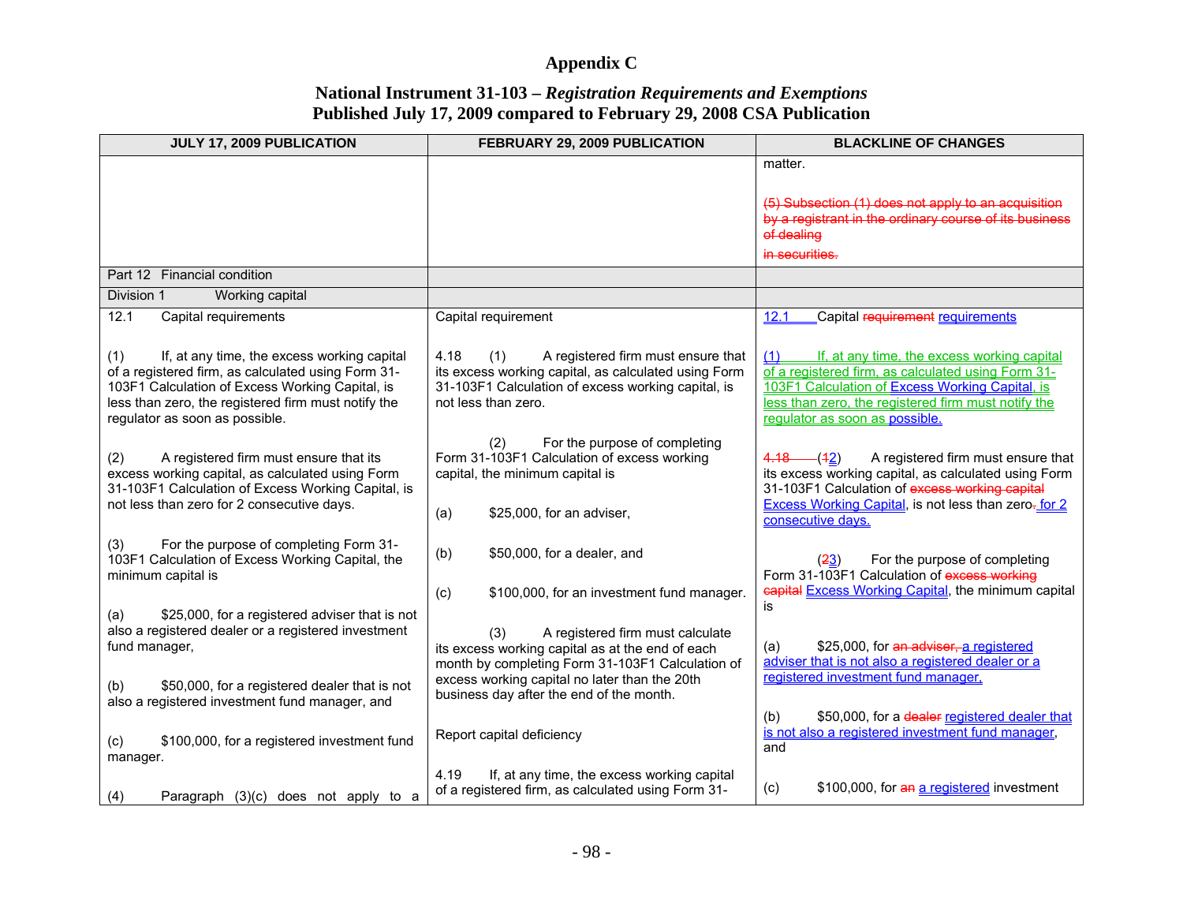# Appendix C

## National Instrument 31-103 – *Registration Requirements and Exemptions*
## Published July 17, 2009 compared to February 29, 2008 CSA Publication

| JULY 17, 2009 PUBLICATION | FEBRUARY 29, 2009 PUBLICATION | BLACKLINE OF CHANGES |
|---|---|---|
| | | matter.<br><br>~~(5) Subsection (1) does not apply to an acquisition by a registrant in the ordinary course of its business of dealing~~<br>~~in securities.~~ |
| Part 12 Financial condition | | |
| Division 1 Working capital | | |
| 12.1 Capital requirements<br><br>(1) If, at any time, the excess working capital of a registered firm, as calculated using Form 31-103F1 Calculation of Excess Working Capital, is less than zero, the registered firm must notify the regulator as soon as possible.<br><br>(2) A registered firm must ensure that its excess working capital, as calculated using Form 31-103F1 Calculation of Excess Working Capital, is not less than zero for 2 consecutive days.<br><br>(3) For the purpose of completing Form 31-103F1 Calculation of Excess Working Capital, the minimum capital is<br><br>(a) $25,000, for a registered adviser that is not also a registered dealer or a registered investment fund manager,<br><br>(b) $50,000, for a registered dealer that is not also a registered investment fund manager, and<br><br>(c) $100,000, for a registered investment fund manager.<br><br>(4) Paragraph (3)(c) does not apply to a | Capital requirement<br><br>4.18 (1) A registered firm must ensure that its excess working capital, as calculated using Form 31-103F1 Calculation of excess working capital, is not less than zero.<br><br>(2) For the purpose of completing Form 31-103F1 Calculation of excess working capital, the minimum capital is<br><br>(a) $25,000, for an adviser,<br><br>(b) $50,000, for a dealer, and<br><br>(c) $100,000, for an investment fund manager.<br><br>(3) A registered firm must calculate its excess working capital as at the end of each month by completing Form 31-103F1 Calculation of excess working capital no later than the 20th business day after the end of the month.<br><br>Report capital deficiency<br><br>4.19 If, at any time, the excess working capital of a registered firm, as calculated using Form 31- | <u>12.1</u> Capital ~~requirement~~ <u>requirements</u><br><br><u>(1) If, at any time, the excess working capital of a registered firm, as calculated using Form 31-103F1 Calculation of Excess Working Capital, is less than zero, the registered firm must notify the regulator as soon as possible.</u><br><br>~~4.18~~ (~~1~~<u>2</u>) A registered firm must ensure that its excess working capital, as calculated using Form 31-103F1 Calculation of ~~excess working capital~~ <u>Excess Working Capital</u>, is not less than zero~~.~~ <u>for 2 consecutive days.</u><br><br>(~~2~~<u>3</u>) For the purpose of completing Form 31-103F1 Calculation of ~~excess working capital~~ <u>Excess Working Capital</u>, the minimum capital is<br><br>(a) $25,000, for ~~an adviser,~~ <u>a registered adviser that is not also a registered dealer or a registered investment fund manager,</u><br><br>(b) $50,000, for a ~~dealer~~ <u>registered dealer that is not also a registered investment fund manager</u>, and<br><br>(c) $100,000, for ~~an~~ <u>a registered</u> investment |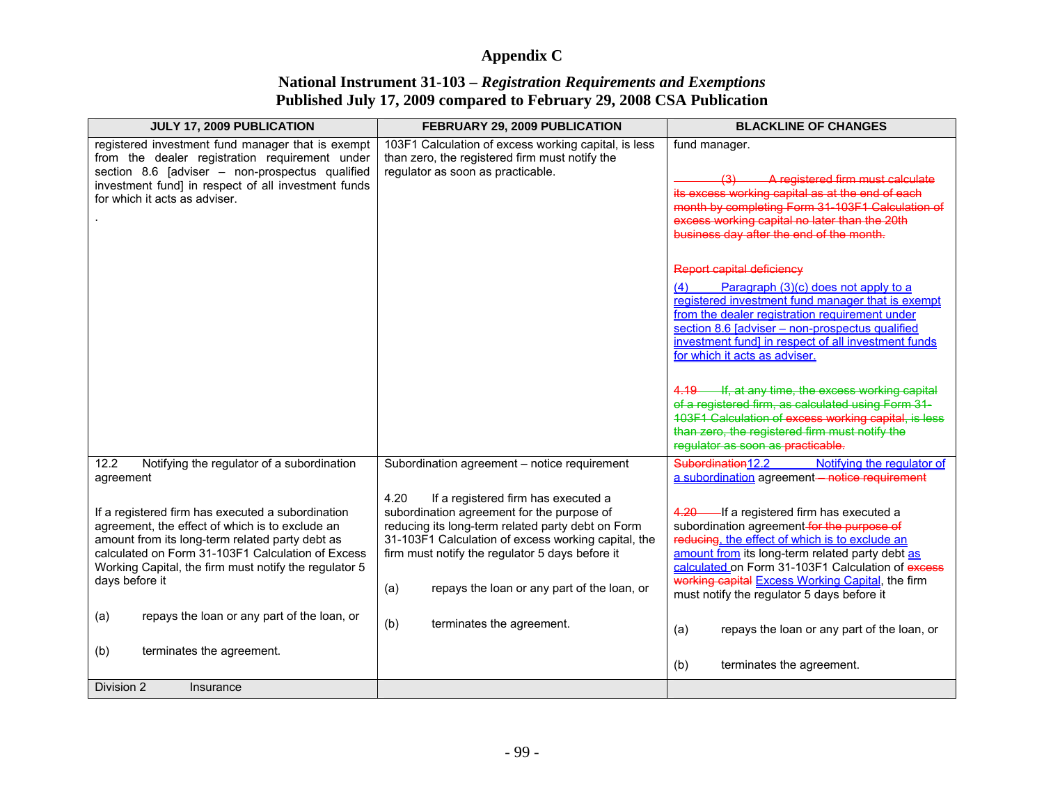# Appendix C

## National Instrument 31-103 – *Registration Requirements and Exemptions*
## Published July 17, 2009 compared to February 29, 2008 CSA Publication

| JULY 17, 2009 PUBLICATION | FEBRUARY 29, 2009 PUBLICATION | BLACKLINE OF CHANGES |
|---|---|---|
| registered investment fund manager that is exempt from the dealer registration requirement under section 8.6 [adviser – non-prospectus qualified investment fund] in respect of all investment funds for which it acts as adviser.<br><br>. | 103F1 Calculation of excess working capital, is less than zero, the registered firm must notify the regulator as soon as practicable. | fund manager.<br><br>~~(3) A registered firm must calculate its excess working capital as at the end of each month by completing Form 31-103F1 Calculation of excess working capital no later than the 20th business day after the end of the month.~~<br><br>~~Report capital deficiency~~<br><br>(4) Paragraph (3)(c) does not apply to a registered investment fund manager that is exempt from the dealer registration requirement under section 8.6 [adviser – non-prospectus qualified investment fund] in respect of all investment funds for which it acts as adviser.<br><br>~~4.19 If, at any time, the excess working capital of a registered firm, as calculated using Form 31-103F1 Calculation of excess working capital, is less than zero, the registered firm must notify the regulator as soon as practicable.~~ |
| 12.2 Notifying the regulator of a subordination agreement<br><br>If a registered firm has executed a subordination agreement, the effect of which is to exclude an amount from its long-term related party debt as calculated on Form 31-103F1 Calculation of Excess Working Capital, the firm must notify the regulator 5 days before it<br><br>(a) repays the loan or any part of the loan, or<br><br>(b) terminates the agreement. | Subordination agreement – notice requirement<br><br>4.20 If a registered firm has executed a subordination agreement for the purpose of reducing its long-term related party debt on Form 31-103F1 Calculation of excess working capital, the firm must notify the regulator 5 days before it<br><br>(a) repays the loan or any part of the loan, or<br><br>(b) terminates the agreement. | ~~Subordination~~12.2 Notifying the regulator of a subordination agreement~~ – notice requirement~~<br><br>~~4.20~~ If a registered firm has executed a subordination agreement~~ for the purpose of reducing~~, the effect of which is to exclude an amount from its long-term related party debt as calculated on Form 31-103F1 Calculation of ~~excess working capital~~ Excess Working Capital, the firm must notify the regulator 5 days before it<br><br>(a) repays the loan or any part of the loan, or<br><br>(b) terminates the agreement. |
| Division 2 Insurance | | |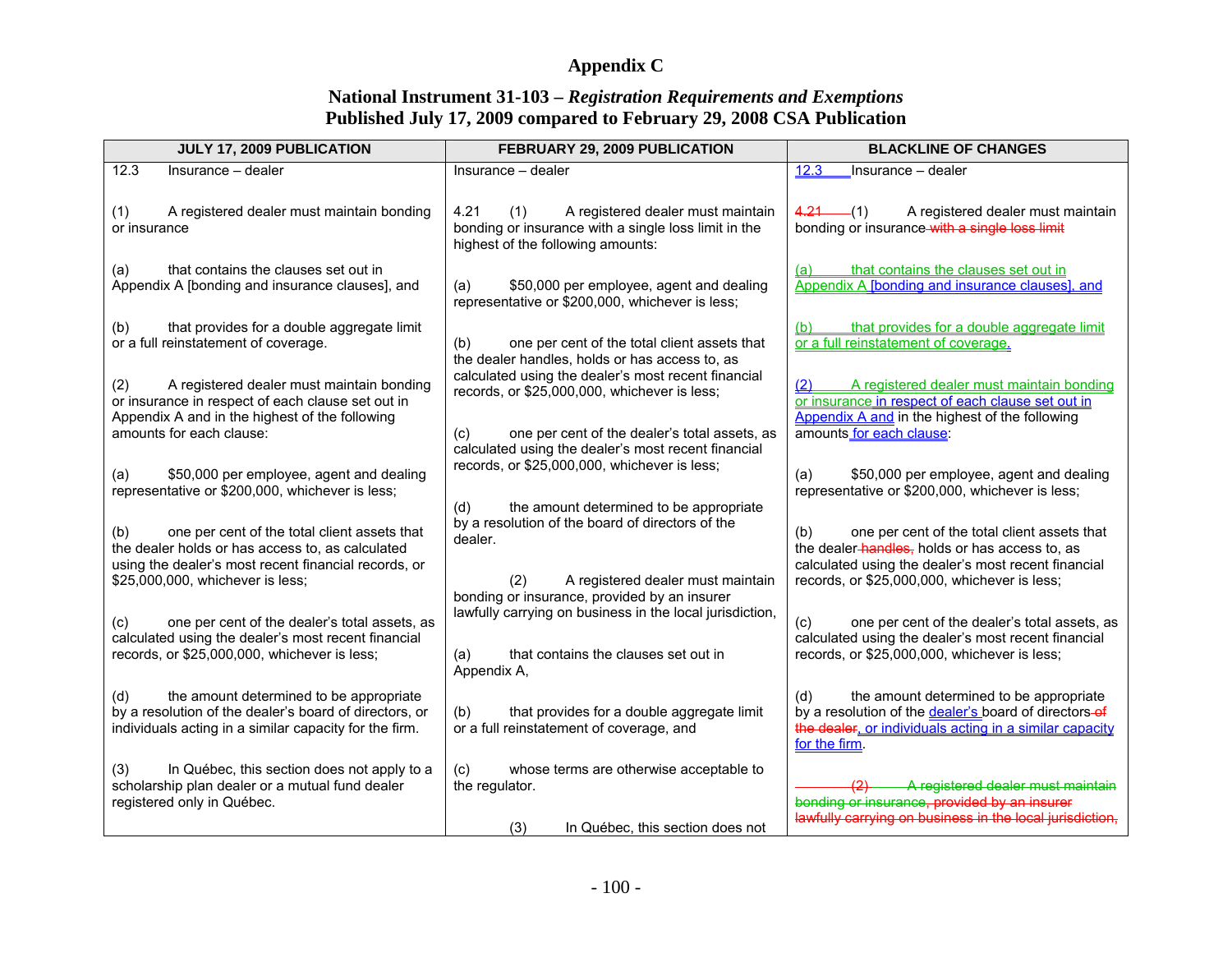# Appendix C

## National Instrument 31-103 – *Registration Requirements and Exemptions*
## Published July 17, 2009 compared to February 29, 2008 CSA Publication

| JULY 17, 2009 PUBLICATION | FEBRUARY 29, 2009 PUBLICATION | BLACKLINE OF CHANGES |
|---|---|---|
| 12.3 Insurance – dealer<br><br>(1) A registered dealer must maintain bonding or insurance<br><br>(a) that contains the clauses set out in Appendix A [bonding and insurance clauses], and<br><br>(b) that provides for a double aggregate limit or a full reinstatement of coverage.<br><br>(2) A registered dealer must maintain bonding or insurance in respect of each clause set out in Appendix A and in the highest of the following amounts for each clause:<br><br>(a) $50,000 per employee, agent and dealing representative or $200,000, whichever is less;<br><br>(b) one per cent of the total client assets that the dealer holds or has access to, as calculated using the dealer's most recent financial records, or $25,000,000, whichever is less;<br><br>(c) one per cent of the dealer's total assets, as calculated using the dealer's most recent financial records, or $25,000,000, whichever is less;<br><br>(d) the amount determined to be appropriate by a resolution of the dealer's board of directors, or individuals acting in a similar capacity for the firm.<br><br>(3) In Québec, this section does not apply to a scholarship plan dealer or a mutual fund dealer registered only in Québec. | Insurance – dealer<br><br>4.21 (1) A registered dealer must maintain bonding or insurance with a single loss limit in the highest of the following amounts:<br><br>(a) $50,000 per employee, agent and dealing representative or $200,000, whichever is less;<br><br>(b) one per cent of the total client assets that the dealer handles, holds or has access to, as calculated using the dealer's most recent financial records, or $25,000,000, whichever is less;<br><br>(c) one per cent of the dealer's total assets, as calculated using the dealer's most recent financial records, or $25,000,000, whichever is less;<br><br>(d) the amount determined to be appropriate by a resolution of the board of directors of the dealer.<br><br>(2) A registered dealer must maintain bonding or insurance, provided by an insurer lawfully carrying on business in the local jurisdiction,<br><br>(a) that contains the clauses set out in Appendix A,<br><br>(b) that provides for a double aggregate limit or a full reinstatement of coverage, and<br><br>(c) whose terms are otherwise acceptable to the regulator.<br><br>(3) In Québec, this section does not | 12.3 Insurance – dealer<br><br>~~4.21~~ (1) A registered dealer must maintain bonding or insurance ~~with a single loss limit~~<br><br>(a) that contains the clauses set out in Appendix A [bonding and insurance clauses], and<br><br>(b) that provides for a double aggregate limit or a full reinstatement of coverage.<br><br>(2) A registered dealer must maintain bonding or insurance in respect of each clause set out in Appendix A and in the highest of the following amounts for each clause:<br><br>(a) $50,000 per employee, agent and dealing representative or $200,000, whichever is less;<br><br>(b) one per cent of the total client assets that the dealer ~~handles,~~ holds or has access to, as calculated using the dealer's most recent financial records, or $25,000,000, whichever is less;<br><br>(c) one per cent of the dealer's total assets, as calculated using the dealer's most recent financial records, or $25,000,000, whichever is less;<br><br>(d) the amount determined to be appropriate by a resolution of the dealer's board of directors ~~of the dealer~~, or individuals acting in a similar capacity for the firm.<br><br>~~(2) A registered dealer must maintain bonding or insurance, provided by an insurer lawfully carrying on business in the local jurisdiction,~~ |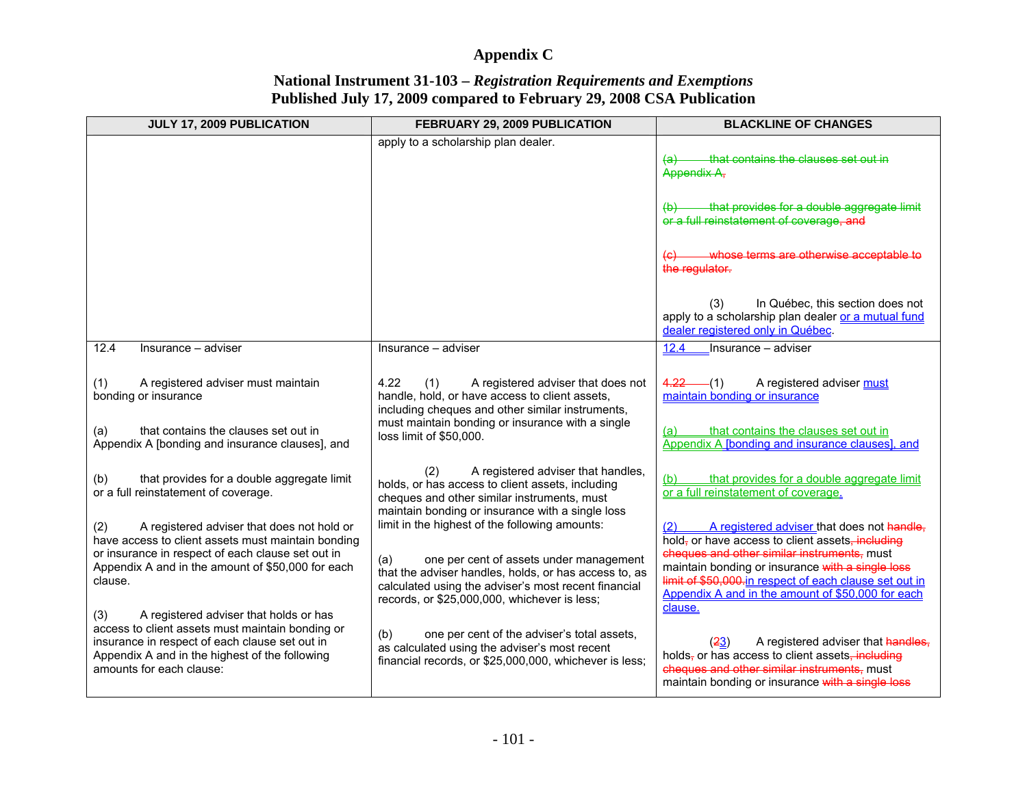# Appendix C

## National Instrument 31-103 – *Registration Requirements and Exemptions*
## Published July 17, 2009 compared to February 29, 2008 CSA Publication

| JULY 17, 2009 PUBLICATION | FEBRUARY 29, 2009 PUBLICATION | BLACKLINE OF CHANGES |
|---|---|---|
| | apply to a scholarship plan dealer. | ~~(a) that contains the clauses set out in Appendix A,~~<br><br>~~(b) that provides for a double aggregate limit or a full reinstatement of coverage, and~~<br><br>~~(c) whose terms are otherwise acceptable to the regulator.~~<br><br>(3) In Québec, this section does not apply to a scholarship plan dealer or a mutual fund dealer registered only in Québec. |
| 12.4 Insurance – adviser<br><br>(1) A registered adviser must maintain bonding or insurance<br><br>(a) that contains the clauses set out in Appendix A [bonding and insurance clauses], and<br><br>(b) that provides for a double aggregate limit or a full reinstatement of coverage.<br><br>(2) A registered adviser that does not hold or have access to client assets must maintain bonding or insurance in respect of each clause set out in Appendix A and in the amount of $50,000 for each clause.<br><br>(3) A registered adviser that holds or has access to client assets must maintain bonding or insurance in respect of each clause set out in Appendix A and in the highest of the following amounts for each clause: | Insurance – adviser<br><br>4.22 (1) A registered adviser that does not handle, hold, or have access to client assets, including cheques and other similar instruments, must maintain bonding or insurance with a single loss limit of $50,000.<br><br>(2) A registered adviser that handles, holds, or has access to client assets, including cheques and other similar instruments, must maintain bonding or insurance with a single loss limit in the highest of the following amounts:<br><br>(a) one per cent of assets under management that the adviser handles, holds, or has access to, as calculated using the adviser's most recent financial records, or $25,000,000, whichever is less;<br><br>(b) one per cent of the adviser's total assets, as calculated using the adviser's most recent financial records, or $25,000,000, whichever is less; | 12.4 Insurance – adviser<br><br>~~4.22~~ (1) A registered adviser must maintain bonding or insurance<br><br>(a) that contains the clauses set out in Appendix A [bonding and insurance clauses], and<br><br>(b) that provides for a double aggregate limit or a full reinstatement of coverage.<br><br>(2) A registered adviser that does not ~~handle,~~ hold~~,~~ or have access to client assets~~, including cheques and other similar instruments,~~ must maintain bonding or insurance ~~with a single loss limit of $50,000.~~ in respect of each clause set out in Appendix A and in the amount of $50,000 for each clause.<br><br>(~~2~~3) A registered adviser that ~~handles,~~ holds~~,~~ or has access to client assets~~, including cheques and other similar instruments,~~ must maintain bonding or insurance ~~with a single loss~~ |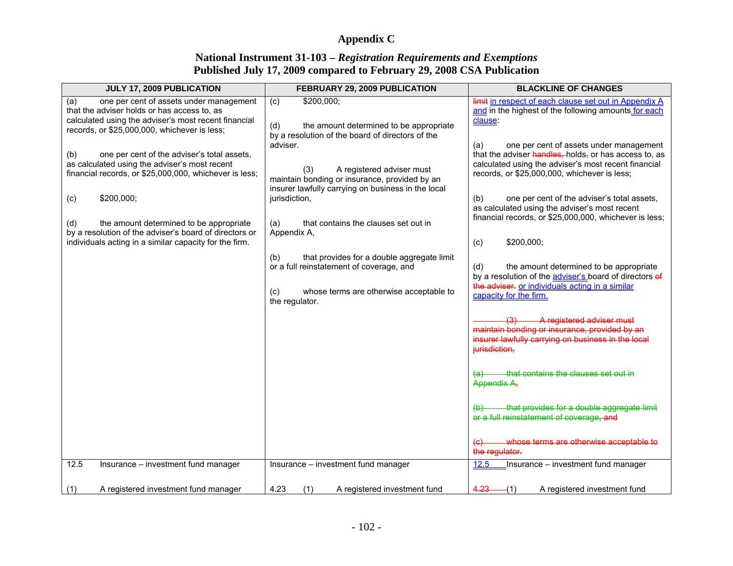# Appendix C

## National Instrument 31-103 – *Registration Requirements and Exemptions*
## Published July 17, 2009 compared to February 29, 2008 CSA Publication

| JULY 17, 2009 PUBLICATION | FEBRUARY 29, 2009 PUBLICATION | BLACKLINE OF CHANGES |
|---|---|---|
| (a) one per cent of assets under management that the adviser holds or has access to, as calculated using the adviser's most recent financial records, or $25,000,000, whichever is less;<br><br>(b) one per cent of the adviser's total assets, as calculated using the adviser's most recent financial records, or $25,000,000, whichever is less;<br><br>(c) $200,000;<br><br>(d) the amount determined to be appropriate by a resolution of the adviser's board of directors or individuals acting in a similar capacity for the firm. | (c) $200,000;<br><br>(d) the amount determined to be appropriate by a resolution of the board of directors of the adviser.<br><br>(3) A registered adviser must maintain bonding or insurance, provided by an insurer lawfully carrying on business in the local jurisdiction,<br><br>(a) that contains the clauses set out in Appendix A,<br><br>(b) that provides for a double aggregate limit or a full reinstatement of coverage, and<br><br>(c) whose terms are otherwise acceptable to the regulator. | ~~limit~~ in respect of each clause set out in Appendix A and in the highest of the following amounts for each clause:<br><br>(a) one per cent of assets under management that the adviser ~~handles,~~ holds~~,~~ or has access to, as calculated using the adviser's most recent financial records, or $25,000,000, whichever is less;<br><br>(b) one per cent of the adviser's total assets, as calculated using the adviser's most recent financial records, or $25,000,000, whichever is less;<br><br>(c) $200,000;<br><br>(d) the amount determined to be appropriate by a resolution of the adviser's board of directors ~~of the adviser.~~ or individuals acting in a similar capacity for the firm.<br><br>~~(3) A registered adviser must maintain bonding or insurance, provided by an insurer lawfully carrying on business in the local jurisdiction,~~<br><br>~~(a) that contains the clauses set out in Appendix A,~~<br><br>~~(b) that provides for a double aggregate limit or a full reinstatement of coverage, and~~<br><br>~~(c) whose terms are otherwise acceptable to the regulator.~~ |
| 12.5 Insurance – investment fund manager<br><br>(1) A registered investment fund manager | Insurance – investment fund manager<br><br>4.23 (1) A registered investment fund | 12.5 Insurance – investment fund manager<br><br>~~4.23~~ (1) A registered investment fund |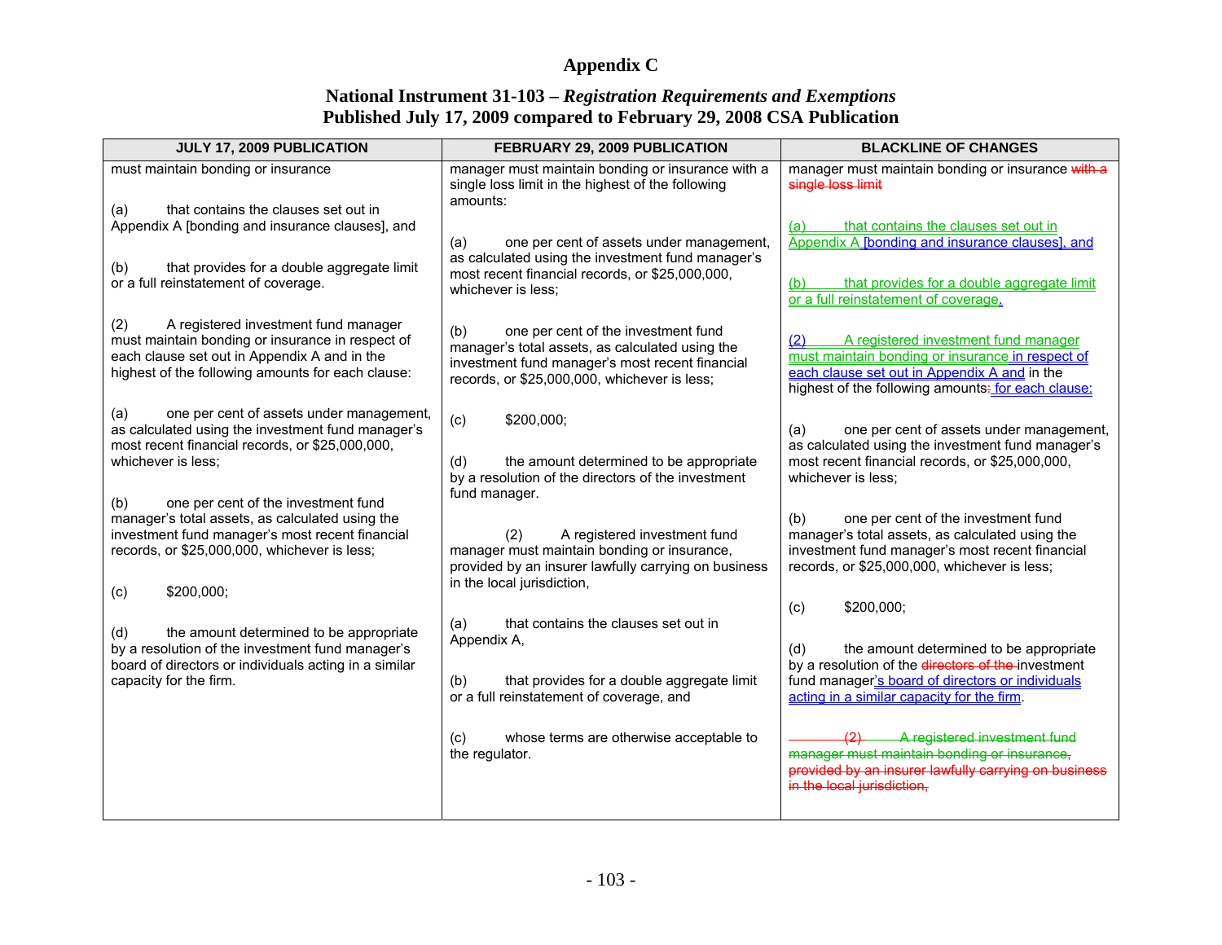## Appendix C

### National Instrument 31-103 – *Registration Requirements and Exemptions*
### Published July 17, 2009 compared to February 29, 2008 CSA Publication

| JULY 17, 2009 PUBLICATION | FEBRUARY 29, 2009 PUBLICATION | BLACKLINE OF CHANGES |
|---|---|---|
| must maintain bonding or insurance<br><br>(a) that contains the clauses set out in Appendix A [bonding and insurance clauses], and<br><br>(b) that provides for a double aggregate limit or a full reinstatement of coverage.<br><br>(2) A registered investment fund manager must maintain bonding or insurance in respect of each clause set out in Appendix A and in the highest of the following amounts for each clause:<br><br>(a) one per cent of assets under management, as calculated using the investment fund manager's most recent financial records, or $25,000,000, whichever is less;<br><br>(b) one per cent of the investment fund manager's total assets, as calculated using the investment fund manager's most recent financial records, or $25,000,000, whichever is less;<br><br>(c) $200,000;<br><br>(d) the amount determined to be appropriate by a resolution of the investment fund manager's board of directors or individuals acting in a similar capacity for the firm. | manager must maintain bonding or insurance with a single loss limit in the highest of the following amounts:<br><br>(a) one per cent of assets under management, as calculated using the investment fund manager's most recent financial records, or $25,000,000, whichever is less;<br><br>(b) one per cent of the investment fund manager's total assets, as calculated using the investment fund manager's most recent financial records, or $25,000,000, whichever is less;<br><br>(c) $200,000;<br><br>(d) the amount determined to be appropriate by a resolution of the directors of the investment fund manager.<br><br>(2) A registered investment fund manager must maintain bonding or insurance, provided by an insurer lawfully carrying on business in the local jurisdiction,<br><br>(a) that contains the clauses set out in Appendix A,<br><br>(b) that provides for a double aggregate limit or a full reinstatement of coverage, and<br><br>(c) whose terms are otherwise acceptable to the regulator. | manager must maintain bonding or insurance ~~with a single loss limit~~<br><br>(a) that contains the clauses set out in Appendix A [bonding and insurance clauses], and<br><br>(b) that provides for a double aggregate limit or a full reinstatement of coverage.<br><br>(2) A registered investment fund manager must maintain bonding or insurance in respect of each clause set out in Appendix A and in the highest of the following amounts~~:~~ for each clause:<br><br>(a) one per cent of assets under management, as calculated using the investment fund manager's most recent financial records, or $25,000,000, whichever is less;<br><br>(b) one per cent of the investment fund manager's total assets, as calculated using the investment fund manager's most recent financial records, or $25,000,000, whichever is less;<br><br>(c) $200,000;<br><br>(d) the amount determined to be appropriate by a resolution of the ~~directors of the~~ investment fund manager's board of directors or individuals acting in a similar capacity for the firm.<br><br>~~(2) A registered investment fund manager must maintain bonding or insurance, provided by an insurer lawfully carrying on business in the local jurisdiction,~~ |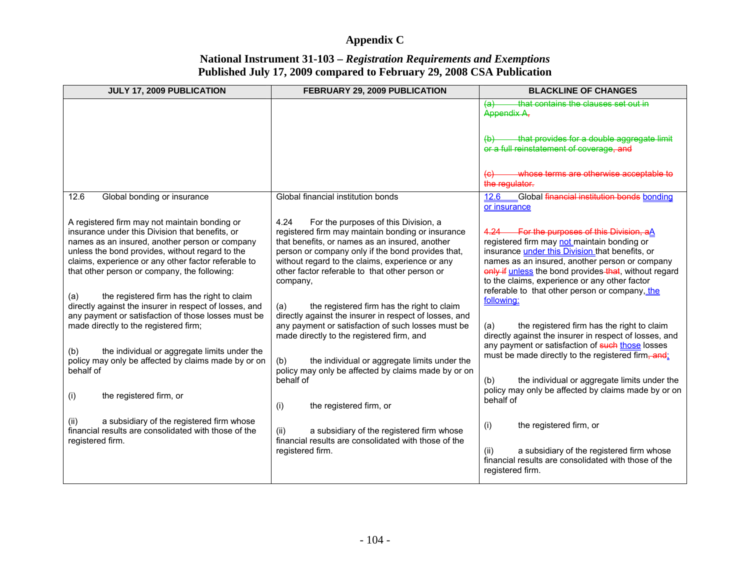# Appendix C

## National Instrument 31-103 – *Registration Requirements and Exemptions*
## Published July 17, 2009 compared to February 29, 2008 CSA Publication

| JULY 17, 2009 PUBLICATION | FEBRUARY 29, 2009 PUBLICATION | BLACKLINE OF CHANGES |
|---|---|---|
| | | ~~(a) that contains the clauses set out in Appendix A,~~<br><br>~~(b) that provides for a double aggregate limit or a full reinstatement of coverage~~, ~~and~~<br><br>~~(c) whose terms are otherwise acceptable to the regulator.~~ |
| 12.6 Global bonding or insurance<br><br>A registered firm may not maintain bonding or insurance under this Division that benefits, or names as an insured, another person or company unless the bond provides, without regard to the claims, experience or any other factor referable to that other person or company, the following:<br><br>(a) the registered firm has the right to claim directly against the insurer in respect of losses, and any payment or satisfaction of those losses must be made directly to the registered firm;<br><br>(b) the individual or aggregate limits under the policy may only be affected by claims made by or on behalf of<br><br>(i) the registered firm, or<br><br>(ii) a subsidiary of the registered firm whose financial results are consolidated with those of the registered firm. | Global financial institution bonds<br><br>4.24 For the purposes of this Division, a registered firm may maintain bonding or insurance that benefits, or names as an insured, another person or company only if the bond provides that, without regard to the claims, experience or any other factor referable to that other person or company,<br><br>(a) the registered firm has the right to claim directly against the insurer in respect of losses, and any payment or satisfaction of such losses must be made directly to the registered firm, and<br><br>(b) the individual or aggregate limits under the policy may only be affected by claims made by or on behalf of<br><br>(i) the registered firm, or<br><br>(ii) a subsidiary of the registered firm whose financial results are consolidated with those of the registered firm. | 12.6 Global ~~financial institution bonds~~ bonding or insurance<br><br>~~4.24 For the purposes of this Division, a~~A registered firm may not maintain bonding or insurance under this Division that benefits, or names as an insured, another person or company ~~only if~~ unless the bond provides ~~that~~, without regard to the claims, experience or any other factor referable to that other person or company, the following:<br><br>(a) the registered firm has the right to claim directly against the insurer in respect of losses, and any payment or satisfaction of ~~such~~ those losses must be made directly to the registered firm~~, and~~;<br><br>(b) the individual or aggregate limits under the policy may only be affected by claims made by or on behalf of<br><br>(i) the registered firm, or<br><br>(ii) a subsidiary of the registered firm whose financial results are consolidated with those of the registered firm. |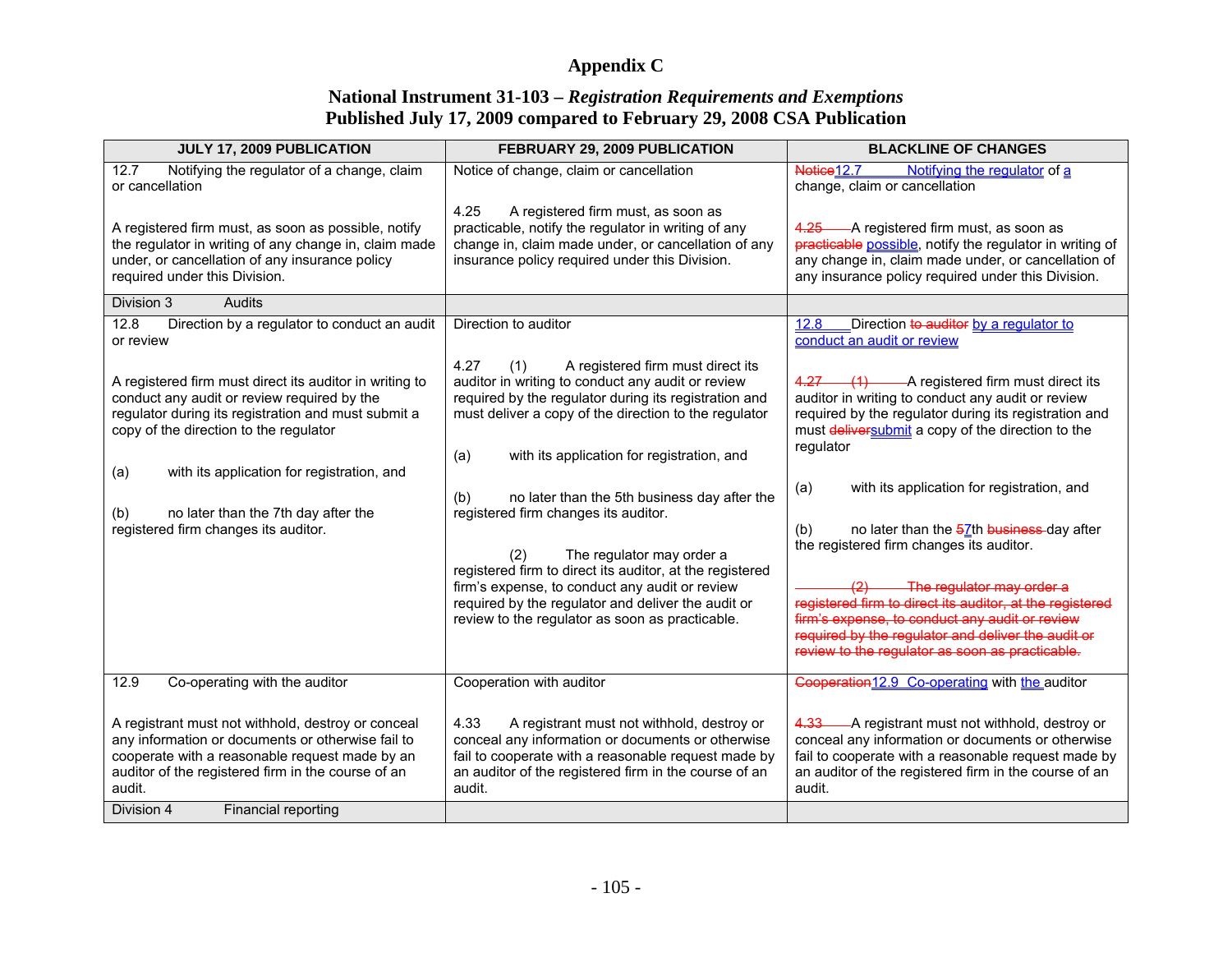# Appendix C

## National Instrument 31-103 – *Registration Requirements and Exemptions*
## Published July 17, 2009 compared to February 29, 2008 CSA Publication

| JULY 17, 2009 PUBLICATION | FEBRUARY 29, 2009 PUBLICATION | BLACKLINE OF CHANGES |
|---|---|---|
| 12.7 Notifying the regulator of a change, claim or cancellation<br><br>A registered firm must, as soon as possible, notify the regulator in writing of any change in, claim made under, or cancellation of any insurance policy required under this Division. | Notice of change, claim or cancellation<br><br>4.25 A registered firm must, as soon as practicable, notify the regulator in writing of any change in, claim made under, or cancellation of any insurance policy required under this Division. | ~~Notice~~12.7 Notifying the regulator of a change, claim or cancellation<br><br>~~4.25~~ A registered firm must, as soon as ~~practicable~~ possible, notify the regulator in writing of any change in, claim made under, or cancellation of any insurance policy required under this Division. |
| Division 3 Audits | | |
| 12.8 Direction by a regulator to conduct an audit or review<br><br>A registered firm must direct its auditor in writing to conduct any audit or review required by the regulator during its registration and must submit a copy of the direction to the regulator<br><br>(a) with its application for registration, and<br><br>(b) no later than the 7th day after the registered firm changes its auditor. | Direction to auditor<br><br>4.27 (1) A registered firm must direct its auditor in writing to conduct any audit or review required by the regulator during its registration and must deliver a copy of the direction to the regulator<br><br>(a) with its application for registration, and<br><br>(b) no later than the 5th business day after the registered firm changes its auditor.<br><br>(2) The regulator may order a registered firm to direct its auditor, at the registered firm's expense, to conduct any audit or review required by the regulator and deliver the audit or review to the regulator as soon as practicable. | 12.8 Direction ~~to auditor~~ by a regulator to conduct an audit or review<br><br>~~4.27 (1)~~ A registered firm must direct its auditor in writing to conduct any audit or review required by the regulator during its registration and must ~~deliver~~submit a copy of the direction to the regulator<br><br>(a) with its application for registration, and<br><br>(b) no later than the ~~5~~7th ~~business~~ day after the registered firm changes its auditor.<br><br>~~(2) The regulator may order a registered firm to direct its auditor, at the registered firm's expense, to conduct any audit or review required by the regulator and deliver the audit or review to the regulator as soon as practicable.~~ |
| 12.9 Co-operating with the auditor<br><br>A registrant must not withhold, destroy or conceal any information or documents or otherwise fail to cooperate with a reasonable request made by an auditor of the registered firm in the course of an audit. | Cooperation with auditor<br><br>4.33 A registrant must not withhold, destroy or conceal any information or documents or otherwise fail to cooperate with a reasonable request made by an auditor of the registered firm in the course of an audit. | ~~Cooperation~~12.9 Co-operating with the auditor<br><br>~~4.33~~ A registrant must not withhold, destroy or conceal any information or documents or otherwise fail to cooperate with a reasonable request made by an auditor of the registered firm in the course of an audit. |
| Division 4 Financial reporting | | |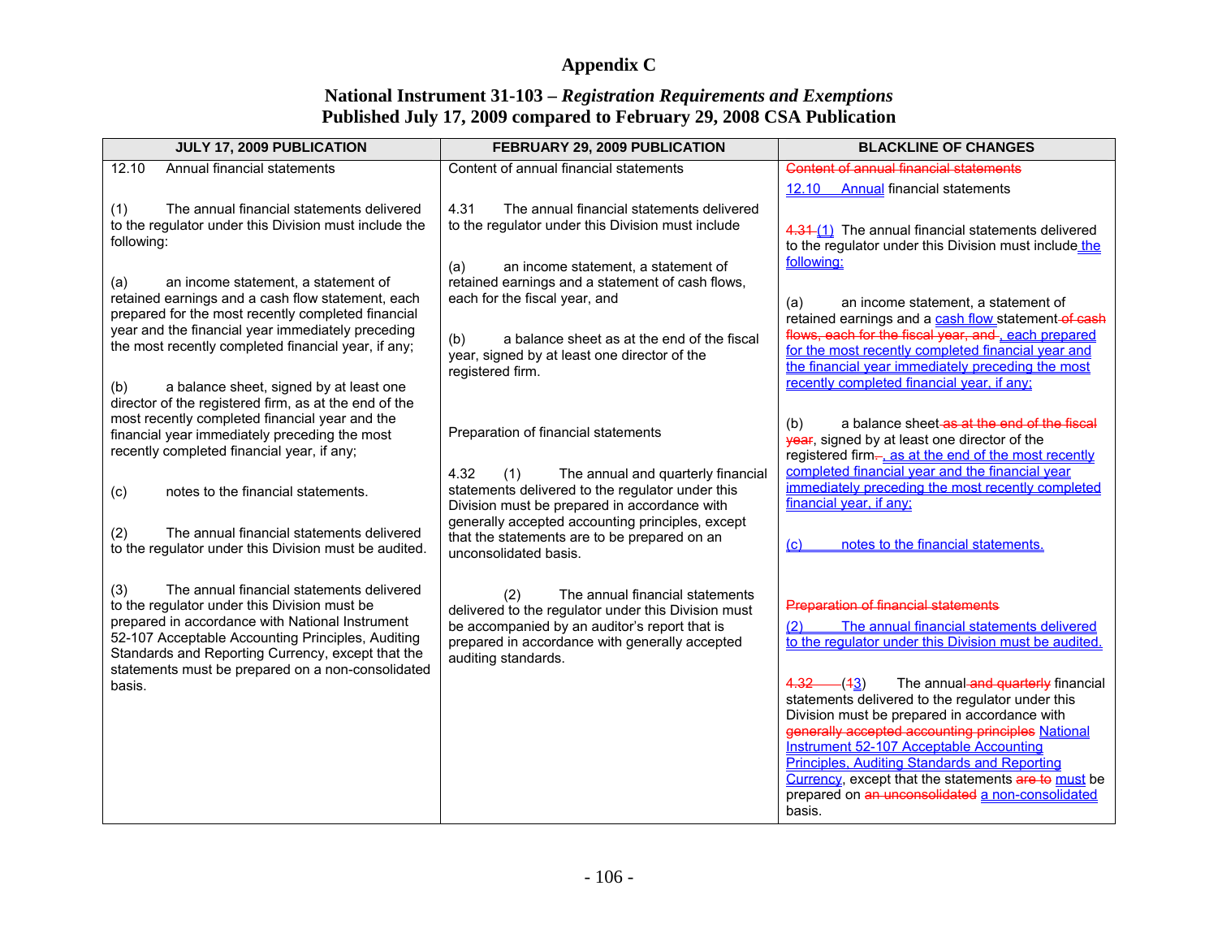# Appendix C

## National Instrument 31-103 – *Registration Requirements and Exemptions*
## Published July 17, 2009 compared to February 29, 2008 CSA Publication

| JULY 17, 2009 PUBLICATION | FEBRUARY 29, 2009 PUBLICATION | BLACKLINE OF CHANGES |
|---|---|---|
| 12.10 Annual financial statements<br><br>(1) The annual financial statements delivered to the regulator under this Division must include the following:<br><br>(a) an income statement, a statement of retained earnings and a cash flow statement, each prepared for the most recently completed financial year and the financial year immediately preceding the most recently completed financial year, if any;<br><br>(b) a balance sheet, signed by at least one director of the registered firm, as at the end of the most recently completed financial year and the financial year immediately preceding the most recently completed financial year, if any;<br><br>(c) notes to the financial statements.<br><br>(2) The annual financial statements delivered to the regulator under this Division must be audited.<br><br>(3) The annual financial statements delivered to the regulator under this Division must be prepared in accordance with National Instrument 52-107 Acceptable Accounting Principles, Auditing Standards and Reporting Currency, except that the statements must be prepared on a non-consolidated basis. | Content of annual financial statements<br><br>4.31 The annual financial statements delivered to the regulator under this Division must include<br><br>(a) an income statement, a statement of retained earnings and a statement of cash flows, each for the fiscal year, and<br><br>(b) a balance sheet as at the end of the fiscal year, signed by at least one director of the registered firm.<br><br>Preparation of financial statements<br><br>4.32 (1) The annual and quarterly financial statements delivered to the regulator under this Division must be prepared in accordance with generally accepted accounting principles, except that the statements are to be prepared on an unconsolidated basis.<br><br>(2) The annual financial statements delivered to the regulator under this Division must be accompanied by an auditor's report that is prepared in accordance with generally accepted auditing standards. | ~~Content of annual financial statements~~<br>12.10 Annual financial statements<br><br>~~4.31~~ (1) The annual financial statements delivered to the regulator under this Division must include the following:<br><br>(a) an income statement, a statement of retained earnings and a cash flow statement ~~of cash flows, each for the fiscal year, and~~ , each prepared for the most recently completed financial year and the financial year immediately preceding the most recently completed financial year, if any;<br><br>(b) a balance sheet ~~as at the end of the fiscal year~~, signed by at least one director of the registered firm~~.~~ , as at the end of the most recently completed financial year and the financial year immediately preceding the most recently completed financial year, if any;<br><br>(c) notes to the financial statements.<br><br>~~Preparation of financial statements~~<br>(2) The annual financial statements delivered to the regulator under this Division must be audited.<br><br>~~4.32~~ (~~1~~3) The annual ~~and quarterly~~ financial statements delivered to the regulator under this Division must be prepared in accordance with ~~generally accepted accounting principles~~ National Instrument 52-107 Acceptable Accounting Principles, Auditing Standards and Reporting Currency, except that the statements ~~are to~~ must be prepared on ~~an unconsolidated~~ a non-consolidated basis. |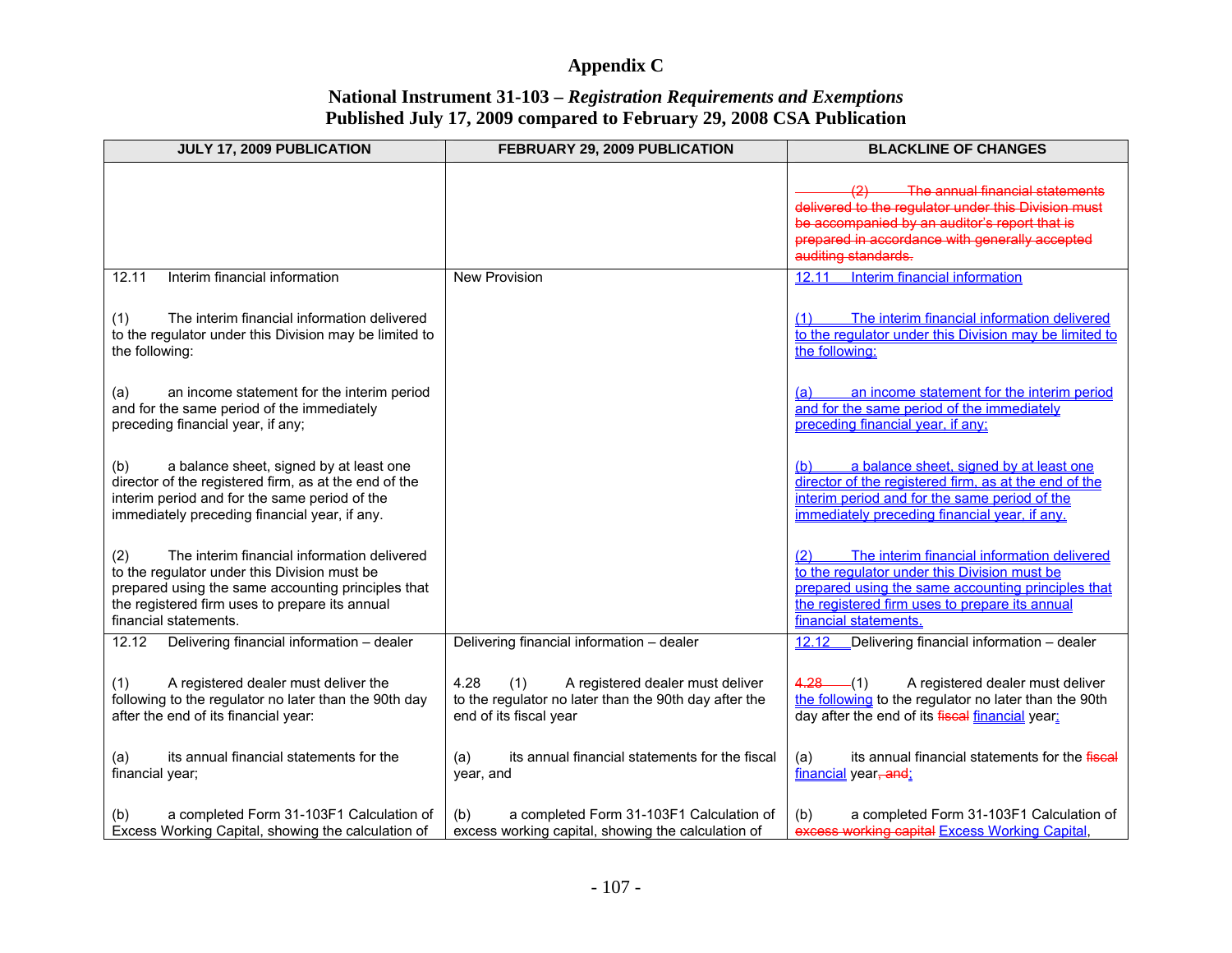# Appendix C

## National Instrument 31-103 – *Registration Requirements and Exemptions*
## Published July 17, 2009 compared to February 29, 2008 CSA Publication

| JULY 17, 2009 PUBLICATION | FEBRUARY 29, 2009 PUBLICATION | BLACKLINE OF CHANGES |
|---|---|---|
| | | ~~(2) The annual financial statements delivered to the regulator under this Division must be accompanied by an auditor's report that is prepared in accordance with generally accepted auditing standards.~~ |
| 12.11 Interim financial information<br><br>(1) The interim financial information delivered to the regulator under this Division may be limited to the following:<br><br>(a) an income statement for the interim period and for the same period of the immediately preceding financial year, if any;<br><br>(b) a balance sheet, signed by at least one director of the registered firm, as at the end of the interim period and for the same period of the immediately preceding financial year, if any.<br><br>(2) The interim financial information delivered to the regulator under this Division must be prepared using the same accounting principles that the registered firm uses to prepare its annual financial statements. | New Provision | 12.11 Interim financial information<br><br>(1) The interim financial information delivered to the regulator under this Division may be limited to the following:<br><br>(a) an income statement for the interim period and for the same period of the immediately preceding financial year, if any;<br><br>(b) a balance sheet, signed by at least one director of the registered firm, as at the end of the interim period and for the same period of the immediately preceding financial year, if any.<br><br>(2) The interim financial information delivered to the regulator under this Division must be prepared using the same accounting principles that the registered firm uses to prepare its annual financial statements. |
| 12.12 Delivering financial information – dealer<br><br>(1) A registered dealer must deliver the following to the regulator no later than the 90th day after the end of its financial year:<br><br>(a) its annual financial statements for the financial year;<br><br>(b) a completed Form 31-103F1 Calculation of Excess Working Capital, showing the calculation of | Delivering financial information – dealer<br><br>4.28 (1) A registered dealer must deliver to the regulator no later than the 90th day after the end of its fiscal year<br><br>(a) its annual financial statements for the fiscal year, and<br><br>(b) a completed Form 31-103F1 Calculation of excess working capital, showing the calculation of | 12.12 Delivering financial information – dealer<br><br>~~4.28~~ (1) A registered dealer must deliver the following to the regulator no later than the 90th day after the end of its ~~fiscal~~ financial year;<br><br>(a) its annual financial statements for the ~~fiscal~~ financial year~~, and~~;<br><br>(b) a completed Form 31-103F1 Calculation of ~~excess working capital~~ Excess Working Capital, |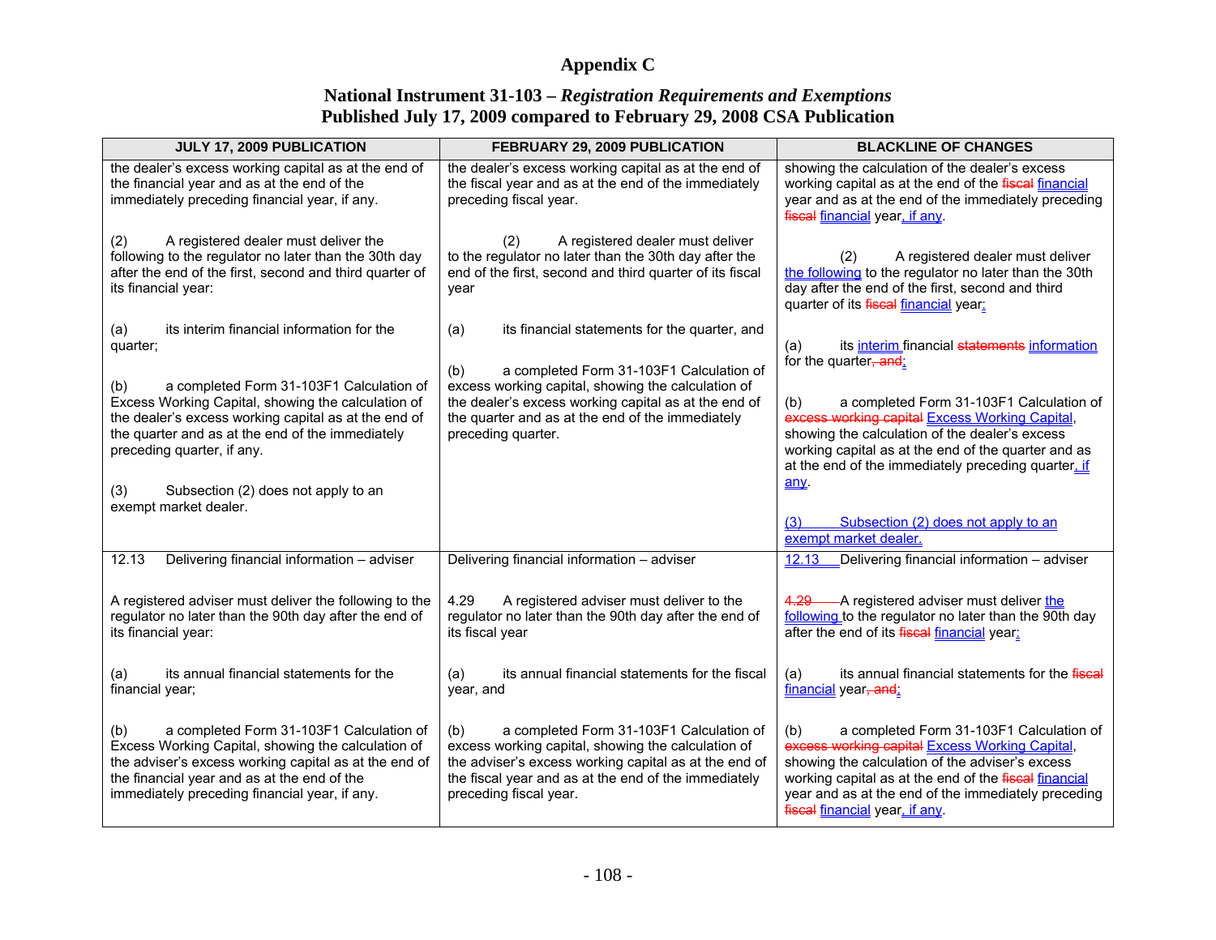# Appendix C

## National Instrument 31-103 – *Registration Requirements and Exemptions*
## Published July 17, 2009 compared to February 29, 2008 CSA Publication

| JULY 17, 2009 PUBLICATION | FEBRUARY 29, 2009 PUBLICATION | BLACKLINE OF CHANGES |
|---|---|---|
| the dealer's excess working capital as at the end of the financial year and as at the end of the immediately preceding financial year, if any.<br><br>(2) A registered dealer must deliver the following to the regulator no later than the 30th day after the end of the first, second and third quarter of its financial year:<br><br>(a) its interim financial information for the quarter;<br><br>(b) a completed Form 31-103F1 Calculation of Excess Working Capital, showing the calculation of the dealer's excess working capital as at the end of the quarter and as at the end of the immediately preceding quarter, if any.<br><br>(3) Subsection (2) does not apply to an exempt market dealer. | the dealer's excess working capital as at the end of the fiscal year and as at the end of the immediately preceding fiscal year.<br><br>(2) A registered dealer must deliver to the regulator no later than the 30th day after the end of the first, second and third quarter of its fiscal year<br><br>(a) its financial statements for the quarter, and<br><br>(b) a completed Form 31-103F1 Calculation of excess working capital, showing the calculation of the dealer's excess working capital as at the end of the quarter and as at the end of the immediately preceding quarter. | showing the calculation of the dealer's excess working capital as at the end of the ~~fiscal~~ financial year and as at the end of the immediately preceding ~~fiscal~~ financial year, if any.<br><br>(2) A registered dealer must deliver the following to the regulator no later than the 30th day after the end of the first, second and third quarter of its ~~fiscal~~ financial year:<br><br>(a) its interim financial ~~statements~~ information for the quarter~~, and~~;<br><br>(b) a completed Form 31-103F1 Calculation of ~~excess working capital~~ Excess Working Capital, showing the calculation of the dealer's excess working capital as at the end of the quarter and as at the end of the immediately preceding quarter, if any.<br><br>(3) Subsection (2) does not apply to an exempt market dealer. |
| 12.13 Delivering financial information – adviser<br><br>A registered adviser must deliver the following to the regulator no later than the 90th day after the end of its financial year:<br><br>(a) its annual financial statements for the financial year;<br><br>(b) a completed Form 31-103F1 Calculation of Excess Working Capital, showing the calculation of the adviser's excess working capital as at the end of the financial year and as at the end of the immediately preceding financial year, if any. | Delivering financial information – adviser<br><br>4.29 A registered adviser must deliver to the regulator no later than the 90th day after the end of its fiscal year<br><br>(a) its annual financial statements for the fiscal year, and<br><br>(b) a completed Form 31-103F1 Calculation of excess working capital, showing the calculation of the adviser's excess working capital as at the end of the fiscal year and as at the end of the immediately preceding fiscal year. | 12.13 Delivering financial information – adviser<br><br>~~4.29~~ A registered adviser must deliver the following to the regulator no later than the 90th day after the end of its ~~fiscal~~ financial year:<br><br>(a) its annual financial statements for the ~~fiscal~~ financial year~~, and~~;<br><br>(b) a completed Form 31-103F1 Calculation of ~~excess working capital~~ Excess Working Capital, showing the calculation of the adviser's excess working capital as at the end of the ~~fiscal~~ financial year and as at the end of the immediately preceding ~~fiscal~~ financial year, if any. |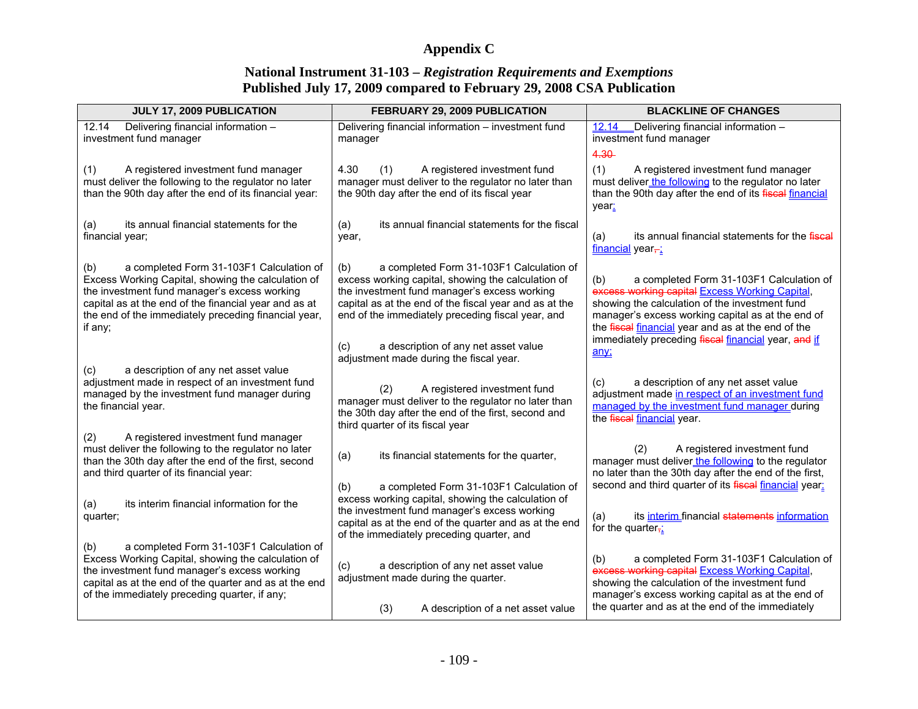# Appendix C

## National Instrument 31-103 – *Registration Requirements and Exemptions*
## Published July 17, 2009 compared to February 29, 2008 CSA Publication

| JULY 17, 2009 PUBLICATION | FEBRUARY 29, 2009 PUBLICATION | BLACKLINE OF CHANGES |
|---|---|---|
| 12.14 Delivering financial information – investment fund manager<br><br>(1) A registered investment fund manager must deliver the following to the regulator no later than the 90th day after the end of its financial year:<br><br>(a) its annual financial statements for the financial year;<br><br>(b) a completed Form 31-103F1 Calculation of Excess Working Capital, showing the calculation of the investment fund manager's excess working capital as at the end of the financial year and as at the end of the immediately preceding financial year, if any;<br><br>(c) a description of any net asset value adjustment made in respect of an investment fund managed by the investment fund manager during the financial year.<br><br>(2) A registered investment fund manager must deliver the following to the regulator no later than the 30th day after the end of the first, second and third quarter of its financial year:<br><br>(a) its interim financial information for the quarter;<br><br>(b) a completed Form 31-103F1 Calculation of Excess Working Capital, showing the calculation of the investment fund manager's excess working capital as at the end of the quarter and as at the end of the immediately preceding quarter, if any; | Delivering financial information – investment fund manager<br><br>4.30 (1) A registered investment fund manager must deliver to the regulator no later than the 90th day after the end of its fiscal year<br><br>(a) its annual financial statements for the fiscal year,<br><br>(b) a completed Form 31-103F1 Calculation of excess working capital, showing the calculation of the investment fund manager's excess working capital as at the end of the fiscal year and as at the end of the immediately preceding fiscal year, and<br><br>(c) a description of any net asset value adjustment made during the fiscal year.<br><br>(2) A registered investment fund manager must deliver to the regulator no later than the 30th day after the end of the first, second and third quarter of its fiscal year<br><br>(a) its financial statements for the quarter,<br><br>(b) a completed Form 31-103F1 Calculation of excess working capital, showing the calculation of the investment fund manager's excess working capital as at the end of the quarter and as at the end of the immediately preceding quarter, and<br><br>(c) a description of any net asset value adjustment made during the quarter.<br><br>(3) A description of a net asset value | 12.14 Delivering financial information – investment fund manager<br><br>~~4.30~~<br><br>(1) A registered investment fund manager must deliver the following to the regulator no later than the 90th day after the end of its ~~fiscal~~ financial year:<br><br>(a) its annual financial statements for the ~~fiscal~~ financial year~~,~~;<br><br>(b) a completed Form 31-103F1 Calculation of ~~excess working capital~~ Excess Working Capital, showing the calculation of the investment fund manager's excess working capital as at the end of the ~~fiscal~~ financial year and as at the end of the immediately preceding ~~fiscal~~ financial year, ~~and~~ if any;<br><br>(c) a description of any net asset value adjustment made in respect of an investment fund managed by the investment fund manager during the ~~fiscal~~ financial year.<br><br>(2) A registered investment fund manager must deliver the following to the regulator no later than the 30th day after the end of the first, second and third quarter of its ~~fiscal~~ financial year:<br><br>(a) its interim financial ~~statements~~ information for the quarter~~,~~;<br><br>(b) a completed Form 31-103F1 Calculation of ~~excess working capital~~ Excess Working Capital, showing the calculation of the investment fund manager's excess working capital as at the end of the quarter and as at the end of the immediately |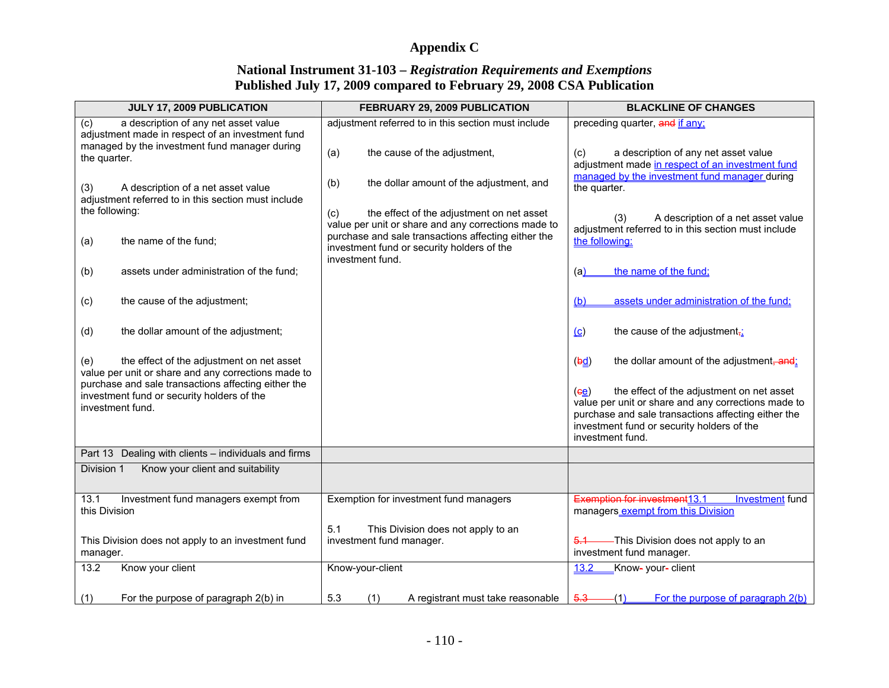# Appendix C

## National Instrument 31-103 – *Registration Requirements and Exemptions* Published July 17, 2009 compared to February 29, 2008 CSA Publication

| JULY 17, 2009 PUBLICATION | FEBRUARY 29, 2009 PUBLICATION | BLACKLINE OF CHANGES |
|---|---|---|
| (c) a description of any net asset value adjustment made in respect of an investment fund managed by the investment fund manager during the quarter.<br><br>(3) A description of a net asset value adjustment referred to in this section must include the following:<br><br>(a) the name of the fund;<br><br>(b) assets under administration of the fund;<br><br>(c) the cause of the adjustment;<br><br>(d) the dollar amount of the adjustment;<br><br>(e) the effect of the adjustment on net asset value per unit or share and any corrections made to purchase and sale transactions affecting either the investment fund or security holders of the investment fund. | adjustment referred to in this section must include<br><br>(a) the cause of the adjustment,<br><br>(b) the dollar amount of the adjustment, and<br><br>(c) the effect of the adjustment on net asset value per unit or share and any corrections made to purchase and sale transactions affecting either the investment fund or security holders of the investment fund. | preceding quarter, and if any;<br><br>(c) a description of any net asset value adjustment made in respect of an investment fund managed by the investment fund manager during the quarter.<br><br>(3) A description of a net asset value adjustment referred to in this section must include the following:<br><br>(a) the name of the fund;<br><br>(b) assets under administration of the fund;<br><br>(c) the cause of the adjustment,;<br><br>(bd) the dollar amount of the adjustment, and;<br><br>(ce) the effect of the adjustment on net asset value per unit or share and any corrections made to purchase and sale transactions affecting either the investment fund or security holders of the investment fund. |
| Part 13 Dealing with clients – individuals and firms | | |
| Division 1 Know your client and suitability | | |
| 13.1 Investment fund managers exempt from this Division<br><br>This Division does not apply to an investment fund manager. | Exemption for investment fund managers<br><br>5.1 This Division does not apply to an investment fund manager. | Exemption for investment13.1 Investment fund managers exempt from this Division<br><br>5.1 This Division does not apply to an investment fund manager. |
| 13.2 Know your client<br><br>(1) For the purpose of paragraph 2(b) in | Know-your-client<br><br>5.3 (1) A registrant must take reasonable | 13.2 Know- your- client<br><br>5.3 (1) For the purpose of paragraph 2(b) |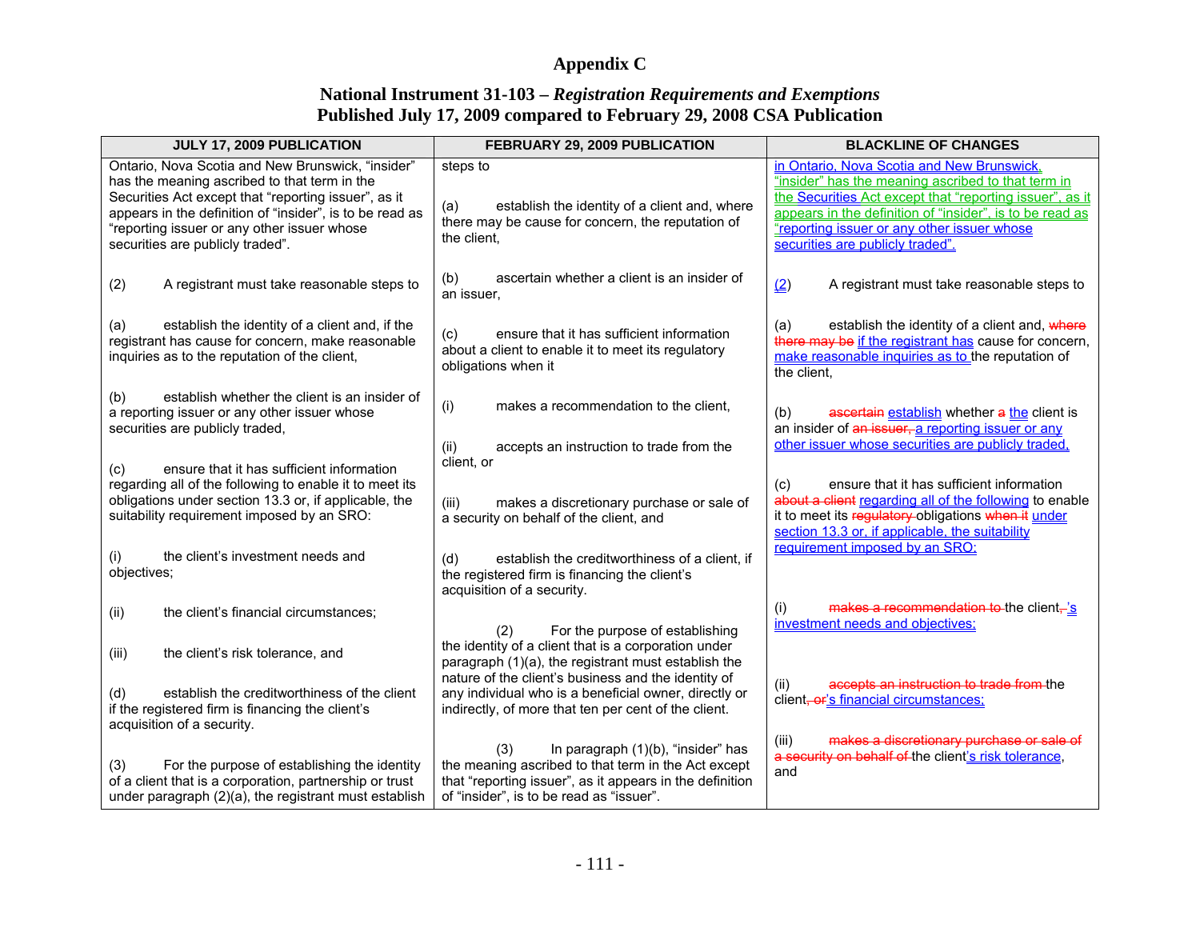# Appendix C

## National Instrument 31-103 – *Registration Requirements and Exemptions*
## Published July 17, 2009 compared to February 29, 2008 CSA Publication

| JULY 17, 2009 PUBLICATION | FEBRUARY 29, 2009 PUBLICATION | BLACKLINE OF CHANGES |
|---|---|---|
| Ontario, Nova Scotia and New Brunswick, "insider" has the meaning ascribed to that term in the Securities Act except that "reporting issuer", as it appears in the definition of "insider", is to be read as "reporting issuer or any other issuer whose securities are publicly traded".<br><br>(2) A registrant must take reasonable steps to<br><br>(a) establish the identity of a client and, if the registrant has cause for concern, make reasonable inquiries as to the reputation of the client,<br><br>(b) establish whether the client is an insider of a reporting issuer or any other issuer whose securities are publicly traded,<br><br>(c) ensure that it has sufficient information regarding all of the following to enable it to meet its obligations under section 13.3 or, if applicable, the suitability requirement imposed by an SRO:<br><br>(i) the client's investment needs and objectives;<br><br>(ii) the client's financial circumstances;<br><br>(iii) the client's risk tolerance, and<br><br>(d) establish the creditworthiness of the client if the registered firm is financing the client's acquisition of a security.<br><br>(3) For the purpose of establishing the identity of a client that is a corporation, partnership or trust under paragraph (2)(a), the registrant must establish | steps to<br><br>(a) establish the identity of a client and, where there may be cause for concern, the reputation of the client,<br><br>(b) ascertain whether a client is an insider of an issuer,<br><br>(c) ensure that it has sufficient information about a client to enable it to meet its regulatory obligations when it<br><br>(i) makes a recommendation to the client,<br><br>(ii) accepts an instruction to trade from the client, or<br><br>(iii) makes a discretionary purchase or sale of a security on behalf of the client, and<br><br>(d) establish the creditworthiness of a client, if the registered firm is financing the client's acquisition of a security.<br><br>(2) For the purpose of establishing the identity of a client that is a corporation under paragraph (1)(a), the registrant must establish the nature of the client's business and the identity of any individual who is a beneficial owner, directly or indirectly, of more that ten per cent of the client.<br><br>(3) In paragraph (1)(b), "insider" has the meaning ascribed to that term in the Act except that "reporting issuer", as it appears in the definition of "insider", is to be read as "issuer". | in Ontario, Nova Scotia and New Brunswick, "insider" has the meaning ascribed to that term in the Securities Act except that "reporting issuer", as it appears in the definition of "insider", is to be read as "reporting issuer or any other issuer whose securities are publicly traded".<br><br>(2) A registrant must take reasonable steps to<br><br>(a) establish the identity of a client and, ~~where there may be~~ if the registrant has cause for concern, make reasonable inquiries as to the reputation of the client,<br><br>(b) ~~ascertain~~ establish whether ~~a~~ the client is an insider of ~~an issuer,~~ a reporting issuer or any other issuer whose securities are publicly traded,<br><br>(c) ensure that it has sufficient information ~~about a client~~ regarding all of the following to enable it to meet its ~~regulatory~~ obligations ~~when it~~ under section 13.3 or, if applicable, the suitability requirement imposed by an SRO:<br><br>(i) ~~makes a recommendation to~~ the client~~,~~'s investment needs and objectives;<br><br>(ii) ~~accepts an instruction to trade from~~ the client~~, or~~'s financial circumstances;<br><br>(iii) ~~makes a discretionary purchase or sale of a security on behalf of~~ the client's risk tolerance, and |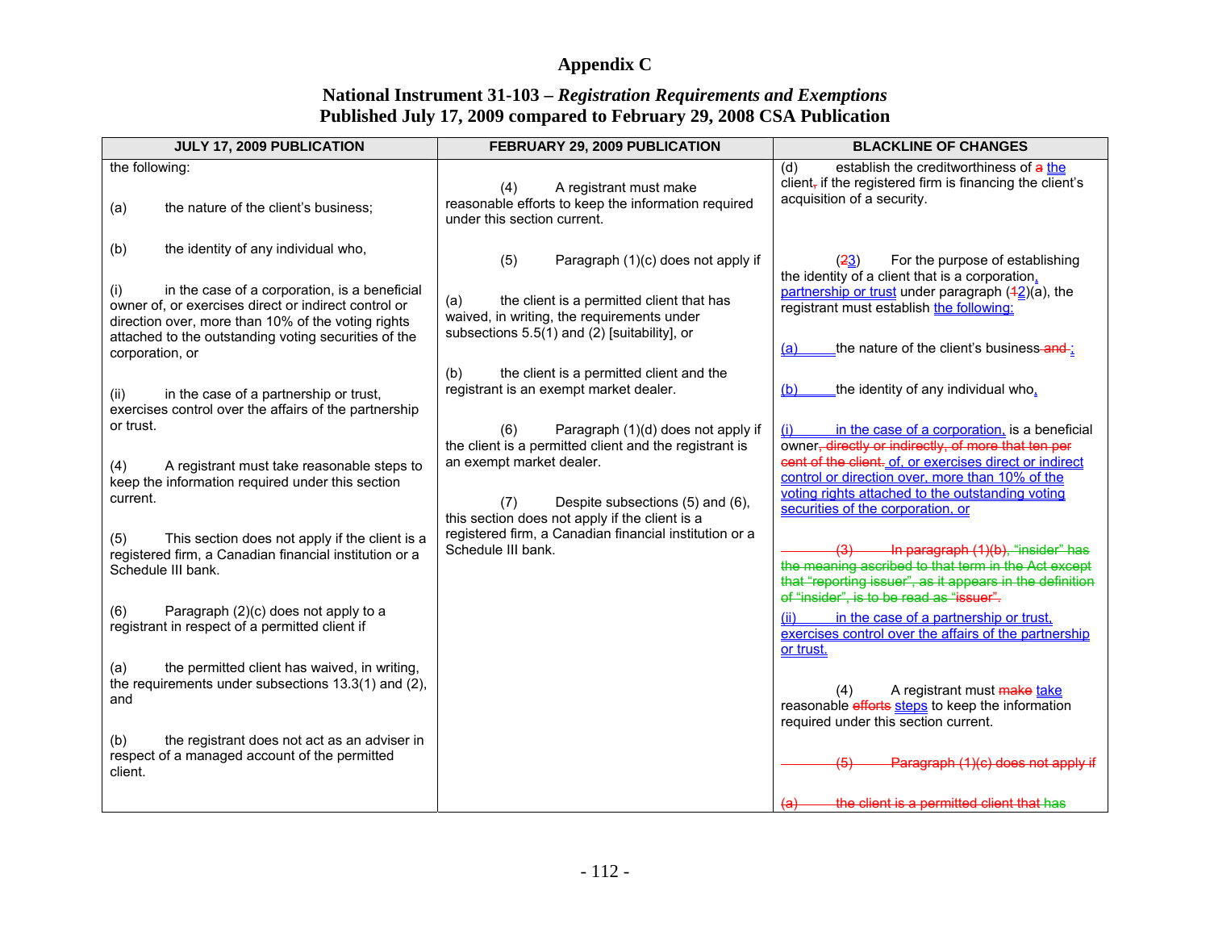# Appendix C

## National Instrument 31-103 – *Registration Requirements and Exemptions*
## Published July 17, 2009 compared to February 29, 2008 CSA Publication

| JULY 17, 2009 PUBLICATION | FEBRUARY 29, 2009 PUBLICATION | BLACKLINE OF CHANGES |
|---|---|---|
| the following:<br><br>(a) the nature of the client's business;<br><br>(b) the identity of any individual who,<br><br>(i) in the case of a corporation, is a beneficial owner of, or exercises direct or indirect control or direction over, more than 10% of the voting rights attached to the outstanding voting securities of the corporation, or<br><br>(ii) in the case of a partnership or trust, exercises control over the affairs of the partnership or trust.<br><br>(4) A registrant must take reasonable steps to keep the information required under this section current.<br><br>(5) This section does not apply if the client is a registered firm, a Canadian financial institution or a Schedule III bank.<br><br>(6) Paragraph (2)(c) does not apply to a registrant in respect of a permitted client if<br><br>(a) the permitted client has waived, in writing, the requirements under subsections 13.3(1) and (2), and<br><br>(b) the registrant does not act as an adviser in respect of a managed account of the permitted client. | (4) A registrant must make reasonable efforts to keep the information required under this section current.<br><br>(5) Paragraph (1)(c) does not apply if<br><br>(a) the client is a permitted client that has waived, in writing, the requirements under subsections 5.5(1) and (2) [suitability], or<br><br>(b) the client is a permitted client and the registrant is an exempt market dealer.<br><br>(6) Paragraph (1)(d) does not apply if the client is a permitted client and the registrant is an exempt market dealer.<br><br>(7) Despite subsections (5) and (6), this section does not apply if the client is a registered firm, a Canadian financial institution or a Schedule III bank. | (d) establish the creditworthiness of ~~a~~ the client~~,~~ if the registered firm is financing the client's acquisition of a security.<br><br>(~~2~~3) For the purpose of establishing the identity of a client that is a corporation, partnership or trust under paragraph (~~1~~2)(a), the registrant must establish the following:<br><br>(a) the nature of the client's business ~~and~~ ;<br><br>(b) the identity of any individual who,<br><br>(i) in the case of a corporation, is a beneficial owner~~, directly or indirectly, of more that ten per cent of the client.~~ of, or exercises direct or indirect control or direction over, more than 10% of the voting rights attached to the outstanding voting securities of the corporation, or<br><br>~~(3) In paragraph (1)(b), "insider" has the meaning ascribed to that term in the Act except that "reporting issuer", as it appears in the definition of "insider", is to be read as "issuer".~~<br><br>(ii) in the case of a partnership or trust, exercises control over the affairs of the partnership or trust.<br><br>(4) A registrant must ~~make~~ take reasonable ~~efforts~~ steps to keep the information required under this section current.<br><br>~~(5) Paragraph (1)(c) does not apply if~~<br><br>~~(a) the client is a permitted client that has~~ |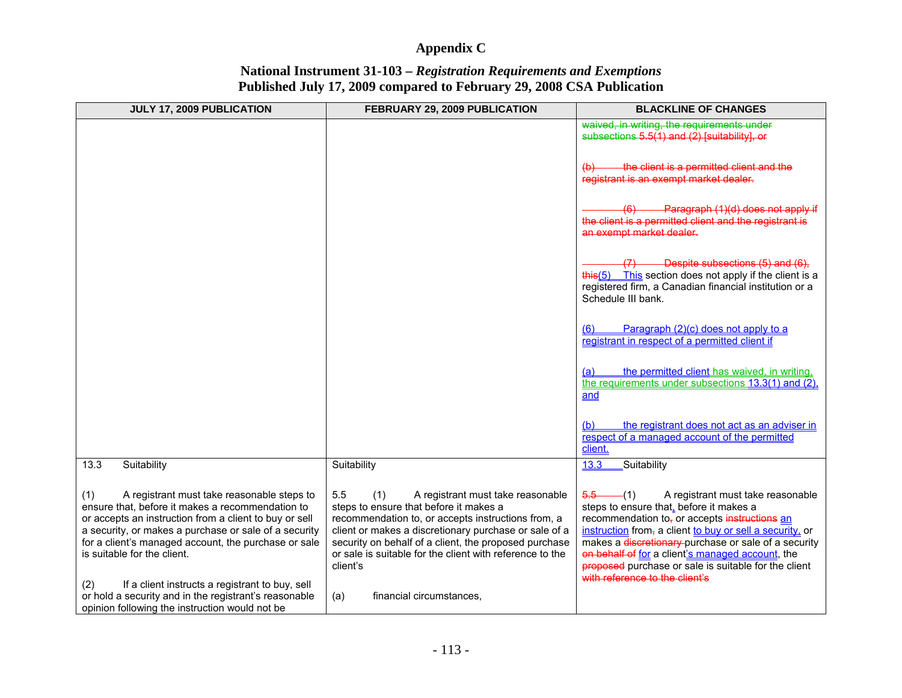# Appendix C

## National Instrument 31-103 – *Registration Requirements and Exemptions*
## Published July 17, 2009 compared to February 29, 2008 CSA Publication

| JULY 17, 2009 PUBLICATION | FEBRUARY 29, 2009 PUBLICATION | BLACKLINE OF CHANGES |
|---|---|---|
| | | waived, in writing, the requirements under subsections 5.5(1) and (2) [suitability], or<br><br>(b) the client is a permitted client and the registrant is an exempt market dealer.<br><br>(6) Paragraph (1)(d) does not apply if the client is a permitted client and the registrant is an exempt market dealer.<br><br>(7) Despite subsections (5) and (6), this(5) This section does not apply if the client is a registered firm, a Canadian financial institution or a Schedule III bank.<br><br>(6) Paragraph (2)(c) does not apply to a registrant in respect of a permitted client if<br><br>(a) the permitted client has waived, in writing, the requirements under subsections 13.3(1) and (2), and<br><br>(b) the registrant does not act as an adviser in respect of a managed account of the permitted client. |
| 13.3 Suitability<br><br>(1) A registrant must take reasonable steps to ensure that, before it makes a recommendation to or accepts an instruction from a client to buy or sell a security, or makes a purchase or sale of a security for a client's managed account, the purchase or sale is suitable for the client.<br><br>(2) If a client instructs a registrant to buy, sell or hold a security and in the registrant's reasonable opinion following the instruction would not be | Suitability<br><br>5.5 (1) A registrant must take reasonable steps to ensure that before it makes a recommendation to, or accepts instructions from, a client or makes a discretionary purchase or sale of a security on behalf of a client, the proposed purchase or sale is suitable for the client with reference to the client's<br><br>(a) financial circumstances, | 13.3 Suitability<br><br>5.5 (1) A registrant must take reasonable steps to ensure that, before it makes a recommendation to, or accepts instructions an instruction from, a client to buy or sell a security, or makes a discretionary purchase or sale of a security on behalf of for a client's managed account, the proposed purchase or sale is suitable for the client with reference to the client's |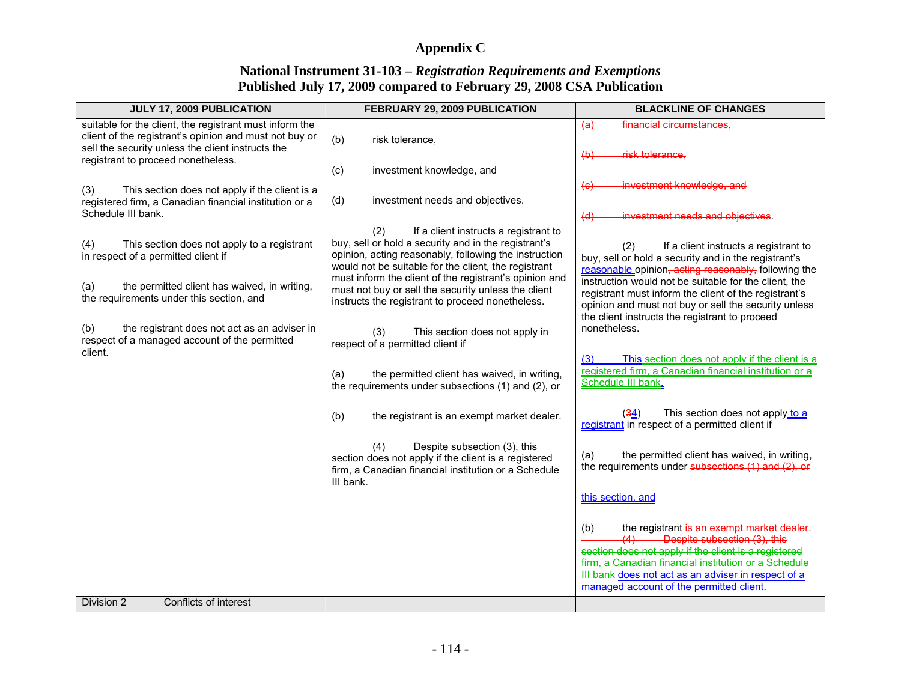# Appendix C

## National Instrument 31-103 – *Registration Requirements and Exemptions* Published July 17, 2009 compared to February 29, 2008 CSA Publication

| JULY 17, 2009 PUBLICATION | FEBRUARY 29, 2009 PUBLICATION | BLACKLINE OF CHANGES |
|---|---|---|
| suitable for the client, the registrant must inform the client of the registrant's opinion and must not buy or sell the security unless the client instructs the registrant to proceed nonetheless.<br><br>(3) This section does not apply if the client is a registered firm, a Canadian financial institution or a Schedule III bank.<br><br>(4) This section does not apply to a registrant in respect of a permitted client if<br><br>(a) the permitted client has waived, in writing, the requirements under this section, and<br><br>(b) the registrant does not act as an adviser in respect of a managed account of the permitted client. | (b) risk tolerance,<br><br>(c) investment knowledge, and<br><br>(d) investment needs and objectives.<br><br>(2) If a client instructs a registrant to buy, sell or hold a security and in the registrant's opinion, acting reasonably, following the instruction would not be suitable for the client, the registrant must inform the client of the registrant's opinion and must not buy or sell the security unless the client instructs the registrant to proceed nonetheless.<br><br>(3) This section does not apply in respect of a permitted client if<br><br>(a) the permitted client has waived, in writing, the requirements under subsections (1) and (2), or<br><br>(b) the registrant is an exempt market dealer.<br><br>(4) Despite subsection (3), this section does not apply if the client is a registered firm, a Canadian financial institution or a Schedule III bank. | ~~(a) financial circumstances,~~<br><br>~~(b) risk tolerance,~~<br><br>~~(c) investment knowledge, and~~<br><br>~~(d) investment needs and objectives~~.<br><br>(2) If a client instructs a registrant to buy, sell or hold a security and in the registrant's reasonable opinion~~, acting reasonably,~~ following the instruction would not be suitable for the client, the registrant must inform the client of the registrant's opinion and must not buy or sell the security unless the client instructs the registrant to proceed nonetheless.<br><br>(3) This section does not apply if the client is a registered firm, a Canadian financial institution or a Schedule III bank.<br><br>(~~3~~4) This section does not apply to a registrant in respect of a permitted client if<br><br>(a) the permitted client has waived, in writing, the requirements under ~~subsections (1) and (2), or~~<br><br>this section, and<br><br>(b) the registrant ~~is an exempt market dealer. (4) Despite subsection (3), this section does not apply if the client is a registered firm, a Canadian financial institution or a Schedule III bank~~ does not act as an adviser in respect of a managed account of the permitted client. |
| Division 2 Conflicts of interest | | |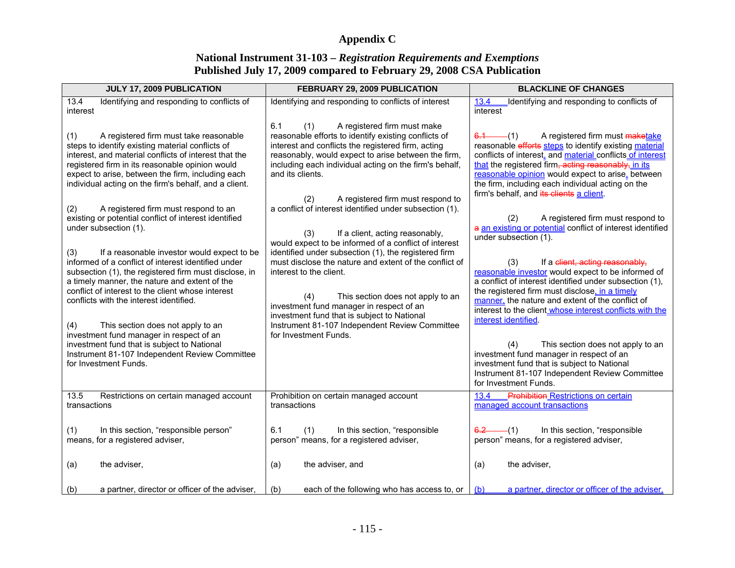# Appendix C

## National Instrument 31-103 – *Registration Requirements and Exemptions*
## Published July 17, 2009 compared to February 29, 2008 CSA Publication

| JULY 17, 2009 PUBLICATION | FEBRUARY 29, 2009 PUBLICATION | BLACKLINE OF CHANGES |
|---|---|---|
| 13.4 Identifying and responding to conflicts of interest<br><br>(1) A registered firm must take reasonable steps to identify existing material conflicts of interest, and material conflicts of interest that the registered firm in its reasonable opinion would expect to arise, between the firm, including each individual acting on the firm's behalf, and a client.<br><br>(2) A registered firm must respond to an existing or potential conflict of interest identified under subsection (1).<br><br>(3) If a reasonable investor would expect to be informed of a conflict of interest identified under subsection (1), the registered firm must disclose, in a timely manner, the nature and extent of the conflict of interest to the client whose interest conflicts with the interest identified.<br><br>(4) This section does not apply to an investment fund manager in respect of an investment fund that is subject to National Instrument 81-107 Independent Review Committee for Investment Funds. | Identifying and responding to conflicts of interest<br><br>6.1 (1) A registered firm must make reasonable efforts to identify existing conflicts of interest and conflicts the registered firm, acting reasonably, would expect to arise between the firm, including each individual acting on the firm's behalf, and its clients.<br><br>(2) A registered firm must respond to a conflict of interest identified under subsection (1).<br><br>(3) If a client, acting reasonably, would expect to be informed of a conflict of interest identified under subsection (1), the registered firm must disclose the nature and extent of the conflict of interest to the client.<br><br>(4) This section does not apply to an investment fund manager in respect of an investment fund that is subject to National Instrument 81-107 Independent Review Committee for Investment Funds. | 13.4 Identifying and responding to conflicts of interest<br><br>~~6.1~~ (1) A registered firm must ~~make~~take reasonable ~~efforts~~ steps to identify existing material conflicts of interest, and material conflicts of interest that the registered firm~~, acting reasonably,~~ in its reasonable opinion would expect to arise, between the firm, including each individual acting on the firm's behalf, and ~~its clients~~ a client.<br><br>(2) A registered firm must respond to ~~a~~ an existing or potential conflict of interest identified under subsection (1).<br><br>(3) If a ~~client, acting reasonably,~~ reasonable investor would expect to be informed of a conflict of interest identified under subsection (1), the registered firm must disclose, in a timely manner, the nature and extent of the conflict of interest to the client whose interest conflicts with the interest identified.<br><br>(4) This section does not apply to an investment fund manager in respect of an investment fund that is subject to National Instrument 81-107 Independent Review Committee for Investment Funds. |
| 13.5 Restrictions on certain managed account transactions<br><br>(1) In this section, "responsible person" means, for a registered adviser,<br><br>(a) the adviser,<br><br>(b) a partner, director or officer of the adviser, | Prohibition on certain managed account transactions<br><br>6.1 (1) In this section, "responsible person" means, for a registered adviser,<br><br>(a) the adviser, and<br><br>(b) each of the following who has access to, or | 13.4 ~~Prohibition~~ Restrictions on certain managed account transactions<br><br>~~6.2~~ (1) In this section, "responsible person" means, for a registered adviser,<br><br>(a) the adviser,<br><br>(b) a partner, director or officer of the adviser, |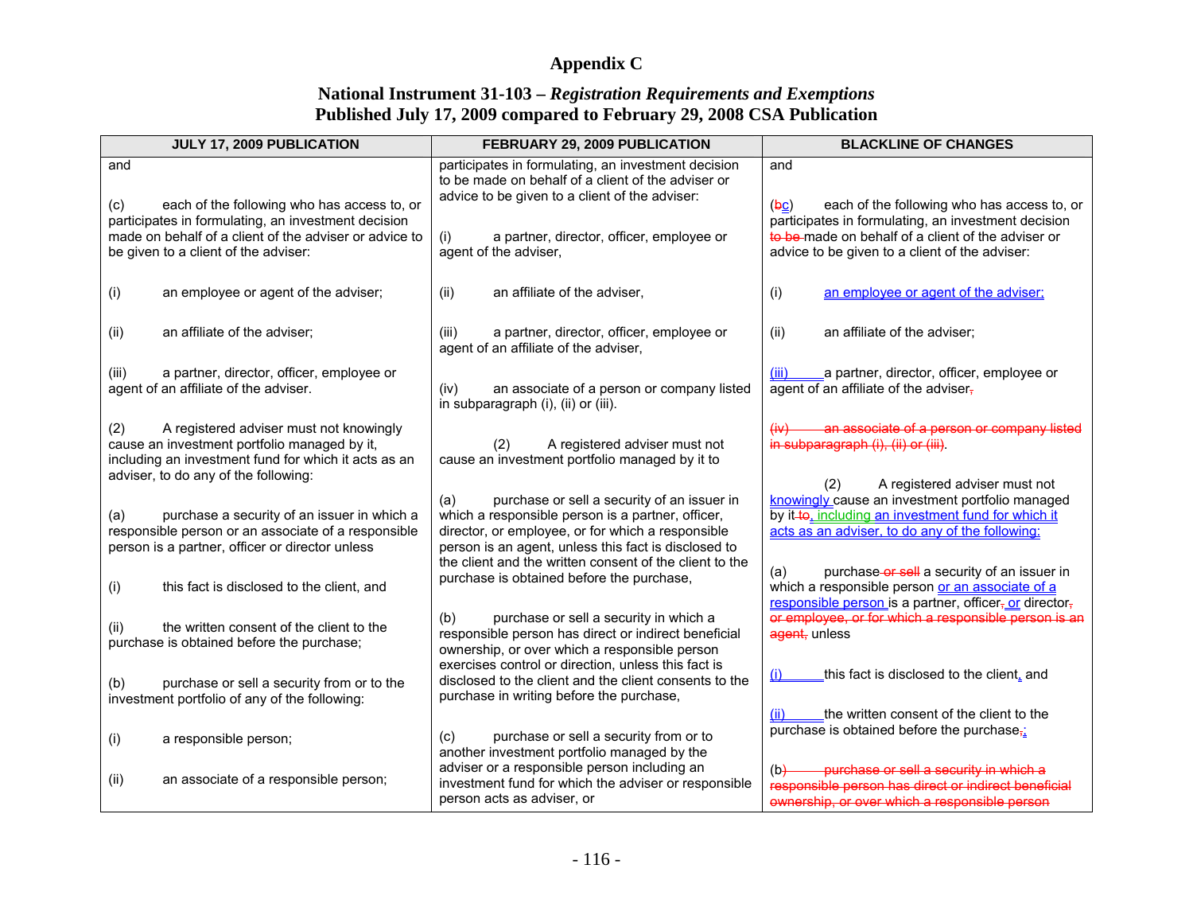# Appendix C

## National Instrument 31-103 – *Registration Requirements and Exemptions*
## Published July 17, 2009 compared to February 29, 2008 CSA Publication

| JULY 17, 2009 PUBLICATION | FEBRUARY 29, 2009 PUBLICATION | BLACKLINE OF CHANGES |
|---|---|---|
| and<br><br>(c) each of the following who has access to, or participates in formulating, an investment decision made on behalf of a client of the adviser or advice to be given to a client of the adviser:<br><br>(i) an employee or agent of the adviser;<br><br>(ii) an affiliate of the adviser;<br><br>(iii) a partner, director, officer, employee or agent of an affiliate of the adviser.<br><br>(2) A registered adviser must not knowingly cause an investment portfolio managed by it, including an investment fund for which it acts as an adviser, to do any of the following:<br><br>(a) purchase a security of an issuer in which a responsible person or an associate of a responsible person is a partner, officer or director unless<br><br>(i) this fact is disclosed to the client, and<br><br>(ii) the written consent of the client to the purchase is obtained before the purchase;<br><br>(b) purchase or sell a security from or to the investment portfolio of any of the following:<br><br>(i) a responsible person;<br><br>(ii) an associate of a responsible person; | participates in formulating, an investment decision to be made on behalf of a client of the adviser or advice to be given to a client of the adviser:<br><br>(i) a partner, director, officer, employee or agent of the adviser,<br><br>(ii) an affiliate of the adviser,<br><br>(iii) a partner, director, officer, employee or agent of an affiliate of the adviser,<br><br>(iv) an associate of a person or company listed in subparagraph (i), (ii) or (iii).<br><br>(2) A registered adviser must not cause an investment portfolio managed by it to<br><br>(a) purchase or sell a security of an issuer in which a responsible person is a partner, officer, director, or employee, or for which a responsible person is an agent, unless this fact is disclosed to the client and the written consent of the client to the purchase is obtained before the purchase,<br><br>(b) purchase or sell a security in which a responsible person has direct or indirect beneficial ownership, or over which a responsible person exercises control or direction, unless this fact is disclosed to the client and the client consents to the purchase in writing before the purchase,<br><br>(c) purchase or sell a security from or to another investment portfolio managed by the adviser or a responsible person including an investment fund for which the adviser or responsible person acts as adviser, or | and<br><br>(~~b~~c) each of the following who has access to, or participates in formulating, an investment decision ~~to be~~ made on behalf of a client of the adviser or advice to be given to a client of the adviser:<br><br>(i) an employee or agent of the adviser;<br><br>(ii) an affiliate of the adviser;<br><br>(iii) a partner, director, officer, employee or agent of an affiliate of the adviser~~,~~.<br><br>~~(iv) an associate of a person or company listed in subparagraph (i), (ii) or (iii).~~<br><br>(2) A registered adviser must not knowingly cause an investment portfolio managed by it ~~to~~, including an investment fund for which it acts as an adviser, to do any of the following:<br><br>(a) purchase ~~or sell~~ a security of an issuer in which a responsible person or an associate of a responsible person is a partner, officer~~,~~ or director~~, or employee, or for which a responsible person is an agent,~~ unless<br><br>(i) this fact is disclosed to the client, and<br><br>(ii) the written consent of the client to the purchase is obtained before the purchase~~,~~;<br><br>(b~~) purchase or sell a security in which a responsible person has direct or indirect beneficial ownership, or over which a responsible person~~ |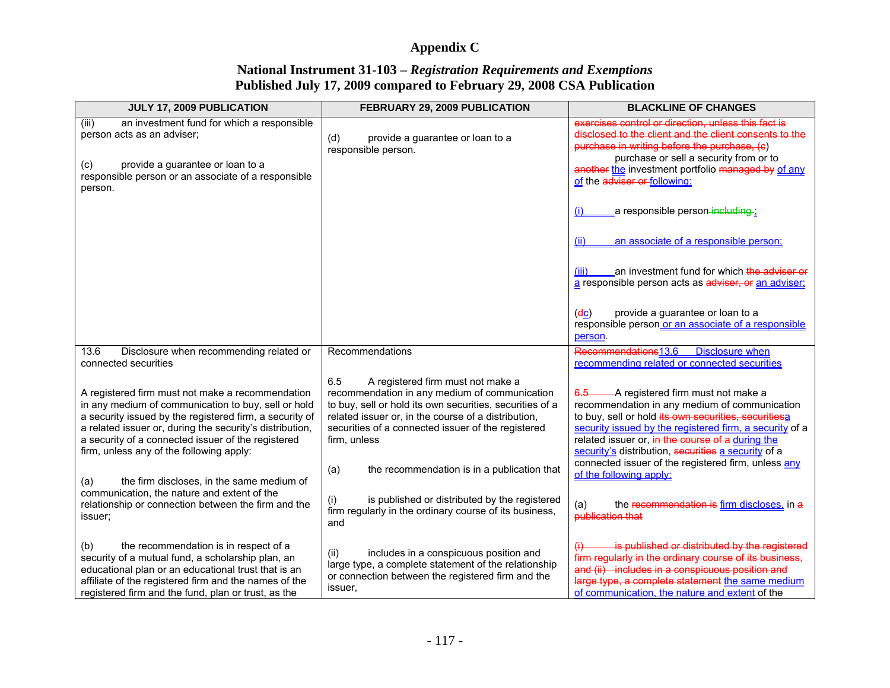# Appendix C

## National Instrument 31-103 – *Registration Requirements and Exemptions*
## Published July 17, 2009 compared to February 29, 2008 CSA Publication

| JULY 17, 2009 PUBLICATION | FEBRUARY 29, 2009 PUBLICATION | BLACKLINE OF CHANGES |
|---|---|---|
| (iii) an investment fund for which a responsible person acts as an adviser;<br><br>(c) provide a guarantee or loan to a responsible person or an associate of a responsible person. | (d) provide a guarantee or loan to a responsible person. | ~~exercises control or direction, unless this fact is disclosed to the client and the client consents to the purchase in writing before the purchase, (c~~) purchase or sell a security from or to ~~another~~ the investment portfolio ~~managed by~~ of any of the ~~adviser or~~ following:<br><br>(i) a responsible person ~~including~~ ;<br><br>(ii) an associate of a responsible person;<br><br>(iii) an investment fund for which ~~the adviser or~~ a responsible person acts as ~~adviser, or~~ an adviser;<br><br>(~~d~~c) provide a guarantee or loan to a responsible person or an associate of a responsible person. |
| 13.6 Disclosure when recommending related or connected securities<br><br>A registered firm must not make a recommendation in any medium of communication to buy, sell or hold a security issued by the registered firm, a security of a related issuer or, during the security's distribution, a security of a connected issuer of the registered firm, unless any of the following apply:<br><br>(a) the firm discloses, in the same medium of communication, the nature and extent of the relationship or connection between the firm and the issuer;<br><br>(b) the recommendation is in respect of a security of a mutual fund, a scholarship plan, an educational plan or an educational trust that is an affiliate of the registered firm and the names of the registered firm and the fund, plan or trust, as the | Recommendations<br><br>6.5 A registered firm must not make a recommendation in any medium of communication to buy, sell or hold its own securities, securities of a related issuer or, in the course of a distribution, securities of a connected issuer of the registered firm, unless<br><br>(a) the recommendation is in a publication that<br><br>(i) is published or distributed by the registered firm regularly in the ordinary course of its business, and<br><br>(ii) includes in a conspicuous position and large type, a complete statement of the relationship or connection between the registered firm and the issuer, | ~~Recommendations~~13.6 Disclosure when recommending related or connected securities<br><br>~~6.5~~ A registered firm must not make a recommendation in any medium of communication to buy, sell or hold ~~its own securities, securities~~a security issued by the registered firm, a security of a related issuer or, ~~in the course of a~~ during the security's distribution, ~~securities~~ a security of a connected issuer of the registered firm, unless any of the following apply:<br><br>(a) the ~~recommendation is~~ firm discloses, in ~~a publication that~~<br><br>~~(i) is published or distributed by the registered firm regularly in the ordinary course of its business, and (ii) includes in a conspicuous position and large type, a complete statement~~ the same medium of communication, the nature and extent of the |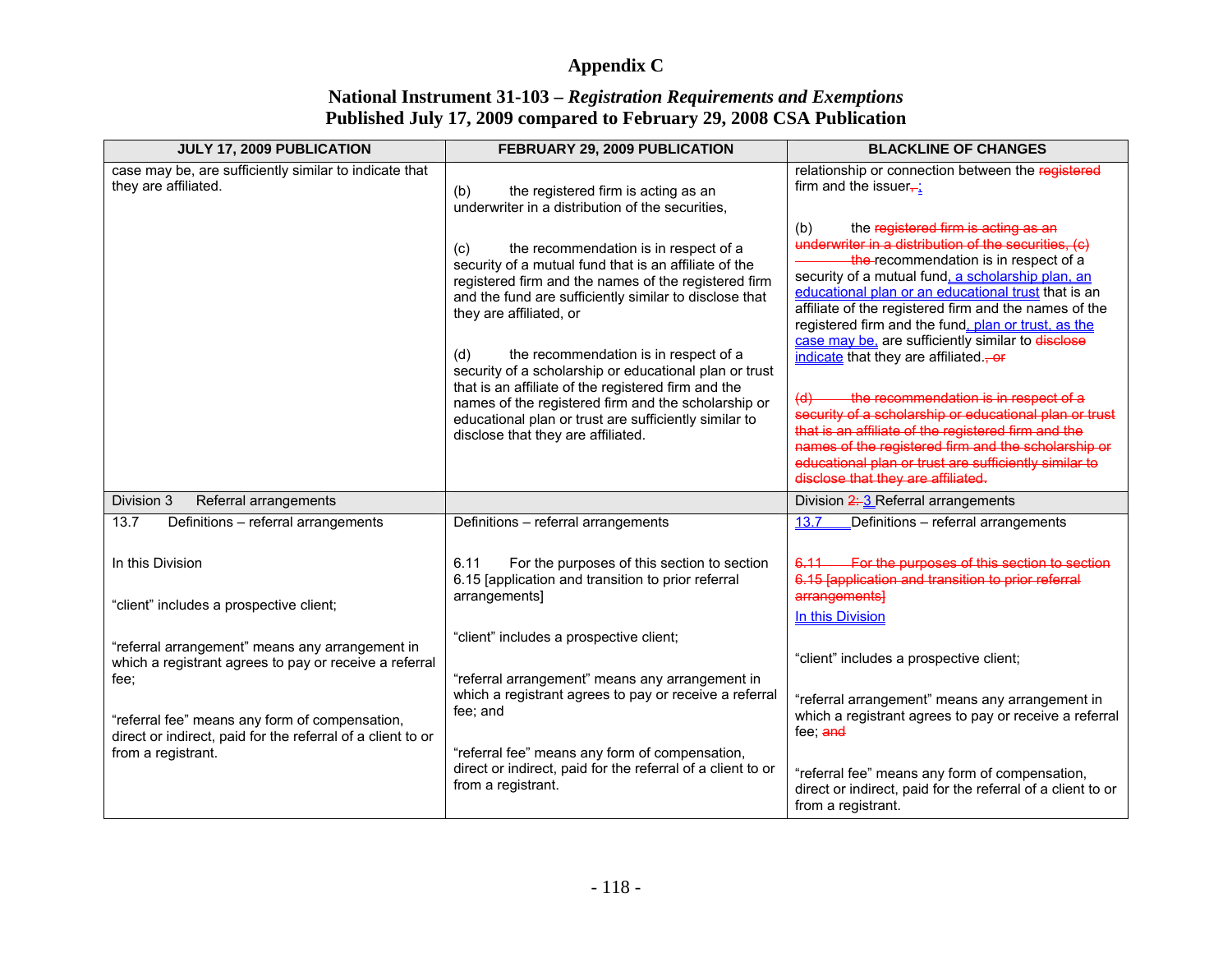# Appendix C

## National Instrument 31-103 – *Registration Requirements and Exemptions*
## Published July 17, 2009 compared to February 29, 2008 CSA Publication

| JULY 17, 2009 PUBLICATION | FEBRUARY 29, 2009 PUBLICATION | BLACKLINE OF CHANGES |
|---|---|---|
| case may be, are sufficiently similar to indicate that they are affiliated. | (b) the registered firm is acting as an underwriter in a distribution of the securities,<br><br>(c) the recommendation is in respect of a security of a mutual fund that is an affiliate of the registered firm and the names of the registered firm and the fund are sufficiently similar to disclose that they are affiliated, or<br><br>(d) the recommendation is in respect of a security of a scholarship or educational plan or trust that is an affiliate of the registered firm and the names of the registered firm and the scholarship or educational plan or trust are sufficiently similar to disclose that they are affiliated. | relationship or connection between the ~~registered~~ firm and the issuer~~,~~ ;<br><br>(b) the ~~registered firm is acting as an underwriter in a distribution of the securities, (c) the~~ recommendation is in respect of a security of a mutual fund, a scholarship plan, an educational plan or an educational trust that is an affiliate of the registered firm and the names of the registered firm and the fund, plan or trust, as the case may be, are sufficiently similar to ~~disclose~~ indicate that they are affiliated.~~, or~~<br><br>~~(d) the recommendation is in respect of a security of a scholarship or educational plan or trust that is an affiliate of the registered firm and the names of the registered firm and the scholarship or educational plan or trust are sufficiently similar to disclose that they are affiliated.~~ |
| Division 3 Referral arrangements | | Division ~~2:~~ 3 Referral arrangements |
| 13.7 Definitions – referral arrangements<br><br>In this Division<br><br>"client" includes a prospective client;<br><br>"referral arrangement" means any arrangement in which a registrant agrees to pay or receive a referral fee;<br><br>"referral fee" means any form of compensation, direct or indirect, paid for the referral of a client to or from a registrant. | Definitions – referral arrangements<br><br>6.11 For the purposes of this section to section 6.15 [application and transition to prior referral arrangements]<br><br>"client" includes a prospective client;<br><br>"referral arrangement" means any arrangement in which a registrant agrees to pay or receive a referral fee; and<br><br>"referral fee" means any form of compensation, direct or indirect, paid for the referral of a client to or from a registrant. | 13.7 Definitions – referral arrangements<br><br>~~6.11 For the purposes of this section to section 6.15 [application and transition to prior referral arrangements]~~<br>In this Division<br><br>"client" includes a prospective client;<br><br>"referral arrangement" means any arrangement in which a registrant agrees to pay or receive a referral fee; ~~and~~<br><br>"referral fee" means any form of compensation, direct or indirect, paid for the referral of a client to or from a registrant. |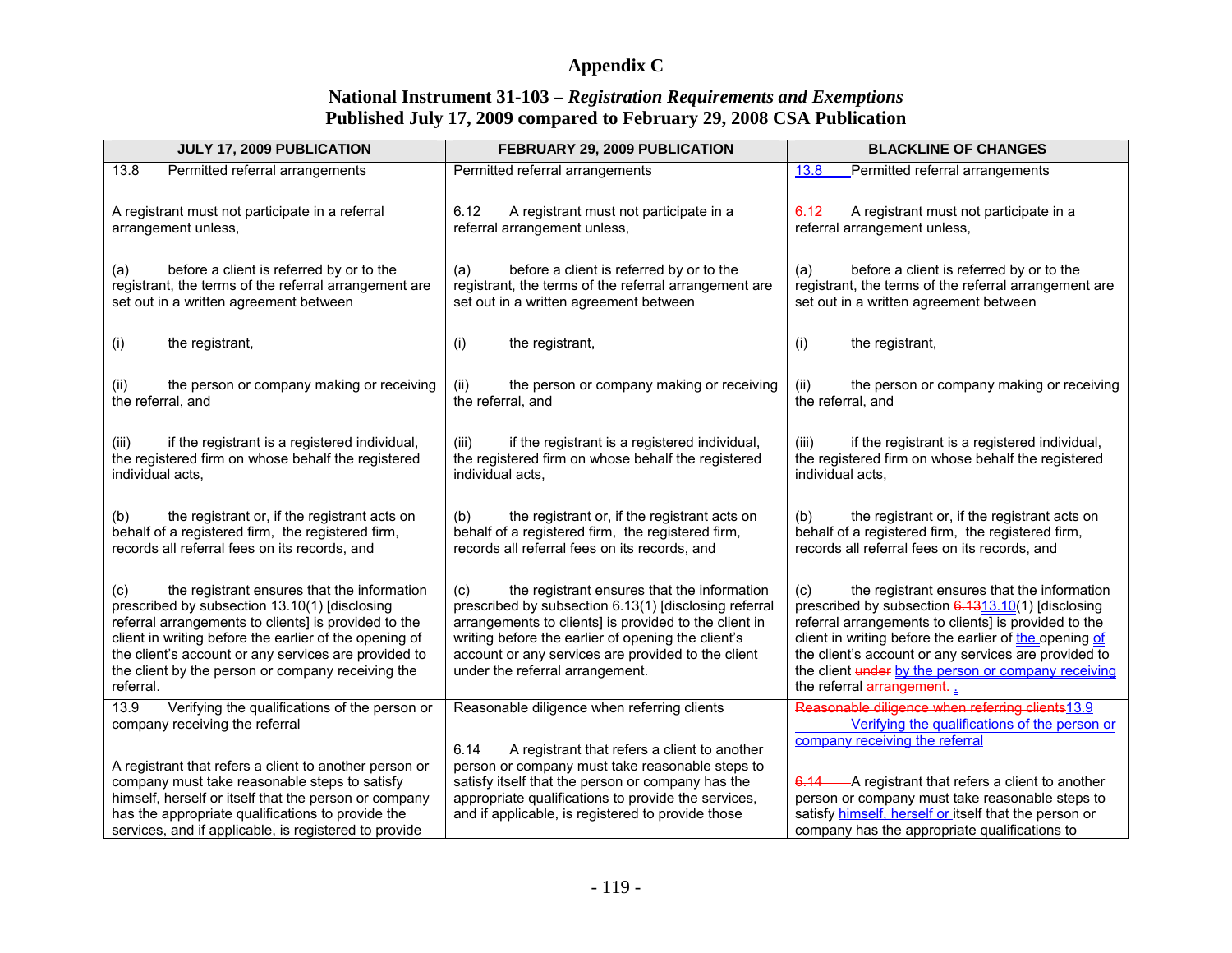# Appendix C

## National Instrument 31-103 – *Registration Requirements and Exemptions*
## Published July 17, 2009 compared to February 29, 2008 CSA Publication

| JULY 17, 2009 PUBLICATION | FEBRUARY 29, 2009 PUBLICATION | BLACKLINE OF CHANGES |
|---|---|---|
| 13.8 Permitted referral arrangements<br><br>A registrant must not participate in a referral arrangement unless,<br><br>(a) before a client is referred by or to the registrant, the terms of the referral arrangement are set out in a written agreement between<br><br>(i) the registrant,<br><br>(ii) the person or company making or receiving the referral, and<br><br>(iii) if the registrant is a registered individual, the registered firm on whose behalf the registered individual acts,<br><br>(b) the registrant or, if the registrant acts on behalf of a registered firm, the registered firm, records all referral fees on its records, and<br><br>(c) the registrant ensures that the information prescribed by subsection 13.10(1) [disclosing referral arrangements to clients] is provided to the client in writing before the earlier of the opening of the client's account or any services are provided to the client by the person or company receiving the referral. | Permitted referral arrangements<br><br>6.12 A registrant must not participate in a referral arrangement unless,<br><br>(a) before a client is referred by or to the registrant, the terms of the referral arrangement are set out in a written agreement between<br><br>(i) the registrant,<br><br>(ii) the person or company making or receiving the referral, and<br><br>(iii) if the registrant is a registered individual, the registered firm on whose behalf the registered individual acts,<br><br>(b) the registrant or, if the registrant acts on behalf of a registered firm, the registered firm, records all referral fees on its records, and<br><br>(c) the registrant ensures that the information prescribed by subsection 6.13(1) [disclosing referral arrangements to clients] is provided to the client in writing before the earlier of opening the client's account or any services are provided to the client under the referral arrangement. | 13.8 Permitted referral arrangements<br><br>~~6.12~~ A registrant must not participate in a referral arrangement unless,<br><br>(a) before a client is referred by or to the registrant, the terms of the referral arrangement are set out in a written agreement between<br><br>(i) the registrant,<br><br>(ii) the person or company making or receiving the referral, and<br><br>(iii) if the registrant is a registered individual, the registered firm on whose behalf the registered individual acts,<br><br>(b) the registrant or, if the registrant acts on behalf of a registered firm, the registered firm, records all referral fees on its records, and<br><br>(c) the registrant ensures that the information prescribed by subsection ~~6.13~~13.10(1) [disclosing referral arrangements to clients] is provided to the client in writing before the earlier of the opening of the client's account or any services are provided to the client ~~under~~ by the person or company receiving the referral ~~arrangement~~. |
| 13.9 Verifying the qualifications of the person or company receiving the referral<br><br>A registrant that refers a client to another person or company must take reasonable steps to satisfy himself, herself or itself that the person or company has the appropriate qualifications to provide the services, and if applicable, is registered to provide | Reasonable diligence when referring clients<br><br>6.14 A registrant that refers a client to another person or company must take reasonable steps to satisfy itself that the person or company has the appropriate qualifications to provide the services, and if applicable, is registered to provide those | ~~Reasonable diligence when referring clients~~13.9 Verifying the qualifications of the person or company receiving the referral<br><br>~~6.14~~ A registrant that refers a client to another person or company must take reasonable steps to satisfy himself, herself or itself that the person or company has the appropriate qualifications to |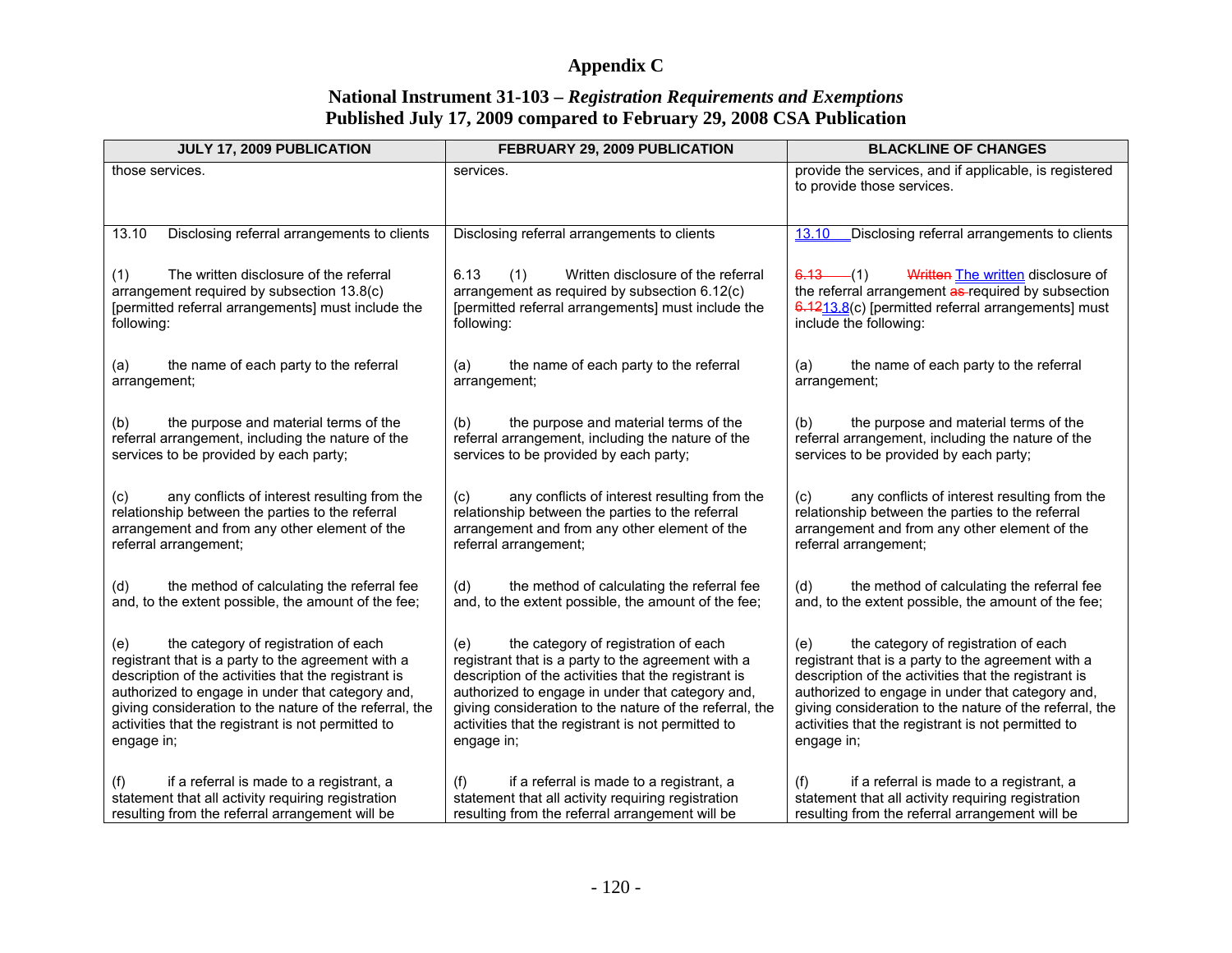# Appendix C

## National Instrument 31-103 – *Registration Requirements and Exemptions*
## Published July 17, 2009 compared to February 29, 2008 CSA Publication

| JULY 17, 2009 PUBLICATION | FEBRUARY 29, 2009 PUBLICATION | BLACKLINE OF CHANGES |
|---|---|---|
| those services. | services. | provide the services, and if applicable, is registered to provide those services. |
| 13.10 Disclosing referral arrangements to clients | Disclosing referral arrangements to clients | 13.10 Disclosing referral arrangements to clients |
| (1) The written disclosure of the referral arrangement required by subsection 13.8(c) [permitted referral arrangements] must include the following: | 6.13 (1) Written disclosure of the referral arrangement as required by subsection 6.12(c) [permitted referral arrangements] must include the following: | ~~6.13~~ (1) ~~Written~~ The written disclosure of the referral arrangement ~~as~~ required by subsection ~~6.12~~13.8(c) [permitted referral arrangements] must include the following: |
| (a) the name of each party to the referral arrangement; | (a) the name of each party to the referral arrangement; | (a) the name of each party to the referral arrangement; |
| (b) the purpose and material terms of the referral arrangement, including the nature of the services to be provided by each party; | (b) the purpose and material terms of the referral arrangement, including the nature of the services to be provided by each party; | (b) the purpose and material terms of the referral arrangement, including the nature of the services to be provided by each party; |
| (c) any conflicts of interest resulting from the relationship between the parties to the referral arrangement and from any other element of the referral arrangement; | (c) any conflicts of interest resulting from the relationship between the parties to the referral arrangement and from any other element of the referral arrangement; | (c) any conflicts of interest resulting from the relationship between the parties to the referral arrangement and from any other element of the referral arrangement; |
| (d) the method of calculating the referral fee and, to the extent possible, the amount of the fee; | (d) the method of calculating the referral fee and, to the extent possible, the amount of the fee; | (d) the method of calculating the referral fee and, to the extent possible, the amount of the fee; |
| (e) the category of registration of each registrant that is a party to the agreement with a description of the activities that the registrant is authorized to engage in under that category and, giving consideration to the nature of the referral, the activities that the registrant is not permitted to engage in; | (e) the category of registration of each registrant that is a party to the agreement with a description of the activities that the registrant is authorized to engage in under that category and, giving consideration to the nature of the referral, the activities that the registrant is not permitted to engage in; | (e) the category of registration of each registrant that is a party to the agreement with a description of the activities that the registrant is authorized to engage in under that category and, giving consideration to the nature of the referral, the activities that the registrant is not permitted to engage in; |
| (f) if a referral is made to a registrant, a statement that all activity requiring registration resulting from the referral arrangement will be | (f) if a referral is made to a registrant, a statement that all activity requiring registration resulting from the referral arrangement will be | (f) if a referral is made to a registrant, a statement that all activity requiring registration resulting from the referral arrangement will be |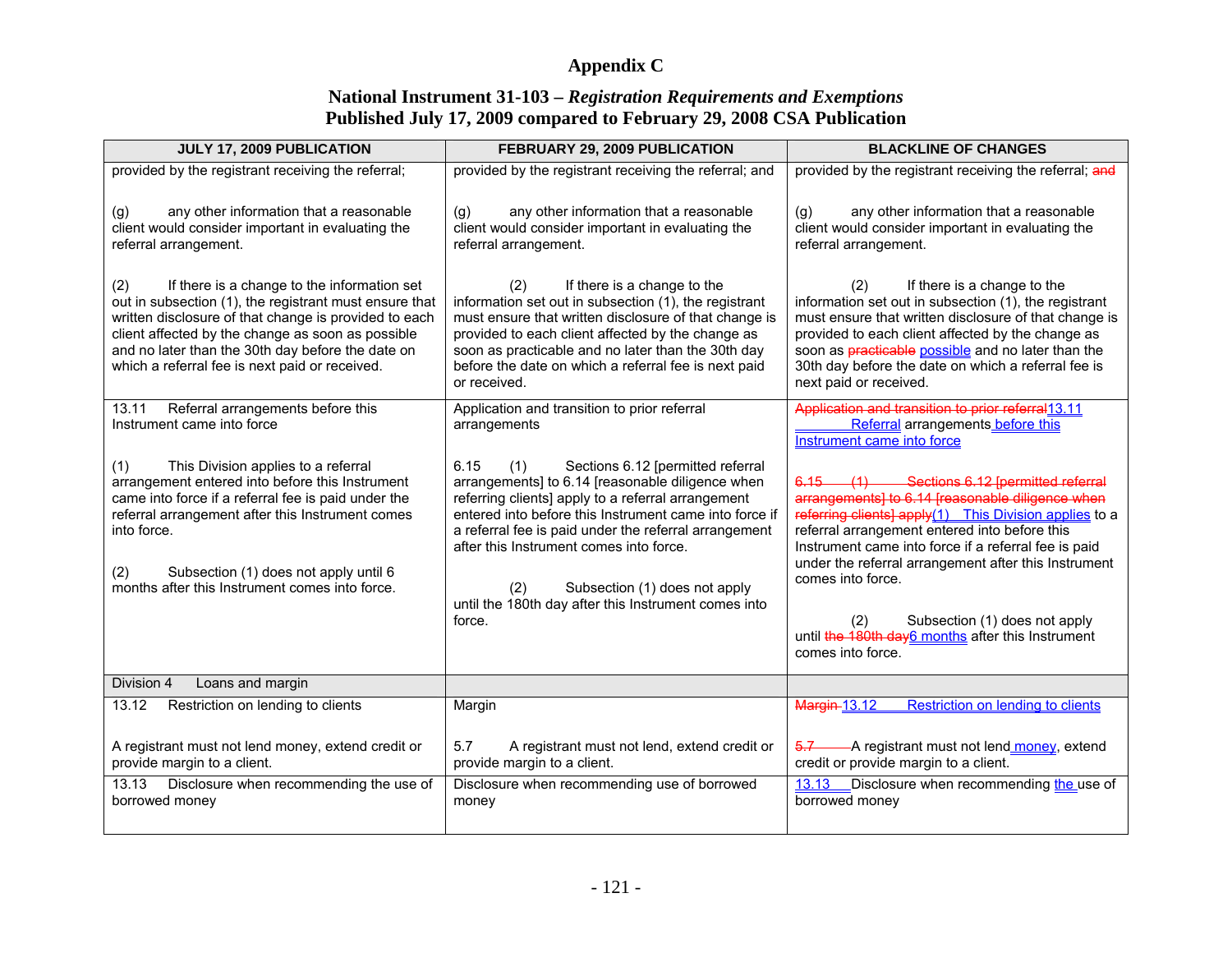# Appendix C

## National Instrument 31-103 – *Registration Requirements and Exemptions*
## Published July 17, 2009 compared to February 29, 2008 CSA Publication

| JULY 17, 2009 PUBLICATION | FEBRUARY 29, 2009 PUBLICATION | BLACKLINE OF CHANGES |
|---|---|---|
| provided by the registrant receiving the referral;<br><br>(g) any other information that a reasonable client would consider important in evaluating the referral arrangement.<br><br>(2) If there is a change to the information set out in subsection (1), the registrant must ensure that written disclosure of that change is provided to each client affected by the change as soon as possible and no later than the 30th day before the date on which a referral fee is next paid or received. | provided by the registrant receiving the referral; and<br><br>(g) any other information that a reasonable client would consider important in evaluating the referral arrangement.<br><br>(2) If there is a change to the information set out in subsection (1), the registrant must ensure that written disclosure of that change is provided to each client affected by the change as soon as practicable and no later than the 30th day before the date on which a referral fee is next paid or received. | provided by the registrant receiving the referral; ~~and~~<br><br>(g) any other information that a reasonable client would consider important in evaluating the referral arrangement.<br><br>(2) If there is a change to the information set out in subsection (1), the registrant must ensure that written disclosure of that change is provided to each client affected by the change as soon as ~~practicable~~ possible and no later than the 30th day before the date on which a referral fee is next paid or received. |
| 13.11 Referral arrangements before this Instrument came into force<br><br>(1) This Division applies to a referral arrangement entered into before this Instrument came into force if a referral fee is paid under the referral arrangement after this Instrument comes into force.<br><br>(2) Subsection (1) does not apply until 6 months after this Instrument comes into force. | Application and transition to prior referral arrangements<br><br>6.15 (1) Sections 6.12 [permitted referral arrangements] to 6.14 [reasonable diligence when referring clients] apply to a referral arrangement entered into before this Instrument came into force if a referral fee is paid under the referral arrangement after this Instrument comes into force.<br><br>(2) Subsection (1) does not apply until the 180th day after this Instrument comes into force. | ~~Application and transition to prior referral~~13.11 Referral arrangements before this Instrument came into force<br><br>~~6.15 (1) Sections 6.12 [permitted referral arrangements] to 6.14 [reasonable diligence when referring clients] apply~~(1) This Division applies to a referral arrangement entered into before this Instrument came into force if a referral fee is paid under the referral arrangement after this Instrument comes into force.<br><br>(2) Subsection (1) does not apply until ~~the 180th day~~6 months after this Instrument comes into force. |
| Division 4 Loans and margin | | |
| 13.12 Restriction on lending to clients<br><br>A registrant must not lend money, extend credit or provide margin to a client. | Margin<br><br>5.7 A registrant must not lend, extend credit or provide margin to a client. | ~~Margin~~ 13.12 Restriction on lending to clients<br><br>~~5.7~~ A registrant must not lend money, extend credit or provide margin to a client. |
| 13.13 Disclosure when recommending the use of borrowed money | Disclosure when recommending use of borrowed money | 13.13 Disclosure when recommending the use of borrowed money |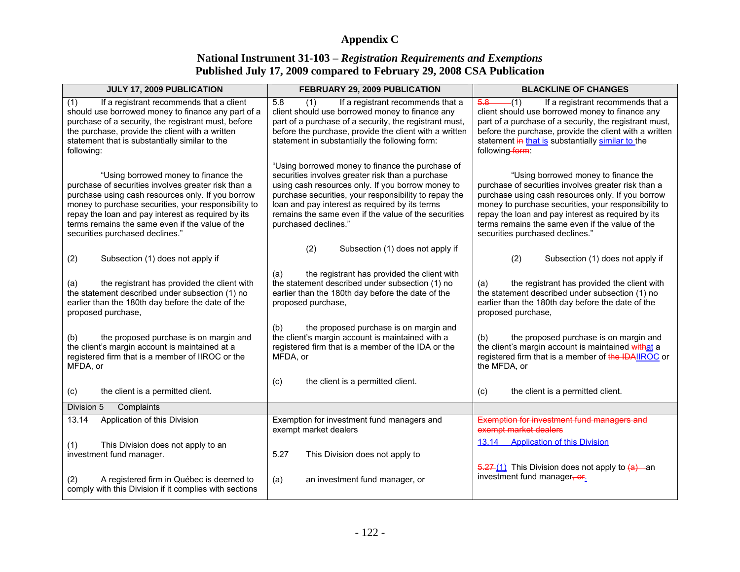# Appendix C

## National Instrument 31-103 – *Registration Requirements and Exemptions*
## Published July 17, 2009 compared to February 29, 2008 CSA Publication

| JULY 17, 2009 PUBLICATION | FEBRUARY 29, 2009 PUBLICATION | BLACKLINE OF CHANGES |
|---|---|---|
| (1) If a registrant recommends that a client should use borrowed money to finance any part of a purchase of a security, the registrant must, before the purchase, provide the client with a written statement that is substantially similar to the following:<br><br>"Using borrowed money to finance the purchase of securities involves greater risk than a purchase using cash resources only. If you borrow money to purchase securities, your responsibility to repay the loan and pay interest as required by its terms remains the same even if the value of the securities purchased declines."<br><br>(2) Subsection (1) does not apply if<br><br>(a) the registrant has provided the client with the statement described under subsection (1) no earlier than the 180th day before the date of the proposed purchase,<br><br>(b) the proposed purchase is on margin and the client's margin account is maintained at a registered firm that is a member of IIROC or the MFDA, or<br><br>(c) the client is a permitted client. | 5.8 (1) If a registrant recommends that a client should use borrowed money to finance any part of a purchase of a security, the registrant must, before the purchase, provide the client with a written statement in substantially the following form:<br><br>"Using borrowed money to finance the purchase of securities involves greater risk than a purchase using cash resources only. If you borrow money to purchase securities, your responsibility to repay the loan and pay interest as required by its terms remains the same even if the value of the securities purchased declines."<br><br>(2) Subsection (1) does not apply if<br><br>(a) the registrant has provided the client with the statement described under subsection (1) no earlier than the 180th day before the date of the proposed purchase,<br><br>(b) the proposed purchase is on margin and the client's margin account is maintained with a registered firm that is a member of the IDA or the MFDA, or<br><br>(c) the client is a permitted client. | ~~5.8~~ (1) If a registrant recommends that a client should use borrowed money to finance any part of a purchase of a security, the registrant must, before the purchase, provide the client with a written statement ~~in~~ that is substantially similar to the following ~~form~~:<br><br>"Using borrowed money to finance the purchase of securities involves greater risk than a purchase using cash resources only. If you borrow money to purchase securities, your responsibility to repay the loan and pay interest as required by its terms remains the same even if the value of the securities purchased declines."<br><br>(2) Subsection (1) does not apply if<br><br>(a) the registrant has provided the client with the statement described under subsection (1) no earlier than the 180th day before the date of the proposed purchase,<br><br>(b) the proposed purchase is on margin and the client's margin account is maintained ~~with~~at a registered firm that is a member of ~~the IDA~~IIROC or the MFDA, or<br><br>(c) the client is a permitted client. |
| Division 5 Complaints | | |
| 13.14 Application of this Division<br><br>(1) This Division does not apply to an investment fund manager.<br><br>(2) A registered firm in Québec is deemed to comply with this Division if it complies with sections | Exemption for investment fund managers and exempt market dealers<br><br>5.27 This Division does not apply to<br><br>(a) an investment fund manager, or | ~~Exemption for investment fund managers and exempt market dealers~~<br><br>13.14 Application of this Division<br><br>~~5.27~~ (1) This Division does not apply to ~~(a)~~ an investment fund manager~~, or~~. |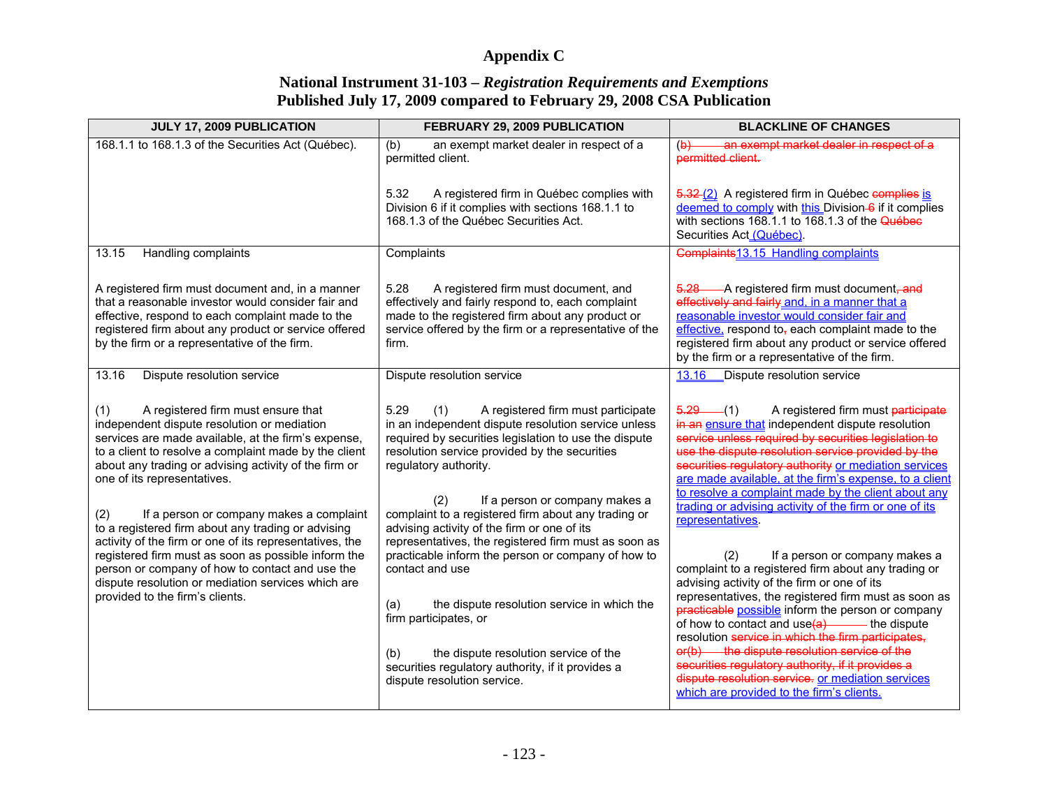# Appendix C

## National Instrument 31-103 – *Registration Requirements and Exemptions*
## Published July 17, 2009 compared to February 29, 2008 CSA Publication

| JULY 17, 2009 PUBLICATION | FEBRUARY 29, 2009 PUBLICATION | BLACKLINE OF CHANGES |
|---|---|---|
| 168.1.1 to 168.1.3 of the Securities Act (Québec). | (b) an exempt market dealer in respect of a permitted client.<br><br>5.32 A registered firm in Québec complies with Division 6 if it complies with sections 168.1.1 to 168.1.3 of the Québec Securities Act. | ~~(b) an exempt market dealer in respect of a permitted client.~~<br><br>~~5.32~~ (2) A registered firm in Québec ~~complies~~ is deemed to comply with this Division ~~6~~ if it complies with sections 168.1.1 to 168.1.3 of the ~~Québec~~ Securities Act (Québec). |
| 13.15 Handling complaints<br><br>A registered firm must document and, in a manner that a reasonable investor would consider fair and effective, respond to each complaint made to the registered firm about any product or service offered by the firm or a representative of the firm. | Complaints<br><br>5.28 A registered firm must document, and effectively and fairly respond to, each complaint made to the registered firm about any product or service offered by the firm or a representative of the firm. | ~~Complaints~~13.15 Handling complaints<br><br>~~5.28~~ A registered firm must document~~, and effectively and fairly~~ and, in a manner that a reasonable investor would consider fair and effective, respond to~~,~~ each complaint made to the registered firm about any product or service offered by the firm or a representative of the firm. |
| 13.16 Dispute resolution service<br><br>(1) A registered firm must ensure that independent dispute resolution or mediation services are made available, at the firm's expense, to a client to resolve a complaint made by the client about any trading or advising activity of the firm or one of its representatives.<br><br>(2) If a person or company makes a complaint to a registered firm about any trading or advising activity of the firm or one of its representatives, the registered firm must as soon as possible inform the person or company of how to contact and use the dispute resolution or mediation services which are provided to the firm's clients. | Dispute resolution service<br><br>5.29 (1) A registered firm must participate in an independent dispute resolution service unless required by securities legislation to use the dispute resolution service provided by the securities regulatory authority.<br><br>(2) If a person or company makes a complaint to a registered firm about any trading or advising activity of the firm or one of its representatives, the registered firm must as soon as practicable inform the person or company of how to contact and use<br><br>(a) the dispute resolution service in which the firm participates, or<br><br>(b) the dispute resolution service of the securities regulatory authority, if it provides a dispute resolution service. | 13.16 Dispute resolution service<br><br>~~5.29~~ (1) A registered firm must ~~participate in an~~ ensure that independent dispute resolution ~~service unless required by securities legislation to use the dispute resolution service provided by the securities regulatory authority~~ or mediation services are made available, at the firm's expense, to a client to resolve a complaint made by the client about any trading or advising activity of the firm or one of its representatives.<br><br>(2) If a person or company makes a complaint to a registered firm about any trading or advising activity of the firm or one of its representatives, the registered firm must as soon as ~~practicable~~ possible inform the person or company of how to contact and use~~(a)~~ the dispute resolution ~~service in which the firm participates, or(b) the dispute resolution service of the securities regulatory authority, if it provides a dispute resolution service.~~ or mediation services which are provided to the firm's clients. |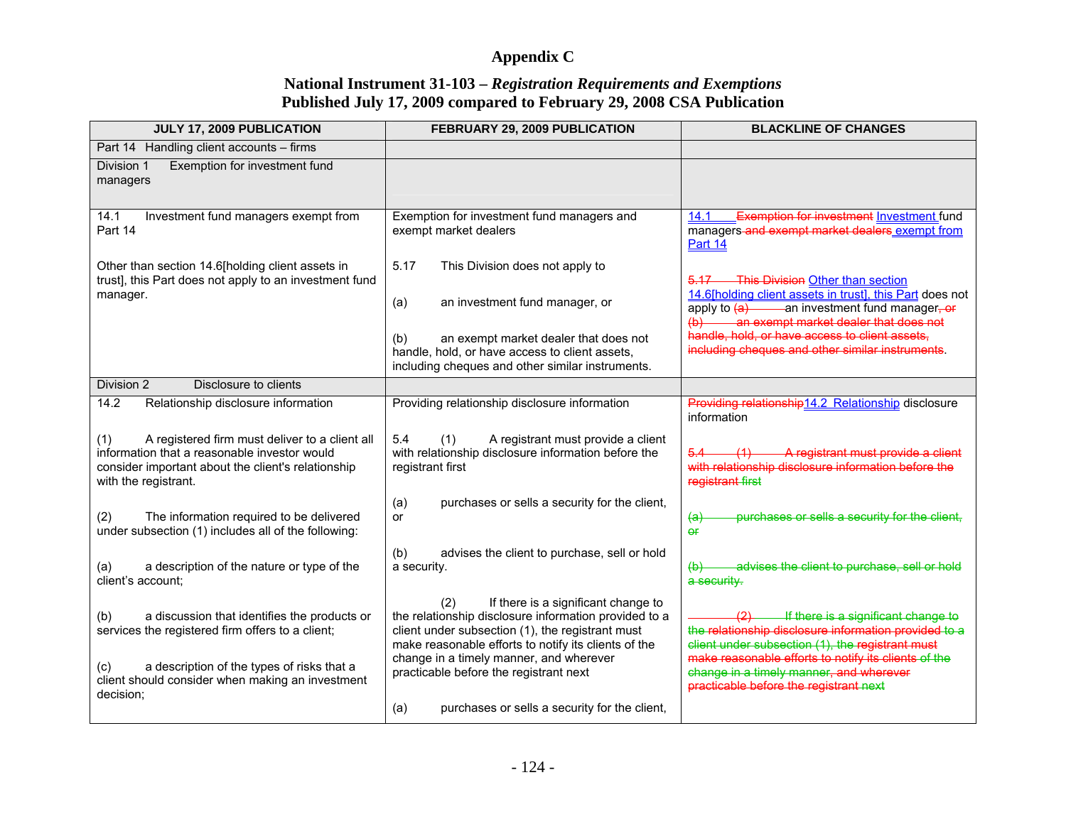# Appendix C

## National Instrument 31-103 – *Registration Requirements and Exemptions*
## Published July 17, 2009 compared to February 29, 2008 CSA Publication

| JULY 17, 2009 PUBLICATION | FEBRUARY 29, 2009 PUBLICATION | BLACKLINE OF CHANGES |
|---|---|---|
| Part 14 Handling client accounts – firms | | |
| Division 1 Exemption for investment fund managers | | |
| 14.1 Investment fund managers exempt from Part 14<br><br>Other than section 14.6[holding client assets in trust], this Part does not apply to an investment fund manager. | Exemption for investment fund managers and exempt market dealers<br><br>5.17 This Division does not apply to<br><br>(a) an investment fund manager, or<br><br>(b) an exempt market dealer that does not handle, hold, or have access to client assets, including cheques and other similar instruments. | 14.1 ~~Exemption for investment~~ Investment fund managers ~~and exempt market dealers~~ exempt from Part 14<br><br>~~5.17 This Division~~ Other than section 14.6[holding client assets in trust], this Part does not apply to ~~(a)~~ an investment fund manager~~, or (b) an exempt market dealer that does not handle, hold, or have access to client assets, including cheques and other similar instruments~~. |
| Division 2 Disclosure to clients | | |
| 14.2 Relationship disclosure information<br><br>(1) A registered firm must deliver to a client all information that a reasonable investor would consider important about the client's relationship with the registrant.<br><br>(2) The information required to be delivered under subsection (1) includes all of the following:<br><br>(a) a description of the nature or type of the client's account;<br><br>(b) a discussion that identifies the products or services the registered firm offers to a client;<br><br>(c) a description of the types of risks that a client should consider when making an investment decision; | Providing relationship disclosure information<br><br>5.4 (1) A registrant must provide a client with relationship disclosure information before the registrant first<br><br>(a) purchases or sells a security for the client, or<br><br>(b) advises the client to purchase, sell or hold a security.<br><br>(2) If there is a significant change to the relationship disclosure information provided to a client under subsection (1), the registrant must make reasonable efforts to notify its clients of the change in a timely manner, and wherever practicable before the registrant next<br><br>(a) purchases or sells a security for the client, | ~~Providing relationship~~ 14.2 Relationship disclosure information<br><br>~~5.4 (1) A registrant must provide a client with relationship disclosure information before the registrant first~~<br><br>~~(a) purchases or sells a security for the client, or~~<br><br>~~(b) advises the client to purchase, sell or hold a security.~~<br><br>~~(2) If there is a significant change to the relationship disclosure information provided to a client under subsection (1), the registrant must make reasonable efforts to notify its clients of the change in a timely manner, and wherever practicable before the registrant next~~ |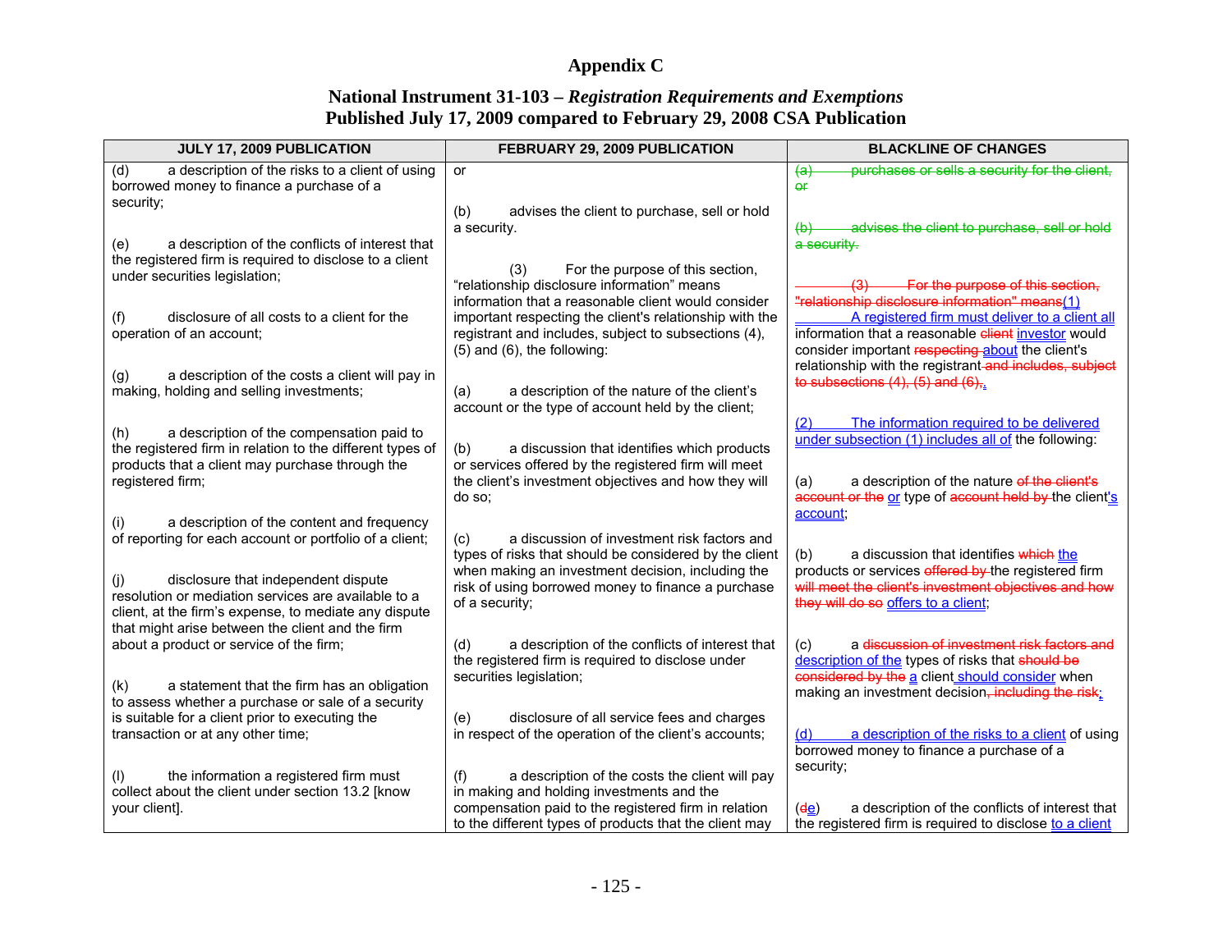# Appendix C

## National Instrument 31-103 – *Registration Requirements and Exemptions*
## Published July 17, 2009 compared to February 29, 2008 CSA Publication

| JULY 17, 2009 PUBLICATION | FEBRUARY 29, 2009 PUBLICATION | BLACKLINE OF CHANGES |
|---|---|---|
| (d) a description of the risks to a client of using borrowed money to finance a purchase of a security;<br><br>(e) a description of the conflicts of interest that the registered firm is required to disclose to a client under securities legislation;<br><br>(f) disclosure of all costs to a client for the operation of an account;<br><br>(g) a description of the costs a client will pay in making, holding and selling investments;<br><br>(h) a description of the compensation paid to the registered firm in relation to the different types of products that a client may purchase through the registered firm;<br><br>(i) a description of the content and frequency of reporting for each account or portfolio of a client;<br><br>(j) disclosure that independent dispute resolution or mediation services are available to a client, at the firm's expense, to mediate any dispute that might arise between the client and the firm about a product or service of the firm;<br><br>(k) a statement that the firm has an obligation to assess whether a purchase or sale of a security is suitable for a client prior to executing the transaction or at any other time;<br><br>(l) the information a registered firm must collect about the client under section 13.2 [know your client]. | or<br><br>(b) advises the client to purchase, sell or hold a security.<br><br>(3) For the purpose of this section, "relationship disclosure information" means information that a reasonable client would consider important respecting the client's relationship with the registrant and includes, subject to subsections (4), (5) and (6), the following:<br><br>(a) a description of the nature of the client's account or the type of account held by the client;<br><br>(b) a discussion that identifies which products or services offered by the registered firm will meet the client's investment objectives and how they will do so;<br><br>(c) a discussion of investment risk factors and types of risks that should be considered by the client when making an investment decision, including the risk of using borrowed money to finance a purchase of a security;<br><br>(d) a description of the conflicts of interest that the registered firm is required to disclose under securities legislation;<br><br>(e) disclosure of all service fees and charges in respect of the operation of the client's accounts;<br><br>(f) a description of the costs the client will pay in making and holding investments and the compensation paid to the registered firm in relation to the different types of products that the client may | ~~(a) purchases or sells a security for the client, or~~<br><br>~~(b) advises the client to purchase, sell or hold a security.~~<br><br>~~(3) For the purpose of this section, "relationship disclosure information" means~~(1) A registered firm must deliver to a client all information that a reasonable ~~client~~ investor would consider important ~~respecting~~ about the client's relationship with the registrant ~~and includes, subject to subsections (4), (5) and (6),~~.<br><br>(2) The information required to be delivered under subsection (1) includes all of the following:<br><br>(a) a description of the nature ~~of the client's account or the~~ or type of ~~account held by~~ the client's account;<br><br>(b) a discussion that identifies ~~which~~ the products or services ~~offered by~~ the registered firm ~~will meet the client's investment objectives and how they will do so~~ offers to a client;<br><br>(c) a ~~discussion of investment risk factors and~~ description of the types of risks that ~~should be considered by the~~ a client should consider when making an investment decision~~, including the risk~~;<br><br>(d) a description of the risks to a client of using borrowed money to finance a purchase of a security;<br><br>(~~d~~e) a description of the conflicts of interest that the registered firm is required to disclose to a client |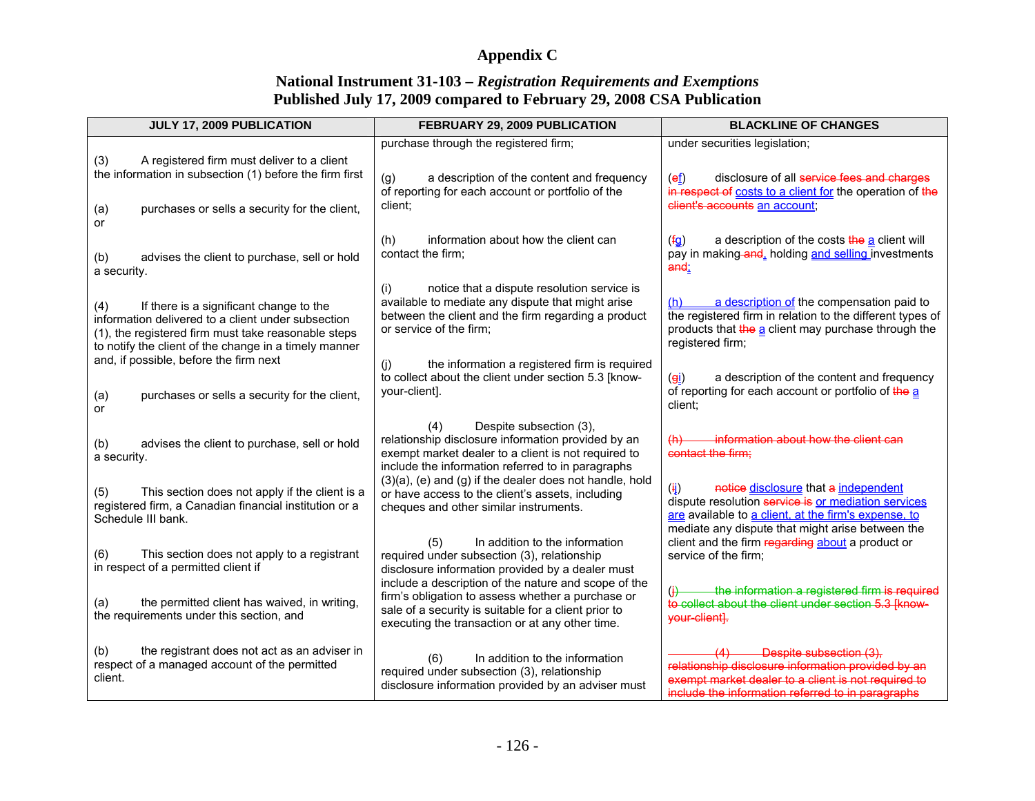# Appendix C

## National Instrument 31-103 – *Registration Requirements and Exemptions*
## Published July 17, 2009 compared to February 29, 2008 CSA Publication

| JULY 17, 2009 PUBLICATION | FEBRUARY 29, 2009 PUBLICATION | BLACKLINE OF CHANGES |
|---|---|---|
| (3) A registered firm must deliver to a client the information in subsection (1) before the firm first<br><br>(a) purchases or sells a security for the client, or<br><br>(b) advises the client to purchase, sell or hold a security.<br><br>(4) If there is a significant change to the information delivered to a client under subsection (1), the registered firm must take reasonable steps to notify the client of the change in a timely manner and, if possible, before the firm next<br><br>(a) purchases or sells a security for the client, or<br><br>(b) advises the client to purchase, sell or hold a security.<br><br>(5) This section does not apply if the client is a registered firm, a Canadian financial institution or a Schedule III bank.<br><br>(6) This section does not apply to a registrant in respect of a permitted client if<br><br>(a) the permitted client has waived, in writing, the requirements under this section, and<br><br>(b) the registrant does not act as an adviser in respect of a managed account of the permitted client. | purchase through the registered firm;<br><br>(g) a description of the content and frequency of reporting for each account or portfolio of the client;<br><br>(h) information about how the client can contact the firm;<br><br>(i) notice that a dispute resolution service is available to mediate any dispute that might arise between the client and the firm regarding a product or service of the firm;<br><br>(j) the information a registered firm is required to collect about the client under section 5.3 [know-your-client].<br><br>(4) Despite subsection (3), relationship disclosure information provided by an exempt market dealer to a client is not required to include the information referred to in paragraphs (3)(a), (e) and (g) if the dealer does not handle, hold or have access to the client's assets, including cheques and other similar instruments.<br><br>(5) In addition to the information required under subsection (3), relationship disclosure information provided by a dealer must include a description of the nature and scope of the firm's obligation to assess whether a purchase or sale of a security is suitable for a client prior to executing the transaction or at any other time.<br><br>(6) In addition to the information required under subsection (3), relationship disclosure information provided by an adviser must | under securities legislation;<br><br>(~~e~~f) disclosure of all ~~service fees and charges in respect of~~ costs to a client for the operation of ~~the client's accounts~~ an account;<br><br>(~~f~~g) a description of the costs ~~the~~ a client will pay in making ~~and~~, holding and selling investments ~~and~~;<br><br>(h) a description of the compensation paid to the registered firm in relation to the different types of products that ~~the~~ a client may purchase through the registered firm;<br><br>(~~g~~i) a description of the content and frequency of reporting for each account or portfolio of ~~the~~ a client;<br><br>~~(h) information about how the client can contact the firm;~~<br><br>(~~i~~j) ~~notice~~ disclosure that ~~a~~ independent dispute resolution ~~service is~~ or mediation services are available to a client, at the firm's expense, to mediate any dispute that might arise between the client and the firm ~~regarding~~ about a product or service of the firm;<br><br>~~(j) the information a registered firm is required to collect about the client under section 5.3 [know-your-client].~~<br><br>~~(4) Despite subsection (3), relationship disclosure information provided by an exempt market dealer to a client is not required to include the information referred to in paragraphs~~ |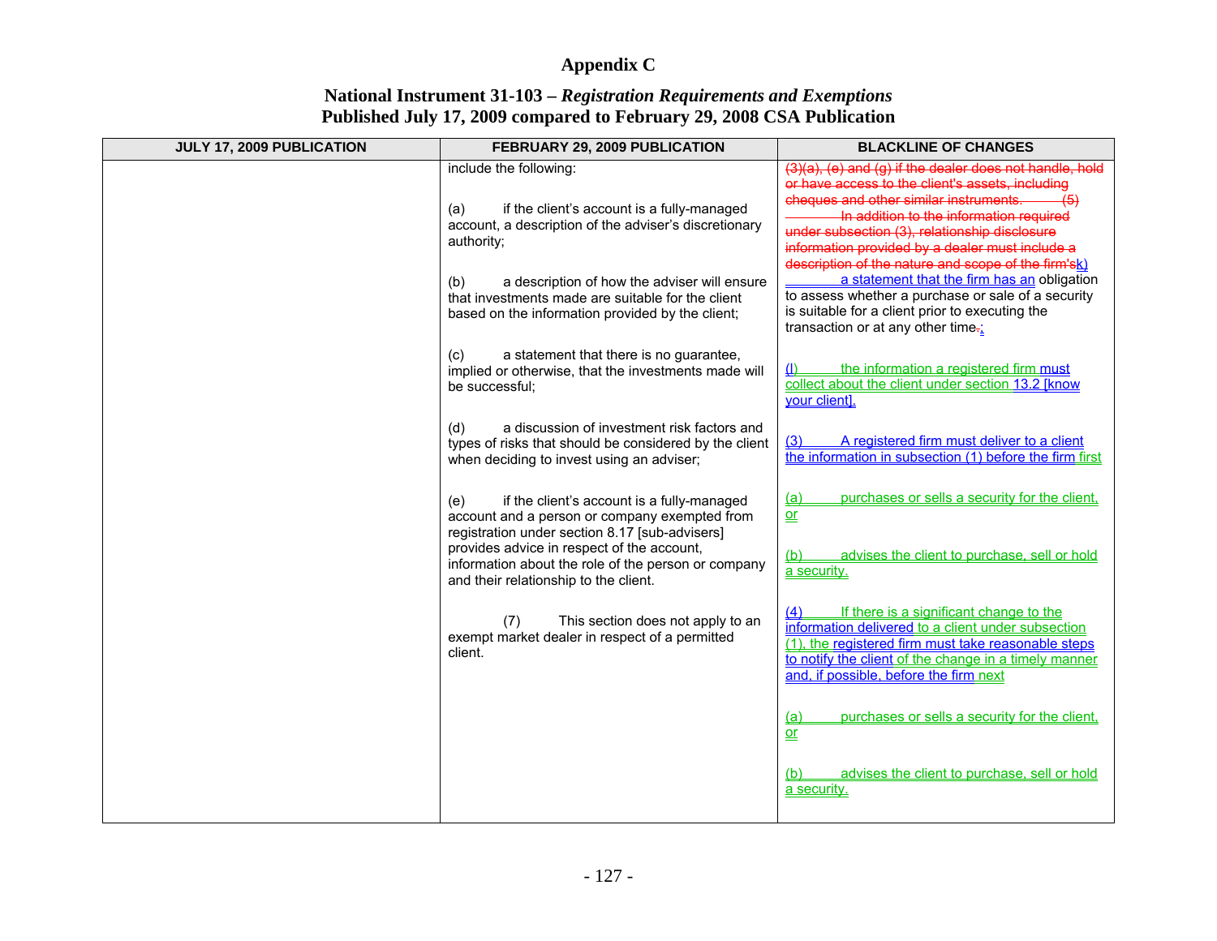# Appendix C

## National Instrument 31-103 – *Registration Requirements and Exemptions*
## Published July 17, 2009 compared to February 29, 2008 CSA Publication

| JULY 17, 2009 PUBLICATION | FEBRUARY 29, 2009 PUBLICATION | BLACKLINE OF CHANGES |
|---|---|---|
| | include the following:<br><br>(a) if the client's account is a fully-managed account, a description of the adviser's discretionary authority;<br><br>(b) a description of how the adviser will ensure that investments made are suitable for the client based on the information provided by the client;<br><br>(c) a statement that there is no guarantee, implied or otherwise, that the investments made will be successful;<br><br>(d) a discussion of investment risk factors and types of risks that should be considered by the client when deciding to invest using an adviser;<br><br>(e) if the client's account is a fully-managed account and a person or company exempted from registration under section 8.17 [sub-advisers] provides advice in respect of the account, information about the role of the person or company and their relationship to the client.<br><br>(7) This section does not apply to an exempt market dealer in respect of a permitted client. | (3)(a), (e) and (g) if the dealer does not handle, hold or have access to the client's assets, including cheques and other similar instruments. (5) In addition to the information required under subsection (3), relationship disclosure information provided by a dealer must include a description of the nature and scope of the firm'sk) a statement that the firm has an obligation to assess whether a purchase or sale of a security is suitable for a client prior to executing the transaction or at any other time.;<br><br>(l) the information a registered firm must collect about the client under section 13.2 [know your client].<br><br>(3) A registered firm must deliver to a client the information in subsection (1) before the firm first<br><br>(a) purchases or sells a security for the client, or<br><br>(b) advises the client to purchase, sell or hold a security.<br><br>(4) If there is a significant change to the information delivered to a client under subsection (1), the registered firm must take reasonable steps to notify the client of the change in a timely manner and, if possible, before the firm next<br><br>(a) purchases or sells a security for the client, or<br><br>(b) advises the client to purchase, sell or hold a security. |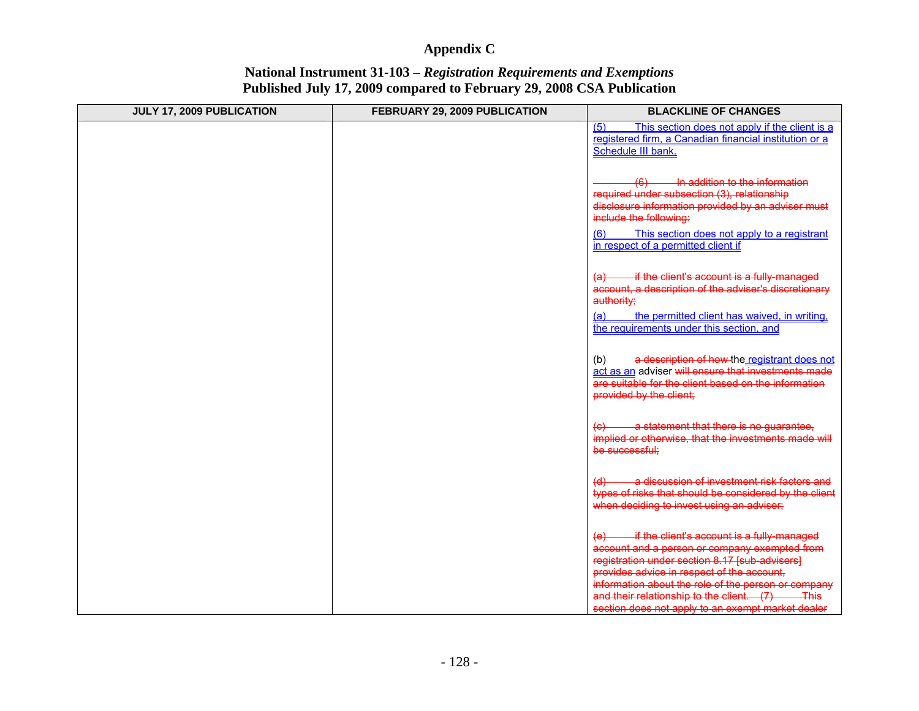# Appendix C

## National Instrument 31-103 – *Registration Requirements and Exemptions*
## Published July 17, 2009 compared to February 29, 2008 CSA Publication

| JULY 17, 2009 PUBLICATION | FEBRUARY 29, 2009 PUBLICATION | BLACKLINE OF CHANGES |
|---|---|---|
| | | (5) This section does not apply if the client is a registered firm, a Canadian financial institution or a Schedule III bank.<br><br>~~(6) In addition to the information required under subsection (3), relationship disclosure information provided by an adviser must include the following:~~<br><br>(6) This section does not apply to a registrant in respect of a permitted client if<br><br>~~(a) if the client's account is a fully-managed account, a description of the adviser's discretionary authority;~~<br><br>(a) the permitted client has waived, in writing, the requirements under this section, and<br><br>(b) ~~a description of how~~ the registrant does not act as an adviser ~~will ensure that investments made are suitable for the client based on the information provided by the client;~~<br><br>~~(c) a statement that there is no guarantee, implied or otherwise, that the investments made will be successful;~~<br><br>~~(d) a discussion of investment risk factors and types of risks that should be considered by the client when deciding to invest using an adviser;~~<br><br>~~(e) if the client's account is a fully-managed account and a person or company exempted from registration under section 8.17 [sub-advisers] provides advice in respect of the account, information about the role of the person or company and their relationship to the client. (7) This section does not apply to an exempt market dealer~~ |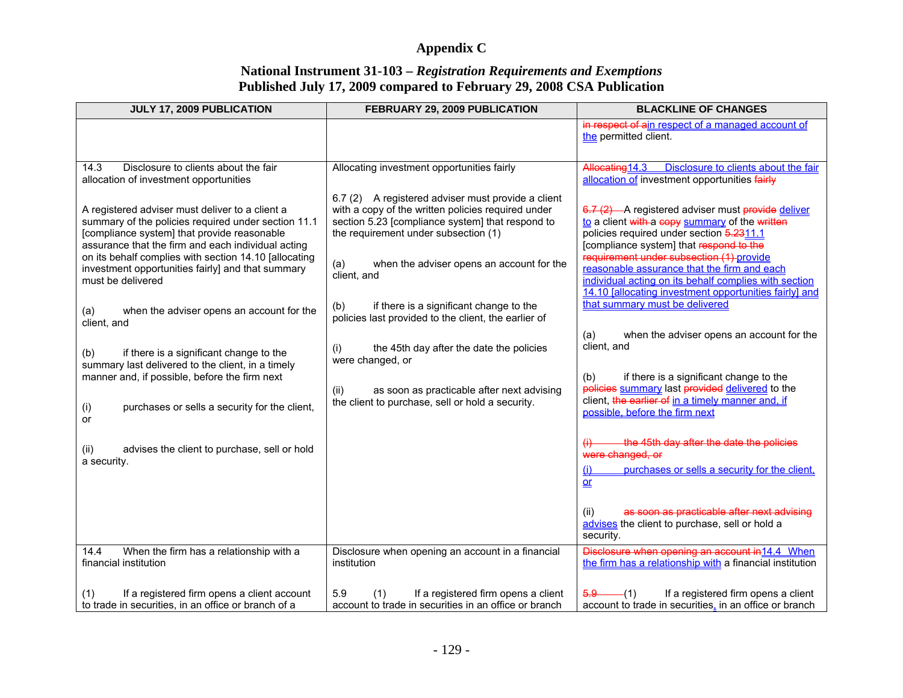# Appendix C

## National Instrument 31-103 – *Registration Requirements and Exemptions*
## Published July 17, 2009 compared to February 29, 2008 CSA Publication

| JULY 17, 2009 PUBLICATION | FEBRUARY 29, 2009 PUBLICATION | BLACKLINE OF CHANGES |
|---|---|---|
| | | ~~in respect of a~~in respect of a managed account of the permitted client. |
| 14.3 Disclosure to clients about the fair allocation of investment opportunities<br><br>A registered adviser must deliver to a client a summary of the policies required under section 11.1 [compliance system] that provide reasonable assurance that the firm and each individual acting on its behalf complies with section 14.10 [allocating investment opportunities fairly] and that summary must be delivered<br><br>(a) when the adviser opens an account for the client, and<br><br>(b) if there is a significant change to the summary last delivered to the client, in a timely manner and, if possible, before the firm next<br><br>(i) purchases or sells a security for the client, or<br><br>(ii) advises the client to purchase, sell or hold a security. | Allocating investment opportunities fairly<br><br>6.7 (2) A registered adviser must provide a client with a copy of the written policies required under section 5.23 [compliance system] that respond to the requirement under subsection (1)<br><br>(a) when the adviser opens an account for the client, and<br><br>(b) if there is a significant change to the policies last provided to the client, the earlier of<br><br>(i) the 45th day after the date the policies were changed, or<br><br>(ii) as soon as practicable after next advising the client to purchase, sell or hold a security. | ~~Allocating~~14.3 Disclosure to clients about the fair allocation of investment opportunities ~~fairly~~<br><br>~~6.7 (2)~~ A registered adviser must ~~provide~~ deliver to a client ~~with a copy~~ summary of the ~~written~~ policies required under section ~~5.23~~11.1 [compliance system] that ~~respond to the requirement under subsection (1)~~ provide reasonable assurance that the firm and each individual acting on its behalf complies with section 14.10 [allocating investment opportunities fairly] and that summary must be delivered<br><br>(a) when the adviser opens an account for the client, and<br><br>(b) if there is a significant change to the ~~policies~~ summary last ~~provided~~ delivered to the client, ~~the earlier of~~ in a timely manner and, if possible, before the firm next<br><br>~~(i) the 45th day after the date the policies were changed, or~~<br>(i) purchases or sells a security for the client, or<br><br>(ii) ~~as soon as practicable after next advising~~ advises the client to purchase, sell or hold a security. |
| 14.4 When the firm has a relationship with a financial institution<br><br>(1) If a registered firm opens a client account to trade in securities, in an office or branch of a | Disclosure when opening an account in a financial institution<br><br>5.9 (1) If a registered firm opens a client account to trade in securities in an office or branch | ~~Disclosure when opening an account in~~14.4 When the firm has a relationship with a financial institution<br><br>~~5.9~~ (1) If a registered firm opens a client account to trade in securities, in an office or branch |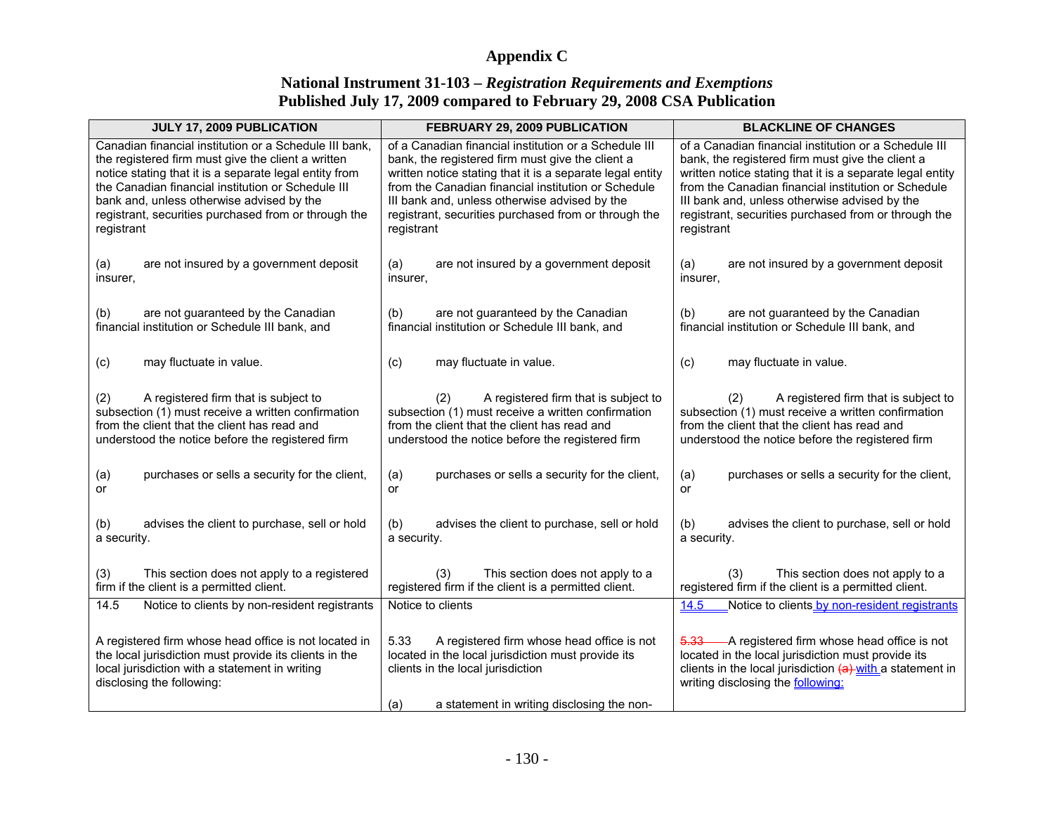# Appendix C

## National Instrument 31-103 – *Registration Requirements and Exemptions*
## Published July 17, 2009 compared to February 29, 2008 CSA Publication

| JULY 17, 2009 PUBLICATION | FEBRUARY 29, 2009 PUBLICATION | BLACKLINE OF CHANGES |
|---|---|---|
| Canadian financial institution or a Schedule III bank, the registered firm must give the client a written notice stating that it is a separate legal entity from the Canadian financial institution or Schedule III bank and, unless otherwise advised by the registrant, securities purchased from or through the registrant<br><br>(a) are not insured by a government deposit insurer,<br><br>(b) are not guaranteed by the Canadian financial institution or Schedule III bank, and<br><br>(c) may fluctuate in value.<br><br>(2) A registered firm that is subject to subsection (1) must receive a written confirmation from the client that the client has read and understood the notice before the registered firm<br><br>(a) purchases or sells a security for the client, or<br><br>(b) advises the client to purchase, sell or hold a security.<br><br>(3) This section does not apply to a registered firm if the client is a permitted client. | of a Canadian financial institution or a Schedule III bank, the registered firm must give the client a written notice stating that it is a separate legal entity from the Canadian financial institution or Schedule III bank and, unless otherwise advised by the registrant, securities purchased from or through the registrant<br><br>(a) are not insured by a government deposit insurer,<br><br>(b) are not guaranteed by the Canadian financial institution or Schedule III bank, and<br><br>(c) may fluctuate in value.<br><br>(2) A registered firm that is subject to subsection (1) must receive a written confirmation from the client that the client has read and understood the notice before the registered firm<br><br>(a) purchases or sells a security for the client, or<br><br>(b) advises the client to purchase, sell or hold a security.<br><br>(3) This section does not apply to a registered firm if the client is a permitted client. | of a Canadian financial institution or a Schedule III bank, the registered firm must give the client a written notice stating that it is a separate legal entity from the Canadian financial institution or Schedule III bank and, unless otherwise advised by the registrant, securities purchased from or through the registrant<br><br>(a) are not insured by a government deposit insurer,<br><br>(b) are not guaranteed by the Canadian financial institution or Schedule III bank, and<br><br>(c) may fluctuate in value.<br><br>(2) A registered firm that is subject to subsection (1) must receive a written confirmation from the client that the client has read and understood the notice before the registered firm<br><br>(a) purchases or sells a security for the client, or<br><br>(b) advises the client to purchase, sell or hold a security.<br><br>(3) This section does not apply to a registered firm if the client is a permitted client. |
| 14.5 Notice to clients by non-resident registrants<br><br>A registered firm whose head office is not located in the local jurisdiction must provide its clients in the local jurisdiction with a statement in writing disclosing the following: | Notice to clients<br><br>5.33 A registered firm whose head office is not located in the local jurisdiction must provide its clients in the local jurisdiction<br><br>(a) a statement in writing disclosing the non- | 14.5 Notice to clients by non-resident registrants<br><br>~~5.33~~ A registered firm whose head office is not located in the local jurisdiction must provide its clients in the local jurisdiction ~~(a)~~ with a statement in writing disclosing the following: |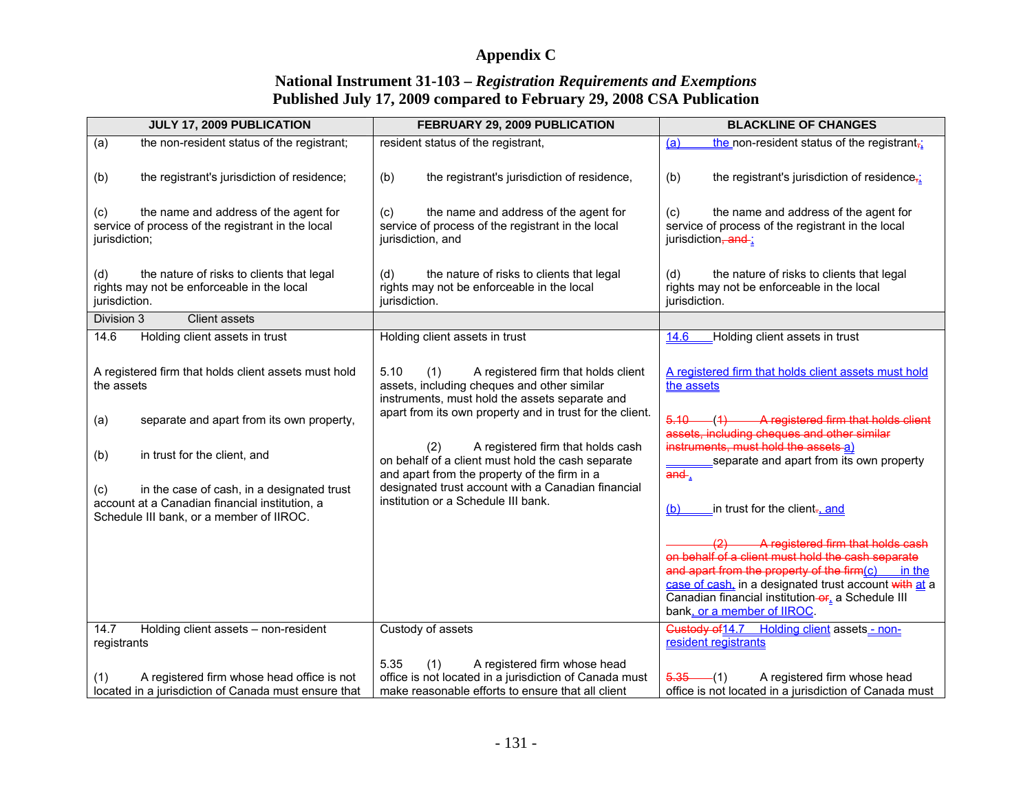# Appendix C

## National Instrument 31-103 – *Registration Requirements and Exemptions*
## Published July 17, 2009 compared to February 29, 2008 CSA Publication

| JULY 17, 2009 PUBLICATION | FEBRUARY 29, 2009 PUBLICATION | BLACKLINE OF CHANGES |
|---|---|---|
| (a) the non-resident status of the registrant; | resident status of the registrant, | (a) the non-resident status of the registrant,; |
| (b) the registrant's jurisdiction of residence; | (b) the registrant's jurisdiction of residence, | (b) the registrant's jurisdiction of residence,; |
| (c) the name and address of the agent for service of process of the registrant in the local jurisdiction; | (c) the name and address of the agent for service of process of the registrant in the local jurisdiction, and | (c) the name and address of the agent for service of process of the registrant in the local jurisdiction, and ; |
| (d) the nature of risks to clients that legal rights may not be enforceable in the local jurisdiction. | (d) the nature of risks to clients that legal rights may not be enforceable in the local jurisdiction. | (d) the nature of risks to clients that legal rights may not be enforceable in the local jurisdiction. |
| Division 3 Client assets | | |
| 14.6 Holding client assets in trust<br><br>A registered firm that holds client assets must hold the assets<br><br>(a) separate and apart from its own property,<br><br>(b) in trust for the client, and<br><br>(c) in the case of cash, in a designated trust account at a Canadian financial institution, a Schedule III bank, or a member of IIROC. | Holding client assets in trust<br><br>5.10 (1) A registered firm that holds client assets, including cheques and other similar instruments, must hold the assets separate and apart from its own property and in trust for the client.<br><br>(2) A registered firm that holds cash on behalf of a client must hold the cash separate and apart from the property of the firm in a designated trust account with a Canadian financial institution or a Schedule III bank. | 14.6 Holding client assets in trust<br><br>A registered firm that holds client assets must hold the assets<br><br>5.10 (1) A registered firm that holds client assets, including cheques and other similar instruments, must hold the assets a) separate and apart from its own property and ,<br><br>(b) in trust for the client., and<br><br>(2) A registered firm that holds cash on behalf of a client must hold the cash separate and apart from the property of the firm(c) in the case of cash, in a designated trust account with at a Canadian financial institution or, a Schedule III bank, or a member of IIROC. |
| 14.7 Holding client assets – non-resident registrants<br><br>(1) A registered firm whose head office is not located in a jurisdiction of Canada must ensure that | Custody of assets<br><br>5.35 (1) A registered firm whose head office is not located in a jurisdiction of Canada must make reasonable efforts to ensure that all client | Custody of14.7 Holding client assets - non-resident registrants<br><br>5.35 (1) A registered firm whose head office is not located in a jurisdiction of Canada must |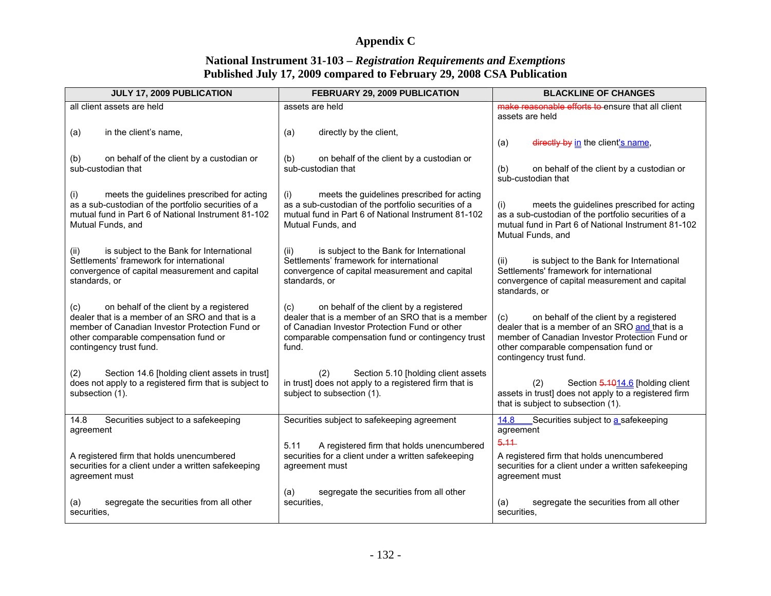# Appendix C

## National Instrument 31-103 – *Registration Requirements and Exemptions*
## Published July 17, 2009 compared to February 29, 2008 CSA Publication

| JULY 17, 2009 PUBLICATION | FEBRUARY 29, 2009 PUBLICATION | BLACKLINE OF CHANGES |
|---|---|---|
| all client assets are held<br><br>(a) in the client's name,<br><br>(b) on behalf of the client by a custodian or sub-custodian that<br><br>(i) meets the guidelines prescribed for acting as a sub-custodian of the portfolio securities of a mutual fund in Part 6 of National Instrument 81-102 Mutual Funds, and<br><br>(ii) is subject to the Bank for International Settlements' framework for international convergence of capital measurement and capital standards, or<br><br>(c) on behalf of the client by a registered dealer that is a member of an SRO and that is a member of Canadian Investor Protection Fund or other comparable compensation fund or contingency trust fund.<br><br>(2) Section 14.6 [holding client assets in trust] does not apply to a registered firm that is subject to subsection (1). | assets are held<br><br>(a) directly by the client,<br><br>(b) on behalf of the client by a custodian or sub-custodian that<br><br>(i) meets the guidelines prescribed for acting as a sub-custodian of the portfolio securities of a mutual fund in Part 6 of National Instrument 81-102 Mutual Funds, and<br><br>(ii) is subject to the Bank for International Settlements' framework for international convergence of capital measurement and capital standards, or<br><br>(c) on behalf of the client by a registered dealer that is a member of an SRO that is a member of Canadian Investor Protection Fund or other comparable compensation fund or contingency trust fund.<br><br>(2) Section 5.10 [holding client assets in trust] does not apply to a registered firm that is subject to subsection (1). | ~~make reasonable efforts to~~ ensure that all client assets are held<br><br>(a) ~~directly by~~ in the client's name,<br><br>(b) on behalf of the client by a custodian or sub-custodian that<br><br>(i) meets the guidelines prescribed for acting as a sub-custodian of the portfolio securities of a mutual fund in Part 6 of National Instrument 81-102 Mutual Funds, and<br><br>(ii) is subject to the Bank for International Settlements' framework for international convergence of capital measurement and capital standards, or<br><br>(c) on behalf of the client by a registered dealer that is a member of an SRO and that is a member of Canadian Investor Protection Fund or other comparable compensation fund or contingency trust fund.<br><br>(2) Section ~~5.10~~14.6 [holding client assets in trust] does not apply to a registered firm that is subject to subsection (1). |
| 14.8 Securities subject to a safekeeping agreement<br><br>A registered firm that holds unencumbered securities for a client under a written safekeeping agreement must<br><br>(a) segregate the securities from all other securities, | Securities subject to safekeeping agreement<br><br>5.11 A registered firm that holds unencumbered securities for a client under a written safekeeping agreement must<br><br>(a) segregate the securities from all other securities, | 14.8 Securities subject to a safekeeping agreement<br>~~5.11~~<br>A registered firm that holds unencumbered securities for a client under a written safekeeping agreement must<br><br>(a) segregate the securities from all other securities, |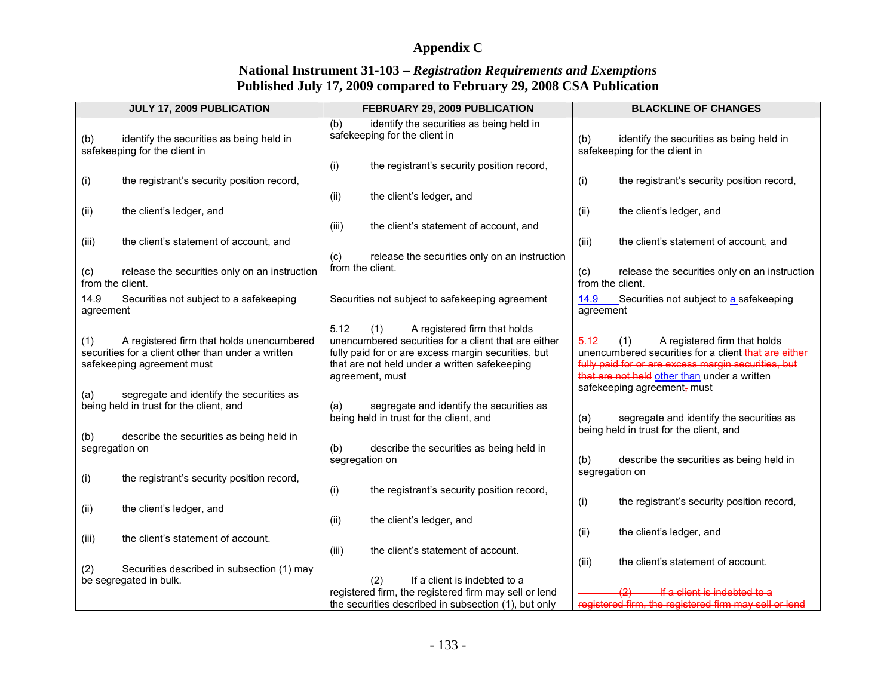# Appendix C

## National Instrument 31-103 – *Registration Requirements and Exemptions*
## Published July 17, 2009 compared to February 29, 2008 CSA Publication

| JULY 17, 2009 PUBLICATION | FEBRUARY 29, 2009 PUBLICATION | BLACKLINE OF CHANGES |
|---|---|---|
| (b) identify the securities as being held in safekeeping for the client in<br><br>(i) the registrant's security position record,<br><br>(ii) the client's ledger, and<br><br>(iii) the client's statement of account, and<br><br>(c) release the securities only on an instruction from the client. | (b) identify the securities as being held in safekeeping for the client in<br><br>(i) the registrant's security position record,<br><br>(ii) the client's ledger, and<br><br>(iii) the client's statement of account, and<br><br>(c) release the securities only on an instruction from the client. | (b) identify the securities as being held in safekeeping for the client in<br><br>(i) the registrant's security position record,<br><br>(ii) the client's ledger, and<br><br>(iii) the client's statement of account, and<br><br>(c) release the securities only on an instruction from the client. |
| 14.9 Securities not subject to a safekeeping agreement<br><br>(1) A registered firm that holds unencumbered securities for a client other than under a written safekeeping agreement must<br><br>(a) segregate and identify the securities as being held in trust for the client, and<br><br>(b) describe the securities as being held in segregation on<br><br>(i) the registrant's security position record,<br><br>(ii) the client's ledger, and<br><br>(iii) the client's statement of account.<br><br>(2) Securities described in subsection (1) may be segregated in bulk. | Securities not subject to safekeeping agreement<br><br>5.12 (1) A registered firm that holds unencumbered securities for a client that are either fully paid for or are excess margin securities, but that are not held under a written safekeeping agreement, must<br><br>(a) segregate and identify the securities as being held in trust for the client, and<br><br>(b) describe the securities as being held in segregation on<br><br>(i) the registrant's security position record,<br><br>(ii) the client's ledger, and<br><br>(iii) the client's statement of account.<br><br>(2) If a client is indebted to a registered firm, the registered firm may sell or lend the securities described in subsection (1), but only | 14.9 Securities not subject to a safekeeping agreement<br><br>~~5.12~~ (1) A registered firm that holds unencumbered securities for a client ~~that are either fully paid for or are excess margin securities, but that are not held~~ other than under a written safekeeping agreement~~,~~ must<br><br>(a) segregate and identify the securities as being held in trust for the client, and<br><br>(b) describe the securities as being held in segregation on<br><br>(i) the registrant's security position record,<br><br>(ii) the client's ledger, and<br><br>(iii) the client's statement of account.<br><br>~~(2) If a client is indebted to a registered firm, the registered firm may sell or lend~~ |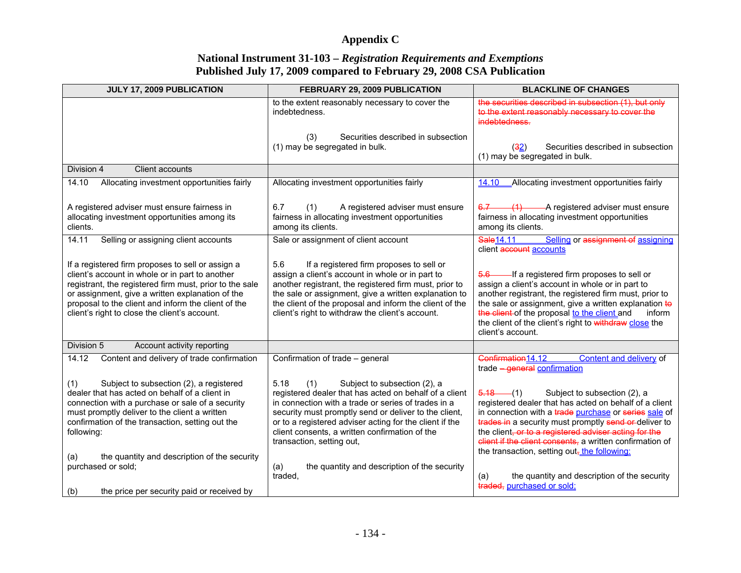# Appendix C

## National Instrument 31-103 – *Registration Requirements and Exemptions*
## Published July 17, 2009 compared to February 29, 2008 CSA Publication

| JULY 17, 2009 PUBLICATION | FEBRUARY 29, 2009 PUBLICATION | BLACKLINE OF CHANGES |
|---|---|---|
| | to the extent reasonably necessary to cover the indebtedness.<br><br>(3) Securities described in subsection (1) may be segregated in bulk. | the securities described in subsection (1), but only to the extent reasonably necessary to cover the indebtedness.<br><br>(32) Securities described in subsection (1) may be segregated in bulk. |
| Division 4 Client accounts | | |
| 14.10 Allocating investment opportunities fairly<br><br>A registered adviser must ensure fairness in allocating investment opportunities among its clients. | Allocating investment opportunities fairly<br><br>6.7 (1) A registered adviser must ensure fairness in allocating investment opportunities among its clients. | 14.10 Allocating investment opportunities fairly<br><br>6.7 (1) A registered adviser must ensure fairness in allocating investment opportunities among its clients. |
| 14.11 Selling or assigning client accounts<br><br>If a registered firm proposes to sell or assign a client's account in whole or in part to another registrant, the registered firm must, prior to the sale or assignment, give a written explanation of the proposal to the client and inform the client of the client's right to close the client's account. | Sale or assignment of client account<br><br>5.6 If a registered firm proposes to sell or assign a client's account in whole or in part to another registrant, the registered firm must, prior to the sale or assignment, give a written explanation to the client of the proposal and inform the client of the client's right to withdraw the client's account. | Sale14.11 Selling or assignment of assigning client account accounts<br><br>5.6 If a registered firm proposes to sell or assign a client's account in whole or in part to another registrant, the registered firm must, prior to the sale or assignment, give a written explanation to the client of the proposal to the client and inform the client of the client's right to withdraw close the client's account. |
| Division 5 Account activity reporting | | |
| 14.12 Content and delivery of trade confirmation<br><br>(1) Subject to subsection (2), a registered dealer that has acted on behalf of a client in connection with a purchase or sale of a security must promptly deliver to the client a written confirmation of the transaction, setting out the following:<br><br>(a) the quantity and description of the security purchased or sold;<br><br>(b) the price per security paid or received by | Confirmation of trade – general<br><br>5.18 (1) Subject to subsection (2), a registered dealer that has acted on behalf of a client in connection with a trade or series of trades in a security must promptly send or deliver to the client, or to a registered adviser acting for the client if the client consents, a written confirmation of the transaction, setting out,<br><br>(a) the quantity and description of the security traded, | Confirmation14.12 Content and delivery of trade – general confirmation<br><br>5.18 (1) Subject to subsection (2), a registered dealer that has acted on behalf of a client in connection with a trade purchase or series sale of trades in a security must promptly send or deliver to the client, or to a registered adviser acting for the client if the client consents, a written confirmation of the transaction, setting out, the following:<br><br>(a) the quantity and description of the security traded, purchased or sold; |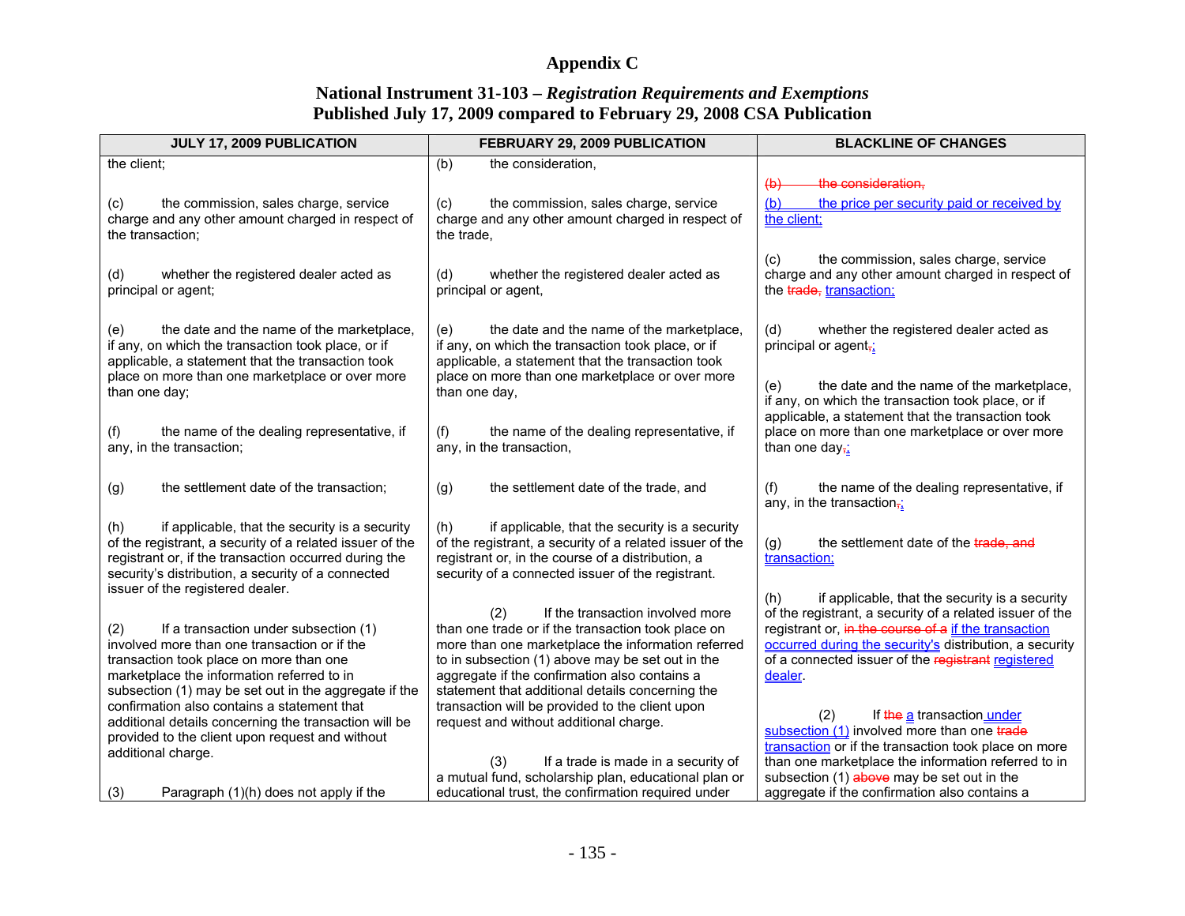# Appendix C

## National Instrument 31-103 – *Registration Requirements and Exemptions*
## Published July 17, 2009 compared to February 29, 2008 CSA Publication

| JULY 17, 2009 PUBLICATION | FEBRUARY 29, 2009 PUBLICATION | BLACKLINE OF CHANGES |
|---|---|---|
| the client;<br><br>(c) the commission, sales charge, service charge and any other amount charged in respect of the transaction;<br><br>(d) whether the registered dealer acted as principal or agent;<br><br>(e) the date and the name of the marketplace, if any, on which the transaction took place, or if applicable, a statement that the transaction took place on more than one marketplace or over more than one day;<br><br>(f) the name of the dealing representative, if any, in the transaction;<br><br>(g) the settlement date of the transaction;<br><br>(h) if applicable, that the security is a security of the registrant, a security of a related issuer of the registrant or, if the transaction occurred during the security's distribution, a security of a connected issuer of the registered dealer.<br><br>(2) If a transaction under subsection (1) involved more than one transaction or if the transaction took place on more than one marketplace the information referred to in subsection (1) may be set out in the aggregate if the confirmation also contains a statement that additional details concerning the transaction will be provided to the client upon request and without additional charge.<br><br>(3) Paragraph (1)(h) does not apply if the | (b) the consideration,<br><br>(c) the commission, sales charge, service charge and any other amount charged in respect of the trade,<br><br>(d) whether the registered dealer acted as principal or agent,<br><br>(e) the date and the name of the marketplace, if any, on which the transaction took place, or if applicable, a statement that the transaction took place on more than one marketplace or over more than one day,<br><br>(f) the name of the dealing representative, if any, in the transaction,<br><br>(g) the settlement date of the trade, and<br><br>(h) if applicable, that the security is a security of the registrant, a security of a related issuer of the registrant or, in the course of a distribution, a security of a connected issuer of the registrant.<br><br>(2) If the transaction involved more than one trade or if the transaction took place on more than one marketplace the information referred to in subsection (1) above may be set out in the aggregate if the confirmation also contains a statement that additional details concerning the transaction will be provided to the client upon request and without additional charge.<br><br>(3) If a trade is made in a security of a mutual fund, scholarship plan, educational plan or educational trust, the confirmation required under | ~~(b) the consideration,~~<br><br>(b) the price per security paid or received by the client;<br><br>(c) the commission, sales charge, service charge and any other amount charged in respect of the ~~trade,~~ transaction;<br><br>(d) whether the registered dealer acted as principal or agent~~,~~;<br><br>(e) the date and the name of the marketplace, if any, on which the transaction took place, or if applicable, a statement that the transaction took place on more than one marketplace or over more than one day~~,~~;<br><br>(f) the name of the dealing representative, if any, in the transaction~~,~~;<br><br>(g) the settlement date of the ~~trade, and~~ transaction;<br><br>(h) if applicable, that the security is a security of the registrant, a security of a related issuer of the registrant or, ~~in the course of a~~ if the transaction occurred during the security's distribution, a security of a connected issuer of the ~~registrant~~ registered dealer.<br><br>(2) If ~~the~~ a transaction under subsection (1) involved more than one ~~trade~~ transaction or if the transaction took place on more than one marketplace the information referred to in subsection (1) ~~above~~ may be set out in the aggregate if the confirmation also contains a |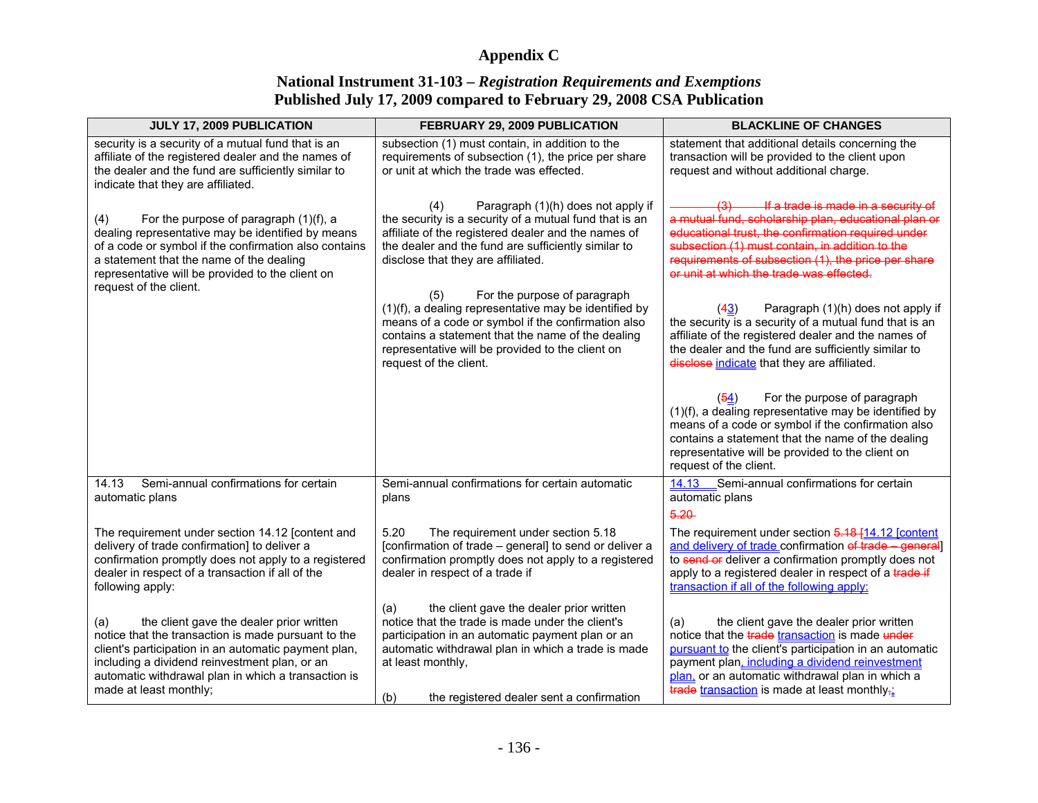# Appendix C

## National Instrument 31-103 – *Registration Requirements and Exemptions*
## Published July 17, 2009 compared to February 29, 2008 CSA Publication

| JULY 17, 2009 PUBLICATION | FEBRUARY 29, 2009 PUBLICATION | BLACKLINE OF CHANGES |
|---|---|---|
| security is a security of a mutual fund that is an affiliate of the registered dealer and the names of the dealer and the fund are sufficiently similar to indicate that they are affiliated.<br><br>(4) For the purpose of paragraph (1)(f), a dealing representative may be identified by means of a code or symbol if the confirmation also contains a statement that the name of the dealing representative will be provided to the client on request of the client. | subsection (1) must contain, in addition to the requirements of subsection (1), the price per share or unit at which the trade was effected.<br><br>(4) Paragraph (1)(h) does not apply if the security is a security of a mutual fund that is an affiliate of the registered dealer and the names of the dealer and the fund are sufficiently similar to disclose that they are affiliated.<br><br>(5) For the purpose of paragraph (1)(f), a dealing representative may be identified by means of a code or symbol if the confirmation also contains a statement that the name of the dealing representative will be provided to the client on request of the client. | statement that additional details concerning the transaction will be provided to the client upon request and without additional charge.<br><br>~~(3) If a trade is made in a security of a mutual fund, scholarship plan, educational plan or educational trust, the confirmation required under subsection (1) must contain, in addition to the requirements of subsection (1), the price per share or unit at which the trade was effected.~~<br><br>(~~4~~3) Paragraph (1)(h) does not apply if the security is a security of a mutual fund that is an affiliate of the registered dealer and the names of the dealer and the fund are sufficiently similar to ~~disclose~~ indicate that they are affiliated.<br><br>(~~5~~4) For the purpose of paragraph (1)(f), a dealing representative may be identified by means of a code or symbol if the confirmation also contains a statement that the name of the dealing representative will be provided to the client on request of the client. |
| 14.13 Semi-annual confirmations for certain automatic plans<br><br>The requirement under section 14.12 [content and delivery of trade confirmation] to deliver a confirmation promptly does not apply to a registered dealer in respect of a transaction if all of the following apply:<br><br>(a) the client gave the dealer prior written notice that the transaction is made pursuant to the client's participation in an automatic payment plan, including a dividend reinvestment plan, or an automatic withdrawal plan in which a transaction is made at least monthly; | Semi-annual confirmations for certain automatic plans<br><br>5.20 The requirement under section 5.18 [confirmation of trade – general] to send or deliver a confirmation promptly does not apply to a registered dealer in respect of a trade if<br><br>(a) the client gave the dealer prior written notice that the trade is made under the client's participation in an automatic payment plan or an automatic withdrawal plan in which a trade is made at least monthly,<br><br>(b) the registered dealer sent a confirmation | 14.13 Semi-annual confirmations for certain automatic plans<br><br>~~5.20~~<br><br>The requirement under section ~~5.18~~ [14.12 [content and delivery of trade confirmation ~~of trade – general~~] to ~~send or~~ deliver a confirmation promptly does not apply to a registered dealer in respect of a ~~trade if~~ transaction if all of the following apply:<br><br>(a) the client gave the dealer prior written notice that the ~~trade~~ transaction is made ~~under~~ pursuant to the client's participation in an automatic payment plan, including a dividend reinvestment plan, or an automatic withdrawal plan in which a ~~trade~~ transaction is made at least monthly~~,~~; |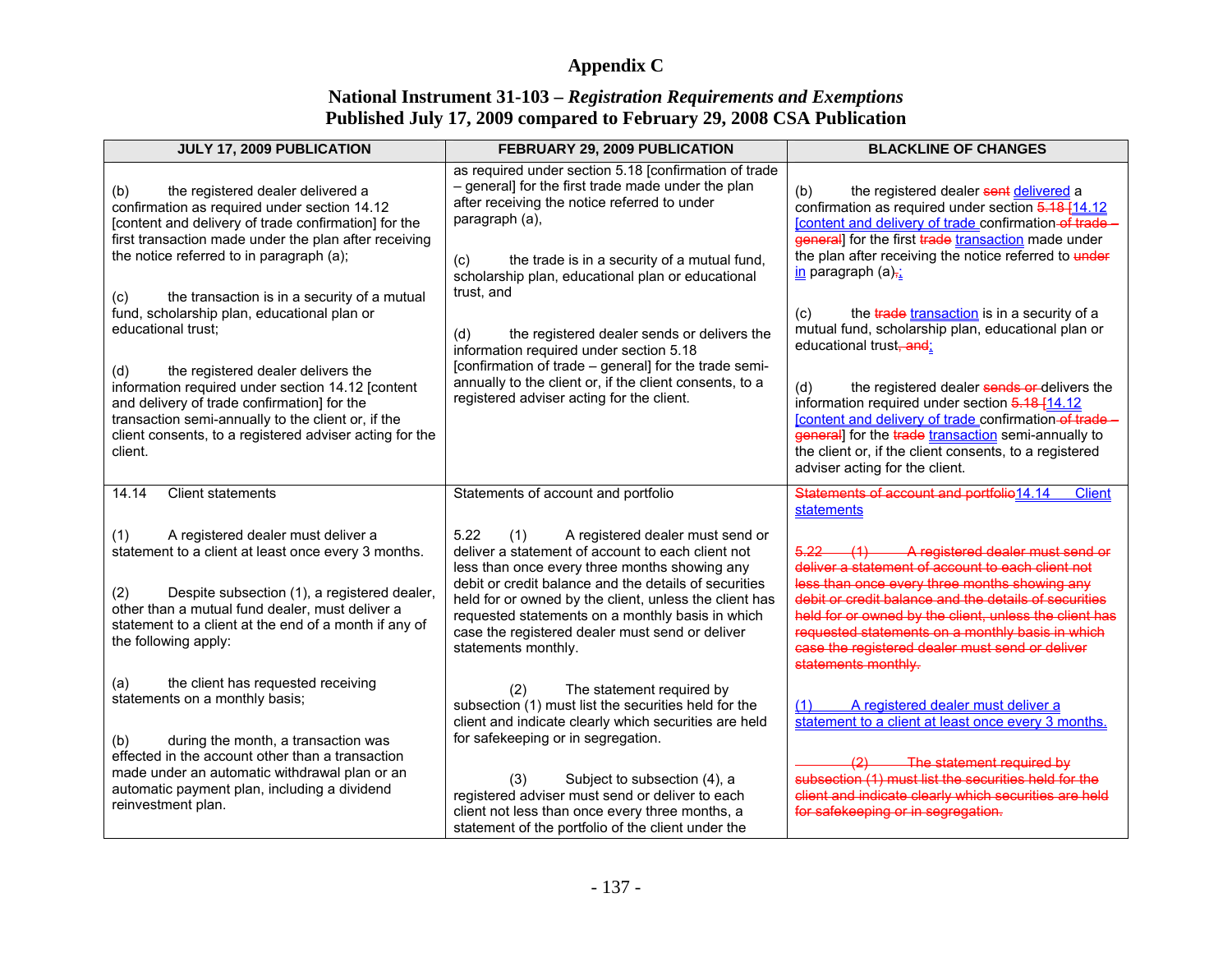# Appendix C

## National Instrument 31-103 – *Registration Requirements and Exemptions*
## Published July 17, 2009 compared to February 29, 2008 CSA Publication

| JULY 17, 2009 PUBLICATION | FEBRUARY 29, 2009 PUBLICATION | BLACKLINE OF CHANGES |
|---|---|---|
| (b) the registered dealer delivered a confirmation as required under section 14.12 [content and delivery of trade confirmation] for the first transaction made under the plan after receiving the notice referred to in paragraph (a);<br><br>(c) the transaction is in a security of a mutual fund, scholarship plan, educational plan or educational trust;<br><br>(d) the registered dealer delivers the information required under section 14.12 [content and delivery of trade confirmation] for the transaction semi-annually to the client or, if the client consents, to a registered adviser acting for the client. | as required under section 5.18 [confirmation of trade – general] for the first trade made under the plan after receiving the notice referred to under paragraph (a),<br><br>(c) the trade is in a security of a mutual fund, scholarship plan, educational plan or educational trust, and<br><br>(d) the registered dealer sends or delivers the information required under section 5.18 [confirmation of trade – general] for the trade semi-annually to the client or, if the client consents, to a registered adviser acting for the client. | (b) the registered dealer ~~sent~~ delivered a confirmation as required under section ~~5.18~~ [14.12 [content and delivery of trade confirmation ~~of trade – general~~] for the first ~~trade~~ transaction made under the plan after receiving the notice referred to ~~under~~ in paragraph (a)~~,~~;<br><br>(c) the ~~trade~~ transaction is in a security of a mutual fund, scholarship plan, educational plan or educational trust~~, and~~;<br><br>(d) the registered dealer ~~sends or~~ delivers the information required under section ~~5.18~~ [14.12 [content and delivery of trade confirmation ~~of trade – general~~] for the ~~trade~~ transaction semi-annually to the client or, if the client consents, to a registered adviser acting for the client. |
| 14.14 Client statements<br><br>(1) A registered dealer must deliver a statement to a client at least once every 3 months.<br><br>(2) Despite subsection (1), a registered dealer, other than a mutual fund dealer, must deliver a statement to a client at the end of a month if any of the following apply:<br><br>(a) the client has requested receiving statements on a monthly basis;<br><br>(b) during the month, a transaction was effected in the account other than a transaction made under an automatic withdrawal plan or an automatic payment plan, including a dividend reinvestment plan. | Statements of account and portfolio<br><br>5.22 (1) A registered dealer must send or deliver a statement of account to each client not less than once every three months showing any debit or credit balance and the details of securities held for or owned by the client, unless the client has requested statements on a monthly basis in which case the registered dealer must send or deliver statements monthly.<br><br>(2) The statement required by subsection (1) must list the securities held for the client and indicate clearly which securities are held for safekeeping or in segregation.<br><br>(3) Subject to subsection (4), a registered adviser must send or deliver to each client not less than once every three months, a statement of the portfolio of the client under the | ~~Statements of account and portfolio~~ 14.14 Client statements<br><br>~~5.22 (1) A registered dealer must send or deliver a statement of account to each client not less than once every three months showing any debit or credit balance and the details of securities held for or owned by the client, unless the client has requested statements on a monthly basis in which case the registered dealer must send or deliver statements monthly.~~<br><br>(1) A registered dealer must deliver a statement to a client at least once every 3 months.<br><br>~~(2) The statement required by subsection (1) must list the securities held for the client and indicate clearly which securities are held for safekeeping or in segregation.~~ |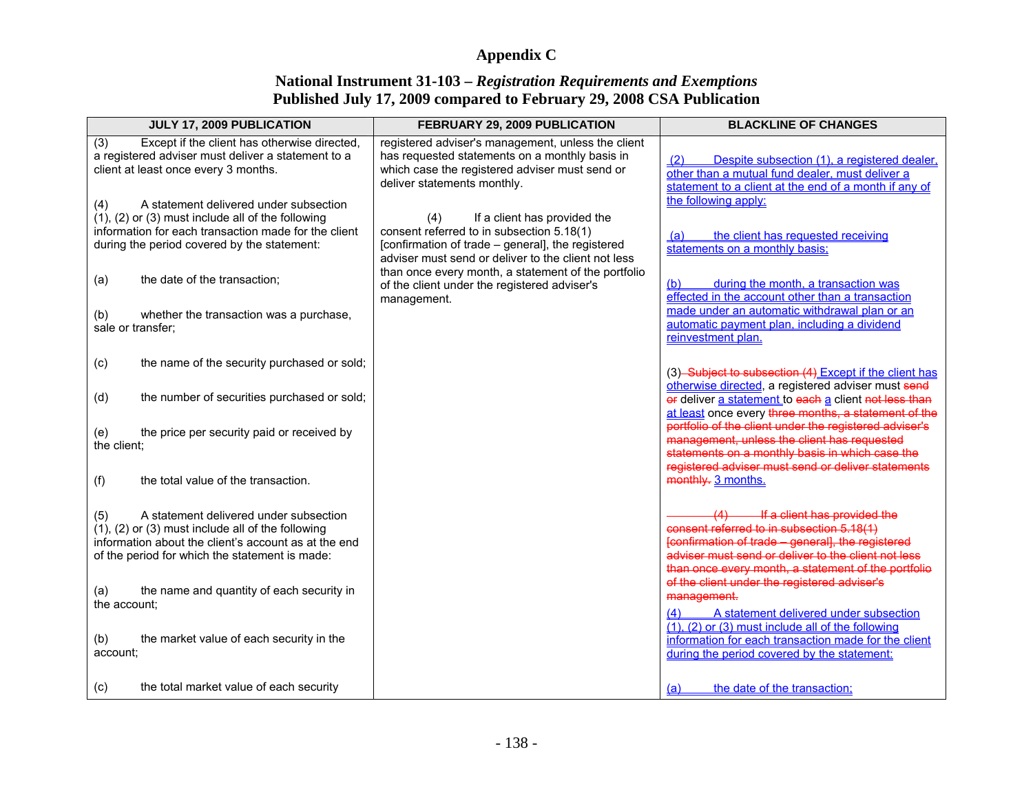# Appendix C

## National Instrument 31-103 – *Registration Requirements and Exemptions*
## Published July 17, 2009 compared to February 29, 2008 CSA Publication

| JULY 17, 2009 PUBLICATION | FEBRUARY 29, 2009 PUBLICATION | BLACKLINE OF CHANGES |
|---|---|---|
| (3) Except if the client has otherwise directed, a registered adviser must deliver a statement to a client at least once every 3 months.<br><br>(4) A statement delivered under subsection (1), (2) or (3) must include all of the following information for each transaction made for the client during the period covered by the statement:<br><br>(a) the date of the transaction;<br><br>(b) whether the transaction was a purchase, sale or transfer;<br><br>(c) the name of the security purchased or sold;<br><br>(d) the number of securities purchased or sold;<br><br>(e) the price per security paid or received by the client;<br><br>(f) the total value of the transaction.<br><br>(5) A statement delivered under subsection (1), (2) or (3) must include all of the following information about the client's account as at the end of the period for which the statement is made:<br><br>(a) the name and quantity of each security in the account;<br><br>(b) the market value of each security in the account;<br><br>(c) the total market value of each security | registered adviser's management, unless the client has requested statements on a monthly basis in which case the registered adviser must send or deliver statements monthly.<br><br>(4) If a client has provided the consent referred to in subsection 5.18(1) [confirmation of trade – general], the registered adviser must send or deliver to the client not less than once every month, a statement of the portfolio of the client under the registered adviser's management. | (2) Despite subsection (1), a registered dealer, other than a mutual fund dealer, must deliver a statement to a client at the end of a month if any of the following apply:<br><br>(a) the client has requested receiving statements on a monthly basis;<br><br>(b) during the month, a transaction was effected in the account other than a transaction made under an automatic withdrawal plan or an automatic payment plan, including a dividend reinvestment plan.<br><br>(3) ~~Subject to subsection (4)~~ Except if the client has otherwise directed, a registered adviser must ~~send or~~ deliver a statement to ~~each~~ a client ~~not less than~~ at least once every ~~three months, a statement of the portfolio of the client under the registered adviser's management, unless the client has requested statements on a monthly basis in which case the registered adviser must send or deliver statements monthly.~~ 3 months.<br><br>~~(4) If a client has provided the consent referred to in subsection 5.18(1) [confirmation of trade – general], the registered adviser must send or deliver to the client not less than once every month, a statement of the portfolio of the client under the registered adviser's management.~~<br><br>(4) A statement delivered under subsection (1), (2) or (3) must include all of the following information for each transaction made for the client during the period covered by the statement:<br><br>(a) the date of the transaction; |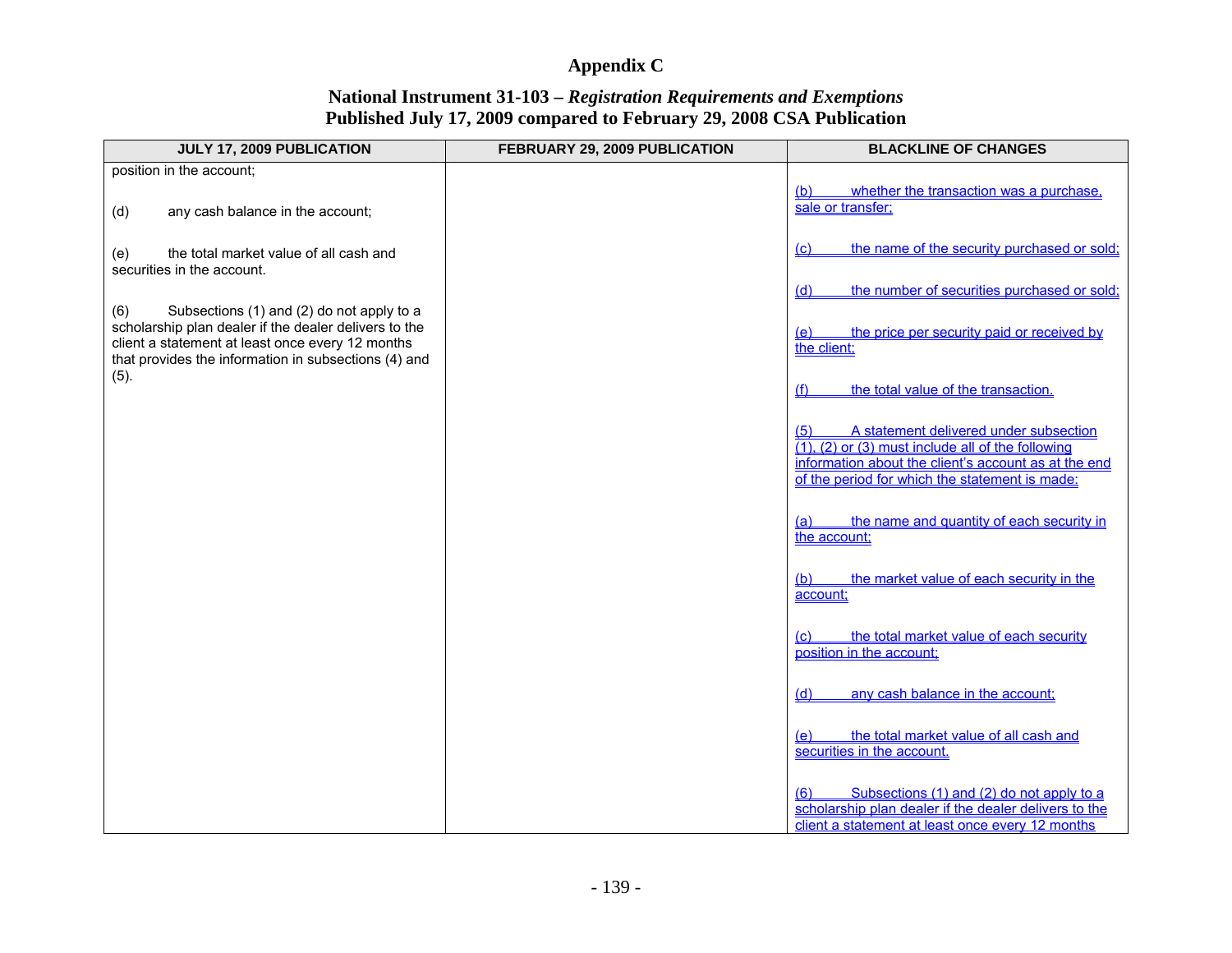# Appendix C

## National Instrument 31-103 – *Registration Requirements and Exemptions*
## Published July 17, 2009 compared to February 29, 2008 CSA Publication

| JULY 17, 2009 PUBLICATION | FEBRUARY 29, 2009 PUBLICATION | BLACKLINE OF CHANGES |
|---|---|---|
| position in the account;<br><br>(d) any cash balance in the account;<br><br>(e) the total market value of all cash and securities in the account.<br><br>(6) Subsections (1) and (2) do not apply to a scholarship plan dealer if the dealer delivers to the client a statement at least once every 12 months that provides the information in subsections (4) and (5). | | (b) whether the transaction was a purchase, sale or transfer;<br><br>(c) the name of the security purchased or sold;<br><br>(d) the number of securities purchased or sold;<br><br>(e) the price per security paid or received by the client;<br><br>(f) the total value of the transaction.<br><br>(5) A statement delivered under subsection (1), (2) or (3) must include all of the following information about the client's account as at the end of the period for which the statement is made:<br><br>(a) the name and quantity of each security in the account;<br><br>(b) the market value of each security in the account;<br><br>(c) the total market value of each security position in the account;<br><br>(d) any cash balance in the account;<br><br>(e) the total market value of all cash and securities in the account.<br><br>(6) Subsections (1) and (2) do not apply to a scholarship plan dealer if the dealer delivers to the client a statement at least once every 12 months |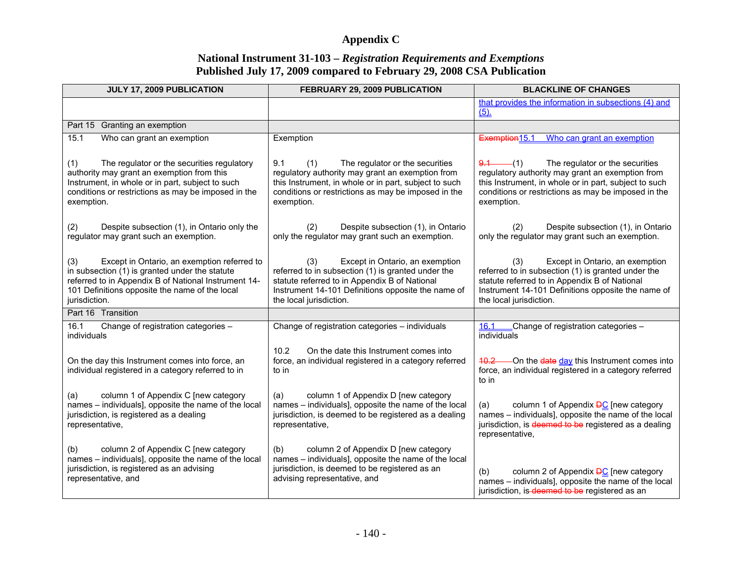# Appendix C

## National Instrument 31-103 – *Registration Requirements and Exemptions*
## Published July 17, 2009 compared to February 29, 2008 CSA Publication

| JULY 17, 2009 PUBLICATION | FEBRUARY 29, 2009 PUBLICATION | BLACKLINE OF CHANGES |
|---|---|---|
| | | that provides the information in subsections (4) and (5). |
| Part 15 Granting an exemption | | |
| 15.1 Who can grant an exemption<br><br>(1) The regulator or the securities regulatory authority may grant an exemption from this Instrument, in whole or in part, subject to such conditions or restrictions as may be imposed in the exemption.<br><br>(2) Despite subsection (1), in Ontario only the regulator may grant such an exemption.<br><br>(3) Except in Ontario, an exemption referred to in subsection (1) is granted under the statute referred to in Appendix B of National Instrument 14-101 Definitions opposite the name of the local jurisdiction. | Exemption<br><br>9.1 (1) The regulator or the securities regulatory authority may grant an exemption from this Instrument, in whole or in part, subject to such conditions or restrictions as may be imposed in the exemption.<br><br>(2) Despite subsection (1), in Ontario only the regulator may grant such an exemption.<br><br>(3) Except in Ontario, an exemption referred to in subsection (1) is granted under the statute referred to in Appendix B of National Instrument 14-101 Definitions opposite the name of the local jurisdiction. | ~~Exemption~~15.1 Who can grant an exemption<br><br>~~9.1~~ (1) The regulator or the securities regulatory authority may grant an exemption from this Instrument, in whole or in part, subject to such conditions or restrictions as may be imposed in the exemption.<br><br>(2) Despite subsection (1), in Ontario only the regulator may grant such an exemption.<br><br>(3) Except in Ontario, an exemption referred to in subsection (1) is granted under the statute referred to in Appendix B of National Instrument 14-101 Definitions opposite the name of the local jurisdiction. |
| Part 16 Transition | | |
| 16.1 Change of registration categories – individuals<br><br>On the day this Instrument comes into force, an individual registered in a category referred to in<br><br>(a) column 1 of Appendix C [new category names – individuals], opposite the name of the local jurisdiction, is registered as a dealing representative,<br><br>(b) column 2 of Appendix C [new category names – individuals], opposite the name of the local jurisdiction, is registered as an advising representative, and | Change of registration categories – individuals<br><br>10.2 On the date this Instrument comes into force, an individual registered in a category referred to in<br><br>(a) column 1 of Appendix D [new category names – individuals], opposite the name of the local jurisdiction, is deemed to be registered as a dealing representative,<br><br>(b) column 2 of Appendix D [new category names – individuals], opposite the name of the local jurisdiction, is deemed to be registered as an advising representative, and | 16.1 Change of registration categories – individuals<br><br>~~10.2~~ On the ~~date~~ day this Instrument comes into force, an individual registered in a category referred to in<br><br>(a) column 1 of Appendix ~~D~~C [new category names – individuals], opposite the name of the local jurisdiction, is ~~deemed to be~~ registered as a dealing representative,<br><br>(b) column 2 of Appendix ~~D~~C [new category names – individuals], opposite the name of the local jurisdiction, is ~~deemed to be~~ registered as an |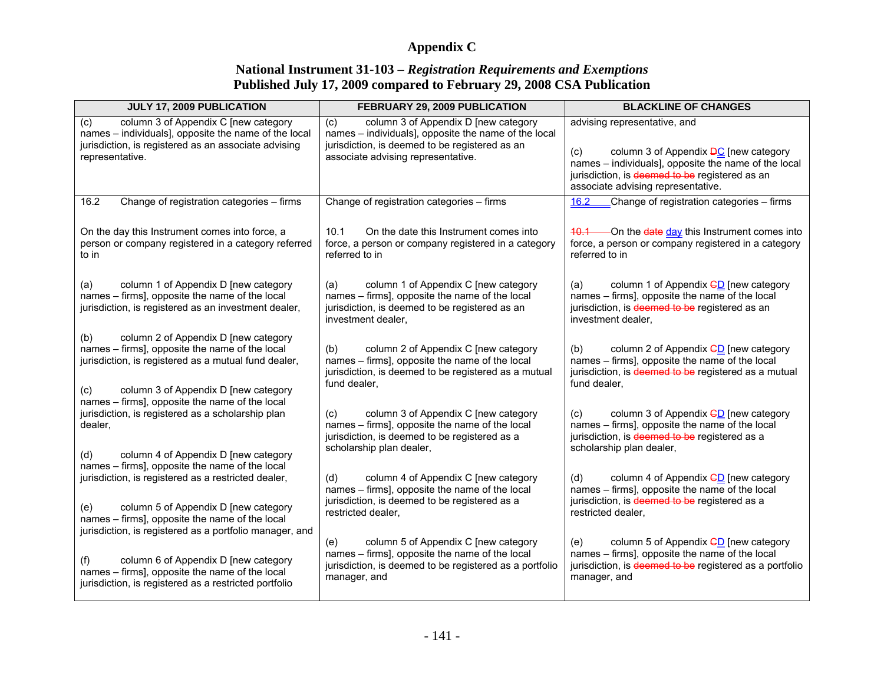# Appendix C

## National Instrument 31-103 – *Registration Requirements and Exemptions*
## Published July 17, 2009 compared to February 29, 2008 CSA Publication

| JULY 17, 2009 PUBLICATION | FEBRUARY 29, 2009 PUBLICATION | BLACKLINE OF CHANGES |
|---|---|---|
| (c) column 3 of Appendix C [new category names – individuals], opposite the name of the local jurisdiction, is registered as an associate advising representative. | (c) column 3 of Appendix D [new category names – individuals], opposite the name of the local jurisdiction, is deemed to be registered as an associate advising representative. | advising representative, and<br><br>(c) column 3 of Appendix ~~D~~C [new category names – individuals], opposite the name of the local jurisdiction, is ~~deemed to be~~ registered as an associate advising representative. |
| 16.2 Change of registration categories – firms<br><br>On the day this Instrument comes into force, a person or company registered in a category referred to in<br><br>(a) column 1 of Appendix D [new category names – firms], opposite the name of the local jurisdiction, is registered as an investment dealer,<br><br>(b) column 2 of Appendix D [new category names – firms], opposite the name of the local jurisdiction, is registered as a mutual fund dealer,<br><br>(c) column 3 of Appendix D [new category names – firms], opposite the name of the local jurisdiction, is registered as a scholarship plan dealer,<br><br>(d) column 4 of Appendix D [new category names – firms], opposite the name of the local jurisdiction, is registered as a restricted dealer,<br><br>(e) column 5 of Appendix D [new category names – firms], opposite the name of the local jurisdiction, is registered as a portfolio manager, and<br><br>(f) column 6 of Appendix D [new category names – firms], opposite the name of the local jurisdiction, is registered as a restricted portfolio | Change of registration categories – firms<br><br>10.1 On the date this Instrument comes into force, a person or company registered in a category referred to in<br><br>(a) column 1 of Appendix C [new category names – firms], opposite the name of the local jurisdiction, is deemed to be registered as an investment dealer,<br><br>(b) column 2 of Appendix C [new category names – firms], opposite the name of the local jurisdiction, is deemed to be registered as a mutual fund dealer,<br><br>(c) column 3 of Appendix C [new category names – firms], opposite the name of the local jurisdiction, is deemed to be registered as a scholarship plan dealer,<br><br>(d) column 4 of Appendix C [new category names – firms], opposite the name of the local jurisdiction, is deemed to be registered as a restricted dealer,<br><br>(e) column 5 of Appendix C [new category names – firms], opposite the name of the local jurisdiction, is deemed to be registered as a portfolio manager, and | 16.2 Change of registration categories – firms<br><br>~~10.1~~ On the ~~date~~ day this Instrument comes into force, a person or company registered in a category referred to in<br><br>(a) column 1 of Appendix ~~C~~D [new category names – firms], opposite the name of the local jurisdiction, is ~~deemed to be~~ registered as an investment dealer,<br><br>(b) column 2 of Appendix ~~C~~D [new category names – firms], opposite the name of the local jurisdiction, is ~~deemed to be~~ registered as a mutual fund dealer,<br><br>(c) column 3 of Appendix ~~C~~D [new category names – firms], opposite the name of the local jurisdiction, is ~~deemed to be~~ registered as a scholarship plan dealer,<br><br>(d) column 4 of Appendix ~~C~~D [new category names – firms], opposite the name of the local jurisdiction, is ~~deemed to be~~ registered as a restricted dealer,<br><br>(e) column 5 of Appendix ~~C~~D [new category names – firms], opposite the name of the local jurisdiction, is ~~deemed to be~~ registered as a portfolio manager, and |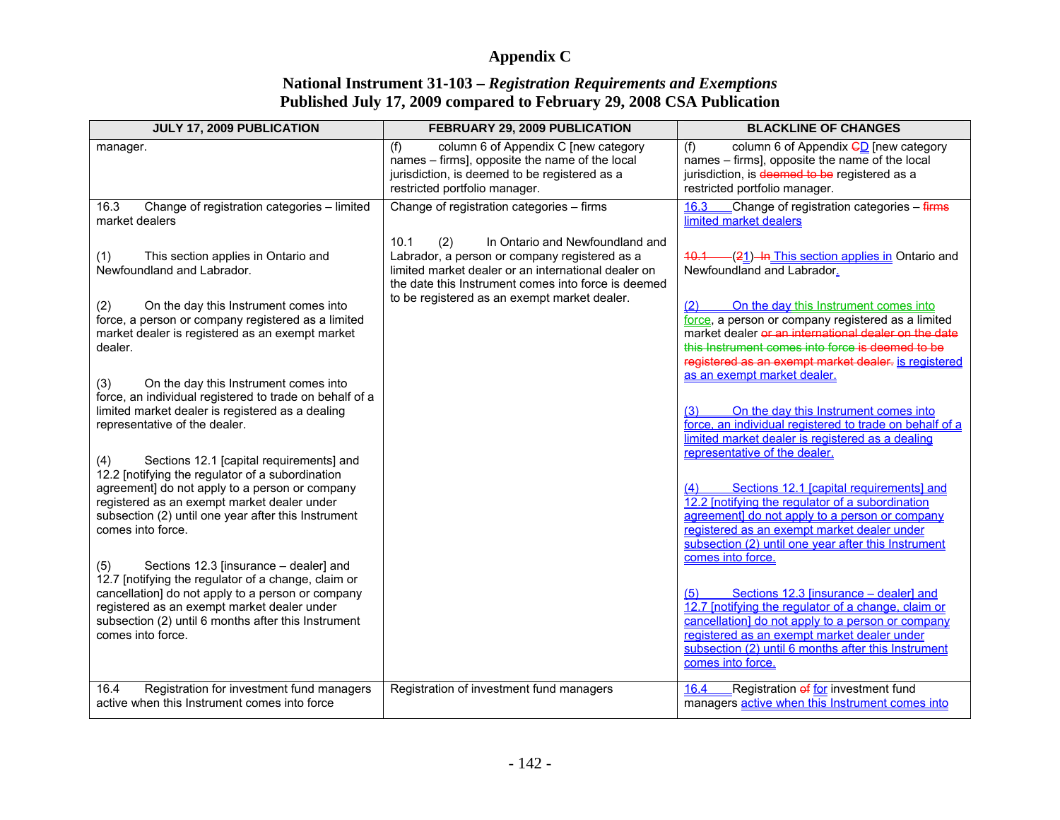# Appendix C

## National Instrument 31-103 – *Registration Requirements and Exemptions*
## Published July 17, 2009 compared to February 29, 2008 CSA Publication

| JULY 17, 2009 PUBLICATION | FEBRUARY 29, 2009 PUBLICATION | BLACKLINE OF CHANGES |
|---|---|---|
| manager. | (f) column 6 of Appendix C [new category names – firms], opposite the name of the local jurisdiction, is deemed to be registered as a restricted portfolio manager. | (f) column 6 of Appendix CD [new category names – firms], opposite the name of the local jurisdiction, is deemed to be registered as a restricted portfolio manager. |
| 16.3 Change of registration categories – limited market dealers<br><br>(1) This section applies in Ontario and Newfoundland and Labrador.<br><br>(2) On the day this Instrument comes into force, a person or company registered as a limited market dealer is registered as an exempt market dealer.<br><br>(3) On the day this Instrument comes into force, an individual registered to trade on behalf of a limited market dealer is registered as a dealing representative of the dealer.<br><br>(4) Sections 12.1 [capital requirements] and 12.2 [notifying the regulator of a subordination agreement] do not apply to a person or company registered as an exempt market dealer under subsection (2) until one year after this Instrument comes into force.<br><br>(5) Sections 12.3 [insurance – dealer] and 12.7 [notifying the regulator of a change, claim or cancellation] do not apply to a person or company registered as an exempt market dealer under subsection (2) until 6 months after this Instrument comes into force. | Change of registration categories – firms<br><br>10.1 (2) In Ontario and Newfoundland and Labrador, a person or company registered as a limited market dealer or an international dealer on the date this Instrument comes into force is deemed to be registered as an exempt market dealer. | 16.3 Change of registration categories – firms limited market dealers<br><br>10.1 (21) In This section applies in Ontario and Newfoundland and Labrador.<br><br>(2) On the day this Instrument comes into force, a person or company registered as a limited market dealer or an international dealer on the date this Instrument comes into force is deemed to be registered as an exempt market dealer. is registered as an exempt market dealer.<br><br>(3) On the day this Instrument comes into force, an individual registered to trade on behalf of a limited market dealer is registered as a dealing representative of the dealer.<br><br>(4) Sections 12.1 [capital requirements] and 12.2 [notifying the regulator of a subordination agreement] do not apply to a person or company registered as an exempt market dealer under subsection (2) until one year after this Instrument comes into force.<br><br>(5) Sections 12.3 [insurance – dealer] and 12.7 [notifying the regulator of a change, claim or cancellation] do not apply to a person or company registered as an exempt market dealer under subsection (2) until 6 months after this Instrument comes into force. |
| 16.4 Registration for investment fund managers active when this Instrument comes into force | Registration of investment fund managers | 16.4 Registration of for investment fund managers active when this Instrument comes into |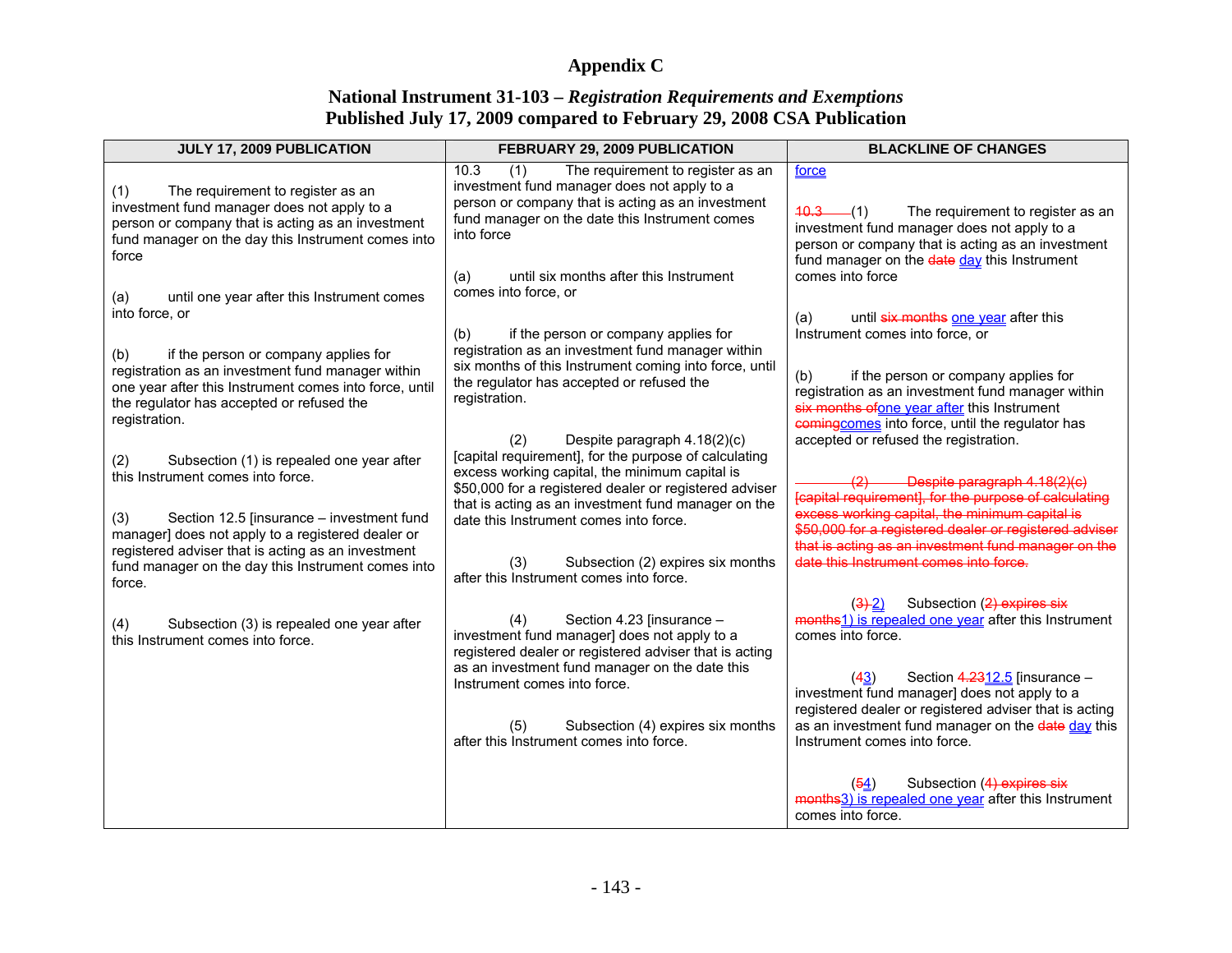# Appendix C

## National Instrument 31-103 – *Registration Requirements and Exemptions*
## Published July 17, 2009 compared to February 29, 2008 CSA Publication

| JULY 17, 2009 PUBLICATION | FEBRUARY 29, 2009 PUBLICATION | BLACKLINE OF CHANGES |
|---|---|---|
| | | force |
| (1) The requirement to register as an investment fund manager does not apply to a person or company that is acting as an investment fund manager on the day this Instrument comes into force | 10.3 (1) The requirement to register as an investment fund manager does not apply to a person or company that is acting as an investment fund manager on the date this Instrument comes into force | ~~10.3~~ (1) The requirement to register as an investment fund manager does not apply to a person or company that is acting as an investment fund manager on the ~~date~~ day this Instrument comes into force |
| (a) until one year after this Instrument comes into force, or | (a) until six months after this Instrument comes into force, or | (a) until ~~six months~~ one year after this Instrument comes into force, or |
| (b) if the person or company applies for registration as an investment fund manager within one year after this Instrument comes into force, until the regulator has accepted or refused the registration. | (b) if the person or company applies for registration as an investment fund manager within six months of this Instrument coming into force, until the regulator has accepted or refused the registration. | (b) if the person or company applies for registration as an investment fund manager within ~~six months of~~one year after this Instrument ~~coming~~comes into force, until the regulator has accepted or refused the registration. |
| | (2) Despite paragraph 4.18(2)(c) [capital requirement], for the purpose of calculating excess working capital, the minimum capital is $50,000 for a registered dealer or registered adviser that is acting as an investment fund manager on the date this Instrument comes into force. | ~~(2) Despite paragraph 4.18(2)(c) [capital requirement], for the purpose of calculating excess working capital, the minimum capital is $50,000 for a registered dealer or registered adviser that is acting as an investment fund manager on the date this Instrument comes into force.~~ |
| (2) Subsection (1) is repealed one year after this Instrument comes into force. | (3) Subsection (2) expires six months after this Instrument comes into force. | (~~3~~ 2) Subsection (~~2) expires six months~~1) is repealed one year after this Instrument comes into force. |
| (3) Section 12.5 [insurance – investment fund manager] does not apply to a registered dealer or registered adviser that is acting as an investment fund manager on the day this Instrument comes into force. | (4) Section 4.23 [insurance – investment fund manager] does not apply to a registered dealer or registered adviser that is acting as an investment fund manager on the date this Instrument comes into force. | (~~4~~3) Section ~~4.23~~12.5 [insurance – investment fund manager] does not apply to a registered dealer or registered adviser that is acting as an investment fund manager on the ~~date~~ day this Instrument comes into force. |
| (4) Subsection (3) is repealed one year after this Instrument comes into force. | (5) Subsection (4) expires six months after this Instrument comes into force. | (~~5~~4) Subsection (~~4) expires six months~~3) is repealed one year after this Instrument comes into force. |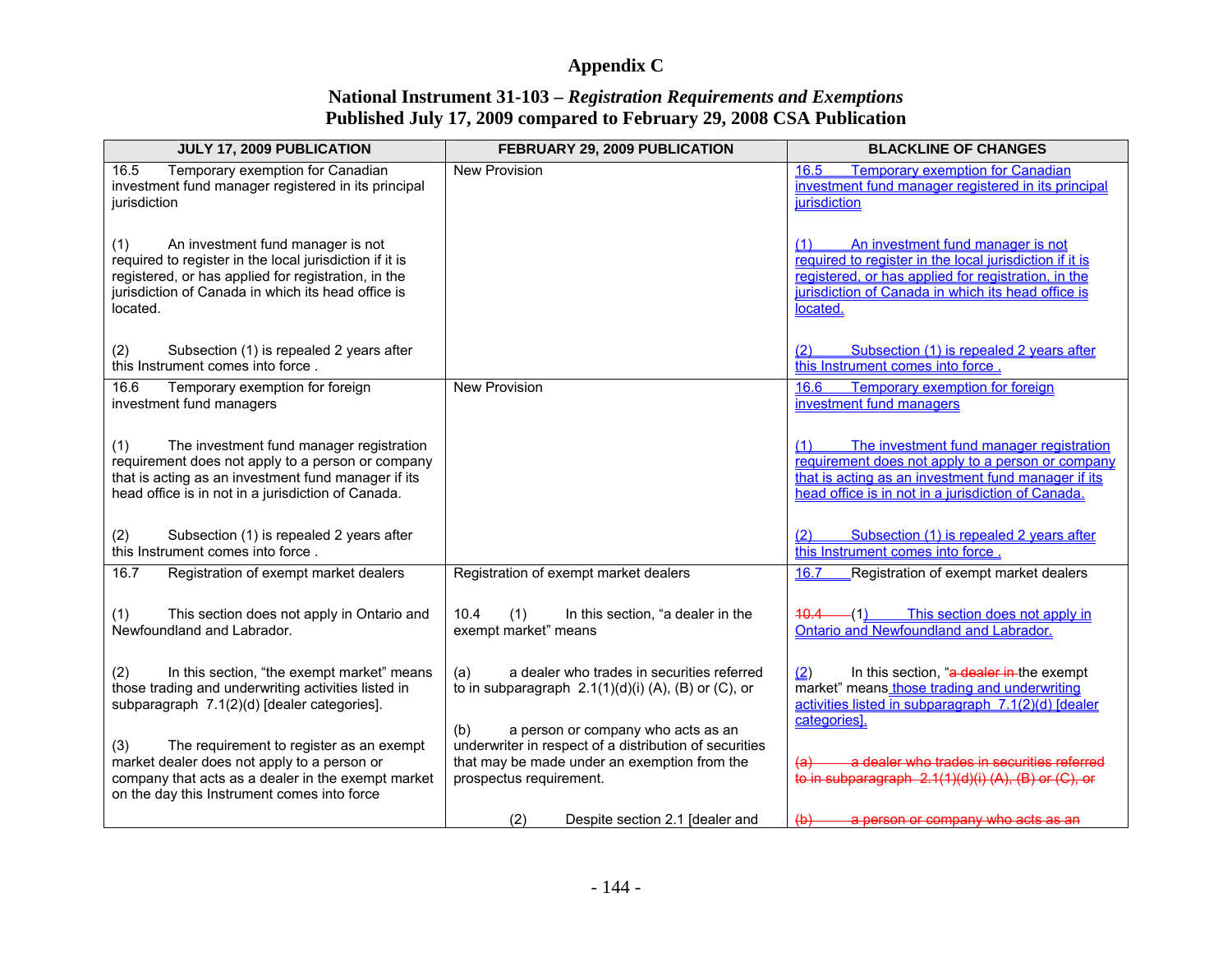# Appendix C

## National Instrument 31-103 – *Registration Requirements and Exemptions*
## Published July 17, 2009 compared to February 29, 2008 CSA Publication

| JULY 17, 2009 PUBLICATION | FEBRUARY 29, 2009 PUBLICATION | BLACKLINE OF CHANGES |
|---|---|---|
| 16.5 Temporary exemption for Canadian investment fund manager registered in its principal jurisdiction<br><br>(1) An investment fund manager is not required to register in the local jurisdiction if it is registered, or has applied for registration, in the jurisdiction of Canada in which its head office is located.<br><br>(2) Subsection (1) is repealed 2 years after this Instrument comes into force . | New Provision | 16.5 Temporary exemption for Canadian investment fund manager registered in its principal jurisdiction<br><br>(1) An investment fund manager is not required to register in the local jurisdiction if it is registered, or has applied for registration, in the jurisdiction of Canada in which its head office is located.<br><br>(2) Subsection (1) is repealed 2 years after this Instrument comes into force . |
| 16.6 Temporary exemption for foreign investment fund managers<br><br>(1) The investment fund manager registration requirement does not apply to a person or company that is acting as an investment fund manager if its head office is in not in a jurisdiction of Canada.<br><br>(2) Subsection (1) is repealed 2 years after this Instrument comes into force . | New Provision | 16.6 Temporary exemption for foreign investment fund managers<br><br>(1) The investment fund manager registration requirement does not apply to a person or company that is acting as an investment fund manager if its head office is in not in a jurisdiction of Canada.<br><br>(2) Subsection (1) is repealed 2 years after this Instrument comes into force . |
| 16.7 Registration of exempt market dealers<br><br>(1) This section does not apply in Ontario and Newfoundland and Labrador.<br><br>(2) In this section, "the exempt market" means those trading and underwriting activities listed in subparagraph 7.1(2)(d) [dealer categories].<br><br>(3) The requirement to register as an exempt market dealer does not apply to a person or company that acts as a dealer in the exempt market on the day this Instrument comes into force | Registration of exempt market dealers<br><br>10.4 (1) In this section, "a dealer in the exempt market" means<br><br>(a) a dealer who trades in securities referred to in subparagraph 2.1(1)(d)(i) (A), (B) or (C), or<br><br>(b) a person or company who acts as an underwriter in respect of a distribution of securities that may be made under an exemption from the prospectus requirement.<br><br>(2) Despite section 2.1 [dealer and | 16.7 Registration of exempt market dealers<br><br>~~10.4~~ (1) This section does not apply in Ontario and Newfoundland and Labrador.<br><br>(2) In this section, "~~a dealer in~~ the exempt market" means those trading and underwriting activities listed in subparagraph 7.1(2)(d) [dealer categories].<br><br>~~(a) a dealer who trades in securities referred to in subparagraph 2.1(1)(d)(i) (A), (B) or (C), or~~<br><br>~~(b) a person or company who acts as an~~ |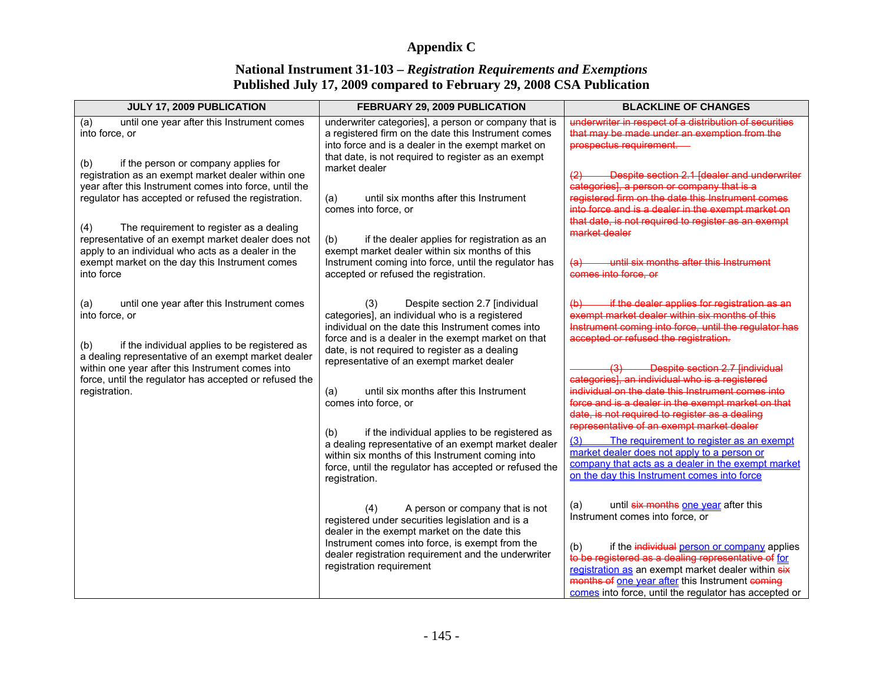# Appendix C

## National Instrument 31-103 – *Registration Requirements and Exemptions*
## Published July 17, 2009 compared to February 29, 2008 CSA Publication

| JULY 17, 2009 PUBLICATION | FEBRUARY 29, 2009 PUBLICATION | BLACKLINE OF CHANGES |
|---|---|---|
| (a) until one year after this Instrument comes into force, or<br><br>(b) if the person or company applies for registration as an exempt market dealer within one year after this Instrument comes into force, until the regulator has accepted or refused the registration.<br><br>(4) The requirement to register as a dealing representative of an exempt market dealer does not apply to an individual who acts as a dealer in the exempt market on the day this Instrument comes into force<br><br>(a) until one year after this Instrument comes into force, or<br><br>(b) if the individual applies to be registered as a dealing representative of an exempt market dealer within one year after this Instrument comes into force, until the regulator has accepted or refused the registration. | underwriter categories], a person or company that is a registered firm on the date this Instrument comes into force and is a dealer in the exempt market on that date, is not required to register as an exempt market dealer<br><br>(a) until six months after this Instrument comes into force, or<br><br>(b) if the dealer applies for registration as an exempt market dealer within six months of this Instrument coming into force, until the regulator has accepted or refused the registration.<br><br>(3) Despite section 2.7 [individual categories], an individual who is a registered individual on the date this Instrument comes into force and is a dealer in the exempt market on that date, is not required to register as a dealing representative of an exempt market dealer<br><br>(a) until six months after this Instrument comes into force, or<br><br>(b) if the individual applies to be registered as a dealing representative of an exempt market dealer within six months of this Instrument coming into force, until the regulator has accepted or refused the registration.<br><br>(4) A person or company that is not registered under securities legislation and is a dealer in the exempt market on the date this Instrument comes into force, is exempt from the dealer registration requirement and the underwriter registration requirement | ~~underwriter in respect of a distribution of securities that may be made under an exemption from the prospectus requirement.~~<br><br>~~(2) Despite section 2.1 [dealer and underwriter categories], a person or company that is a registered firm on the date this Instrument comes into force and is a dealer in the exempt market on that date, is not required to register as an exempt market dealer~~<br><br>~~(a) until six months after this Instrument comes into force, or~~<br><br>~~(b) if the dealer applies for registration as an exempt market dealer within six months of this Instrument coming into force, until the regulator has accepted or refused the registration.~~<br><br>~~(3) Despite section 2.7 [individual categories], an individual who is a registered individual on the date this Instrument comes into force and is a dealer in the exempt market on that date, is not required to register as a dealing representative of an exempt market dealer~~<br><u>(3) The requirement to register as an exempt market dealer does not apply to a person or company that acts as a dealer in the exempt market on the day this Instrument comes into force</u><br><br>(a) until ~~six months~~ <u>one year</u> after this Instrument comes into force, or<br><br>(b) if the ~~individual~~ <u>person or company</u> applies ~~to be registered as a dealing representative of~~ <u>for registration as</u> an exempt market dealer within ~~six months of~~ <u>one year after</u> this Instrument ~~coming~~ <u>comes</u> into force, until the regulator has accepted or |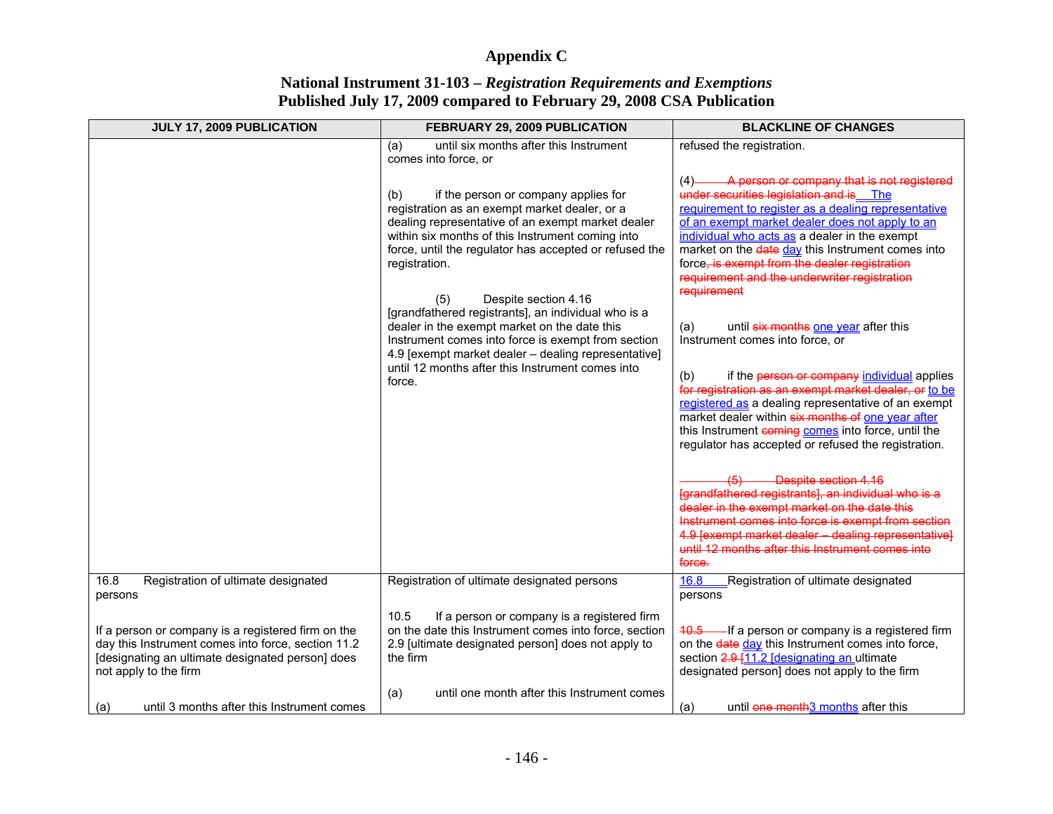# Appendix C

## National Instrument 31-103 – *Registration Requirements and Exemptions*
## Published July 17, 2009 compared to February 29, 2008 CSA Publication

| JULY 17, 2009 PUBLICATION | FEBRUARY 29, 2009 PUBLICATION | BLACKLINE OF CHANGES |
|---|---|---|
| | (a) until six months after this Instrument comes into force, or<br><br>(b) if the person or company applies for registration as an exempt market dealer, or a dealing representative of an exempt market dealer within six months of this Instrument coming into force, until the regulator has accepted or refused the registration.<br><br>(5) Despite section 4.16 [grandfathered registrants], an individual who is a dealer in the exempt market on the date this Instrument comes into force is exempt from section 4.9 [exempt market dealer – dealing representative] until 12 months after this Instrument comes into force. | refused the registration.<br><br>(4) ~~A person or company that is not registered under securities legislation and is~~ The requirement to register as a dealing representative of an exempt market dealer does not apply to an individual who acts as a dealer in the exempt market on the ~~date~~ day this Instrument comes into force~~, is exempt from the dealer registration requirement and the underwriter registration requirement~~<br><br>(a) until ~~six months~~ one year after this Instrument comes into force, or<br><br>(b) if the ~~person or company~~ individual applies ~~for registration as an exempt market dealer, or~~ to be registered as a dealing representative of an exempt market dealer within ~~six months of~~ one year after this Instrument ~~coming~~ comes into force, until the regulator has accepted or refused the registration.<br><br>~~(5) Despite section 4.16 [grandfathered registrants], an individual who is a dealer in the exempt market on the date this Instrument comes into force is exempt from section 4.9 [exempt market dealer – dealing representative] until 12 months after this Instrument comes into force.~~ |
| 16.8 Registration of ultimate designated persons<br><br>If a person or company is a registered firm on the day this Instrument comes into force, section 11.2 [designating an ultimate designated person] does not apply to the firm<br><br>(a) until 3 months after this Instrument comes | Registration of ultimate designated persons<br><br>10.5 If a person or company is a registered firm on the date this Instrument comes into force, section 2.9 [ultimate designated person] does not apply to the firm<br><br>(a) until one month after this Instrument comes | 16.8 Registration of ultimate designated persons<br><br>~~10.5~~ If a person or company is a registered firm on the ~~date~~ day this Instrument comes into force, section ~~2.9 [~~11.2 [designating an ultimate designated person] does not apply to the firm<br><br>(a) until ~~one month~~3 months after this |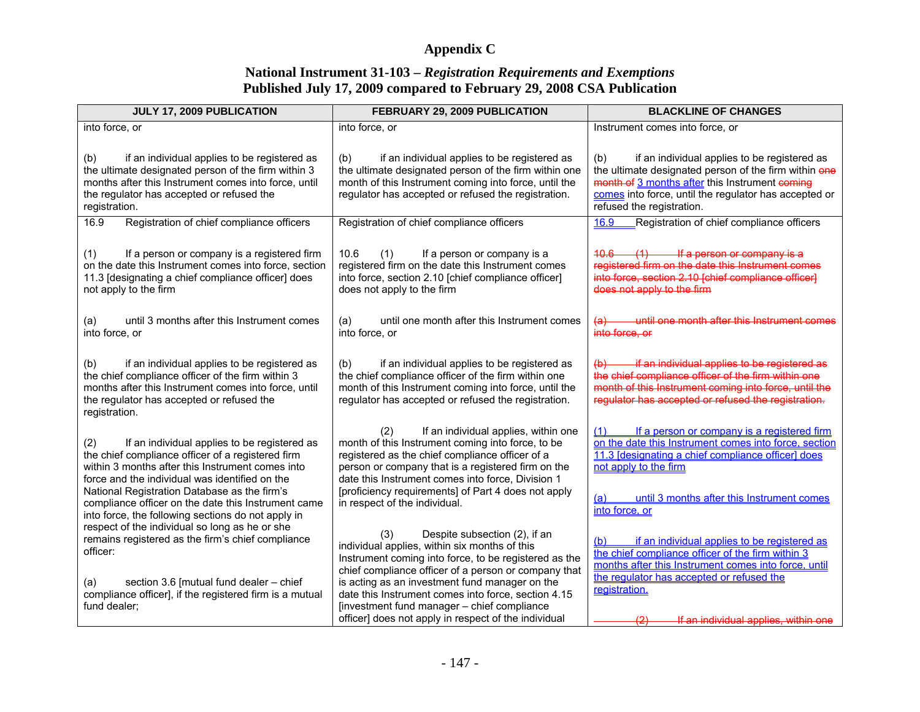# Appendix C

## National Instrument 31-103 – *Registration Requirements and Exemptions*
## Published July 17, 2009 compared to February 29, 2008 CSA Publication

| JULY 17, 2009 PUBLICATION | FEBRUARY 29, 2009 PUBLICATION | BLACKLINE OF CHANGES |
|---|---|---|
| into force, or<br><br>(b) if an individual applies to be registered as the ultimate designated person of the firm within 3 months after this Instrument comes into force, until the regulator has accepted or refused the registration. | into force, or<br><br>(b) if an individual applies to be registered as the ultimate designated person of the firm within one month of this Instrument coming into force, until the regulator has accepted or refused the registration. | Instrument comes into force, or<br><br>(b) if an individual applies to be registered as the ultimate designated person of the firm within ~~one month of~~ 3 months after this Instrument ~~coming~~ comes into force, until the regulator has accepted or refused the registration. |
| 16.9 Registration of chief compliance officers<br><br>(1) If a person or company is a registered firm on the date this Instrument comes into force, section 11.3 [designating a chief compliance officer] does not apply to the firm<br><br>(a) until 3 months after this Instrument comes into force, or<br><br>(b) if an individual applies to be registered as the chief compliance officer of the firm within 3 months after this Instrument comes into force, until the regulator has accepted or refused the registration.<br><br>(2) If an individual applies to be registered as the chief compliance officer of a registered firm within 3 months after this Instrument comes into force and the individual was identified on the National Registration Database as the firm's compliance officer on the date this Instrument came into force, the following sections do not apply in respect of the individual so long as he or she remains registered as the firm's chief compliance officer:<br><br>(a) section 3.6 [mutual fund dealer – chief compliance officer], if the registered firm is a mutual fund dealer; | Registration of chief compliance officers<br><br>10.6 (1) If a person or company is a registered firm on the date this Instrument comes into force, section 2.10 [chief compliance officer] does not apply to the firm<br><br>(a) until one month after this Instrument comes into force, or<br><br>(b) if an individual applies to be registered as the chief compliance officer of the firm within one month of this Instrument coming into force, until the regulator has accepted or refused the registration.<br><br>(2) If an individual applies, within one month of this Instrument coming into force, to be registered as the chief compliance officer of a person or company that is a registered firm on the date this Instrument comes into force, Division 1 [proficiency requirements] of Part 4 does not apply in respect of the individual.<br><br>(3) Despite subsection (2), if an individual applies, within six months of this Instrument coming into force, to be registered as the chief compliance officer of a person or company that is acting as an investment fund manager on the date this Instrument comes into force, section 4.15 [investment fund manager – chief compliance officer] does not apply in respect of the individual | 16.9 Registration of chief compliance officers<br><br>~~10.6 (1) If a person or company is a registered firm on the date this Instrument comes into force, section 2.10 [chief compliance officer] does not apply to the firm~~<br><br>~~(a) until one month after this Instrument comes into force, or~~<br><br>~~(b) if an individual applies to be registered as the chief compliance officer of the firm within one month of this Instrument coming into force, until the regulator has accepted or refused the registration.~~<br><br>(1) If a person or company is a registered firm on the date this Instrument comes into force, section 11.3 [designating a chief compliance officer] does not apply to the firm<br><br>(a) until 3 months after this Instrument comes into force, or<br><br>(b) if an individual applies to be registered as the chief compliance officer of the firm within 3 months after this Instrument comes into force, until the regulator has accepted or refused the registration.<br><br>~~(2) If an individual applies, within one~~ |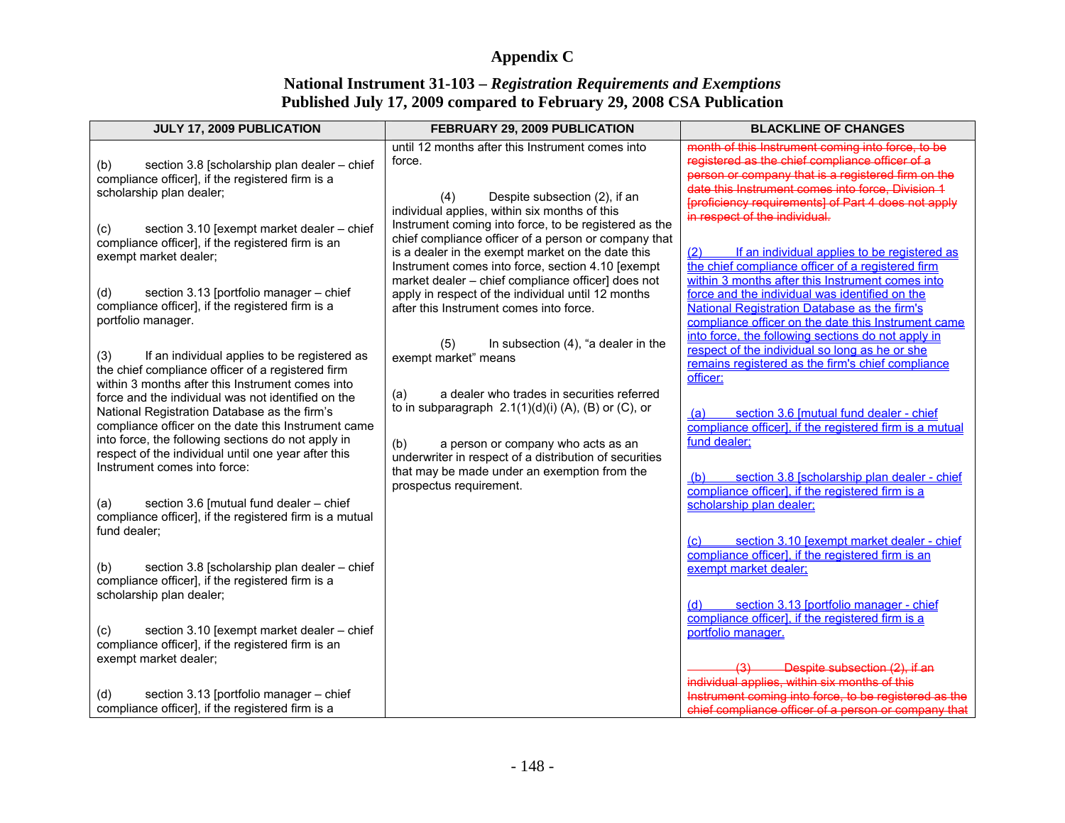# Appendix C

## National Instrument 31-103 – *Registration Requirements and Exemptions*
## Published July 17, 2009 compared to February 29, 2008 CSA Publication

| JULY 17, 2009 PUBLICATION | FEBRUARY 29, 2009 PUBLICATION | BLACKLINE OF CHANGES |
|---|---|---|
| (b) section 3.8 [scholarship plan dealer – chief compliance officer], if the registered firm is a scholarship plan dealer;<br><br>(c) section 3.10 [exempt market dealer – chief compliance officer], if the registered firm is an exempt market dealer;<br><br>(d) section 3.13 [portfolio manager – chief compliance officer], if the registered firm is a portfolio manager.<br><br>(3) If an individual applies to be registered as the chief compliance officer of a registered firm within 3 months after this Instrument comes into force and the individual was not identified on the National Registration Database as the firm's compliance officer on the date this Instrument came into force, the following sections do not apply in respect of the individual until one year after this Instrument comes into force:<br><br>(a) section 3.6 [mutual fund dealer – chief compliance officer], if the registered firm is a mutual fund dealer;<br><br>(b) section 3.8 [scholarship plan dealer – chief compliance officer], if the registered firm is a scholarship plan dealer;<br><br>(c) section 3.10 [exempt market dealer – chief compliance officer], if the registered firm is an exempt market dealer;<br><br>(d) section 3.13 [portfolio manager – chief compliance officer], if the registered firm is a | until 12 months after this Instrument comes into force.<br><br>(4) Despite subsection (2), if an individual applies, within six months of this Instrument coming into force, to be registered as the chief compliance officer of a person or company that is a dealer in the exempt market on the date this Instrument comes into force, section 4.10 [exempt market dealer – chief compliance officer] does not apply in respect of the individual until 12 months after this Instrument comes into force.<br><br>(5) In subsection (4), "a dealer in the exempt market" means<br><br>(a) a dealer who trades in securities referred to in subparagraph 2.1(1)(d)(i) (A), (B) or (C), or<br><br>(b) a person or company who acts as an underwriter in respect of a distribution of securities that may be made under an exemption from the prospectus requirement. | ~~month of this Instrument coming into force, to be registered as the chief compliance officer of a person or company that is a registered firm on the date this Instrument comes into force, Division 1 [proficiency requirements] of Part 4 does not apply in respect of the individual.~~<br><br><u>(2) If an individual applies to be registered as the chief compliance officer of a registered firm within 3 months after this Instrument comes into force and the individual was identified on the National Registration Database as the firm's compliance officer on the date this Instrument came into force, the following sections do not apply in respect of the individual so long as he or she remains registered as the firm's chief compliance officer:</u><br><br><u>(a) section 3.6 [mutual fund dealer - chief compliance officer], if the registered firm is a mutual fund dealer;</u><br><br><u>(b) section 3.8 [scholarship plan dealer - chief compliance officer], if the registered firm is a scholarship plan dealer;</u><br><br><u>(c) section 3.10 [exempt market dealer - chief compliance officer], if the registered firm is an exempt market dealer;</u><br><br><u>(d) section 3.13 [portfolio manager - chief compliance officer], if the registered firm is a portfolio manager.</u><br><br>~~(3) Despite subsection (2), if an individual applies, within six months of this Instrument coming into force, to be registered as the chief compliance officer of a person or company that~~ |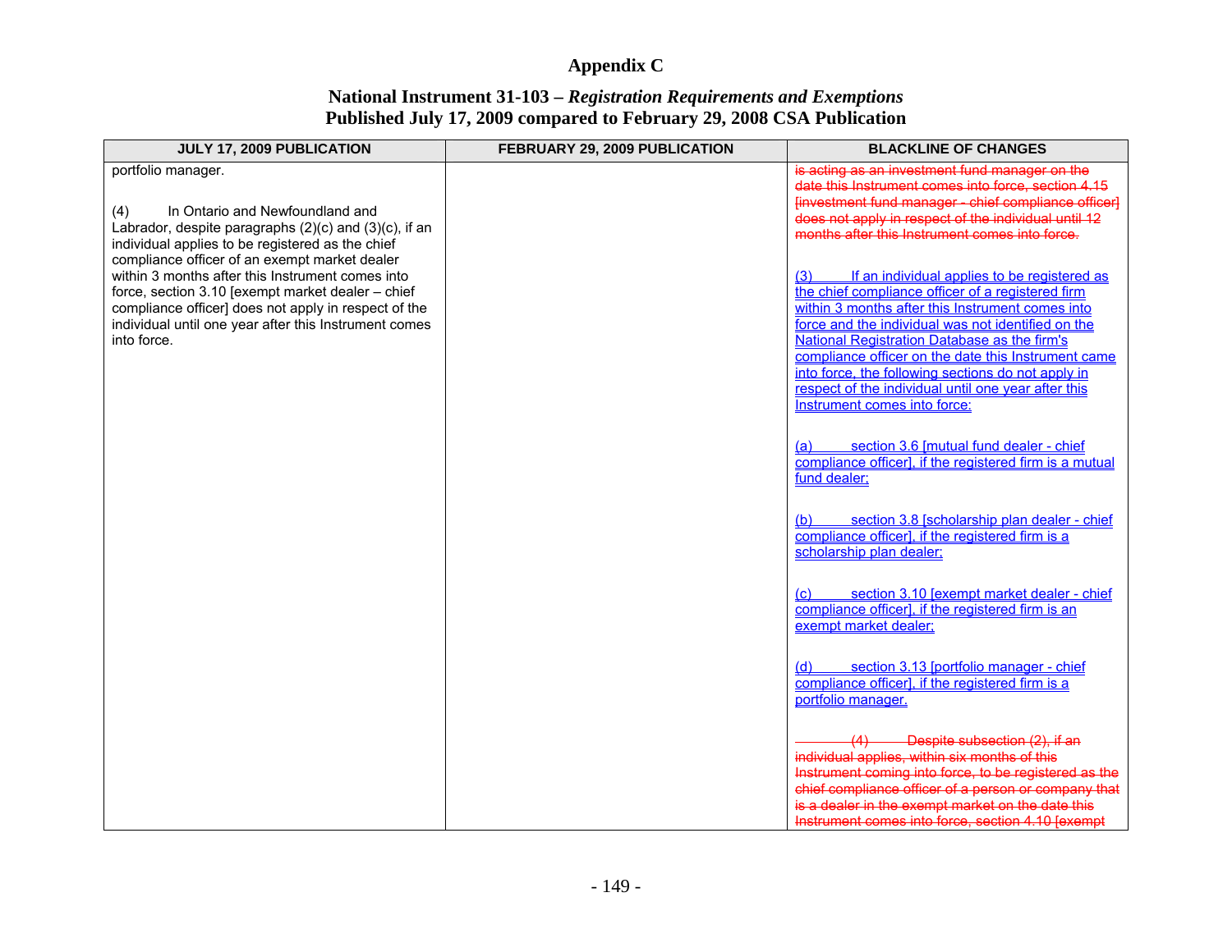# Appendix C

## National Instrument 31-103 – *Registration Requirements and Exemptions* Published July 17, 2009 compared to February 29, 2008 CSA Publication

| JULY 17, 2009 PUBLICATION | FEBRUARY 29, 2009 PUBLICATION | BLACKLINE OF CHANGES |
|---|---|---|
| portfolio manager.<br><br>(4) In Ontario and Newfoundland and Labrador, despite paragraphs (2)(c) and (3)(c), if an individual applies to be registered as the chief compliance officer of an exempt market dealer within 3 months after this Instrument comes into force, section 3.10 [exempt market dealer – chief compliance officer] does not apply in respect of the individual until one year after this Instrument comes into force. | | ~~is acting as an investment fund manager on the date this Instrument comes into force, section 4.15 [investment fund manager - chief compliance officer] does not apply in respect of the individual until 12 months after this Instrument comes into force.~~<br><br><u>(3) If an individual applies to be registered as the chief compliance officer of a registered firm within 3 months after this Instrument comes into force and the individual was not identified on the National Registration Database as the firm's compliance officer on the date this Instrument came into force, the following sections do not apply in respect of the individual until one year after this Instrument comes into force:</u><br><br><u>(a) section 3.6 [mutual fund dealer - chief compliance officer], if the registered firm is a mutual fund dealer;</u><br><br><u>(b) section 3.8 [scholarship plan dealer - chief compliance officer], if the registered firm is a scholarship plan dealer;</u><br><br><u>(c) section 3.10 [exempt market dealer - chief compliance officer], if the registered firm is an exempt market dealer;</u><br><br><u>(d) section 3.13 [portfolio manager - chief compliance officer], if the registered firm is a portfolio manager.</u><br><br>~~(4) Despite subsection (2), if an individual applies, within six months of this Instrument coming into force, to be registered as the chief compliance officer of a person or company that is a dealer in the exempt market on the date this Instrument comes into force, section 4.10 [exempt~~ |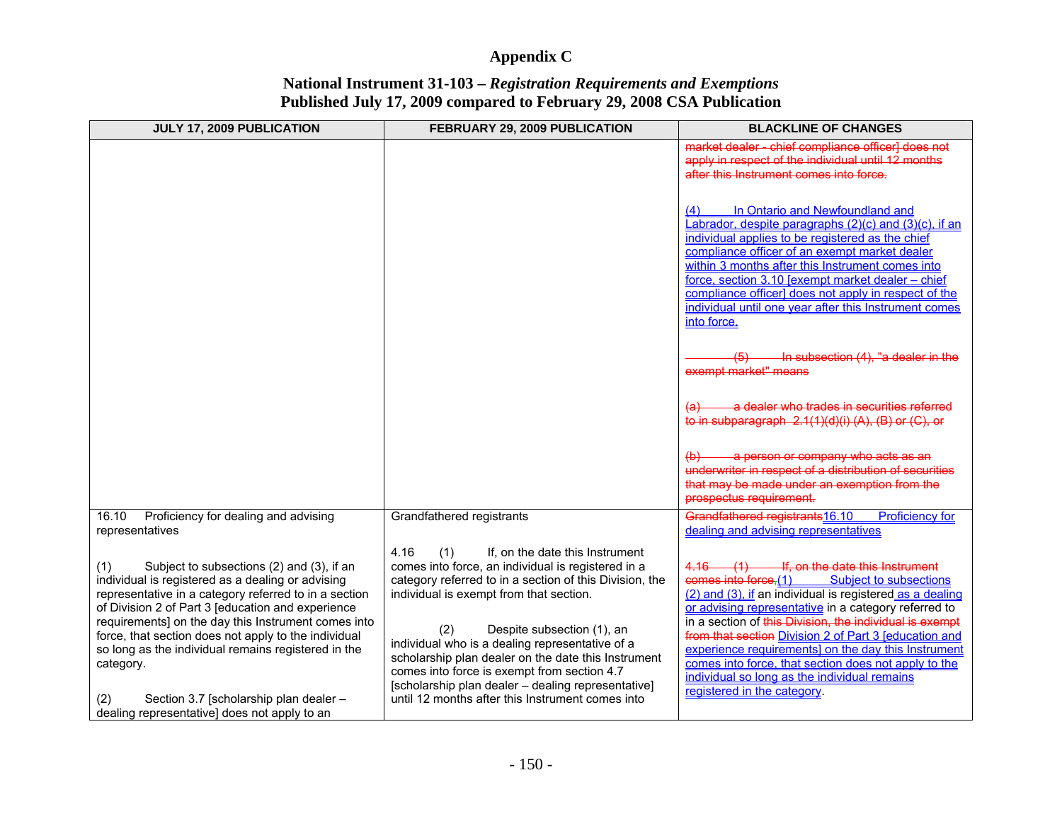# Appendix C

## National Instrument 31-103 – *Registration Requirements and Exemptions*
## Published July 17, 2009 compared to February 29, 2008 CSA Publication

| JULY 17, 2009 PUBLICATION | FEBRUARY 29, 2009 PUBLICATION | BLACKLINE OF CHANGES |
|---|---|---|
| | | ~~market dealer - chief compliance officer] does not apply in respect of the individual until 12 months after this Instrument comes into force.~~<br><br><u>(4) In Ontario and Newfoundland and Labrador, despite paragraphs (2)(c) and (3)(c), if an individual applies to be registered as the chief compliance officer of an exempt market dealer within 3 months after this Instrument comes into force, section 3.10 [exempt market dealer – chief compliance officer] does not apply in respect of the individual until one year after this Instrument comes into force.</u><br><br>~~(5) In subsection (4), "a dealer in the exempt market" means~~<br><br>~~(a) a dealer who trades in securities referred to in subparagraph 2.1(1)(d)(i) (A), (B) or (C), or~~<br><br>~~(b) a person or company who acts as an underwriter in respect of a distribution of securities that may be made under an exemption from the prospectus requirement.~~ |
| 16.10 Proficiency for dealing and advising representatives<br><br>(1) Subject to subsections (2) and (3), if an individual is registered as a dealing or advising representative in a category referred to in a section of Division 2 of Part 3 [education and experience requirements] on the day this Instrument comes into force, that section does not apply to the individual so long as the individual remains registered in the category.<br><br>(2) Section 3.7 [scholarship plan dealer – dealing representative] does not apply to an | Grandfathered registrants<br><br>4.16 (1) If, on the date this Instrument comes into force, an individual is registered in a category referred to in a section of this Division, the individual is exempt from that section.<br><br>(2) Despite subsection (1), an individual who is a dealing representative of a scholarship plan dealer on the date this Instrument comes into force is exempt from section 4.7 [scholarship plan dealer – dealing representative] until 12 months after this Instrument comes into | ~~Grandfathered registrants~~<u>16.10 Proficiency for dealing and advising representatives</u><br><br>~~4.16 (1) If, on the date this Instrument comes into force,~~<u>(1) Subject to subsections (2) and (3), if</u> an individual is registered<u> as a dealing or advising representative</u> in a category referred to in a section of ~~this Division, the individual is exempt from that section~~ <u>Division 2 of Part 3 [education and experience requirements] on the day this Instrument comes into force, that section does not apply to the individual so long as the individual remains registered in the category</u>. |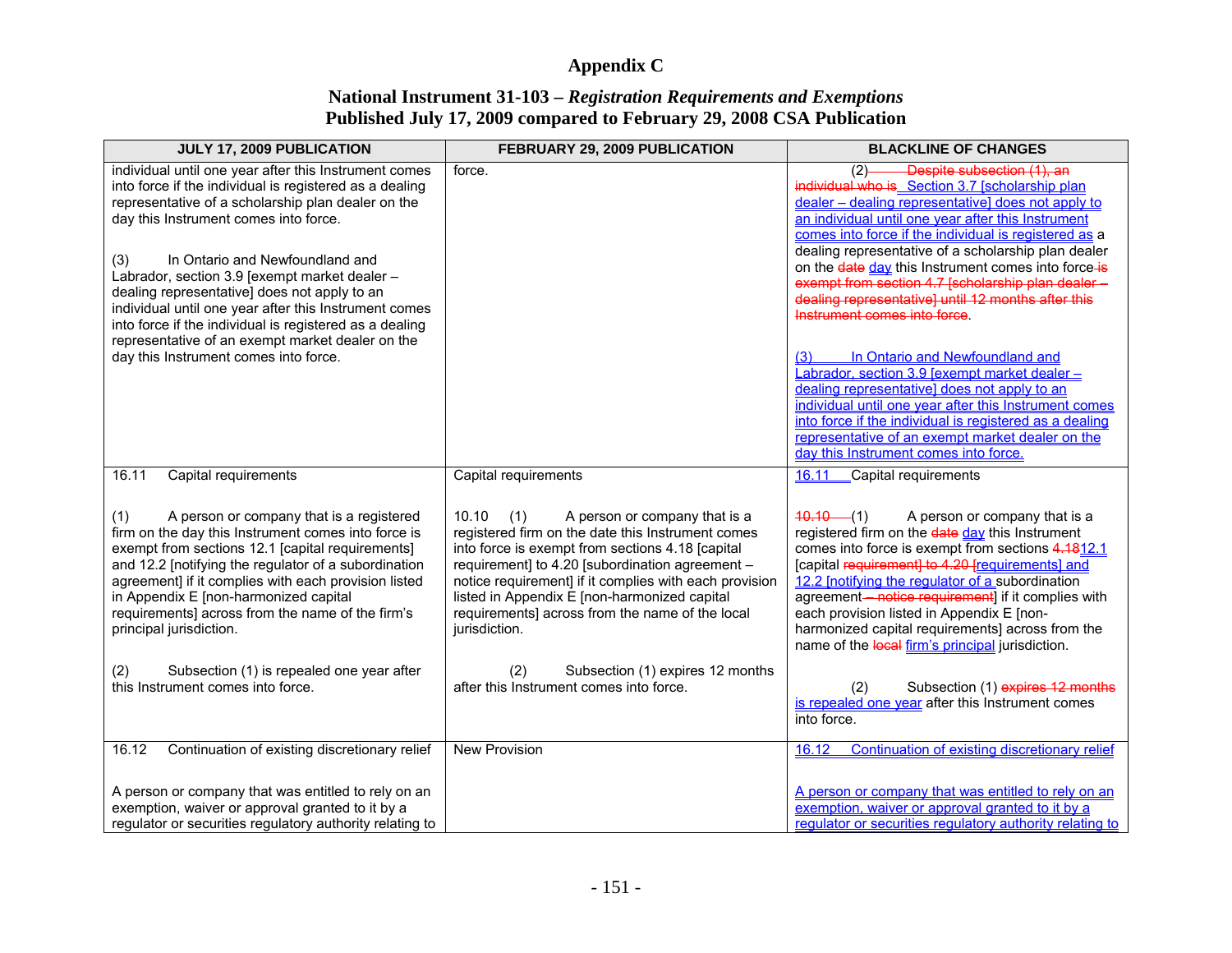# Appendix C

## National Instrument 31-103 – *Registration Requirements and Exemptions*
## Published July 17, 2009 compared to February 29, 2008 CSA Publication

| JULY 17, 2009 PUBLICATION | FEBRUARY 29, 2009 PUBLICATION | BLACKLINE OF CHANGES |
|---|---|---|
| individual until one year after this Instrument comes into force if the individual is registered as a dealing representative of a scholarship plan dealer on the day this Instrument comes into force.<br><br>(3) In Ontario and Newfoundland and Labrador, section 3.9 [exempt market dealer – dealing representative] does not apply to an individual until one year after this Instrument comes into force if the individual is registered as a dealing representative of an exempt market dealer on the day this Instrument comes into force. | force. | (2) ~~Despite subsection (1), an individual who is~~ Section 3.7 [scholarship plan dealer – dealing representative] does not apply to an individual until one year after this Instrument comes into force if the individual is registered as a dealing representative of a scholarship plan dealer on the ~~date~~ day this Instrument comes into force ~~is exempt from section 4.7 [scholarship plan dealer – dealing representative] until 12 months after this Instrument comes into force~~.<br><br>(3) In Ontario and Newfoundland and Labrador, section 3.9 [exempt market dealer – dealing representative] does not apply to an individual until one year after this Instrument comes into force if the individual is registered as a dealing representative of an exempt market dealer on the day this Instrument comes into force. |
| 16.11 Capital requirements<br><br>(1) A person or company that is a registered firm on the day this Instrument comes into force is exempt from sections 12.1 [capital requirements] and 12.2 [notifying the regulator of a subordination agreement] if it complies with each provision listed in Appendix E [non-harmonized capital requirements] across from the name of the firm's principal jurisdiction.<br><br>(2) Subsection (1) is repealed one year after this Instrument comes into force. | Capital requirements<br><br>10.10 (1) A person or company that is a registered firm on the date this Instrument comes into force is exempt from sections 4.18 [capital requirement] to 4.20 [subordination agreement – notice requirement] if it complies with each provision listed in Appendix E [non-harmonized capital requirements] across from the name of the local jurisdiction.<br><br>(2) Subsection (1) expires 12 months after this Instrument comes into force. | 16.11 Capital requirements<br><br>~~10.10~~ (1) A person or company that is a registered firm on the ~~date~~ day this Instrument comes into force is exempt from sections ~~4.18~~12.1 [capital ~~requirement] to 4.20~~ [requirements] and 12.2 [notifying the regulator of a subordination agreement ~~– notice requirement~~] if it complies with each provision listed in Appendix E [non-harmonized capital requirements] across from the name of the ~~local~~ firm's principal jurisdiction.<br><br>(2) Subsection (1) ~~expires 12 months~~ is repealed one year after this Instrument comes into force. |
| 16.12 Continuation of existing discretionary relief<br><br>A person or company that was entitled to rely on an exemption, waiver or approval granted to it by a regulator or securities regulatory authority relating to | New Provision | 16.12 Continuation of existing discretionary relief<br><br>A person or company that was entitled to rely on an exemption, waiver or approval granted to it by a regulator or securities regulatory authority relating to |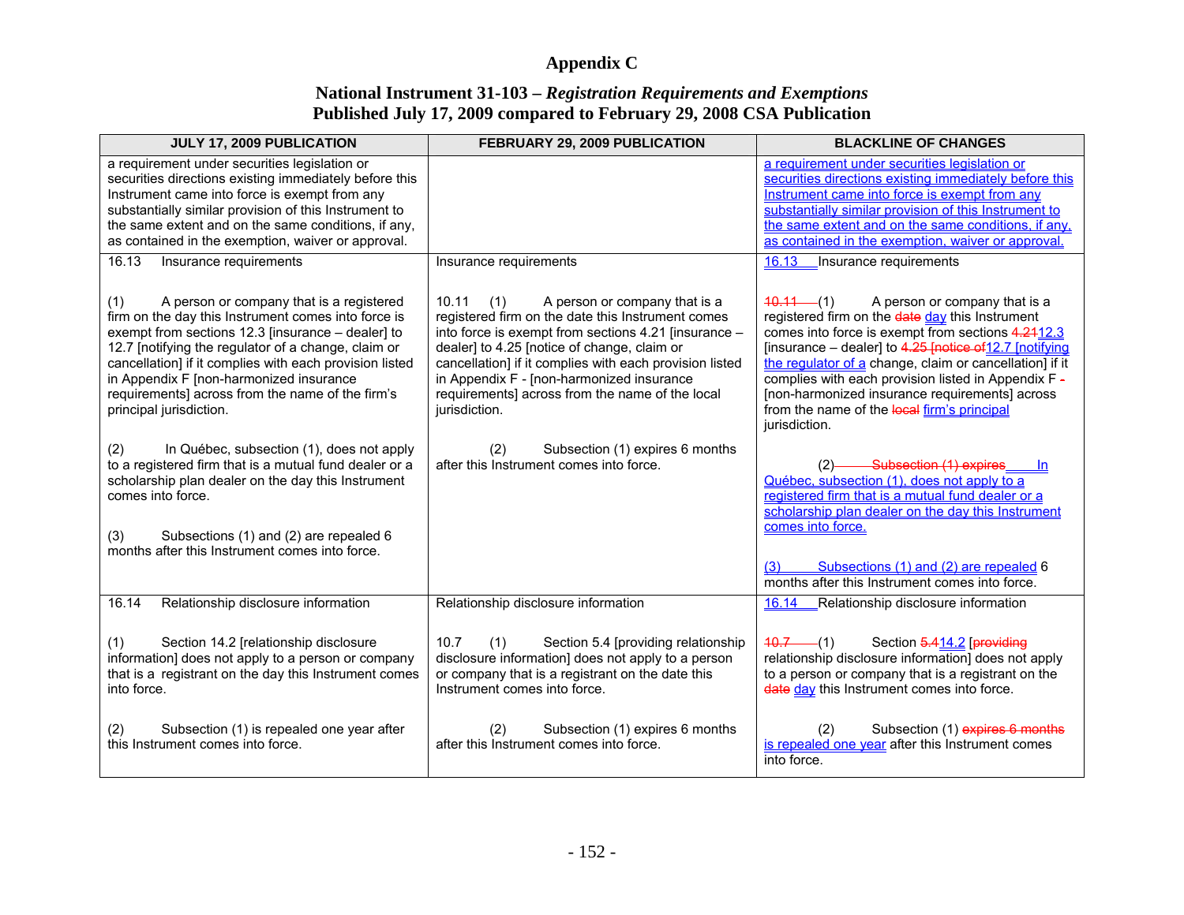# Appendix C

## National Instrument 31-103 – *Registration Requirements and Exemptions*
## Published July 17, 2009 compared to February 29, 2008 CSA Publication

| JULY 17, 2009 PUBLICATION | FEBRUARY 29, 2009 PUBLICATION | BLACKLINE OF CHANGES |
|---|---|---|
| a requirement under securities legislation or securities directions existing immediately before this Instrument came into force is exempt from any substantially similar provision of this Instrument to the same extent and on the same conditions, if any, as contained in the exemption, waiver or approval. | | a requirement under securities legislation or securities directions existing immediately before this Instrument came into force is exempt from any substantially similar provision of this Instrument to the same extent and on the same conditions, if any, as contained in the exemption, waiver or approval. |
| 16.13 Insurance requirements<br><br>(1) A person or company that is a registered firm on the day this Instrument comes into force is exempt from sections 12.3 [insurance – dealer] to 12.7 [notifying the regulator of a change, claim or cancellation] if it complies with each provision listed in Appendix F [non-harmonized insurance requirements] across from the name of the firm's principal jurisdiction.<br><br>(2) In Québec, subsection (1), does not apply to a registered firm that is a mutual fund dealer or a scholarship plan dealer on the day this Instrument comes into force.<br><br>(3) Subsections (1) and (2) are repealed 6 months after this Instrument comes into force. | Insurance requirements<br><br>10.11 (1) A person or company that is a registered firm on the date this Instrument comes into force is exempt from sections 4.21 [insurance – dealer] to 4.25 [notice of change, claim or cancellation] if it complies with each provision listed in Appendix F - [non-harmonized insurance requirements] across from the name of the local jurisdiction.<br><br>(2) Subsection (1) expires 6 months after this Instrument comes into force. | 16.13 Insurance requirements<br><br>~~10.11~~ (1) A person or company that is a registered firm on the ~~date~~ day this Instrument comes into force is exempt from sections ~~4.21~~12.3 [insurance – dealer] to ~~4.25 [notice of~~12.7 [notifying the regulator of a change, claim or cancellation] if it complies with each provision listed in Appendix F ~~-~~ [non-harmonized insurance requirements] across from the name of the ~~local~~ firm's principal jurisdiction.<br><br>(2) ~~Subsection (1) expires~~ In Québec, subsection (1), does not apply to a registered firm that is a mutual fund dealer or a scholarship plan dealer on the day this Instrument comes into force.<br><br>(3) Subsections (1) and (2) are repealed 6 months after this Instrument comes into force. |
| 16.14 Relationship disclosure information<br><br>(1) Section 14.2 [relationship disclosure information] does not apply to a person or company that is a registrant on the day this Instrument comes into force.<br><br>(2) Subsection (1) is repealed one year after this Instrument comes into force. | Relationship disclosure information<br><br>10.7 (1) Section 5.4 [providing relationship disclosure information] does not apply to a person or company that is a registrant on the date this Instrument comes into force.<br><br>(2) Subsection (1) expires 6 months after this Instrument comes into force. | 16.14 Relationship disclosure information<br><br>~~10.7~~ (1) Section ~~5.4~~14.2 [~~providing~~ relationship disclosure information] does not apply to a person or company that is a registrant on the ~~date~~ day this Instrument comes into force.<br><br>(2) Subsection (1) ~~expires 6 months~~ is repealed one year after this Instrument comes into force. |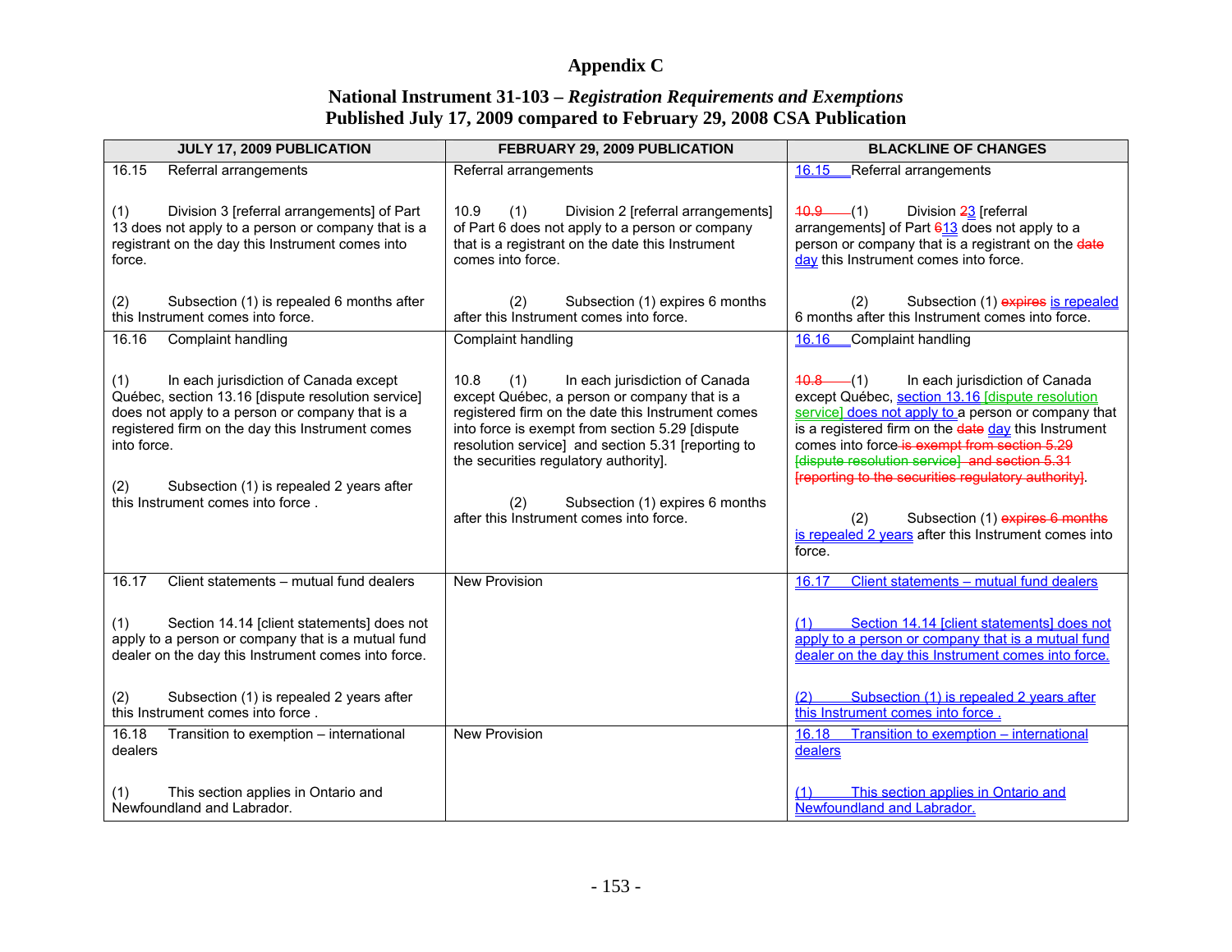# Appendix C

## National Instrument 31-103 – *Registration Requirements and Exemptions*
## Published July 17, 2009 compared to February 29, 2008 CSA Publication

| JULY 17, 2009 PUBLICATION | FEBRUARY 29, 2009 PUBLICATION | BLACKLINE OF CHANGES |
|---|---|---|
| 16.15 Referral arrangements<br><br>(1) Division 3 [referral arrangements] of Part 13 does not apply to a person or company that is a registrant on the day this Instrument comes into force.<br><br>(2) Subsection (1) is repealed 6 months after this Instrument comes into force. | Referral arrangements<br><br>10.9 (1) Division 2 [referral arrangements] of Part 6 does not apply to a person or company that is a registrant on the date this Instrument comes into force.<br><br>(2) Subsection (1) expires 6 months after this Instrument comes into force. | 16.15 Referral arrangements<br><br>~~10.9~~ (1) Division ~~2~~3 [referral arrangements] of Part ~~6~~13 does not apply to a person or company that is a registrant on the ~~date~~ day this Instrument comes into force.<br><br>(2) Subsection (1) ~~expires~~ is repealed 6 months after this Instrument comes into force. |
| 16.16 Complaint handling<br><br>(1) In each jurisdiction of Canada except Québec, section 13.16 [dispute resolution service] does not apply to a person or company that is a registered firm on the day this Instrument comes into force.<br><br>(2) Subsection (1) is repealed 2 years after this Instrument comes into force . | Complaint handling<br><br>10.8 (1) In each jurisdiction of Canada except Québec, a person or company that is a registered firm on the date this Instrument comes into force is exempt from section 5.29 [dispute resolution service] and section 5.31 [reporting to the securities regulatory authority].<br><br>(2) Subsection (1) expires 6 months after this Instrument comes into force. | 16.16 Complaint handling<br><br>~~10.8~~ (1) In each jurisdiction of Canada except Québec, section 13.16 [dispute resolution service] does not apply to a person or company that is a registered firm on the ~~date~~ day this Instrument comes into force ~~is exempt from section 5.29 [dispute resolution service] and section 5.31 [reporting to the securities regulatory authority]~~.<br><br>(2) Subsection (1) ~~expires 6 months~~ is repealed 2 years after this Instrument comes into force. |
| 16.17 Client statements – mutual fund dealers<br><br>(1) Section 14.14 [client statements] does not apply to a person or company that is a mutual fund dealer on the day this Instrument comes into force.<br><br>(2) Subsection (1) is repealed 2 years after this Instrument comes into force . | New Provision | 16.17 Client statements – mutual fund dealers<br><br>(1) Section 14.14 [client statements] does not apply to a person or company that is a mutual fund dealer on the day this Instrument comes into force.<br><br>(2) Subsection (1) is repealed 2 years after this Instrument comes into force . |
| 16.18 Transition to exemption – international dealers<br><br>(1) This section applies in Ontario and Newfoundland and Labrador. | New Provision | 16.18 Transition to exemption – international dealers<br><br>(1) This section applies in Ontario and Newfoundland and Labrador. |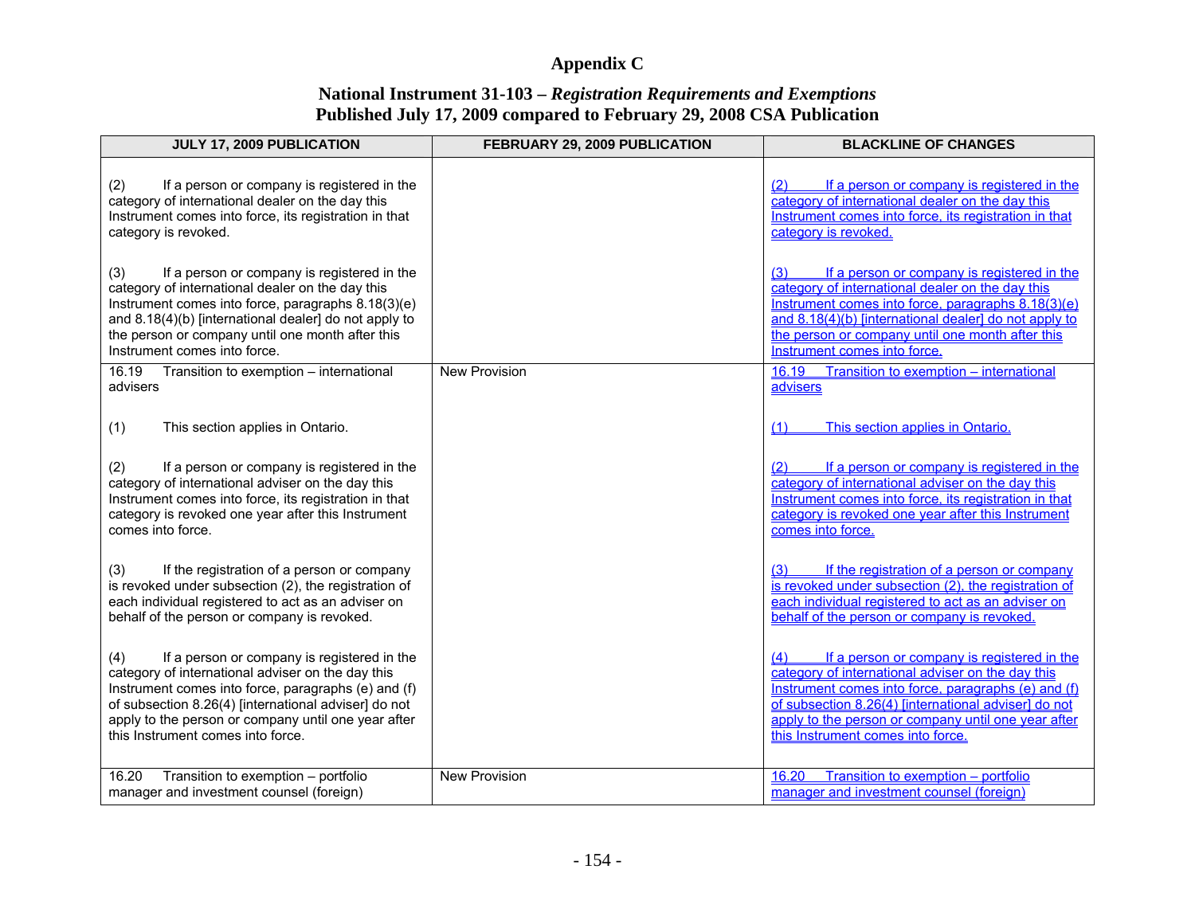# Appendix C

## National Instrument 31-103 – *Registration Requirements and Exemptions*
## Published July 17, 2009 compared to February 29, 2008 CSA Publication

| JULY 17, 2009 PUBLICATION | FEBRUARY 29, 2009 PUBLICATION | BLACKLINE OF CHANGES |
|---|---|---|
| (2) If a person or company is registered in the category of international dealer on the day this Instrument comes into force, its registration in that category is revoked.<br><br>(3) If a person or company is registered in the category of international dealer on the day this Instrument comes into force, paragraphs 8.18(3)(e) and 8.18(4)(b) [international dealer] do not apply to the person or company until one month after this Instrument comes into force. | | (2) If a person or company is registered in the category of international dealer on the day this Instrument comes into force, its registration in that category is revoked.<br><br>(3) If a person or company is registered in the category of international dealer on the day this Instrument comes into force, paragraphs 8.18(3)(e) and 8.18(4)(b) [international dealer] do not apply to the person or company until one month after this Instrument comes into force. |
| 16.19 Transition to exemption – international advisers<br><br>(1) This section applies in Ontario.<br><br>(2) If a person or company is registered in the category of international adviser on the day this Instrument comes into force, its registration in that category is revoked one year after this Instrument comes into force.<br><br>(3) If the registration of a person or company is revoked under subsection (2), the registration of each individual registered to act as an adviser on behalf of the person or company is revoked.<br><br>(4) If a person or company is registered in the category of international adviser on the day this Instrument comes into force, paragraphs (e) and (f) of subsection 8.26(4) [international adviser] do not apply to the person or company until one year after this Instrument comes into force. | New Provision | 16.19 Transition to exemption – international advisers<br><br>(1) This section applies in Ontario.<br><br>(2) If a person or company is registered in the category of international adviser on the day this Instrument comes into force, its registration in that category is revoked one year after this Instrument comes into force.<br><br>(3) If the registration of a person or company is revoked under subsection (2), the registration of each individual registered to act as an adviser on behalf of the person or company is revoked.<br><br>(4) If a person or company is registered in the category of international adviser on the day this Instrument comes into force, paragraphs (e) and (f) of subsection 8.26(4) [international adviser] do not apply to the person or company until one year after this Instrument comes into force. |
| 16.20 Transition to exemption – portfolio manager and investment counsel (foreign) | New Provision | 16.20 Transition to exemption – portfolio manager and investment counsel (foreign) |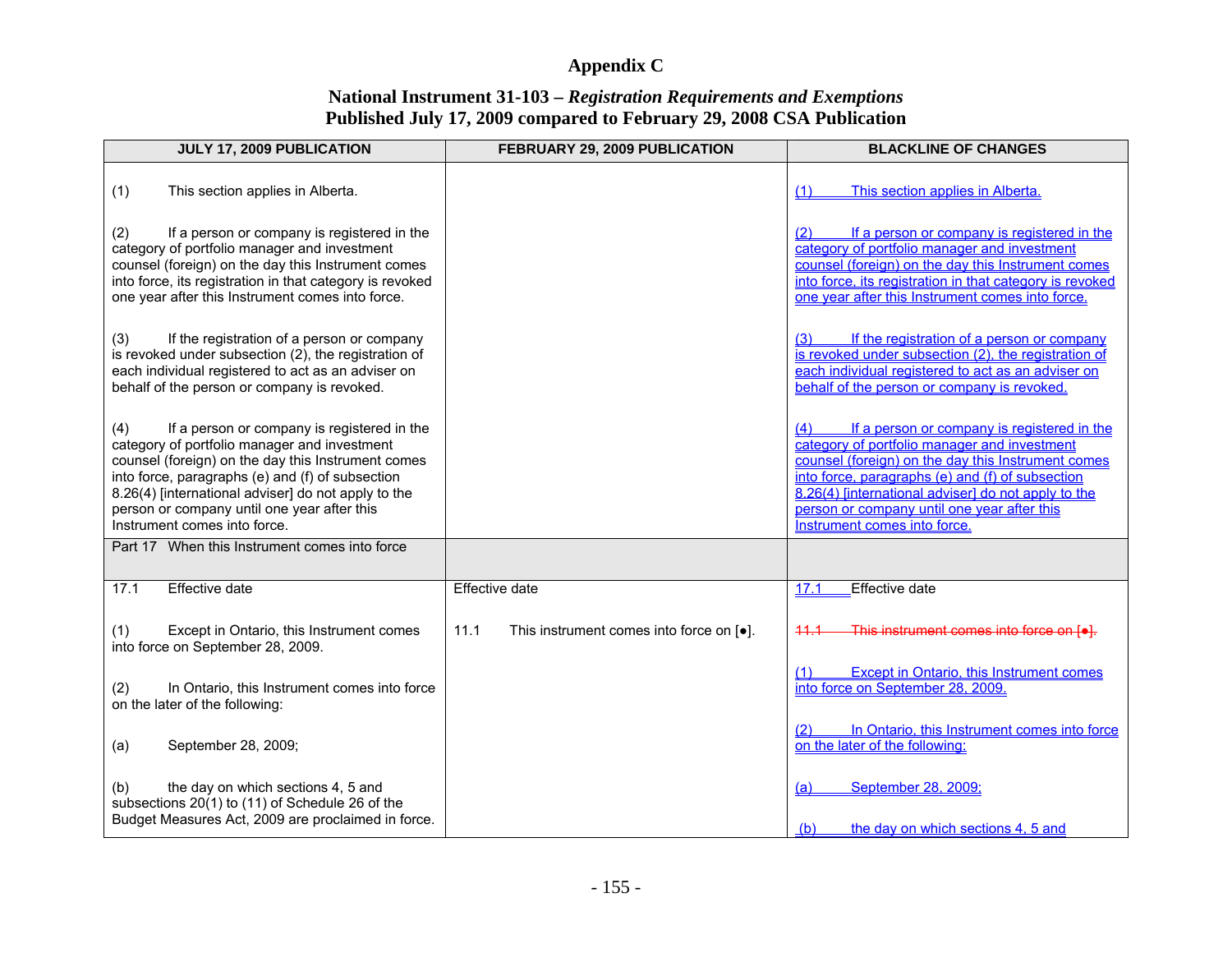# Appendix C

## National Instrument 31-103 – *Registration Requirements and Exemptions*
## Published July 17, 2009 compared to February 29, 2008 CSA Publication

| JULY 17, 2009 PUBLICATION | FEBRUARY 29, 2009 PUBLICATION | BLACKLINE OF CHANGES |
|---|---|---|
| (1) This section applies in Alberta. | | (1) This section applies in Alberta. |
| (2) If a person or company is registered in the category of portfolio manager and investment counsel (foreign) on the day this Instrument comes into force, its registration in that category is revoked one year after this Instrument comes into force. | | (2) If a person or company is registered in the category of portfolio manager and investment counsel (foreign) on the day this Instrument comes into force, its registration in that category is revoked one year after this Instrument comes into force. |
| (3) If the registration of a person or company is revoked under subsection (2), the registration of each individual registered to act as an adviser on behalf of the person or company is revoked. | | (3) If the registration of a person or company is revoked under subsection (2), the registration of each individual registered to act as an adviser on behalf of the person or company is revoked. |
| (4) If a person or company is registered in the category of portfolio manager and investment counsel (foreign) on the day this Instrument comes into force, paragraphs (e) and (f) of subsection 8.26(4) [international adviser] do not apply to the person or company until one year after this Instrument comes into force. | | (4) If a person or company is registered in the category of portfolio manager and investment counsel (foreign) on the day this Instrument comes into force, paragraphs (e) and (f) of subsection 8.26(4) [international adviser] do not apply to the person or company until one year after this Instrument comes into force. |
| Part 17 When this Instrument comes into force | | |
| 17.1 Effective date | Effective date | 17.1 Effective date |
| (1) Except in Ontario, this Instrument comes into force on September 28, 2009. | 11.1 This instrument comes into force on [●]. | ~~11.1 This instrument comes into force on [●].~~ |
| (2) In Ontario, this Instrument comes into force on the later of the following: | | (1) Except in Ontario, this Instrument comes into force on September 28, 2009. |
| (a) September 28, 2009; | | (2) In Ontario, this Instrument comes into force on the later of the following: |
| (b) the day on which sections 4, 5 and subsections 20(1) to (11) of Schedule 26 of the Budget Measures Act, 2009 are proclaimed in force. | | (a) September 28, 2009; |
| | | (b) the day on which sections 4, 5 and |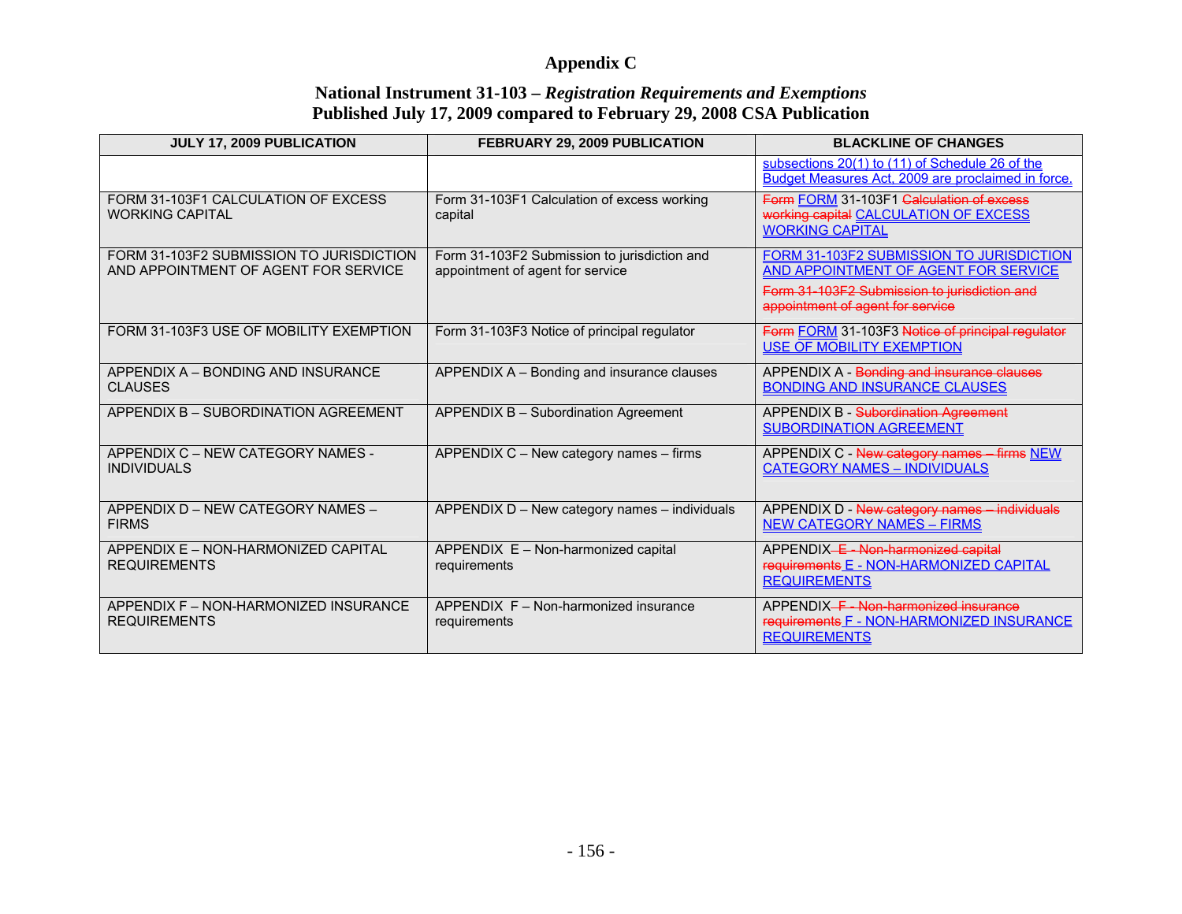# Appendix C

## National Instrument 31-103 – *Registration Requirements and Exemptions*
## Published July 17, 2009 compared to February 29, 2008 CSA Publication

| JULY 17, 2009 PUBLICATION | FEBRUARY 29, 2009 PUBLICATION | BLACKLINE OF CHANGES |
|---|---|---|
| | | subsections 20(1) to (11) of Schedule 26 of the Budget Measures Act, 2009 are proclaimed in force. |
| FORM 31-103F1 CALCULATION OF EXCESS WORKING CAPITAL | Form 31-103F1 Calculation of excess working capital | ~~Form~~ FORM 31-103F1 ~~Calculation of excess working capital~~ CALCULATION OF EXCESS WORKING CAPITAL |
| FORM 31-103F2 SUBMISSION TO JURISDICTION AND APPOINTMENT OF AGENT FOR SERVICE | Form 31-103F2 Submission to jurisdiction and appointment of agent for service | FORM 31-103F2 SUBMISSION TO JURISDICTION AND APPOINTMENT OF AGENT FOR SERVICE ~~Form 31-103F2 Submission to jurisdiction and appointment of agent for service~~ |
| FORM 31-103F3 USE OF MOBILITY EXEMPTION | Form 31-103F3 Notice of principal regulator | ~~Form~~ FORM 31-103F3 ~~Notice of principal regulator~~ USE OF MOBILITY EXEMPTION |
| APPENDIX A – BONDING AND INSURANCE CLAUSES | APPENDIX A – Bonding and insurance clauses | APPENDIX A - ~~Bonding and insurance clauses~~ BONDING AND INSURANCE CLAUSES |
| APPENDIX B – SUBORDINATION AGREEMENT | APPENDIX B – Subordination Agreement | APPENDIX B - ~~Subordination Agreement~~ SUBORDINATION AGREEMENT |
| APPENDIX C – NEW CATEGORY NAMES - INDIVIDUALS | APPENDIX C – New category names – firms | APPENDIX C - ~~New category names – firms~~ NEW CATEGORY NAMES – INDIVIDUALS |
| APPENDIX D – NEW CATEGORY NAMES – FIRMS | APPENDIX D – New category names – individuals | APPENDIX D - ~~New category names – individuals~~ NEW CATEGORY NAMES – FIRMS |
| APPENDIX E – NON-HARMONIZED CAPITAL REQUIREMENTS | APPENDIX E – Non-harmonized capital requirements | APPENDIX ~~E - Non-harmonized capital requirements~~ E - NON-HARMONIZED CAPITAL REQUIREMENTS |
| APPENDIX F – NON-HARMONIZED INSURANCE REQUIREMENTS | APPENDIX F – Non-harmonized insurance requirements | APPENDIX ~~F - Non-harmonized insurance requirements~~ F - NON-HARMONIZED INSURANCE REQUIREMENTS |